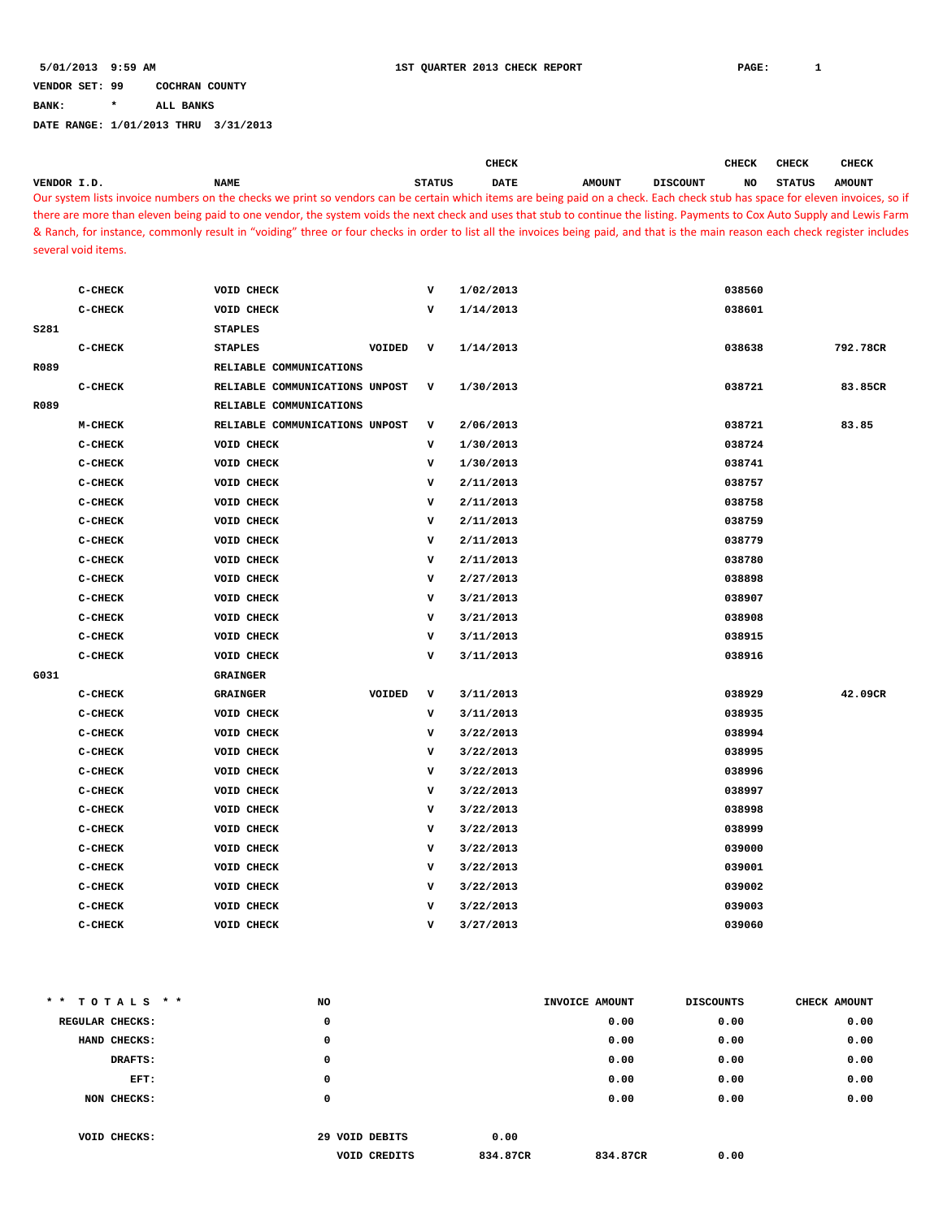5/01/2013 9:59 AM 1ST QUARTER 2013 CHECK REPORT PAGE: 1

VENDOR SET: 99 COCHRAN COUNTY

BANK: * ALL BANKS

DATE RANGE: 1/01/2013 THRU 3/31/2013

Our system lists invoice numbers on the checks we print so vendors can be certain which items are being paid on a check. Each check stub has space for eleven invoices, so if there are more than eleven being paid to one vendor, the system voids the next check and uses that stub to continue the listing. Payments to Cox Auto Supply and Lewis Farm & Ranch, for instance, commonly result in "voiding" three or four checks in order to list all the invoices being paid, and that is the main reason each check register includes several void items.

| VENDOR I.D. | | NAME | STATUS | CHECK DATE | AMOUNT | DISCOUNT | CHECK NO | CHECK STATUS | CHECK AMOUNT |
|---|---|---|---|---|---|---|---|---|---|
| | C-CHECK | VOID CHECK | V | 1/02/2013 | | | 038560 | | |
| | C-CHECK | VOID CHECK | V | 1/14/2013 | | | 038601 | | |
| S281 | | STAPLES | | | | | | | |
| | C-CHECK | STAPLES VOIDED | V | 1/14/2013 | | | 038638 | | 792.78CR |
| R089 | | RELIABLE COMMUNICATIONS | | | | | | | |
| | C-CHECK | RELIABLE COMMUNICATIONS UNPOST | V | 1/30/2013 | | | 038721 | | 83.85CR |
| R089 | | RELIABLE COMMUNICATIONS | | | | | | | |
| | M-CHECK | RELIABLE COMMUNICATIONS UNPOST | V | 2/06/2013 | | | 038721 | | 83.85 |
| | C-CHECK | VOID CHECK | V | 1/30/2013 | | | 038724 | | |
| | C-CHECK | VOID CHECK | V | 1/30/2013 | | | 038741 | | |
| | C-CHECK | VOID CHECK | V | 2/11/2013 | | | 038757 | | |
| | C-CHECK | VOID CHECK | V | 2/11/2013 | | | 038758 | | |
| | C-CHECK | VOID CHECK | V | 2/11/2013 | | | 038759 | | |
| | C-CHECK | VOID CHECK | V | 2/11/2013 | | | 038779 | | |
| | C-CHECK | VOID CHECK | V | 2/11/2013 | | | 038780 | | |
| | C-CHECK | VOID CHECK | V | 2/27/2013 | | | 038898 | | |
| | C-CHECK | VOID CHECK | V | 3/21/2013 | | | 038907 | | |
| | C-CHECK | VOID CHECK | V | 3/21/2013 | | | 038908 | | |
| | C-CHECK | VOID CHECK | V | 3/11/2013 | | | 038915 | | |
| | C-CHECK | VOID CHECK | V | 3/11/2013 | | | 038916 | | |
| G031 | | GRAINGER | | | | | | | |
| | C-CHECK | GRAINGER VOIDED | V | 3/11/2013 | | | 038929 | | 42.09CR |
| | C-CHECK | VOID CHECK | V | 3/11/2013 | | | 038935 | | |
| | C-CHECK | VOID CHECK | V | 3/22/2013 | | | 038994 | | |
| | C-CHECK | VOID CHECK | V | 3/22/2013 | | | 038995 | | |
| | C-CHECK | VOID CHECK | V | 3/22/2013 | | | 038996 | | |
| | C-CHECK | VOID CHECK | V | 3/22/2013 | | | 038997 | | |
| | C-CHECK | VOID CHECK | V | 3/22/2013 | | | 038998 | | |
| | C-CHECK | VOID CHECK | V | 3/22/2013 | | | 038999 | | |
| | C-CHECK | VOID CHECK | V | 3/22/2013 | | | 039000 | | |
| | C-CHECK | VOID CHECK | V | 3/22/2013 | | | 039001 | | |
| | C-CHECK | VOID CHECK | V | 3/22/2013 | | | 039002 | | |
| | C-CHECK | VOID CHECK | V | 3/22/2013 | | | 039003 | | |
| | C-CHECK | VOID CHECK | V | 3/27/2013 | | | 039060 | | |

| * * TOTALS * * | NO | | INVOICE AMOUNT | DISCOUNTS | CHECK AMOUNT |
|---|---|---|---|---|---|
| REGULAR CHECKS: | 0 | | 0.00 | 0.00 | 0.00 |
| HAND CHECKS: | 0 | | 0.00 | 0.00 | 0.00 |
| DRAFTS: | 0 | | 0.00 | 0.00 | 0.00 |
| EFT: | 0 | | 0.00 | 0.00 | 0.00 |
| NON CHECKS: | 0 | | 0.00 | 0.00 | 0.00 |
| VOID CHECKS: | 29 VOID DEBITS | 0.00 | | | |
| | VOID CREDITS | 834.87CR | 834.87CR | 0.00 | |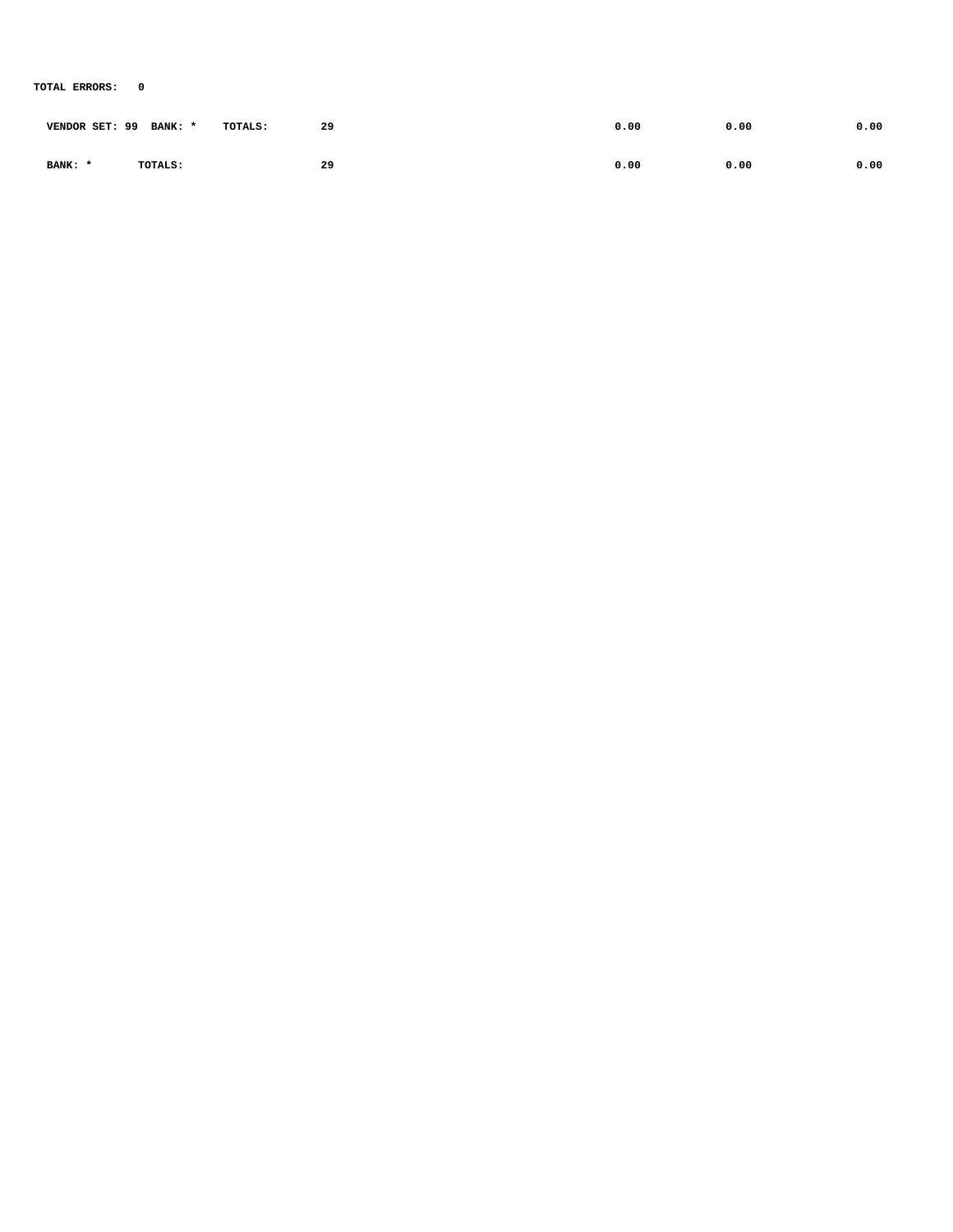**TOTAL ERRORS: 0**

| | | | | | |
|---|---|---|---|---|---|
| **VENDOR SET: 99 BANK: *** | **TOTALS:** | **29** | **0.00** | **0.00** | **0.00** |
| **BANK: *** | **TOTALS:** | **29** | **0.00** | **0.00** | **0.00** |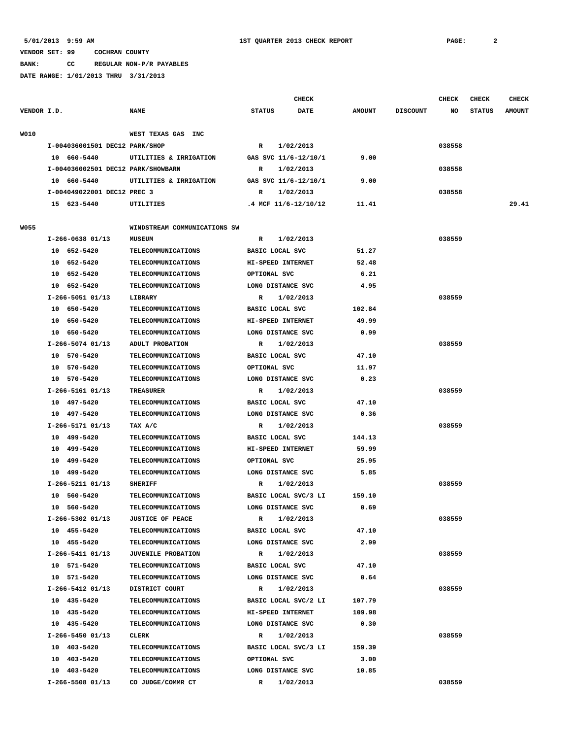5/01/2013 9:59 AM 1ST QUARTER 2013 CHECK REPORT PAGE: 2

VENDOR SET: 99 COCHRAN COUNTY

BANK: CC REGULAR NON-P/R PAYABLES

DATE RANGE: 1/01/2013 THRU 3/31/2013

| VENDOR I.D. | NAME | STATUS | CHECK DATE | AMOUNT | DISCOUNT | CHECK NO | CHECK STATUS | CHECK AMOUNT |
|---|---|---|---|---|---|---|---|---|
| W010 | WEST TEXAS GAS INC | | | | | | | |
| I-004036001501 DEC12 PARK/SHOP | | R | 1/02/2013 | | | 038558 | | |
| 10 660-5440 | UTILITIES & IRRIGATION | GAS SVC 11/6-12/10/1 | | 9.00 | | | | |
| I-004036002501 DEC12 PARK/SHOWBARN | | R | 1/02/2013 | | | 038558 | | |
| 10 660-5440 | UTILITIES & IRRIGATION | GAS SVC 11/6-12/10/1 | | 9.00 | | | | |
| I-004049022001 DEC12 PREC 3 | | R | 1/02/2013 | | | 038558 | | |
| 15 623-5440 | UTILITIES | .4 MCF 11/6-12/10/12 | | 11.41 | | | | 29.41 |
| W055 | WINDSTREAM COMMUNICATIONS SW | | | | | | | |
| I-266-0638 01/13 | MUSEUM | R | 1/02/2013 | | | 038559 | | |
| 10 652-5420 | TELECOMMUNICATIONS | BASIC LOCAL SVC | | 51.27 | | | | |
| 10 652-5420 | TELECOMMUNICATIONS | HI-SPEED INTERNET | | 52.48 | | | | |
| 10 652-5420 | TELECOMMUNICATIONS | OPTIONAL SVC | | 6.21 | | | | |
| 10 652-5420 | TELECOMMUNICATIONS | LONG DISTANCE SVC | | 4.95 | | | | |
| I-266-5051 01/13 | LIBRARY | R | 1/02/2013 | | | 038559 | | |
| 10 650-5420 | TELECOMMUNICATIONS | BASIC LOCAL SVC | | 102.84 | | | | |
| 10 650-5420 | TELECOMMUNICATIONS | HI-SPEED INTERNET | | 49.99 | | | | |
| 10 650-5420 | TELECOMMUNICATIONS | LONG DISTANCE SVC | | 0.99 | | | | |
| I-266-5074 01/13 | ADULT PROBATION | R | 1/02/2013 | | | 038559 | | |
| 10 570-5420 | TELECOMMUNICATIONS | BASIC LOCAL SVC | | 47.10 | | | | |
| 10 570-5420 | TELECOMMUNICATIONS | OPTIONAL SVC | | 11.97 | | | | |
| 10 570-5420 | TELECOMMUNICATIONS | LONG DISTANCE SVC | | 0.23 | | | | |
| I-266-5161 01/13 | TREASURER | R | 1/02/2013 | | | 038559 | | |
| 10 497-5420 | TELECOMMUNICATIONS | BASIC LOCAL SVC | | 47.10 | | | | |
| 10 497-5420 | TELECOMMUNICATIONS | LONG DISTANCE SVC | | 0.36 | | | | |
| I-266-5171 01/13 | TAX A/C | R | 1/02/2013 | | | 038559 | | |
| 10 499-5420 | TELECOMMUNICATIONS | BASIC LOCAL SVC | | 144.13 | | | | |
| 10 499-5420 | TELECOMMUNICATIONS | HI-SPEED INTERNET | | 59.99 | | | | |
| 10 499-5420 | TELECOMMUNICATIONS | OPTIONAL SVC | | 25.95 | | | | |
| 10 499-5420 | TELECOMMUNICATIONS | LONG DISTANCE SVC | | 5.85 | | | | |
| I-266-5211 01/13 | SHERIFF | R | 1/02/2013 | | | 038559 | | |
| 10 560-5420 | TELECOMMUNICATIONS | BASIC LOCAL SVC/3 LI | | 159.10 | | | | |
| 10 560-5420 | TELECOMMUNICATIONS | LONG DISTANCE SVC | | 0.69 | | | | |
| I-266-5302 01/13 | JUSTICE OF PEACE | R | 1/02/2013 | | | 038559 | | |
| 10 455-5420 | TELECOMMUNICATIONS | BASIC LOCAL SVC | | 47.10 | | | | |
| 10 455-5420 | TELECOMMUNICATIONS | LONG DISTANCE SVC | | 2.99 | | | | |
| I-266-5411 01/13 | JUVENILE PROBATION | R | 1/02/2013 | | | 038559 | | |
| 10 571-5420 | TELECOMMUNICATIONS | BASIC LOCAL SVC | | 47.10 | | | | |
| 10 571-5420 | TELECOMMUNICATIONS | LONG DISTANCE SVC | | 0.64 | | | | |
| I-266-5412 01/13 | DISTRICT COURT | R | 1/02/2013 | | | 038559 | | |
| 10 435-5420 | TELECOMMUNICATIONS | BASIC LOCAL SVC/2 LI | | 107.79 | | | | |
| 10 435-5420 | TELECOMMUNICATIONS | HI-SPEED INTERNET | | 109.98 | | | | |
| 10 435-5420 | TELECOMMUNICATIONS | LONG DISTANCE SVC | | 0.30 | | | | |
| I-266-5450 01/13 | CLERK | R | 1/02/2013 | | | 038559 | | |
| 10 403-5420 | TELECOMMUNICATIONS | BASIC LOCAL SVC/3 LI | | 159.39 | | | | |
| 10 403-5420 | TELECOMMUNICATIONS | OPTIONAL SVC | | 3.00 | | | | |
| 10 403-5420 | TELECOMMUNICATIONS | LONG DISTANCE SVC | | 10.85 | | | | |
| I-266-5508 01/13 | CO JUDGE/COMMR CT | R | 1/02/2013 | | | 038559 | | |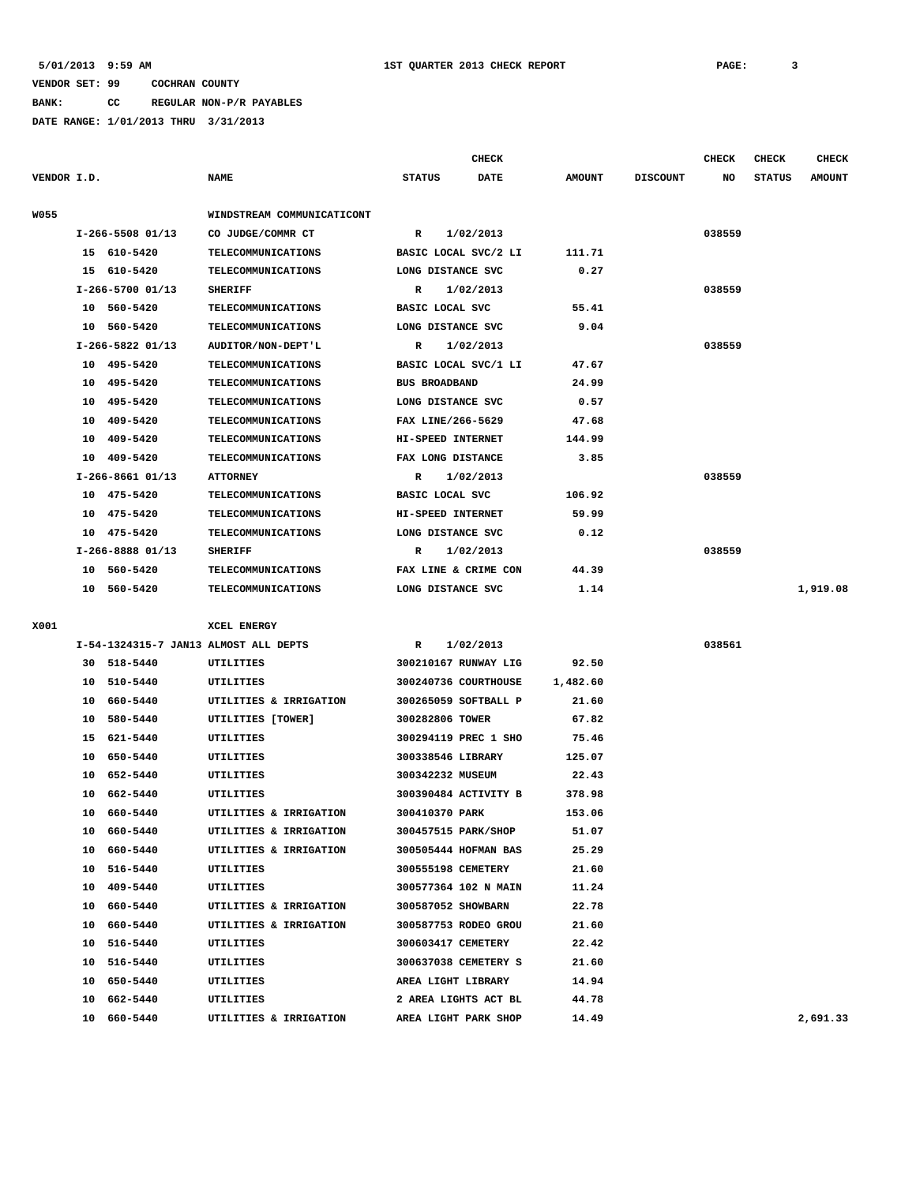5/01/2013 9:59 AM — 1ST QUARTER 2013 CHECK REPORT

VENDOR SET: 99 COCHRAN COUNTY

BANK: CC REGULAR NON-P/R PAYABLES

DATE RANGE: 1/01/2013 THRU 3/31/2013

| VENDOR I.D. | NAME | STATUS | CHECK DATE | AMOUNT | DISCOUNT | CHECK NO | CHECK STATUS | CHECK AMOUNT |
|---|---|---|---|---|---|---|---|---|
| W055 | WINDSTREAM COMMUNICATICONT | | | | | | | |
| I-266-5508 01/13 | CO JUDGE/COMMR CT | R | 1/02/2013 | | | 038559 | | |
| 15 610-5420 | TELECOMMUNICATIONS | BASIC LOCAL SVC/2 LI | | 111.71 | | | | |
| 15 610-5420 | TELECOMMUNICATIONS | LONG DISTANCE SVC | | 0.27 | | | | |
| I-266-5700 01/13 | SHERIFF | R | 1/02/2013 | | | 038559 | | |
| 10 560-5420 | TELECOMMUNICATIONS | BASIC LOCAL SVC | | 55.41 | | | | |
| 10 560-5420 | TELECOMMUNICATIONS | LONG DISTANCE SVC | | 9.04 | | | | |
| I-266-5822 01/13 | AUDITOR/NON-DEPT'L | R | 1/02/2013 | | | 038559 | | |
| 10 495-5420 | TELECOMMUNICATIONS | BASIC LOCAL SVC/1 LI | | 47.67 | | | | |
| 10 495-5420 | TELECOMMUNICATIONS | BUS BROADBAND | | 24.99 | | | | |
| 10 495-5420 | TELECOMMUNICATIONS | LONG DISTANCE SVC | | 0.57 | | | | |
| 10 409-5420 | TELECOMMUNICATIONS | FAX LINE/266-5629 | | 47.68 | | | | |
| 10 409-5420 | TELECOMMUNICATIONS | HI-SPEED INTERNET | | 144.99 | | | | |
| 10 409-5420 | TELECOMMUNICATIONS | FAX LONG DISTANCE | | 3.85 | | | | |
| I-266-8661 01/13 | ATTORNEY | R | 1/02/2013 | | | 038559 | | |
| 10 475-5420 | TELECOMMUNICATIONS | BASIC LOCAL SVC | | 106.92 | | | | |
| 10 475-5420 | TELECOMMUNICATIONS | HI-SPEED INTERNET | | 59.99 | | | | |
| 10 475-5420 | TELECOMMUNICATIONS | LONG DISTANCE SVC | | 0.12 | | | | |
| I-266-8888 01/13 | SHERIFF | R | 1/02/2013 | | | 038559 | | |
| 10 560-5420 | TELECOMMUNICATIONS | FAX LINE & CRIME CON | | 44.39 | | | | |
| 10 560-5420 | TELECOMMUNICATIONS | LONG DISTANCE SVC | | 1.14 | | | | 1,919.08 |
| X001 | XCEL ENERGY | | | | | | | |
| I-54-1324315-7 JAN13 | ALMOST ALL DEPTS | R | 1/02/2013 | | | 038561 | | |
| 30 518-5440 | UTILITIES | 300210167 RUNWAY LIG | | 92.50 | | | | |
| 10 510-5440 | UTILITIES | 300240736 COURTHOUSE | | 1,482.60 | | | | |
| 10 660-5440 | UTILITIES & IRRIGATION | 300265059 SOFTBALL P | | 21.60 | | | | |
| 10 580-5440 | UTILITIES [TOWER] | 300282806 TOWER | | 67.82 | | | | |
| 15 621-5440 | UTILITIES | 300294119 PREC 1 SHO | | 75.46 | | | | |
| 10 650-5440 | UTILITIES | 300338546 LIBRARY | | 125.07 | | | | |
| 10 652-5440 | UTILITIES | 300342232 MUSEUM | | 22.43 | | | | |
| 10 662-5440 | UTILITIES | 300390484 ACTIVITY B | | 378.98 | | | | |
| 10 660-5440 | UTILITIES & IRRIGATION | 300410370 PARK | | 153.06 | | | | |
| 10 660-5440 | UTILITIES & IRRIGATION | 300457515 PARK/SHOP | | 51.07 | | | | |
| 10 660-5440 | UTILITIES & IRRIGATION | 300505444 HOFMAN BAS | | 25.29 | | | | |
| 10 516-5440 | UTILITIES | 300555198 CEMETERY | | 21.60 | | | | |
| 10 409-5440 | UTILITIES | 300577364 102 N MAIN | | 11.24 | | | | |
| 10 660-5440 | UTILITIES & IRRIGATION | 300587052 SHOWBARN | | 22.78 | | | | |
| 10 660-5440 | UTILITIES & IRRIGATION | 300587753 RODEO GROU | | 21.60 | | | | |
| 10 516-5440 | UTILITIES | 300603417 CEMETERY | | 22.42 | | | | |
| 10 516-5440 | UTILITIES | 300637038 CEMETERY S | | 21.60 | | | | |
| 10 650-5440 | UTILITIES | AREA LIGHT LIBRARY | | 14.94 | | | | |
| 10 662-5440 | UTILITIES | 2 AREA LIGHTS ACT BL | | 44.78 | | | | |
| 10 660-5440 | UTILITIES & IRRIGATION | AREA LIGHT PARK SHOP | | 14.49 | | | | 2,691.33 |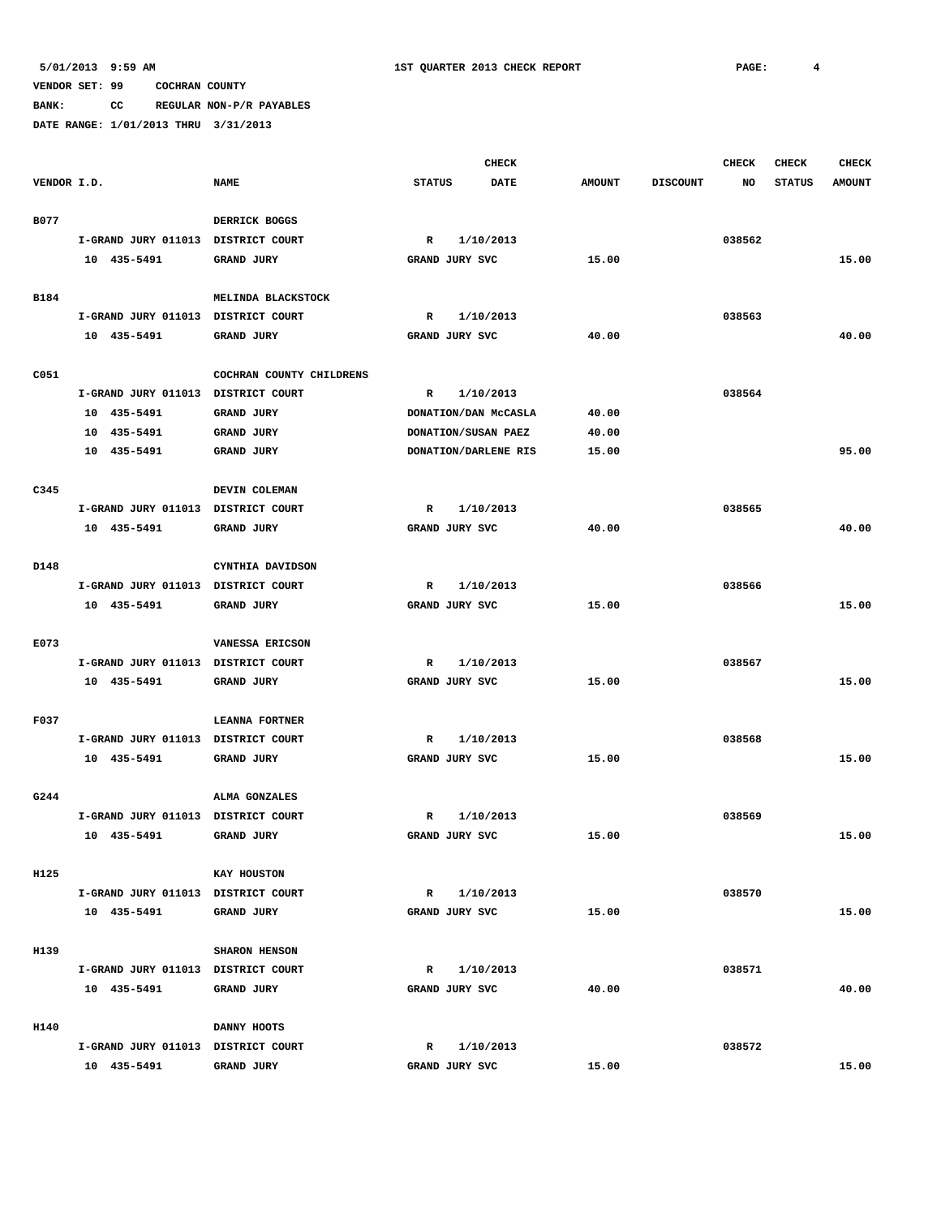5/01/2013 9:59 AM 1ST QUARTER 2013 CHECK REPORT PAGE: 4

VENDOR SET: 99 COCHRAN COUNTY

BANK: CC REGULAR NON-P/R PAYABLES

DATE RANGE: 1/01/2013 THRU 3/31/2013

| VENDOR I.D. | NAME | STATUS | CHECK DATE | AMOUNT | DISCOUNT | CHECK NO | CHECK STATUS | CHECK AMOUNT |
|---|---|---|---|---|---|---|---|---|
| B077 | DERRICK BOGGS | | | | | | | |
| I-GRAND JURY 011013 | DISTRICT COURT | R | 1/10/2013 | | | 038562 | | |
| 10 435-5491 | GRAND JURY | GRAND JURY SVC | | 15.00 | | | | 15.00 |
| B184 | MELINDA BLACKSTOCK | | | | | | | |
| I-GRAND JURY 011013 | DISTRICT COURT | R | 1/10/2013 | | | 038563 | | |
| 10 435-5491 | GRAND JURY | GRAND JURY SVC | | 40.00 | | | | 40.00 |
| C051 | COCHRAN COUNTY CHILDRENS | | | | | | | |
| I-GRAND JURY 011013 | DISTRICT COURT | R | 1/10/2013 | | | 038564 | | |
| 10 435-5491 | GRAND JURY | DONATION/DAN McCASLA | | 40.00 | | | | |
| 10 435-5491 | GRAND JURY | DONATION/SUSAN PAEZ | | 40.00 | | | | |
| 10 435-5491 | GRAND JURY | DONATION/DARLENE RIS | | 15.00 | | | | 95.00 |
| C345 | DEVIN COLEMAN | | | | | | | |
| I-GRAND JURY 011013 | DISTRICT COURT | R | 1/10/2013 | | | 038565 | | |
| 10 435-5491 | GRAND JURY | GRAND JURY SVC | | 40.00 | | | | 40.00 |
| D148 | CYNTHIA DAVIDSON | | | | | | | |
| I-GRAND JURY 011013 | DISTRICT COURT | R | 1/10/2013 | | | 038566 | | |
| 10 435-5491 | GRAND JURY | GRAND JURY SVC | | 15.00 | | | | 15.00 |
| E073 | VANESSA ERICSON | | | | | | | |
| I-GRAND JURY 011013 | DISTRICT COURT | R | 1/10/2013 | | | 038567 | | |
| 10 435-5491 | GRAND JURY | GRAND JURY SVC | | 15.00 | | | | 15.00 |
| F037 | LEANNA FORTNER | | | | | | | |
| I-GRAND JURY 011013 | DISTRICT COURT | R | 1/10/2013 | | | 038568 | | |
| 10 435-5491 | GRAND JURY | GRAND JURY SVC | | 15.00 | | | | 15.00 |
| G244 | ALMA GONZALES | | | | | | | |
| I-GRAND JURY 011013 | DISTRICT COURT | R | 1/10/2013 | | | 038569 | | |
| 10 435-5491 | GRAND JURY | GRAND JURY SVC | | 15.00 | | | | 15.00 |
| H125 | KAY HOUSTON | | | | | | | |
| I-GRAND JURY 011013 | DISTRICT COURT | R | 1/10/2013 | | | 038570 | | |
| 10 435-5491 | GRAND JURY | GRAND JURY SVC | | 15.00 | | | | 15.00 |
| H139 | SHARON HENSON | | | | | | | |
| I-GRAND JURY 011013 | DISTRICT COURT | R | 1/10/2013 | | | 038571 | | |
| 10 435-5491 | GRAND JURY | GRAND JURY SVC | | 40.00 | | | | 40.00 |
| H140 | DANNY HOOTS | | | | | | | |
| I-GRAND JURY 011013 | DISTRICT COURT | R | 1/10/2013 | | | 038572 | | |
| 10 435-5491 | GRAND JURY | GRAND JURY SVC | | 15.00 | | | | 15.00 |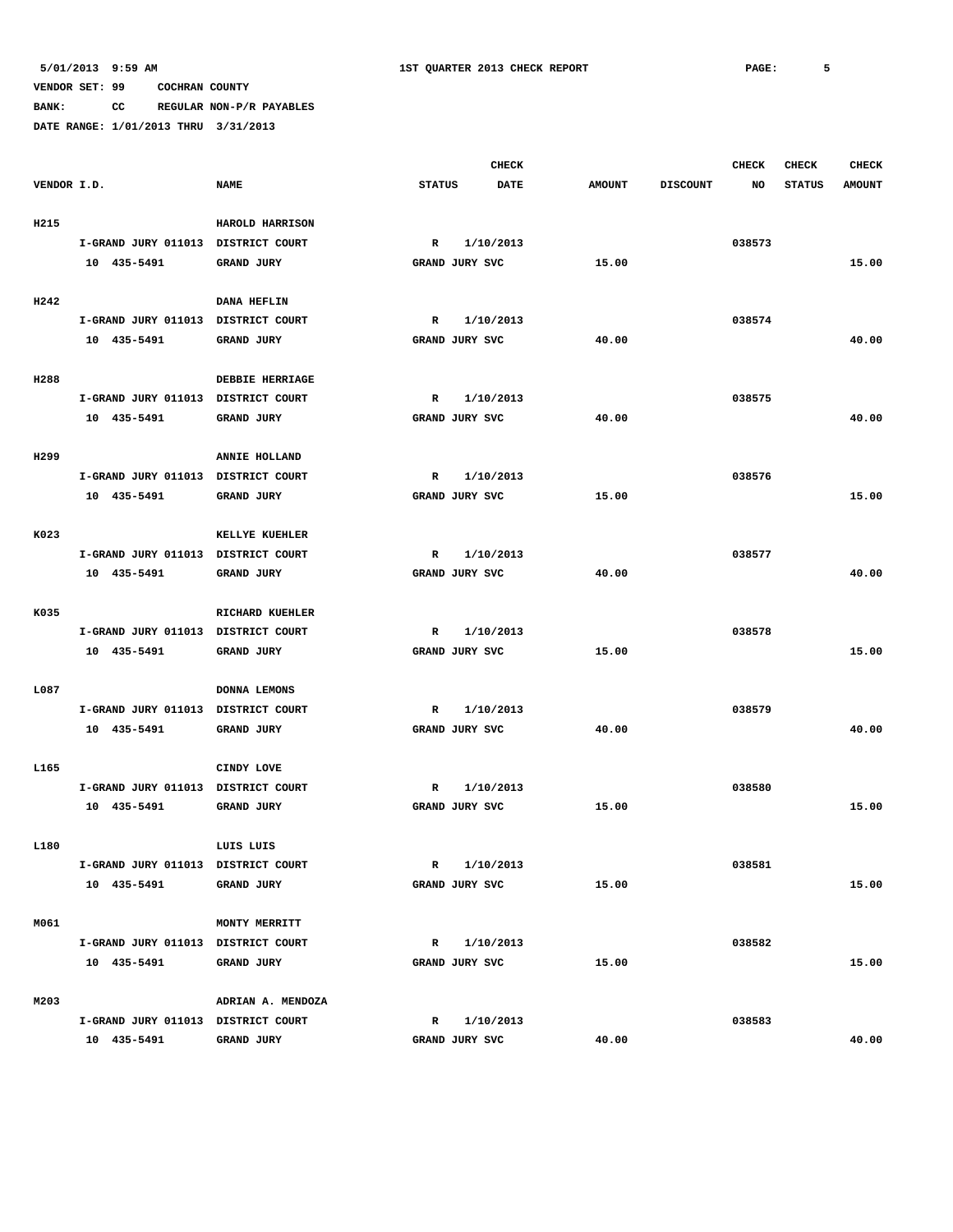5/01/2013 9:59 AM 1ST QUARTER 2013 CHECK REPORT PAGE: 5

VENDOR SET: 99 COCHRAN COUNTY

BANK: CC REGULAR NON-P/R PAYABLES

DATE RANGE: 1/01/2013 THRU 3/31/2013

| VENDOR I.D. | NAME | STATUS | CHECK DATE | AMOUNT | DISCOUNT | CHECK NO | CHECK STATUS | CHECK AMOUNT |
|---|---|---|---|---|---|---|---|---|
| H215 | HAROLD HARRISON | | | | | | | |
| I-GRAND JURY 011013 | DISTRICT COURT | R | 1/10/2013 | | | 038573 | | |
| 10 435-5491 | GRAND JURY | GRAND JURY SVC | | 15.00 | | | | 15.00 |
| H242 | DANA HEFLIN | | | | | | | |
| I-GRAND JURY 011013 | DISTRICT COURT | R | 1/10/2013 | | | 038574 | | |
| 10 435-5491 | GRAND JURY | GRAND JURY SVC | | 40.00 | | | | 40.00 |
| H288 | DEBBIE HERRIAGE | | | | | | | |
| I-GRAND JURY 011013 | DISTRICT COURT | R | 1/10/2013 | | | 038575 | | |
| 10 435-5491 | GRAND JURY | GRAND JURY SVC | | 40.00 | | | | 40.00 |
| H299 | ANNIE HOLLAND | | | | | | | |
| I-GRAND JURY 011013 | DISTRICT COURT | R | 1/10/2013 | | | 038576 | | |
| 10 435-5491 | GRAND JURY | GRAND JURY SVC | | 15.00 | | | | 15.00 |
| K023 | KELLYE KUEHLER | | | | | | | |
| I-GRAND JURY 011013 | DISTRICT COURT | R | 1/10/2013 | | | 038577 | | |
| 10 435-5491 | GRAND JURY | GRAND JURY SVC | | 40.00 | | | | 40.00 |
| K035 | RICHARD KUEHLER | | | | | | | |
| I-GRAND JURY 011013 | DISTRICT COURT | R | 1/10/2013 | | | 038578 | | |
| 10 435-5491 | GRAND JURY | GRAND JURY SVC | | 15.00 | | | | 15.00 |
| L087 | DONNA LEMONS | | | | | | | |
| I-GRAND JURY 011013 | DISTRICT COURT | R | 1/10/2013 | | | 038579 | | |
| 10 435-5491 | GRAND JURY | GRAND JURY SVC | | 40.00 | | | | 40.00 |
| L165 | CINDY LOVE | | | | | | | |
| I-GRAND JURY 011013 | DISTRICT COURT | R | 1/10/2013 | | | 038580 | | |
| 10 435-5491 | GRAND JURY | GRAND JURY SVC | | 15.00 | | | | 15.00 |
| L180 | LUIS LUIS | | | | | | | |
| I-GRAND JURY 011013 | DISTRICT COURT | R | 1/10/2013 | | | 038581 | | |
| 10 435-5491 | GRAND JURY | GRAND JURY SVC | | 15.00 | | | | 15.00 |
| M061 | MONTY MERRITT | | | | | | | |
| I-GRAND JURY 011013 | DISTRICT COURT | R | 1/10/2013 | | | 038582 | | |
| 10 435-5491 | GRAND JURY | GRAND JURY SVC | | 15.00 | | | | 15.00 |
| M203 | ADRIAN A. MENDOZA | | | | | | | |
| I-GRAND JURY 011013 | DISTRICT COURT | R | 1/10/2013 | | | 038583 | | |
| 10 435-5491 | GRAND JURY | GRAND JURY SVC | | 40.00 | | | | 40.00 |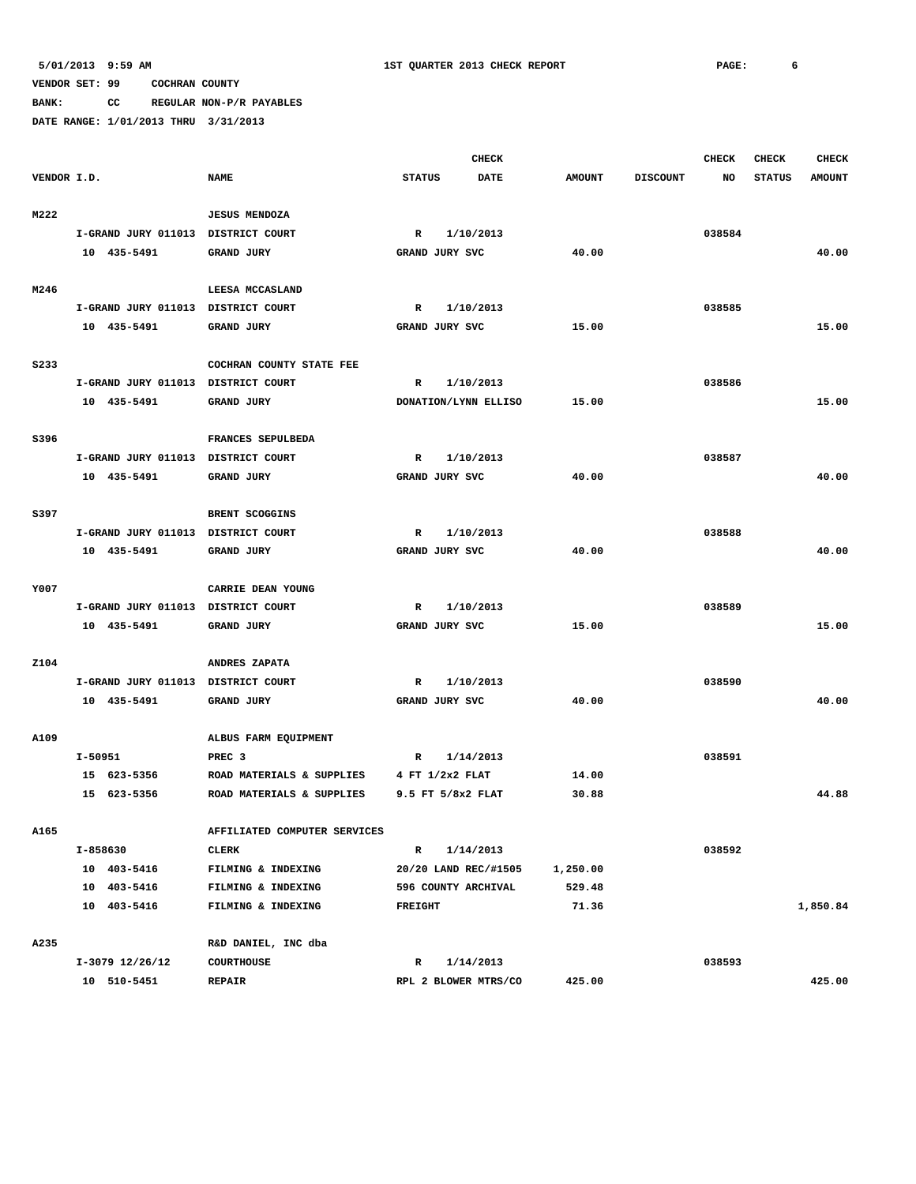5/01/2013 9:59 AM 1ST QUARTER 2013 CHECK REPORT

VENDOR SET: 99 COCHRAN COUNTY

BANK: CC REGULAR NON-P/R PAYABLES

DATE RANGE: 1/01/2013 THRU 3/31/2013

| VENDOR I.D. | NAME | STATUS | CHECK DATE | AMOUNT | DISCOUNT | CHECK NO | CHECK STATUS | CHECK AMOUNT |
|---|---|---|---|---|---|---|---|---|
| M222 | JESUS MENDOZA | | | | | | | |
| I-GRAND JURY 011013 | DISTRICT COURT | R | 1/10/2013 | | | 038584 | | |
| 10 435-5491 | GRAND JURY | GRAND JURY SVC | | 40.00 | | | | 40.00 |
| M246 | LEESA MCCASLAND | | | | | | | |
| I-GRAND JURY 011013 | DISTRICT COURT | R | 1/10/2013 | | | 038585 | | |
| 10 435-5491 | GRAND JURY | GRAND JURY SVC | | 15.00 | | | | 15.00 |
| S233 | COCHRAN COUNTY STATE FEE | | | | | | | |
| I-GRAND JURY 011013 | DISTRICT COURT | R | 1/10/2013 | | | 038586 | | |
| 10 435-5491 | GRAND JURY | DONATION/LYNN ELLISO | | 15.00 | | | | 15.00 |
| S396 | FRANCES SEPULBEDA | | | | | | | |
| I-GRAND JURY 011013 | DISTRICT COURT | R | 1/10/2013 | | | 038587 | | |
| 10 435-5491 | GRAND JURY | GRAND JURY SVC | | 40.00 | | | | 40.00 |
| S397 | BRENT SCOGGINS | | | | | | | |
| I-GRAND JURY 011013 | DISTRICT COURT | R | 1/10/2013 | | | 038588 | | |
| 10 435-5491 | GRAND JURY | GRAND JURY SVC | | 40.00 | | | | 40.00 |
| Y007 | CARRIE DEAN YOUNG | | | | | | | |
| I-GRAND JURY 011013 | DISTRICT COURT | R | 1/10/2013 | | | 038589 | | |
| 10 435-5491 | GRAND JURY | GRAND JURY SVC | | 15.00 | | | | 15.00 |
| Z104 | ANDRES ZAPATA | | | | | | | |
| I-GRAND JURY 011013 | DISTRICT COURT | R | 1/10/2013 | | | 038590 | | |
| 10 435-5491 | GRAND JURY | GRAND JURY SVC | | 40.00 | | | | 40.00 |
| A109 | ALBUS FARM EQUIPMENT | | | | | | | |
| I-50951 | PREC 3 | R | 1/14/2013 | | | 038591 | | |
| 15 623-5356 | ROAD MATERIALS & SUPPLIES | 4 FT 1/2x2 FLAT | | 14.00 | | | | |
| 15 623-5356 | ROAD MATERIALS & SUPPLIES | 9.5 FT 5/8x2 FLAT | | 30.88 | | | | 44.88 |
| A165 | AFFILIATED COMPUTER SERVICES | | | | | | | |
| I-858630 | CLERK | R | 1/14/2013 | | | 038592 | | |
| 10 403-5416 | FILMING & INDEXING | 20/20 LAND REC/#1505 | | 1,250.00 | | | | |
| 10 403-5416 | FILMING & INDEXING | 596 COUNTY ARCHIVAL | | 529.48 | | | | |
| 10 403-5416 | FILMING & INDEXING | FREIGHT | | 71.36 | | | | 1,850.84 |
| A235 | R&D DANIEL, INC dba | | | | | | | |
| I-3079 12/26/12 | COURTHOUSE | R | 1/14/2013 | | | 038593 | | |
| 10 510-5451 | REPAIR | RPL 2 BLOWER MTRS/CO | | 425.00 | | | | 425.00 |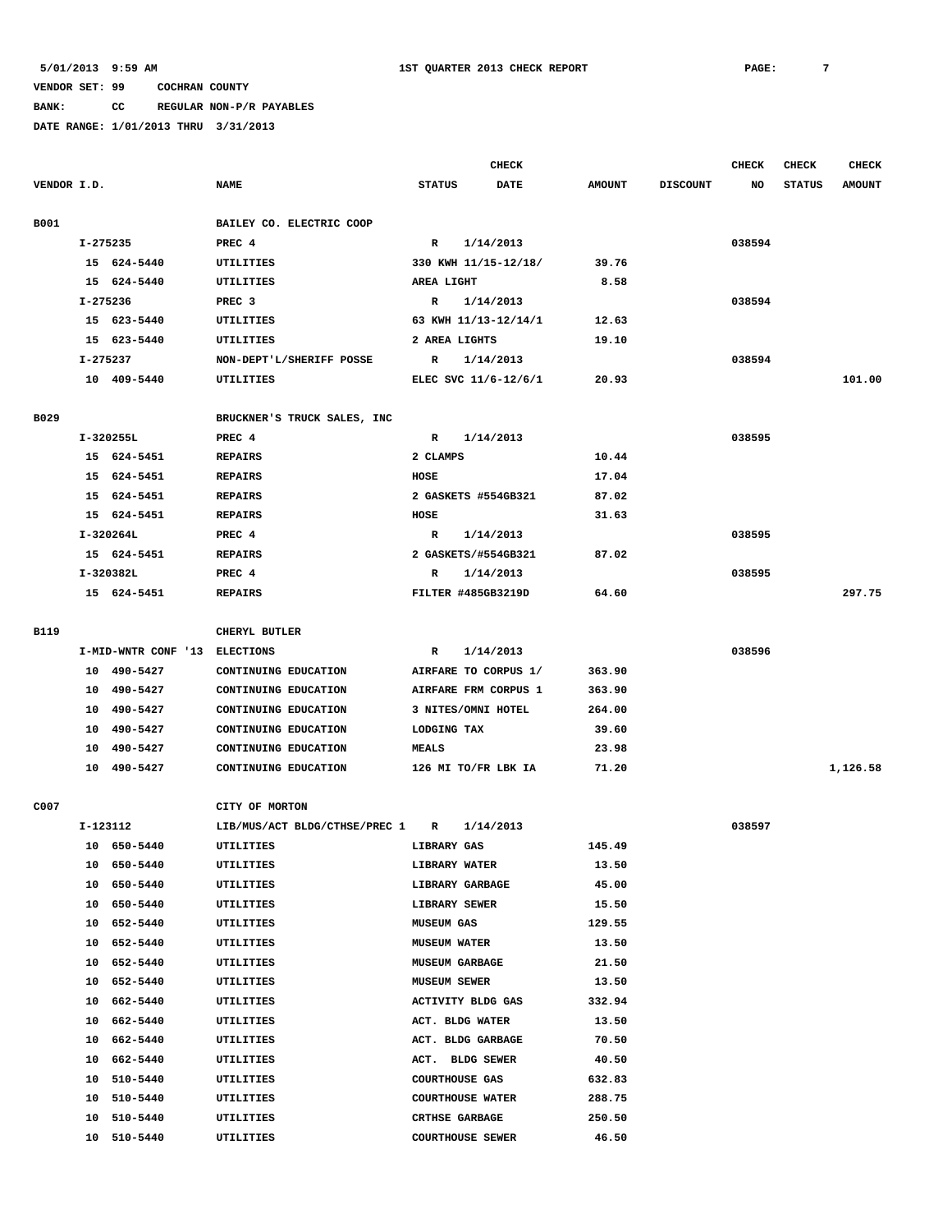VENDOR SET: 99 COCHRAN COUNTY

BANK: CC REGULAR NON-P/R PAYABLES

DATE RANGE: 1/01/2013 THRU 3/31/2013

| VENDOR I.D. | NAME | STATUS | CHECK DATE | AMOUNT | DISCOUNT | CHECK NO | CHECK STATUS | CHECK AMOUNT |
|---|---|---|---|---|---|---|---|---|
| B001 | BAILEY CO. ELECTRIC COOP | | | | | | | |
| I-275235 | PREC 4 | R | 1/14/2013 | | | 038594 | | |
| 15 624-5440 | UTILITIES | 330 KWH 11/15-12/18/ | | 39.76 | | | | |
| 15 624-5440 | UTILITIES | AREA LIGHT | | 8.58 | | | | |
| I-275236 | PREC 3 | R | 1/14/2013 | | | 038594 | | |
| 15 623-5440 | UTILITIES | 63 KWH 11/13-12/14/1 | | 12.63 | | | | |
| 15 623-5440 | UTILITIES | 2 AREA LIGHTS | | 19.10 | | | | |
| I-275237 | NON-DEPT'L/SHERIFF POSSE | R | 1/14/2013 | | | 038594 | | |
| 10 409-5440 | UTILITIES | ELEC SVC 11/6-12/6/1 | | 20.93 | | | | 101.00 |
| B029 | BRUCKNER'S TRUCK SALES, INC | | | | | | | |
| I-320255L | PREC 4 | R | 1/14/2013 | | | 038595 | | |
| 15 624-5451 | REPAIRS | 2 CLAMPS | | 10.44 | | | | |
| 15 624-5451 | REPAIRS | HOSE | | 17.04 | | | | |
| 15 624-5451 | REPAIRS | 2 GASKETS #554GB321 | | 87.02 | | | | |
| 15 624-5451 | REPAIRS | HOSE | | 31.63 | | | | |
| I-320264L | PREC 4 | R | 1/14/2013 | | | 038595 | | |
| 15 624-5451 | REPAIRS | 2 GASKETS/#554GB321 | | 87.02 | | | | |
| I-320382L | PREC 4 | R | 1/14/2013 | | | 038595 | | |
| 15 624-5451 | REPAIRS | FILTER #485GB3219D | | 64.60 | | | | 297.75 |
| B119 | CHERYL BUTLER | | | | | | | |
| I-MID-WNTR CONF '13 | ELECTIONS | R | 1/14/2013 | | | 038596 | | |
| 10 490-5427 | CONTINUING EDUCATION | AIRFARE TO CORPUS 1/ | | 363.90 | | | | |
| 10 490-5427 | CONTINUING EDUCATION | AIRFARE FRM CORPUS 1 | | 363.90 | | | | |
| 10 490-5427 | CONTINUING EDUCATION | 3 NITES/OMNI HOTEL | | 264.00 | | | | |
| 10 490-5427 | CONTINUING EDUCATION | LODGING TAX | | 39.60 | | | | |
| 10 490-5427 | CONTINUING EDUCATION | MEALS | | 23.98 | | | | |
| 10 490-5427 | CONTINUING EDUCATION | 126 MI TO/FR LBK IA | | 71.20 | | | | 1,126.58 |
| C007 | CITY OF MORTON | | | | | | | |
| I-123112 | LIB/MUS/ACT BLDG/CTHSE/PREC 1 | R | 1/14/2013 | | | 038597 | | |
| 10 650-5440 | UTILITIES | LIBRARY GAS | | 145.49 | | | | |
| 10 650-5440 | UTILITIES | LIBRARY WATER | | 13.50 | | | | |
| 10 650-5440 | UTILITIES | LIBRARY GARBAGE | | 45.00 | | | | |
| 10 650-5440 | UTILITIES | LIBRARY SEWER | | 15.50 | | | | |
| 10 652-5440 | UTILITIES | MUSEUM GAS | | 129.55 | | | | |
| 10 652-5440 | UTILITIES | MUSEUM WATER | | 13.50 | | | | |
| 10 652-5440 | UTILITIES | MUSEUM GARBAGE | | 21.50 | | | | |
| 10 652-5440 | UTILITIES | MUSEUM SEWER | | 13.50 | | | | |
| 10 662-5440 | UTILITIES | ACTIVITY BLDG GAS | | 332.94 | | | | |
| 10 662-5440 | UTILITIES | ACT. BLDG WATER | | 13.50 | | | | |
| 10 662-5440 | UTILITIES | ACT. BLDG GARBAGE | | 70.50 | | | | |
| 10 662-5440 | UTILITIES | ACT. BLDG SEWER | | 40.50 | | | | |
| 10 510-5440 | UTILITIES | COURTHOUSE GAS | | 632.83 | | | | |
| 10 510-5440 | UTILITIES | COURTHOUSE WATER | | 288.75 | | | | |
| 10 510-5440 | UTILITIES | CRTHSE GARBAGE | | 250.50 | | | | |
| 10 510-5440 | UTILITIES | COURTHOUSE SEWER | | 46.50 | | | | |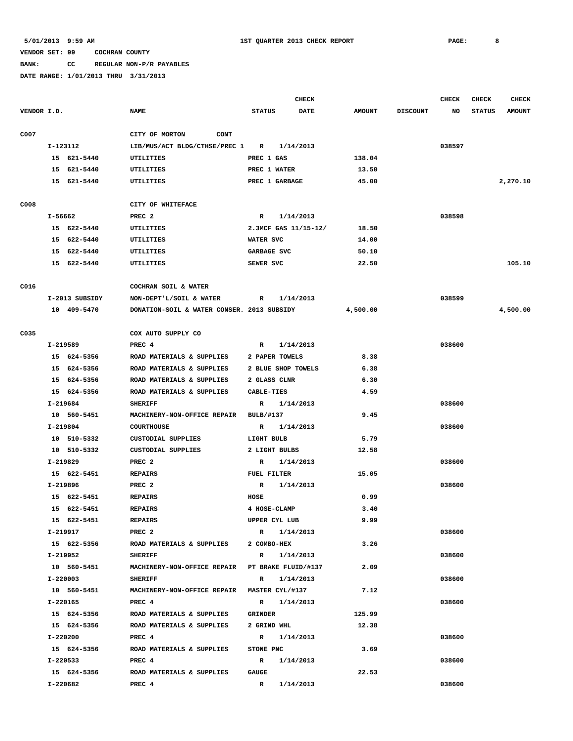5/01/2013 9:59 AM 1ST QUARTER 2013 CHECK REPORT PAGE: 8

VENDOR SET: 99 COCHRAN COUNTY

BANK: CC REGULAR NON-P/R PAYABLES

DATE RANGE: 1/01/2013 THRU 3/31/2013

| VENDOR I.D. | NAME | STATUS | CHECK DATE | AMOUNT | DISCOUNT | CHECK NO | CHECK STATUS | CHECK AMOUNT |
|---|---|---|---|---|---|---|---|---|
| C007 | CITY OF MORTON CONT | | | | | | | |
| I-123112 | LIB/MUS/ACT BLDG/CTHSE/PREC 1 | R | 1/14/2013 | | | 038597 | | |
| 15 621-5440 | UTILITIES | PREC 1 GAS | | 138.04 | | | | |
| 15 621-5440 | UTILITIES | PREC 1 WATER | | 13.50 | | | | |
| 15 621-5440 | UTILITIES | PREC 1 GARBAGE | | 45.00 | | | | 2,270.10 |
| C008 | CITY OF WHITEFACE | | | | | | | |
| I-56662 | PREC 2 | R | 1/14/2013 | | | 038598 | | |
| 15 622-5440 | UTILITIES | 2.3MCF GAS 11/15-12/ | | 18.50 | | | | |
| 15 622-5440 | UTILITIES | WATER SVC | | 14.00 | | | | |
| 15 622-5440 | UTILITIES | GARBAGE SVC | | 50.10 | | | | |
| 15 622-5440 | UTILITIES | SEWER SVC | | 22.50 | | | | 105.10 |
| C016 | COCHRAN SOIL & WATER | | | | | | | |
| I-2013 SUBSIDY | NON-DEPT'L/SOIL & WATER | R | 1/14/2013 | | | 038599 | | |
| 10 409-5470 | DONATION-SOIL & WATER CONSER. | 2013 SUBSIDY | | 4,500.00 | | | | 4,500.00 |
| C035 | COX AUTO SUPPLY CO | | | | | | | |
| I-219589 | PREC 4 | R | 1/14/2013 | | | 038600 | | |
| 15 624-5356 | ROAD MATERIALS & SUPPLIES | 2 PAPER TOWELS | | 8.38 | | | | |
| 15 624-5356 | ROAD MATERIALS & SUPPLIES | 2 BLUE SHOP TOWELS | | 6.38 | | | | |
| 15 624-5356 | ROAD MATERIALS & SUPPLIES | 2 GLASS CLNR | | 6.30 | | | | |
| 15 624-5356 | ROAD MATERIALS & SUPPLIES | CABLE-TIES | | 4.59 | | | | |
| I-219684 | SHERIFF | R | 1/14/2013 | | | 038600 | | |
| 10 560-5451 | MACHINERY-NON-OFFICE REPAIR | BULB/#137 | | 9.45 | | | | |
| I-219804 | COURTHOUSE | R | 1/14/2013 | | | 038600 | | |
| 10 510-5332 | CUSTODIAL SUPPLIES | LIGHT BULB | | 5.79 | | | | |
| 10 510-5332 | CUSTODIAL SUPPLIES | 2 LIGHT BULBS | | 12.58 | | | | |
| I-219829 | PREC 2 | R | 1/14/2013 | | | 038600 | | |
| 15 622-5451 | REPAIRS | FUEL FILTER | | 15.05 | | | | |
| I-219896 | PREC 2 | R | 1/14/2013 | | | 038600 | | |
| 15 622-5451 | REPAIRS | HOSE | | 0.99 | | | | |
| 15 622-5451 | REPAIRS | 4 HOSE-CLAMP | | 3.40 | | | | |
| 15 622-5451 | REPAIRS | UPPER CYL LUB | | 9.99 | | | | |
| I-219917 | PREC 2 | R | 1/14/2013 | | | 038600 | | |
| 15 622-5356 | ROAD MATERIALS & SUPPLIES | 2 COMBO-HEX | | 3.26 | | | | |
| I-219952 | SHERIFF | R | 1/14/2013 | | | 038600 | | |
| 10 560-5451 | MACHINERY-NON-OFFICE REPAIR | PT BRAKE FLUID/#137 | | 2.09 | | | | |
| I-220003 | SHERIFF | R | 1/14/2013 | | | 038600 | | |
| 10 560-5451 | MACHINERY-NON-OFFICE REPAIR | MASTER CYL/#137 | | 7.12 | | | | |
| I-220165 | PREC 4 | R | 1/14/2013 | | | 038600 | | |
| 15 624-5356 | ROAD MATERIALS & SUPPLIES | GRINDER | | 125.99 | | | | |
| 15 624-5356 | ROAD MATERIALS & SUPPLIES | 2 GRIND WHL | | 12.38 | | | | |
| I-220200 | PREC 4 | R | 1/14/2013 | | | 038600 | | |
| 15 624-5356 | ROAD MATERIALS & SUPPLIES | STONE PNC | | 3.69 | | | | |
| I-220533 | PREC 4 | R | 1/14/2013 | | | 038600 | | |
| 15 624-5356 | ROAD MATERIALS & SUPPLIES | GAUGE | | 22.53 | | | | |
| I-220682 | PREC 4 | R | 1/14/2013 | | | 038600 | | |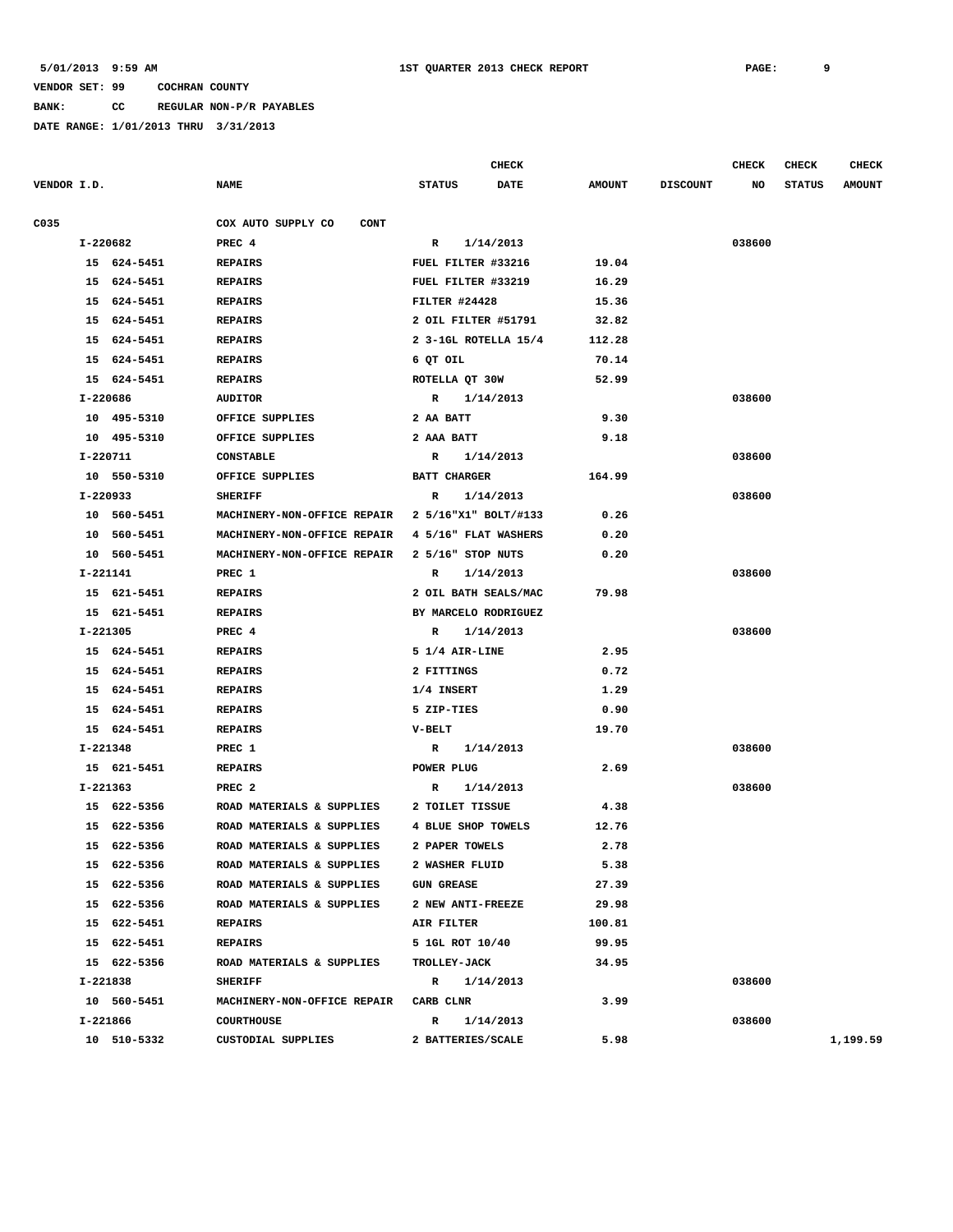5/01/2013 9:59 AM 1ST QUARTER 2013 CHECK REPORT

VENDOR SET: 99 COCHRAN COUNTY

BANK: CC REGULAR NON-P/R PAYABLES

DATE RANGE: 1/01/2013 THRU 3/31/2013

| VENDOR I.D. | NAME | STATUS | CHECK DATE | AMOUNT | DISCOUNT | CHECK NO | CHECK STATUS | CHECK AMOUNT |
|---|---|---|---|---|---|---|---|---|
| C035 | COX AUTO SUPPLY CO CONT | | | | | | | |
| I-220682 | PREC 4 | R | 1/14/2013 | | | 038600 | | |
| 15 624-5451 | REPAIRS | FUEL FILTER #33216 | | 19.04 | | | | |
| 15 624-5451 | REPAIRS | FUEL FILTER #33219 | | 16.29 | | | | |
| 15 624-5451 | REPAIRS | FILTER #24428 | | 15.36 | | | | |
| 15 624-5451 | REPAIRS | 2 OIL FILTER #51791 | | 32.82 | | | | |
| 15 624-5451 | REPAIRS | 2 3-1GL ROTELLA 15/4 | | 112.28 | | | | |
| 15 624-5451 | REPAIRS | 6 QT OIL | | 70.14 | | | | |
| 15 624-5451 | REPAIRS | ROTELLA QT 30W | | 52.99 | | | | |
| I-220686 | AUDITOR | R | 1/14/2013 | | | 038600 | | |
| 10 495-5310 | OFFICE SUPPLIES | 2 AA BATT | | 9.30 | | | | |
| 10 495-5310 | OFFICE SUPPLIES | 2 AAA BATT | | 9.18 | | | | |
| I-220711 | CONSTABLE | R | 1/14/2013 | | | 038600 | | |
| 10 550-5310 | OFFICE SUPPLIES | BATT CHARGER | | 164.99 | | | | |
| I-220933 | SHERIFF | R | 1/14/2013 | | | 038600 | | |
| 10 560-5451 | MACHINERY-NON-OFFICE REPAIR | 2 5/16"X1" BOLT/#133 | | 0.26 | | | | |
| 10 560-5451 | MACHINERY-NON-OFFICE REPAIR | 4 5/16" FLAT WASHERS | | 0.20 | | | | |
| 10 560-5451 | MACHINERY-NON-OFFICE REPAIR | 2 5/16" STOP NUTS | | 0.20 | | | | |
| I-221141 | PREC 1 | R | 1/14/2013 | | | 038600 | | |
| 15 621-5451 | REPAIRS | 2 OIL BATH SEALS/MAC | | 79.98 | | | | |
| 15 621-5451 | REPAIRS | BY MARCELO RODRIGUEZ | | | | | | |
| I-221305 | PREC 4 | R | 1/14/2013 | | | 038600 | | |
| 15 624-5451 | REPAIRS | 5 1/4 AIR-LINE | | 2.95 | | | | |
| 15 624-5451 | REPAIRS | 2 FITTINGS | | 0.72 | | | | |
| 15 624-5451 | REPAIRS | 1/4 INSERT | | 1.29 | | | | |
| 15 624-5451 | REPAIRS | 5 ZIP-TIES | | 0.90 | | | | |
| 15 624-5451 | REPAIRS | V-BELT | | 19.70 | | | | |
| I-221348 | PREC 1 | R | 1/14/2013 | | | 038600 | | |
| 15 621-5451 | REPAIRS | POWER PLUG | | 2.69 | | | | |
| I-221363 | PREC 2 | R | 1/14/2013 | | | 038600 | | |
| 15 622-5356 | ROAD MATERIALS & SUPPLIES | 2 TOILET TISSUE | | 4.38 | | | | |
| 15 622-5356 | ROAD MATERIALS & SUPPLIES | 4 BLUE SHOP TOWELS | | 12.76 | | | | |
| 15 622-5356 | ROAD MATERIALS & SUPPLIES | 2 PAPER TOWELS | | 2.78 | | | | |
| 15 622-5356 | ROAD MATERIALS & SUPPLIES | 2 WASHER FLUID | | 5.38 | | | | |
| 15 622-5356 | ROAD MATERIALS & SUPPLIES | GUN GREASE | | 27.39 | | | | |
| 15 622-5356 | ROAD MATERIALS & SUPPLIES | 2 NEW ANTI-FREEZE | | 29.98 | | | | |
| 15 622-5451 | REPAIRS | AIR FILTER | | 100.81 | | | | |
| 15 622-5451 | REPAIRS | 5 1GL ROT 10/40 | | 99.95 | | | | |
| 15 622-5356 | ROAD MATERIALS & SUPPLIES | TROLLEY-JACK | | 34.95 | | | | |
| I-221838 | SHERIFF | R | 1/14/2013 | | | 038600 | | |
| 10 560-5451 | MACHINERY-NON-OFFICE REPAIR | CARB CLNR | | 3.99 | | | | |
| I-221866 | COURTHOUSE | R | 1/14/2013 | | | 038600 | | |
| 10 510-5332 | CUSTODIAL SUPPLIES | 2 BATTERIES/SCALE | | 5.98 | | | | 1,199.59 |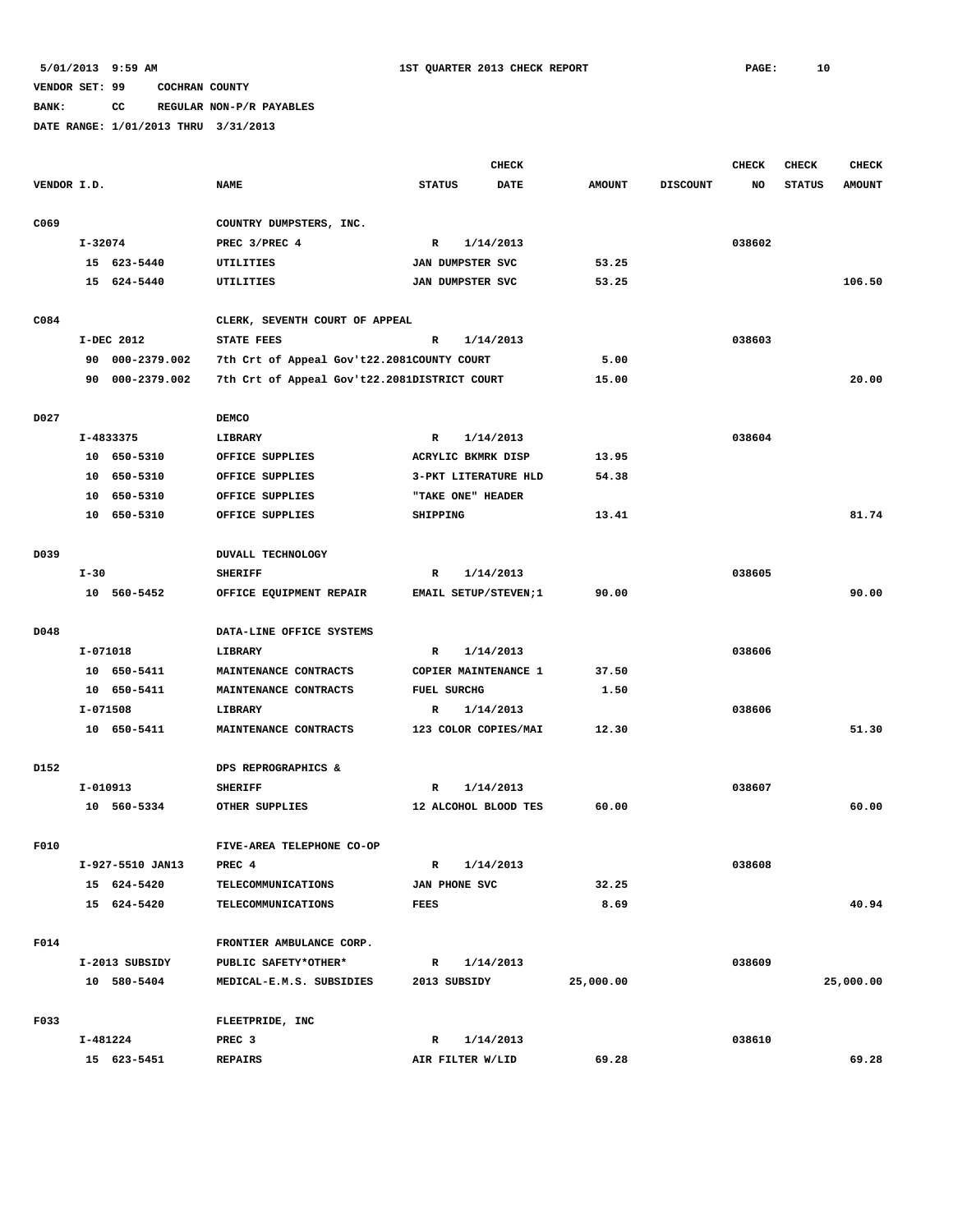5/01/2013 9:59 AM 1ST QUARTER 2013 CHECK REPORT PAGE: 10

VENDOR SET: 99 COCHRAN COUNTY

BANK: CC REGULAR NON-P/R PAYABLES

DATE RANGE: 1/01/2013 THRU 3/31/2013

| VENDOR I.D. | NAME | STATUS | CHECK DATE | AMOUNT | DISCOUNT | CHECK NO | CHECK STATUS | CHECK AMOUNT |
|---|---|---|---|---|---|---|---|---|
| C069 | COUNTRY DUMPSTERS, INC. | | | | | | | |
| I-32074 | PREC 3/PREC 4 | R | 1/14/2013 | | | 038602 | | |
| 15 623-5440 | UTILITIES | JAN DUMPSTER SVC | | 53.25 | | | | |
| 15 624-5440 | UTILITIES | JAN DUMPSTER SVC | | 53.25 | | | | 106.50 |
| C084 | CLERK, SEVENTH COURT OF APPEAL | | | | | | | |
| I-DEC 2012 | STATE FEES | R | 1/14/2013 | | | 038603 | | |
| 90 000-2379.002 | 7th Crt of Appeal Gov't22.2081COUNTY COURT | | | 5.00 | | | | |
| 90 000-2379.002 | 7th Crt of Appeal Gov't22.2081DISTRICT COURT | | | 15.00 | | | | 20.00 |
| D027 | DEMCO | | | | | | | |
| I-4833375 | LIBRARY | R | 1/14/2013 | | | 038604 | | |
| 10 650-5310 | OFFICE SUPPLIES | ACRYLIC BKMRK DISP | | 13.95 | | | | |
| 10 650-5310 | OFFICE SUPPLIES | 3-PKT LITERATURE HLD | | 54.38 | | | | |
| 10 650-5310 | OFFICE SUPPLIES | "TAKE ONE" HEADER | | | | | | |
| 10 650-5310 | OFFICE SUPPLIES | SHIPPING | | 13.41 | | | | 81.74 |
| D039 | DUVALL TECHNOLOGY | | | | | | | |
| I-30 | SHERIFF | R | 1/14/2013 | | | 038605 | | |
| 10 560-5452 | OFFICE EQUIPMENT REPAIR | EMAIL SETUP/STEVEN;1 | | 90.00 | | | | 90.00 |
| D048 | DATA-LINE OFFICE SYSTEMS | | | | | | | |
| I-071018 | LIBRARY | R | 1/14/2013 | | | 038606 | | |
| 10 650-5411 | MAINTENANCE CONTRACTS | COPIER MAINTENANCE 1 | | 37.50 | | | | |
| 10 650-5411 | MAINTENANCE CONTRACTS | FUEL SURCHG | | 1.50 | | | | |
| I-071508 | LIBRARY | R | 1/14/2013 | | | 038606 | | |
| 10 650-5411 | MAINTENANCE CONTRACTS | 123 COLOR COPIES/MAI | | 12.30 | | | | 51.30 |
| D152 | DPS REPROGRAPHICS & | | | | | | | |
| I-010913 | SHERIFF | R | 1/14/2013 | | | 038607 | | |
| 10 560-5334 | OTHER SUPPLIES | 12 ALCOHOL BLOOD TES | | 60.00 | | | | 60.00 |
| F010 | FIVE-AREA TELEPHONE CO-OP | | | | | | | |
| I-927-5510 JAN13 | PREC 4 | R | 1/14/2013 | | | 038608 | | |
| 15 624-5420 | TELECOMMUNICATIONS | JAN PHONE SVC | | 32.25 | | | | |
| 15 624-5420 | TELECOMMUNICATIONS | FEES | | 8.69 | | | | 40.94 |
| F014 | FRONTIER AMBULANCE CORP. | | | | | | | |
| I-2013 SUBSIDY | PUBLIC SAFETY*OTHER* | R | 1/14/2013 | | | 038609 | | |
| 10 580-5404 | MEDICAL-E.M.S. SUBSIDIES | 2013 SUBSIDY | | 25,000.00 | | | | 25,000.00 |
| F033 | FLEETPRIDE, INC | | | | | | | |
| I-481224 | PREC 3 | R | 1/14/2013 | | | 038610 | | |
| 15 623-5451 | REPAIRS | AIR FILTER W/LID | | 69.28 | | | | 69.28 |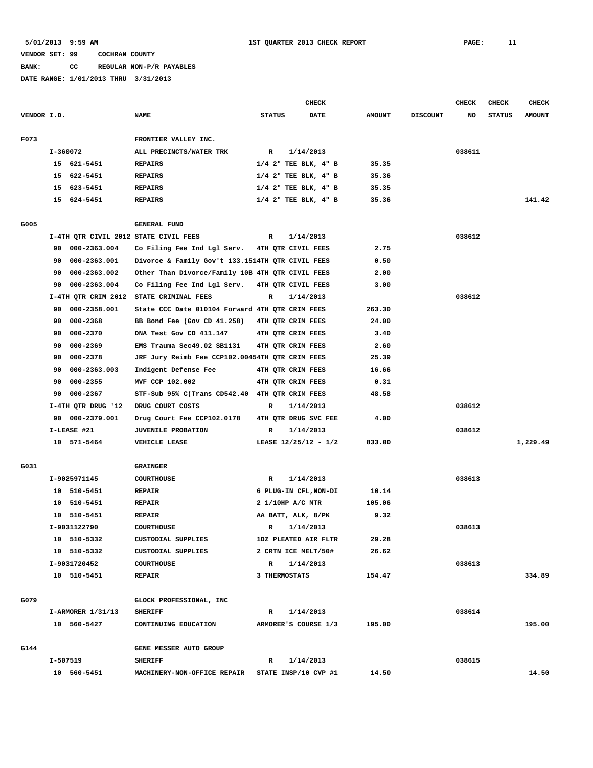5/01/2013 9:59 AM 1ST QUARTER 2013 CHECK REPORT

VENDOR SET: 99 COCHRAN COUNTY

BANK: CC REGULAR NON-P/R PAYABLES

DATE RANGE: 1/01/2013 THRU 3/31/2013

| VENDOR I.D. | NAME | STATUS | CHECK DATE | AMOUNT | DISCOUNT | CHECK NO | CHECK STATUS | CHECK AMOUNT |
|---|---|---|---|---|---|---|---|---|
| F073 | FRONTIER VALLEY INC. | | | | | | | |
| I-360072 | ALL PRECINCTS/WATER TRK | R | 1/14/2013 | | | 038611 | | |
| 15 621-5451 | REPAIRS | 1/4 2" TEE BLK, 4" B | | 35.35 | | | | |
| 15 622-5451 | REPAIRS | 1/4 2" TEE BLK, 4" B | | 35.36 | | | | |
| 15 623-5451 | REPAIRS | 1/4 2" TEE BLK, 4" B | | 35.35 | | | | |
| 15 624-5451 | REPAIRS | 1/4 2" TEE BLK, 4" B | | 35.36 | | | | 141.42 |
| G005 | GENERAL FUND | | | | | | | |
| I-4TH QTR CIVIL 2012 | STATE CIVIL FEES | R | 1/14/2013 | | | 038612 | | |
| 90 000-2363.004 | Co Filing Fee Ind Lgl Serv. | 4TH QTR CIVIL FEES | | 2.75 | | | | |
| 90 000-2363.001 | Divorce & Family Gov't 133.151 | 4TH QTR CIVIL FEES | | 0.50 | | | | |
| 90 000-2363.002 | Other Than Divorce/Family 10B | 4TH QTR CIVIL FEES | | 2.00 | | | | |
| 90 000-2363.004 | Co Filing Fee Ind Lgl Serv. | 4TH QTR CIVIL FEES | | 3.00 | | | | |
| I-4TH QTR CRIM 2012 | STATE CRIMINAL FEES | R | 1/14/2013 | | | 038612 | | |
| 90 000-2358.001 | State CCC Date 010104 Forward | 4TH QTR CRIM FEES | | 263.30 | | | | |
| 90 000-2368 | BB Bond Fee (Gov CD 41.258) | 4TH QTR CRIM FEES | | 24.00 | | | | |
| 90 000-2370 | DNA Test Gov CD 411.147 | 4TH QTR CRIM FEES | | 3.40 | | | | |
| 90 000-2369 | EMS Trauma Sec49.02 SB1131 | 4TH QTR CRIM FEES | | 2.60 | | | | |
| 90 000-2378 | JRF Jury Reimb Fee CCP102.0045 | 4TH QTR CRIM FEES | | 25.39 | | | | |
| 90 000-2363.003 | Indigent Defense Fee | 4TH QTR CRIM FEES | | 16.66 | | | | |
| 90 000-2355 | MVF CCP 102.002 | 4TH QTR CRIM FEES | | 0.31 | | | | |
| 90 000-2367 | STF-Sub 95% C(Trans CD542.40 | 4TH QTR CRIM FEES | | 48.58 | | | | |
| I-4TH QTR DRUG '12 | DRUG COURT COSTS | R | 1/14/2013 | | | 038612 | | |
| 90 000-2379.001 | Drug Court Fee CCP102.0178 | 4TH QTR DRUG SVC FEE | | 4.00 | | | | |
| I-LEASE #21 | JUVENILE PROBATION | R | 1/14/2013 | | | 038612 | | |
| 10 571-5464 | VEHICLE LEASE | LEASE 12/25/12 - 1/2 | | 833.00 | | | | 1,229.49 |
| G031 | GRAINGER | | | | | | | |
| I-9025971145 | COURTHOUSE | R | 1/14/2013 | | | 038613 | | |
| 10 510-5451 | REPAIR | 6 PLUG-IN CFL,NON-DI | | 10.14 | | | | |
| 10 510-5451 | REPAIR | 2 1/10HP A/C MTR | | 105.06 | | | | |
| 10 510-5451 | REPAIR | AA BATT, ALK, 8/PK | | 9.32 | | | | |
| I-9031122790 | COURTHOUSE | R | 1/14/2013 | | | 038613 | | |
| 10 510-5332 | CUSTODIAL SUPPLIES | 1DZ PLEATED AIR FLTR | | 29.28 | | | | |
| 10 510-5332 | CUSTODIAL SUPPLIES | 2 CRTN ICE MELT/50# | | 26.62 | | | | |
| I-9031720452 | COURTHOUSE | R | 1/14/2013 | | | 038613 | | |
| 10 510-5451 | REPAIR | 3 THERMOSTATS | | 154.47 | | | | 334.89 |
| G079 | GLOCK PROFESSIONAL, INC | | | | | | | |
| I-ARMORER 1/31/13 | SHERIFF | R | 1/14/2013 | | | 038614 | | |
| 10 560-5427 | CONTINUING EDUCATION | ARMORER'S COURSE 1/3 | | 195.00 | | | | 195.00 |
| G144 | GENE MESSER AUTO GROUP | | | | | | | |
| I-507519 | SHERIFF | R | 1/14/2013 | | | 038615 | | |
| 10 560-5451 | MACHINERY-NON-OFFICE REPAIR | STATE INSP/10 CVP #1 | | 14.50 | | | | 14.50 |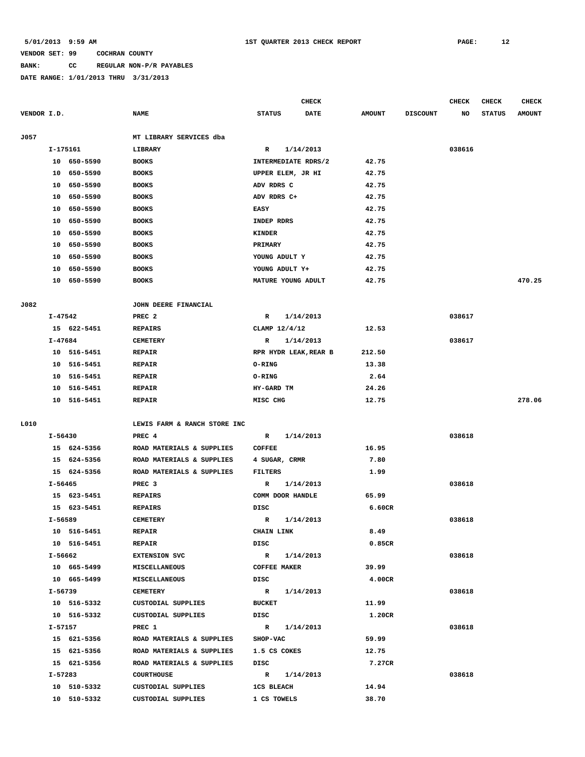5/01/2013 9:59 AM 1ST QUARTER 2013 CHECK REPORT PAGE: 12

VENDOR SET: 99 COCHRAN COUNTY

BANK: CC REGULAR NON-P/R PAYABLES

DATE RANGE: 1/01/2013 THRU 3/31/2013

| VENDOR I.D. | NAME | STATUS | CHECK DATE | AMOUNT | DISCOUNT | CHECK NO | CHECK STATUS | CHECK AMOUNT |
|---|---|---|---|---|---|---|---|---|
| J057 | MT LIBRARY SERVICES dba | | | | | | | |
| I-175161 | LIBRARY | R | 1/14/2013 | | | 038616 | | |
| 10 650-5590 | BOOKS | INTERMEDIATE RDRS/2 | | 42.75 | | | | |
| 10 650-5590 | BOOKS | UPPER ELEM, JR HI | | 42.75 | | | | |
| 10 650-5590 | BOOKS | ADV RDRS C | | 42.75 | | | | |
| 10 650-5590 | BOOKS | ADV RDRS C+ | | 42.75 | | | | |
| 10 650-5590 | BOOKS | EASY | | 42.75 | | | | |
| 10 650-5590 | BOOKS | INDEP RDRS | | 42.75 | | | | |
| 10 650-5590 | BOOKS | KINDER | | 42.75 | | | | |
| 10 650-5590 | BOOKS | PRIMARY | | 42.75 | | | | |
| 10 650-5590 | BOOKS | YOUNG ADULT Y | | 42.75 | | | | |
| 10 650-5590 | BOOKS | YOUNG ADULT Y+ | | 42.75 | | | | |
| 10 650-5590 | BOOKS | MATURE YOUNG ADULT | | 42.75 | | | | 470.25 |
| J082 | JOHN DEERE FINANCIAL | | | | | | | |
| I-47542 | PREC 2 | R | 1/14/2013 | | | 038617 | | |
| 15 622-5451 | REPAIRS | CLAMP 12/4/12 | | 12.53 | | | | |
| I-47684 | CEMETERY | R | 1/14/2013 | | | 038617 | | |
| 10 516-5451 | REPAIR | RPR HYDR LEAK,REAR B | | 212.50 | | | | |
| 10 516-5451 | REPAIR | O-RING | | 13.38 | | | | |
| 10 516-5451 | REPAIR | O-RING | | 2.64 | | | | |
| 10 516-5451 | REPAIR | HY-GARD TM | | 24.26 | | | | |
| 10 516-5451 | REPAIR | MISC CHG | | 12.75 | | | | 278.06 |
| L010 | LEWIS FARM & RANCH STORE INC | | | | | | | |
| I-56430 | PREC 4 | R | 1/14/2013 | | | 038618 | | |
| 15 624-5356 | ROAD MATERIALS & SUPPLIES | COFFEE | | 16.95 | | | | |
| 15 624-5356 | ROAD MATERIALS & SUPPLIES | 4 SUGAR, CRMR | | 7.80 | | | | |
| 15 624-5356 | ROAD MATERIALS & SUPPLIES | FILTERS | | 1.99 | | | | |
| I-56465 | PREC 3 | R | 1/14/2013 | | | 038618 | | |
| 15 623-5451 | REPAIRS | COMM DOOR HANDLE | | 65.99 | | | | |
| 15 623-5451 | REPAIRS | DISC | | 6.60CR | | | | |
| I-56589 | CEMETERY | R | 1/14/2013 | | | 038618 | | |
| 10 516-5451 | REPAIR | CHAIN LINK | | 8.49 | | | | |
| 10 516-5451 | REPAIR | DISC | | 0.85CR | | | | |
| I-56662 | EXTENSION SVC | R | 1/14/2013 | | | 038618 | | |
| 10 665-5499 | MISCELLANEOUS | COFFEE MAKER | | 39.99 | | | | |
| 10 665-5499 | MISCELLANEOUS | DISC | | 4.00CR | | | | |
| I-56739 | CEMETERY | R | 1/14/2013 | | | 038618 | | |
| 10 516-5332 | CUSTODIAL SUPPLIES | BUCKET | | 11.99 | | | | |
| 10 516-5332 | CUSTODIAL SUPPLIES | DISC | | 1.20CR | | | | |
| I-57157 | PREC 1 | R | 1/14/2013 | | | 038618 | | |
| 15 621-5356 | ROAD MATERIALS & SUPPLIES | SHOP-VAC | | 59.99 | | | | |
| 15 621-5356 | ROAD MATERIALS & SUPPLIES | 1.5 CS COKES | | 12.75 | | | | |
| 15 621-5356 | ROAD MATERIALS & SUPPLIES | DISC | | 7.27CR | | | | |
| I-57283 | COURTHOUSE | R | 1/14/2013 | | | 038618 | | |
| 10 510-5332 | CUSTODIAL SUPPLIES | 1CS BLEACH | | 14.94 | | | | |
| 10 510-5332 | CUSTODIAL SUPPLIES | 1 CS TOWELS | | 38.70 | | | | |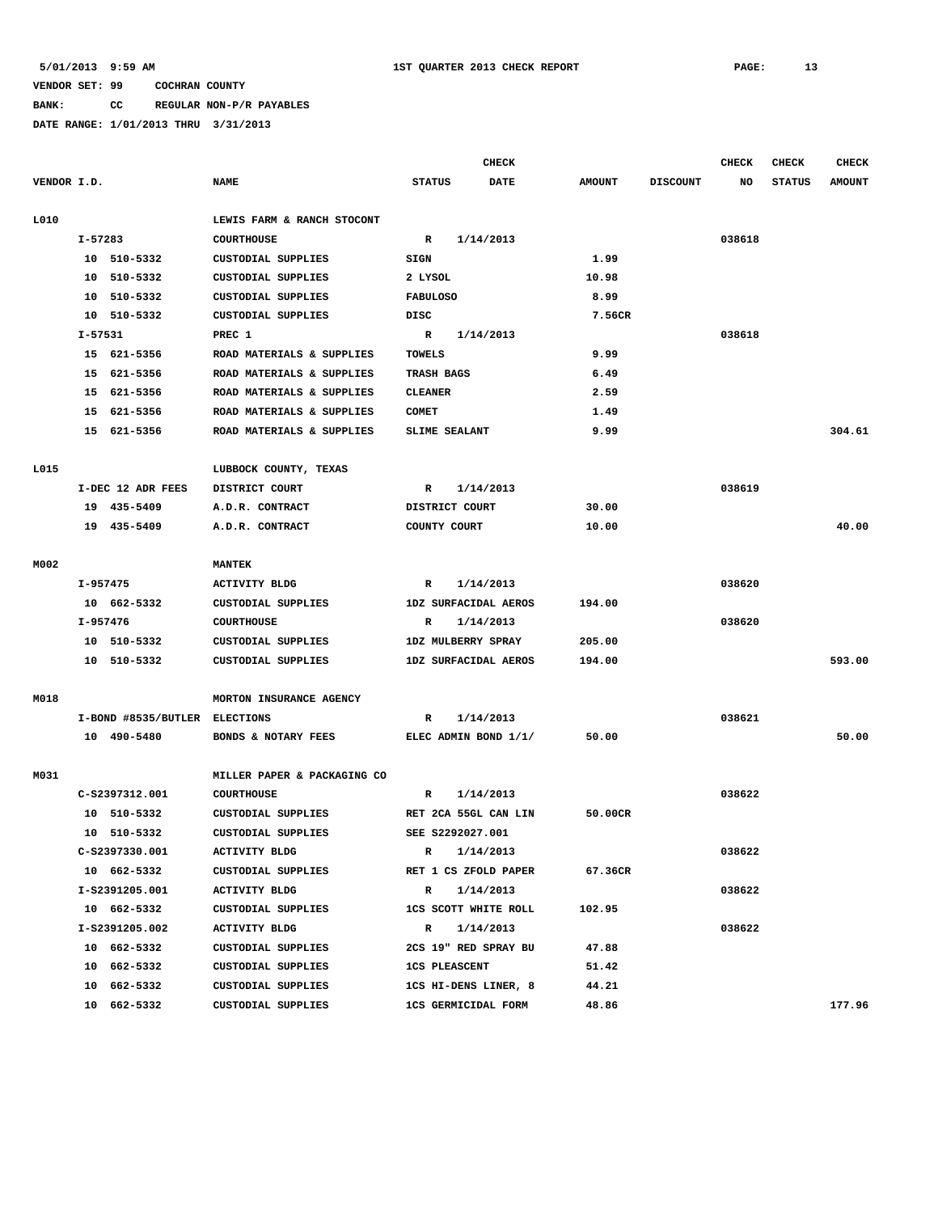5/01/2013 9:59 AM 1ST QUARTER 2013 CHECK REPORT

VENDOR SET: 99 COCHRAN COUNTY

BANK: CC REGULAR NON-P/R PAYABLES

DATE RANGE: 1/01/2013 THRU 3/31/2013

| VENDOR I.D. | NAME | STATUS | CHECK DATE | AMOUNT | DISCOUNT | CHECK NO | CHECK STATUS | CHECK AMOUNT |
|---|---|---|---|---|---|---|---|---|
| L010 | LEWIS FARM & RANCH STOCONT | | | | | | | |
| I-57283 | COURTHOUSE | R | 1/14/2013 | | | 038618 | | |
| 10 510-5332 | CUSTODIAL SUPPLIES | SIGN | | 1.99 | | | | |
| 10 510-5332 | CUSTODIAL SUPPLIES | 2 LYSOL | | 10.98 | | | | |
| 10 510-5332 | CUSTODIAL SUPPLIES | FABULOSO | | 8.99 | | | | |
| 10 510-5332 | CUSTODIAL SUPPLIES | DISC | | 7.56CR | | | | |
| I-57531 | PREC 1 | R | 1/14/2013 | | | 038618 | | |
| 15 621-5356 | ROAD MATERIALS & SUPPLIES | TOWELS | | 9.99 | | | | |
| 15 621-5356 | ROAD MATERIALS & SUPPLIES | TRASH BAGS | | 6.49 | | | | |
| 15 621-5356 | ROAD MATERIALS & SUPPLIES | CLEANER | | 2.59 | | | | |
| 15 621-5356 | ROAD MATERIALS & SUPPLIES | COMET | | 1.49 | | | | |
| 15 621-5356 | ROAD MATERIALS & SUPPLIES | SLIME SEALANT | | 9.99 | | | | 304.61 |
| L015 | LUBBOCK COUNTY, TEXAS | | | | | | | |
| I-DEC 12 ADR FEES | DISTRICT COURT | R | 1/14/2013 | | | 038619 | | |
| 19 435-5409 | A.D.R. CONTRACT | DISTRICT COURT | | 30.00 | | | | |
| 19 435-5409 | A.D.R. CONTRACT | COUNTY COURT | | 10.00 | | | | 40.00 |
| M002 | MANTEK | | | | | | | |
| I-957475 | ACTIVITY BLDG | R | 1/14/2013 | | | 038620 | | |
| 10 662-5332 | CUSTODIAL SUPPLIES | 1DZ SURFACIDAL AEROS | | 194.00 | | | | |
| I-957476 | COURTHOUSE | R | 1/14/2013 | | | 038620 | | |
| 10 510-5332 | CUSTODIAL SUPPLIES | 1DZ MULBERRY SPRAY | | 205.00 | | | | |
| 10 510-5332 | CUSTODIAL SUPPLIES | 1DZ SURFACIDAL AEROS | | 194.00 | | | | 593.00 |
| M018 | MORTON INSURANCE AGENCY | | | | | | | |
| I-BOND #8535/BUTLER | ELECTIONS | R | 1/14/2013 | | | 038621 | | |
| 10 490-5480 | BONDS & NOTARY FEES | ELEC ADMIN BOND 1/1/ | | 50.00 | | | | 50.00 |
| M031 | MILLER PAPER & PACKAGING CO | | | | | | | |
| C-S2397312.001 | COURTHOUSE | R | 1/14/2013 | | | 038622 | | |
| 10 510-5332 | CUSTODIAL SUPPLIES | RET 2CA 55GL CAN LIN | | 50.00CR | | | | |
| 10 510-5332 | CUSTODIAL SUPPLIES | SEE S2292027.001 | | | | | | |
| C-S2397330.001 | ACTIVITY BLDG | R | 1/14/2013 | | | 038622 | | |
| 10 662-5332 | CUSTODIAL SUPPLIES | RET 1 CS ZFOLD PAPER | | 67.36CR | | | | |
| I-S2391205.001 | ACTIVITY BLDG | R | 1/14/2013 | | | 038622 | | |
| 10 662-5332 | CUSTODIAL SUPPLIES | 1CS SCOTT WHITE ROLL | | 102.95 | | | | |
| I-S2391205.002 | ACTIVITY BLDG | R | 1/14/2013 | | | 038622 | | |
| 10 662-5332 | CUSTODIAL SUPPLIES | 2CS 19" RED SPRAY BU | | 47.88 | | | | |
| 10 662-5332 | CUSTODIAL SUPPLIES | 1CS PLEASCENT | | 51.42 | | | | |
| 10 662-5332 | CUSTODIAL SUPPLIES | 1CS HI-DENS LINER, 8 | | 44.21 | | | | |
| 10 662-5332 | CUSTODIAL SUPPLIES | 1CS GERMICIDAL FORM | | 48.86 | | | | 177.96 |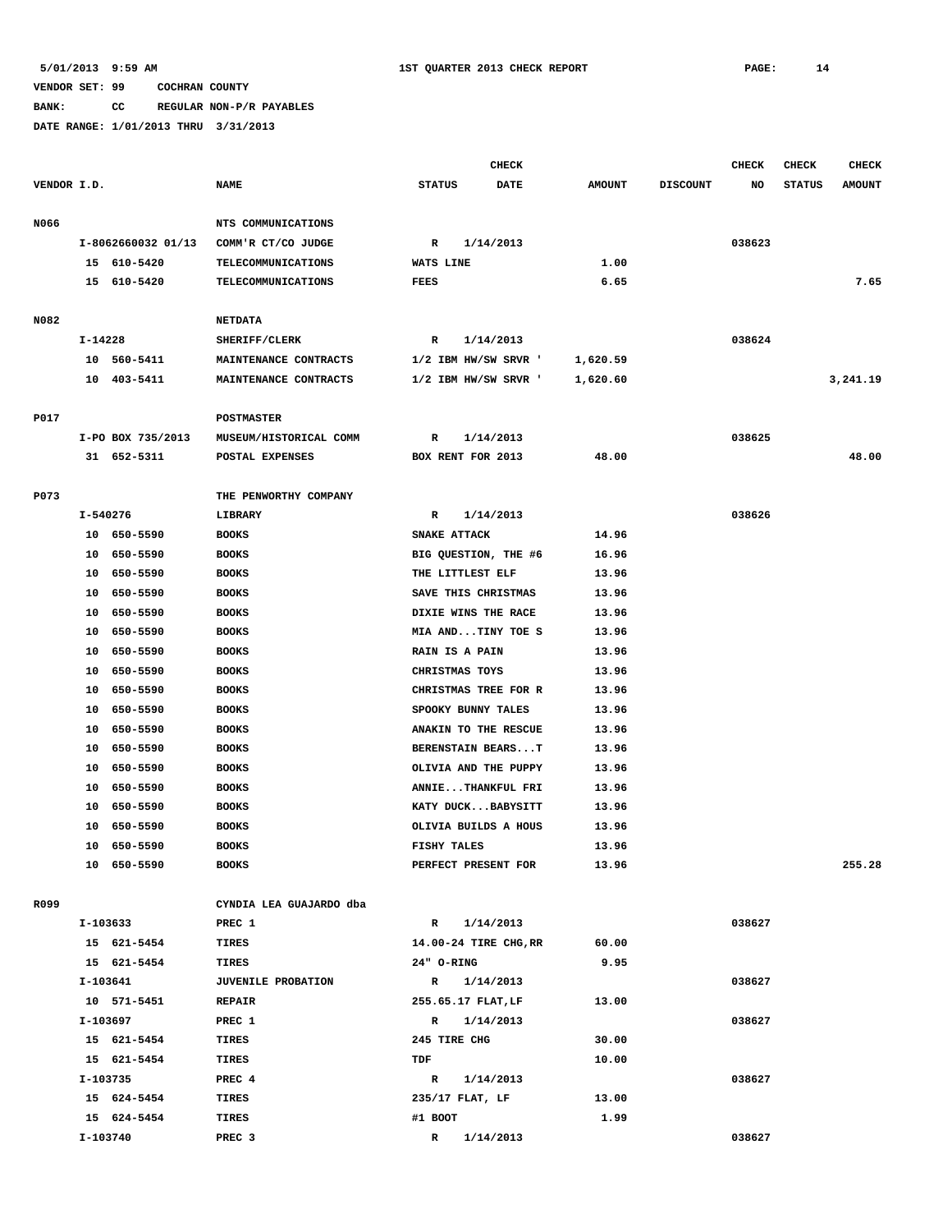5/01/2013 9:59 AM 1ST QUARTER 2013 CHECK REPORT PAGE: 14

VENDOR SET: 99 COCHRAN COUNTY

BANK: CC REGULAR NON-P/R PAYABLES

DATE RANGE: 1/01/2013 THRU 3/31/2013

| VENDOR I.D. | NAME | STATUS | CHECK DATE | AMOUNT | DISCOUNT | CHECK NO | CHECK STATUS | CHECK AMOUNT |
|---|---|---|---|---|---|---|---|---|
| N066 | NTS COMMUNICATIONS | | | | | | | |
| I-8062660032 01/13 | COMM'R CT/CO JUDGE | R | 1/14/2013 | | | 038623 | | |
| 15 610-5420 | TELECOMMUNICATIONS | WATS LINE | | 1.00 | | | | |
| 15 610-5420 | TELECOMMUNICATIONS | FEES | | 6.65 | | | | 7.65 |
| N082 | NETDATA | | | | | | | |
| I-14228 | SHERIFF/CLERK | R | 1/14/2013 | | | 038624 | | |
| 10 560-5411 | MAINTENANCE CONTRACTS | 1/2 IBM HW/SW SRVR ' | | 1,620.59 | | | | |
| 10 403-5411 | MAINTENANCE CONTRACTS | 1/2 IBM HW/SW SRVR ' | | 1,620.60 | | | | 3,241.19 |
| P017 | POSTMASTER | | | | | | | |
| I-PO BOX 735/2013 | MUSEUM/HISTORICAL COMM | R | 1/14/2013 | | | 038625 | | |
| 31 652-5311 | POSTAL EXPENSES | BOX RENT FOR 2013 | | 48.00 | | | | 48.00 |
| P073 | THE PENWORTHY COMPANY | | | | | | | |
| I-540276 | LIBRARY | R | 1/14/2013 | | | 038626 | | |
| 10 650-5590 | BOOKS | SNAKE ATTACK | | 14.96 | | | | |
| 10 650-5590 | BOOKS | BIG QUESTION, THE #6 | | 16.96 | | | | |
| 10 650-5590 | BOOKS | THE LITTLEST ELF | | 13.96 | | | | |
| 10 650-5590 | BOOKS | SAVE THIS CHRISTMAS | | 13.96 | | | | |
| 10 650-5590 | BOOKS | DIXIE WINS THE RACE | | 13.96 | | | | |
| 10 650-5590 | BOOKS | MIA AND...TINY TOE S | | 13.96 | | | | |
| 10 650-5590 | BOOKS | RAIN IS A PAIN | | 13.96 | | | | |
| 10 650-5590 | BOOKS | CHRISTMAS TOYS | | 13.96 | | | | |
| 10 650-5590 | BOOKS | CHRISTMAS TREE FOR R | | 13.96 | | | | |
| 10 650-5590 | BOOKS | SPOOKY BUNNY TALES | | 13.96 | | | | |
| 10 650-5590 | BOOKS | ANAKIN TO THE RESCUE | | 13.96 | | | | |
| 10 650-5590 | BOOKS | BERENSTAIN BEARS...T | | 13.96 | | | | |
| 10 650-5590 | BOOKS | OLIVIA AND THE PUPPY | | 13.96 | | | | |
| 10 650-5590 | BOOKS | ANNIE...THANKFUL FRI | | 13.96 | | | | |
| 10 650-5590 | BOOKS | KATY DUCK...BABYSITT | | 13.96 | | | | |
| 10 650-5590 | BOOKS | OLIVIA BUILDS A HOUS | | 13.96 | | | | |
| 10 650-5590 | BOOKS | FISHY TALES | | 13.96 | | | | |
| 10 650-5590 | BOOKS | PERFECT PRESENT FOR | | 13.96 | | | | 255.28 |
| R099 | CYNDIA LEA GUAJARDO dba | | | | | | | |
| I-103633 | PREC 1 | R | 1/14/2013 | | | 038627 | | |
| 15 621-5454 | TIRES | 14.00-24 TIRE CHG,RR | | 60.00 | | | | |
| 15 621-5454 | TIRES | 24" O-RING | | 9.95 | | | | |
| I-103641 | JUVENILE PROBATION | R | 1/14/2013 | | | 038627 | | |
| 10 571-5451 | REPAIR | 255.65.17 FLAT,LF | | 13.00 | | | | |
| I-103697 | PREC 1 | R | 1/14/2013 | | | 038627 | | |
| 15 621-5454 | TIRES | 245 TIRE CHG | | 30.00 | | | | |
| 15 621-5454 | TIRES | TDF | | 10.00 | | | | |
| I-103735 | PREC 4 | R | 1/14/2013 | | | 038627 | | |
| 15 624-5454 | TIRES | 235/17 FLAT, LF | | 13.00 | | | | |
| 15 624-5454 | TIRES | #1 BOOT | | 1.99 | | | | |
| I-103740 | PREC 3 | R | 1/14/2013 | | | 038627 | | |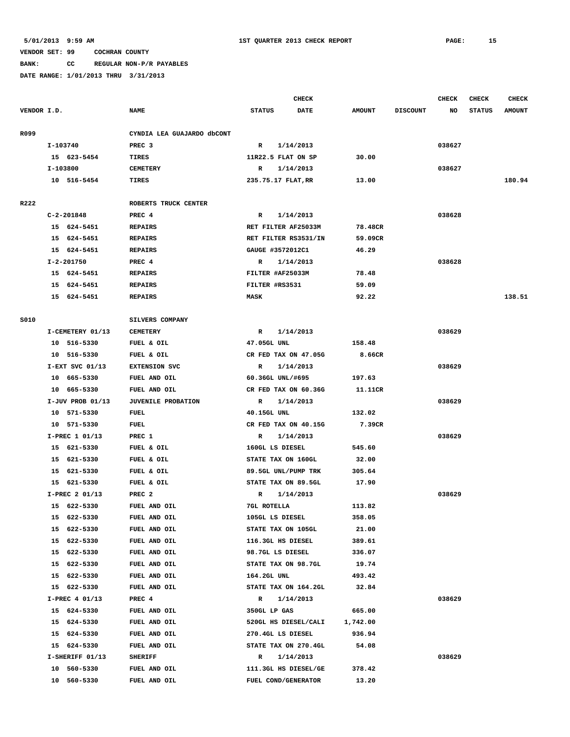5/01/2013 9:59 AM 1ST QUARTER 2013 CHECK REPORT

VENDOR SET: 99 COCHRAN COUNTY

BANK: CC REGULAR NON-P/R PAYABLES

DATE RANGE: 1/01/2013 THRU 3/31/2013

| VENDOR I.D. | NAME | STATUS | CHECK DATE | AMOUNT | DISCOUNT | CHECK NO | CHECK STATUS | CHECK AMOUNT |
|---|---|---|---|---|---|---|---|---|
| R099 | CYNDIA LEA GUAJARDO dbCONT | | | | | | | |
| I-103740 | PREC 3 | R | 1/14/2013 | | | 038627 | | |
| 15 623-5454 | TIRES | 11R22.5 FLAT ON SP | | 30.00 | | | | |
| I-103800 | CEMETERY | R | 1/14/2013 | | | 038627 | | |
| 10 516-5454 | TIRES | 235.75.17 FLAT,RR | | 13.00 | | | | 180.94 |
| R222 | ROBERTS TRUCK CENTER | | | | | | | |
| C-2-201848 | PREC 4 | R | 1/14/2013 | | | 038628 | | |
| 15 624-5451 | REPAIRS | RET FILTER AF25033M | | 78.48CR | | | | |
| 15 624-5451 | REPAIRS | RET FILTER RS3531/IN | | 59.09CR | | | | |
| 15 624-5451 | REPAIRS | GAUGE #3572012C1 | | 46.29 | | | | |
| I-2-201750 | PREC 4 | R | 1/14/2013 | | | 038628 | | |
| 15 624-5451 | REPAIRS | FILTER #AF25033M | | 78.48 | | | | |
| 15 624-5451 | REPAIRS | FILTER #RS3531 | | 59.09 | | | | |
| 15 624-5451 | REPAIRS | MASK | | 92.22 | | | | 138.51 |
| S010 | SILVERS COMPANY | | | | | | | |
| I-CEMETERY 01/13 | CEMETERY | R | 1/14/2013 | | | 038629 | | |
| 10 516-5330 | FUEL & OIL | 47.05GL UNL | | 158.48 | | | | |
| 10 516-5330 | FUEL & OIL | CR FED TAX ON 47.05G | | 8.66CR | | | | |
| I-EXT SVC 01/13 | EXTENSION SVC | R | 1/14/2013 | | | 038629 | | |
| 10 665-5330 | FUEL AND OIL | 60.36GL UNL/#695 | | 197.63 | | | | |
| 10 665-5330 | FUEL AND OIL | CR FED TAX ON 60.36G | | 11.11CR | | | | |
| I-JUV PROB 01/13 | JUVENILE PROBATION | R | 1/14/2013 | | | 038629 | | |
| 10 571-5330 | FUEL | 40.15GL UNL | | 132.02 | | | | |
| 10 571-5330 | FUEL | CR FED TAX ON 40.15G | | 7.39CR | | | | |
| I-PREC 1 01/13 | PREC 1 | R | 1/14/2013 | | | 038629 | | |
| 15 621-5330 | FUEL & OIL | 160GL LS DIESEL | | 545.60 | | | | |
| 15 621-5330 | FUEL & OIL | STATE TAX ON 160GL | | 32.00 | | | | |
| 15 621-5330 | FUEL & OIL | 89.5GL UNL/PUMP TRK | | 305.64 | | | | |
| 15 621-5330 | FUEL & OIL | STATE TAX ON 89.5GL | | 17.90 | | | | |
| I-PREC 2 01/13 | PREC 2 | R | 1/14/2013 | | | 038629 | | |
| 15 622-5330 | FUEL AND OIL | 7GL ROTELLA | | 113.82 | | | | |
| 15 622-5330 | FUEL AND OIL | 105GL LS DIESEL | | 358.05 | | | | |
| 15 622-5330 | FUEL AND OIL | STATE TAX ON 105GL | | 21.00 | | | | |
| 15 622-5330 | FUEL AND OIL | 116.3GL HS DIESEL | | 389.61 | | | | |
| 15 622-5330 | FUEL AND OIL | 98.7GL LS DIESEL | | 336.07 | | | | |
| 15 622-5330 | FUEL AND OIL | STATE TAX ON 98.7GL | | 19.74 | | | | |
| 15 622-5330 | FUEL AND OIL | 164.2GL UNL | | 493.42 | | | | |
| 15 622-5330 | FUEL AND OIL | STATE TAX ON 164.2GL | | 32.84 | | | | |
| I-PREC 4 01/13 | PREC 4 | R | 1/14/2013 | | | 038629 | | |
| 15 624-5330 | FUEL AND OIL | 350GL LP GAS | | 665.00 | | | | |
| 15 624-5330 | FUEL AND OIL | 520GL HS DIESEL/CALI | | 1,742.00 | | | | |
| 15 624-5330 | FUEL AND OIL | 270.4GL LS DIESEL | | 936.94 | | | | |
| 15 624-5330 | FUEL AND OIL | STATE TAX ON 270.4GL | | 54.08 | | | | |
| I-SHERIFF 01/13 | SHERIFF | R | 1/14/2013 | | | 038629 | | |
| 10 560-5330 | FUEL AND OIL | 111.3GL HS DIESEL/GE | | 378.42 | | | | |
| 10 560-5330 | FUEL AND OIL | FUEL COND/GENERATOR | | 13.20 | | | | |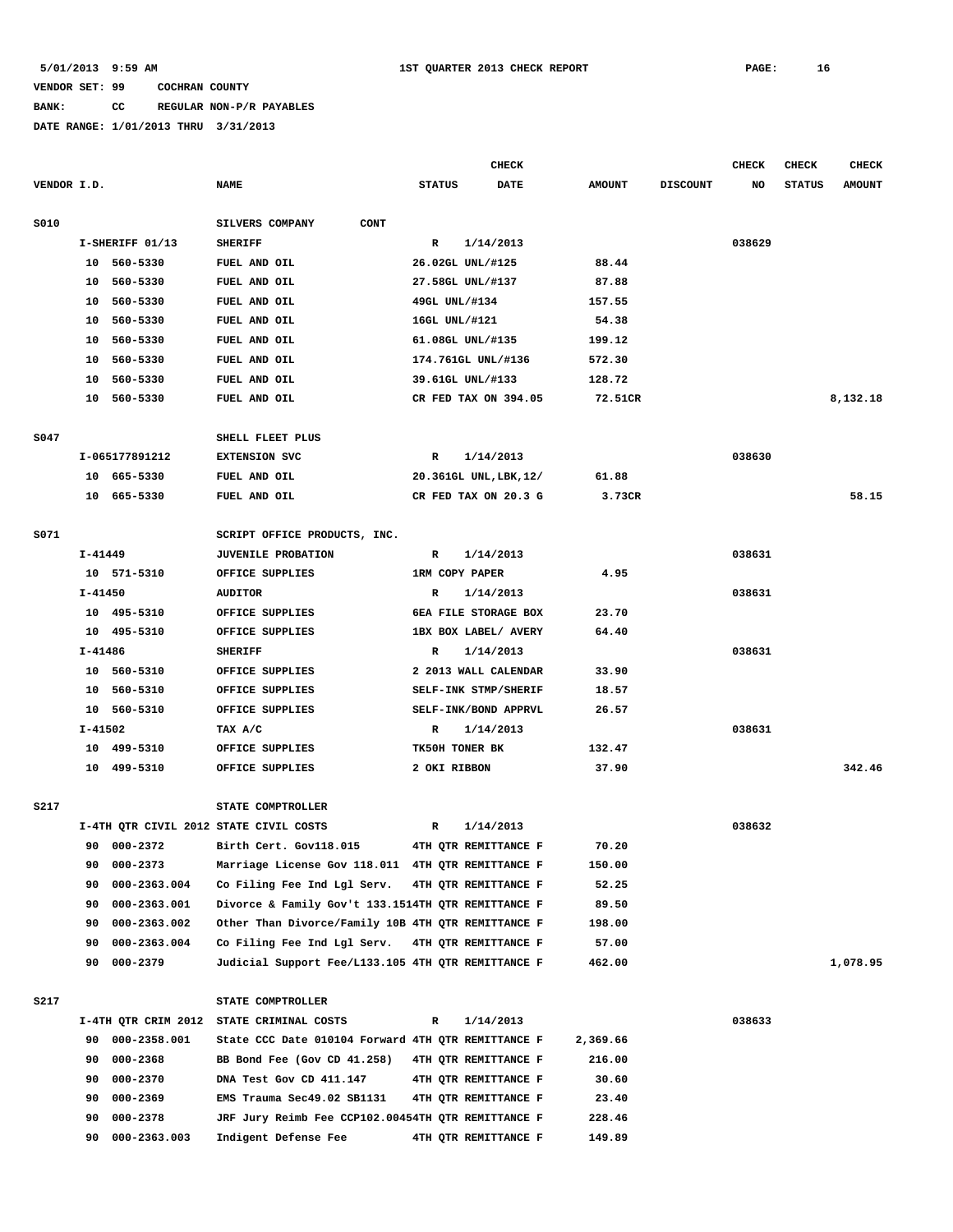5/01/2013 9:59 AM 1ST QUARTER 2013 CHECK REPORT

VENDOR SET: 99 COCHRAN COUNTY

BANK: CC REGULAR NON-P/R PAYABLES

DATE RANGE: 1/01/2013 THRU 3/31/2013

| VENDOR I.D. | NAME | STATUS | CHECK DATE | AMOUNT | DISCOUNT | CHECK NO | CHECK STATUS | CHECK AMOUNT |
|---|---|---|---|---|---|---|---|---|
| S010 | SILVERS COMPANY CONT | | | | | | | |
| I-SHERIFF 01/13 | SHERIFF | R | 1/14/2013 | | | 038629 | | |
| 10 560-5330 | FUEL AND OIL | 26.02GL UNL/#125 | | 88.44 | | | | |
| 10 560-5330 | FUEL AND OIL | 27.58GL UNL/#137 | | 87.88 | | | | |
| 10 560-5330 | FUEL AND OIL | 49GL UNL/#134 | | 157.55 | | | | |
| 10 560-5330 | FUEL AND OIL | 16GL UNL/#121 | | 54.38 | | | | |
| 10 560-5330 | FUEL AND OIL | 61.08GL UNL/#135 | | 199.12 | | | | |
| 10 560-5330 | FUEL AND OIL | 174.761GL UNL/#136 | | 572.30 | | | | |
| 10 560-5330 | FUEL AND OIL | 39.61GL UNL/#133 | | 128.72 | | | | |
| 10 560-5330 | FUEL AND OIL | CR FED TAX ON 394.05 | | 72.51CR | | | | 8,132.18 |
| S047 | SHELL FLEET PLUS | | | | | | | |
| I-065177891212 | EXTENSION SVC | R | 1/14/2013 | | | 038630 | | |
| 10 665-5330 | FUEL AND OIL | 20.361GL UNL,LBK,12/ | | 61.88 | | | | |
| 10 665-5330 | FUEL AND OIL | CR FED TAX ON 20.3 G | | 3.73CR | | | | 58.15 |
| S071 | SCRIPT OFFICE PRODUCTS, INC. | | | | | | | |
| I-41449 | JUVENILE PROBATION | R | 1/14/2013 | | | 038631 | | |
| 10 571-5310 | OFFICE SUPPLIES | 1RM COPY PAPER | | 4.95 | | | | |
| I-41450 | AUDITOR | R | 1/14/2013 | | | 038631 | | |
| 10 495-5310 | OFFICE SUPPLIES | 6EA FILE STORAGE BOX | | 23.70 | | | | |
| 10 495-5310 | OFFICE SUPPLIES | 1BX BOX LABEL/ AVERY | | 64.40 | | | | |
| I-41486 | SHERIFF | R | 1/14/2013 | | | 038631 | | |
| 10 560-5310 | OFFICE SUPPLIES | 2 2013 WALL CALENDAR | | 33.90 | | | | |
| 10 560-5310 | OFFICE SUPPLIES | SELF-INK STMP/SHERIF | | 18.57 | | | | |
| 10 560-5310 | OFFICE SUPPLIES | SELF-INK/BOND APPRVL | | 26.57 | | | | |
| I-41502 | TAX A/C | R | 1/14/2013 | | | 038631 | | |
| 10 499-5310 | OFFICE SUPPLIES | TK50H TONER BK | | 132.47 | | | | |
| 10 499-5310 | OFFICE SUPPLIES | 2 OKI RIBBON | | 37.90 | | | | 342.46 |
| S217 | STATE COMPTROLLER | | | | | | | |
| I-4TH QTR CIVIL 2012 | STATE CIVIL COSTS | R | 1/14/2013 | | | 038632 | | |
| 90 000-2372 | Birth Cert. Gov118.015 | 4TH QTR REMITTANCE F | | 70.20 | | | | |
| 90 000-2373 | Marriage License Gov 118.011 | 4TH QTR REMITTANCE F | | 150.00 | | | | |
| 90 000-2363.004 | Co Filing Fee Ind Lgl Serv. | 4TH QTR REMITTANCE F | | 52.25 | | | | |
| 90 000-2363.001 | Divorce & Family Gov't 133.151 | 4TH QTR REMITTANCE F | | 89.50 | | | | |
| 90 000-2363.002 | Other Than Divorce/Family 10B | 4TH QTR REMITTANCE F | | 198.00 | | | | |
| 90 000-2363.004 | Co Filing Fee Ind Lgl Serv. | 4TH QTR REMITTANCE F | | 57.00 | | | | |
| 90 000-2379 | Judicial Support Fee/L133.105 | 4TH QTR REMITTANCE F | | 462.00 | | | | 1,078.95 |
| S217 | STATE COMPTROLLER | | | | | | | |
| I-4TH QTR CRIM 2012 | STATE CRIMINAL COSTS | R | 1/14/2013 | | | 038633 | | |
| 90 000-2358.001 | State CCC Date 010104 Forward | 4TH QTR REMITTANCE F | | 2,369.66 | | | | |
| 90 000-2368 | BB Bond Fee (Gov CD 41.258) | 4TH QTR REMITTANCE F | | 216.00 | | | | |
| 90 000-2370 | DNA Test Gov CD 411.147 | 4TH QTR REMITTANCE F | | 30.60 | | | | |
| 90 000-2369 | EMS Trauma Sec49.02 SB1131 | 4TH QTR REMITTANCE F | | 23.40 | | | | |
| 90 000-2378 | JRF Jury Reimb Fee CCP102.0045 | 4TH QTR REMITTANCE F | | 228.46 | | | | |
| 90 000-2363.003 | Indigent Defense Fee | 4TH QTR REMITTANCE F | | 149.89 | | | | |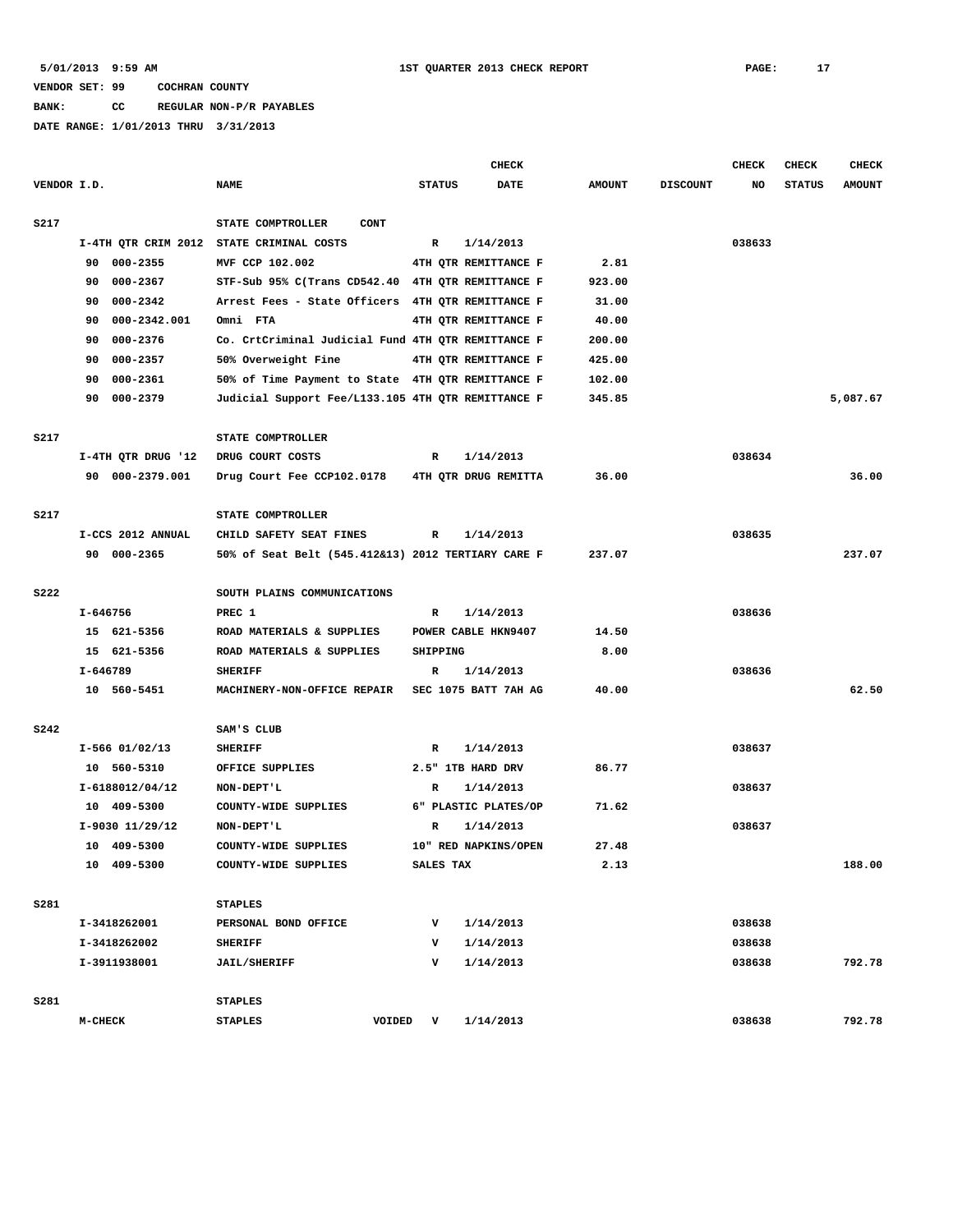5/01/2013 9:59 AM 1ST QUARTER 2013 CHECK REPORT

VENDOR SET: 99 COCHRAN COUNTY

BANK: CC REGULAR NON-P/R PAYABLES

DATE RANGE: 1/01/2013 THRU 3/31/2013

| VENDOR I.D. | NAME | STATUS | CHECK DATE | AMOUNT | DISCOUNT | CHECK NO | CHECK STATUS | CHECK AMOUNT |
|---|---|---|---|---|---|---|---|---|
| S217 | STATE COMPTROLLER CONT | | | | | | | |
| I-4TH QTR CRIM 2012 | STATE CRIMINAL COSTS | R | 1/14/2013 | | | 038633 | | |
| 90 000-2355 | MVF CCP 102.002 | 4TH QTR REMITTANCE F | | 2.81 | | | | |
| 90 000-2367 | STF-Sub 95% C(Trans CD542.40 | 4TH QTR REMITTANCE F | | 923.00 | | | | |
| 90 000-2342 | Arrest Fees - State Officers | 4TH QTR REMITTANCE F | | 31.00 | | | | |
| 90 000-2342.001 | Omni FTA | 4TH QTR REMITTANCE F | | 40.00 | | | | |
| 90 000-2376 | Co. CrtCriminal Judicial Fund | 4TH QTR REMITTANCE F | | 200.00 | | | | |
| 90 000-2357 | 50% Overweight Fine | 4TH QTR REMITTANCE F | | 425.00 | | | | |
| 90 000-2361 | 50% of Time Payment to State | 4TH QTR REMITTANCE F | | 102.00 | | | | |
| 90 000-2379 | Judicial Support Fee/L133.105 | 4TH QTR REMITTANCE F | | 345.85 | | | | 5,087.67 |
| S217 | STATE COMPTROLLER | | | | | | | |
| I-4TH QTR DRUG '12 | DRUG COURT COSTS | R | 1/14/2013 | | | 038634 | | |
| 90 000-2379.001 | Drug Court Fee CCP102.0178 | 4TH QTR DRUG REMITTA | | 36.00 | | | | 36.00 |
| S217 | STATE COMPTROLLER | | | | | | | |
| I-CCS 2012 ANNUAL | CHILD SAFETY SEAT FINES | R | 1/14/2013 | | | 038635 | | |
| 90 000-2365 | 50% of Seat Belt (545.412&13) | 2012 TERTIARY CARE F | | 237.07 | | | | 237.07 |
| S222 | SOUTH PLAINS COMMUNICATIONS | | | | | | | |
| I-646756 | PREC 1 | R | 1/14/2013 | | | 038636 | | |
| 15 621-5356 | ROAD MATERIALS & SUPPLIES | POWER CABLE HKN9407 | | 14.50 | | | | |
| 15 621-5356 | ROAD MATERIALS & SUPPLIES | SHIPPING | | 8.00 | | | | |
| I-646789 | SHERIFF | R | 1/14/2013 | | | 038636 | | |
| 10 560-5451 | MACHINERY-NON-OFFICE REPAIR | SEC 1075 BATT 7AH AG | | 40.00 | | | | 62.50 |
| S242 | SAM'S CLUB | | | | | | | |
| I-566 01/02/13 | SHERIFF | R | 1/14/2013 | | | 038637 | | |
| 10 560-5310 | OFFICE SUPPLIES | 2.5" 1TB HARD DRV | | 86.77 | | | | |
| I-6188012/04/12 | NON-DEPT'L | R | 1/14/2013 | | | 038637 | | |
| 10 409-5300 | COUNTY-WIDE SUPPLIES | 6" PLASTIC PLATES/OP | | 71.62 | | | | |
| I-9030 11/29/12 | NON-DEPT'L | R | 1/14/2013 | | | 038637 | | |
| 10 409-5300 | COUNTY-WIDE SUPPLIES | 10" RED NAPKINS/OPEN | | 27.48 | | | | |
| 10 409-5300 | COUNTY-WIDE SUPPLIES | SALES TAX | | 2.13 | | | | 188.00 |
| S281 | STAPLES | | | | | | | |
| I-3418262001 | PERSONAL BOND OFFICE | V | 1/14/2013 | | | 038638 | | |
| I-3418262002 | SHERIFF | V | 1/14/2013 | | | 038638 | | |
| I-3911938001 | JAIL/SHERIFF | V | 1/14/2013 | | | 038638 | | 792.78 |
| S281 | STAPLES | | | | | | | |
| M-CHECK | STAPLES VOIDED | V | 1/14/2013 | | | 038638 | | 792.78 |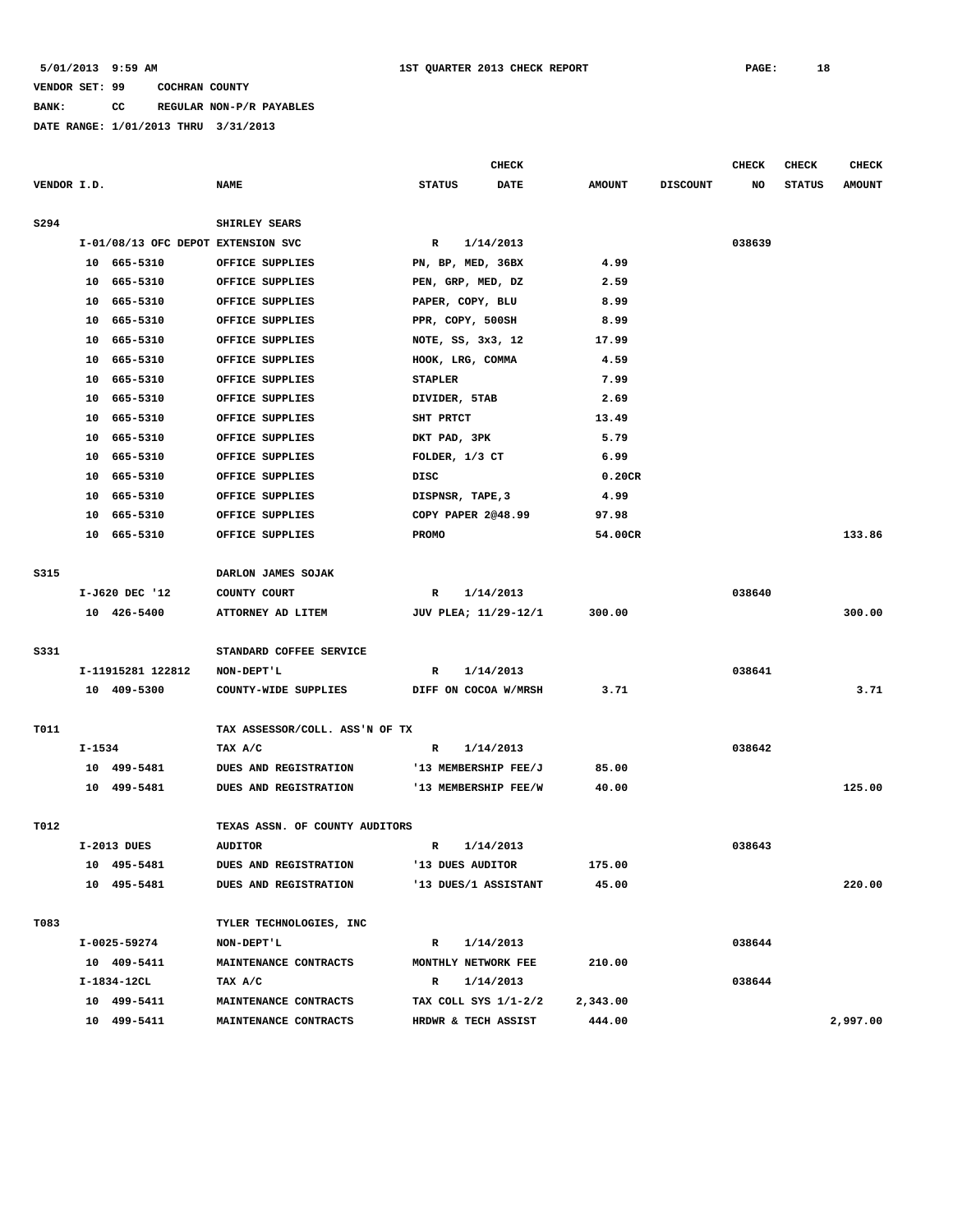5/01/2013 9:59 AM 1ST QUARTER 2013 CHECK REPORT PAGE: 18

VENDOR SET: 99 COCHRAN COUNTY

BANK: CC REGULAR NON-P/R PAYABLES

DATE RANGE: 1/01/2013 THRU 3/31/2013

| VENDOR I.D. | NAME | STATUS | CHECK DATE | AMOUNT | DISCOUNT | CHECK NO | CHECK STATUS | CHECK AMOUNT |
|---|---|---|---|---|---|---|---|---|
| S294 | SHIRLEY SEARS | | | | | | | |
| I-01/08/13 OFC DEPOT EXTENSION SVC | | R | 1/14/2013 | | | 038639 | | |
| 10 665-5310 | OFFICE SUPPLIES | PN, BP, MED, 36BX | | 4.99 | | | | |
| 10 665-5310 | OFFICE SUPPLIES | PEN, GRP, MED, DZ | | 2.59 | | | | |
| 10 665-5310 | OFFICE SUPPLIES | PAPER, COPY, BLU | | 8.99 | | | | |
| 10 665-5310 | OFFICE SUPPLIES | PPR, COPY, 500SH | | 8.99 | | | | |
| 10 665-5310 | OFFICE SUPPLIES | NOTE, SS, 3x3, 12 | | 17.99 | | | | |
| 10 665-5310 | OFFICE SUPPLIES | HOOK, LRG, COMMA | | 4.59 | | | | |
| 10 665-5310 | OFFICE SUPPLIES | STAPLER | | 7.99 | | | | |
| 10 665-5310 | OFFICE SUPPLIES | DIVIDER, 5TAB | | 2.69 | | | | |
| 10 665-5310 | OFFICE SUPPLIES | SHT PRTCT | | 13.49 | | | | |
| 10 665-5310 | OFFICE SUPPLIES | DKT PAD, 3PK | | 5.79 | | | | |
| 10 665-5310 | OFFICE SUPPLIES | FOLDER, 1/3 CT | | 6.99 | | | | |
| 10 665-5310 | OFFICE SUPPLIES | DISC | | 0.20CR | | | | |
| 10 665-5310 | OFFICE SUPPLIES | DISPNSR, TAPE,3 | | 4.99 | | | | |
| 10 665-5310 | OFFICE SUPPLIES | COPY PAPER 2@48.99 | | 97.98 | | | | |
| 10 665-5310 | OFFICE SUPPLIES | PROMO | | 54.00CR | | | | 133.86 |
| S315 | DARLON JAMES SOJAK | | | | | | | |
| I-J620 DEC '12 | COUNTY COURT | R | 1/14/2013 | | | 038640 | | |
| 10 426-5400 | ATTORNEY AD LITEM | JUV PLEA; 11/29-12/1 | | 300.00 | | | | 300.00 |
| S331 | STANDARD COFFEE SERVICE | | | | | | | |
| I-11915281 122812 | NON-DEPT'L | R | 1/14/2013 | | | 038641 | | |
| 10 409-5300 | COUNTY-WIDE SUPPLIES | DIFF ON COCOA W/MRSH | | 3.71 | | | | 3.71 |
| T011 | TAX ASSESSOR/COLL. ASS'N OF TX | | | | | | | |
| I-1534 | TAX A/C | R | 1/14/2013 | | | 038642 | | |
| 10 499-5481 | DUES AND REGISTRATION | '13 MEMBERSHIP FEE/J | | 85.00 | | | | |
| 10 499-5481 | DUES AND REGISTRATION | '13 MEMBERSHIP FEE/W | | 40.00 | | | | 125.00 |
| T012 | TEXAS ASSN. OF COUNTY AUDITORS | | | | | | | |
| I-2013 DUES | AUDITOR | R | 1/14/2013 | | | 038643 | | |
| 10 495-5481 | DUES AND REGISTRATION | '13 DUES AUDITOR | | 175.00 | | | | |
| 10 495-5481 | DUES AND REGISTRATION | '13 DUES/1 ASSISTANT | | 45.00 | | | | 220.00 |
| T083 | TYLER TECHNOLOGIES, INC | | | | | | | |
| I-0025-59274 | NON-DEPT'L | R | 1/14/2013 | | | 038644 | | |
| 10 409-5411 | MAINTENANCE CONTRACTS | MONTHLY NETWORK FEE | | 210.00 | | | | |
| I-1834-12CL | TAX A/C | R | 1/14/2013 | | | 038644 | | |
| 10 499-5411 | MAINTENANCE CONTRACTS | TAX COLL SYS 1/1-2/2 | | 2,343.00 | | | | |
| 10 499-5411 | MAINTENANCE CONTRACTS | HRDWR & TECH ASSIST | | 444.00 | | | | 2,997.00 |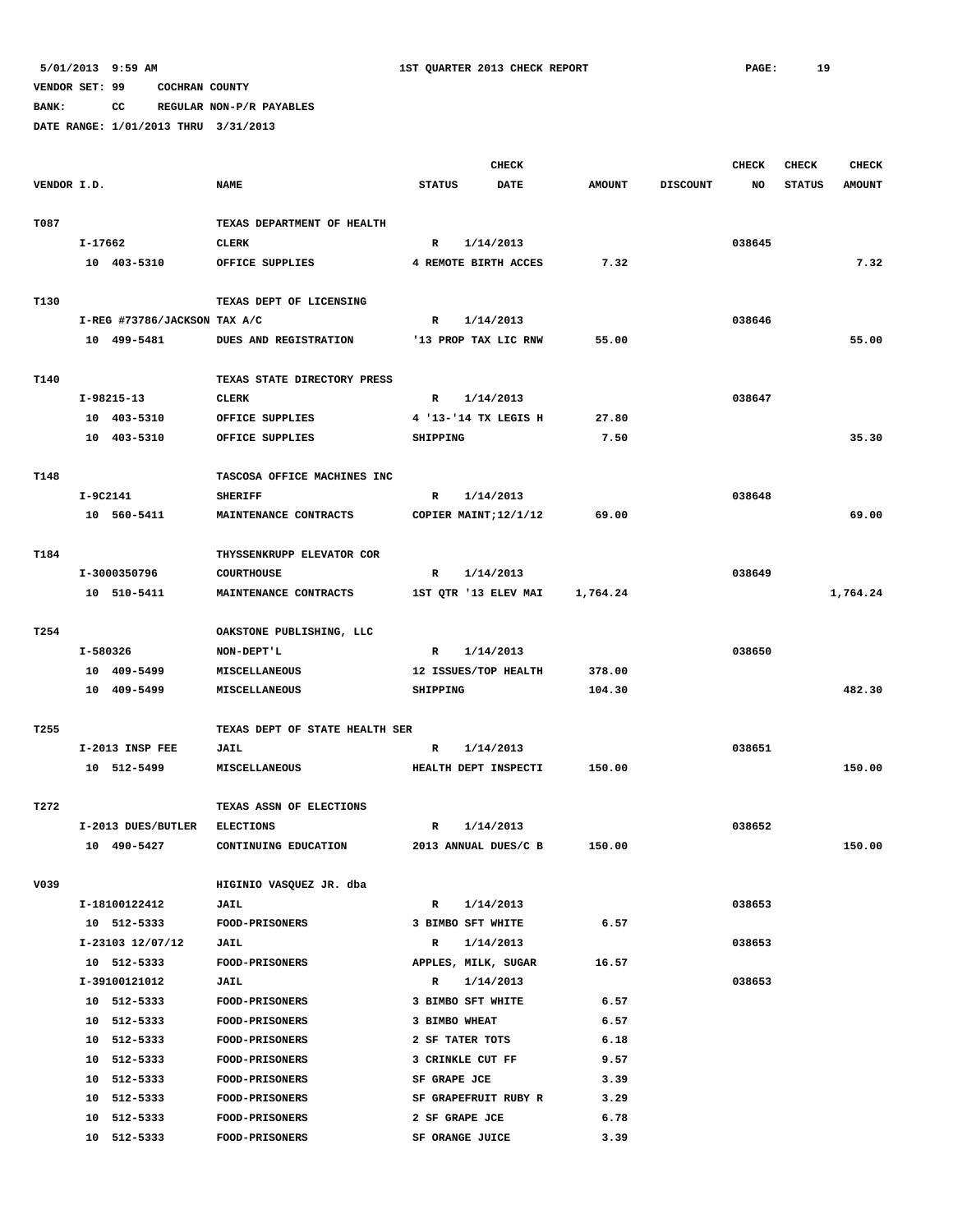5/01/2013 9:59 AM 1ST QUARTER 2013 CHECK REPORT

VENDOR SET: 99 COCHRAN COUNTY

BANK: CC REGULAR NON-P/R PAYABLES

DATE RANGE: 1/01/2013 THRU 3/31/2013

| VENDOR I.D. | NAME | STATUS | CHECK DATE | AMOUNT | DISCOUNT | CHECK NO | CHECK STATUS | CHECK AMOUNT |
|---|---|---|---|---|---|---|---|---|
| T087 | TEXAS DEPARTMENT OF HEALTH | | | | | | | |
| I-17662 | CLERK | R | 1/14/2013 | | | 038645 | | |
| 10 403-5310 | OFFICE SUPPLIES | 4 REMOTE BIRTH ACCES | | 7.32 | | | | 7.32 |
| T130 | TEXAS DEPT OF LICENSING | | | | | | | |
| I-REG #73786/JACKSON TAX A/C | | R | 1/14/2013 | | | 038646 | | |
| 10 499-5481 | DUES AND REGISTRATION | '13 PROP TAX LIC RNW | | 55.00 | | | | 55.00 |
| T140 | TEXAS STATE DIRECTORY PRESS | | | | | | | |
| I-98215-13 | CLERK | R | 1/14/2013 | | | 038647 | | |
| 10 403-5310 | OFFICE SUPPLIES | 4 '13-'14 TX LEGIS H | | 27.80 | | | | |
| 10 403-5310 | OFFICE SUPPLIES | SHIPPING | | 7.50 | | | | 35.30 |
| T148 | TASCOSA OFFICE MACHINES INC | | | | | | | |
| I-9C2141 | SHERIFF | R | 1/14/2013 | | | 038648 | | |
| 10 560-5411 | MAINTENANCE CONTRACTS | COPIER MAINT;12/1/12 | | 69.00 | | | | 69.00 |
| T184 | THYSSENKRUPP ELEVATOR COR | | | | | | | |
| I-3000350796 | COURTHOUSE | R | 1/14/2013 | | | 038649 | | |
| 10 510-5411 | MAINTENANCE CONTRACTS | 1ST QTR '13 ELEV MAI | | 1,764.24 | | | | 1,764.24 |
| T254 | OAKSTONE PUBLISHING, LLC | | | | | | | |
| I-580326 | NON-DEPT'L | R | 1/14/2013 | | | 038650 | | |
| 10 409-5499 | MISCELLANEOUS | 12 ISSUES/TOP HEALTH | | 378.00 | | | | |
| 10 409-5499 | MISCELLANEOUS | SHIPPING | | 104.30 | | | | 482.30 |
| T255 | TEXAS DEPT OF STATE HEALTH SER | | | | | | | |
| I-2013 INSP FEE | JAIL | R | 1/14/2013 | | | 038651 | | |
| 10 512-5499 | MISCELLANEOUS | HEALTH DEPT INSPECTI | | 150.00 | | | | 150.00 |
| T272 | TEXAS ASSN OF ELECTIONS | | | | | | | |
| I-2013 DUES/BUTLER | ELECTIONS | R | 1/14/2013 | | | 038652 | | |
| 10 490-5427 | CONTINUING EDUCATION | 2013 ANNUAL DUES/C B | | 150.00 | | | | 150.00 |
| V039 | HIGINIO VASQUEZ JR. dba | | | | | | | |
| I-18100122412 | JAIL | R | 1/14/2013 | | | 038653 | | |
| 10 512-5333 | FOOD-PRISONERS | 3 BIMBO SFT WHITE | | 6.57 | | | | |
| I-23103 12/07/12 | JAIL | R | 1/14/2013 | | | 038653 | | |
| 10 512-5333 | FOOD-PRISONERS | APPLES, MILK, SUGAR | | 16.57 | | | | |
| I-39100121012 | JAIL | R | 1/14/2013 | | | 038653 | | |
| 10 512-5333 | FOOD-PRISONERS | 3 BIMBO SFT WHITE | | 6.57 | | | | |
| 10 512-5333 | FOOD-PRISONERS | 3 BIMBO WHEAT | | 6.57 | | | | |
| 10 512-5333 | FOOD-PRISONERS | 2 SF TATER TOTS | | 6.18 | | | | |
| 10 512-5333 | FOOD-PRISONERS | 3 CRINKLE CUT FF | | 9.57 | | | | |
| 10 512-5333 | FOOD-PRISONERS | SF GRAPE JCE | | 3.39 | | | | |
| 10 512-5333 | FOOD-PRISONERS | SF GRAPEFRUIT RUBY R | | 3.29 | | | | |
| 10 512-5333 | FOOD-PRISONERS | 2 SF GRAPE JCE | | 6.78 | | | | |
| 10 512-5333 | FOOD-PRISONERS | SF ORANGE JUICE | | 3.39 | | | | |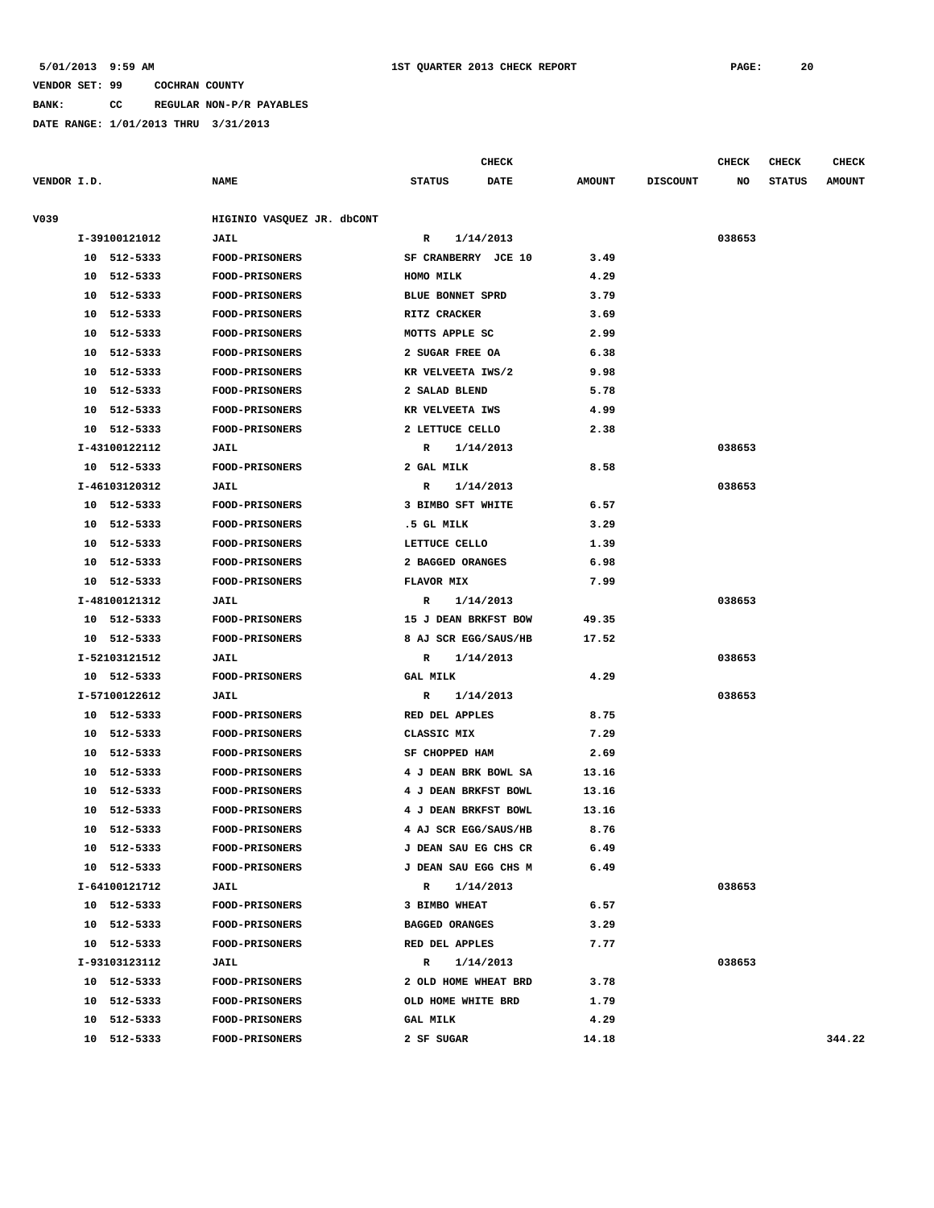5/01/2013 9:59 AM 1ST QUARTER 2013 CHECK REPORT

VENDOR SET: 99 COCHRAN COUNTY

BANK: CC REGULAR NON-P/R PAYABLES

DATE RANGE: 1/01/2013 THRU 3/31/2013

| VENDOR I.D. | NAME | CHECK STATUS | CHECK DATE | AMOUNT | DISCOUNT | CHECK NO | CHECK STATUS | CHECK AMOUNT |
|---|---|---|---|---|---|---|---|---|
| V039 | HIGINIO VASQUEZ JR. dbCONT | | | | | | | |
| I-39100121012 | JAIL | R | 1/14/2013 | | | 038653 | | |
| 10 512-5333 | FOOD-PRISONERS | SF CRANBERRY JCE 10 | | 3.49 | | | | |
| 10 512-5333 | FOOD-PRISONERS | HOMO MILK | | 4.29 | | | | |
| 10 512-5333 | FOOD-PRISONERS | BLUE BONNET SPRD | | 3.79 | | | | |
| 10 512-5333 | FOOD-PRISONERS | RITZ CRACKER | | 3.69 | | | | |
| 10 512-5333 | FOOD-PRISONERS | MOTTS APPLE SC | | 2.99 | | | | |
| 10 512-5333 | FOOD-PRISONERS | 2 SUGAR FREE OA | | 6.38 | | | | |
| 10 512-5333 | FOOD-PRISONERS | KR VELVEETA IWS/2 | | 9.98 | | | | |
| 10 512-5333 | FOOD-PRISONERS | 2 SALAD BLEND | | 5.78 | | | | |
| 10 512-5333 | FOOD-PRISONERS | KR VELVEETA IWS | | 4.99 | | | | |
| 10 512-5333 | FOOD-PRISONERS | 2 LETTUCE CELLO | | 2.38 | | | | |
| I-43100122112 | JAIL | R | 1/14/2013 | | | 038653 | | |
| 10 512-5333 | FOOD-PRISONERS | 2 GAL MILK | | 8.58 | | | | |
| I-46103120312 | JAIL | R | 1/14/2013 | | | 038653 | | |
| 10 512-5333 | FOOD-PRISONERS | 3 BIMBO SFT WHITE | | 6.57 | | | | |
| 10 512-5333 | FOOD-PRISONERS | .5 GL MILK | | 3.29 | | | | |
| 10 512-5333 | FOOD-PRISONERS | LETTUCE CELLO | | 1.39 | | | | |
| 10 512-5333 | FOOD-PRISONERS | 2 BAGGED ORANGES | | 6.98 | | | | |
| 10 512-5333 | FOOD-PRISONERS | FLAVOR MIX | | 7.99 | | | | |
| I-48100121312 | JAIL | R | 1/14/2013 | | | 038653 | | |
| 10 512-5333 | FOOD-PRISONERS | 15 J DEAN BRKFST BOW | | 49.35 | | | | |
| 10 512-5333 | FOOD-PRISONERS | 8 AJ SCR EGG/SAUS/HB | | 17.52 | | | | |
| I-52103121512 | JAIL | R | 1/14/2013 | | | 038653 | | |
| 10 512-5333 | FOOD-PRISONERS | GAL MILK | | 4.29 | | | | |
| I-57100122612 | JAIL | R | 1/14/2013 | | | 038653 | | |
| 10 512-5333 | FOOD-PRISONERS | RED DEL APPLES | | 8.75 | | | | |
| 10 512-5333 | FOOD-PRISONERS | CLASSIC MIX | | 7.29 | | | | |
| 10 512-5333 | FOOD-PRISONERS | SF CHOPPED HAM | | 2.69 | | | | |
| 10 512-5333 | FOOD-PRISONERS | 4 J DEAN BRK BOWL SA | | 13.16 | | | | |
| 10 512-5333 | FOOD-PRISONERS | 4 J DEAN BRKFST BOWL | | 13.16 | | | | |
| 10 512-5333 | FOOD-PRISONERS | 4 J DEAN BRKFST BOWL | | 13.16 | | | | |
| 10 512-5333 | FOOD-PRISONERS | 4 AJ SCR EGG/SAUS/HB | | 8.76 | | | | |
| 10 512-5333 | FOOD-PRISONERS | J DEAN SAU EG CHS CR | | 6.49 | | | | |
| 10 512-5333 | FOOD-PRISONERS | J DEAN SAU EGG CHS M | | 6.49 | | | | |
| I-64100121712 | JAIL | R | 1/14/2013 | | | 038653 | | |
| 10 512-5333 | FOOD-PRISONERS | 3 BIMBO WHEAT | | 6.57 | | | | |
| 10 512-5333 | FOOD-PRISONERS | BAGGED ORANGES | | 3.29 | | | | |
| 10 512-5333 | FOOD-PRISONERS | RED DEL APPLES | | 7.77 | | | | |
| I-93103123112 | JAIL | R | 1/14/2013 | | | 038653 | | |
| 10 512-5333 | FOOD-PRISONERS | 2 OLD HOME WHEAT BRD | | 3.78 | | | | |
| 10 512-5333 | FOOD-PRISONERS | OLD HOME WHITE BRD | | 1.79 | | | | |
| 10 512-5333 | FOOD-PRISONERS | GAL MILK | | 4.29 | | | | |
| 10 512-5333 | FOOD-PRISONERS | 2 SF SUGAR | | 14.18 | | | | 344.22 |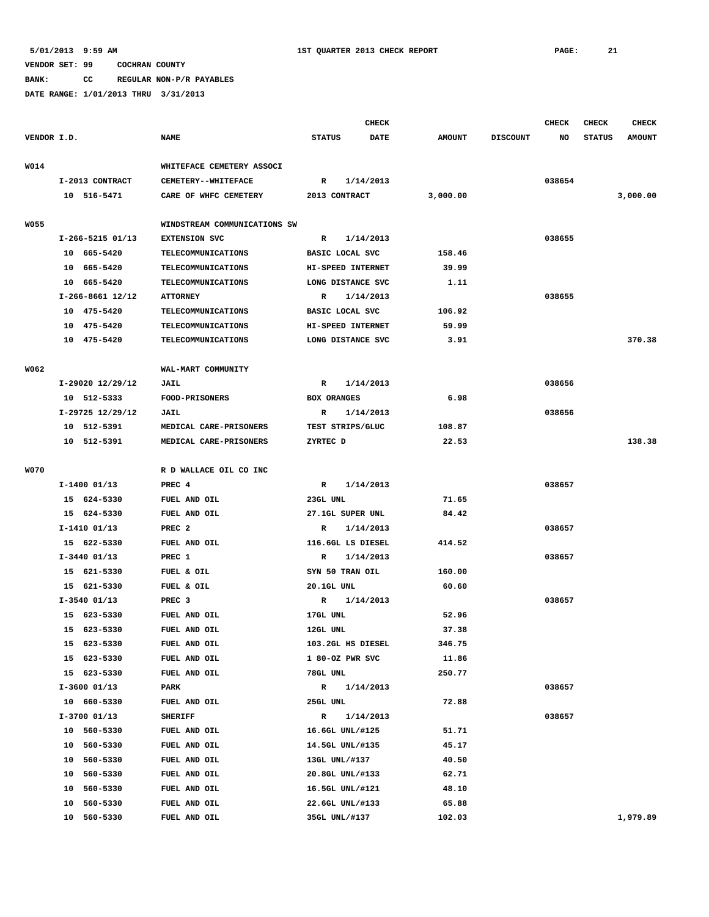5/01/2013 9:59 AM 1ST QUARTER 2013 CHECK REPORT PAGE: 21

VENDOR SET: 99 COCHRAN COUNTY

BANK: CC REGULAR NON-P/R PAYABLES

DATE RANGE: 1/01/2013 THRU 3/31/2013

| VENDOR I.D. | NAME | STATUS | CHECK DATE | AMOUNT | DISCOUNT | CHECK NO | CHECK STATUS | CHECK AMOUNT |
|---|---|---|---|---|---|---|---|---|
| W014 | WHITEFACE CEMETERY ASSOCI | | | | | | | |
| I-2013 CONTRACT | CEMETERY--WHITEFACE | R | 1/14/2013 | | | 038654 | | |
| 10 516-5471 | CARE OF WHFC CEMETERY | 2013 CONTRACT | | 3,000.00 | | | | 3,000.00 |
| W055 | WINDSTREAM COMMUNICATIONS SW | | | | | | | |
| I-266-5215 01/13 | EXTENSION SVC | R | 1/14/2013 | | | 038655 | | |
| 10 665-5420 | TELECOMMUNICATIONS | BASIC LOCAL SVC | | 158.46 | | | | |
| 10 665-5420 | TELECOMMUNICATIONS | HI-SPEED INTERNET | | 39.99 | | | | |
| 10 665-5420 | TELECOMMUNICATIONS | LONG DISTANCE SVC | | 1.11 | | | | |
| I-266-8661 12/12 | ATTORNEY | R | 1/14/2013 | | | 038655 | | |
| 10 475-5420 | TELECOMMUNICATIONS | BASIC LOCAL SVC | | 106.92 | | | | |
| 10 475-5420 | TELECOMMUNICATIONS | HI-SPEED INTERNET | | 59.99 | | | | |
| 10 475-5420 | TELECOMMUNICATIONS | LONG DISTANCE SVC | | 3.91 | | | | 370.38 |
| W062 | WAL-MART COMMUNITY | | | | | | | |
| I-29020 12/29/12 | JAIL | R | 1/14/2013 | | | 038656 | | |
| 10 512-5333 | FOOD-PRISONERS | BOX ORANGES | | 6.98 | | | | |
| I-29725 12/29/12 | JAIL | R | 1/14/2013 | | | 038656 | | |
| 10 512-5391 | MEDICAL CARE-PRISONERS | TEST STRIPS/GLUC | | 108.87 | | | | |
| 10 512-5391 | MEDICAL CARE-PRISONERS | ZYRTEC D | | 22.53 | | | | 138.38 |
| W070 | R D WALLACE OIL CO INC | | | | | | | |
| I-1400 01/13 | PREC 4 | R | 1/14/2013 | | | 038657 | | |
| 15 624-5330 | FUEL AND OIL | 23GL UNL | | 71.65 | | | | |
| 15 624-5330 | FUEL AND OIL | 27.1GL SUPER UNL | | 84.42 | | | | |
| I-1410 01/13 | PREC 2 | R | 1/14/2013 | | | 038657 | | |
| 15 622-5330 | FUEL AND OIL | 116.6GL LS DIESEL | | 414.52 | | | | |
| I-3440 01/13 | PREC 1 | R | 1/14/2013 | | | 038657 | | |
| 15 621-5330 | FUEL & OIL | SYN 50 TRAN OIL | | 160.00 | | | | |
| 15 621-5330 | FUEL & OIL | 20.1GL UNL | | 60.60 | | | | |
| I-3540 01/13 | PREC 3 | R | 1/14/2013 | | | 038657 | | |
| 15 623-5330 | FUEL AND OIL | 17GL UNL | | 52.96 | | | | |
| 15 623-5330 | FUEL AND OIL | 12GL UNL | | 37.38 | | | | |
| 15 623-5330 | FUEL AND OIL | 103.2GL HS DIESEL | | 346.75 | | | | |
| 15 623-5330 | FUEL AND OIL | 1 80-OZ PWR SVC | | 11.86 | | | | |
| 15 623-5330 | FUEL AND OIL | 78GL UNL | | 250.77 | | | | |
| I-3600 01/13 | PARK | R | 1/14/2013 | | | 038657 | | |
| 10 660-5330 | FUEL AND OIL | 25GL UNL | | 72.88 | | | | |
| I-3700 01/13 | SHERIFF | R | 1/14/2013 | | | 038657 | | |
| 10 560-5330 | FUEL AND OIL | 16.6GL UNL/#125 | | 51.71 | | | | |
| 10 560-5330 | FUEL AND OIL | 14.5GL UNL/#135 | | 45.17 | | | | |
| 10 560-5330 | FUEL AND OIL | 13GL UNL/#137 | | 40.50 | | | | |
| 10 560-5330 | FUEL AND OIL | 20.8GL UNL/#133 | | 62.71 | | | | |
| 10 560-5330 | FUEL AND OIL | 16.5GL UNL/#121 | | 48.10 | | | | |
| 10 560-5330 | FUEL AND OIL | 22.6GL UNL/#133 | | 65.88 | | | | |
| 10 560-5330 | FUEL AND OIL | 35GL UNL/#137 | | 102.03 | | | | 1,979.89 |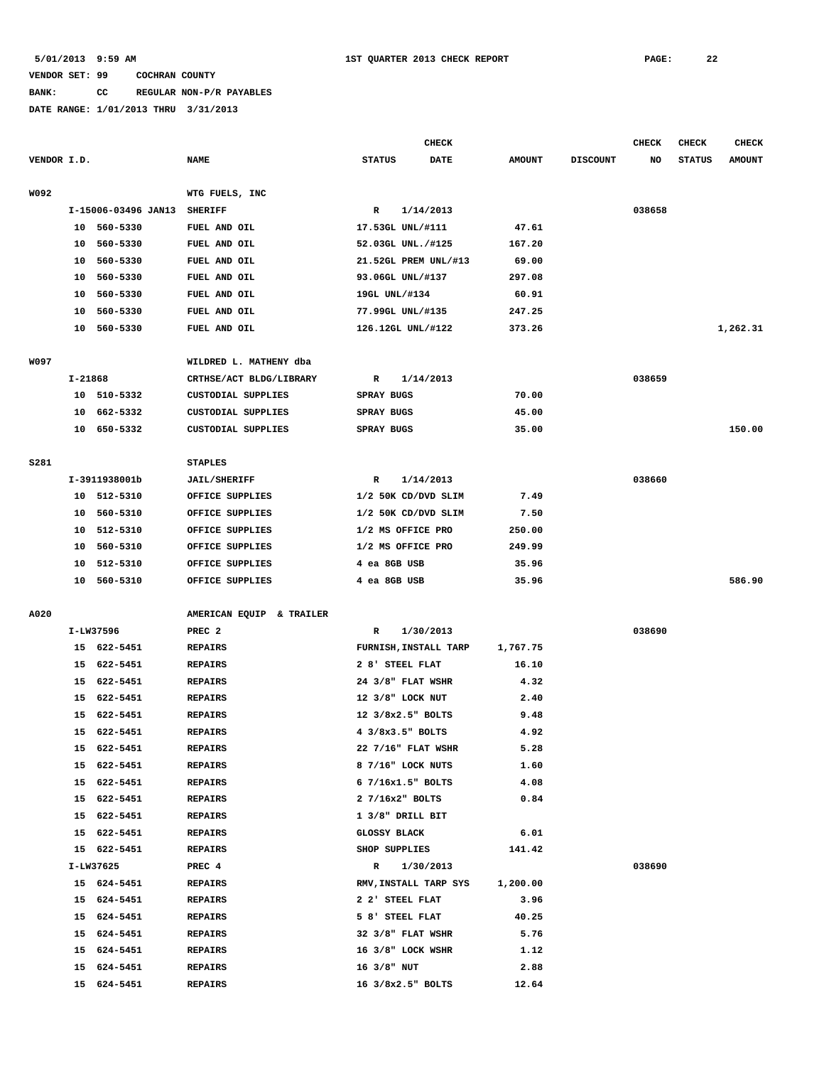5/01/2013 9:59 AM — 1ST QUARTER 2013 CHECK REPORT

VENDOR SET: 99 COCHRAN COUNTY

BANK: CC REGULAR NON-P/R PAYABLES

DATE RANGE: 1/01/2013 THRU 3/31/2013

| VENDOR I.D. | NAME | STATUS | CHECK DATE | AMOUNT | DISCOUNT | CHECK NO | CHECK STATUS | CHECK AMOUNT |
|---|---|---|---|---|---|---|---|---|
| W092 | WTG FUELS, INC | | | | | | | |
| I-15006-03496 JAN13 | SHERIFF | R | 1/14/2013 | | | 038658 | | |
| 10 560-5330 | FUEL AND OIL | 17.53GL UNL/#111 | | 47.61 | | | | |
| 10 560-5330 | FUEL AND OIL | 52.03GL UNL./#125 | | 167.20 | | | | |
| 10 560-5330 | FUEL AND OIL | 21.52GL PREM UNL/#13 | | 69.00 | | | | |
| 10 560-5330 | FUEL AND OIL | 93.06GL UNL/#137 | | 297.08 | | | | |
| 10 560-5330 | FUEL AND OIL | 19GL UNL/#134 | | 60.91 | | | | |
| 10 560-5330 | FUEL AND OIL | 77.99GL UNL/#135 | | 247.25 | | | | |
| 10 560-5330 | FUEL AND OIL | 126.12GL UNL/#122 | | 373.26 | | | | 1,262.31 |
| W097 | WILDRED L. MATHENY dba | | | | | | | |
| I-21868 | CRTHSE/ACT BLDG/LIBRARY | R | 1/14/2013 | | | 038659 | | |
| 10 510-5332 | CUSTODIAL SUPPLIES | SPRAY BUGS | | 70.00 | | | | |
| 10 662-5332 | CUSTODIAL SUPPLIES | SPRAY BUGS | | 45.00 | | | | |
| 10 650-5332 | CUSTODIAL SUPPLIES | SPRAY BUGS | | 35.00 | | | | 150.00 |
| S281 | STAPLES | | | | | | | |
| I-3911938001b | JAIL/SHERIFF | R | 1/14/2013 | | | 038660 | | |
| 10 512-5310 | OFFICE SUPPLIES | 1/2 50K CD/DVD SLIM | | 7.49 | | | | |
| 10 560-5310 | OFFICE SUPPLIES | 1/2 50K CD/DVD SLIM | | 7.50 | | | | |
| 10 512-5310 | OFFICE SUPPLIES | 1/2 MS OFFICE PRO | | 250.00 | | | | |
| 10 560-5310 | OFFICE SUPPLIES | 1/2 MS OFFICE PRO | | 249.99 | | | | |
| 10 512-5310 | OFFICE SUPPLIES | 4 ea 8GB USB | | 35.96 | | | | |
| 10 560-5310 | OFFICE SUPPLIES | 4 ea 8GB USB | | 35.96 | | | | 586.90 |
| A020 | AMERICAN EQUIP & TRAILER | | | | | | | |
| I-LW37596 | PREC 2 | R | 1/30/2013 | | | 038690 | | |
| 15 622-5451 | REPAIRS | FURNISH,INSTALL TARP | | 1,767.75 | | | | |
| 15 622-5451 | REPAIRS | 2 8' STEEL FLAT | | 16.10 | | | | |
| 15 622-5451 | REPAIRS | 24 3/8" FLAT WSHR | | 4.32 | | | | |
| 15 622-5451 | REPAIRS | 12 3/8" LOCK NUT | | 2.40 | | | | |
| 15 622-5451 | REPAIRS | 12 3/8x2.5" BOLTS | | 9.48 | | | | |
| 15 622-5451 | REPAIRS | 4 3/8x3.5" BOLTS | | 4.92 | | | | |
| 15 622-5451 | REPAIRS | 22 7/16" FLAT WSHR | | 5.28 | | | | |
| 15 622-5451 | REPAIRS | 8 7/16" LOCK NUTS | | 1.60 | | | | |
| 15 622-5451 | REPAIRS | 6 7/16x1.5" BOLTS | | 4.08 | | | | |
| 15 622-5451 | REPAIRS | 2 7/16x2" BOLTS | | 0.84 | | | | |
| 15 622-5451 | REPAIRS | 1 3/8" DRILL BIT | | | | | | |
| 15 622-5451 | REPAIRS | GLOSSY BLACK | | 6.01 | | | | |
| 15 622-5451 | REPAIRS | SHOP SUPPLIES | | 141.42 | | | | |
| I-LW37625 | PREC 4 | R | 1/30/2013 | | | 038690 | | |
| 15 624-5451 | REPAIRS | RMV,INSTALL TARP SYS | | 1,200.00 | | | | |
| 15 624-5451 | REPAIRS | 2 2' STEEL FLAT | | 3.96 | | | | |
| 15 624-5451 | REPAIRS | 5 8' STEEL FLAT | | 40.25 | | | | |
| 15 624-5451 | REPAIRS | 32 3/8" FLAT WSHR | | 5.76 | | | | |
| 15 624-5451 | REPAIRS | 16 3/8" LOCK WSHR | | 1.12 | | | | |
| 15 624-5451 | REPAIRS | 16 3/8" NUT | | 2.88 | | | | |
| 15 624-5451 | REPAIRS | 16 3/8x2.5" BOLTS | | 12.64 | | | | |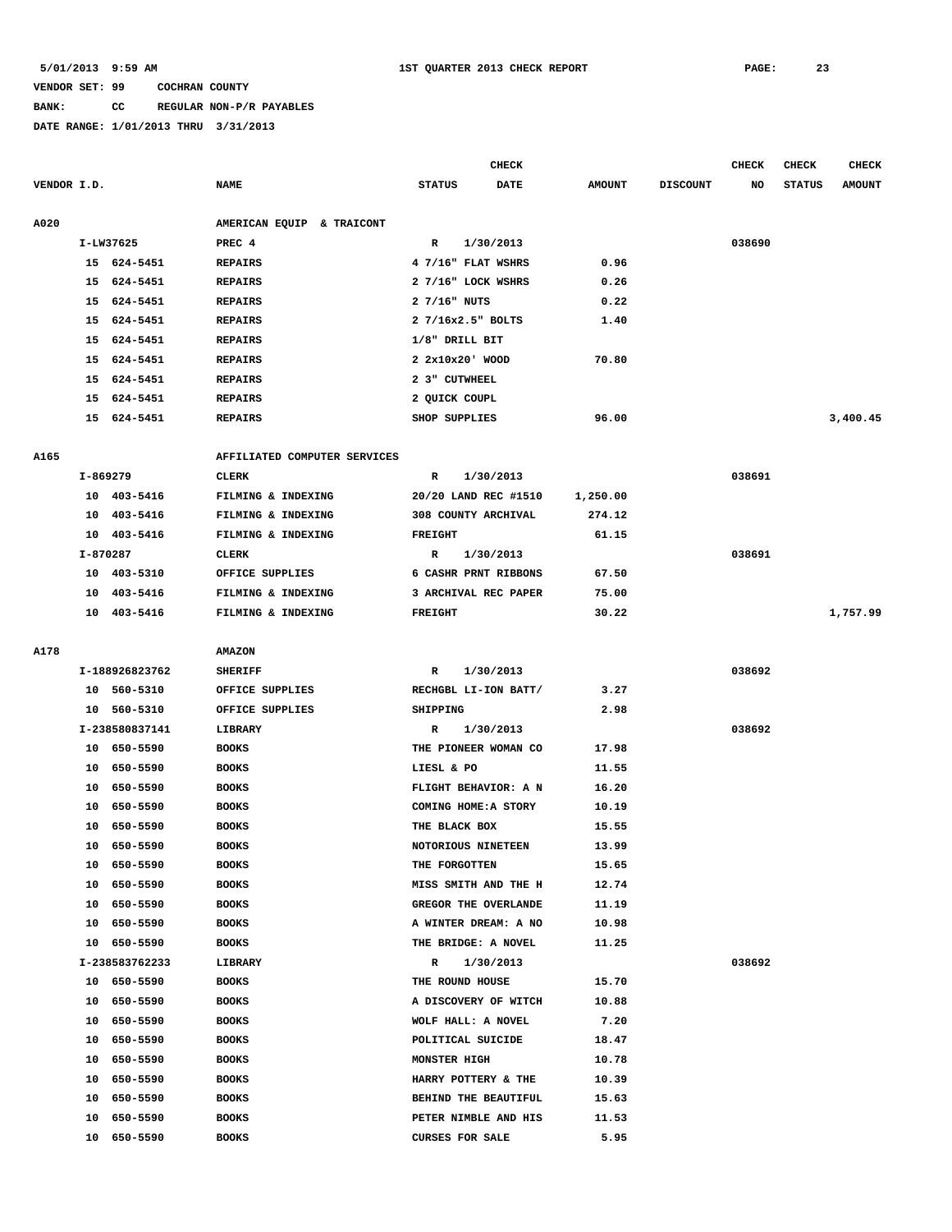5/01/2013 9:59 AM 1ST QUARTER 2013 CHECK REPORT

VENDOR SET: 99 COCHRAN COUNTY

BANK: CC REGULAR NON-P/R PAYABLES

DATE RANGE: 1/01/2013 THRU 3/31/2013

| VENDOR I.D. | NAME | STATUS | CHECK DATE | AMOUNT | DISCOUNT | CHECK NO | CHECK STATUS | CHECK AMOUNT |
|---|---|---|---|---|---|---|---|---|
| A020 | AMERICAN EQUIP & TRAICONT | | | | | | | |
| I-LW37625 | PREC 4 | R | 1/30/2013 | | | 038690 | | |
| 15 624-5451 | REPAIRS | 4 7/16" FLAT WSHRS | | 0.96 | | | | |
| 15 624-5451 | REPAIRS | 2 7/16" LOCK WSHRS | | 0.26 | | | | |
| 15 624-5451 | REPAIRS | 2 7/16" NUTS | | 0.22 | | | | |
| 15 624-5451 | REPAIRS | 2 7/16x2.5" BOLTS | | 1.40 | | | | |
| 15 624-5451 | REPAIRS | 1/8" DRILL BIT | | | | | | |
| 15 624-5451 | REPAIRS | 2 2x10x20' WOOD | | 70.80 | | | | |
| 15 624-5451 | REPAIRS | 2 3" CUTWHEEL | | | | | | |
| 15 624-5451 | REPAIRS | 2 QUICK COUPL | | | | | | |
| 15 624-5451 | REPAIRS | SHOP SUPPLIES | | 96.00 | | | | 3,400.45 |
| A165 | AFFILIATED COMPUTER SERVICES | | | | | | | |
| I-869279 | CLERK | R | 1/30/2013 | | | 038691 | | |
| 10 403-5416 | FILMING & INDEXING | 20/20 LAND REC #1510 | | 1,250.00 | | | | |
| 10 403-5416 | FILMING & INDEXING | 308 COUNTY ARCHIVAL | | 274.12 | | | | |
| 10 403-5416 | FILMING & INDEXING | FREIGHT | | 61.15 | | | | |
| I-870287 | CLERK | R | 1/30/2013 | | | 038691 | | |
| 10 403-5310 | OFFICE SUPPLIES | 6 CASHR PRNT RIBBONS | | 67.50 | | | | |
| 10 403-5416 | FILMING & INDEXING | 3 ARCHIVAL REC PAPER | | 75.00 | | | | |
| 10 403-5416 | FILMING & INDEXING | FREIGHT | | 30.22 | | | | 1,757.99 |
| A178 | AMAZON | | | | | | | |
| I-188926823762 | SHERIFF | R | 1/30/2013 | | | 038692 | | |
| 10 560-5310 | OFFICE SUPPLIES | RECHGBL LI-ION BATT/ | | 3.27 | | | | |
| 10 560-5310 | OFFICE SUPPLIES | SHIPPING | | 2.98 | | | | |
| I-238580837141 | LIBRARY | R | 1/30/2013 | | | 038692 | | |
| 10 650-5590 | BOOKS | THE PIONEER WOMAN CO | | 17.98 | | | | |
| 10 650-5590 | BOOKS | LIESL & PO | | 11.55 | | | | |
| 10 650-5590 | BOOKS | FLIGHT BEHAVIOR: A N | | 16.20 | | | | |
| 10 650-5590 | BOOKS | COMING HOME:A STORY | | 10.19 | | | | |
| 10 650-5590 | BOOKS | THE BLACK BOX | | 15.55 | | | | |
| 10 650-5590 | BOOKS | NOTORIOUS NINETEEN | | 13.99 | | | | |
| 10 650-5590 | BOOKS | THE FORGOTTEN | | 15.65 | | | | |
| 10 650-5590 | BOOKS | MISS SMITH AND THE H | | 12.74 | | | | |
| 10 650-5590 | BOOKS | GREGOR THE OVERLANDE | | 11.19 | | | | |
| 10 650-5590 | BOOKS | A WINTER DREAM: A NO | | 10.98 | | | | |
| 10 650-5590 | BOOKS | THE BRIDGE: A NOVEL | | 11.25 | | | | |
| I-238583762233 | LIBRARY | R | 1/30/2013 | | | 038692 | | |
| 10 650-5590 | BOOKS | THE ROUND HOUSE | | 15.70 | | | | |
| 10 650-5590 | BOOKS | A DISCOVERY OF WITCH | | 10.88 | | | | |
| 10 650-5590 | BOOKS | WOLF HALL: A NOVEL | | 7.20 | | | | |
| 10 650-5590 | BOOKS | POLITICAL SUICIDE | | 18.47 | | | | |
| 10 650-5590 | BOOKS | MONSTER HIGH | | 10.78 | | | | |
| 10 650-5590 | BOOKS | HARRY POTTERY & THE | | 10.39 | | | | |
| 10 650-5590 | BOOKS | BEHIND THE BEAUTIFUL | | 15.63 | | | | |
| 10 650-5590 | BOOKS | PETER NIMBLE AND HIS | | 11.53 | | | | |
| 10 650-5590 | BOOKS | CURSES FOR SALE | | 5.95 | | | | |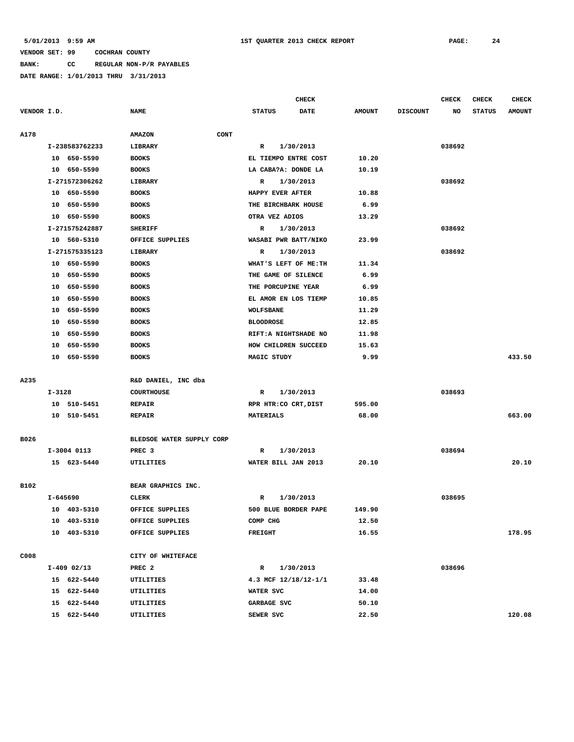5/01/2013 9:59 AM 1ST QUARTER 2013 CHECK REPORT

VENDOR SET: 99 COCHRAN COUNTY

BANK: CC REGULAR NON-P/R PAYABLES

DATE RANGE: 1/01/2013 THRU 3/31/2013

| VENDOR I.D. | NAME | STATUS | CHECK DATE | AMOUNT | DISCOUNT | CHECK NO | CHECK STATUS | CHECK AMOUNT |
|---|---|---|---|---|---|---|---|---|
| A178 | AMAZON CONT | | | | | | | |
| I-238583762233 | LIBRARY | R | 1/30/2013 | | | 038692 | | |
| 10 650-5590 | BOOKS | EL TIEMPO ENTRE COST | | 10.20 | | | | |
| 10 650-5590 | BOOKS | LA CABA?A: DONDE LA | | 10.19 | | | | |
| I-271572306262 | LIBRARY | R | 1/30/2013 | | | 038692 | | |
| 10 650-5590 | BOOKS | HAPPY EVER AFTER | | 10.88 | | | | |
| 10 650-5590 | BOOKS | THE BIRCHBARK HOUSE | | 6.99 | | | | |
| 10 650-5590 | BOOKS | OTRA VEZ ADIOS | | 13.29 | | | | |
| I-271575242887 | SHERIFF | R | 1/30/2013 | | | 038692 | | |
| 10 560-5310 | OFFICE SUPPLIES | WASABI PWR BATT/NIKO | | 23.99 | | | | |
| I-271575335123 | LIBRARY | R | 1/30/2013 | | | 038692 | | |
| 10 650-5590 | BOOKS | WHAT'S LEFT OF ME:TH | | 11.34 | | | | |
| 10 650-5590 | BOOKS | THE GAME OF SILENCE | | 6.99 | | | | |
| 10 650-5590 | BOOKS | THE PORCUPINE YEAR | | 6.99 | | | | |
| 10 650-5590 | BOOKS | EL AMOR EN LOS TIEMP | | 10.85 | | | | |
| 10 650-5590 | BOOKS | WOLFSBANE | | 11.29 | | | | |
| 10 650-5590 | BOOKS | BLOODROSE | | 12.85 | | | | |
| 10 650-5590 | BOOKS | RIFT:A NIGHTSHADE NO | | 11.98 | | | | |
| 10 650-5590 | BOOKS | HOW CHILDREN SUCCEED | | 15.63 | | | | |
| 10 650-5590 | BOOKS | MAGIC STUDY | | 9.99 | | | | 433.50 |
| A235 | R&D DANIEL, INC dba | | | | | | | |
| I-3128 | COURTHOUSE | R | 1/30/2013 | | | 038693 | | |
| 10 510-5451 | REPAIR | RPR HTR:CO CRT,DIST | | 595.00 | | | | |
| 10 510-5451 | REPAIR | MATERIALS | | 68.00 | | | | 663.00 |
| B026 | BLEDSOE WATER SUPPLY CORP | | | | | | | |
| I-3004 0113 | PREC 3 | R | 1/30/2013 | | | 038694 | | |
| 15 623-5440 | UTILITIES | WATER BILL JAN 2013 | | 20.10 | | | | 20.10 |
| B102 | BEAR GRAPHICS INC. | | | | | | | |
| I-645690 | CLERK | R | 1/30/2013 | | | 038695 | | |
| 10 403-5310 | OFFICE SUPPLIES | 500 BLUE BORDER PAPE | | 149.90 | | | | |
| 10 403-5310 | OFFICE SUPPLIES | COMP CHG | | 12.50 | | | | |
| 10 403-5310 | OFFICE SUPPLIES | FREIGHT | | 16.55 | | | | 178.95 |
| C008 | CITY OF WHITEFACE | | | | | | | |
| I-409 02/13 | PREC 2 | R | 1/30/2013 | | | 038696 | | |
| 15 622-5440 | UTILITIES | 4.3 MCF 12/18/12-1/1 | | 33.48 | | | | |
| 15 622-5440 | UTILITIES | WATER SVC | | 14.00 | | | | |
| 15 622-5440 | UTILITIES | GARBAGE SVC | | 50.10 | | | | |
| 15 622-5440 | UTILITIES | SEWER SVC | | 22.50 | | | | 120.08 |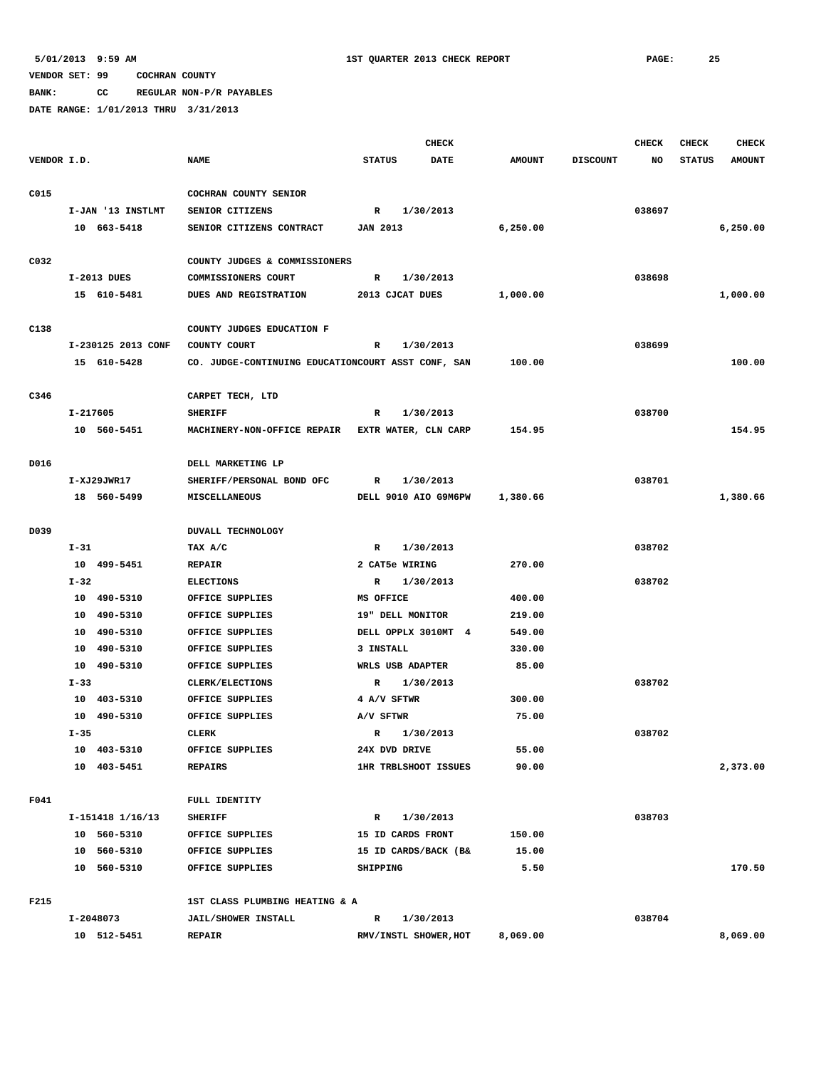5/01/2013 9:59 AM 1ST QUARTER 2013 CHECK REPORT

VENDOR SET: 99 COCHRAN COUNTY

BANK: CC REGULAR NON-P/R PAYABLES

DATE RANGE: 1/01/2013 THRU 3/31/2013

| VENDOR I.D. | NAME | STATUS | CHECK DATE | AMOUNT | DISCOUNT | CHECK NO | CHECK STATUS | CHECK AMOUNT |
|---|---|---|---|---|---|---|---|---|
| C015 | COCHRAN COUNTY SENIOR | | | | | | | |
| I-JAN '13 INSTLMT | SENIOR CITIZENS | R | 1/30/2013 | | | 038697 | | |
| 10 663-5418 | SENIOR CITIZENS CONTRACT | JAN 2013 | | 6,250.00 | | | | 6,250.00 |
| C032 | COUNTY JUDGES & COMMISSIONERS | | | | | | | |
| I-2013 DUES | COMMISSIONERS COURT | R | 1/30/2013 | | | 038698 | | |
| 15 610-5481 | DUES AND REGISTRATION | 2013 CJCAT DUES | | 1,000.00 | | | | 1,000.00 |
| C138 | COUNTY JUDGES EDUCATION F | | | | | | | |
| I-230125 2013 CONF | COUNTY COURT | R | 1/30/2013 | | | 038699 | | |
| 15 610-5428 | CO. JUDGE-CONTINUING EDUCATION | COURT ASST CONF, SAN | | 100.00 | | | | 100.00 |
| C346 | CARPET TECH, LTD | | | | | | | |
| I-217605 | SHERIFF | R | 1/30/2013 | | | 038700 | | |
| 10 560-5451 | MACHINERY-NON-OFFICE REPAIR | EXTR WATER, CLN CARP | | 154.95 | | | | 154.95 |
| D016 | DELL MARKETING LP | | | | | | | |
| I-XJ29JWR17 | SHERIFF/PERSONAL BOND OFC | R | 1/30/2013 | | | 038701 | | |
| 18 560-5499 | MISCELLANEOUS | DELL 9010 AIO G9M6PW | | 1,380.66 | | | | 1,380.66 |
| D039 | DUVALL TECHNOLOGY | | | | | | | |
| I-31 | TAX A/C | R | 1/30/2013 | | | 038702 | | |
| 10 499-5451 | REPAIR | 2 CAT5e WIRING | | 270.00 | | | | |
| I-32 | ELECTIONS | R | 1/30/2013 | | | 038702 | | |
| 10 490-5310 | OFFICE SUPPLIES | MS OFFICE | | 400.00 | | | | |
| 10 490-5310 | OFFICE SUPPLIES | 19" DELL MONITOR | | 219.00 | | | | |
| 10 490-5310 | OFFICE SUPPLIES | DELL OPPLX 3010MT 4 | | 549.00 | | | | |
| 10 490-5310 | OFFICE SUPPLIES | 3 INSTALL | | 330.00 | | | | |
| 10 490-5310 | OFFICE SUPPLIES | WRLS USB ADAPTER | | 85.00 | | | | |
| I-33 | CLERK/ELECTIONS | R | 1/30/2013 | | | 038702 | | |
| 10 403-5310 | OFFICE SUPPLIES | 4 A/V SFTWR | | 300.00 | | | | |
| 10 490-5310 | OFFICE SUPPLIES | A/V SFTWR | | 75.00 | | | | |
| I-35 | CLERK | R | 1/30/2013 | | | 038702 | | |
| 10 403-5310 | OFFICE SUPPLIES | 24X DVD DRIVE | | 55.00 | | | | |
| 10 403-5451 | REPAIRS | 1HR TRBLSHOOT ISSUES | | 90.00 | | | | 2,373.00 |
| F041 | FULL IDENTITY | | | | | | | |
| I-151418 1/16/13 | SHERIFF | R | 1/30/2013 | | | 038703 | | |
| 10 560-5310 | OFFICE SUPPLIES | 15 ID CARDS FRONT | | 150.00 | | | | |
| 10 560-5310 | OFFICE SUPPLIES | 15 ID CARDS/BACK (B& | | 15.00 | | | | |
| 10 560-5310 | OFFICE SUPPLIES | SHIPPING | | 5.50 | | | | 170.50 |
| F215 | 1ST CLASS PLUMBING HEATING & A | | | | | | | |
| I-2048073 | JAIL/SHOWER INSTALL | R | 1/30/2013 | | | 038704 | | |
| 10 512-5451 | REPAIR | RMV/INSTL SHOWER,HOT | | 8,069.00 | | | | 8,069.00 |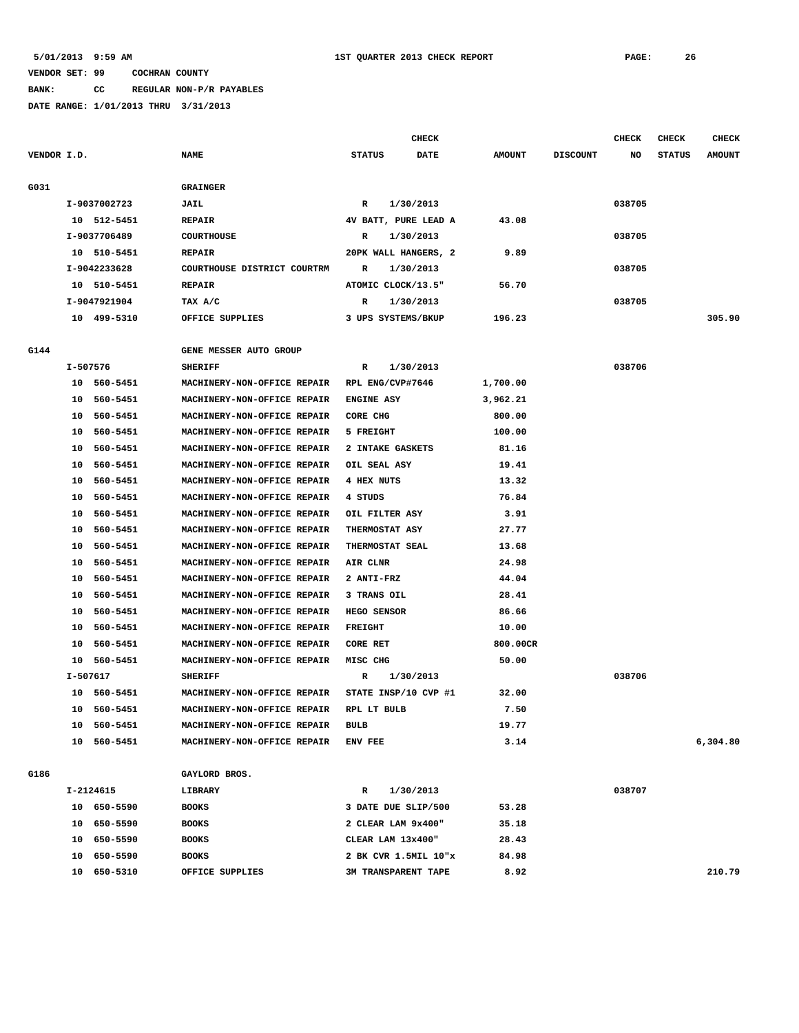5/01/2013 9:59 AM — 1ST QUARTER 2013 CHECK REPORT

VENDOR SET: 99 COCHRAN COUNTY

BANK: CC REGULAR NON-P/R PAYABLES

DATE RANGE: 1/01/2013 THRU 3/31/2013

| VENDOR I.D. | NAME | STATUS | CHECK DATE | AMOUNT | DISCOUNT | CHECK NO | CHECK STATUS | CHECK AMOUNT |
|---|---|---|---|---|---|---|---|---|
| G031 | GRAINGER | | | | | | | |
| I-9037002723 | JAIL | R | 1/30/2013 | | | 038705 | | |
| 10 512-5451 | REPAIR | 4V BATT, PURE LEAD A | | 43.08 | | | | |
| I-9037706489 | COURTHOUSE | R | 1/30/2013 | | | 038705 | | |
| 10 510-5451 | REPAIR | 20PK WALL HANGERS, 2 | | 9.89 | | | | |
| I-9042233628 | COURTHOUSE DISTRICT COURTRM | R | 1/30/2013 | | | 038705 | | |
| 10 510-5451 | REPAIR | ATOMIC CLOCK/13.5" | | 56.70 | | | | |
| I-9047921904 | TAX A/C | R | 1/30/2013 | | | 038705 | | |
| 10 499-5310 | OFFICE SUPPLIES | 3 UPS SYSTEMS/BKUP | | 196.23 | | | | 305.90 |
| G144 | GENE MESSER AUTO GROUP | | | | | | | |
| I-507576 | SHERIFF | R | 1/30/2013 | | | 038706 | | |
| 10 560-5451 | MACHINERY-NON-OFFICE REPAIR | RPL ENG/CVP#7646 | | 1,700.00 | | | | |
| 10 560-5451 | MACHINERY-NON-OFFICE REPAIR | ENGINE ASY | | 3,962.21 | | | | |
| 10 560-5451 | MACHINERY-NON-OFFICE REPAIR | CORE CHG | | 800.00 | | | | |
| 10 560-5451 | MACHINERY-NON-OFFICE REPAIR | 5 FREIGHT | | 100.00 | | | | |
| 10 560-5451 | MACHINERY-NON-OFFICE REPAIR | 2 INTAKE GASKETS | | 81.16 | | | | |
| 10 560-5451 | MACHINERY-NON-OFFICE REPAIR | OIL SEAL ASY | | 19.41 | | | | |
| 10 560-5451 | MACHINERY-NON-OFFICE REPAIR | 4 HEX NUTS | | 13.32 | | | | |
| 10 560-5451 | MACHINERY-NON-OFFICE REPAIR | 4 STUDS | | 76.84 | | | | |
| 10 560-5451 | MACHINERY-NON-OFFICE REPAIR | OIL FILTER ASY | | 3.91 | | | | |
| 10 560-5451 | MACHINERY-NON-OFFICE REPAIR | THERMOSTAT ASY | | 27.77 | | | | |
| 10 560-5451 | MACHINERY-NON-OFFICE REPAIR | THERMOSTAT SEAL | | 13.68 | | | | |
| 10 560-5451 | MACHINERY-NON-OFFICE REPAIR | AIR CLNR | | 24.98 | | | | |
| 10 560-5451 | MACHINERY-NON-OFFICE REPAIR | 2 ANTI-FRZ | | 44.04 | | | | |
| 10 560-5451 | MACHINERY-NON-OFFICE REPAIR | 3 TRANS OIL | | 28.41 | | | | |
| 10 560-5451 | MACHINERY-NON-OFFICE REPAIR | HEGO SENSOR | | 86.66 | | | | |
| 10 560-5451 | MACHINERY-NON-OFFICE REPAIR | FREIGHT | | 10.00 | | | | |
| 10 560-5451 | MACHINERY-NON-OFFICE REPAIR | CORE RET | | 800.00CR | | | | |
| 10 560-5451 | MACHINERY-NON-OFFICE REPAIR | MISC CHG | | 50.00 | | | | |
| I-507617 | SHERIFF | R | 1/30/2013 | | | 038706 | | |
| 10 560-5451 | MACHINERY-NON-OFFICE REPAIR | STATE INSP/10 CVP #1 | | 32.00 | | | | |
| 10 560-5451 | MACHINERY-NON-OFFICE REPAIR | RPL LT BULB | | 7.50 | | | | |
| 10 560-5451 | MACHINERY-NON-OFFICE REPAIR | BULB | | 19.77 | | | | |
| 10 560-5451 | MACHINERY-NON-OFFICE REPAIR | ENV FEE | | 3.14 | | | | 6,304.80 |
| G186 | GAYLORD BROS. | | | | | | | |
| I-2124615 | LIBRARY | R | 1/30/2013 | | | 038707 | | |
| 10 650-5590 | BOOKS | 3 DATE DUE SLIP/500 | | 53.28 | | | | |
| 10 650-5590 | BOOKS | 2 CLEAR LAM 9x400" | | 35.18 | | | | |
| 10 650-5590 | BOOKS | CLEAR LAM 13x400" | | 28.43 | | | | |
| 10 650-5590 | BOOKS | 2 BK CVR 1.5MIL 10"x | | 84.98 | | | | |
| 10 650-5310 | OFFICE SUPPLIES | 3M TRANSPARENT TAPE | | 8.92 | | | | 210.79 |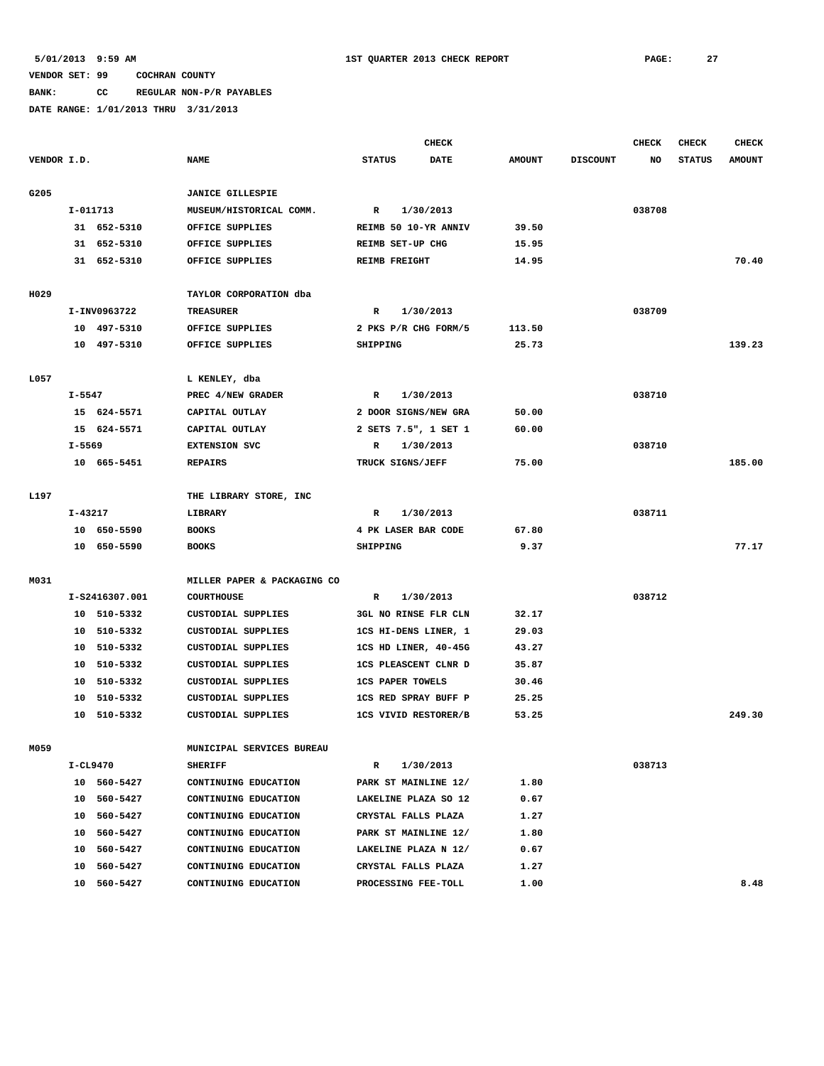5/01/2013 9:59 AM 1ST QUARTER 2013 CHECK REPORT

VENDOR SET: 99 COCHRAN COUNTY

BANK: CC REGULAR NON-P/R PAYABLES

DATE RANGE: 1/01/2013 THRU 3/31/2013

| VENDOR I.D. | NAME | STATUS | CHECK DATE | AMOUNT | DISCOUNT | CHECK NO | CHECK STATUS | CHECK AMOUNT |
|---|---|---|---|---|---|---|---|---|
| G205 | JANICE GILLESPIE | | | | | | | |
| I-011713 | MUSEUM/HISTORICAL COMM. | R | 1/30/2013 | | | 038708 | | |
| 31 652-5310 | OFFICE SUPPLIES | REIMB 50 10-YR ANNIV | | 39.50 | | | | |
| 31 652-5310 | OFFICE SUPPLIES | REIMB SET-UP CHG | | 15.95 | | | | |
| 31 652-5310 | OFFICE SUPPLIES | REIMB FREIGHT | | 14.95 | | | | 70.40 |
| H029 | TAYLOR CORPORATION dba | | | | | | | |
| I-INV0963722 | TREASURER | R | 1/30/2013 | | | 038709 | | |
| 10 497-5310 | OFFICE SUPPLIES | 2 PKS P/R CHG FORM/5 | | 113.50 | | | | |
| 10 497-5310 | OFFICE SUPPLIES | SHIPPING | | 25.73 | | | | 139.23 |
| L057 | L KENLEY, dba | | | | | | | |
| I-5547 | PREC 4/NEW GRADER | R | 1/30/2013 | | | 038710 | | |
| 15 624-5571 | CAPITAL OUTLAY | 2 DOOR SIGNS/NEW GRA | | 50.00 | | | | |
| 15 624-5571 | CAPITAL OUTLAY | 2 SETS 7.5", 1 SET 1 | | 60.00 | | | | |
| I-5569 | EXTENSION SVC | R | 1/30/2013 | | | 038710 | | |
| 10 665-5451 | REPAIRS | TRUCK SIGNS/JEFF | | 75.00 | | | | 185.00 |
| L197 | THE LIBRARY STORE, INC | | | | | | | |
| I-43217 | LIBRARY | R | 1/30/2013 | | | 038711 | | |
| 10 650-5590 | BOOKS | 4 PK LASER BAR CODE | | 67.80 | | | | |
| 10 650-5590 | BOOKS | SHIPPING | | 9.37 | | | | 77.17 |
| M031 | MILLER PAPER & PACKAGING CO | | | | | | | |
| I-S2416307.001 | COURTHOUSE | R | 1/30/2013 | | | 038712 | | |
| 10 510-5332 | CUSTODIAL SUPPLIES | 3GL NO RINSE FLR CLN | | 32.17 | | | | |
| 10 510-5332 | CUSTODIAL SUPPLIES | 1CS HI-DENS LINER, 1 | | 29.03 | | | | |
| 10 510-5332 | CUSTODIAL SUPPLIES | 1CS HD LINER, 40-45G | | 43.27 | | | | |
| 10 510-5332 | CUSTODIAL SUPPLIES | 1CS PLEASCENT CLNR D | | 35.87 | | | | |
| 10 510-5332 | CUSTODIAL SUPPLIES | 1CS PAPER TOWELS | | 30.46 | | | | |
| 10 510-5332 | CUSTODIAL SUPPLIES | 1CS RED SPRAY BUFF P | | 25.25 | | | | |
| 10 510-5332 | CUSTODIAL SUPPLIES | 1CS VIVID RESTORER/B | | 53.25 | | | | 249.30 |
| M059 | MUNICIPAL SERVICES BUREAU | | | | | | | |
| I-CL9470 | SHERIFF | R | 1/30/2013 | | | 038713 | | |
| 10 560-5427 | CONTINUING EDUCATION | PARK ST MAINLINE 12/ | | 1.80 | | | | |
| 10 560-5427 | CONTINUING EDUCATION | LAKELINE PLAZA SO 12 | | 0.67 | | | | |
| 10 560-5427 | CONTINUING EDUCATION | CRYSTAL FALLS PLAZA | | 1.27 | | | | |
| 10 560-5427 | CONTINUING EDUCATION | PARK ST MAINLINE 12/ | | 1.80 | | | | |
| 10 560-5427 | CONTINUING EDUCATION | LAKELINE PLAZA N 12/ | | 0.67 | | | | |
| 10 560-5427 | CONTINUING EDUCATION | CRYSTAL FALLS PLAZA | | 1.27 | | | | |
| 10 560-5427 | CONTINUING EDUCATION | PROCESSING FEE-TOLL | | 1.00 | | | | 8.48 |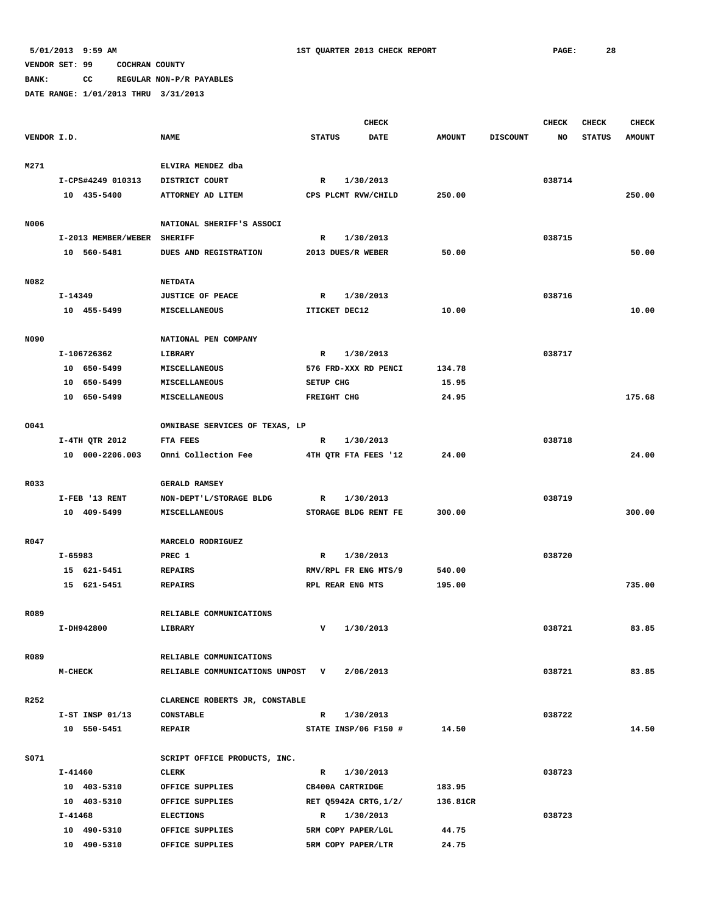5/01/2013 9:59 AM 1ST QUARTER 2013 CHECK REPORT PAGE: 28

VENDOR SET: 99 COCHRAN COUNTY

BANK: CC REGULAR NON-P/R PAYABLES

DATE RANGE: 1/01/2013 THRU 3/31/2013

| VENDOR I.D. | NAME | STATUS | CHECK DATE | AMOUNT | DISCOUNT | CHECK NO | CHECK STATUS | CHECK AMOUNT |
|---|---|---|---|---|---|---|---|---|
| M271 | ELVIRA MENDEZ dba | | | | | | | |
| I-CPS#4249 010313 | DISTRICT COURT | R | 1/30/2013 | | | 038714 | | |
| 10 435-5400 | ATTORNEY AD LITEM | CPS PLCMT RVW/CHILD | | 250.00 | | | | 250.00 |
| N006 | NATIONAL SHERIFF'S ASSOCI | | | | | | | |
| I-2013 MEMBER/WEBER | SHERIFF | R | 1/30/2013 | | | 038715 | | |
| 10 560-5481 | DUES AND REGISTRATION | 2013 DUES/R WEBER | | 50.00 | | | | 50.00 |
| N082 | NETDATA | | | | | | | |
| I-14349 | JUSTICE OF PEACE | R | 1/30/2013 | | | 038716 | | |
| 10 455-5499 | MISCELLANEOUS | ITICKET DEC12 | | 10.00 | | | | 10.00 |
| N090 | NATIONAL PEN COMPANY | | | | | | | |
| I-106726362 | LIBRARY | R | 1/30/2013 | | | 038717 | | |
| 10 650-5499 | MISCELLANEOUS | 576 FRD-XXX RD PENCI | | 134.78 | | | | |
| 10 650-5499 | MISCELLANEOUS | SETUP CHG | | 15.95 | | | | |
| 10 650-5499 | MISCELLANEOUS | FREIGHT CHG | | 24.95 | | | | 175.68 |
| O041 | OMNIBASE SERVICES OF TEXAS, LP | | | | | | | |
| I-4TH QTR 2012 | FTA FEES | R | 1/30/2013 | | | 038718 | | |
| 10 000-2206.003 | Omni Collection Fee | 4TH QTR FTA FEES '12 | | 24.00 | | | | 24.00 |
| R033 | GERALD RAMSEY | | | | | | | |
| I-FEB '13 RENT | NON-DEPT'L/STORAGE BLDG | R | 1/30/2013 | | | 038719 | | |
| 10 409-5499 | MISCELLANEOUS | STORAGE BLDG RENT FE | | 300.00 | | | | 300.00 |
| R047 | MARCELO RODRIGUEZ | | | | | | | |
| I-65983 | PREC 1 | R | 1/30/2013 | | | 038720 | | |
| 15 621-5451 | REPAIRS | RMV/RPL FR ENG MTS/9 | | 540.00 | | | | |
| 15 621-5451 | REPAIRS | RPL REAR ENG MTS | | 195.00 | | | | 735.00 |
| R089 | RELIABLE COMMUNICATIONS | | | | | | | |
| I-DH942800 | LIBRARY | V | 1/30/2013 | | | 038721 | | 83.85 |
| R089 | RELIABLE COMMUNICATIONS | | | | | | | |
| M-CHECK | RELIABLE COMMUNICATIONS UNPOST | V | 2/06/2013 | | | 038721 | | 83.85 |
| R252 | CLARENCE ROBERTS JR, CONSTABLE | | | | | | | |
| I-ST INSP 01/13 | CONSTABLE | R | 1/30/2013 | | | 038722 | | |
| 10 550-5451 | REPAIR | STATE INSP/06 F150 # | | 14.50 | | | | 14.50 |
| S071 | SCRIPT OFFICE PRODUCTS, INC. | | | | | | | |
| I-41460 | CLERK | R | 1/30/2013 | | | 038723 | | |
| 10 403-5310 | OFFICE SUPPLIES | CB400A CARTRIDGE | | 183.95 | | | | |
| 10 403-5310 | OFFICE SUPPLIES | RET Q5942A CRTG,1/2/ | | 136.81CR | | | | |
| I-41468 | ELECTIONS | R | 1/30/2013 | | | 038723 | | |
| 10 490-5310 | OFFICE SUPPLIES | 5RM COPY PAPER/LGL | | 44.75 | | | | |
| 10 490-5310 | OFFICE SUPPLIES | 5RM COPY PAPER/LTR | | 24.75 | | | | |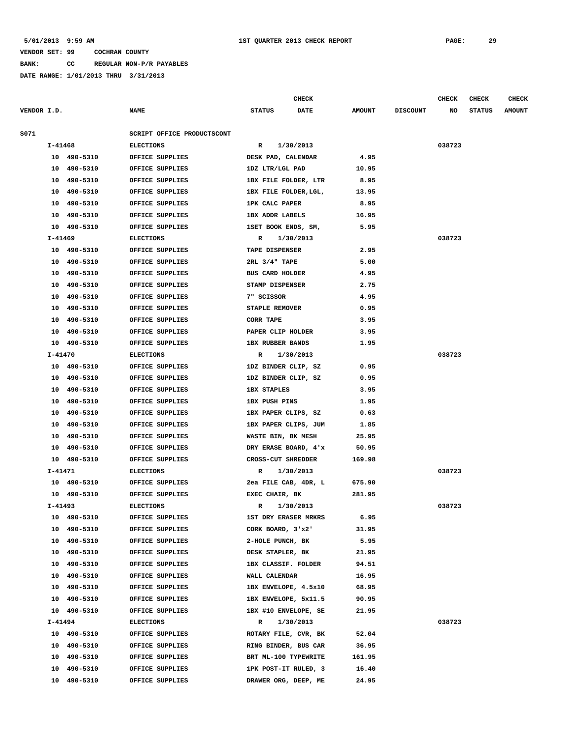VENDOR SET: 99 COCHRAN COUNTY

BANK: CC REGULAR NON-P/R PAYABLES

DATE RANGE: 1/01/2013 THRU 3/31/2013

| VENDOR I.D. | NAME | STATUS | CHECK DATE | AMOUNT | DISCOUNT | CHECK NO | CHECK STATUS | CHECK AMOUNT |
|---|---|---|---|---|---|---|---|---|
| S071 | SCRIPT OFFICE PRODUCTSCONT | | | | | | | |
| I-41468 | ELECTIONS | R | 1/30/2013 | | | 038723 | | |
| 10 490-5310 | OFFICE SUPPLIES | DESK PAD, CALENDAR | | 4.95 | | | | |
| 10 490-5310 | OFFICE SUPPLIES | 1DZ LTR/LGL PAD | | 10.95 | | | | |
| 10 490-5310 | OFFICE SUPPLIES | 1BX FILE FOLDER, LTR | | 8.95 | | | | |
| 10 490-5310 | OFFICE SUPPLIES | 1BX FILE FOLDER,LGL, | | 13.95 | | | | |
| 10 490-5310 | OFFICE SUPPLIES | 1PK CALC PAPER | | 8.95 | | | | |
| 10 490-5310 | OFFICE SUPPLIES | 1BX ADDR LABELS | | 16.95 | | | | |
| 10 490-5310 | OFFICE SUPPLIES | 1SET BOOK ENDS, SM, | | 5.95 | | | | |
| I-41469 | ELECTIONS | R | 1/30/2013 | | | 038723 | | |
| 10 490-5310 | OFFICE SUPPLIES | TAPE DISPENSER | | 2.95 | | | | |
| 10 490-5310 | OFFICE SUPPLIES | 2RL 3/4" TAPE | | 5.00 | | | | |
| 10 490-5310 | OFFICE SUPPLIES | BUS CARD HOLDER | | 4.95 | | | | |
| 10 490-5310 | OFFICE SUPPLIES | STAMP DISPENSER | | 2.75 | | | | |
| 10 490-5310 | OFFICE SUPPLIES | 7" SCISSOR | | 4.95 | | | | |
| 10 490-5310 | OFFICE SUPPLIES | STAPLE REMOVER | | 0.95 | | | | |
| 10 490-5310 | OFFICE SUPPLIES | CORR TAPE | | 3.95 | | | | |
| 10 490-5310 | OFFICE SUPPLIES | PAPER CLIP HOLDER | | 3.95 | | | | |
| 10 490-5310 | OFFICE SUPPLIES | 1BX RUBBER BANDS | | 1.95 | | | | |
| I-41470 | ELECTIONS | R | 1/30/2013 | | | 038723 | | |
| 10 490-5310 | OFFICE SUPPLIES | 1DZ BINDER CLIP, SZ | | 0.95 | | | | |
| 10 490-5310 | OFFICE SUPPLIES | 1DZ BINDER CLIP, SZ | | 0.95 | | | | |
| 10 490-5310 | OFFICE SUPPLIES | 1BX STAPLES | | 3.95 | | | | |
| 10 490-5310 | OFFICE SUPPLIES | 1BX PUSH PINS | | 1.95 | | | | |
| 10 490-5310 | OFFICE SUPPLIES | 1BX PAPER CLIPS, SZ | | 0.63 | | | | |
| 10 490-5310 | OFFICE SUPPLIES | 1BX PAPER CLIPS, JUM | | 1.85 | | | | |
| 10 490-5310 | OFFICE SUPPLIES | WASTE BIN, BK MESH | | 25.95 | | | | |
| 10 490-5310 | OFFICE SUPPLIES | DRY ERASE BOARD, 4'x | | 50.95 | | | | |
| 10 490-5310 | OFFICE SUPPLIES | CROSS-CUT SHREDDER | | 169.98 | | | | |
| I-41471 | ELECTIONS | R | 1/30/2013 | | | 038723 | | |
| 10 490-5310 | OFFICE SUPPLIES | 2ea FILE CAB, 4DR, L | | 675.90 | | | | |
| 10 490-5310 | OFFICE SUPPLIES | EXEC CHAIR, BK | | 281.95 | | | | |
| I-41493 | ELECTIONS | R | 1/30/2013 | | | 038723 | | |
| 10 490-5310 | OFFICE SUPPLIES | 1ST DRY ERASER MRKRS | | 6.95 | | | | |
| 10 490-5310 | OFFICE SUPPLIES | CORK BOARD, 3'x2' | | 31.95 | | | | |
| 10 490-5310 | OFFICE SUPPLIES | 2-HOLE PUNCH, BK | | 5.95 | | | | |
| 10 490-5310 | OFFICE SUPPLIES | DESK STAPLER, BK | | 21.95 | | | | |
| 10 490-5310 | OFFICE SUPPLIES | 1BX CLASSIF. FOLDER | | 94.51 | | | | |
| 10 490-5310 | OFFICE SUPPLIES | WALL CALENDAR | | 16.95 | | | | |
| 10 490-5310 | OFFICE SUPPLIES | 1BX ENVELOPE, 4.5x10 | | 68.95 | | | | |
| 10 490-5310 | OFFICE SUPPLIES | 1BX ENVELOPE, 5x11.5 | | 90.95 | | | | |
| 10 490-5310 | OFFICE SUPPLIES | 1BX #10 ENVELOPE, SE | | 21.95 | | | | |
| I-41494 | ELECTIONS | R | 1/30/2013 | | | 038723 | | |
| 10 490-5310 | OFFICE SUPPLIES | ROTARY FILE, CVR, BK | | 52.04 | | | | |
| 10 490-5310 | OFFICE SUPPLIES | RING BINDER, BUS CAR | | 36.95 | | | | |
| 10 490-5310 | OFFICE SUPPLIES | BRT ML-100 TYPEWRITE | | 161.95 | | | | |
| 10 490-5310 | OFFICE SUPPLIES | 1PK POST-IT RULED, 3 | | 16.40 | | | | |
| 10 490-5310 | OFFICE SUPPLIES | DRAWER ORG, DEEP, ME | | 24.95 | | | | |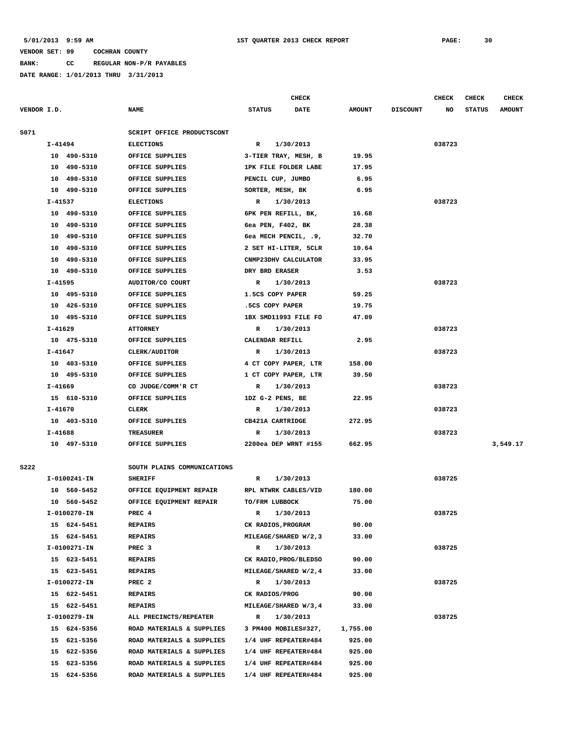5/01/2013 9:59 AM 1ST QUARTER 2013 CHECK REPORT

VENDOR SET: 99 COCHRAN COUNTY

BANK: CC REGULAR NON-P/R PAYABLES

DATE RANGE: 1/01/2013 THRU 3/31/2013

| VENDOR I.D. | NAME | STATUS | CHECK DATE | AMOUNT | DISCOUNT | CHECK NO | CHECK STATUS | CHECK AMOUNT |
|---|---|---|---|---|---|---|---|---|
| S071 | SCRIPT OFFICE PRODUCTSCONT | | | | | | | |
| I-41494 | ELECTIONS | R | 1/30/2013 | | | 038723 | | |
| 10 490-5310 | OFFICE SUPPLIES | 3-TIER TRAY, MESH, B | | 19.95 | | | | |
| 10 490-5310 | OFFICE SUPPLIES | 1PK FILE FOLDER LABE | | 17.95 | | | | |
| 10 490-5310 | OFFICE SUPPLIES | PENCIL CUP, JUMBO | | 6.95 | | | | |
| 10 490-5310 | OFFICE SUPPLIES | SORTER, MESH, BK | | 6.95 | | | | |
| I-41537 | ELECTIONS | R | 1/30/2013 | | | 038723 | | |
| 10 490-5310 | OFFICE SUPPLIES | 6PK PEN REFILL, BK, | | 16.68 | | | | |
| 10 490-5310 | OFFICE SUPPLIES | 6ea PEN, F402, BK | | 28.38 | | | | |
| 10 490-5310 | OFFICE SUPPLIES | 6ea MECH PENCIL, .9, | | 32.70 | | | | |
| 10 490-5310 | OFFICE SUPPLIES | 2 SET HI-LITER, 5CLR | | 10.64 | | | | |
| 10 490-5310 | OFFICE SUPPLIES | CNMP23DHV CALCULATOR | | 33.95 | | | | |
| 10 490-5310 | OFFICE SUPPLIES | DRY BRD ERASER | | 3.53 | | | | |
| I-41595 | AUDITOR/CO COURT | R | 1/30/2013 | | | 038723 | | |
| 10 495-5310 | OFFICE SUPPLIES | 1.5CS COPY PAPER | | 59.25 | | | | |
| 10 426-5310 | OFFICE SUPPLIES | .5CS COPY PAPER | | 19.75 | | | | |
| 10 495-5310 | OFFICE SUPPLIES | 1BX SMD11993 FILE FO | | 47.09 | | | | |
| I-41629 | ATTORNEY | R | 1/30/2013 | | | 038723 | | |
| 10 475-5310 | OFFICE SUPPLIES | CALENDAR REFILL | | 2.95 | | | | |
| I-41647 | CLERK/AUDITOR | R | 1/30/2013 | | | 038723 | | |
| 10 403-5310 | OFFICE SUPPLIES | 4 CT COPY PAPER, LTR | | 158.00 | | | | |
| 10 495-5310 | OFFICE SUPPLIES | 1 CT COPY PAPER, LTR | | 39.50 | | | | |
| I-41669 | CO JUDGE/COMM'R CT | R | 1/30/2013 | | | 038723 | | |
| 15 610-5310 | OFFICE SUPPLIES | 1DZ G-2 PENS, BE | | 22.95 | | | | |
| I-41670 | CLERK | R | 1/30/2013 | | | 038723 | | |
| 10 403-5310 | OFFICE SUPPLIES | CB421A CARTRIDGE | | 272.95 | | | | |
| I-41688 | TREASURER | R | 1/30/2013 | | | 038723 | | |
| 10 497-5310 | OFFICE SUPPLIES | 2200ea DEP WRNT #155 | | 662.95 | | | | 3,549.17 |
| S222 | SOUTH PLAINS COMMUNICATIONS | | | | | | | |
| I-0100241-IN | SHERIFF | R | 1/30/2013 | | | 038725 | | |
| 10 560-5452 | OFFICE EQUIPMENT REPAIR | RPL NTWRK CABLES/VID | | 180.00 | | | | |
| 10 560-5452 | OFFICE EQUIPMENT REPAIR | TO/FRM LUBBOCK | | 75.00 | | | | |
| I-0100270-IN | PREC 4 | R | 1/30/2013 | | | 038725 | | |
| 15 624-5451 | REPAIRS | CK RADIOS,PROGRAM | | 90.00 | | | | |
| 15 624-5451 | REPAIRS | MILEAGE/SHARED W/2,3 | | 33.00 | | | | |
| I-0100271-IN | PREC 3 | R | 1/30/2013 | | | 038725 | | |
| 15 623-5451 | REPAIRS | CK RADIO,PROG/BLEDSO | | 90.00 | | | | |
| 15 623-5451 | REPAIRS | MILEAGE/SHARED W/2,4 | | 33.00 | | | | |
| I-0100272-IN | PREC 2 | R | 1/30/2013 | | | 038725 | | |
| 15 622-5451 | REPAIRS | CK RADIOS/PROG | | 90.00 | | | | |
| 15 622-5451 | REPAIRS | MILEAGE/SHARED W/3,4 | | 33.00 | | | | |
| I-0100279-IN | ALL PRECINCTS/REPEATER | R | 1/30/2013 | | | 038725 | | |
| 15 624-5356 | ROAD MATERIALS & SUPPLIES | 3 PM400 MOBILES#327, | | 1,755.00 | | | | |
| 15 621-5356 | ROAD MATERIALS & SUPPLIES | 1/4 UHF REPEATER#484 | | 925.00 | | | | |
| 15 622-5356 | ROAD MATERIALS & SUPPLIES | 1/4 UHF REPEATER#484 | | 925.00 | | | | |
| 15 623-5356 | ROAD MATERIALS & SUPPLIES | 1/4 UHF REPEATER#484 | | 925.00 | | | | |
| 15 624-5356 | ROAD MATERIALS & SUPPLIES | 1/4 UHF REPEATER#484 | | 925.00 | | | | |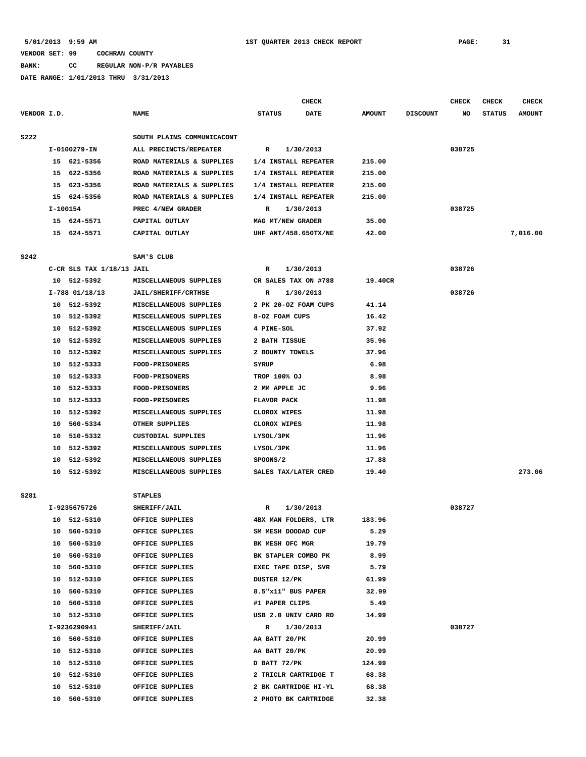5/01/2013 9:59 AM                    1ST QUARTER 2013 CHECK REPORT

VENDOR SET: 99     COCHRAN COUNTY

BANK: CC     REGULAR NON-P/R PAYABLES

DATE RANGE: 1/01/2013 THRU 3/31/2013

| VENDOR I.D. | NAME | STATUS | CHECK DATE | AMOUNT | DISCOUNT | CHECK NO | CHECK STATUS | CHECK AMOUNT |
|---|---|---|---|---|---|---|---|---|
| S222 | SOUTH PLAINS COMMUNICACONT | | | | | | | |
| I-0100279-IN | ALL PRECINCTS/REPEATER | R | 1/30/2013 | | | 038725 | | |
| 15 621-5356 | ROAD MATERIALS & SUPPLIES | 1/4 INSTALL REPEATER | | 215.00 | | | | |
| 15 622-5356 | ROAD MATERIALS & SUPPLIES | 1/4 INSTALL REPEATER | | 215.00 | | | | |
| 15 623-5356 | ROAD MATERIALS & SUPPLIES | 1/4 INSTALL REPEATER | | 215.00 | | | | |
| 15 624-5356 | ROAD MATERIALS & SUPPLIES | 1/4 INSTALL REPEATER | | 215.00 | | | | |
| I-100154 | PREC 4/NEW GRADER | R | 1/30/2013 | | | 038725 | | |
| 15 624-5571 | CAPITAL OUTLAY | MAG MT/NEW GRADER | | 35.00 | | | | |
| 15 624-5571 | CAPITAL OUTLAY | UHF ANT/458.650TX/NE | | 42.00 | | | | 7,016.00 |
| S242 | SAM'S CLUB | | | | | | | |
| C-CR SLS TAX 1/18/13 | JAIL | R | 1/30/2013 | | | 038726 | | |
| 10 512-5392 | MISCELLANEOUS SUPPLIES | CR SALES TAX ON #788 | | 19.40CR | | | | |
| I-788 01/18/13 | JAIL/SHERIFF/CRTHSE | R | 1/30/2013 | | | 038726 | | |
| 10 512-5392 | MISCELLANEOUS SUPPLIES | 2 PK 20-OZ FOAM CUPS | | 41.14 | | | | |
| 10 512-5392 | MISCELLANEOUS SUPPLIES | 8-OZ FOAM CUPS | | 16.42 | | | | |
| 10 512-5392 | MISCELLANEOUS SUPPLIES | 4 PINE-SOL | | 37.92 | | | | |
| 10 512-5392 | MISCELLANEOUS SUPPLIES | 2 BATH TISSUE | | 35.96 | | | | |
| 10 512-5392 | MISCELLANEOUS SUPPLIES | 2 BOUNTY TOWELS | | 37.96 | | | | |
| 10 512-5333 | FOOD-PRISONERS | SYRUP | | 6.98 | | | | |
| 10 512-5333 | FOOD-PRISONERS | TROP 100% OJ | | 8.98 | | | | |
| 10 512-5333 | FOOD-PRISONERS | 2 MM APPLE JC | | 9.96 | | | | |
| 10 512-5333 | FOOD-PRISONERS | FLAVOR PACK | | 11.98 | | | | |
| 10 512-5392 | MISCELLANEOUS SUPPLIES | CLOROX WIPES | | 11.98 | | | | |
| 10 560-5334 | OTHER SUPPLIES | CLOROX WIPES | | 11.98 | | | | |
| 10 510-5332 | CUSTODIAL SUPPLIES | LYSOL/3PK | | 11.96 | | | | |
| 10 512-5392 | MISCELLANEOUS SUPPLIES | LYSOL/3PK | | 11.96 | | | | |
| 10 512-5392 | MISCELLANEOUS SUPPLIES | SPOONS/2 | | 17.88 | | | | |
| 10 512-5392 | MISCELLANEOUS SUPPLIES | SALES TAX/LATER CRED | | 19.40 | | | | 273.06 |
| S281 | STAPLES | | | | | | | |
| I-9235675726 | SHERIFF/JAIL | R | 1/30/2013 | | | 038727 | | |
| 10 512-5310 | OFFICE SUPPLIES | 4BX MAN FOLDERS, LTR | | 183.96 | | | | |
| 10 560-5310 | OFFICE SUPPLIES | SM MESH DOODAD CUP | | 5.29 | | | | |
| 10 560-5310 | OFFICE SUPPLIES | BK MESH OFC MGR | | 19.79 | | | | |
| 10 560-5310 | OFFICE SUPPLIES | BK STAPLER COMBO PK | | 8.99 | | | | |
| 10 560-5310 | OFFICE SUPPLIES | EXEC TAPE DISP, SVR | | 5.79 | | | | |
| 10 512-5310 | OFFICE SUPPLIES | DUSTER 12/PK | | 61.99 | | | | |
| 10 560-5310 | OFFICE SUPPLIES | 8.5"x11" BUS PAPER | | 32.99 | | | | |
| 10 560-5310 | OFFICE SUPPLIES | #1 PAPER CLIPS | | 5.49 | | | | |
| 10 512-5310 | OFFICE SUPPLIES | USB 2.0 UNIV CARD RD | | 14.99 | | | | |
| I-9236290941 | SHERIFF/JAIL | R | 1/30/2013 | | | 038727 | | |
| 10 560-5310 | OFFICE SUPPLIES | AA BATT 20/PK | | 20.99 | | | | |
| 10 512-5310 | OFFICE SUPPLIES | AA BATT 20/PK | | 20.99 | | | | |
| 10 512-5310 | OFFICE SUPPLIES | D BATT 72/PK | | 124.99 | | | | |
| 10 512-5310 | OFFICE SUPPLIES | 2 TRICLR CARTRIDGE T | | 68.38 | | | | |
| 10 512-5310 | OFFICE SUPPLIES | 2 BK CARTRIDGE HI-YL | | 68.38 | | | | |
| 10 560-5310 | OFFICE SUPPLIES | 2 PHOTO BK CARTRIDGE | | 32.38 | | | | |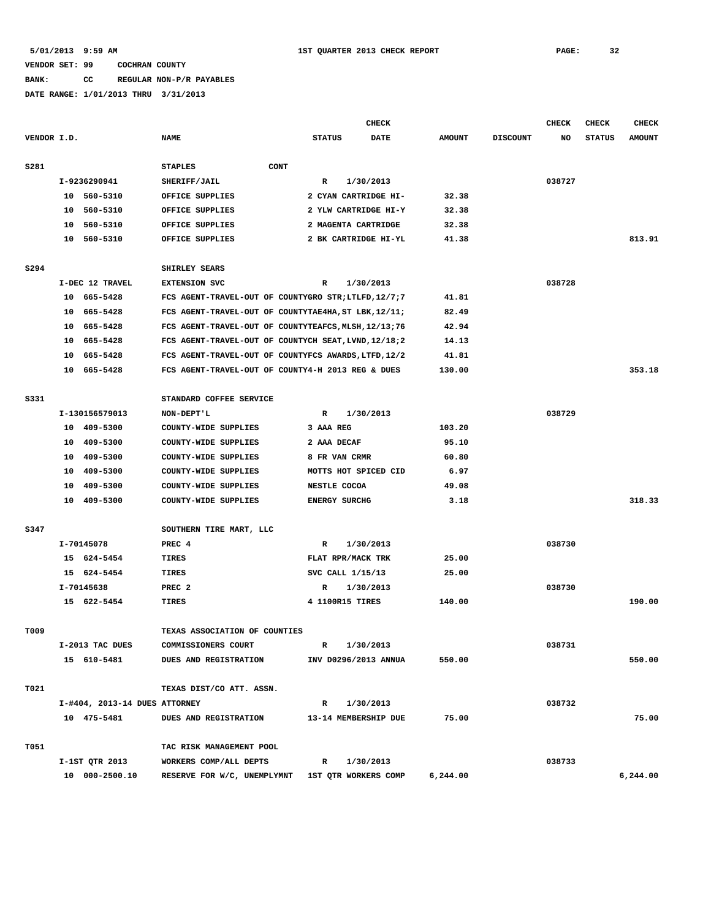VENDOR SET: 99 COCHRAN COUNTY

BANK: CC REGULAR NON-P/R PAYABLES

DATE RANGE: 1/01/2013 THRU 3/31/2013

| VENDOR I.D. | NAME | STATUS | CHECK DATE | AMOUNT | DISCOUNT | CHECK NO | CHECK STATUS | CHECK AMOUNT |
|---|---|---|---|---|---|---|---|---|
| S281 | STAPLES CONT | | | | | | | |
| I-9236290941 | SHERIFF/JAIL | R | 1/30/2013 | | | 038727 | | |
| 10 560-5310 | OFFICE SUPPLIES | 2 CYAN CARTRIDGE HI- | | 32.38 | | | | |
| 10 560-5310 | OFFICE SUPPLIES | 2 YLW CARTRIDGE HI-Y | | 32.38 | | | | |
| 10 560-5310 | OFFICE SUPPLIES | 2 MAGENTA CARTRIDGE | | 32.38 | | | | |
| 10 560-5310 | OFFICE SUPPLIES | 2 BK CARTRIDGE HI-YL | | 41.38 | | | | 813.91 |
| S294 | SHIRLEY SEARS | | | | | | | |
| I-DEC 12 TRAVEL | EXTENSION SVC | R | 1/30/2013 | | | 038728 | | |
| 10 665-5428 | FCS AGENT-TRAVEL-OUT OF COUNTYGRO STR;LTLFD,12/7;7 | | | 41.81 | | | | |
| 10 665-5428 | FCS AGENT-TRAVEL-OUT OF COUNTYTAE4HA,ST LBK,12/11; | | | 82.49 | | | | |
| 10 665-5428 | FCS AGENT-TRAVEL-OUT OF COUNTYTEAFCS,MLSH,12/13;76 | | | 42.94 | | | | |
| 10 665-5428 | FCS AGENT-TRAVEL-OUT OF COUNTYCH SEAT,LVND,12/18;2 | | | 14.13 | | | | |
| 10 665-5428 | FCS AGENT-TRAVEL-OUT OF COUNTYFCS AWARDS,LTFD,12/2 | | | 41.81 | | | | |
| 10 665-5428 | FCS AGENT-TRAVEL-OUT OF COUNTY4-H 2013 REG & DUES | | | 130.00 | | | | 353.18 |
| S331 | STANDARD COFFEE SERVICE | | | | | | | |
| I-130156579013 | NON-DEPT'L | R | 1/30/2013 | | | 038729 | | |
| 10 409-5300 | COUNTY-WIDE SUPPLIES | 3 AAA REG | | 103.20 | | | | |
| 10 409-5300 | COUNTY-WIDE SUPPLIES | 2 AAA DECAF | | 95.10 | | | | |
| 10 409-5300 | COUNTY-WIDE SUPPLIES | 8 FR VAN CRMR | | 60.80 | | | | |
| 10 409-5300 | COUNTY-WIDE SUPPLIES | MOTTS HOT SPICED CID | | 6.97 | | | | |
| 10 409-5300 | COUNTY-WIDE SUPPLIES | NESTLE COCOA | | 49.08 | | | | |
| 10 409-5300 | COUNTY-WIDE SUPPLIES | ENERGY SURCHG | | 3.18 | | | | 318.33 |
| S347 | SOUTHERN TIRE MART, LLC | | | | | | | |
| I-70145078 | PREC 4 | R | 1/30/2013 | | | 038730 | | |
| 15 624-5454 | TIRES | FLAT RPR/MACK TRK | | 25.00 | | | | |
| 15 624-5454 | TIRES | SVC CALL 1/15/13 | | 25.00 | | | | |
| I-70145638 | PREC 2 | R | 1/30/2013 | | | 038730 | | |
| 15 622-5454 | TIRES | 4 1100R15 TIRES | | 140.00 | | | | 190.00 |
| T009 | TEXAS ASSOCIATION OF COUNTIES | | | | | | | |
| I-2013 TAC DUES | COMMISSIONERS COURT | R | 1/30/2013 | | | 038731 | | |
| 15 610-5481 | DUES AND REGISTRATION | INV D0296/2013 ANNUA | | 550.00 | | | | 550.00 |
| T021 | TEXAS DIST/CO ATT. ASSN. | | | | | | | |
| I-#404, 2013-14 DUES ATTORNEY | | R | 1/30/2013 | | | 038732 | | |
| 10 475-5481 | DUES AND REGISTRATION | 13-14 MEMBERSHIP DUE | | 75.00 | | | | 75.00 |
| T051 | TAC RISK MANAGEMENT POOL | | | | | | | |
| I-1ST QTR 2013 | WORKERS COMP/ALL DEPTS | R | 1/30/2013 | | | 038733 | | |
| 10 000-2500.10 | RESERVE FOR W/C, UNEMPLYMNT | 1ST QTR WORKERS COMP | | 6,244.00 | | | | 6,244.00 |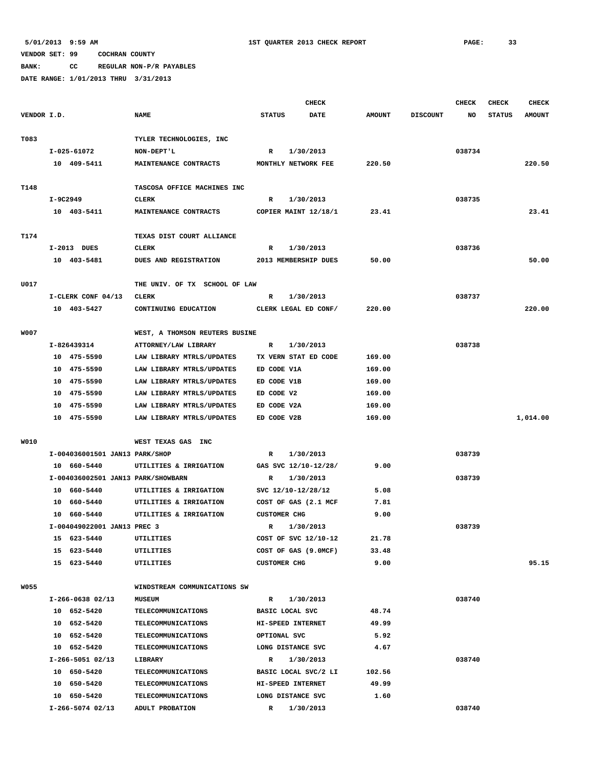5/01/2013 9:59 AM 1ST QUARTER 2013 CHECK REPORT PAGE: 33

VENDOR SET: 99 COCHRAN COUNTY

BANK: CC REGULAR NON-P/R PAYABLES

DATE RANGE: 1/01/2013 THRU 3/31/2013

| VENDOR I.D. | NAME | STATUS | CHECK DATE | AMOUNT | DISCOUNT | CHECK NO | CHECK STATUS | CHECK AMOUNT |
|---|---|---|---|---|---|---|---|---|
| T083 | TYLER TECHNOLOGIES, INC | | | | | | | |
| I-025-61072 | NON-DEPT'L | R | 1/30/2013 | | | 038734 | | |
| 10 409-5411 | MAINTENANCE CONTRACTS | MONTHLY NETWORK FEE | | 220.50 | | | | 220.50 |
| T148 | TASCOSA OFFICE MACHINES INC | | | | | | | |
| I-9C2949 | CLERK | R | 1/30/2013 | | | 038735 | | |
| 10 403-5411 | MAINTENANCE CONTRACTS | COPIER MAINT 12/18/1 | | 23.41 | | | | 23.41 |
| T174 | TEXAS DIST COURT ALLIANCE | | | | | | | |
| I-2013 DUES | CLERK | R | 1/30/2013 | | | 038736 | | |
| 10 403-5481 | DUES AND REGISTRATION | 2013 MEMBERSHIP DUES | | 50.00 | | | | 50.00 |
| U017 | THE UNIV. OF TX SCHOOL OF LAW | | | | | | | |
| I-CLERK CONF 04/13 | CLERK | R | 1/30/2013 | | | 038737 | | |
| 10 403-5427 | CONTINUING EDUCATION | CLERK LEGAL ED CONF/ | | 220.00 | | | | 220.00 |
| W007 | WEST, A THOMSON REUTERS BUSINE | | | | | | | |
| I-826439314 | ATTORNEY/LAW LIBRARY | R | 1/30/2013 | | | 038738 | | |
| 10 475-5590 | LAW LIBRARY MTRLS/UPDATES | TX VERN STAT ED CODE | | 169.00 | | | | |
| 10 475-5590 | LAW LIBRARY MTRLS/UPDATES | ED CODE V1A | | 169.00 | | | | |
| 10 475-5590 | LAW LIBRARY MTRLS/UPDATES | ED CODE V1B | | 169.00 | | | | |
| 10 475-5590 | LAW LIBRARY MTRLS/UPDATES | ED CODE V2 | | 169.00 | | | | |
| 10 475-5590 | LAW LIBRARY MTRLS/UPDATES | ED CODE V2A | | 169.00 | | | | |
| 10 475-5590 | LAW LIBRARY MTRLS/UPDATES | ED CODE V2B | | 169.00 | | | | 1,014.00 |
| W010 | WEST TEXAS GAS INC | | | | | | | |
| I-004036001501 JAN13 PARK/SHOP | | R | 1/30/2013 | | | 038739 | | |
| 10 660-5440 | UTILITIES & IRRIGATION | GAS SVC 12/10-12/28/ | | 9.00 | | | | |
| I-004036002501 JAN13 PARK/SHOWBARN | | R | 1/30/2013 | | | 038739 | | |
| 10 660-5440 | UTILITIES & IRRIGATION | SVC 12/10-12/28/12 | | 5.08 | | | | |
| 10 660-5440 | UTILITIES & IRRIGATION | COST OF GAS (2.1 MCF | | 7.81 | | | | |
| 10 660-5440 | UTILITIES & IRRIGATION | CUSTOMER CHG | | 9.00 | | | | |
| I-004049022001 JAN13 PREC 3 | | R | 1/30/2013 | | | 038739 | | |
| 15 623-5440 | UTILITIES | COST OF SVC 12/10-12 | | 21.78 | | | | |
| 15 623-5440 | UTILITIES | COST OF GAS (9.0MCF) | | 33.48 | | | | |
| 15 623-5440 | UTILITIES | CUSTOMER CHG | | 9.00 | | | | 95.15 |
| W055 | WINDSTREAM COMMUNICATIONS SW | | | | | | | |
| I-266-0638 02/13 | MUSEUM | R | 1/30/2013 | | | 038740 | | |
| 10 652-5420 | TELECOMMUNICATIONS | BASIC LOCAL SVC | | 48.74 | | | | |
| 10 652-5420 | TELECOMMUNICATIONS | HI-SPEED INTERNET | | 49.99 | | | | |
| 10 652-5420 | TELECOMMUNICATIONS | OPTIONAL SVC | | 5.92 | | | | |
| 10 652-5420 | TELECOMMUNICATIONS | LONG DISTANCE SVC | | 4.67 | | | | |
| I-266-5051 02/13 | LIBRARY | R | 1/30/2013 | | | 038740 | | |
| 10 650-5420 | TELECOMMUNICATIONS | BASIC LOCAL SVC/2 LI | | 102.56 | | | | |
| 10 650-5420 | TELECOMMUNICATIONS | HI-SPEED INTERNET | | 49.99 | | | | |
| 10 650-5420 | TELECOMMUNICATIONS | LONG DISTANCE SVC | | 1.60 | | | | |
| I-266-5074 02/13 | ADULT PROBATION | R | 1/30/2013 | | | 038740 | | |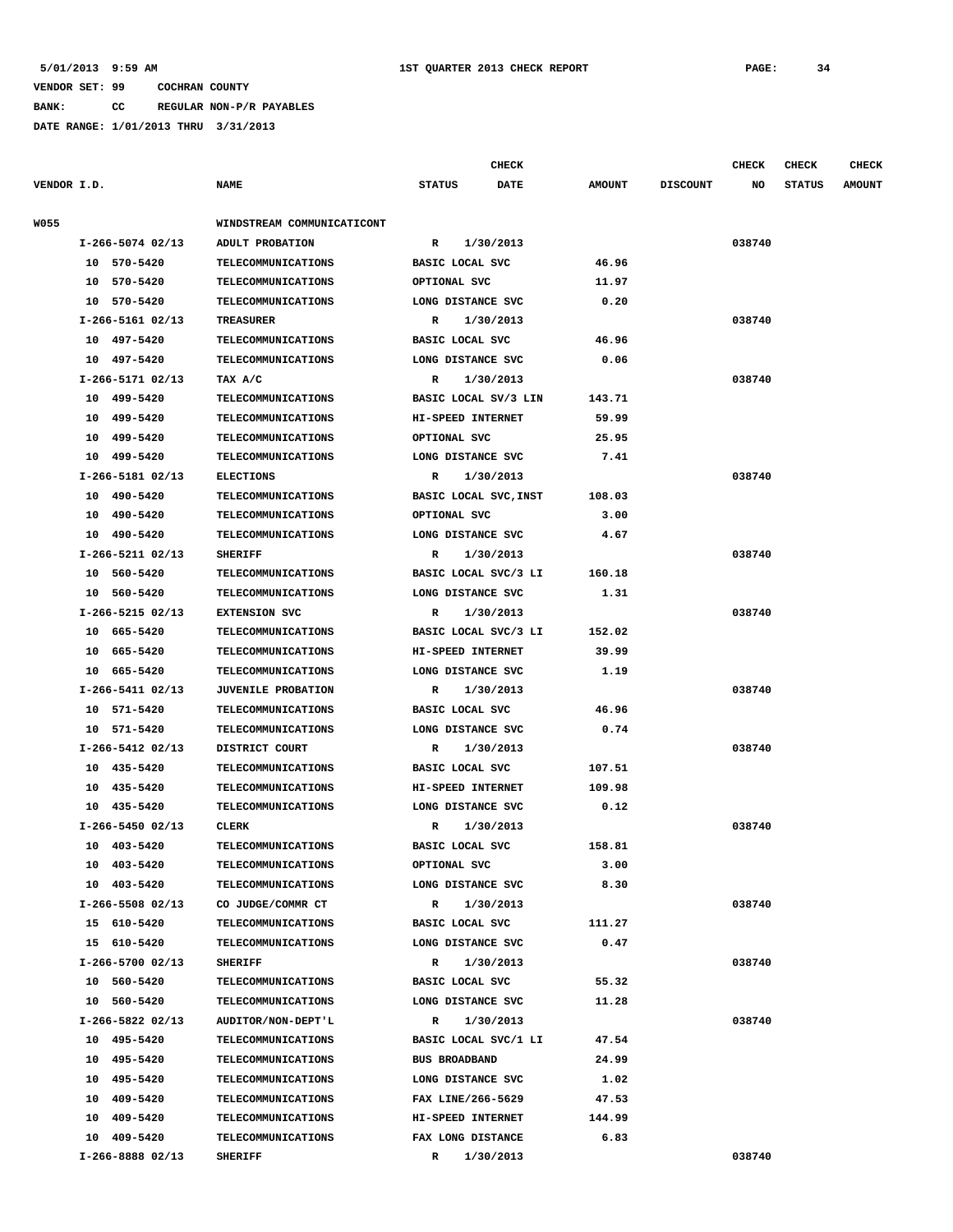5/01/2013 9:59 AM 1ST QUARTER 2013 CHECK REPORT

VENDOR SET: 99 COCHRAN COUNTY

BANK: CC REGULAR NON-P/R PAYABLES

DATE RANGE: 1/01/2013 THRU 3/31/2013

| VENDOR I.D. | NAME | STATUS | CHECK DATE | AMOUNT | DISCOUNT | CHECK NO | CHECK STATUS | CHECK AMOUNT |
|---|---|---|---|---|---|---|---|---|
| W055 | WINDSTREAM COMMUNICATICONT | | | | | | | |
| I-266-5074 02/13 | ADULT PROBATION | R | 1/30/2013 | | | 038740 | | |
| 10 570-5420 | TELECOMMUNICATIONS | BASIC LOCAL SVC | | 46.96 | | | | |
| 10 570-5420 | TELECOMMUNICATIONS | OPTIONAL SVC | | 11.97 | | | | |
| 10 570-5420 | TELECOMMUNICATIONS | LONG DISTANCE SVC | | 0.20 | | | | |
| I-266-5161 02/13 | TREASURER | R | 1/30/2013 | | | 038740 | | |
| 10 497-5420 | TELECOMMUNICATIONS | BASIC LOCAL SVC | | 46.96 | | | | |
| 10 497-5420 | TELECOMMUNICATIONS | LONG DISTANCE SVC | | 0.06 | | | | |
| I-266-5171 02/13 | TAX A/C | R | 1/30/2013 | | | 038740 | | |
| 10 499-5420 | TELECOMMUNICATIONS | BASIC LOCAL SV/3 LIN | | 143.71 | | | | |
| 10 499-5420 | TELECOMMUNICATIONS | HI-SPEED INTERNET | | 59.99 | | | | |
| 10 499-5420 | TELECOMMUNICATIONS | OPTIONAL SVC | | 25.95 | | | | |
| 10 499-5420 | TELECOMMUNICATIONS | LONG DISTANCE SVC | | 7.41 | | | | |
| I-266-5181 02/13 | ELECTIONS | R | 1/30/2013 | | | 038740 | | |
| 10 490-5420 | TELECOMMUNICATIONS | BASIC LOCAL SVC,INST | | 108.03 | | | | |
| 10 490-5420 | TELECOMMUNICATIONS | OPTIONAL SVC | | 3.00 | | | | |
| 10 490-5420 | TELECOMMUNICATIONS | LONG DISTANCE SVC | | 4.67 | | | | |
| I-266-5211 02/13 | SHERIFF | R | 1/30/2013 | | | 038740 | | |
| 10 560-5420 | TELECOMMUNICATIONS | BASIC LOCAL SVC/3 LI | | 160.18 | | | | |
| 10 560-5420 | TELECOMMUNICATIONS | LONG DISTANCE SVC | | 1.31 | | | | |
| I-266-5215 02/13 | EXTENSION SVC | R | 1/30/2013 | | | 038740 | | |
| 10 665-5420 | TELECOMMUNICATIONS | BASIC LOCAL SVC/3 LI | | 152.02 | | | | |
| 10 665-5420 | TELECOMMUNICATIONS | HI-SPEED INTERNET | | 39.99 | | | | |
| 10 665-5420 | TELECOMMUNICATIONS | LONG DISTANCE SVC | | 1.19 | | | | |
| I-266-5411 02/13 | JUVENILE PROBATION | R | 1/30/2013 | | | 038740 | | |
| 10 571-5420 | TELECOMMUNICATIONS | BASIC LOCAL SVC | | 46.96 | | | | |
| 10 571-5420 | TELECOMMUNICATIONS | LONG DISTANCE SVC | | 0.74 | | | | |
| I-266-5412 02/13 | DISTRICT COURT | R | 1/30/2013 | | | 038740 | | |
| 10 435-5420 | TELECOMMUNICATIONS | BASIC LOCAL SVC | | 107.51 | | | | |
| 10 435-5420 | TELECOMMUNICATIONS | HI-SPEED INTERNET | | 109.98 | | | | |
| 10 435-5420 | TELECOMMUNICATIONS | LONG DISTANCE SVC | | 0.12 | | | | |
| I-266-5450 02/13 | CLERK | R | 1/30/2013 | | | 038740 | | |
| 10 403-5420 | TELECOMMUNICATIONS | BASIC LOCAL SVC | | 158.81 | | | | |
| 10 403-5420 | TELECOMMUNICATIONS | OPTIONAL SVC | | 3.00 | | | | |
| 10 403-5420 | TELECOMMUNICATIONS | LONG DISTANCE SVC | | 8.30 | | | | |
| I-266-5508 02/13 | CO JUDGE/COMMR CT | R | 1/30/2013 | | | 038740 | | |
| 15 610-5420 | TELECOMMUNICATIONS | BASIC LOCAL SVC | | 111.27 | | | | |
| 15 610-5420 | TELECOMMUNICATIONS | LONG DISTANCE SVC | | 0.47 | | | | |
| I-266-5700 02/13 | SHERIFF | R | 1/30/2013 | | | 038740 | | |
| 10 560-5420 | TELECOMMUNICATIONS | BASIC LOCAL SVC | | 55.32 | | | | |
| 10 560-5420 | TELECOMMUNICATIONS | LONG DISTANCE SVC | | 11.28 | | | | |
| I-266-5822 02/13 | AUDITOR/NON-DEPT'L | R | 1/30/2013 | | | 038740 | | |
| 10 495-5420 | TELECOMMUNICATIONS | BASIC LOCAL SVC/1 LI | | 47.54 | | | | |
| 10 495-5420 | TELECOMMUNICATIONS | BUS BROADBAND | | 24.99 | | | | |
| 10 495-5420 | TELECOMMUNICATIONS | LONG DISTANCE SVC | | 1.02 | | | | |
| 10 409-5420 | TELECOMMUNICATIONS | FAX LINE/266-5629 | | 47.53 | | | | |
| 10 409-5420 | TELECOMMUNICATIONS | HI-SPEED INTERNET | | 144.99 | | | | |
| 10 409-5420 | TELECOMMUNICATIONS | FAX LONG DISTANCE | | 6.83 | | | | |
| I-266-8888 02/13 | SHERIFF | R | 1/30/2013 | | | 038740 | | |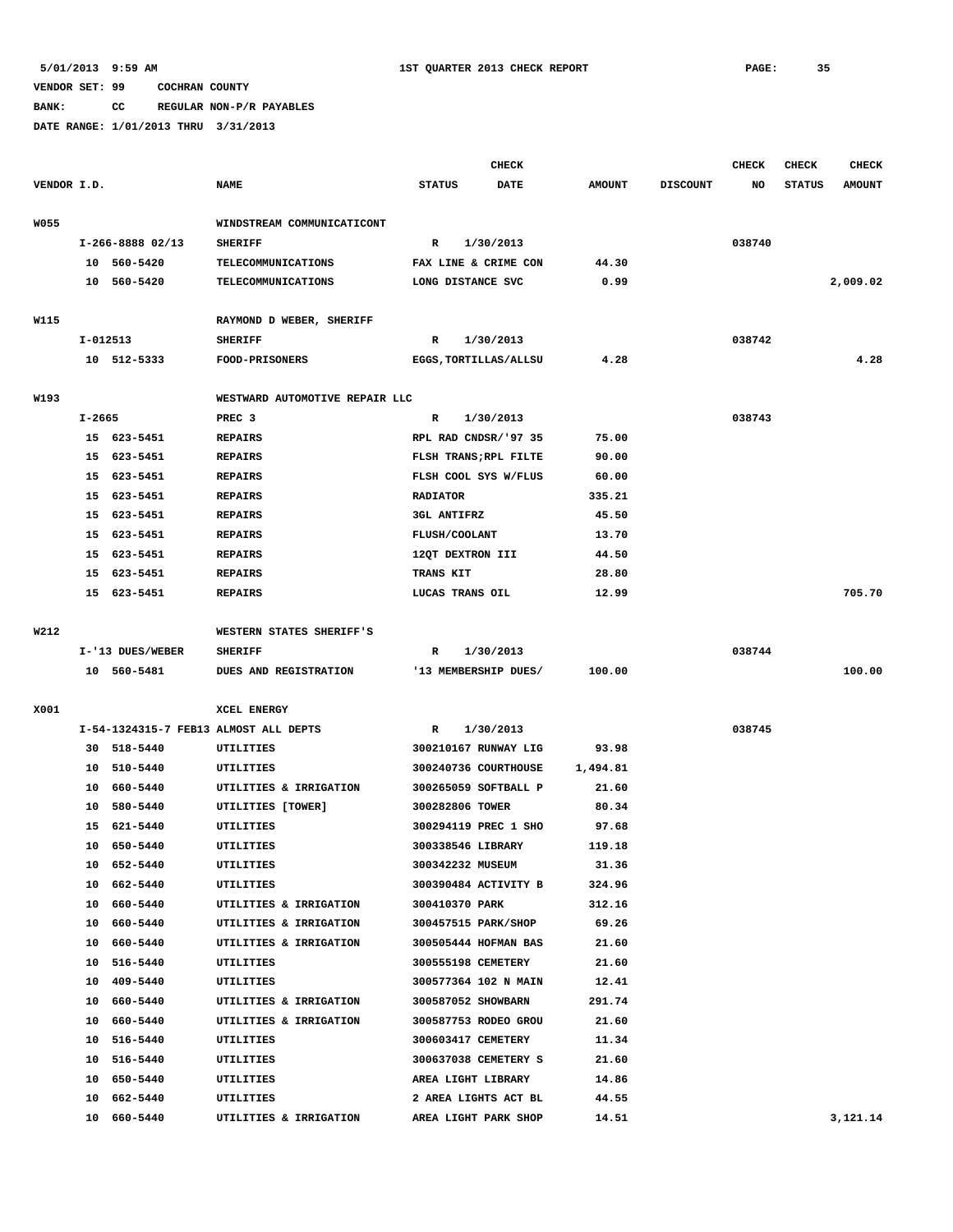5/01/2013 9:59 AM 1ST QUARTER 2013 CHECK REPORT

VENDOR SET: 99 COCHRAN COUNTY

BANK: CC REGULAR NON-P/R PAYABLES

DATE RANGE: 1/01/2013 THRU 3/31/2013

| VENDOR I.D. | NAME | STATUS | CHECK DATE | AMOUNT | DISCOUNT | CHECK NO | CHECK STATUS | CHECK AMOUNT |
|---|---|---|---|---|---|---|---|---|
| W055 | WINDSTREAM COMMUNICATICONT | | | | | | | |
| I-266-8888 02/13 | SHERIFF | R | 1/30/2013 | | | 038740 | | |
| 10 560-5420 | TELECOMMUNICATIONS | FAX LINE & CRIME CON | | 44.30 | | | | |
| 10 560-5420 | TELECOMMUNICATIONS | LONG DISTANCE SVC | | 0.99 | | | | 2,009.02 |
| W115 | RAYMOND D WEBER, SHERIFF | | | | | | | |
| I-012513 | SHERIFF | R | 1/30/2013 | | | 038742 | | |
| 10 512-5333 | FOOD-PRISONERS | EGGS,TORTILLAS/ALLSU | | 4.28 | | | | 4.28 |
| W193 | WESTWARD AUTOMOTIVE REPAIR LLC | | | | | | | |
| I-2665 | PREC 3 | R | 1/30/2013 | | | 038743 | | |
| 15 623-5451 | REPAIRS | RPL RAD CNDSR/'97 35 | | 75.00 | | | | |
| 15 623-5451 | REPAIRS | FLSH TRANS;RPL FILTE | | 90.00 | | | | |
| 15 623-5451 | REPAIRS | FLSH COOL SYS W/FLUS | | 60.00 | | | | |
| 15 623-5451 | REPAIRS | RADIATOR | | 335.21 | | | | |
| 15 623-5451 | REPAIRS | 3GL ANTIFRZ | | 45.50 | | | | |
| 15 623-5451 | REPAIRS | FLUSH/COOLANT | | 13.70 | | | | |
| 15 623-5451 | REPAIRS | 12QT DEXTRON III | | 44.50 | | | | |
| 15 623-5451 | REPAIRS | TRANS KIT | | 28.80 | | | | |
| 15 623-5451 | REPAIRS | LUCAS TRANS OIL | | 12.99 | | | | 705.70 |
| W212 | WESTERN STATES SHERIFF'S | | | | | | | |
| I-'13 DUES/WEBER | SHERIFF | R | 1/30/2013 | | | 038744 | | |
| 10 560-5481 | DUES AND REGISTRATION | '13 MEMBERSHIP DUES/ | | 100.00 | | | | 100.00 |
| X001 | XCEL ENERGY | | | | | | | |
| I-54-1324315-7 FEB13 | ALMOST ALL DEPTS | R | 1/30/2013 | | | 038745 | | |
| 30 518-5440 | UTILITIES | 300210167 RUNWAY LIG | | 93.98 | | | | |
| 10 510-5440 | UTILITIES | 300240736 COURTHOUSE | | 1,494.81 | | | | |
| 10 660-5440 | UTILITIES & IRRIGATION | 300265059 SOFTBALL P | | 21.60 | | | | |
| 10 580-5440 | UTILITIES [TOWER] | 300282806 TOWER | | 80.34 | | | | |
| 15 621-5440 | UTILITIES | 300294119 PREC 1 SHO | | 97.68 | | | | |
| 10 650-5440 | UTILITIES | 300338546 LIBRARY | | 119.18 | | | | |
| 10 652-5440 | UTILITIES | 300342232 MUSEUM | | 31.36 | | | | |
| 10 662-5440 | UTILITIES | 300390484 ACTIVITY B | | 324.96 | | | | |
| 10 660-5440 | UTILITIES & IRRIGATION | 300410370 PARK | | 312.16 | | | | |
| 10 660-5440 | UTILITIES & IRRIGATION | 300457515 PARK/SHOP | | 69.26 | | | | |
| 10 660-5440 | UTILITIES & IRRIGATION | 300505444 HOFMAN BAS | | 21.60 | | | | |
| 10 516-5440 | UTILITIES | 300555198 CEMETERY | | 21.60 | | | | |
| 10 409-5440 | UTILITIES | 300577364 102 N MAIN | | 12.41 | | | | |
| 10 660-5440 | UTILITIES & IRRIGATION | 300587052 SHOWBARN | | 291.74 | | | | |
| 10 660-5440 | UTILITIES & IRRIGATION | 300587753 RODEO GROU | | 21.60 | | | | |
| 10 516-5440 | UTILITIES | 300603417 CEMETERY | | 11.34 | | | | |
| 10 516-5440 | UTILITIES | 300637038 CEMETERY S | | 21.60 | | | | |
| 10 650-5440 | UTILITIES | AREA LIGHT LIBRARY | | 14.86 | | | | |
| 10 662-5440 | UTILITIES | 2 AREA LIGHTS ACT BL | | 44.55 | | | | |
| 10 660-5440 | UTILITIES & IRRIGATION | AREA LIGHT PARK SHOP | | 14.51 | | | | 3,121.14 |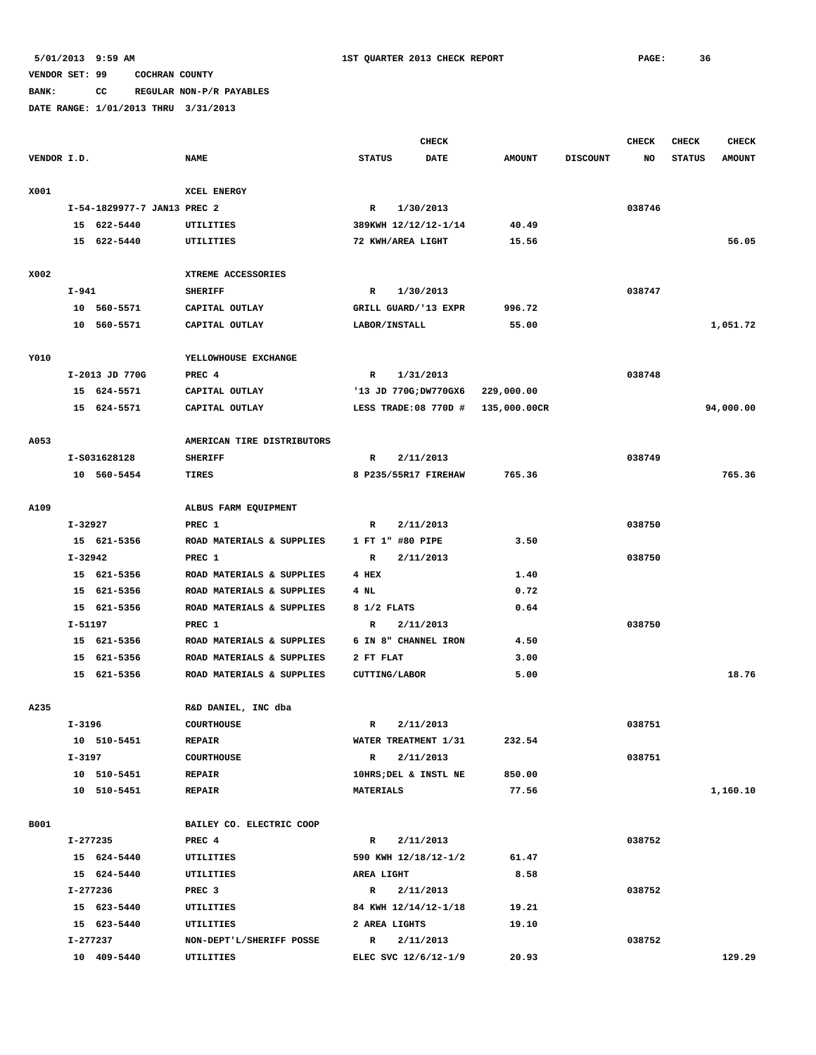5/01/2013 9:59 AM 1ST QUARTER 2013 CHECK REPORT

VENDOR SET: 99 COCHRAN COUNTY

BANK: CC REGULAR NON-P/R PAYABLES

DATE RANGE: 1/01/2013 THRU 3/31/2013

| VENDOR I.D. | NAME | STATUS | CHECK DATE | AMOUNT | DISCOUNT | CHECK NO | CHECK STATUS | CHECK AMOUNT |
|---|---|---|---|---|---|---|---|---|
| X001 | XCEL ENERGY | | | | | | | |
| I-54-1829977-7 JAN13 | PREC 2 | R | 1/30/2013 | | | 038746 | | |
| 15 622-5440 | UTILITIES | 389KWH 12/12/12-1/14 | | 40.49 | | | | |
| 15 622-5440 | UTILITIES | 72 KWH/AREA LIGHT | | 15.56 | | | | 56.05 |
| X002 | XTREME ACCESSORIES | | | | | | | |
| I-941 | SHERIFF | R | 1/30/2013 | | | 038747 | | |
| 10 560-5571 | CAPITAL OUTLAY | GRILL GUARD/'13 EXPR | | 996.72 | | | | |
| 10 560-5571 | CAPITAL OUTLAY | LABOR/INSTALL | | 55.00 | | | | 1,051.72 |
| Y010 | YELLOWHOUSE EXCHANGE | | | | | | | |
| I-2013 JD 770G | PREC 4 | R | 1/31/2013 | | | 038748 | | |
| 15 624-5571 | CAPITAL OUTLAY | '13 JD 770G;DW770GX6 | | 229,000.00 | | | | |
| 15 624-5571 | CAPITAL OUTLAY | LESS TRADE:08 770D # | | 135,000.00CR | | | | 94,000.00 |
| A053 | AMERICAN TIRE DISTRIBUTORS | | | | | | | |
| I-S031628128 | SHERIFF | R | 2/11/2013 | | | 038749 | | |
| 10 560-5454 | TIRES | 8 P235/55R17 FIREHAW | | 765.36 | | | | 765.36 |
| A109 | ALBUS FARM EQUIPMENT | | | | | | | |
| I-32927 | PREC 1 | R | 2/11/2013 | | | 038750 | | |
| 15 621-5356 | ROAD MATERIALS & SUPPLIES | 1 FT 1" #80 PIPE | | 3.50 | | | | |
| I-32942 | PREC 1 | R | 2/11/2013 | | | 038750 | | |
| 15 621-5356 | ROAD MATERIALS & SUPPLIES | 4 HEX | | 1.40 | | | | |
| 15 621-5356 | ROAD MATERIALS & SUPPLIES | 4 NL | | 0.72 | | | | |
| 15 621-5356 | ROAD MATERIALS & SUPPLIES | 8 1/2 FLATS | | 0.64 | | | | |
| I-51197 | PREC 1 | R | 2/11/2013 | | | 038750 | | |
| 15 621-5356 | ROAD MATERIALS & SUPPLIES | 6 IN 8" CHANNEL IRON | | 4.50 | | | | |
| 15 621-5356 | ROAD MATERIALS & SUPPLIES | 2 FT FLAT | | 3.00 | | | | |
| 15 621-5356 | ROAD MATERIALS & SUPPLIES | CUTTING/LABOR | | 5.00 | | | | 18.76 |
| A235 | R&D DANIEL, INC dba | | | | | | | |
| I-3196 | COURTHOUSE | R | 2/11/2013 | | | 038751 | | |
| 10 510-5451 | REPAIR | WATER TREATMENT 1/31 | | 232.54 | | | | |
| I-3197 | COURTHOUSE | R | 2/11/2013 | | | 038751 | | |
| 10 510-5451 | REPAIR | 10HRS;DEL & INSTL NE | | 850.00 | | | | |
| 10 510-5451 | REPAIR | MATERIALS | | 77.56 | | | | 1,160.10 |
| B001 | BAILEY CO. ELECTRIC COOP | | | | | | | |
| I-277235 | PREC 4 | R | 2/11/2013 | | | 038752 | | |
| 15 624-5440 | UTILITIES | 590 KWH 12/18/12-1/2 | | 61.47 | | | | |
| 15 624-5440 | UTILITIES | AREA LIGHT | | 8.58 | | | | |
| I-277236 | PREC 3 | R | 2/11/2013 | | | 038752 | | |
| 15 623-5440 | UTILITIES | 84 KWH 12/14/12-1/18 | | 19.21 | | | | |
| 15 623-5440 | UTILITIES | 2 AREA LIGHTS | | 19.10 | | | | |
| I-277237 | NON-DEPT'L/SHERIFF POSSE | R | 2/11/2013 | | | 038752 | | |
| 10 409-5440 | UTILITIES | ELEC SVC 12/6/12-1/9 | | 20.93 | | | | 129.29 |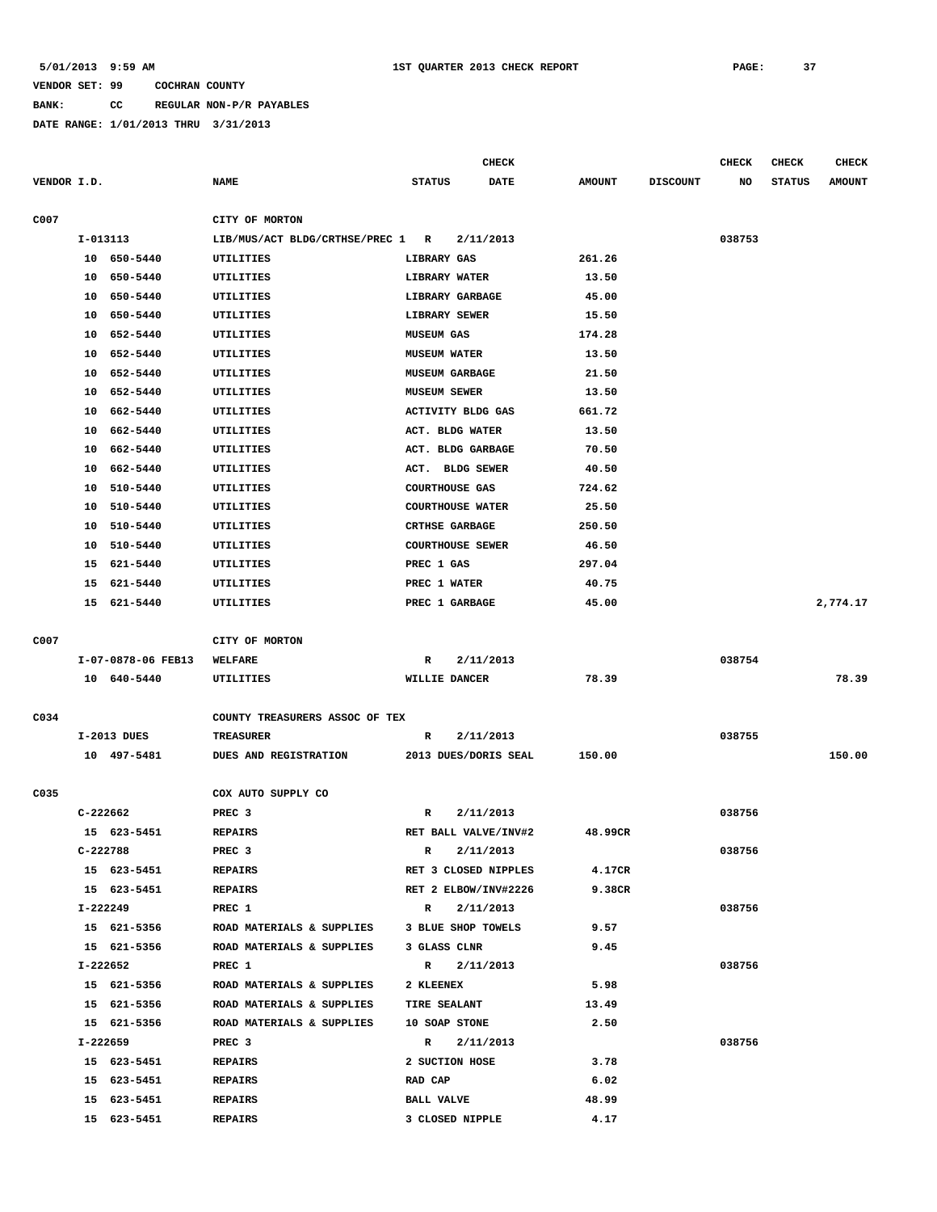5/01/2013 9:59 AM 1ST QUARTER 2013 CHECK REPORT

VENDOR SET: 99 COCHRAN COUNTY

BANK: CC REGULAR NON-P/R PAYABLES

DATE RANGE: 1/01/2013 THRU 3/31/2013

| VENDOR I.D. | NAME | STATUS | CHECK DATE | AMOUNT | DISCOUNT | CHECK NO | CHECK STATUS | CHECK AMOUNT |
|---|---|---|---|---|---|---|---|---|
| C007 | CITY OF MORTON | | | | | | | |
| I-013113 | LIB/MUS/ACT BLDG/CRTHSE/PREC 1 | R | 2/11/2013 | | | 038753 | | |
| 10 650-5440 | UTILITIES | LIBRARY GAS | | 261.26 | | | | |
| 10 650-5440 | UTILITIES | LIBRARY WATER | | 13.50 | | | | |
| 10 650-5440 | UTILITIES | LIBRARY GARBAGE | | 45.00 | | | | |
| 10 650-5440 | UTILITIES | LIBRARY SEWER | | 15.50 | | | | |
| 10 652-5440 | UTILITIES | MUSEUM GAS | | 174.28 | | | | |
| 10 652-5440 | UTILITIES | MUSEUM WATER | | 13.50 | | | | |
| 10 652-5440 | UTILITIES | MUSEUM GARBAGE | | 21.50 | | | | |
| 10 652-5440 | UTILITIES | MUSEUM SEWER | | 13.50 | | | | |
| 10 662-5440 | UTILITIES | ACTIVITY BLDG GAS | | 661.72 | | | | |
| 10 662-5440 | UTILITIES | ACT. BLDG WATER | | 13.50 | | | | |
| 10 662-5440 | UTILITIES | ACT. BLDG GARBAGE | | 70.50 | | | | |
| 10 662-5440 | UTILITIES | ACT. BLDG SEWER | | 40.50 | | | | |
| 10 510-5440 | UTILITIES | COURTHOUSE GAS | | 724.62 | | | | |
| 10 510-5440 | UTILITIES | COURTHOUSE WATER | | 25.50 | | | | |
| 10 510-5440 | UTILITIES | CRTHSE GARBAGE | | 250.50 | | | | |
| 10 510-5440 | UTILITIES | COURTHOUSE SEWER | | 46.50 | | | | |
| 15 621-5440 | UTILITIES | PREC 1 GAS | | 297.04 | | | | |
| 15 621-5440 | UTILITIES | PREC 1 WATER | | 40.75 | | | | |
| 15 621-5440 | UTILITIES | PREC 1 GARBAGE | | 45.00 | | | | 2,774.17 |
| C007 | CITY OF MORTON | | | | | | | |
| I-07-0878-06 FEB13 | WELFARE | R | 2/11/2013 | | | 038754 | | |
| 10 640-5440 | UTILITIES | WILLIE DANCER | | 78.39 | | | | 78.39 |
| C034 | COUNTY TREASURERS ASSOC OF TEX | | | | | | | |
| I-2013 DUES | TREASURER | R | 2/11/2013 | | | 038755 | | |
| 10 497-5481 | DUES AND REGISTRATION | 2013 DUES/DORIS SEAL | | 150.00 | | | | 150.00 |
| C035 | COX AUTO SUPPLY CO | | | | | | | |
| C-222662 | PREC 3 | R | 2/11/2013 | | | 038756 | | |
| 15 623-5451 | REPAIRS | RET BALL VALVE/INV#2 | | 48.99CR | | | | |
| C-222788 | PREC 3 | R | 2/11/2013 | | | 038756 | | |
| 15 623-5451 | REPAIRS | RET 3 CLOSED NIPPLES | | 4.17CR | | | | |
| 15 623-5451 | REPAIRS | RET 2 ELBOW/INV#2226 | | 9.38CR | | | | |
| I-222249 | PREC 1 | R | 2/11/2013 | | | 038756 | | |
| 15 621-5356 | ROAD MATERIALS & SUPPLIES | 3 BLUE SHOP TOWELS | | 9.57 | | | | |
| 15 621-5356 | ROAD MATERIALS & SUPPLIES | 3 GLASS CLNR | | 9.45 | | | | |
| I-222652 | PREC 1 | R | 2/11/2013 | | | 038756 | | |
| 15 621-5356 | ROAD MATERIALS & SUPPLIES | 2 KLEENEX | | 5.98 | | | | |
| 15 621-5356 | ROAD MATERIALS & SUPPLIES | TIRE SEALANT | | 13.49 | | | | |
| 15 621-5356 | ROAD MATERIALS & SUPPLIES | 10 SOAP STONE | | 2.50 | | | | |
| I-222659 | PREC 3 | R | 2/11/2013 | | | 038756 | | |
| 15 623-5451 | REPAIRS | 2 SUCTION HOSE | | 3.78 | | | | |
| 15 623-5451 | REPAIRS | RAD CAP | | 6.02 | | | | |
| 15 623-5451 | REPAIRS | BALL VALVE | | 48.99 | | | | |
| 15 623-5451 | REPAIRS | 3 CLOSED NIPPLE | | 4.17 | | | | |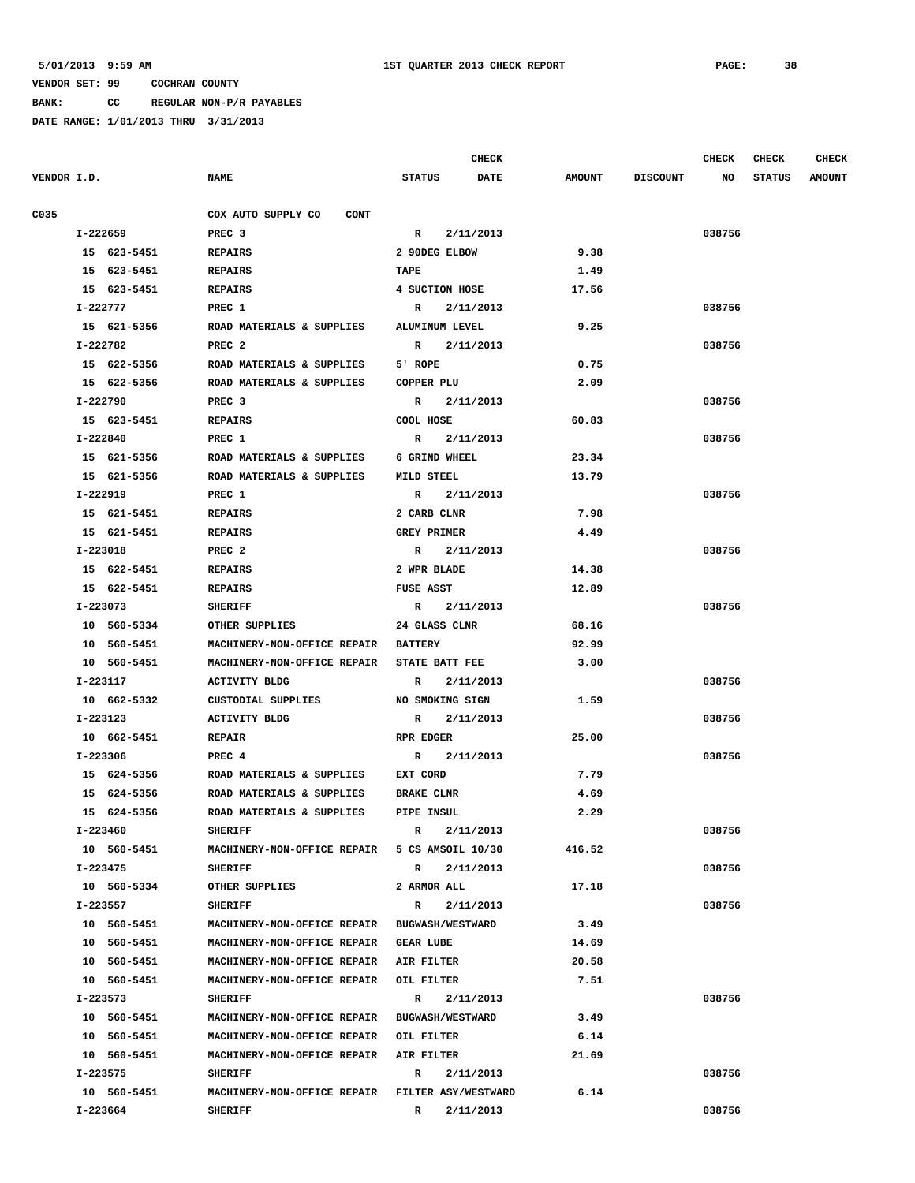5/01/2013 9:59 AM 1ST QUARTER 2013 CHECK REPORT

VENDOR SET: 99 COCHRAN COUNTY

BANK: CC REGULAR NON-P/R PAYABLES

DATE RANGE: 1/01/2013 THRU 3/31/2013

| VENDOR I.D. | NAME | STATUS | CHECK DATE | AMOUNT | DISCOUNT | CHECK NO | CHECK STATUS | CHECK AMOUNT |
|---|---|---|---|---|---|---|---|---|
| C035 | COX AUTO SUPPLY CO CONT | | | | | | | |
| I-222659 | PREC 3 | R | 2/11/2013 | | | 038756 | | |
| 15 623-5451 | REPAIRS | 2 90DEG ELBOW | | 9.38 | | | | |
| 15 623-5451 | REPAIRS | TAPE | | 1.49 | | | | |
| 15 623-5451 | REPAIRS | 4 SUCTION HOSE | | 17.56 | | | | |
| I-222777 | PREC 1 | R | 2/11/2013 | | | 038756 | | |
| 15 621-5356 | ROAD MATERIALS & SUPPLIES | ALUMINUM LEVEL | | 9.25 | | | | |
| I-222782 | PREC 2 | R | 2/11/2013 | | | 038756 | | |
| 15 622-5356 | ROAD MATERIALS & SUPPLIES | 5' ROPE | | 0.75 | | | | |
| 15 622-5356 | ROAD MATERIALS & SUPPLIES | COPPER PLU | | 2.09 | | | | |
| I-222790 | PREC 3 | R | 2/11/2013 | | | 038756 | | |
| 15 623-5451 | REPAIRS | COOL HOSE | | 60.83 | | | | |
| I-222840 | PREC 1 | R | 2/11/2013 | | | 038756 | | |
| 15 621-5356 | ROAD MATERIALS & SUPPLIES | 6 GRIND WHEEL | | 23.34 | | | | |
| 15 621-5356 | ROAD MATERIALS & SUPPLIES | MILD STEEL | | 13.79 | | | | |
| I-222919 | PREC 1 | R | 2/11/2013 | | | 038756 | | |
| 15 621-5451 | REPAIRS | 2 CARB CLNR | | 7.98 | | | | |
| 15 621-5451 | REPAIRS | GREY PRIMER | | 4.49 | | | | |
| I-223018 | PREC 2 | R | 2/11/2013 | | | 038756 | | |
| 15 622-5451 | REPAIRS | 2 WPR BLADE | | 14.38 | | | | |
| 15 622-5451 | REPAIRS | FUSE ASST | | 12.89 | | | | |
| I-223073 | SHERIFF | R | 2/11/2013 | | | 038756 | | |
| 10 560-5334 | OTHER SUPPLIES | 24 GLASS CLNR | | 68.16 | | | | |
| 10 560-5451 | MACHINERY-NON-OFFICE REPAIR | BATTERY | | 92.99 | | | | |
| 10 560-5451 | MACHINERY-NON-OFFICE REPAIR | STATE BATT FEE | | 3.00 | | | | |
| I-223117 | ACTIVITY BLDG | R | 2/11/2013 | | | 038756 | | |
| 10 662-5332 | CUSTODIAL SUPPLIES | NO SMOKING SIGN | | 1.59 | | | | |
| I-223123 | ACTIVITY BLDG | R | 2/11/2013 | | | 038756 | | |
| 10 662-5451 | REPAIR | RPR EDGER | | 25.00 | | | | |
| I-223306 | PREC 4 | R | 2/11/2013 | | | 038756 | | |
| 15 624-5356 | ROAD MATERIALS & SUPPLIES | EXT CORD | | 7.79 | | | | |
| 15 624-5356 | ROAD MATERIALS & SUPPLIES | BRAKE CLNR | | 4.69 | | | | |
| 15 624-5356 | ROAD MATERIALS & SUPPLIES | PIPE INSUL | | 2.29 | | | | |
| I-223460 | SHERIFF | R | 2/11/2013 | | | 038756 | | |
| 10 560-5451 | MACHINERY-NON-OFFICE REPAIR | 5 CS AMSOIL 10/30 | | 416.52 | | | | |
| I-223475 | SHERIFF | R | 2/11/2013 | | | 038756 | | |
| 10 560-5334 | OTHER SUPPLIES | 2 ARMOR ALL | | 17.18 | | | | |
| I-223557 | SHERIFF | R | 2/11/2013 | | | 038756 | | |
| 10 560-5451 | MACHINERY-NON-OFFICE REPAIR | BUGWASH/WESTWARD | | 3.49 | | | | |
| 10 560-5451 | MACHINERY-NON-OFFICE REPAIR | GEAR LUBE | | 14.69 | | | | |
| 10 560-5451 | MACHINERY-NON-OFFICE REPAIR | AIR FILTER | | 20.58 | | | | |
| 10 560-5451 | MACHINERY-NON-OFFICE REPAIR | OIL FILTER | | 7.51 | | | | |
| I-223573 | SHERIFF | R | 2/11/2013 | | | 038756 | | |
| 10 560-5451 | MACHINERY-NON-OFFICE REPAIR | BUGWASH/WESTWARD | | 3.49 | | | | |
| 10 560-5451 | MACHINERY-NON-OFFICE REPAIR | OIL FILTER | | 6.14 | | | | |
| 10 560-5451 | MACHINERY-NON-OFFICE REPAIR | AIR FILTER | | 21.69 | | | | |
| I-223575 | SHERIFF | R | 2/11/2013 | | | 038756 | | |
| 10 560-5451 | MACHINERY-NON-OFFICE REPAIR | FILTER ASY/WESTWARD | | 6.14 | | | | |
| I-223664 | SHERIFF | R | 2/11/2013 | | | 038756 | | |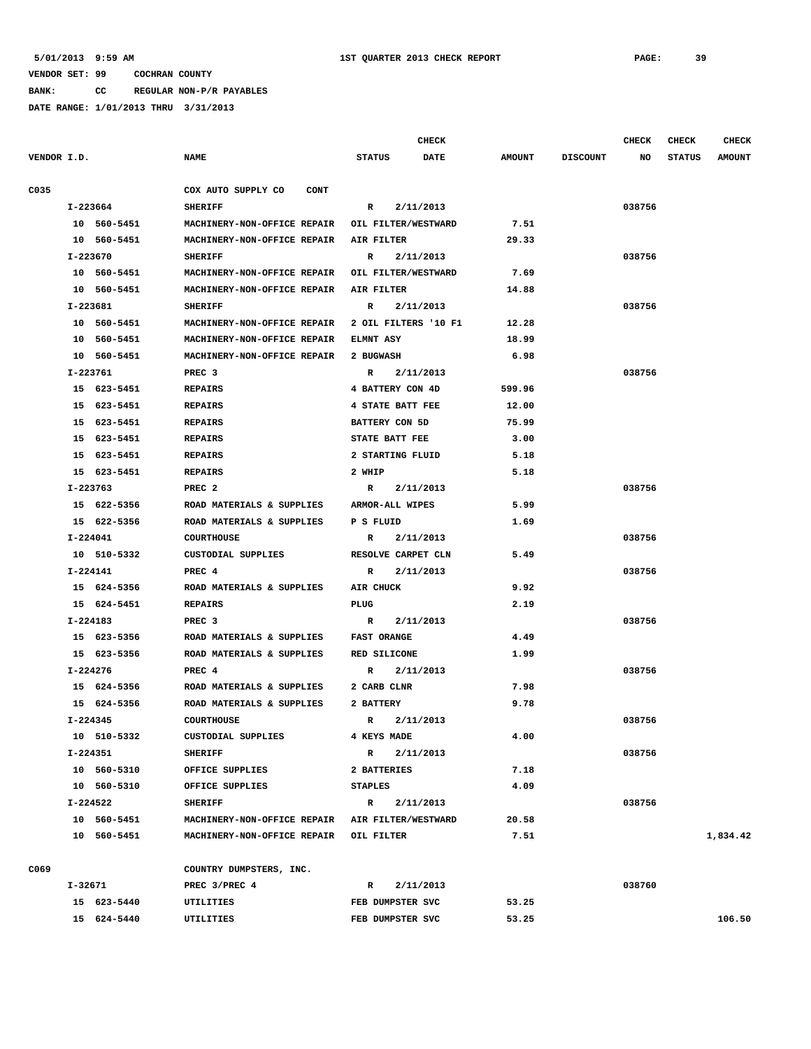VENDOR SET: 99 COCHRAN COUNTY

BANK: CC REGULAR NON-P/R PAYABLES

DATE RANGE: 1/01/2013 THRU 3/31/2013

| VENDOR I.D. | NAME | STATUS | CHECK DATE | AMOUNT | DISCOUNT | CHECK NO | CHECK STATUS | CHECK AMOUNT |
|---|---|---|---|---|---|---|---|---|
| C035 | COX AUTO SUPPLY CO CONT | | | | | | | |
| I-223664 | SHERIFF | R | 2/11/2013 | | | 038756 | | |
| 10 560-5451 | MACHINERY-NON-OFFICE REPAIR | OIL FILTER/WESTWARD | | 7.51 | | | | |
| 10 560-5451 | MACHINERY-NON-OFFICE REPAIR | AIR FILTER | | 29.33 | | | | |
| I-223670 | SHERIFF | R | 2/11/2013 | | | 038756 | | |
| 10 560-5451 | MACHINERY-NON-OFFICE REPAIR | OIL FILTER/WESTWARD | | 7.69 | | | | |
| 10 560-5451 | MACHINERY-NON-OFFICE REPAIR | AIR FILTER | | 14.88 | | | | |
| I-223681 | SHERIFF | R | 2/11/2013 | | | 038756 | | |
| 10 560-5451 | MACHINERY-NON-OFFICE REPAIR | 2 OIL FILTERS '10 F1 | | 12.28 | | | | |
| 10 560-5451 | MACHINERY-NON-OFFICE REPAIR | ELMNT ASY | | 18.99 | | | | |
| 10 560-5451 | MACHINERY-NON-OFFICE REPAIR | 2 BUGWASH | | 6.98 | | | | |
| I-223761 | PREC 3 | R | 2/11/2013 | | | 038756 | | |
| 15 623-5451 | REPAIRS | 4 BATTERY CON 4D | | 599.96 | | | | |
| 15 623-5451 | REPAIRS | 4 STATE BATT FEE | | 12.00 | | | | |
| 15 623-5451 | REPAIRS | BATTERY CON 5D | | 75.99 | | | | |
| 15 623-5451 | REPAIRS | STATE BATT FEE | | 3.00 | | | | |
| 15 623-5451 | REPAIRS | 2 STARTING FLUID | | 5.18 | | | | |
| 15 623-5451 | REPAIRS | 2 WHIP | | 5.18 | | | | |
| I-223763 | PREC 2 | R | 2/11/2013 | | | 038756 | | |
| 15 622-5356 | ROAD MATERIALS & SUPPLIES | ARMOR-ALL WIPES | | 5.99 | | | | |
| 15 622-5356 | ROAD MATERIALS & SUPPLIES | P S FLUID | | 1.69 | | | | |
| I-224041 | COURTHOUSE | R | 2/11/2013 | | | 038756 | | |
| 10 510-5332 | CUSTODIAL SUPPLIES | RESOLVE CARPET CLN | | 5.49 | | | | |
| I-224141 | PREC 4 | R | 2/11/2013 | | | 038756 | | |
| 15 624-5356 | ROAD MATERIALS & SUPPLIES | AIR CHUCK | | 9.92 | | | | |
| 15 624-5451 | REPAIRS | PLUG | | 2.19 | | | | |
| I-224183 | PREC 3 | R | 2/11/2013 | | | 038756 | | |
| 15 623-5356 | ROAD MATERIALS & SUPPLIES | FAST ORANGE | | 4.49 | | | | |
| 15 623-5356 | ROAD MATERIALS & SUPPLIES | RED SILICONE | | 1.99 | | | | |
| I-224276 | PREC 4 | R | 2/11/2013 | | | 038756 | | |
| 15 624-5356 | ROAD MATERIALS & SUPPLIES | 2 CARB CLNR | | 7.98 | | | | |
| 15 624-5356 | ROAD MATERIALS & SUPPLIES | 2 BATTERY | | 9.78 | | | | |
| I-224345 | COURTHOUSE | R | 2/11/2013 | | | 038756 | | |
| 10 510-5332 | CUSTODIAL SUPPLIES | 4 KEYS MADE | | 4.00 | | | | |
| I-224351 | SHERIFF | R | 2/11/2013 | | | 038756 | | |
| 10 560-5310 | OFFICE SUPPLIES | 2 BATTERIES | | 7.18 | | | | |
| 10 560-5310 | OFFICE SUPPLIES | STAPLES | | 4.09 | | | | |
| I-224522 | SHERIFF | R | 2/11/2013 | | | 038756 | | |
| 10 560-5451 | MACHINERY-NON-OFFICE REPAIR | AIR FILTER/WESTWARD | | 20.58 | | | | |
| 10 560-5451 | MACHINERY-NON-OFFICE REPAIR | OIL FILTER | | 7.51 | | | | 1,834.42 |
| C069 | COUNTRY DUMPSTERS, INC. | | | | | | | |
| I-32671 | PREC 3/PREC 4 | R | 2/11/2013 | | | 038760 | | |
| 15 623-5440 | UTILITIES | FEB DUMPSTER SVC | | 53.25 | | | | |
| 15 624-5440 | UTILITIES | FEB DUMPSTER SVC | | 53.25 | | | | 106.50 |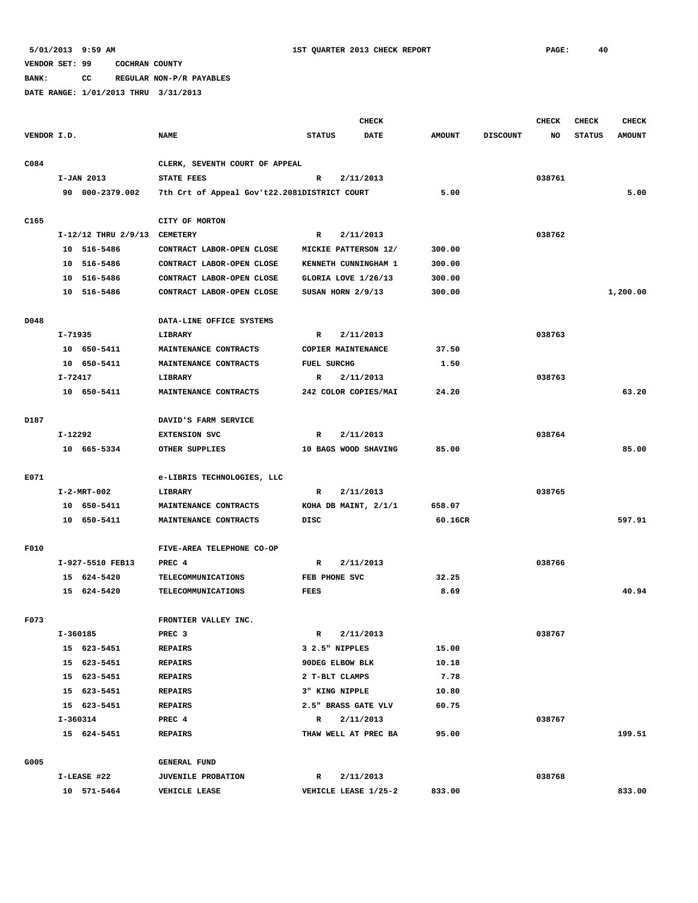5/01/2013 9:59 AM 1ST QUARTER 2013 CHECK REPORT

VENDOR SET: 99 COCHRAN COUNTY

BANK: CC REGULAR NON-P/R PAYABLES

DATE RANGE: 1/01/2013 THRU 3/31/2013

| VENDOR I.D. | NAME | STATUS | CHECK DATE | AMOUNT | DISCOUNT | CHECK NO | CHECK STATUS | CHECK AMOUNT |
|---|---|---|---|---|---|---|---|---|
| C084 | CLERK, SEVENTH COURT OF APPEAL | | | | | | | |
| I-JAN 2013 | STATE FEES | R | 2/11/2013 | | | 038761 | | |
| 90 000-2379.002 | 7th Crt of Appeal Gov't22.2081 | DISTRICT COURT | | 5.00 | | | | 5.00 |
| C165 | CITY OF MORTON | | | | | | | |
| I-12/12 THRU 2/9/13 | CEMETERY | R | 2/11/2013 | | | 038762 | | |
| 10 516-5486 | CONTRACT LABOR-OPEN CLOSE | MICKIE PATTERSON 12/ | | 300.00 | | | | |
| 10 516-5486 | CONTRACT LABOR-OPEN CLOSE | KENNETH CUNNINGHAM 1 | | 300.00 | | | | |
| 10 516-5486 | CONTRACT LABOR-OPEN CLOSE | GLORIA LOVE 1/26/13 | | 300.00 | | | | |
| 10 516-5486 | CONTRACT LABOR-OPEN CLOSE | SUSAN HORN 2/9/13 | | 300.00 | | | | 1,200.00 |
| D048 | DATA-LINE OFFICE SYSTEMS | | | | | | | |
| I-71935 | LIBRARY | R | 2/11/2013 | | | 038763 | | |
| 10 650-5411 | MAINTENANCE CONTRACTS | COPIER MAINTENANCE | | 37.50 | | | | |
| 10 650-5411 | MAINTENANCE CONTRACTS | FUEL SURCHG | | 1.50 | | | | |
| I-72417 | LIBRARY | R | 2/11/2013 | | | 038763 | | |
| 10 650-5411 | MAINTENANCE CONTRACTS | 242 COLOR COPIES/MAI | | 24.20 | | | | 63.20 |
| D187 | DAVID'S FARM SERVICE | | | | | | | |
| I-12292 | EXTENSION SVC | R | 2/11/2013 | | | 038764 | | |
| 10 665-5334 | OTHER SUPPLIES | 10 BAGS WOOD SHAVING | | 85.00 | | | | 85.00 |
| E071 | e-LIBRIS TECHNOLOGIES, LLC | | | | | | | |
| I-2-MRT-002 | LIBRARY | R | 2/11/2013 | | | 038765 | | |
| 10 650-5411 | MAINTENANCE CONTRACTS | KOHA DB MAINT, 2/1/1 | | 658.07 | | | | |
| 10 650-5411 | MAINTENANCE CONTRACTS | DISC | | 60.16CR | | | | 597.91 |
| F010 | FIVE-AREA TELEPHONE CO-OP | | | | | | | |
| I-927-5510 FEB13 | PREC 4 | R | 2/11/2013 | | | 038766 | | |
| 15 624-5420 | TELECOMMUNICATIONS | FEB PHONE SVC | | 32.25 | | | | |
| 15 624-5420 | TELECOMMUNICATIONS | FEES | | 8.69 | | | | 40.94 |
| F073 | FRONTIER VALLEY INC. | | | | | | | |
| I-360185 | PREC 3 | R | 2/11/2013 | | | 038767 | | |
| 15 623-5451 | REPAIRS | 3 2.5" NIPPLES | | 15.00 | | | | |
| 15 623-5451 | REPAIRS | 90DEG ELBOW BLK | | 10.18 | | | | |
| 15 623-5451 | REPAIRS | 2 T-BLT CLAMPS | | 7.78 | | | | |
| 15 623-5451 | REPAIRS | 3" KING NIPPLE | | 10.80 | | | | |
| 15 623-5451 | REPAIRS | 2.5" BRASS GATE VLV | | 60.75 | | | | |
| I-360314 | PREC 4 | R | 2/11/2013 | | | 038767 | | |
| 15 624-5451 | REPAIRS | THAW WELL AT PREC BA | | 95.00 | | | | 199.51 |
| G005 | GENERAL FUND | | | | | | | |
| I-LEASE #22 | JUVENILE PROBATION | R | 2/11/2013 | | | 038768 | | |
| 10 571-5464 | VEHICLE LEASE | VEHICLE LEASE 1/25-2 | | 833.00 | | | | 833.00 |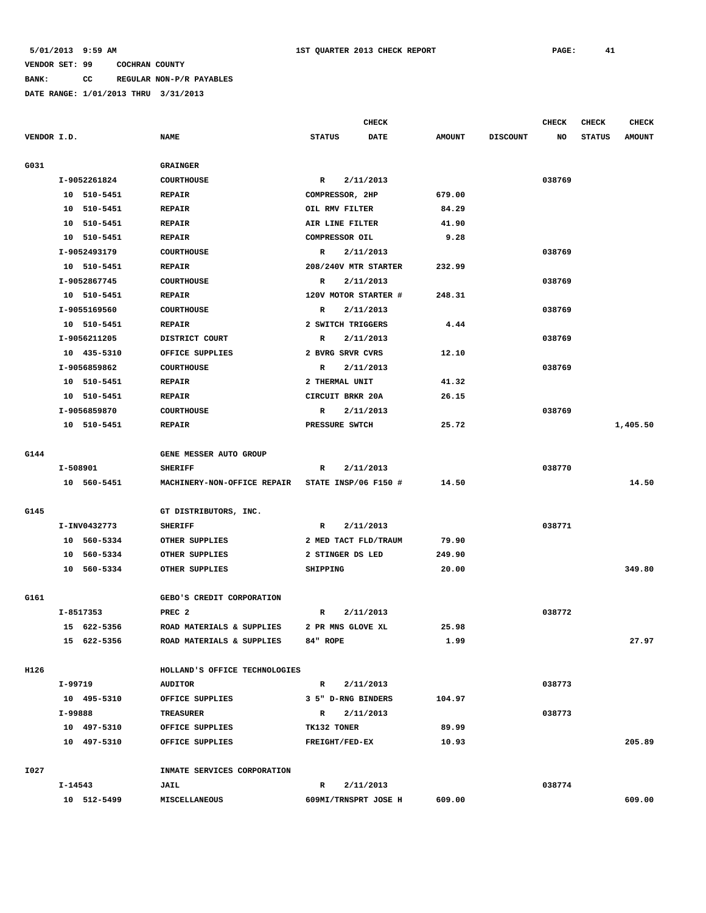**VENDOR SET: 99 COCHRAN COUNTY**

**BANK: CC REGULAR NON-P/R PAYABLES**

**DATE RANGE: 1/01/2013 THRU 3/31/2013**

1ST QUARTER 2013 CHECK REPORT

| VENDOR I.D. | NAME | STATUS | CHECK DATE | AMOUNT | DISCOUNT | CHECK NO | CHECK STATUS | CHECK AMOUNT |
|---|---|---|---|---|---|---|---|---|
| G031 | GRAINGER | | | | | | | |
| I-9052261824 | COURTHOUSE | R | 2/11/2013 | | | 038769 | | |
| 10 510-5451 | REPAIR | COMPRESSOR, 2HP | | 679.00 | | | | |
| 10 510-5451 | REPAIR | OIL RMV FILTER | | 84.29 | | | | |
| 10 510-5451 | REPAIR | AIR LINE FILTER | | 41.90 | | | | |
| 10 510-5451 | REPAIR | COMPRESSOR OIL | | 9.28 | | | | |
| I-9052493179 | COURTHOUSE | R | 2/11/2013 | | | 038769 | | |
| 10 510-5451 | REPAIR | 208/240V MTR STARTER | | 232.99 | | | | |
| I-9052867745 | COURTHOUSE | R | 2/11/2013 | | | 038769 | | |
| 10 510-5451 | REPAIR | 120V MOTOR STARTER # | | 248.31 | | | | |
| I-9055169560 | COURTHOUSE | R | 2/11/2013 | | | 038769 | | |
| 10 510-5451 | REPAIR | 2 SWITCH TRIGGERS | | 4.44 | | | | |
| I-9056211205 | DISTRICT COURT | R | 2/11/2013 | | | 038769 | | |
| 10 435-5310 | OFFICE SUPPLIES | 2 BVRG SRVR CVRS | | 12.10 | | | | |
| I-9056859862 | COURTHOUSE | R | 2/11/2013 | | | 038769 | | |
| 10 510-5451 | REPAIR | 2 THERMAL UNIT | | 41.32 | | | | |
| 10 510-5451 | REPAIR | CIRCUIT BRKR 20A | | 26.15 | | | | |
| I-9056859870 | COURTHOUSE | R | 2/11/2013 | | | 038769 | | |
| 10 510-5451 | REPAIR | PRESSURE SWTCH | | 25.72 | | | | 1,405.50 |
| G144 | GENE MESSER AUTO GROUP | | | | | | | |
| I-508901 | SHERIFF | R | 2/11/2013 | | | 038770 | | |
| 10 560-5451 | MACHINERY-NON-OFFICE REPAIR | STATE INSP/06 F150 # | | 14.50 | | | | 14.50 |
| G145 | GT DISTRIBUTORS, INC. | | | | | | | |
| I-INV0432773 | SHERIFF | R | 2/11/2013 | | | 038771 | | |
| 10 560-5334 | OTHER SUPPLIES | 2 MED TACT FLD/TRAUM | | 79.90 | | | | |
| 10 560-5334 | OTHER SUPPLIES | 2 STINGER DS LED | | 249.90 | | | | |
| 10 560-5334 | OTHER SUPPLIES | SHIPPING | | 20.00 | | | | 349.80 |
| G161 | GEBO'S CREDIT CORPORATION | | | | | | | |
| I-8517353 | PREC 2 | R | 2/11/2013 | | | 038772 | | |
| 15 622-5356 | ROAD MATERIALS & SUPPLIES | 2 PR MNS GLOVE XL | | 25.98 | | | | |
| 15 622-5356 | ROAD MATERIALS & SUPPLIES | 84" ROPE | | 1.99 | | | | 27.97 |
| H126 | HOLLAND'S OFFICE TECHNOLOGIES | | | | | | | |
| I-99719 | AUDITOR | R | 2/11/2013 | | | 038773 | | |
| 10 495-5310 | OFFICE SUPPLIES | 3 5" D-RNG BINDERS | | 104.97 | | | | |
| I-99888 | TREASURER | R | 2/11/2013 | | | 038773 | | |
| 10 497-5310 | OFFICE SUPPLIES | TK132 TONER | | 89.99 | | | | |
| 10 497-5310 | OFFICE SUPPLIES | FREIGHT/FED-EX | | 10.93 | | | | 205.89 |
| I027 | INMATE SERVICES CORPORATION | | | | | | | |
| I-14543 | JAIL | R | 2/11/2013 | | | 038774 | | |
| 10 512-5499 | MISCELLANEOUS | 609MI/TRNSPRT JOSE H | | 609.00 | | | | 609.00 |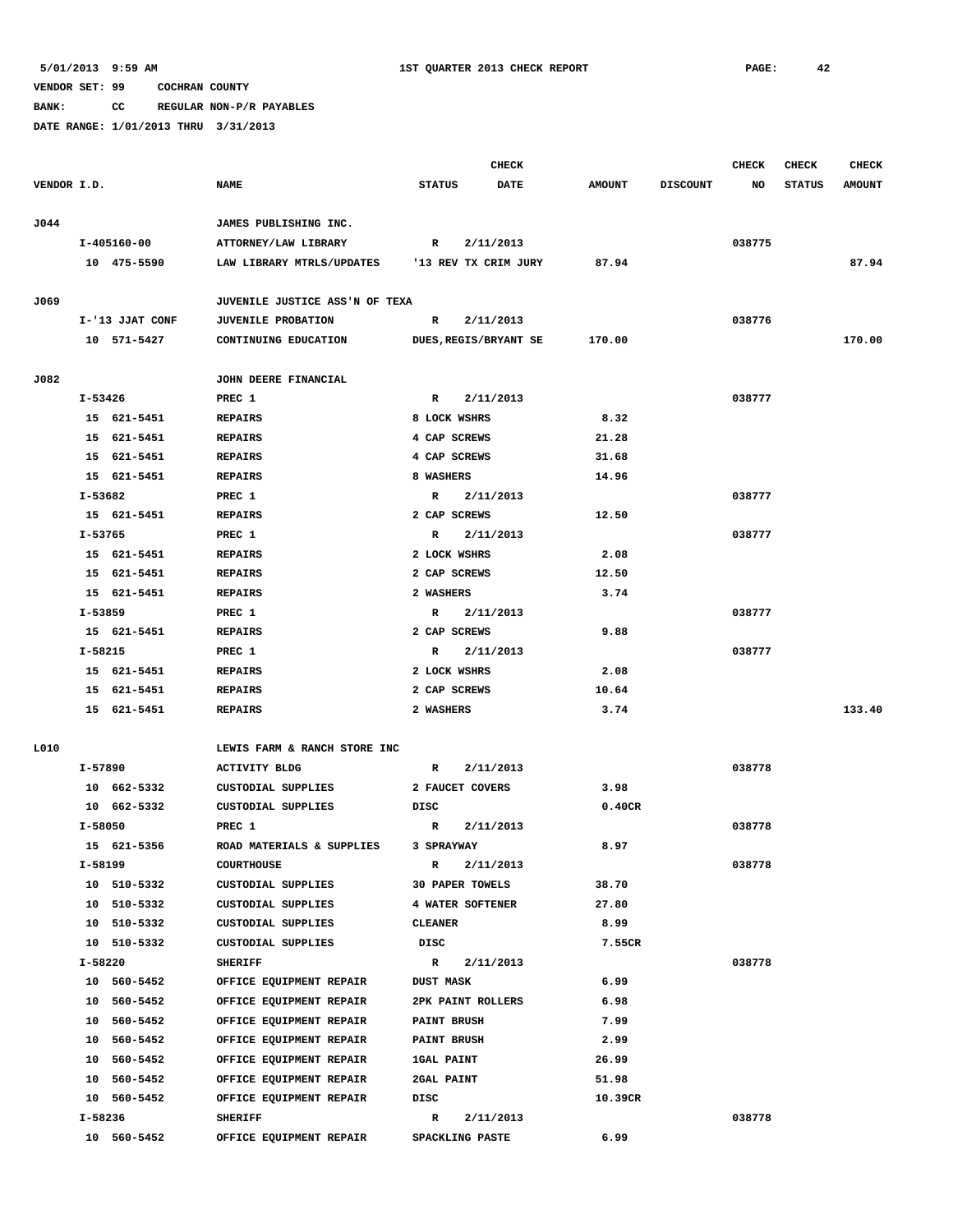5/01/2013 9:59 AM　　1ST QUARTER 2013 CHECK REPORT　　PAGE: 42

VENDOR SET: 99　　COCHRAN COUNTY

BANK: CC　　REGULAR NON-P/R PAYABLES

DATE RANGE: 1/01/2013 THRU 3/31/2013

| VENDOR I.D. | NAME | STATUS | CHECK DATE | AMOUNT | DISCOUNT | CHECK NO | CHECK STATUS | CHECK AMOUNT |
|---|---|---|---|---|---|---|---|---|
| J044 | JAMES PUBLISHING INC. | | | | | | | |
| I-405160-00 | ATTORNEY/LAW LIBRARY | R | 2/11/2013 | | | 038775 | | |
| 10 475-5590 | LAW LIBRARY MTRLS/UPDATES | '13 REV TX CRIM JURY | | 87.94 | | | | 87.94 |
| J069 | JUVENILE JUSTICE ASS'N OF TEXA | | | | | | | |
| I-'13 JJAT CONF | JUVENILE PROBATION | R | 2/11/2013 | | | 038776 | | |
| 10 571-5427 | CONTINUING EDUCATION | DUES,REGIS/BRYANT SE | | 170.00 | | | | 170.00 |
| J082 | JOHN DEERE FINANCIAL | | | | | | | |
| I-53426 | PREC 1 | R | 2/11/2013 | | | 038777 | | |
| 15 621-5451 | REPAIRS | 8 LOCK WSHRS | | 8.32 | | | | |
| 15 621-5451 | REPAIRS | 4 CAP SCREWS | | 21.28 | | | | |
| 15 621-5451 | REPAIRS | 4 CAP SCREWS | | 31.68 | | | | |
| 15 621-5451 | REPAIRS | 8 WASHERS | | 14.96 | | | | |
| I-53682 | PREC 1 | R | 2/11/2013 | | | 038777 | | |
| 15 621-5451 | REPAIRS | 2 CAP SCREWS | | 12.50 | | | | |
| I-53765 | PREC 1 | R | 2/11/2013 | | | 038777 | | |
| 15 621-5451 | REPAIRS | 2 LOCK WSHRS | | 2.08 | | | | |
| 15 621-5451 | REPAIRS | 2 CAP SCREWS | | 12.50 | | | | |
| 15 621-5451 | REPAIRS | 2 WASHERS | | 3.74 | | | | |
| I-53859 | PREC 1 | R | 2/11/2013 | | | 038777 | | |
| 15 621-5451 | REPAIRS | 2 CAP SCREWS | | 9.88 | | | | |
| I-58215 | PREC 1 | R | 2/11/2013 | | | 038777 | | |
| 15 621-5451 | REPAIRS | 2 LOCK WSHRS | | 2.08 | | | | |
| 15 621-5451 | REPAIRS | 2 CAP SCREWS | | 10.64 | | | | |
| 15 621-5451 | REPAIRS | 2 WASHERS | | 3.74 | | | | 133.40 |
| L010 | LEWIS FARM & RANCH STORE INC | | | | | | | |
| I-57890 | ACTIVITY BLDG | R | 2/11/2013 | | | 038778 | | |
| 10 662-5332 | CUSTODIAL SUPPLIES | 2 FAUCET COVERS | | 3.98 | | | | |
| 10 662-5332 | CUSTODIAL SUPPLIES | DISC | | 0.40CR | | | | |
| I-58050 | PREC 1 | R | 2/11/2013 | | | 038778 | | |
| 15 621-5356 | ROAD MATERIALS & SUPPLIES | 3 SPRAYWAY | | 8.97 | | | | |
| I-58199 | COURTHOUSE | R | 2/11/2013 | | | 038778 | | |
| 10 510-5332 | CUSTODIAL SUPPLIES | 30 PAPER TOWELS | | 38.70 | | | | |
| 10 510-5332 | CUSTODIAL SUPPLIES | 4 WATER SOFTENER | | 27.80 | | | | |
| 10 510-5332 | CUSTODIAL SUPPLIES | CLEANER | | 8.99 | | | | |
| 10 510-5332 | CUSTODIAL SUPPLIES | DISC | | 7.55CR | | | | |
| I-58220 | SHERIFF | R | 2/11/2013 | | | 038778 | | |
| 10 560-5452 | OFFICE EQUIPMENT REPAIR | DUST MASK | | 6.99 | | | | |
| 10 560-5452 | OFFICE EQUIPMENT REPAIR | 2PK PAINT ROLLERS | | 6.98 | | | | |
| 10 560-5452 | OFFICE EQUIPMENT REPAIR | PAINT BRUSH | | 7.99 | | | | |
| 10 560-5452 | OFFICE EQUIPMENT REPAIR | PAINT BRUSH | | 2.99 | | | | |
| 10 560-5452 | OFFICE EQUIPMENT REPAIR | 1GAL PAINT | | 26.99 | | | | |
| 10 560-5452 | OFFICE EQUIPMENT REPAIR | 2GAL PAINT | | 51.98 | | | | |
| 10 560-5452 | OFFICE EQUIPMENT REPAIR | DISC | | 10.39CR | | | | |
| I-58236 | SHERIFF | R | 2/11/2013 | | | 038778 | | |
| 10 560-5452 | OFFICE EQUIPMENT REPAIR | SPACKLING PASTE | | 6.99 | | | | |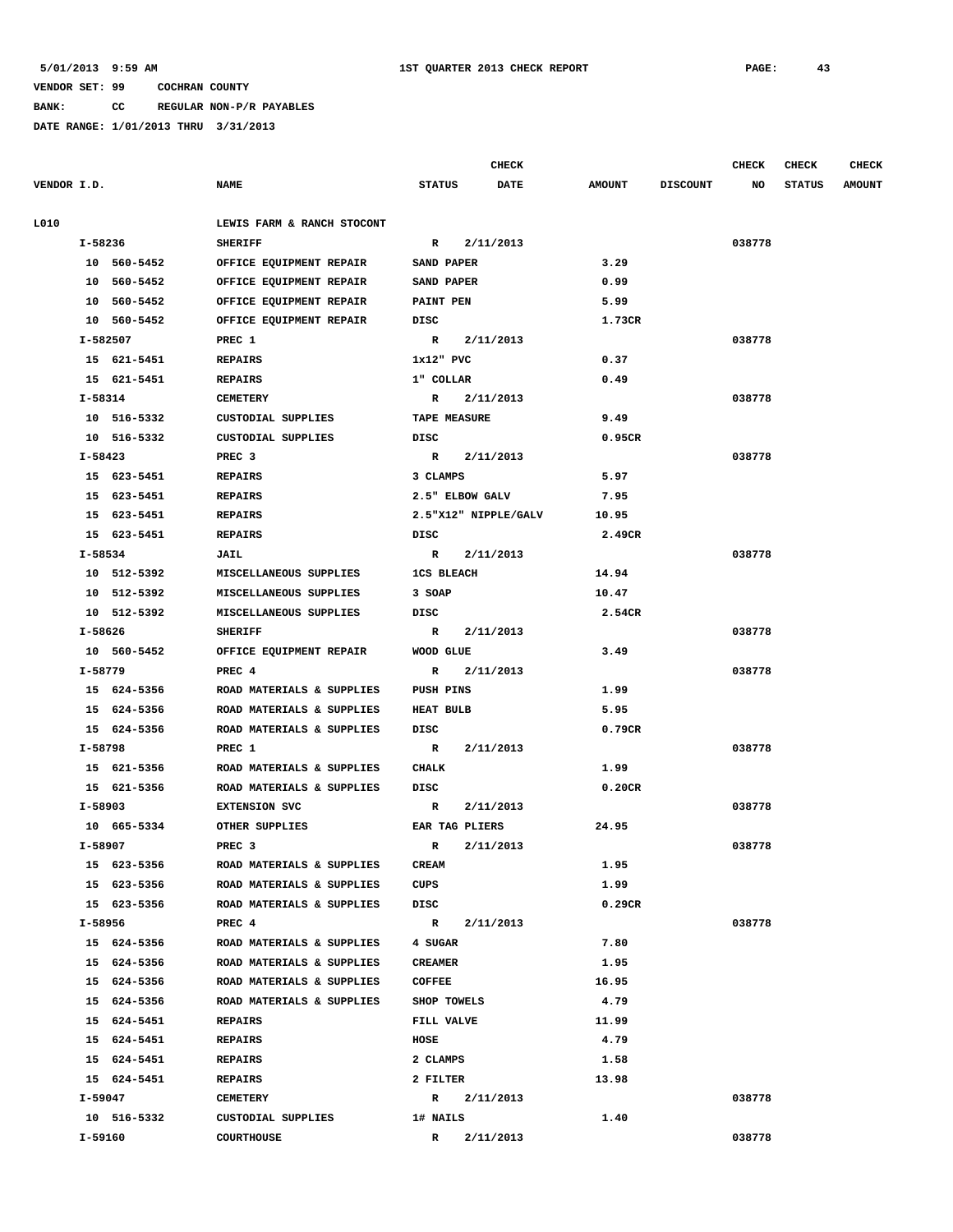5/01/2013 9:59 AM 1ST QUARTER 2013 CHECK REPORT

VENDOR SET: 99 COCHRAN COUNTY

BANK: CC REGULAR NON-P/R PAYABLES

DATE RANGE: 1/01/2013 THRU 3/31/2013

| VENDOR I.D. | NAME | STATUS | CHECK DATE | AMOUNT | DISCOUNT | CHECK NO | CHECK STATUS | CHECK AMOUNT |
|---|---|---|---|---|---|---|---|---|
| L010 | LEWIS FARM & RANCH STOCONT | | | | | | | |
| I-58236 | SHERIFF | R | 2/11/2013 | | | 038778 | | |
| 10 560-5452 | OFFICE EQUIPMENT REPAIR | SAND PAPER | | 3.29 | | | | |
| 10 560-5452 | OFFICE EQUIPMENT REPAIR | SAND PAPER | | 0.99 | | | | |
| 10 560-5452 | OFFICE EQUIPMENT REPAIR | PAINT PEN | | 5.99 | | | | |
| 10 560-5452 | OFFICE EQUIPMENT REPAIR | DISC | | 1.73CR | | | | |
| I-582507 | PREC 1 | R | 2/11/2013 | | | 038778 | | |
| 15 621-5451 | REPAIRS | 1x12" PVC | | 0.37 | | | | |
| 15 621-5451 | REPAIRS | 1" COLLAR | | 0.49 | | | | |
| I-58314 | CEMETERY | R | 2/11/2013 | | | 038778 | | |
| 10 516-5332 | CUSTODIAL SUPPLIES | TAPE MEASURE | | 9.49 | | | | |
| 10 516-5332 | CUSTODIAL SUPPLIES | DISC | | 0.95CR | | | | |
| I-58423 | PREC 3 | R | 2/11/2013 | | | 038778 | | |
| 15 623-5451 | REPAIRS | 3 CLAMPS | | 5.97 | | | | |
| 15 623-5451 | REPAIRS | 2.5" ELBOW GALV | | 7.95 | | | | |
| 15 623-5451 | REPAIRS | 2.5"X12" NIPPLE/GALV | | 10.95 | | | | |
| 15 623-5451 | REPAIRS | DISC | | 2.49CR | | | | |
| I-58534 | JAIL | R | 2/11/2013 | | | 038778 | | |
| 10 512-5392 | MISCELLANEOUS SUPPLIES | 1CS BLEACH | | 14.94 | | | | |
| 10 512-5392 | MISCELLANEOUS SUPPLIES | 3 SOAP | | 10.47 | | | | |
| 10 512-5392 | MISCELLANEOUS SUPPLIES | DISC | | 2.54CR | | | | |
| I-58626 | SHERIFF | R | 2/11/2013 | | | 038778 | | |
| 10 560-5452 | OFFICE EQUIPMENT REPAIR | WOOD GLUE | | 3.49 | | | | |
| I-58779 | PREC 4 | R | 2/11/2013 | | | 038778 | | |
| 15 624-5356 | ROAD MATERIALS & SUPPLIES | PUSH PINS | | 1.99 | | | | |
| 15 624-5356 | ROAD MATERIALS & SUPPLIES | HEAT BULB | | 5.95 | | | | |
| 15 624-5356 | ROAD MATERIALS & SUPPLIES | DISC | | 0.79CR | | | | |
| I-58798 | PREC 1 | R | 2/11/2013 | | | 038778 | | |
| 15 621-5356 | ROAD MATERIALS & SUPPLIES | CHALK | | 1.99 | | | | |
| 15 621-5356 | ROAD MATERIALS & SUPPLIES | DISC | | 0.20CR | | | | |
| I-58903 | EXTENSION SVC | R | 2/11/2013 | | | 038778 | | |
| 10 665-5334 | OTHER SUPPLIES | EAR TAG PLIERS | | 24.95 | | | | |
| I-58907 | PREC 3 | R | 2/11/2013 | | | 038778 | | |
| 15 623-5356 | ROAD MATERIALS & SUPPLIES | CREAM | | 1.95 | | | | |
| 15 623-5356 | ROAD MATERIALS & SUPPLIES | CUPS | | 1.99 | | | | |
| 15 623-5356 | ROAD MATERIALS & SUPPLIES | DISC | | 0.29CR | | | | |
| I-58956 | PREC 4 | R | 2/11/2013 | | | 038778 | | |
| 15 624-5356 | ROAD MATERIALS & SUPPLIES | 4 SUGAR | | 7.80 | | | | |
| 15 624-5356 | ROAD MATERIALS & SUPPLIES | CREAMER | | 1.95 | | | | |
| 15 624-5356 | ROAD MATERIALS & SUPPLIES | COFFEE | | 16.95 | | | | |
| 15 624-5356 | ROAD MATERIALS & SUPPLIES | SHOP TOWELS | | 4.79 | | | | |
| 15 624-5451 | REPAIRS | FILL VALVE | | 11.99 | | | | |
| 15 624-5451 | REPAIRS | HOSE | | 4.79 | | | | |
| 15 624-5451 | REPAIRS | 2 CLAMPS | | 1.58 | | | | |
| 15 624-5451 | REPAIRS | 2 FILTER | | 13.98 | | | | |
| I-59047 | CEMETERY | R | 2/11/2013 | | | 038778 | | |
| 10 516-5332 | CUSTODIAL SUPPLIES | 1# NAILS | | 1.40 | | | | |
| I-59160 | COURTHOUSE | R | 2/11/2013 | | | 038778 | | |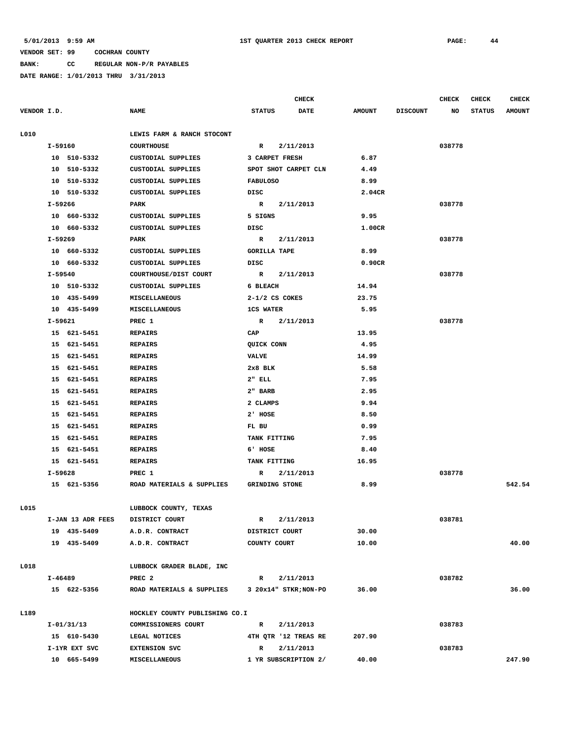5/01/2013 9:59 AM    1ST QUARTER 2013 CHECK REPORT

VENDOR SET: 99    COCHRAN COUNTY

BANK: CC    REGULAR NON-P/R PAYABLES

DATE RANGE: 1/01/2013 THRU 3/31/2013

| VENDOR I.D. | NAME | STATUS | CHECK DATE | AMOUNT | DISCOUNT | CHECK NO | CHECK STATUS | CHECK AMOUNT |
|---|---|---|---|---|---|---|---|---|
| L010 | LEWIS FARM & RANCH STOCONT | | | | | | | |
| I-59160 | COURTHOUSE | R | 2/11/2013 | | | 038778 | | |
| 10 510-5332 | CUSTODIAL SUPPLIES | 3 CARPET FRESH | | 6.87 | | | | |
| 10 510-5332 | CUSTODIAL SUPPLIES | SPOT SHOT CARPET CLN | | 4.49 | | | | |
| 10 510-5332 | CUSTODIAL SUPPLIES | FABULOSO | | 8.99 | | | | |
| 10 510-5332 | CUSTODIAL SUPPLIES | DISC | | 2.04CR | | | | |
| I-59266 | PARK | R | 2/11/2013 | | | 038778 | | |
| 10 660-5332 | CUSTODIAL SUPPLIES | 5 SIGNS | | 9.95 | | | | |
| 10 660-5332 | CUSTODIAL SUPPLIES | DISC | | 1.00CR | | | | |
| I-59269 | PARK | R | 2/11/2013 | | | 038778 | | |
| 10 660-5332 | CUSTODIAL SUPPLIES | GORILLA TAPE | | 8.99 | | | | |
| 10 660-5332 | CUSTODIAL SUPPLIES | DISC | | 0.90CR | | | | |
| I-59540 | COURTHOUSE/DIST COURT | R | 2/11/2013 | | | 038778 | | |
| 10 510-5332 | CUSTODIAL SUPPLIES | 6 BLEACH | | 14.94 | | | | |
| 10 435-5499 | MISCELLANEOUS | 2-1/2 CS COKES | | 23.75 | | | | |
| 10 435-5499 | MISCELLANEOUS | 1CS WATER | | 5.95 | | | | |
| I-59621 | PREC 1 | R | 2/11/2013 | | | 038778 | | |
| 15 621-5451 | REPAIRS | CAP | | 13.95 | | | | |
| 15 621-5451 | REPAIRS | QUICK CONN | | 4.95 | | | | |
| 15 621-5451 | REPAIRS | VALVE | | 14.99 | | | | |
| 15 621-5451 | REPAIRS | 2x8 BLK | | 5.58 | | | | |
| 15 621-5451 | REPAIRS | 2" ELL | | 7.95 | | | | |
| 15 621-5451 | REPAIRS | 2" BARB | | 2.95 | | | | |
| 15 621-5451 | REPAIRS | 2 CLAMPS | | 9.94 | | | | |
| 15 621-5451 | REPAIRS | 2' HOSE | | 8.50 | | | | |
| 15 621-5451 | REPAIRS | FL BU | | 0.99 | | | | |
| 15 621-5451 | REPAIRS | TANK FITTING | | 7.95 | | | | |
| 15 621-5451 | REPAIRS | 6' HOSE | | 8.40 | | | | |
| 15 621-5451 | REPAIRS | TANK FITTING | | 16.95 | | | | |
| I-59628 | PREC 1 | R | 2/11/2013 | | | 038778 | | |
| 15 621-5356 | ROAD MATERIALS & SUPPLIES | GRINDING STONE | | 8.99 | | | | 542.54 |
| L015 | LUBBOCK COUNTY, TEXAS | | | | | | | |
| I-JAN 13 ADR FEES | DISTRICT COURT | R | 2/11/2013 | | | 038781 | | |
| 19 435-5409 | A.D.R. CONTRACT | DISTRICT COURT | | 30.00 | | | | |
| 19 435-5409 | A.D.R. CONTRACT | COUNTY COURT | | 10.00 | | | | 40.00 |
| L018 | LUBBOCK GRADER BLADE, INC | | | | | | | |
| I-46489 | PREC 2 | R | 2/11/2013 | | | 038782 | | |
| 15 622-5356 | ROAD MATERIALS & SUPPLIES | 3 20x14" STKR;NON-PO | | 36.00 | | | | 36.00 |
| L189 | HOCKLEY COUNTY PUBLISHING CO.I | | | | | | | |
| I-01/31/13 | COMMISSIONERS COURT | R | 2/11/2013 | | | 038783 | | |
| 15 610-5430 | LEGAL NOTICES | 4TH QTR '12 TREAS RE | | 207.90 | | | | |
| I-1YR EXT SVC | EXTENSION SVC | R | 2/11/2013 | | | 038783 | | |
| 10 665-5499 | MISCELLANEOUS | 1 YR SUBSCRIPTION 2/ | | 40.00 | | | | 247.90 |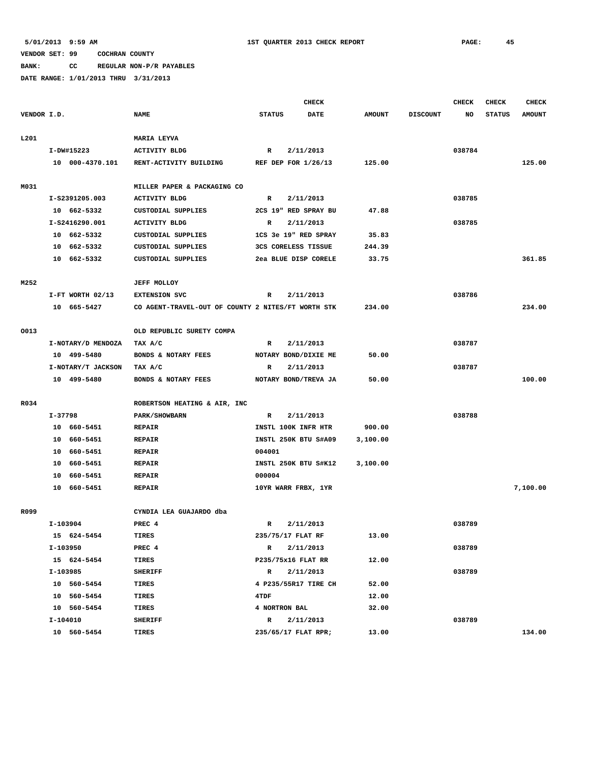5/01/2013 9:59 AM 1ST QUARTER 2013 CHECK REPORT PAGE: 45

VENDOR SET: 99 COCHRAN COUNTY

BANK: CC REGULAR NON-P/R PAYABLES

DATE RANGE: 1/01/2013 THRU 3/31/2013

| VENDOR I.D. | NAME | STATUS | CHECK DATE | AMOUNT | DISCOUNT | CHECK NO | CHECK STATUS | CHECK AMOUNT |
|---|---|---|---|---|---|---|---|---|
| L201 | MARIA LEYVA | | | | | | | |
| I-DW#15223 | ACTIVITY BLDG | R | 2/11/2013 | | | 038784 | | |
| 10 000-4370.101 | RENT-ACTIVITY BUILDING | REF DEP FOR 1/26/13 | | 125.00 | | | | 125.00 |
| M031 | MILLER PAPER & PACKAGING CO | | | | | | | |
| I-S2391205.003 | ACTIVITY BLDG | R | 2/11/2013 | | | 038785 | | |
| 10 662-5332 | CUSTODIAL SUPPLIES | 2CS 19" RED SPRAY BU | | 47.88 | | | | |
| I-S2416290.001 | ACTIVITY BLDG | R | 2/11/2013 | | | 038785 | | |
| 10 662-5332 | CUSTODIAL SUPPLIES | 1CS 3e 19" RED SPRAY | | 35.83 | | | | |
| 10 662-5332 | CUSTODIAL SUPPLIES | 3CS CORELESS TISSUE | | 244.39 | | | | |
| 10 662-5332 | CUSTODIAL SUPPLIES | 2ea BLUE DISP CORELE | | 33.75 | | | | 361.85 |
| M252 | JEFF MOLLOY | | | | | | | |
| I-FT WORTH 02/13 | EXTENSION SVC | R | 2/11/2013 | | | 038786 | | |
| 10 665-5427 | CO AGENT-TRAVEL-OUT OF COUNTY | 2 NITES/FT WORTH STK | | 234.00 | | | | 234.00 |
| O013 | OLD REPUBLIC SURETY COMPA | | | | | | | |
| I-NOTARY/D MENDOZA | TAX A/C | R | 2/11/2013 | | | 038787 | | |
| 10 499-5480 | BONDS & NOTARY FEES | NOTARY BOND/DIXIE ME | | 50.00 | | | | |
| I-NOTARY/T JACKSON | TAX A/C | R | 2/11/2013 | | | 038787 | | |
| 10 499-5480 | BONDS & NOTARY FEES | NOTARY BOND/TREVA JA | | 50.00 | | | | 100.00 |
| R034 | ROBERTSON HEATING & AIR, INC | | | | | | | |
| I-37798 | PARK/SHOWBARN | R | 2/11/2013 | | | 038788 | | |
| 10 660-5451 | REPAIR | INSTL 100K INFR HTR | | 900.00 | | | | |
| 10 660-5451 | REPAIR | INSTL 250K BTU S#A09 | | 3,100.00 | | | | |
| 10 660-5451 | REPAIR | 004001 | | | | | | |
| 10 660-5451 | REPAIR | INSTL 250K BTU S#K12 | | 3,100.00 | | | | |
| 10 660-5451 | REPAIR | 000004 | | | | | | |
| 10 660-5451 | REPAIR | 10YR WARR FRBX, 1YR | | | | | | 7,100.00 |
| R099 | CYNDIA LEA GUAJARDO dba | | | | | | | |
| I-103904 | PREC 4 | R | 2/11/2013 | | | 038789 | | |
| 15 624-5454 | TIRES | 235/75/17 FLAT RF | | 13.00 | | | | |
| I-103950 | PREC 4 | R | 2/11/2013 | | | 038789 | | |
| 15 624-5454 | TIRES | P235/75x16 FLAT RR | | 12.00 | | | | |
| I-103985 | SHERIFF | R | 2/11/2013 | | | 038789 | | |
| 10 560-5454 | TIRES | 4 P235/55R17 TIRE CH | | 52.00 | | | | |
| 10 560-5454 | TIRES | 4TDF | | 12.00 | | | | |
| 10 560-5454 | TIRES | 4 NORTRON BAL | | 32.00 | | | | |
| I-104010 | SHERIFF | R | 2/11/2013 | | | 038789 | | |
| 10 560-5454 | TIRES | 235/65/17 FLAT RPR; | | 13.00 | | | | 134.00 |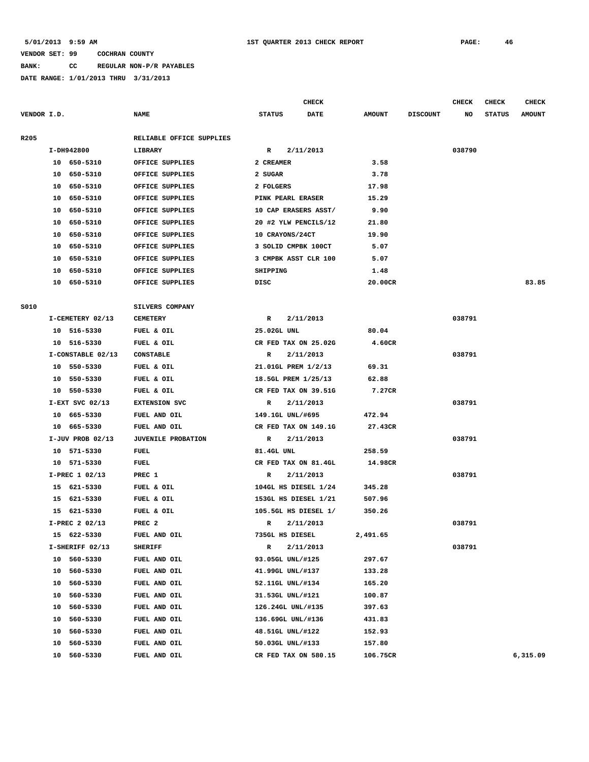**VENDOR SET: 99 COCHRAN COUNTY**

**BANK: CC REGULAR NON-P/R PAYABLES**

**DATE RANGE: 1/01/2013 THRU 3/31/2013**

| VENDOR I.D. | NAME | STATUS | CHECK DATE | AMOUNT | DISCOUNT | CHECK NO | CHECK STATUS | CHECK AMOUNT |
|---|---|---|---|---|---|---|---|---|
| R205 | RELIABLE OFFICE SUPPLIES | | | | | | | |
| I-DH942800 | LIBRARY | R | 2/11/2013 | | | 038790 | | |
| 10 650-5310 | OFFICE SUPPLIES | 2 CREAMER | | 3.58 | | | | |
| 10 650-5310 | OFFICE SUPPLIES | 2 SUGAR | | 3.78 | | | | |
| 10 650-5310 | OFFICE SUPPLIES | 2 FOLGERS | | 17.98 | | | | |
| 10 650-5310 | OFFICE SUPPLIES | PINK PEARL ERASER | | 15.29 | | | | |
| 10 650-5310 | OFFICE SUPPLIES | 10 CAP ERASERS ASST/ | | 9.90 | | | | |
| 10 650-5310 | OFFICE SUPPLIES | 20 #2 YLW PENCILS/12 | | 21.80 | | | | |
| 10 650-5310 | OFFICE SUPPLIES | 10 CRAYONS/24CT | | 19.90 | | | | |
| 10 650-5310 | OFFICE SUPPLIES | 3 SOLID CMPBK 100CT | | 5.07 | | | | |
| 10 650-5310 | OFFICE SUPPLIES | 3 CMPBK ASST CLR 100 | | 5.07 | | | | |
| 10 650-5310 | OFFICE SUPPLIES | SHIPPING | | 1.48 | | | | |
| 10 650-5310 | OFFICE SUPPLIES | DISC | | 20.00CR | | | | 83.85 |
| S010 | SILVERS COMPANY | | | | | | | |
| I-CEMETERY 02/13 | CEMETERY | R | 2/11/2013 | | | 038791 | | |
| 10 516-5330 | FUEL & OIL | 25.02GL UNL | | 80.04 | | | | |
| 10 516-5330 | FUEL & OIL | CR FED TAX ON 25.02G | | 4.60CR | | | | |
| I-CONSTABLE 02/13 | CONSTABLE | R | 2/11/2013 | | | 038791 | | |
| 10 550-5330 | FUEL & OIL | 21.01GL PREM 1/2/13 | | 69.31 | | | | |
| 10 550-5330 | FUEL & OIL | 18.5GL PREM 1/25/13 | | 62.88 | | | | |
| 10 550-5330 | FUEL & OIL | CR FED TAX ON 39.51G | | 7.27CR | | | | |
| I-EXT SVC 02/13 | EXTENSION SVC | R | 2/11/2013 | | | 038791 | | |
| 10 665-5330 | FUEL AND OIL | 149.1GL UNL/#695 | | 472.94 | | | | |
| 10 665-5330 | FUEL AND OIL | CR FED TAX ON 149.1G | | 27.43CR | | | | |
| I-JUV PROB 02/13 | JUVENILE PROBATION | R | 2/11/2013 | | | 038791 | | |
| 10 571-5330 | FUEL | 81.4GL UNL | | 258.59 | | | | |
| 10 571-5330 | FUEL | CR FED TAX ON 81.4GL | | 14.98CR | | | | |
| I-PREC 1 02/13 | PREC 1 | R | 2/11/2013 | | | 038791 | | |
| 15 621-5330 | FUEL & OIL | 104GL HS DIESEL 1/24 | | 345.28 | | | | |
| 15 621-5330 | FUEL & OIL | 153GL HS DIESEL 1/21 | | 507.96 | | | | |
| 15 621-5330 | FUEL & OIL | 105.5GL HS DIESEL 1/ | | 350.26 | | | | |
| I-PREC 2 02/13 | PREC 2 | R | 2/11/2013 | | | 038791 | | |
| 15 622-5330 | FUEL AND OIL | 735GL HS DIESEL | | 2,491.65 | | | | |
| I-SHERIFF 02/13 | SHERIFF | R | 2/11/2013 | | | 038791 | | |
| 10 560-5330 | FUEL AND OIL | 93.05GL UNL/#125 | | 297.67 | | | | |
| 10 560-5330 | FUEL AND OIL | 41.99GL UNL/#137 | | 133.28 | | | | |
| 10 560-5330 | FUEL AND OIL | 52.11GL UNL/#134 | | 165.20 | | | | |
| 10 560-5330 | FUEL AND OIL | 31.53GL UNL/#121 | | 100.87 | | | | |
| 10 560-5330 | FUEL AND OIL | 126.24GL UNL/#135 | | 397.63 | | | | |
| 10 560-5330 | FUEL AND OIL | 136.69GL UNL/#136 | | 431.83 | | | | |
| 10 560-5330 | FUEL AND OIL | 48.51GL UNL/#122 | | 152.93 | | | | |
| 10 560-5330 | FUEL AND OIL | 50.03GL UNL/#133 | | 157.80 | | | | |
| 10 560-5330 | FUEL AND OIL | CR FED TAX ON 580.15 | | 106.75CR | | | | 6,315.09 |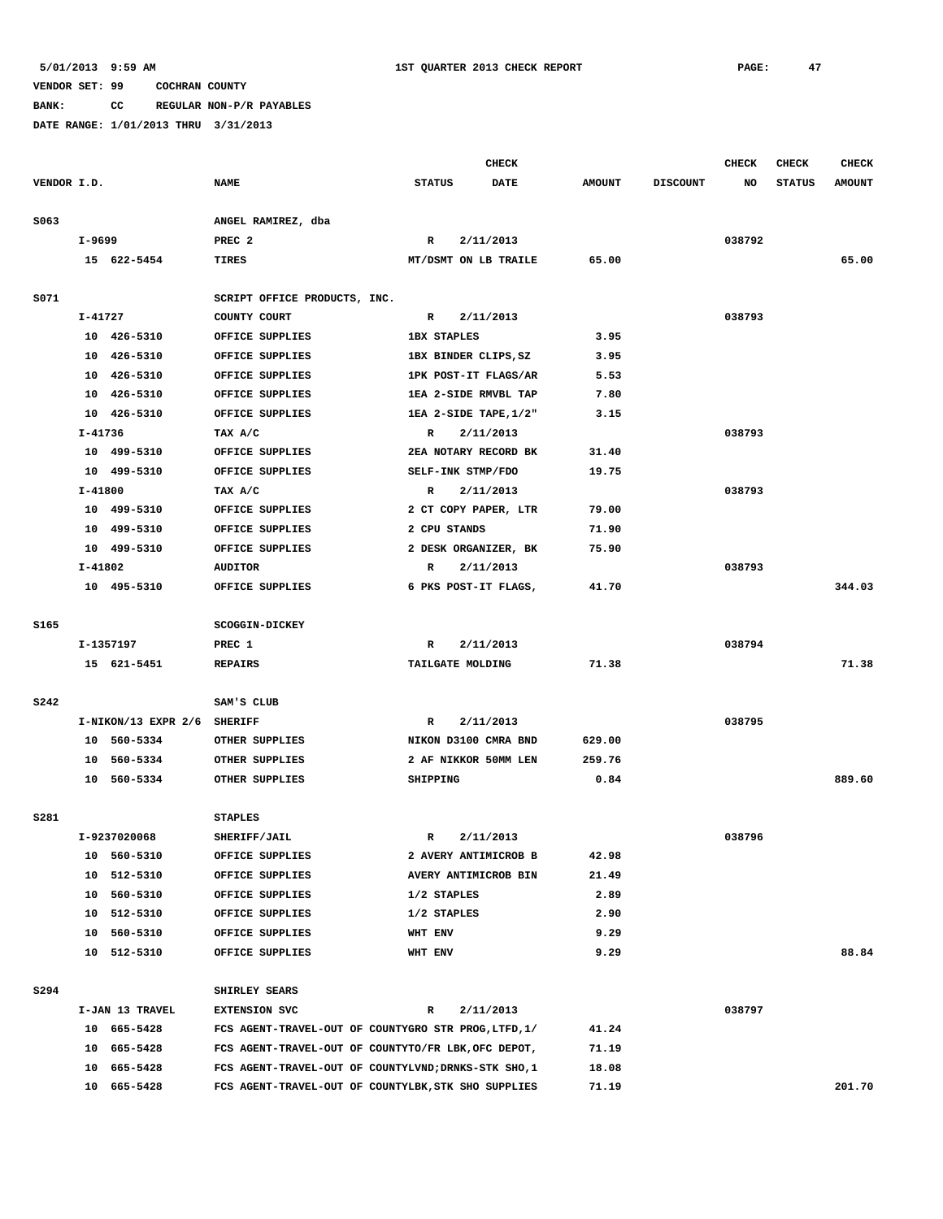5/01/2013 9:59 AM 1ST QUARTER 2013 CHECK REPORT

VENDOR SET: 99 COCHRAN COUNTY

BANK: CC REGULAR NON-P/R PAYABLES

DATE RANGE: 1/01/2013 THRU 3/31/2013

| VENDOR I.D. | NAME | STATUS | CHECK DATE | AMOUNT | DISCOUNT | CHECK NO | CHECK STATUS | CHECK AMOUNT |
|---|---|---|---|---|---|---|---|---|
| S063 | ANGEL RAMIREZ, dba | | | | | | | |
| I-9699 | PREC 2 | R | 2/11/2013 | | | 038792 | | |
| 15 622-5454 | TIRES | MT/DSMT ON LB TRAILE | | 65.00 | | | | 65.00 |
| S071 | SCRIPT OFFICE PRODUCTS, INC. | | | | | | | |
| I-41727 | COUNTY COURT | R | 2/11/2013 | | | 038793 | | |
| 10 426-5310 | OFFICE SUPPLIES | 1BX STAPLES | | 3.95 | | | | |
| 10 426-5310 | OFFICE SUPPLIES | 1BX BINDER CLIPS,SZ | | 3.95 | | | | |
| 10 426-5310 | OFFICE SUPPLIES | 1PK POST-IT FLAGS/AR | | 5.53 | | | | |
| 10 426-5310 | OFFICE SUPPLIES | 1EA 2-SIDE RMVBL TAP | | 7.80 | | | | |
| 10 426-5310 | OFFICE SUPPLIES | 1EA 2-SIDE TAPE,1/2" | | 3.15 | | | | |
| I-41736 | TAX A/C | R | 2/11/2013 | | | 038793 | | |
| 10 499-5310 | OFFICE SUPPLIES | 2EA NOTARY RECORD BK | | 31.40 | | | | |
| 10 499-5310 | OFFICE SUPPLIES | SELF-INK STMP/FDO | | 19.75 | | | | |
| I-41800 | TAX A/C | R | 2/11/2013 | | | 038793 | | |
| 10 499-5310 | OFFICE SUPPLIES | 2 CT COPY PAPER, LTR | | 79.00 | | | | |
| 10 499-5310 | OFFICE SUPPLIES | 2 CPU STANDS | | 71.90 | | | | |
| 10 499-5310 | OFFICE SUPPLIES | 2 DESK ORGANIZER, BK | | 75.90 | | | | |
| I-41802 | AUDITOR | R | 2/11/2013 | | | 038793 | | |
| 10 495-5310 | OFFICE SUPPLIES | 6 PKS POST-IT FLAGS, | | 41.70 | | | | 344.03 |
| S165 | SCOGGIN-DICKEY | | | | | | | |
| I-1357197 | PREC 1 | R | 2/11/2013 | | | 038794 | | |
| 15 621-5451 | REPAIRS | TAILGATE MOLDING | | 71.38 | | | | 71.38 |
| S242 | SAM'S CLUB | | | | | | | |
| I-NIKON/13 EXPR 2/6 | SHERIFF | R | 2/11/2013 | | | 038795 | | |
| 10 560-5334 | OTHER SUPPLIES | NIKON D3100 CMRA BND | | 629.00 | | | | |
| 10 560-5334 | OTHER SUPPLIES | 2 AF NIKKOR 50MM LEN | | 259.76 | | | | |
| 10 560-5334 | OTHER SUPPLIES | SHIPPING | | 0.84 | | | | 889.60 |
| S281 | STAPLES | | | | | | | |
| I-9237020068 | SHERIFF/JAIL | R | 2/11/2013 | | | 038796 | | |
| 10 560-5310 | OFFICE SUPPLIES | 2 AVERY ANTIMICROB B | | 42.98 | | | | |
| 10 512-5310 | OFFICE SUPPLIES | AVERY ANTIMICROB BIN | | 21.49 | | | | |
| 10 560-5310 | OFFICE SUPPLIES | 1/2 STAPLES | | 2.89 | | | | |
| 10 512-5310 | OFFICE SUPPLIES | 1/2 STAPLES | | 2.90 | | | | |
| 10 560-5310 | OFFICE SUPPLIES | WHT ENV | | 9.29 | | | | |
| 10 512-5310 | OFFICE SUPPLIES | WHT ENV | | 9.29 | | | | 88.84 |
| S294 | SHIRLEY SEARS | | | | | | | |
| I-JAN 13 TRAVEL | EXTENSION SVC | R | 2/11/2013 | | | 038797 | | |
| 10 665-5428 | FCS AGENT-TRAVEL-OUT OF COUNTY | GRO STR PROG,LTFD,1/ | | 41.24 | | | | |
| 10 665-5428 | FCS AGENT-TRAVEL-OUT OF COUNTY | TO/FR LBK,OFC DEPOT, | | 71.19 | | | | |
| 10 665-5428 | FCS AGENT-TRAVEL-OUT OF COUNTY | LVND;DRNKS-STK SHO,1 | | 18.08 | | | | |
| 10 665-5428 | FCS AGENT-TRAVEL-OUT OF COUNTY | LBK,STK SHO SUPPLIES | | 71.19 | | | | 201.70 |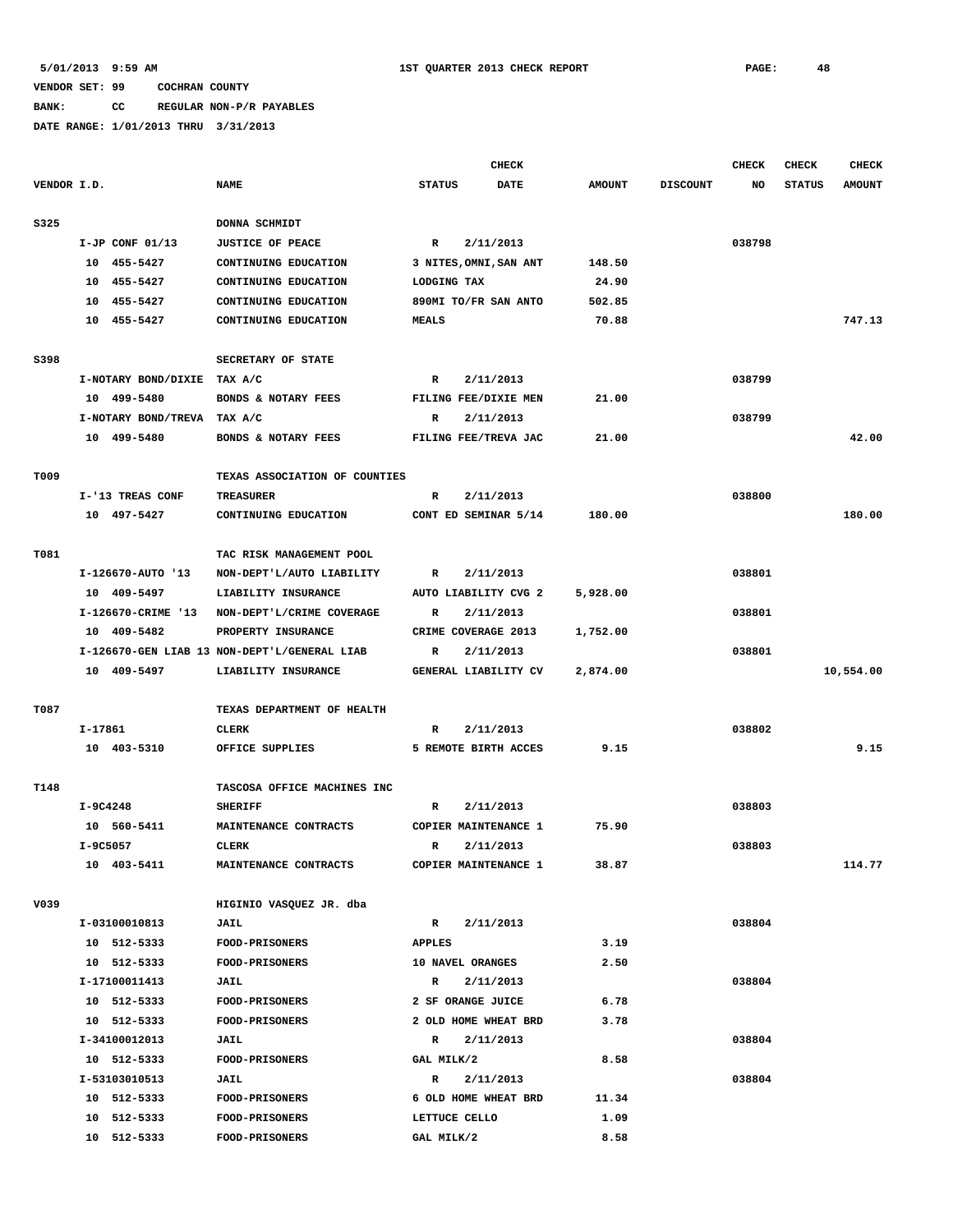5/01/2013 9:59 AM 1ST QUARTER 2013 CHECK REPORT

VENDOR SET: 99 COCHRAN COUNTY

BANK: CC REGULAR NON-P/R PAYABLES

DATE RANGE: 1/01/2013 THRU 3/31/2013

| VENDOR I.D. | NAME | STATUS | CHECK DATE | AMOUNT | DISCOUNT | CHECK NO | CHECK STATUS | CHECK AMOUNT |
|---|---|---|---|---|---|---|---|---|
| S325 | DONNA SCHMIDT | | | | | | | |
| I-JP CONF 01/13 | JUSTICE OF PEACE | R | 2/11/2013 | | | 038798 | | |
| 10 455-5427 | CONTINUING EDUCATION | 3 NITES,OMNI,SAN ANT | | 148.50 | | | | |
| 10 455-5427 | CONTINUING EDUCATION | LODGING TAX | | 24.90 | | | | |
| 10 455-5427 | CONTINUING EDUCATION | 890MI TO/FR SAN ANTO | | 502.85 | | | | |
| 10 455-5427 | CONTINUING EDUCATION | MEALS | | 70.88 | | | | 747.13 |
| S398 | SECRETARY OF STATE | | | | | | | |
| I-NOTARY BOND/DIXIE | TAX A/C | R | 2/11/2013 | | | 038799 | | |
| 10 499-5480 | BONDS & NOTARY FEES | FILING FEE/DIXIE MEN | | 21.00 | | | | |
| I-NOTARY BOND/TREVA | TAX A/C | R | 2/11/2013 | | | 038799 | | |
| 10 499-5480 | BONDS & NOTARY FEES | FILING FEE/TREVA JAC | | 21.00 | | | | 42.00 |
| T009 | TEXAS ASSOCIATION OF COUNTIES | | | | | | | |
| I-'13 TREAS CONF | TREASURER | R | 2/11/2013 | | | 038800 | | |
| 10 497-5427 | CONTINUING EDUCATION | CONT ED SEMINAR 5/14 | | 180.00 | | | | 180.00 |
| T081 | TAC RISK MANAGEMENT POOL | | | | | | | |
| I-126670-AUTO '13 | NON-DEPT'L/AUTO LIABILITY | R | 2/11/2013 | | | 038801 | | |
| 10 409-5497 | LIABILITY INSURANCE | AUTO LIABILITY CVG 2 | | 5,928.00 | | | | |
| I-126670-CRIME '13 | NON-DEPT'L/CRIME COVERAGE | R | 2/11/2013 | | | 038801 | | |
| 10 409-5482 | PROPERTY INSURANCE | CRIME COVERAGE 2013 | | 1,752.00 | | | | |
| I-126670-GEN LIAB 13 | NON-DEPT'L/GENERAL LIAB | R | 2/11/2013 | | | 038801 | | |
| 10 409-5497 | LIABILITY INSURANCE | GENERAL LIABILITY CV | | 2,874.00 | | | | 10,554.00 |
| T087 | TEXAS DEPARTMENT OF HEALTH | | | | | | | |
| I-17861 | CLERK | R | 2/11/2013 | | | 038802 | | |
| 10 403-5310 | OFFICE SUPPLIES | 5 REMOTE BIRTH ACCES | | 9.15 | | | | 9.15 |
| T148 | TASCOSA OFFICE MACHINES INC | | | | | | | |
| I-9C4248 | SHERIFF | R | 2/11/2013 | | | 038803 | | |
| 10 560-5411 | MAINTENANCE CONTRACTS | COPIER MAINTENANCE 1 | | 75.90 | | | | |
| I-9C5057 | CLERK | R | 2/11/2013 | | | 038803 | | |
| 10 403-5411 | MAINTENANCE CONTRACTS | COPIER MAINTENANCE 1 | | 38.87 | | | | 114.77 |
| V039 | HIGINIO VASQUEZ JR. dba | | | | | | | |
| I-03100010813 | JAIL | R | 2/11/2013 | | | 038804 | | |
| 10 512-5333 | FOOD-PRISONERS | APPLES | | 3.19 | | | | |
| 10 512-5333 | FOOD-PRISONERS | 10 NAVEL ORANGES | | 2.50 | | | | |
| I-17100011413 | JAIL | R | 2/11/2013 | | | 038804 | | |
| 10 512-5333 | FOOD-PRISONERS | 2 SF ORANGE JUICE | | 6.78 | | | | |
| 10 512-5333 | FOOD-PRISONERS | 2 OLD HOME WHEAT BRD | | 3.78 | | | | |
| I-34100012013 | JAIL | R | 2/11/2013 | | | 038804 | | |
| 10 512-5333 | FOOD-PRISONERS | GAL MILK/2 | | 8.58 | | | | |
| I-53103010513 | JAIL | R | 2/11/2013 | | | 038804 | | |
| 10 512-5333 | FOOD-PRISONERS | 6 OLD HOME WHEAT BRD | | 11.34 | | | | |
| 10 512-5333 | FOOD-PRISONERS | LETTUCE CELLO | | 1.09 | | | | |
| 10 512-5333 | FOOD-PRISONERS | GAL MILK/2 | | 8.58 | | | | |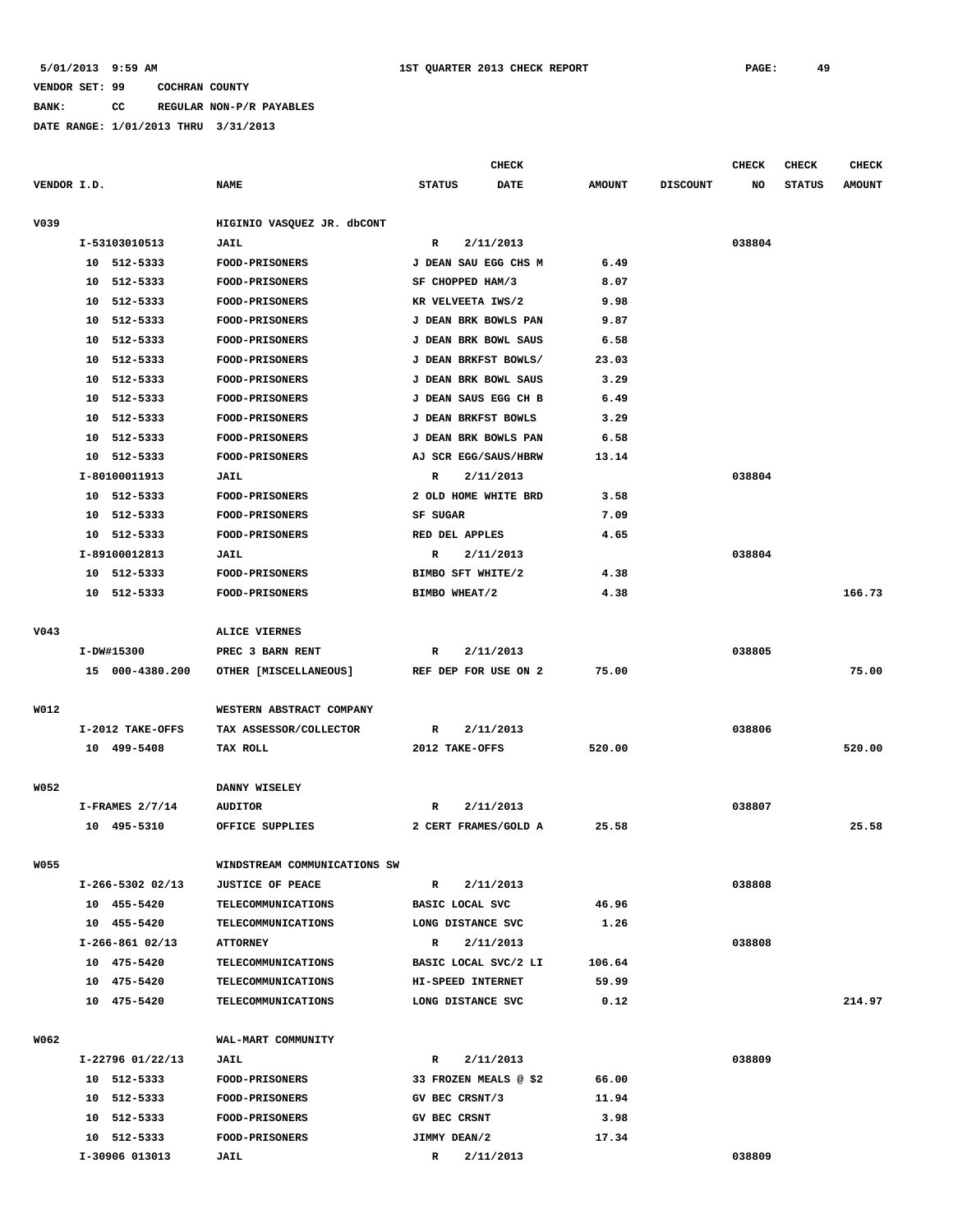5/01/2013 9:59 AM 1ST QUARTER 2013 CHECK REPORT PAGE: 49

VENDOR SET: 99 COCHRAN COUNTY

BANK: CC REGULAR NON-P/R PAYABLES

DATE RANGE: 1/01/2013 THRU 3/31/2013

| VENDOR I.D. | NAME | STATUS | CHECK DATE | AMOUNT | DISCOUNT | CHECK NO | CHECK STATUS | CHECK AMOUNT |
|---|---|---|---|---|---|---|---|---|
| V039 | HIGINIO VASQUEZ JR. dbCONT | | | | | | | |
| I-53103010513 | JAIL | R | 2/11/2013 | | | 038804 | | |
| 10 512-5333 | FOOD-PRISONERS | J DEAN SAU EGG CHS M | | 6.49 | | | | |
| 10 512-5333 | FOOD-PRISONERS | SF CHOPPED HAM/3 | | 8.07 | | | | |
| 10 512-5333 | FOOD-PRISONERS | KR VELVEETA IWS/2 | | 9.98 | | | | |
| 10 512-5333 | FOOD-PRISONERS | J DEAN BRK BOWLS PAN | | 9.87 | | | | |
| 10 512-5333 | FOOD-PRISONERS | J DEAN BRK BOWL SAUS | | 6.58 | | | | |
| 10 512-5333 | FOOD-PRISONERS | J DEAN BRKFST BOWLS/ | | 23.03 | | | | |
| 10 512-5333 | FOOD-PRISONERS | J DEAN BRK BOWL SAUS | | 3.29 | | | | |
| 10 512-5333 | FOOD-PRISONERS | J DEAN SAUS EGG CH B | | 6.49 | | | | |
| 10 512-5333 | FOOD-PRISONERS | J DEAN BRKFST BOWLS | | 3.29 | | | | |
| 10 512-5333 | FOOD-PRISONERS | J DEAN BRK BOWLS PAN | | 6.58 | | | | |
| 10 512-5333 | FOOD-PRISONERS | AJ SCR EGG/SAUS/HBRW | | 13.14 | | | | |
| I-80100011913 | JAIL | R | 2/11/2013 | | | 038804 | | |
| 10 512-5333 | FOOD-PRISONERS | 2 OLD HOME WHITE BRD | | 3.58 | | | | |
| 10 512-5333 | FOOD-PRISONERS | SF SUGAR | | 7.09 | | | | |
| 10 512-5333 | FOOD-PRISONERS | RED DEL APPLES | | 4.65 | | | | |
| I-89100012813 | JAIL | R | 2/11/2013 | | | 038804 | | |
| 10 512-5333 | FOOD-PRISONERS | BIMBO SFT WHITE/2 | | 4.38 | | | | |
| 10 512-5333 | FOOD-PRISONERS | BIMBO WHEAT/2 | | 4.38 | | | | 166.73 |
| V043 | ALICE VIERNES | | | | | | | |
| I-DW#15300 | PREC 3 BARN RENT | R | 2/11/2013 | | | 038805 | | |
| 15 000-4380.200 | OTHER [MISCELLANEOUS] | REF DEP FOR USE ON 2 | | 75.00 | | | | 75.00 |
| W012 | WESTERN ABSTRACT COMPANY | | | | | | | |
| I-2012 TAKE-OFFS | TAX ASSESSOR/COLLECTOR | R | 2/11/2013 | | | 038806 | | |
| 10 499-5408 | TAX ROLL | 2012 TAKE-OFFS | | 520.00 | | | | 520.00 |
| W052 | DANNY WISELEY | | | | | | | |
| I-FRAMES 2/7/14 | AUDITOR | R | 2/11/2013 | | | 038807 | | |
| 10 495-5310 | OFFICE SUPPLIES | 2 CERT FRAMES/GOLD A | | 25.58 | | | | 25.58 |
| W055 | WINDSTREAM COMMUNICATIONS SW | | | | | | | |
| I-266-5302 02/13 | JUSTICE OF PEACE | R | 2/11/2013 | | | 038808 | | |
| 10 455-5420 | TELECOMMUNICATIONS | BASIC LOCAL SVC | | 46.96 | | | | |
| 10 455-5420 | TELECOMMUNICATIONS | LONG DISTANCE SVC | | 1.26 | | | | |
| I-266-861 02/13 | ATTORNEY | R | 2/11/2013 | | | 038808 | | |
| 10 475-5420 | TELECOMMUNICATIONS | BASIC LOCAL SVC/2 LI | | 106.64 | | | | |
| 10 475-5420 | TELECOMMUNICATIONS | HI-SPEED INTERNET | | 59.99 | | | | |
| 10 475-5420 | TELECOMMUNICATIONS | LONG DISTANCE SVC | | 0.12 | | | | 214.97 |
| W062 | WAL-MART COMMUNITY | | | | | | | |
| I-22796 01/22/13 | JAIL | R | 2/11/2013 | | | 038809 | | |
| 10 512-5333 | FOOD-PRISONERS | 33 FROZEN MEALS @ $2 | | 66.00 | | | | |
| 10 512-5333 | FOOD-PRISONERS | GV BEC CRSNT/3 | | 11.94 | | | | |
| 10 512-5333 | FOOD-PRISONERS | GV BEC CRSNT | | 3.98 | | | | |
| 10 512-5333 | FOOD-PRISONERS | JIMMY DEAN/2 | | 17.34 | | | | |
| I-30906 013013 | JAIL | R | 2/11/2013 | | | 038809 | | |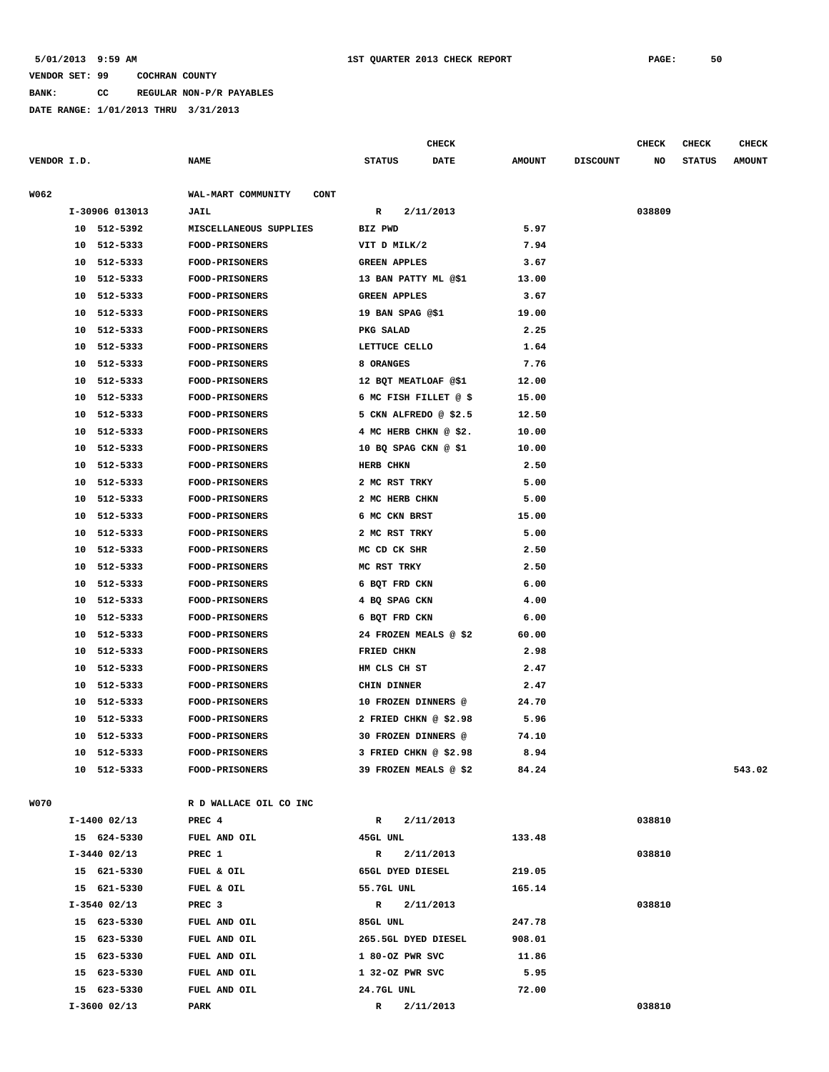5/01/2013 9:59 AM 1ST QUARTER 2013 CHECK REPORT PAGE: 50

VENDOR SET: 99 COCHRAN COUNTY

BANK: CC REGULAR NON-P/R PAYABLES

DATE RANGE: 1/01/2013 THRU 3/31/2013

| VENDOR I.D. | NAME | STATUS | CHECK DATE | AMOUNT | DISCOUNT | CHECK NO | CHECK STATUS | CHECK AMOUNT |
|---|---|---|---|---|---|---|---|---|
| W062 | WAL-MART COMMUNITY CONT | | | | | | | |
| I-30906 013013 | JAIL | R | 2/11/2013 | | | 038809 | | |
| 10 512-5392 | MISCELLANEOUS SUPPLIES | BIZ PWD | | 5.97 | | | | |
| 10 512-5333 | FOOD-PRISONERS | VIT D MILK/2 | | 7.94 | | | | |
| 10 512-5333 | FOOD-PRISONERS | GREEN APPLES | | 3.67 | | | | |
| 10 512-5333 | FOOD-PRISONERS | 13 BAN PATTY ML @$1 | | 13.00 | | | | |
| 10 512-5333 | FOOD-PRISONERS | GREEN APPLES | | 3.67 | | | | |
| 10 512-5333 | FOOD-PRISONERS | 19 BAN SPAG @$1 | | 19.00 | | | | |
| 10 512-5333 | FOOD-PRISONERS | PKG SALAD | | 2.25 | | | | |
| 10 512-5333 | FOOD-PRISONERS | LETTUCE CELLO | | 1.64 | | | | |
| 10 512-5333 | FOOD-PRISONERS | 8 ORANGES | | 7.76 | | | | |
| 10 512-5333 | FOOD-PRISONERS | 12 BQT MEATLOAF @$1 | | 12.00 | | | | |
| 10 512-5333 | FOOD-PRISONERS | 6 MC FISH FILLET @ $ | | 15.00 | | | | |
| 10 512-5333 | FOOD-PRISONERS | 5 CKN ALFREDO @ $2.5 | | 12.50 | | | | |
| 10 512-5333 | FOOD-PRISONERS | 4 MC HERB CHKN @ $2. | | 10.00 | | | | |
| 10 512-5333 | FOOD-PRISONERS | 10 BQ SPAG CKN @ $1 | | 10.00 | | | | |
| 10 512-5333 | FOOD-PRISONERS | HERB CHKN | | 2.50 | | | | |
| 10 512-5333 | FOOD-PRISONERS | 2 MC RST TRKY | | 5.00 | | | | |
| 10 512-5333 | FOOD-PRISONERS | 2 MC HERB CHKN | | 5.00 | | | | |
| 10 512-5333 | FOOD-PRISONERS | 6 MC CKN BRST | | 15.00 | | | | |
| 10 512-5333 | FOOD-PRISONERS | 2 MC RST TRKY | | 5.00 | | | | |
| 10 512-5333 | FOOD-PRISONERS | MC CD CK SHR | | 2.50 | | | | |
| 10 512-5333 | FOOD-PRISONERS | MC RST TRKY | | 2.50 | | | | |
| 10 512-5333 | FOOD-PRISONERS | 6 BQT FRD CKN | | 6.00 | | | | |
| 10 512-5333 | FOOD-PRISONERS | 4 BQ SPAG CKN | | 4.00 | | | | |
| 10 512-5333 | FOOD-PRISONERS | 6 BQT FRD CKN | | 6.00 | | | | |
| 10 512-5333 | FOOD-PRISONERS | 24 FROZEN MEALS @ $2 | | 60.00 | | | | |
| 10 512-5333 | FOOD-PRISONERS | FRIED CHKN | | 2.98 | | | | |
| 10 512-5333 | FOOD-PRISONERS | HM CLS CH ST | | 2.47 | | | | |
| 10 512-5333 | FOOD-PRISONERS | CHIN DINNER | | 2.47 | | | | |
| 10 512-5333 | FOOD-PRISONERS | 10 FROZEN DINNERS @ | | 24.70 | | | | |
| 10 512-5333 | FOOD-PRISONERS | 2 FRIED CHKN @ $2.98 | | 5.96 | | | | |
| 10 512-5333 | FOOD-PRISONERS | 30 FROZEN DINNERS @ | | 74.10 | | | | |
| 10 512-5333 | FOOD-PRISONERS | 3 FRIED CHKN @ $2.98 | | 8.94 | | | | |
| 10 512-5333 | FOOD-PRISONERS | 39 FROZEN MEALS @ $2 | | 84.24 | | | | 543.02 |
| W070 | R D WALLACE OIL CO INC | | | | | | | |
| I-1400 02/13 | PREC 4 | R | 2/11/2013 | | | 038810 | | |
| 15 624-5330 | FUEL AND OIL | 45GL UNL | | 133.48 | | | | |
| I-3440 02/13 | PREC 1 | R | 2/11/2013 | | | 038810 | | |
| 15 621-5330 | FUEL & OIL | 65GL DYED DIESEL | | 219.05 | | | | |
| 15 621-5330 | FUEL & OIL | 55.7GL UNL | | 165.14 | | | | |
| I-3540 02/13 | PREC 3 | R | 2/11/2013 | | | 038810 | | |
| 15 623-5330 | FUEL AND OIL | 85GL UNL | | 247.78 | | | | |
| 15 623-5330 | FUEL AND OIL | 265.5GL DYED DIESEL | | 908.01 | | | | |
| 15 623-5330 | FUEL AND OIL | 1 80-OZ PWR SVC | | 11.86 | | | | |
| 15 623-5330 | FUEL AND OIL | 1 32-OZ PWR SVC | | 5.95 | | | | |
| 15 623-5330 | FUEL AND OIL | 24.7GL UNL | | 72.00 | | | | |
| I-3600 02/13 | PARK | R | 2/11/2013 | | | 038810 | | |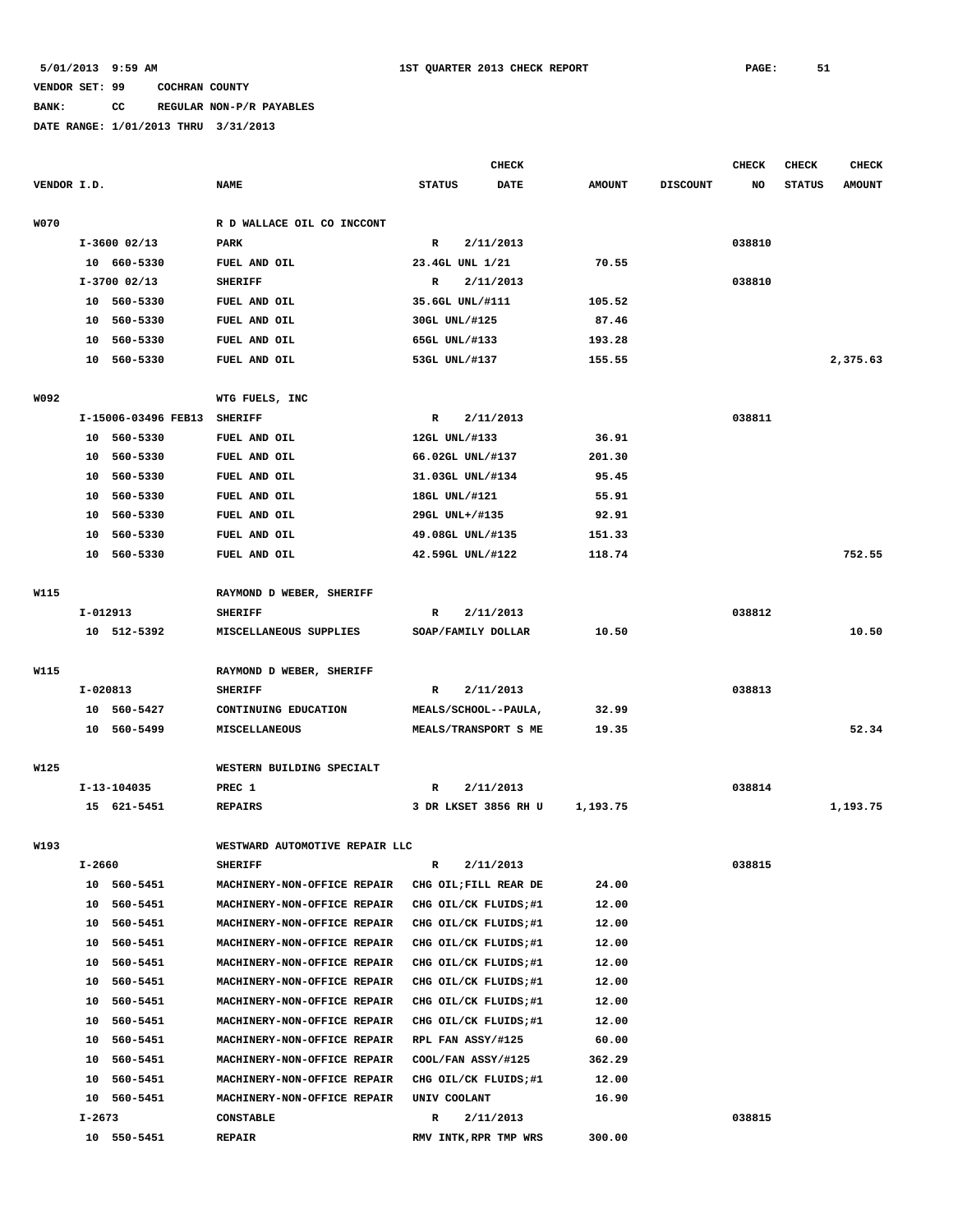5/01/2013 9:59 AM 1ST QUARTER 2013 CHECK REPORT PAGE: 51

VENDOR SET: 99 COCHRAN COUNTY

BANK: CC REGULAR NON-P/R PAYABLES

DATE RANGE: 1/01/2013 THRU 3/31/2013

| VENDOR I.D. | NAME | STATUS | CHECK DATE | AMOUNT | DISCOUNT | CHECK NO | CHECK STATUS | CHECK AMOUNT |
|---|---|---|---|---|---|---|---|---|
| W070 | R D WALLACE OIL CO INCCONT | | | | | | | |
| I-3600 02/13 | PARK | R | 2/11/2013 | | | 038810 | | |
| 10 660-5330 | FUEL AND OIL | 23.4GL UNL 1/21 | | 70.55 | | | | |
| I-3700 02/13 | SHERIFF | R | 2/11/2013 | | | 038810 | | |
| 10 560-5330 | FUEL AND OIL | 35.6GL UNL/#111 | | 105.52 | | | | |
| 10 560-5330 | FUEL AND OIL | 30GL UNL/#125 | | 87.46 | | | | |
| 10 560-5330 | FUEL AND OIL | 65GL UNL/#133 | | 193.28 | | | | |
| 10 560-5330 | FUEL AND OIL | 53GL UNL/#137 | | 155.55 | | | | 2,375.63 |
| W092 | WTG FUELS, INC | | | | | | | |
| I-15006-03496 FEB13 | SHERIFF | R | 2/11/2013 | | | 038811 | | |
| 10 560-5330 | FUEL AND OIL | 12GL UNL/#133 | | 36.91 | | | | |
| 10 560-5330 | FUEL AND OIL | 66.02GL UNL/#137 | | 201.30 | | | | |
| 10 560-5330 | FUEL AND OIL | 31.03GL UNL/#134 | | 95.45 | | | | |
| 10 560-5330 | FUEL AND OIL | 18GL UNL/#121 | | 55.91 | | | | |
| 10 560-5330 | FUEL AND OIL | 29GL UNL+/#135 | | 92.91 | | | | |
| 10 560-5330 | FUEL AND OIL | 49.08GL UNL/#135 | | 151.33 | | | | |
| 10 560-5330 | FUEL AND OIL | 42.59GL UNL/#122 | | 118.74 | | | | 752.55 |
| W115 | RAYMOND D WEBER, SHERIFF | | | | | | | |
| I-012913 | SHERIFF | R | 2/11/2013 | | | 038812 | | |
| 10 512-5392 | MISCELLANEOUS SUPPLIES | SOAP/FAMILY DOLLAR | | 10.50 | | | | 10.50 |
| W115 | RAYMOND D WEBER, SHERIFF | | | | | | | |
| I-020813 | SHERIFF | R | 2/11/2013 | | | 038813 | | |
| 10 560-5427 | CONTINUING EDUCATION | MEALS/SCHOOL--PAULA, | | 32.99 | | | | |
| 10 560-5499 | MISCELLANEOUS | MEALS/TRANSPORT S ME | | 19.35 | | | | 52.34 |
| W125 | WESTERN BUILDING SPECIALT | | | | | | | |
| I-13-104035 | PREC 1 | R | 2/11/2013 | | | 038814 | | |
| 15 621-5451 | REPAIRS | 3 DR LKSET 3856 RH U | | 1,193.75 | | | | 1,193.75 |
| W193 | WESTWARD AUTOMOTIVE REPAIR LLC | | | | | | | |
| I-2660 | SHERIFF | R | 2/11/2013 | | | 038815 | | |
| 10 560-5451 | MACHINERY-NON-OFFICE REPAIR | CHG OIL;FILL REAR DE | | 24.00 | | | | |
| 10 560-5451 | MACHINERY-NON-OFFICE REPAIR | CHG OIL/CK FLUIDS;#1 | | 12.00 | | | | |
| 10 560-5451 | MACHINERY-NON-OFFICE REPAIR | CHG OIL/CK FLUIDS;#1 | | 12.00 | | | | |
| 10 560-5451 | MACHINERY-NON-OFFICE REPAIR | CHG OIL/CK FLUIDS;#1 | | 12.00 | | | | |
| 10 560-5451 | MACHINERY-NON-OFFICE REPAIR | CHG OIL/CK FLUIDS;#1 | | 12.00 | | | | |
| 10 560-5451 | MACHINERY-NON-OFFICE REPAIR | CHG OIL/CK FLUIDS;#1 | | 12.00 | | | | |
| 10 560-5451 | MACHINERY-NON-OFFICE REPAIR | CHG OIL/CK FLUIDS;#1 | | 12.00 | | | | |
| 10 560-5451 | MACHINERY-NON-OFFICE REPAIR | CHG OIL/CK FLUIDS;#1 | | 12.00 | | | | |
| 10 560-5451 | MACHINERY-NON-OFFICE REPAIR | RPL FAN ASSY/#125 | | 60.00 | | | | |
| 10 560-5451 | MACHINERY-NON-OFFICE REPAIR | COOL/FAN ASSY/#125 | | 362.29 | | | | |
| 10 560-5451 | MACHINERY-NON-OFFICE REPAIR | CHG OIL/CK FLUIDS;#1 | | 12.00 | | | | |
| 10 560-5451 | MACHINERY-NON-OFFICE REPAIR | UNIV COOLANT | | 16.90 | | | | |
| I-2673 | CONSTABLE | R | 2/11/2013 | | | 038815 | | |
| 10 550-5451 | REPAIR | RMV INTK,RPR TMP WRS | | 300.00 | | | | |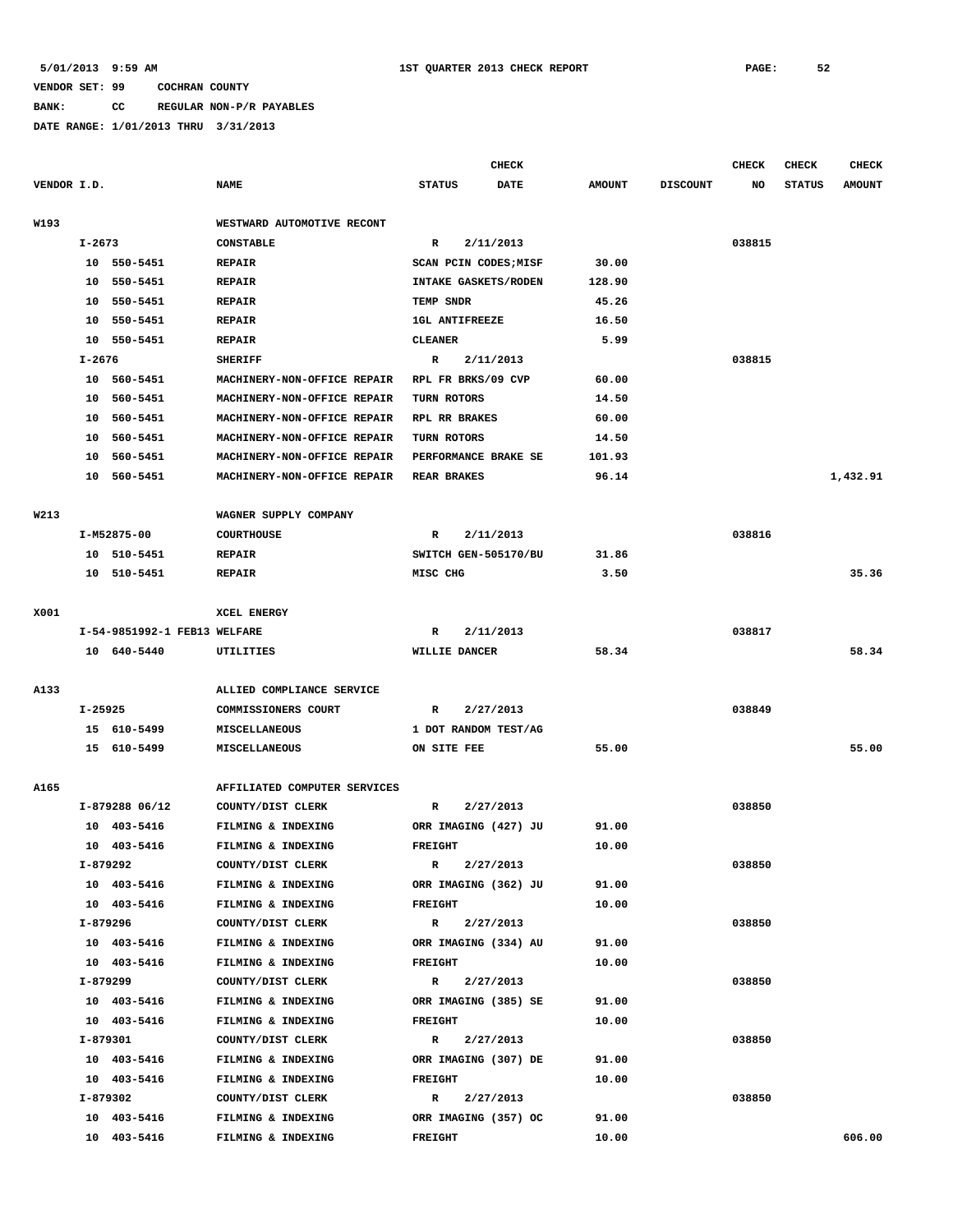5/01/2013 9:59 AM　　　1ST QUARTER 2013 CHECK REPORT　　　PAGE: 52

VENDOR SET: 99　　COCHRAN COUNTY

BANK:　　CC　　REGULAR NON-P/R PAYABLES

DATE RANGE: 1/01/2013 THRU 3/31/2013

| VENDOR I.D. | NAME | STATUS | CHECK DATE | AMOUNT | DISCOUNT | CHECK NO | CHECK STATUS | CHECK AMOUNT |
|---|---|---|---|---|---|---|---|---|
| W193 | WESTWARD AUTOMOTIVE RECONT | | | | | | | |
| I-2673 | CONSTABLE | R | 2/11/2013 | | | 038815 | | |
| 10 550-5451 | REPAIR | SCAN PCIN CODES;MISF | | 30.00 | | | | |
| 10 550-5451 | REPAIR | INTAKE GASKETS/RODEN | | 128.90 | | | | |
| 10 550-5451 | REPAIR | TEMP SNDR | | 45.26 | | | | |
| 10 550-5451 | REPAIR | 1GL ANTIFREEZE | | 16.50 | | | | |
| 10 550-5451 | REPAIR | CLEANER | | 5.99 | | | | |
| I-2676 | SHERIFF | R | 2/11/2013 | | | 038815 | | |
| 10 560-5451 | MACHINERY-NON-OFFICE REPAIR | RPL FR BRKS/09 CVP | | 60.00 | | | | |
| 10 560-5451 | MACHINERY-NON-OFFICE REPAIR | TURN ROTORS | | 14.50 | | | | |
| 10 560-5451 | MACHINERY-NON-OFFICE REPAIR | RPL RR BRAKES | | 60.00 | | | | |
| 10 560-5451 | MACHINERY-NON-OFFICE REPAIR | TURN ROTORS | | 14.50 | | | | |
| 10 560-5451 | MACHINERY-NON-OFFICE REPAIR | PERFORMANCE BRAKE SE | | 101.93 | | | | |
| 10 560-5451 | MACHINERY-NON-OFFICE REPAIR | REAR BRAKES | | 96.14 | | | | 1,432.91 |
| W213 | WAGNER SUPPLY COMPANY | | | | | | | |
| I-M52875-00 | COURTHOUSE | R | 2/11/2013 | | | 038816 | | |
| 10 510-5451 | REPAIR | SWITCH GEN-505170/BU | | 31.86 | | | | |
| 10 510-5451 | REPAIR | MISC CHG | | 3.50 | | | | 35.36 |
| X001 | XCEL ENERGY | | | | | | | |
| I-54-9851992-1 FEB13 | WELFARE | R | 2/11/2013 | | | 038817 | | |
| 10 640-5440 | UTILITIES | WILLIE DANCER | | 58.34 | | | | 58.34 |
| A133 | ALLIED COMPLIANCE SERVICE | | | | | | | |
| I-25925 | COMMISSIONERS COURT | R | 2/27/2013 | | | 038849 | | |
| 15 610-5499 | MISCELLANEOUS | 1 DOT RANDOM TEST/AG | | | | | | |
| 15 610-5499 | MISCELLANEOUS | ON SITE FEE | | 55.00 | | | | 55.00 |
| A165 | AFFILIATED COMPUTER SERVICES | | | | | | | |
| I-879288 06/12 | COUNTY/DIST CLERK | R | 2/27/2013 | | | 038850 | | |
| 10 403-5416 | FILMING & INDEXING | ORR IMAGING (427) JU | | 91.00 | | | | |
| 10 403-5416 | FILMING & INDEXING | FREIGHT | | 10.00 | | | | |
| I-879292 | COUNTY/DIST CLERK | R | 2/27/2013 | | | 038850 | | |
| 10 403-5416 | FILMING & INDEXING | ORR IMAGING (362) JU | | 91.00 | | | | |
| 10 403-5416 | FILMING & INDEXING | FREIGHT | | 10.00 | | | | |
| I-879296 | COUNTY/DIST CLERK | R | 2/27/2013 | | | 038850 | | |
| 10 403-5416 | FILMING & INDEXING | ORR IMAGING (334) AU | | 91.00 | | | | |
| 10 403-5416 | FILMING & INDEXING | FREIGHT | | 10.00 | | | | |
| I-879299 | COUNTY/DIST CLERK | R | 2/27/2013 | | | 038850 | | |
| 10 403-5416 | FILMING & INDEXING | ORR IMAGING (385) SE | | 91.00 | | | | |
| 10 403-5416 | FILMING & INDEXING | FREIGHT | | 10.00 | | | | |
| I-879301 | COUNTY/DIST CLERK | R | 2/27/2013 | | | 038850 | | |
| 10 403-5416 | FILMING & INDEXING | ORR IMAGING (307) DE | | 91.00 | | | | |
| 10 403-5416 | FILMING & INDEXING | FREIGHT | | 10.00 | | | | |
| I-879302 | COUNTY/DIST CLERK | R | 2/27/2013 | | | 038850 | | |
| 10 403-5416 | FILMING & INDEXING | ORR IMAGING (357) OC | | 91.00 | | | | |
| 10 403-5416 | FILMING & INDEXING | FREIGHT | | 10.00 | | | | 606.00 |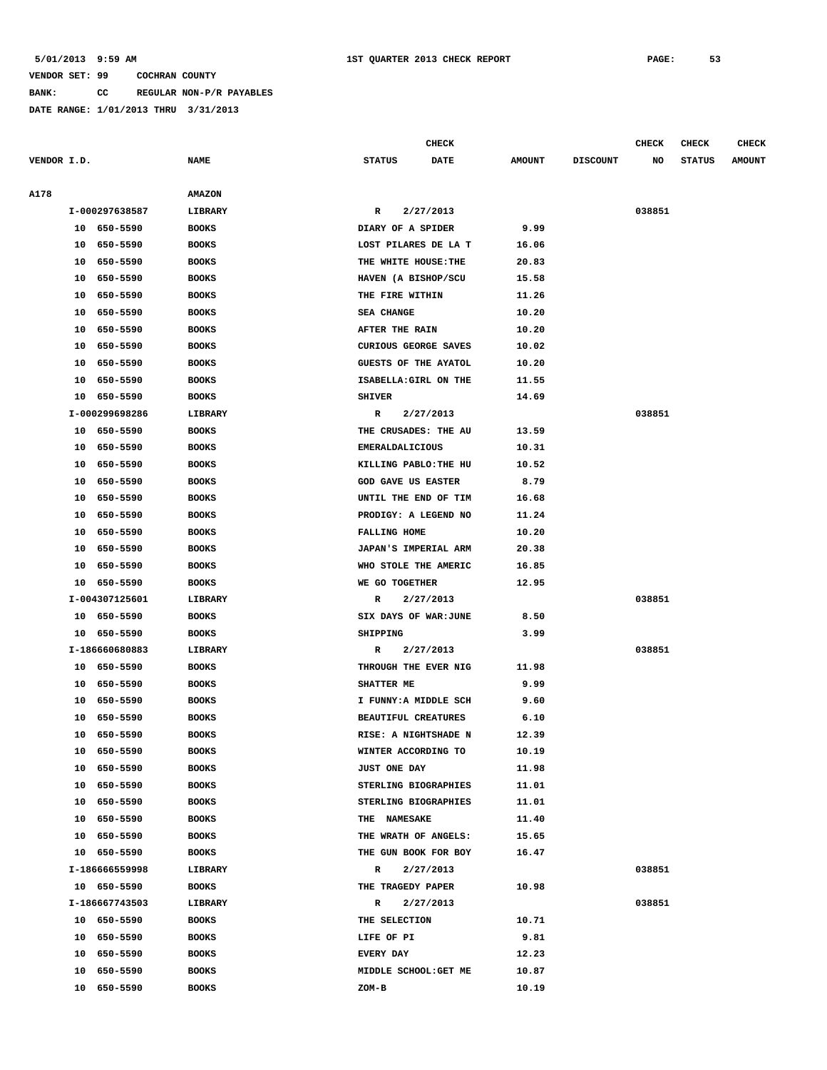5/01/2013 9:59 AM 1ST QUARTER 2013 CHECK REPORT

VENDOR SET: 99 COCHRAN COUNTY

BANK: CC REGULAR NON-P/R PAYABLES

DATE RANGE: 1/01/2013 THRU 3/31/2013

| VENDOR I.D. | NAME | STATUS | CHECK DATE | AMOUNT | DISCOUNT | CHECK NO | CHECK STATUS | CHECK AMOUNT |
|---|---|---|---|---|---|---|---|---|
| A178 | AMAZON | | | | | | | |
| I-000297638587 | LIBRARY | R | 2/27/2013 | | | 038851 | | |
| 10 650-5590 | BOOKS | DIARY OF A SPIDER | | 9.99 | | | | |
| 10 650-5590 | BOOKS | LOST PILARES DE LA T | | 16.06 | | | | |
| 10 650-5590 | BOOKS | THE WHITE HOUSE:THE | | 20.83 | | | | |
| 10 650-5590 | BOOKS | HAVEN (A BISHOP/SCU | | 15.58 | | | | |
| 10 650-5590 | BOOKS | THE FIRE WITHIN | | 11.26 | | | | |
| 10 650-5590 | BOOKS | SEA CHANGE | | 10.20 | | | | |
| 10 650-5590 | BOOKS | AFTER THE RAIN | | 10.20 | | | | |
| 10 650-5590 | BOOKS | CURIOUS GEORGE SAVES | | 10.02 | | | | |
| 10 650-5590 | BOOKS | GUESTS OF THE AYATOL | | 10.20 | | | | |
| 10 650-5590 | BOOKS | ISABELLA:GIRL ON THE | | 11.55 | | | | |
| 10 650-5590 | BOOKS | SHIVER | | 14.69 | | | | |
| I-000299698286 | LIBRARY | R | 2/27/2013 | | | 038851 | | |
| 10 650-5590 | BOOKS | THE CRUSADES: THE AU | | 13.59 | | | | |
| 10 650-5590 | BOOKS | EMERALDALICIOUS | | 10.31 | | | | |
| 10 650-5590 | BOOKS | KILLING PABLO:THE HU | | 10.52 | | | | |
| 10 650-5590 | BOOKS | GOD GAVE US EASTER | | 8.79 | | | | |
| 10 650-5590 | BOOKS | UNTIL THE END OF TIM | | 16.68 | | | | |
| 10 650-5590 | BOOKS | PRODIGY: A LEGEND NO | | 11.24 | | | | |
| 10 650-5590 | BOOKS | FALLING HOME | | 10.20 | | | | |
| 10 650-5590 | BOOKS | JAPAN'S IMPERIAL ARM | | 20.38 | | | | |
| 10 650-5590 | BOOKS | WHO STOLE THE AMERIC | | 16.85 | | | | |
| 10 650-5590 | BOOKS | WE GO TOGETHER | | 12.95 | | | | |
| I-004307125601 | LIBRARY | R | 2/27/2013 | | | 038851 | | |
| 10 650-5590 | BOOKS | SIX DAYS OF WAR:JUNE | | 8.50 | | | | |
| 10 650-5590 | BOOKS | SHIPPING | | 3.99 | | | | |
| I-186660680883 | LIBRARY | R | 2/27/2013 | | | 038851 | | |
| 10 650-5590 | BOOKS | THROUGH THE EVER NIG | | 11.98 | | | | |
| 10 650-5590 | BOOKS | SHATTER ME | | 9.99 | | | | |
| 10 650-5590 | BOOKS | I FUNNY:A MIDDLE SCH | | 9.60 | | | | |
| 10 650-5590 | BOOKS | BEAUTIFUL CREATURES | | 6.10 | | | | |
| 10 650-5590 | BOOKS | RISE: A NIGHTSHADE N | | 12.39 | | | | |
| 10 650-5590 | BOOKS | WINTER ACCORDING TO | | 10.19 | | | | |
| 10 650-5590 | BOOKS | JUST ONE DAY | | 11.98 | | | | |
| 10 650-5590 | BOOKS | STERLING BIOGRAPHIES | | 11.01 | | | | |
| 10 650-5590 | BOOKS | STERLING BIOGRAPHIES | | 11.01 | | | | |
| 10 650-5590 | BOOKS | THE NAMESAKE | | 11.40 | | | | |
| 10 650-5590 | BOOKS | THE WRATH OF ANGELS: | | 15.65 | | | | |
| 10 650-5590 | BOOKS | THE GUN BOOK FOR BOY | | 16.47 | | | | |
| I-186666559998 | LIBRARY | R | 2/27/2013 | | | 038851 | | |
| 10 650-5590 | BOOKS | THE TRAGEDY PAPER | | 10.98 | | | | |
| I-186667743503 | LIBRARY | R | 2/27/2013 | | | 038851 | | |
| 10 650-5590 | BOOKS | THE SELECTION | | 10.71 | | | | |
| 10 650-5590 | BOOKS | LIFE OF PI | | 9.81 | | | | |
| 10 650-5590 | BOOKS | EVERY DAY | | 12.23 | | | | |
| 10 650-5590 | BOOKS | MIDDLE SCHOOL:GET ME | | 10.87 | | | | |
| 10 650-5590 | BOOKS | ZOM-B | | 10.19 | | | | |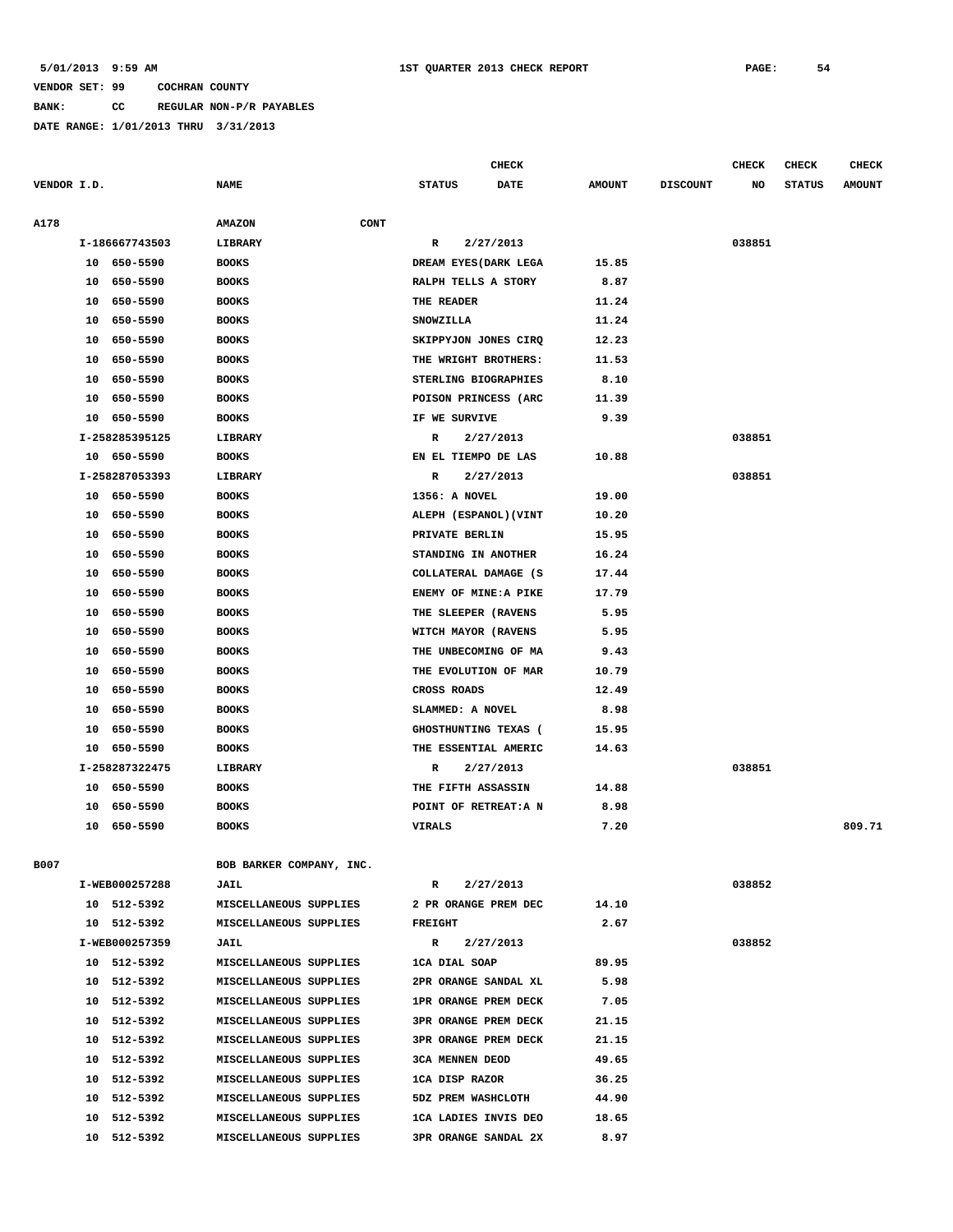VENDOR SET: 99     COCHRAN COUNTY

BANK:     CC     REGULAR NON-P/R PAYABLES

DATE RANGE: 1/01/2013 THRU 3/31/2013

| VENDOR I.D. | NAME | STATUS | CHECK DATE | AMOUNT | DISCOUNT | CHECK NO | CHECK STATUS | CHECK AMOUNT |
|---|---|---|---|---|---|---|---|---|
| A178 | AMAZON CONT | | | | | | | |
| I-186667743503 | LIBRARY | R | 2/27/2013 | | | 038851 | | |
| 10 650-5590 | BOOKS | DREAM EYES(DARK LEGA | | 15.85 | | | | |
| 10 650-5590 | BOOKS | RALPH TELLS A STORY | | 8.87 | | | | |
| 10 650-5590 | BOOKS | THE READER | | 11.24 | | | | |
| 10 650-5590 | BOOKS | SNOWZILLA | | 11.24 | | | | |
| 10 650-5590 | BOOKS | SKIPPYJON JONES CIRQ | | 12.23 | | | | |
| 10 650-5590 | BOOKS | THE WRIGHT BROTHERS: | | 11.53 | | | | |
| 10 650-5590 | BOOKS | STERLING BIOGRAPHIES | | 8.10 | | | | |
| 10 650-5590 | BOOKS | POISON PRINCESS (ARC | | 11.39 | | | | |
| 10 650-5590 | BOOKS | IF WE SURVIVE | | 9.39 | | | | |
| I-258285395125 | LIBRARY | R | 2/27/2013 | | | 038851 | | |
| 10 650-5590 | BOOKS | EN EL TIEMPO DE LAS | | 10.88 | | | | |
| I-258287053393 | LIBRARY | R | 2/27/2013 | | | 038851 | | |
| 10 650-5590 | BOOKS | 1356: A NOVEL | | 19.00 | | | | |
| 10 650-5590 | BOOKS | ALEPH (ESPANOL)(VINT | | 10.20 | | | | |
| 10 650-5590 | BOOKS | PRIVATE BERLIN | | 15.95 | | | | |
| 10 650-5590 | BOOKS | STANDING IN ANOTHER | | 16.24 | | | | |
| 10 650-5590 | BOOKS | COLLATERAL DAMAGE (S | | 17.44 | | | | |
| 10 650-5590 | BOOKS | ENEMY OF MINE:A PIKE | | 17.79 | | | | |
| 10 650-5590 | BOOKS | THE SLEEPER (RAVENS | | 5.95 | | | | |
| 10 650-5590 | BOOKS | WITCH MAYOR (RAVENS | | 5.95 | | | | |
| 10 650-5590 | BOOKS | THE UNBECOMING OF MA | | 9.43 | | | | |
| 10 650-5590 | BOOKS | THE EVOLUTION OF MAR | | 10.79 | | | | |
| 10 650-5590 | BOOKS | CROSS ROADS | | 12.49 | | | | |
| 10 650-5590 | BOOKS | SLAMMED: A NOVEL | | 8.98 | | | | |
| 10 650-5590 | BOOKS | GHOSTHUNTING TEXAS ( | | 15.95 | | | | |
| 10 650-5590 | BOOKS | THE ESSENTIAL AMERIC | | 14.63 | | | | |
| I-258287322475 | LIBRARY | R | 2/27/2013 | | | 038851 | | |
| 10 650-5590 | BOOKS | THE FIFTH ASSASSIN | | 14.88 | | | | |
| 10 650-5590 | BOOKS | POINT OF RETREAT:A N | | 8.98 | | | | |
| 10 650-5590 | BOOKS | VIRALS | | 7.20 | | | | 809.71 |
| B007 | BOB BARKER COMPANY, INC. | | | | | | | |
| I-WEB000257288 | JAIL | R | 2/27/2013 | | | 038852 | | |
| 10 512-5392 | MISCELLANEOUS SUPPLIES | 2 PR ORANGE PREM DEC | | 14.10 | | | | |
| 10 512-5392 | MISCELLANEOUS SUPPLIES | FREIGHT | | 2.67 | | | | |
| I-WEB000257359 | JAIL | R | 2/27/2013 | | | 038852 | | |
| 10 512-5392 | MISCELLANEOUS SUPPLIES | 1CA DIAL SOAP | | 89.95 | | | | |
| 10 512-5392 | MISCELLANEOUS SUPPLIES | 2PR ORANGE SANDAL XL | | 5.98 | | | | |
| 10 512-5392 | MISCELLANEOUS SUPPLIES | 1PR ORANGE PREM DECK | | 7.05 | | | | |
| 10 512-5392 | MISCELLANEOUS SUPPLIES | 3PR ORANGE PREM DECK | | 21.15 | | | | |
| 10 512-5392 | MISCELLANEOUS SUPPLIES | 3PR ORANGE PREM DECK | | 21.15 | | | | |
| 10 512-5392 | MISCELLANEOUS SUPPLIES | 3CA MENNEN DEOD | | 49.65 | | | | |
| 10 512-5392 | MISCELLANEOUS SUPPLIES | 1CA DISP RAZOR | | 36.25 | | | | |
| 10 512-5392 | MISCELLANEOUS SUPPLIES | 5DZ PREM WASHCLOTH | | 44.90 | | | | |
| 10 512-5392 | MISCELLANEOUS SUPPLIES | 1CA LADIES INVIS DEO | | 18.65 | | | | |
| 10 512-5392 | MISCELLANEOUS SUPPLIES | 3PR ORANGE SANDAL 2X | | 8.97 | | | | |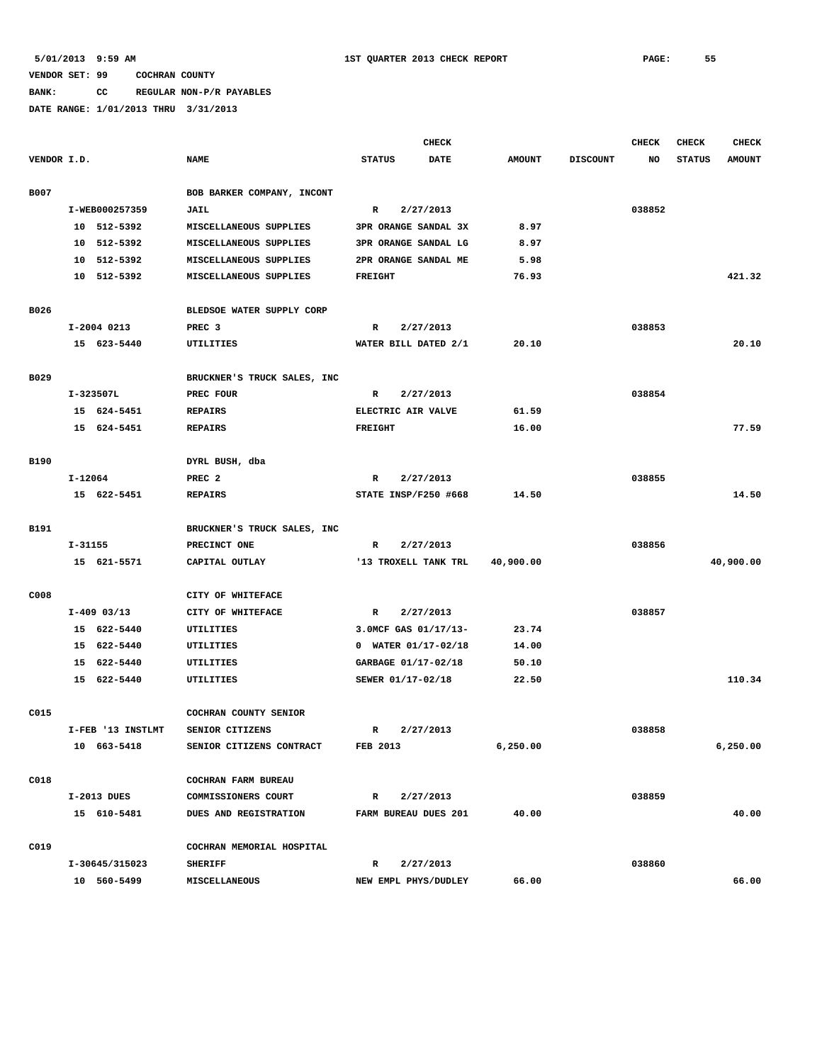5/01/2013 9:59 AM 1ST QUARTER 2013 CHECK REPORT

VENDOR SET: 99 COCHRAN COUNTY

BANK: CC REGULAR NON-P/R PAYABLES

DATE RANGE: 1/01/2013 THRU 3/31/2013

| VENDOR I.D. | NAME | STATUS | CHECK DATE | AMOUNT | DISCOUNT | CHECK NO | CHECK STATUS | CHECK AMOUNT |
|---|---|---|---|---|---|---|---|---|
| B007 | BOB BARKER COMPANY, INCONT | | | | | | | |
| I-WEB000257359 | JAIL | R | 2/27/2013 | | | 038852 | | |
| 10 512-5392 | MISCELLANEOUS SUPPLIES | 3PR ORANGE SANDAL 3X | | 8.97 | | | | |
| 10 512-5392 | MISCELLANEOUS SUPPLIES | 3PR ORANGE SANDAL LG | | 8.97 | | | | |
| 10 512-5392 | MISCELLANEOUS SUPPLIES | 2PR ORANGE SANDAL ME | | 5.98 | | | | |
| 10 512-5392 | MISCELLANEOUS SUPPLIES | FREIGHT | | 76.93 | | | | 421.32 |
| B026 | BLEDSOE WATER SUPPLY CORP | | | | | | | |
| I-2004 0213 | PREC 3 | R | 2/27/2013 | | | 038853 | | |
| 15 623-5440 | UTILITIES | WATER BILL DATED 2/1 | | 20.10 | | | | 20.10 |
| B029 | BRUCKNER'S TRUCK SALES, INC | | | | | | | |
| I-323507L | PREC FOUR | R | 2/27/2013 | | | 038854 | | |
| 15 624-5451 | REPAIRS | ELECTRIC AIR VALVE | | 61.59 | | | | |
| 15 624-5451 | REPAIRS | FREIGHT | | 16.00 | | | | 77.59 |
| B190 | DYRL BUSH, dba | | | | | | | |
| I-12064 | PREC 2 | R | 2/27/2013 | | | 038855 | | |
| 15 622-5451 | REPAIRS | STATE INSP/F250 #668 | | 14.50 | | | | 14.50 |
| B191 | BRUCKNER'S TRUCK SALES, INC | | | | | | | |
| I-31155 | PRECINCT ONE | R | 2/27/2013 | | | 038856 | | |
| 15 621-5571 | CAPITAL OUTLAY | '13 TROXELL TANK TRL | | 40,900.00 | | | | 40,900.00 |
| C008 | CITY OF WHITEFACE | | | | | | | |
| I-409 03/13 | CITY OF WHITEFACE | R | 2/27/2013 | | | 038857 | | |
| 15 622-5440 | UTILITIES | 3.0MCF GAS 01/17/13- | | 23.74 | | | | |
| 15 622-5440 | UTILITIES | 0 WATER 01/17-02/18 | | 14.00 | | | | |
| 15 622-5440 | UTILITIES | GARBAGE 01/17-02/18 | | 50.10 | | | | |
| 15 622-5440 | UTILITIES | SEWER 01/17-02/18 | | 22.50 | | | | 110.34 |
| C015 | COCHRAN COUNTY SENIOR | | | | | | | |
| I-FEB '13 INSTLMT | SENIOR CITIZENS | R | 2/27/2013 | | | 038858 | | |
| 10 663-5418 | SENIOR CITIZENS CONTRACT | FEB 2013 | | 6,250.00 | | | | 6,250.00 |
| C018 | COCHRAN FARM BUREAU | | | | | | | |
| I-2013 DUES | COMMISSIONERS COURT | R | 2/27/2013 | | | 038859 | | |
| 15 610-5481 | DUES AND REGISTRATION | FARM BUREAU DUES 201 | | 40.00 | | | | 40.00 |
| C019 | COCHRAN MEMORIAL HOSPITAL | | | | | | | |
| I-30645/315023 | SHERIFF | R | 2/27/2013 | | | 038860 | | |
| 10 560-5499 | MISCELLANEOUS | NEW EMPL PHYS/DUDLEY | | 66.00 | | | | 66.00 |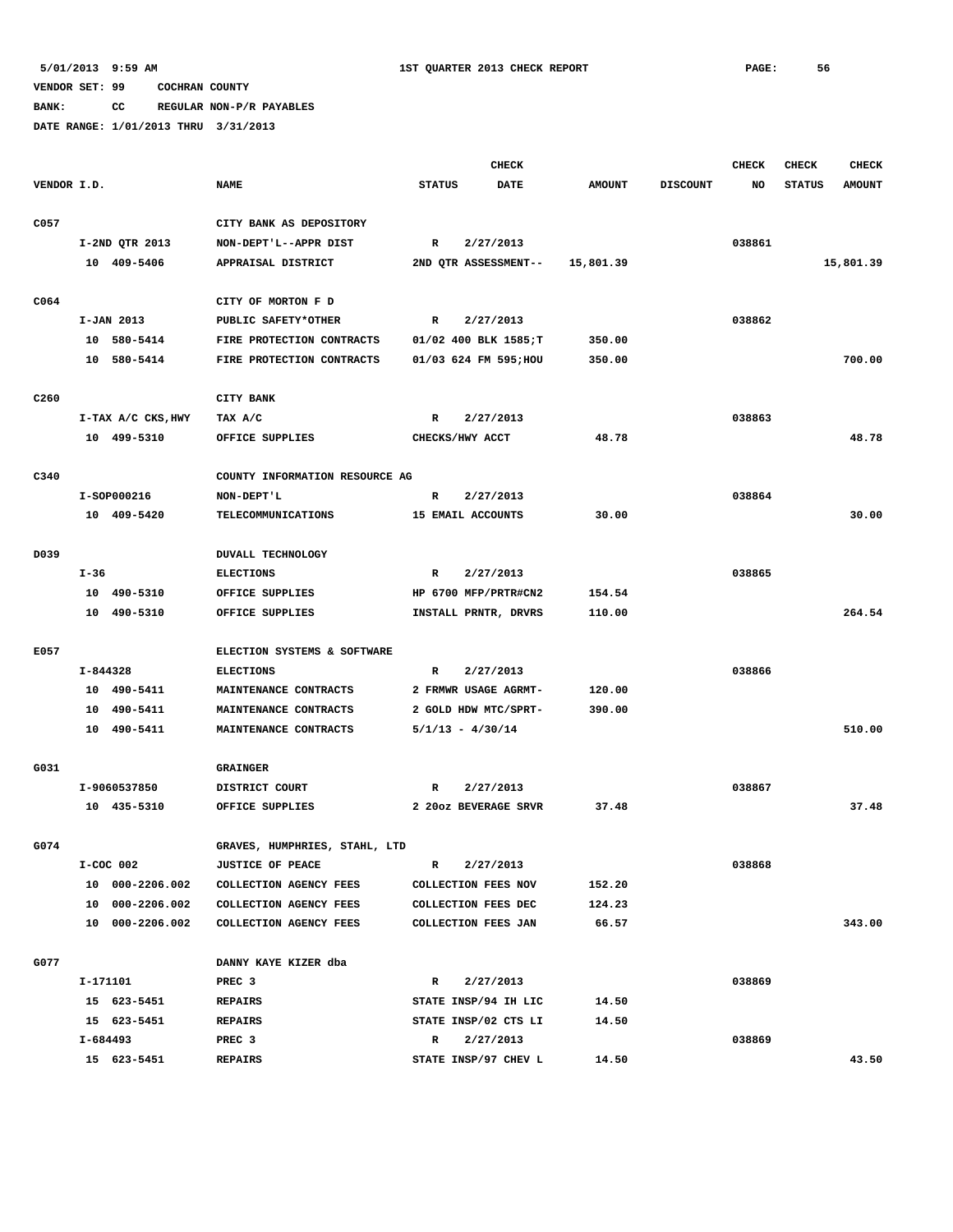5/01/2013 9:59 AM 1ST QUARTER 2013 CHECK REPORT

VENDOR SET: 99 COCHRAN COUNTY

BANK: CC REGULAR NON-P/R PAYABLES

DATE RANGE: 1/01/2013 THRU 3/31/2013

| VENDOR I.D. | NAME | STATUS | CHECK DATE | AMOUNT | DISCOUNT | CHECK NO | CHECK STATUS | CHECK AMOUNT |
|---|---|---|---|---|---|---|---|---|
| C057 | CITY BANK AS DEPOSITORY | | | | | | | |
| I-2ND QTR 2013 | NON-DEPT'L--APPR DIST | R | 2/27/2013 | | | 038861 | | |
| 10 409-5406 | APPRAISAL DISTRICT | 2ND QTR ASSESSMENT-- | | 15,801.39 | | | | 15,801.39 |
| C064 | CITY OF MORTON F D | | | | | | | |
| I-JAN 2013 | PUBLIC SAFETY*OTHER | R | 2/27/2013 | | | 038862 | | |
| 10 580-5414 | FIRE PROTECTION CONTRACTS | 01/02 400 BLK 1585;T | | 350.00 | | | | |
| 10 580-5414 | FIRE PROTECTION CONTRACTS | 01/03 624 FM 595;HOU | | 350.00 | | | | 700.00 |
| C260 | CITY BANK | | | | | | | |
| I-TAX A/C CKS,HWY | TAX A/C | R | 2/27/2013 | | | 038863 | | |
| 10 499-5310 | OFFICE SUPPLIES | CHECKS/HWY ACCT | | 48.78 | | | | 48.78 |
| C340 | COUNTY INFORMATION RESOURCE AG | | | | | | | |
| I-SOP000216 | NON-DEPT'L | R | 2/27/2013 | | | 038864 | | |
| 10 409-5420 | TELECOMMUNICATIONS | 15 EMAIL ACCOUNTS | | 30.00 | | | | 30.00 |
| D039 | DUVALL TECHNOLOGY | | | | | | | |
| I-36 | ELECTIONS | R | 2/27/2013 | | | 038865 | | |
| 10 490-5310 | OFFICE SUPPLIES | HP 6700 MFP/PRTR#CN2 | | 154.54 | | | | |
| 10 490-5310 | OFFICE SUPPLIES | INSTALL PRNTR, DRVRS | | 110.00 | | | | 264.54 |
| E057 | ELECTION SYSTEMS & SOFTWARE | | | | | | | |
| I-844328 | ELECTIONS | R | 2/27/2013 | | | 038866 | | |
| 10 490-5411 | MAINTENANCE CONTRACTS | 2 FRMWR USAGE AGRMT- | | 120.00 | | | | |
| 10 490-5411 | MAINTENANCE CONTRACTS | 2 GOLD HDW MTC/SPRT- | | 390.00 | | | | |
| 10 490-5411 | MAINTENANCE CONTRACTS | 5/1/13 - 4/30/14 | | | | | | 510.00 |
| G031 | GRAINGER | | | | | | | |
| I-9060537850 | DISTRICT COURT | R | 2/27/2013 | | | 038867 | | |
| 10 435-5310 | OFFICE SUPPLIES | 2 20oz BEVERAGE SRVR | | 37.48 | | | | 37.48 |
| G074 | GRAVES, HUMPHRIES, STAHL, LTD | | | | | | | |
| I-COC 002 | JUSTICE OF PEACE | R | 2/27/2013 | | | 038868 | | |
| 10 000-2206.002 | COLLECTION AGENCY FEES | COLLECTION FEES NOV | | 152.20 | | | | |
| 10 000-2206.002 | COLLECTION AGENCY FEES | COLLECTION FEES DEC | | 124.23 | | | | |
| 10 000-2206.002 | COLLECTION AGENCY FEES | COLLECTION FEES JAN | | 66.57 | | | | 343.00 |
| G077 | DANNY KAYE KIZER dba | | | | | | | |
| I-171101 | PREC 3 | R | 2/27/2013 | | | 038869 | | |
| 15 623-5451 | REPAIRS | STATE INSP/94 IH LIC | | 14.50 | | | | |
| 15 623-5451 | REPAIRS | STATE INSP/02 CTS LI | | 14.50 | | | | |
| I-684493 | PREC 3 | R | 2/27/2013 | | | 038869 | | |
| 15 623-5451 | REPAIRS | STATE INSP/97 CHEV L | | 14.50 | | | | 43.50 |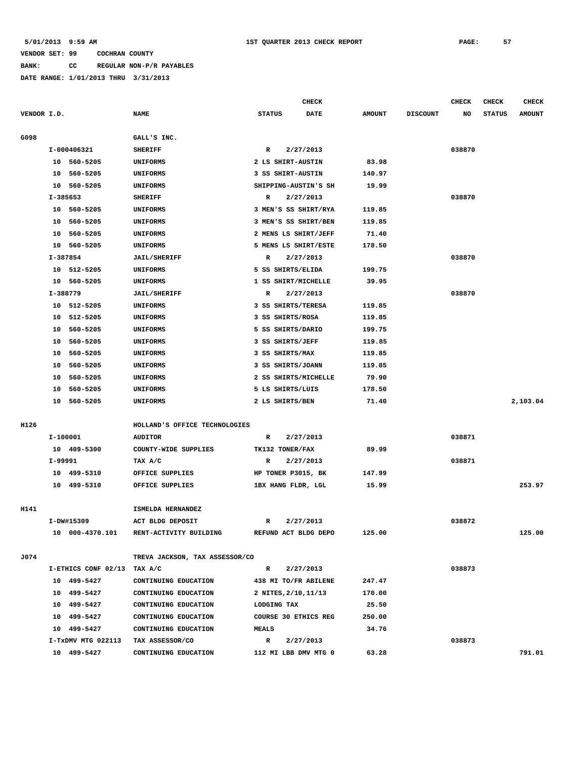5/01/2013 9:59 AM 1ST QUARTER 2013 CHECK REPORT

VENDOR SET: 99 COCHRAN COUNTY

BANK: CC REGULAR NON-P/R PAYABLES

DATE RANGE: 1/01/2013 THRU 3/31/2013

| VENDOR I.D. | NAME | STATUS | CHECK DATE | AMOUNT | DISCOUNT | CHECK NO | CHECK STATUS | CHECK AMOUNT |
|---|---|---|---|---|---|---|---|---|
| G098 | GALL'S INC. | | | | | | | |
| I-000406321 | SHERIFF | R | 2/27/2013 | | | 038870 | | |
| 10 560-5205 | UNIFORMS | 2 LS SHIRT-AUSTIN | | 83.98 | | | | |
| 10 560-5205 | UNIFORMS | 3 SS SHIRT-AUSTIN | | 140.97 | | | | |
| 10 560-5205 | UNIFORMS | SHIPPING-AUSTIN'S SH | | 19.99 | | | | |
| I-385653 | SHERIFF | R | 2/27/2013 | | | 038870 | | |
| 10 560-5205 | UNIFORMS | 3 MEN'S SS SHIRT/RYA | | 119.85 | | | | |
| 10 560-5205 | UNIFORMS | 3 MEN'S SS SHIRT/BEN | | 119.85 | | | | |
| 10 560-5205 | UNIFORMS | 2 MENS LS SHIRT/JEFF | | 71.40 | | | | |
| 10 560-5205 | UNIFORMS | 5 MENS LS SHIRT/ESTE | | 178.50 | | | | |
| I-387854 | JAIL/SHERIFF | R | 2/27/2013 | | | 038870 | | |
| 10 512-5205 | UNIFORMS | 5 SS SHIRTS/ELIDA | | 199.75 | | | | |
| 10 560-5205 | UNIFORMS | 1 SS SHIRT/MICHELLE | | 39.95 | | | | |
| I-388779 | JAIL/SHERIFF | R | 2/27/2013 | | | 038870 | | |
| 10 512-5205 | UNIFORMS | 3 SS SHIRTS/TERESA | | 119.85 | | | | |
| 10 512-5205 | UNIFORMS | 3 SS SHIRTS/ROSA | | 119.85 | | | | |
| 10 560-5205 | UNIFORMS | 5 SS SHIRTS/DARIO | | 199.75 | | | | |
| 10 560-5205 | UNIFORMS | 3 SS SHIRTS/JEFF | | 119.85 | | | | |
| 10 560-5205 | UNIFORMS | 3 SS SHIRTS/MAX | | 119.85 | | | | |
| 10 560-5205 | UNIFORMS | 3 SS SHIRTS/JOANN | | 119.85 | | | | |
| 10 560-5205 | UNIFORMS | 2 SS SHIRTS/MICHELLE | | 79.90 | | | | |
| 10 560-5205 | UNIFORMS | 5 LS SHIRTS/LUIS | | 178.50 | | | | |
| 10 560-5205 | UNIFORMS | 2 LS SHIRTS/BEN | | 71.40 | | | | 2,103.04 |
| H126 | HOLLAND'S OFFICE TECHNOLOGIES | | | | | | | |
| I-100001 | AUDITOR | R | 2/27/2013 | | | 038871 | | |
| 10 409-5300 | COUNTY-WIDE SUPPLIES | TK132 TONER/FAX | | 89.99 | | | | |
| I-99991 | TAX A/C | R | 2/27/2013 | | | 038871 | | |
| 10 499-5310 | OFFICE SUPPLIES | HP TONER P3015, BK | | 147.99 | | | | |
| 10 499-5310 | OFFICE SUPPLIES | 1BX HANG FLDR, LGL | | 15.99 | | | | 253.97 |
| H141 | ISMELDA HERNANDEZ | | | | | | | |
| I-DW#15309 | ACT BLDG DEPOSIT | R | 2/27/2013 | | | 038872 | | |
| 10 000-4370.101 | RENT-ACTIVITY BUILDING | REFUND ACT BLDG DEPO | | 125.00 | | | | 125.00 |
| J074 | TREVA JACKSON, TAX ASSESSOR/CO | | | | | | | |
| I-ETHICS CONF 02/13 | TAX A/C | R | 2/27/2013 | | | 038873 | | |
| 10 499-5427 | CONTINUING EDUCATION | 438 MI TO/FR ABILENE | | 247.47 | | | | |
| 10 499-5427 | CONTINUING EDUCATION | 2 NITES,2/10,11/13 | | 170.00 | | | | |
| 10 499-5427 | CONTINUING EDUCATION | LODGING TAX | | 25.50 | | | | |
| 10 499-5427 | CONTINUING EDUCATION | COURSE 30 ETHICS REG | | 250.00 | | | | |
| 10 499-5427 | CONTINUING EDUCATION | MEALS | | 34.76 | | | | |
| I-TxDMV MTG 022113 | TAX ASSESSOR/CO | R | 2/27/2013 | | | 038873 | | |
| 10 499-5427 | CONTINUING EDUCATION | 112 MI LBB DMV MTG 0 | | 63.28 | | | | 791.01 |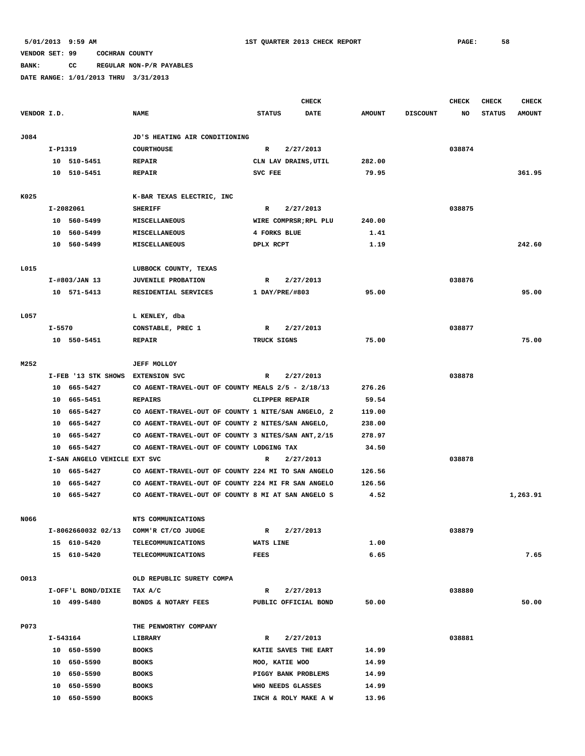5/01/2013 9:59 AM 1ST QUARTER 2013 CHECK REPORT

VENDOR SET: 99 COCHRAN COUNTY

BANK: CC REGULAR NON-P/R PAYABLES

DATE RANGE: 1/01/2013 THRU 3/31/2013

| VENDOR I.D. | NAME | STATUS | CHECK DATE | AMOUNT | DISCOUNT | CHECK NO | CHECK STATUS | CHECK AMOUNT |
|---|---|---|---|---|---|---|---|---|
| J084 | JD'S HEATING AIR CONDITIONING | | | | | | | |
| I-P1319 | COURTHOUSE | R | 2/27/2013 | | | 038874 | | |
| 10 510-5451 | REPAIR | CLN LAV DRAINS,UTIL | | 282.00 | | | | |
| 10 510-5451 | REPAIR | SVC FEE | | 79.95 | | | | 361.95 |
| K025 | K-BAR TEXAS ELECTRIC, INC | | | | | | | |
| I-2082061 | SHERIFF | R | 2/27/2013 | | | 038875 | | |
| 10 560-5499 | MISCELLANEOUS | WIRE COMPRSR;RPL PLU | | 240.00 | | | | |
| 10 560-5499 | MISCELLANEOUS | 4 FORKS BLUE | | 1.41 | | | | |
| 10 560-5499 | MISCELLANEOUS | DPLX RCPT | | 1.19 | | | | 242.60 |
| L015 | LUBBOCK COUNTY, TEXAS | | | | | | | |
| I-#803/JAN 13 | JUVENILE PROBATION | R | 2/27/2013 | | | 038876 | | |
| 10 571-5413 | RESIDENTIAL SERVICES | 1 DAY/PRE/#803 | | 95.00 | | | | 95.00 |
| L057 | L KENLEY, dba | | | | | | | |
| I-5570 | CONSTABLE, PREC 1 | R | 2/27/2013 | | | 038877 | | |
| 10 550-5451 | REPAIR | TRUCK SIGNS | | 75.00 | | | | 75.00 |
| M252 | JEFF MOLLOY | | | | | | | |
| I-FEB '13 STK SHOWS | EXTENSION SVC | R | 2/27/2013 | | | 038878 | | |
| 10 665-5427 | CO AGENT-TRAVEL-OUT OF COUNTY MEALS 2/5 - 2/18/13 | | | 276.26 | | | | |
| 10 665-5451 | REPAIRS | CLIPPER REPAIR | | 59.54 | | | | |
| 10 665-5427 | CO AGENT-TRAVEL-OUT OF COUNTY 1 NITE/SAN ANGELO, 2 | | | 119.00 | | | | |
| 10 665-5427 | CO AGENT-TRAVEL-OUT OF COUNTY 2 NITES/SAN ANGELO, | | | 238.00 | | | | |
| 10 665-5427 | CO AGENT-TRAVEL-OUT OF COUNTY 3 NITES/SAN ANT,2/15 | | | 278.97 | | | | |
| 10 665-5427 | CO AGENT-TRAVEL-OUT OF COUNTY LODGING TAX | | | 34.50 | | | | |
| I-SAN ANGELO VEHICLE | EXT SVC | R | 2/27/2013 | | | 038878 | | |
| 10 665-5427 | CO AGENT-TRAVEL-OUT OF COUNTY 224 MI TO SAN ANGELO | | | 126.56 | | | | |
| 10 665-5427 | CO AGENT-TRAVEL-OUT OF COUNTY 224 MI FR SAN ANGELO | | | 126.56 | | | | |
| 10 665-5427 | CO AGENT-TRAVEL-OUT OF COUNTY 8 MI AT SAN ANGELO S | | | 4.52 | | | | 1,263.91 |
| N066 | NTS COMMUNICATIONS | | | | | | | |
| I-8062660032 02/13 | COMM'R CT/CO JUDGE | R | 2/27/2013 | | | 038879 | | |
| 15 610-5420 | TELECOMMUNICATIONS | WATS LINE | | 1.00 | | | | |
| 15 610-5420 | TELECOMMUNICATIONS | FEES | | 6.65 | | | | 7.65 |
| O013 | OLD REPUBLIC SURETY COMPA | | | | | | | |
| I-OFF'L BOND/DIXIE | TAX A/C | R | 2/27/2013 | | | 038880 | | |
| 10 499-5480 | BONDS & NOTARY FEES | PUBLIC OFFICIAL BOND | | 50.00 | | | | 50.00 |
| P073 | THE PENWORTHY COMPANY | | | | | | | |
| I-543164 | LIBRARY | R | 2/27/2013 | | | 038881 | | |
| 10 650-5590 | BOOKS | KATIE SAVES THE EART | | 14.99 | | | | |
| 10 650-5590 | BOOKS | MOO, KATIE WOO | | 14.99 | | | | |
| 10 650-5590 | BOOKS | PIGGY BANK PROBLEMS | | 14.99 | | | | |
| 10 650-5590 | BOOKS | WHO NEEDS GLASSES | | 14.99 | | | | |
| 10 650-5590 | BOOKS | INCH & ROLY MAKE A W | | 13.96 | | | | |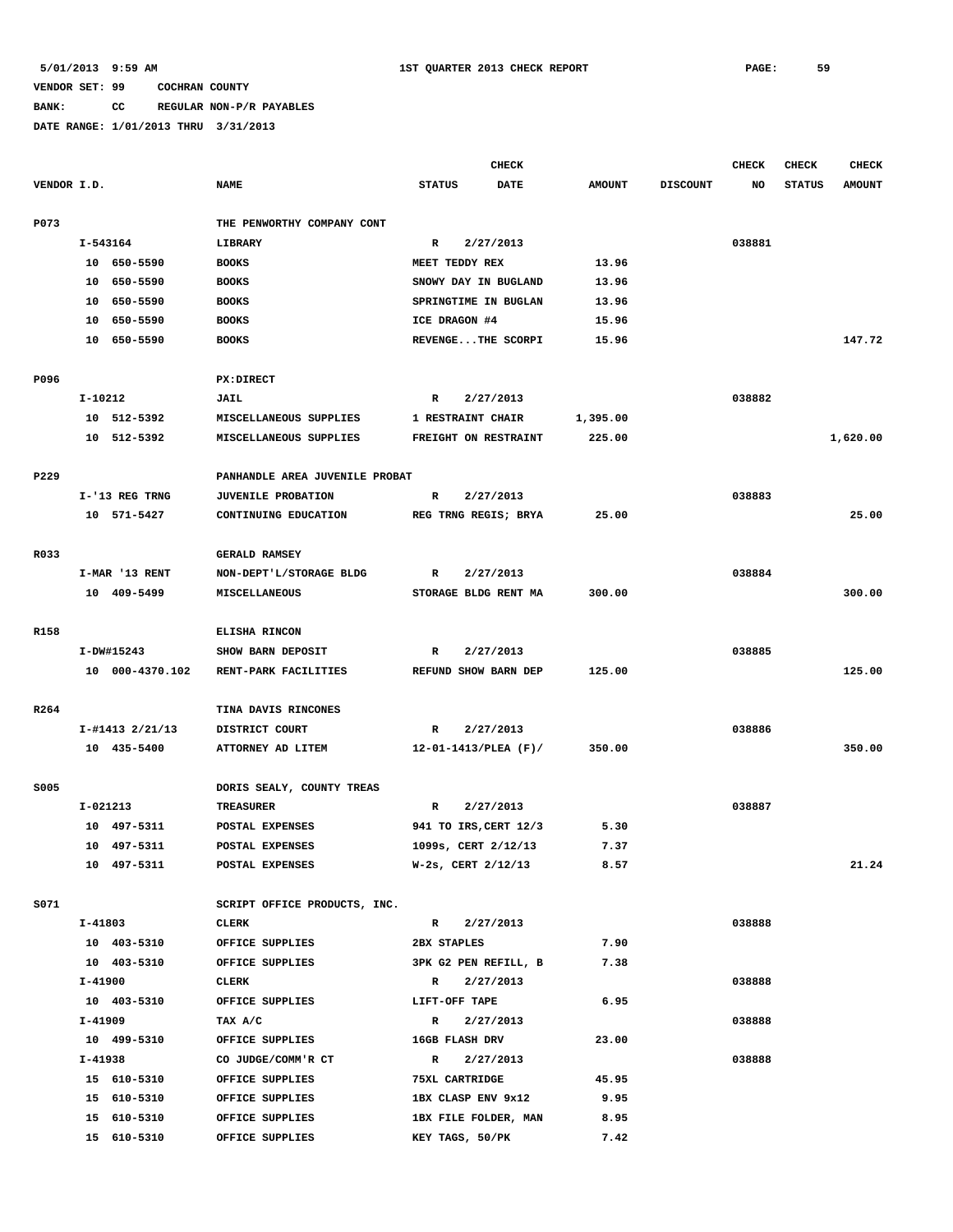5/01/2013 9:59 AM 1ST QUARTER 2013 CHECK REPORT

VENDOR SET: 99 COCHRAN COUNTY

BANK: CC REGULAR NON-P/R PAYABLES

DATE RANGE: 1/01/2013 THRU 3/31/2013

| VENDOR I.D. | NAME | STATUS | CHECK DATE | AMOUNT | DISCOUNT | CHECK NO | CHECK STATUS | CHECK AMOUNT |
|---|---|---|---|---|---|---|---|---|
| P073 | THE PENWORTHY COMPANY CONT | | | | | | | |
| I-543164 | LIBRARY | R | 2/27/2013 | | | 038881 | | |
| 10 650-5590 | BOOKS | MEET TEDDY REX | | 13.96 | | | | |
| 10 650-5590 | BOOKS | SNOWY DAY IN BUGLAND | | 13.96 | | | | |
| 10 650-5590 | BOOKS | SPRINGTIME IN BUGLAN | | 13.96 | | | | |
| 10 650-5590 | BOOKS | ICE DRAGON #4 | | 15.96 | | | | |
| 10 650-5590 | BOOKS | REVENGE...THE SCORPI | | 15.96 | | | | 147.72 |
| P096 | PX:DIRECT | | | | | | | |
| I-10212 | JAIL | R | 2/27/2013 | | | 038882 | | |
| 10 512-5392 | MISCELLANEOUS SUPPLIES | 1 RESTRAINT CHAIR | | 1,395.00 | | | | |
| 10 512-5392 | MISCELLANEOUS SUPPLIES | FREIGHT ON RESTRAINT | | 225.00 | | | | 1,620.00 |
| P229 | PANHANDLE AREA JUVENILE PROBAT | | | | | | | |
| I-'13 REG TRNG | JUVENILE PROBATION | R | 2/27/2013 | | | 038883 | | |
| 10 571-5427 | CONTINUING EDUCATION | REG TRNG REGIS; BRYA | | 25.00 | | | | 25.00 |
| R033 | GERALD RAMSEY | | | | | | | |
| I-MAR '13 RENT | NON-DEPT'L/STORAGE BLDG | R | 2/27/2013 | | | 038884 | | |
| 10 409-5499 | MISCELLANEOUS | STORAGE BLDG RENT MA | | 300.00 | | | | 300.00 |
| R158 | ELISHA RINCON | | | | | | | |
| I-DW#15243 | SHOW BARN DEPOSIT | R | 2/27/2013 | | | 038885 | | |
| 10 000-4370.102 | RENT-PARK FACILITIES | REFUND SHOW BARN DEP | | 125.00 | | | | 125.00 |
| R264 | TINA DAVIS RINCONES | | | | | | | |
| I-#1413 2/21/13 | DISTRICT COURT | R | 2/27/2013 | | | 038886 | | |
| 10 435-5400 | ATTORNEY AD LITEM | 12-01-1413/PLEA (F)/ | | 350.00 | | | | 350.00 |
| S005 | DORIS SEALY, COUNTY TREAS | | | | | | | |
| I-021213 | TREASURER | R | 2/27/2013 | | | 038887 | | |
| 10 497-5311 | POSTAL EXPENSES | 941 TO IRS,CERT 12/3 | | 5.30 | | | | |
| 10 497-5311 | POSTAL EXPENSES | 1099s, CERT 2/12/13 | | 7.37 | | | | |
| 10 497-5311 | POSTAL EXPENSES | W-2s, CERT 2/12/13 | | 8.57 | | | | 21.24 |
| S071 | SCRIPT OFFICE PRODUCTS, INC. | | | | | | | |
| I-41803 | CLERK | R | 2/27/2013 | | | 038888 | | |
| 10 403-5310 | OFFICE SUPPLIES | 2BX STAPLES | | 7.90 | | | | |
| 10 403-5310 | OFFICE SUPPLIES | 3PK G2 PEN REFILL, B | | 7.38 | | | | |
| I-41900 | CLERK | R | 2/27/2013 | | | 038888 | | |
| 10 403-5310 | OFFICE SUPPLIES | LIFT-OFF TAPE | | 6.95 | | | | |
| I-41909 | TAX A/C | R | 2/27/2013 | | | 038888 | | |
| 10 499-5310 | OFFICE SUPPLIES | 16GB FLASH DRV | | 23.00 | | | | |
| I-41938 | CO JUDGE/COMM'R CT | R | 2/27/2013 | | | 038888 | | |
| 15 610-5310 | OFFICE SUPPLIES | 75XL CARTRIDGE | | 45.95 | | | | |
| 15 610-5310 | OFFICE SUPPLIES | 1BX CLASP ENV 9x12 | | 9.95 | | | | |
| 15 610-5310 | OFFICE SUPPLIES | 1BX FILE FOLDER, MAN | | 8.95 | | | | |
| 15 610-5310 | OFFICE SUPPLIES | KEY TAGS, 50/PK | | 7.42 | | | | |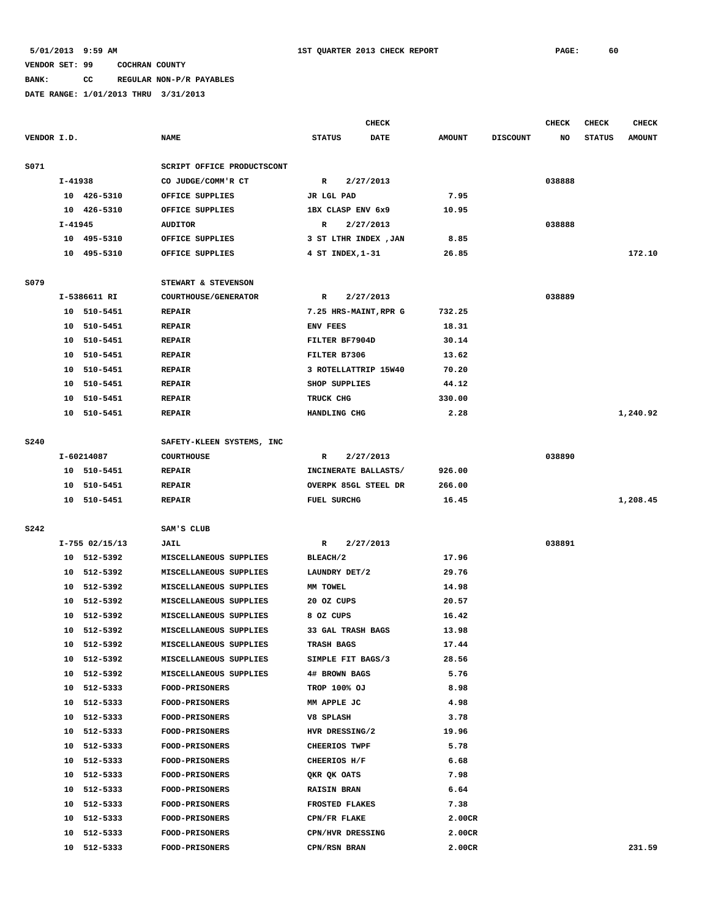5/01/2013 9:59 AM 1ST QUARTER 2013 CHECK REPORT

VENDOR SET: 99 COCHRAN COUNTY

BANK: CC REGULAR NON-P/R PAYABLES

DATE RANGE: 1/01/2013 THRU 3/31/2013

| VENDOR I.D. | NAME | STATUS | CHECK DATE | AMOUNT | DISCOUNT | CHECK NO | CHECK STATUS | CHECK AMOUNT |
|---|---|---|---|---|---|---|---|---|
| S071 | SCRIPT OFFICE PRODUCTSCONT | | | | | | | |
| I-41938 | CO JUDGE/COMM'R CT | R | 2/27/2013 | | | 038888 | | |
| 10 426-5310 | OFFICE SUPPLIES | JR LGL PAD | | 7.95 | | | | |
| 10 426-5310 | OFFICE SUPPLIES | 1BX CLASP ENV 6x9 | | 10.95 | | | | |
| I-41945 | AUDITOR | R | 2/27/2013 | | | 038888 | | |
| 10 495-5310 | OFFICE SUPPLIES | 3 ST LTHR INDEX ,JAN | | 8.85 | | | | |
| 10 495-5310 | OFFICE SUPPLIES | 4 ST INDEX,1-31 | | 26.85 | | | | 172.10 |
| S079 | STEWART & STEVENSON | | | | | | | |
| I-5386611 RI | COURTHOUSE/GENERATOR | R | 2/27/2013 | | | 038889 | | |
| 10 510-5451 | REPAIR | 7.25 HRS-MAINT,RPR G | | 732.25 | | | | |
| 10 510-5451 | REPAIR | ENV FEES | | 18.31 | | | | |
| 10 510-5451 | REPAIR | FILTER BF7904D | | 30.14 | | | | |
| 10 510-5451 | REPAIR | FILTER B7306 | | 13.62 | | | | |
| 10 510-5451 | REPAIR | 3 ROTELLATTRIP 15W40 | | 70.20 | | | | |
| 10 510-5451 | REPAIR | SHOP SUPPLIES | | 44.12 | | | | |
| 10 510-5451 | REPAIR | TRUCK CHG | | 330.00 | | | | |
| 10 510-5451 | REPAIR | HANDLING CHG | | 2.28 | | | | 1,240.92 |
| S240 | SAFETY-KLEEN SYSTEMS, INC | | | | | | | |
| I-60214087 | COURTHOUSE | R | 2/27/2013 | | | 038890 | | |
| 10 510-5451 | REPAIR | INCINERATE BALLASTS/ | | 926.00 | | | | |
| 10 510-5451 | REPAIR | OVERPK 85GL STEEL DR | | 266.00 | | | | |
| 10 510-5451 | REPAIR | FUEL SURCHG | | 16.45 | | | | 1,208.45 |
| S242 | SAM'S CLUB | | | | | | | |
| I-755 02/15/13 | JAIL | R | 2/27/2013 | | | 038891 | | |
| 10 512-5392 | MISCELLANEOUS SUPPLIES | BLEACH/2 | | 17.96 | | | | |
| 10 512-5392 | MISCELLANEOUS SUPPLIES | LAUNDRY DET/2 | | 29.76 | | | | |
| 10 512-5392 | MISCELLANEOUS SUPPLIES | MM TOWEL | | 14.98 | | | | |
| 10 512-5392 | MISCELLANEOUS SUPPLIES | 20 OZ CUPS | | 20.57 | | | | |
| 10 512-5392 | MISCELLANEOUS SUPPLIES | 8 OZ CUPS | | 16.42 | | | | |
| 10 512-5392 | MISCELLANEOUS SUPPLIES | 33 GAL TRASH BAGS | | 13.98 | | | | |
| 10 512-5392 | MISCELLANEOUS SUPPLIES | TRASH BAGS | | 17.44 | | | | |
| 10 512-5392 | MISCELLANEOUS SUPPLIES | SIMPLE FIT BAGS/3 | | 28.56 | | | | |
| 10 512-5392 | MISCELLANEOUS SUPPLIES | 4# BROWN BAGS | | 5.76 | | | | |
| 10 512-5333 | FOOD-PRISONERS | TROP 100% OJ | | 8.98 | | | | |
| 10 512-5333 | FOOD-PRISONERS | MM APPLE JC | | 4.98 | | | | |
| 10 512-5333 | FOOD-PRISONERS | V8 SPLASH | | 3.78 | | | | |
| 10 512-5333 | FOOD-PRISONERS | HVR DRESSING/2 | | 19.96 | | | | |
| 10 512-5333 | FOOD-PRISONERS | CHEERIOS TWPF | | 5.78 | | | | |
| 10 512-5333 | FOOD-PRISONERS | CHEERIOS H/F | | 6.68 | | | | |
| 10 512-5333 | FOOD-PRISONERS | QKR QK OATS | | 7.98 | | | | |
| 10 512-5333 | FOOD-PRISONERS | RAISIN BRAN | | 6.64 | | | | |
| 10 512-5333 | FOOD-PRISONERS | FROSTED FLAKES | | 7.38 | | | | |
| 10 512-5333 | FOOD-PRISONERS | CPN/FR FLAKE | | 2.00CR | | | | |
| 10 512-5333 | FOOD-PRISONERS | CPN/HVR DRESSING | | 2.00CR | | | | |
| 10 512-5333 | FOOD-PRISONERS | CPN/RSN BRAN | | 2.00CR | | | | 231.59 |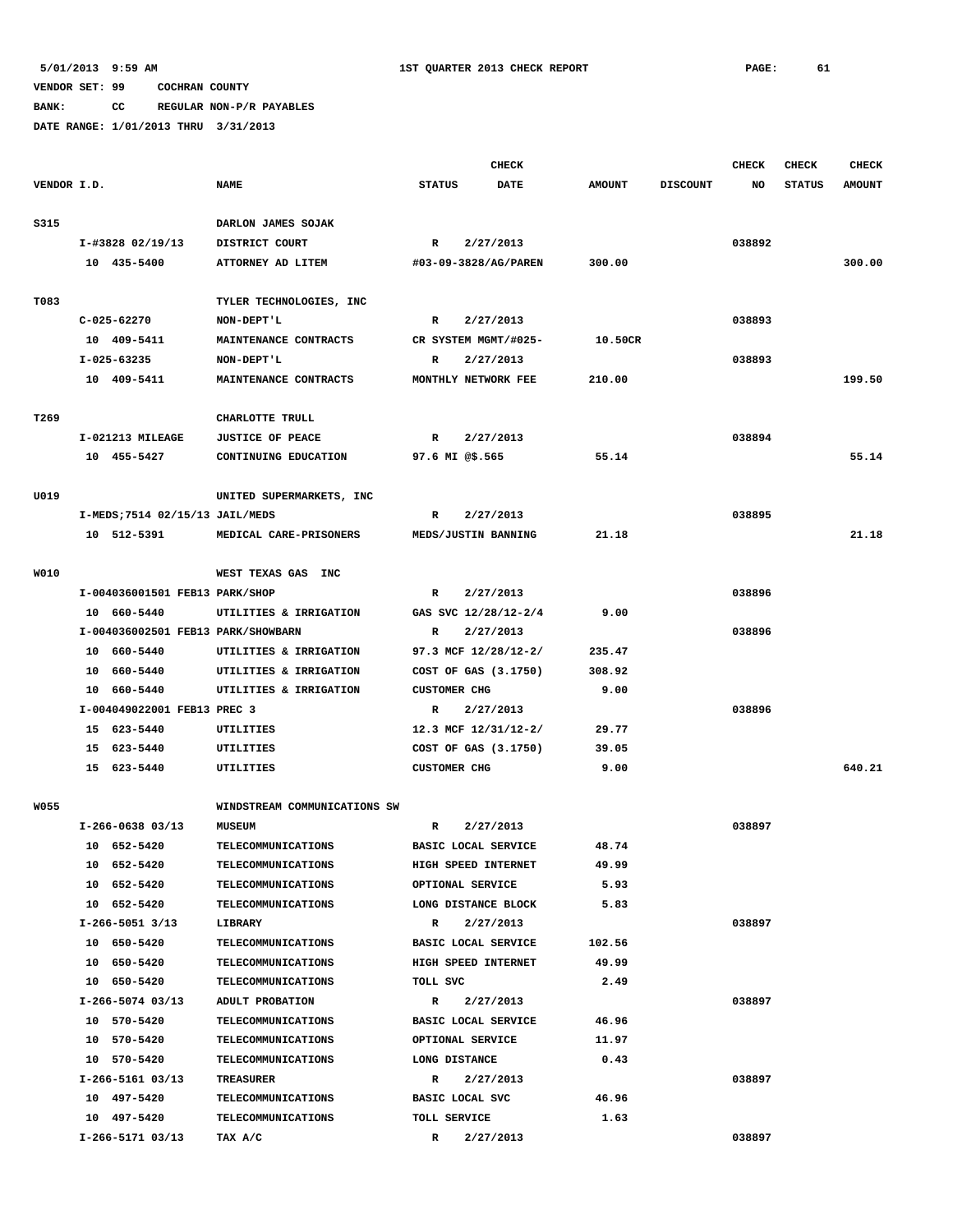5/01/2013 9:59 AM 1ST QUARTER 2013 CHECK REPORT

VENDOR SET: 99 COCHRAN COUNTY

BANK: CC REGULAR NON-P/R PAYABLES

DATE RANGE: 1/01/2013 THRU 3/31/2013

| VENDOR I.D. | NAME | STATUS | CHECK DATE | AMOUNT | DISCOUNT | CHECK NO | CHECK STATUS | CHECK AMOUNT |
|---|---|---|---|---|---|---|---|---|
| S315 | DARLON JAMES SOJAK | | | | | | | |
| I-#3828 02/19/13 | DISTRICT COURT | R | 2/27/2013 | | | 038892 | | |
| 10 435-5400 | ATTORNEY AD LITEM | #03-09-3828/AG/PAREN | | 300.00 | | | | 300.00 |
| T083 | TYLER TECHNOLOGIES, INC | | | | | | | |
| C-025-62270 | NON-DEPT'L | R | 2/27/2013 | | | 038893 | | |
| 10 409-5411 | MAINTENANCE CONTRACTS | CR SYSTEM MGMT/#025- | | 10.50CR | | | | |
| I-025-63235 | NON-DEPT'L | R | 2/27/2013 | | | 038893 | | |
| 10 409-5411 | MAINTENANCE CONTRACTS | MONTHLY NETWORK FEE | | 210.00 | | | | 199.50 |
| T269 | CHARLOTTE TRULL | | | | | | | |
| I-021213 MILEAGE | JUSTICE OF PEACE | R | 2/27/2013 | | | 038894 | | |
| 10 455-5427 | CONTINUING EDUCATION | 97.6 MI @$.565 | | 55.14 | | | | 55.14 |
| U019 | UNITED SUPERMARKETS, INC | | | | | | | |
| I-MEDS;7514 02/15/13 | JAIL/MEDS | R | 2/27/2013 | | | 038895 | | |
| 10 512-5391 | MEDICAL CARE-PRISONERS | MEDS/JUSTIN BANNING | | 21.18 | | | | 21.18 |
| W010 | WEST TEXAS GAS INC | | | | | | | |
| I-004036001501 FEB13 | PARK/SHOP | R | 2/27/2013 | | | 038896 | | |
| 10 660-5440 | UTILITIES & IRRIGATION | GAS SVC 12/28/12-2/4 | | 9.00 | | | | |
| I-004036002501 FEB13 | PARK/SHOWBARN | R | 2/27/2013 | | | 038896 | | |
| 10 660-5440 | UTILITIES & IRRIGATION | 97.3 MCF 12/28/12-2/ | | 235.47 | | | | |
| 10 660-5440 | UTILITIES & IRRIGATION | COST OF GAS (3.1750) | | 308.92 | | | | |
| 10 660-5440 | UTILITIES & IRRIGATION | CUSTOMER CHG | | 9.00 | | | | |
| I-004049022001 FEB13 | PREC 3 | R | 2/27/2013 | | | 038896 | | |
| 15 623-5440 | UTILITIES | 12.3 MCF 12/31/12-2/ | | 29.77 | | | | |
| 15 623-5440 | UTILITIES | COST OF GAS (3.1750) | | 39.05 | | | | |
| 15 623-5440 | UTILITIES | CUSTOMER CHG | | 9.00 | | | | 640.21 |
| W055 | WINDSTREAM COMMUNICATIONS SW | | | | | | | |
| I-266-0638 03/13 | MUSEUM | R | 2/27/2013 | | | 038897 | | |
| 10 652-5420 | TELECOMMUNICATIONS | BASIC LOCAL SERVICE | | 48.74 | | | | |
| 10 652-5420 | TELECOMMUNICATIONS | HIGH SPEED INTERNET | | 49.99 | | | | |
| 10 652-5420 | TELECOMMUNICATIONS | OPTIONAL SERVICE | | 5.93 | | | | |
| 10 652-5420 | TELECOMMUNICATIONS | LONG DISTANCE BLOCK | | 5.83 | | | | |
| I-266-5051 3/13 | LIBRARY | R | 2/27/2013 | | | 038897 | | |
| 10 650-5420 | TELECOMMUNICATIONS | BASIC LOCAL SERVICE | | 102.56 | | | | |
| 10 650-5420 | TELECOMMUNICATIONS | HIGH SPEED INTERNET | | 49.99 | | | | |
| 10 650-5420 | TELECOMMUNICATIONS | TOLL SVC | | 2.49 | | | | |
| I-266-5074 03/13 | ADULT PROBATION | R | 2/27/2013 | | | 038897 | | |
| 10 570-5420 | TELECOMMUNICATIONS | BASIC LOCAL SERVICE | | 46.96 | | | | |
| 10 570-5420 | TELECOMMUNICATIONS | OPTIONAL SERVICE | | 11.97 | | | | |
| 10 570-5420 | TELECOMMUNICATIONS | LONG DISTANCE | | 0.43 | | | | |
| I-266-5161 03/13 | TREASURER | R | 2/27/2013 | | | 038897 | | |
| 10 497-5420 | TELECOMMUNICATIONS | BASIC LOCAL SVC | | 46.96 | | | | |
| 10 497-5420 | TELECOMMUNICATIONS | TOLL SERVICE | | 1.63 | | | | |
| I-266-5171 03/13 | TAX A/C | R | 2/27/2013 | | | 038897 | | |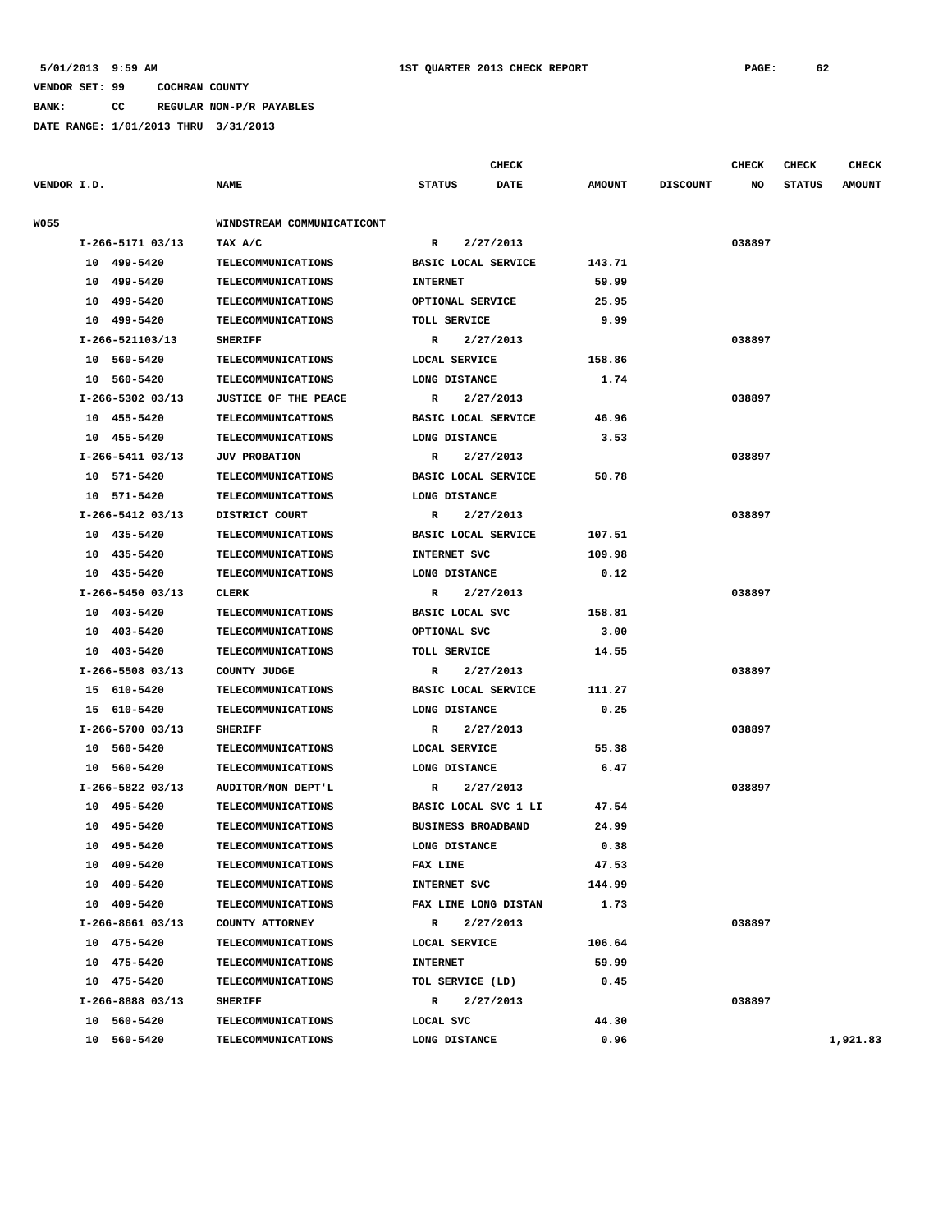5/01/2013 9:59 AM | 1ST QUARTER 2013 CHECK REPORT

VENDOR SET: 99 COCHRAN COUNTY

BANK: CC REGULAR NON-P/R PAYABLES

DATE RANGE: 1/01/2013 THRU 3/31/2013

| VENDOR I.D. | NAME | STATUS | CHECK DATE | AMOUNT | DISCOUNT | CHECK NO | CHECK STATUS | CHECK AMOUNT |
|---|---|---|---|---|---|---|---|---|
| W055 | WINDSTREAM COMMUNICATICONT | | | | | | | |
| I-266-5171 03/13 | TAX A/C | R | 2/27/2013 | | | 038897 | | |
| 10 499-5420 | TELECOMMUNICATIONS | BASIC LOCAL SERVICE | | 143.71 | | | | |
| 10 499-5420 | TELECOMMUNICATIONS | INTERNET | | 59.99 | | | | |
| 10 499-5420 | TELECOMMUNICATIONS | OPTIONAL SERVICE | | 25.95 | | | | |
| 10 499-5420 | TELECOMMUNICATIONS | TOLL SERVICE | | 9.99 | | | | |
| I-266-521103/13 | SHERIFF | R | 2/27/2013 | | | 038897 | | |
| 10 560-5420 | TELECOMMUNICATIONS | LOCAL SERVICE | | 158.86 | | | | |
| 10 560-5420 | TELECOMMUNICATIONS | LONG DISTANCE | | 1.74 | | | | |
| I-266-5302 03/13 | JUSTICE OF THE PEACE | R | 2/27/2013 | | | 038897 | | |
| 10 455-5420 | TELECOMMUNICATIONS | BASIC LOCAL SERVICE | | 46.96 | | | | |
| 10 455-5420 | TELECOMMUNICATIONS | LONG DISTANCE | | 3.53 | | | | |
| I-266-5411 03/13 | JUV PROBATION | R | 2/27/2013 | | | 038897 | | |
| 10 571-5420 | TELECOMMUNICATIONS | BASIC LOCAL SERVICE | | 50.78 | | | | |
| 10 571-5420 | TELECOMMUNICATIONS | LONG DISTANCE | | | | | | |
| I-266-5412 03/13 | DISTRICT COURT | R | 2/27/2013 | | | 038897 | | |
| 10 435-5420 | TELECOMMUNICATIONS | BASIC LOCAL SERVICE | | 107.51 | | | | |
| 10 435-5420 | TELECOMMUNICATIONS | INTERNET SVC | | 109.98 | | | | |
| 10 435-5420 | TELECOMMUNICATIONS | LONG DISTANCE | | 0.12 | | | | |
| I-266-5450 03/13 | CLERK | R | 2/27/2013 | | | 038897 | | |
| 10 403-5420 | TELECOMMUNICATIONS | BASIC LOCAL SVC | | 158.81 | | | | |
| 10 403-5420 | TELECOMMUNICATIONS | OPTIONAL SVC | | 3.00 | | | | |
| 10 403-5420 | TELECOMMUNICATIONS | TOLL SERVICE | | 14.55 | | | | |
| I-266-5508 03/13 | COUNTY JUDGE | R | 2/27/2013 | | | 038897 | | |
| 15 610-5420 | TELECOMMUNICATIONS | BASIC LOCAL SERVICE | | 111.27 | | | | |
| 15 610-5420 | TELECOMMUNICATIONS | LONG DISTANCE | | 0.25 | | | | |
| I-266-5700 03/13 | SHERIFF | R | 2/27/2013 | | | 038897 | | |
| 10 560-5420 | TELECOMMUNICATIONS | LOCAL SERVICE | | 55.38 | | | | |
| 10 560-5420 | TELECOMMUNICATIONS | LONG DISTANCE | | 6.47 | | | | |
| I-266-5822 03/13 | AUDITOR/NON DEPT'L | R | 2/27/2013 | | | 038897 | | |
| 10 495-5420 | TELECOMMUNICATIONS | BASIC LOCAL SVC 1 LI | | 47.54 | | | | |
| 10 495-5420 | TELECOMMUNICATIONS | BUSINESS BROADBAND | | 24.99 | | | | |
| 10 495-5420 | TELECOMMUNICATIONS | LONG DISTANCE | | 0.38 | | | | |
| 10 409-5420 | TELECOMMUNICATIONS | FAX LINE | | 47.53 | | | | |
| 10 409-5420 | TELECOMMUNICATIONS | INTERNET SVC | | 144.99 | | | | |
| 10 409-5420 | TELECOMMUNICATIONS | FAX LINE LONG DISTAN | | 1.73 | | | | |
| I-266-8661 03/13 | COUNTY ATTORNEY | R | 2/27/2013 | | | 038897 | | |
| 10 475-5420 | TELECOMMUNICATIONS | LOCAL SERVICE | | 106.64 | | | | |
| 10 475-5420 | TELECOMMUNICATIONS | INTERNET | | 59.99 | | | | |
| 10 475-5420 | TELECOMMUNICATIONS | TOL SERVICE (LD) | | 0.45 | | | | |
| I-266-8888 03/13 | SHERIFF | R | 2/27/2013 | | | 038897 | | |
| 10 560-5420 | TELECOMMUNICATIONS | LOCAL SVC | | 44.30 | | | | |
| 10 560-5420 | TELECOMMUNICATIONS | LONG DISTANCE | | 0.96 | | | | 1,921.83 |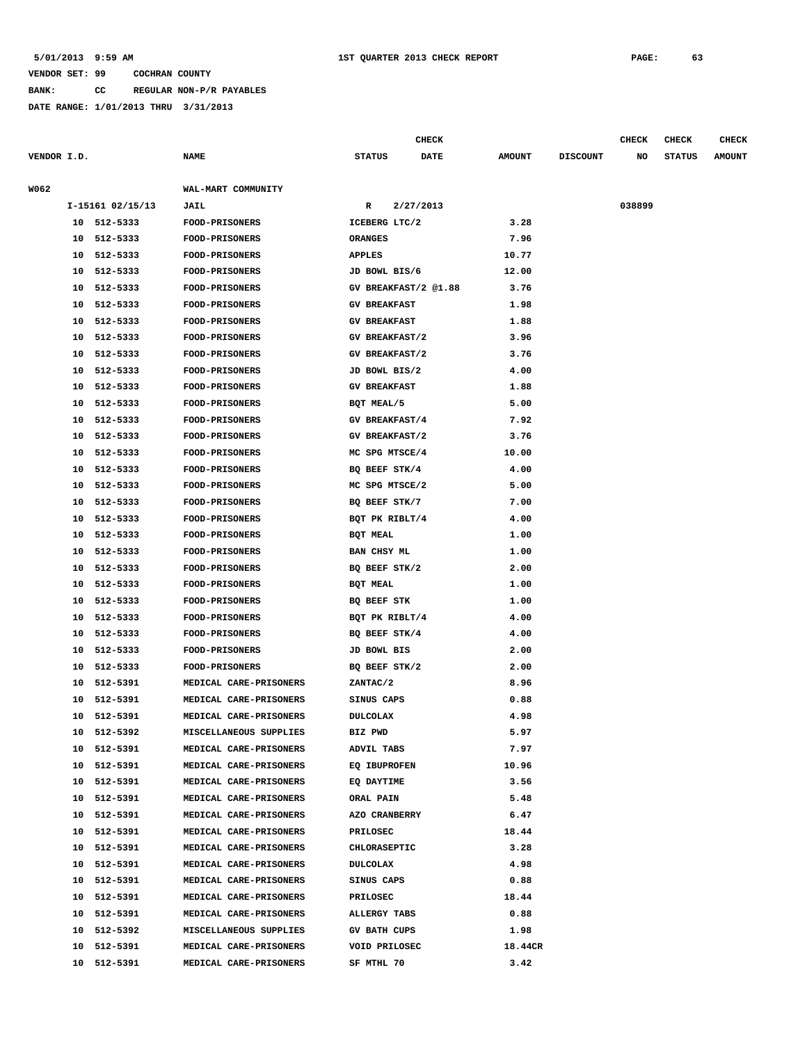5/01/2013 9:59 AM 1ST QUARTER 2013 CHECK REPORT

VENDOR SET: 99 COCHRAN COUNTY

BANK: CC REGULAR NON-P/R PAYABLES

DATE RANGE: 1/01/2013 THRU 3/31/2013

| VENDOR I.D. | NAME | STATUS | CHECK DATE | AMOUNT | DISCOUNT | CHECK NO | CHECK STATUS | CHECK AMOUNT |
|---|---|---|---|---|---|---|---|---|
| W062 | WAL-MART COMMUNITY | | | | | | | |
| I-15161 02/15/13 | JAIL | R | 2/27/2013 | | | 038899 | | |
| 10 512-5333 | FOOD-PRISONERS | ICEBERG LTC/2 | | 3.28 | | | | |
| 10 512-5333 | FOOD-PRISONERS | ORANGES | | 7.96 | | | | |
| 10 512-5333 | FOOD-PRISONERS | APPLES | | 10.77 | | | | |
| 10 512-5333 | FOOD-PRISONERS | JD BOWL BIS/6 | | 12.00 | | | | |
| 10 512-5333 | FOOD-PRISONERS | GV BREAKFAST/2 @1.88 | | 3.76 | | | | |
| 10 512-5333 | FOOD-PRISONERS | GV BREAKFAST | | 1.98 | | | | |
| 10 512-5333 | FOOD-PRISONERS | GV BREAKFAST | | 1.88 | | | | |
| 10 512-5333 | FOOD-PRISONERS | GV BREAKFAST/2 | | 3.96 | | | | |
| 10 512-5333 | FOOD-PRISONERS | GV BREAKFAST/2 | | 3.76 | | | | |
| 10 512-5333 | FOOD-PRISONERS | JD BOWL BIS/2 | | 4.00 | | | | |
| 10 512-5333 | FOOD-PRISONERS | GV BREAKFAST | | 1.88 | | | | |
| 10 512-5333 | FOOD-PRISONERS | BQT MEAL/5 | | 5.00 | | | | |
| 10 512-5333 | FOOD-PRISONERS | GV BREAKFAST/4 | | 7.92 | | | | |
| 10 512-5333 | FOOD-PRISONERS | GV BREAKFAST/2 | | 3.76 | | | | |
| 10 512-5333 | FOOD-PRISONERS | MC SPG MTSCE/4 | | 10.00 | | | | |
| 10 512-5333 | FOOD-PRISONERS | BQ BEEF STK/4 | | 4.00 | | | | |
| 10 512-5333 | FOOD-PRISONERS | MC SPG MTSCE/2 | | 5.00 | | | | |
| 10 512-5333 | FOOD-PRISONERS | BQ BEEF STK/7 | | 7.00 | | | | |
| 10 512-5333 | FOOD-PRISONERS | BQT PK RIBLT/4 | | 4.00 | | | | |
| 10 512-5333 | FOOD-PRISONERS | BQT MEAL | | 1.00 | | | | |
| 10 512-5333 | FOOD-PRISONERS | BAN CHSY ML | | 1.00 | | | | |
| 10 512-5333 | FOOD-PRISONERS | BQ BEEF STK/2 | | 2.00 | | | | |
| 10 512-5333 | FOOD-PRISONERS | BQT MEAL | | 1.00 | | | | |
| 10 512-5333 | FOOD-PRISONERS | BQ BEEF STK | | 1.00 | | | | |
| 10 512-5333 | FOOD-PRISONERS | BQT PK RIBLT/4 | | 4.00 | | | | |
| 10 512-5333 | FOOD-PRISONERS | BQ BEEF STK/4 | | 4.00 | | | | |
| 10 512-5333 | FOOD-PRISONERS | JD BOWL BIS | | 2.00 | | | | |
| 10 512-5333 | FOOD-PRISONERS | BQ BEEF STK/2 | | 2.00 | | | | |
| 10 512-5391 | MEDICAL CARE-PRISONERS | ZANTAC/2 | | 8.96 | | | | |
| 10 512-5391 | MEDICAL CARE-PRISONERS | SINUS CAPS | | 0.88 | | | | |
| 10 512-5391 | MEDICAL CARE-PRISONERS | DULCOLAX | | 4.98 | | | | |
| 10 512-5392 | MISCELLANEOUS SUPPLIES | BIZ PWD | | 5.97 | | | | |
| 10 512-5391 | MEDICAL CARE-PRISONERS | ADVIL TABS | | 7.97 | | | | |
| 10 512-5391 | MEDICAL CARE-PRISONERS | EQ IBUPROFEN | | 10.96 | | | | |
| 10 512-5391 | MEDICAL CARE-PRISONERS | EQ DAYTIME | | 3.56 | | | | |
| 10 512-5391 | MEDICAL CARE-PRISONERS | ORAL PAIN | | 5.48 | | | | |
| 10 512-5391 | MEDICAL CARE-PRISONERS | AZO CRANBERRY | | 6.47 | | | | |
| 10 512-5391 | MEDICAL CARE-PRISONERS | PRILOSEC | | 18.44 | | | | |
| 10 512-5391 | MEDICAL CARE-PRISONERS | CHLORASEPTIC | | 3.28 | | | | |
| 10 512-5391 | MEDICAL CARE-PRISONERS | DULCOLAX | | 4.98 | | | | |
| 10 512-5391 | MEDICAL CARE-PRISONERS | SINUS CAPS | | 0.88 | | | | |
| 10 512-5391 | MEDICAL CARE-PRISONERS | PRILOSEC | | 18.44 | | | | |
| 10 512-5391 | MEDICAL CARE-PRISONERS | ALLERGY TABS | | 0.88 | | | | |
| 10 512-5392 | MISCELLANEOUS SUPPLIES | GV BATH CUPS | | 1.98 | | | | |
| 10 512-5391 | MEDICAL CARE-PRISONERS | VOID PRILOSEC | | 18.44CR | | | | |
| 10 512-5391 | MEDICAL CARE-PRISONERS | SF MTHL 70 | | 3.42 | | | | |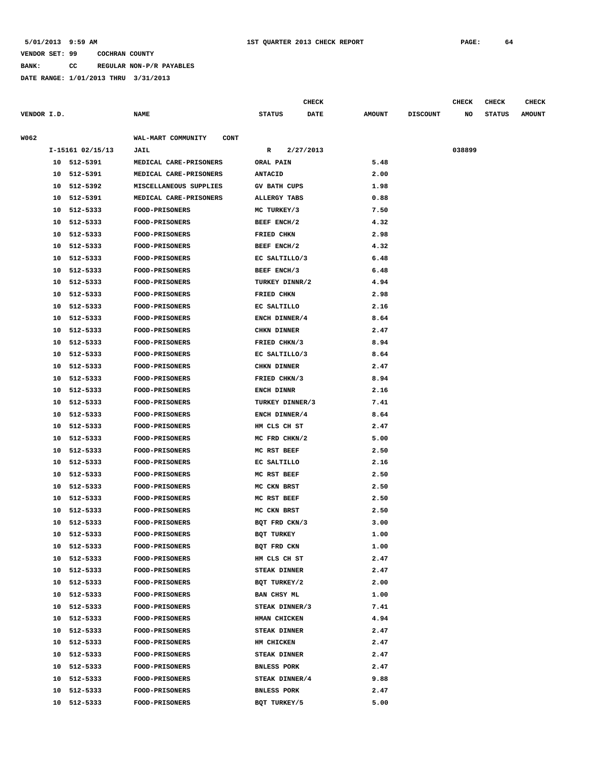5/01/2013 9:59 AM 1ST QUARTER 2013 CHECK REPORT

VENDOR SET: 99 COCHRAN COUNTY

BANK: CC REGULAR NON-P/R PAYABLES

DATE RANGE: 1/01/2013 THRU 3/31/2013

| VENDOR I.D. | NAME | STATUS | CHECK DATE | AMOUNT | DISCOUNT | CHECK NO | CHECK STATUS | CHECK AMOUNT |
|---|---|---|---|---|---|---|---|---|
| W062 | WAL-MART COMMUNITY CONT | | | | | | | |
| I-15161 02/15/13 | JAIL | R | 2/27/2013 | | | 038899 | | |
| 10 512-5391 | MEDICAL CARE-PRISONERS | ORAL PAIN | | 5.48 | | | | |
| 10 512-5391 | MEDICAL CARE-PRISONERS | ANTACID | | 2.00 | | | | |
| 10 512-5392 | MISCELLANEOUS SUPPLIES | GV BATH CUPS | | 1.98 | | | | |
| 10 512-5391 | MEDICAL CARE-PRISONERS | ALLERGY TABS | | 0.88 | | | | |
| 10 512-5333 | FOOD-PRISONERS | MC TURKEY/3 | | 7.50 | | | | |
| 10 512-5333 | FOOD-PRISONERS | BEEF ENCH/2 | | 4.32 | | | | |
| 10 512-5333 | FOOD-PRISONERS | FRIED CHKN | | 2.98 | | | | |
| 10 512-5333 | FOOD-PRISONERS | BEEF ENCH/2 | | 4.32 | | | | |
| 10 512-5333 | FOOD-PRISONERS | EC SALTILLO/3 | | 6.48 | | | | |
| 10 512-5333 | FOOD-PRISONERS | BEEF ENCH/3 | | 6.48 | | | | |
| 10 512-5333 | FOOD-PRISONERS | TURKEY DINNR/2 | | 4.94 | | | | |
| 10 512-5333 | FOOD-PRISONERS | FRIED CHKN | | 2.98 | | | | |
| 10 512-5333 | FOOD-PRISONERS | EC SALTILLO | | 2.16 | | | | |
| 10 512-5333 | FOOD-PRISONERS | ENCH DINNER/4 | | 8.64 | | | | |
| 10 512-5333 | FOOD-PRISONERS | CHKN DINNER | | 2.47 | | | | |
| 10 512-5333 | FOOD-PRISONERS | FRIED CHKN/3 | | 8.94 | | | | |
| 10 512-5333 | FOOD-PRISONERS | EC SALTILLO/3 | | 8.64 | | | | |
| 10 512-5333 | FOOD-PRISONERS | CHKN DINNER | | 2.47 | | | | |
| 10 512-5333 | FOOD-PRISONERS | FRIED CHKN/3 | | 8.94 | | | | |
| 10 512-5333 | FOOD-PRISONERS | ENCH DINNR | | 2.16 | | | | |
| 10 512-5333 | FOOD-PRISONERS | TURKEY DINNER/3 | | 7.41 | | | | |
| 10 512-5333 | FOOD-PRISONERS | ENCH DINNER/4 | | 8.64 | | | | |
| 10 512-5333 | FOOD-PRISONERS | HM CLS CH ST | | 2.47 | | | | |
| 10 512-5333 | FOOD-PRISONERS | MC FRD CHKN/2 | | 5.00 | | | | |
| 10 512-5333 | FOOD-PRISONERS | MC RST BEEF | | 2.50 | | | | |
| 10 512-5333 | FOOD-PRISONERS | EC SALTILLO | | 2.16 | | | | |
| 10 512-5333 | FOOD-PRISONERS | MC RST BEEF | | 2.50 | | | | |
| 10 512-5333 | FOOD-PRISONERS | MC CKN BRST | | 2.50 | | | | |
| 10 512-5333 | FOOD-PRISONERS | MC RST BEEF | | 2.50 | | | | |
| 10 512-5333 | FOOD-PRISONERS | MC CKN BRST | | 2.50 | | | | |
| 10 512-5333 | FOOD-PRISONERS | BQT FRD CKN/3 | | 3.00 | | | | |
| 10 512-5333 | FOOD-PRISONERS | BQT TURKEY | | 1.00 | | | | |
| 10 512-5333 | FOOD-PRISONERS | BQT FRD CKN | | 1.00 | | | | |
| 10 512-5333 | FOOD-PRISONERS | HM CLS CH ST | | 2.47 | | | | |
| 10 512-5333 | FOOD-PRISONERS | STEAK DINNER | | 2.47 | | | | |
| 10 512-5333 | FOOD-PRISONERS | BQT TURKEY/2 | | 2.00 | | | | |
| 10 512-5333 | FOOD-PRISONERS | BAN CHSY ML | | 1.00 | | | | |
| 10 512-5333 | FOOD-PRISONERS | STEAK DINNER/3 | | 7.41 | | | | |
| 10 512-5333 | FOOD-PRISONERS | HMAN CHICKEN | | 4.94 | | | | |
| 10 512-5333 | FOOD-PRISONERS | STEAK DINNER | | 2.47 | | | | |
| 10 512-5333 | FOOD-PRISONERS | HM CHICKEN | | 2.47 | | | | |
| 10 512-5333 | FOOD-PRISONERS | STEAK DINNER | | 2.47 | | | | |
| 10 512-5333 | FOOD-PRISONERS | BNLESS PORK | | 2.47 | | | | |
| 10 512-5333 | FOOD-PRISONERS | STEAK DINNER/4 | | 9.88 | | | | |
| 10 512-5333 | FOOD-PRISONERS | BNLESS PORK | | 2.47 | | | | |
| 10 512-5333 | FOOD-PRISONERS | BQT TURKEY/5 | | 5.00 | | | | |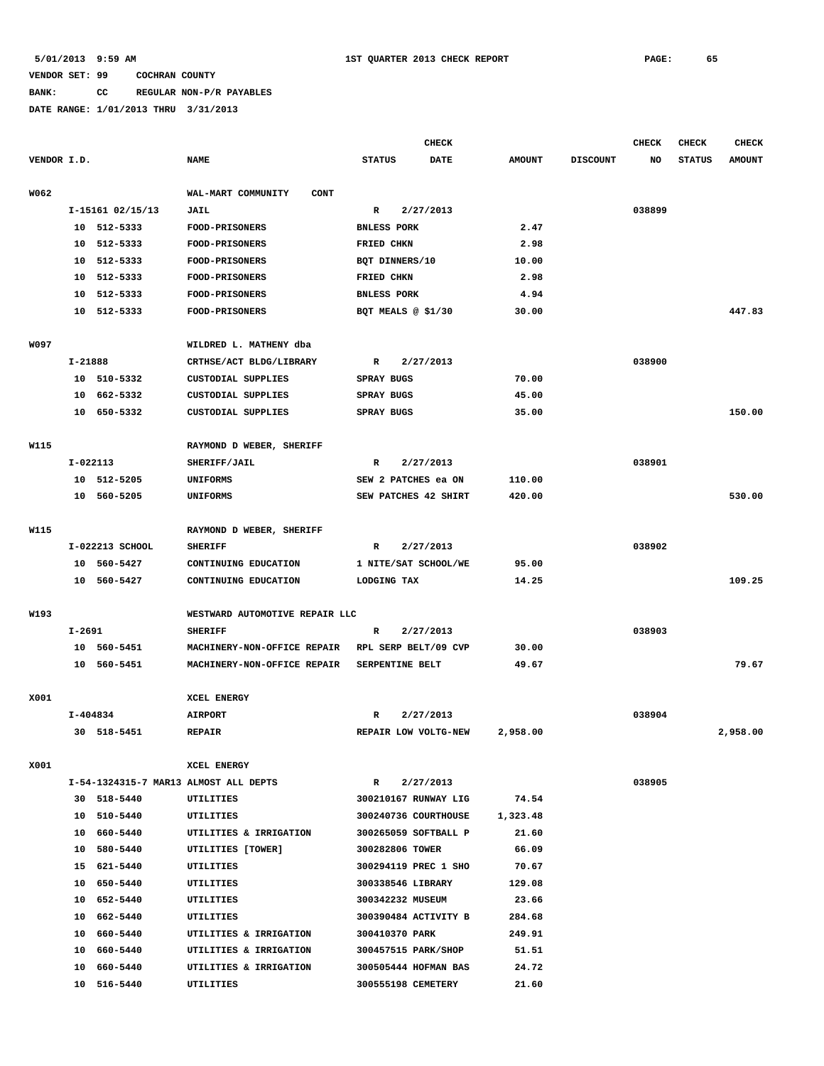5/01/2013 9:59 AM 1ST QUARTER 2013 CHECK REPORT

VENDOR SET: 99 COCHRAN COUNTY

BANK: CC REGULAR NON-P/R PAYABLES

DATE RANGE: 1/01/2013 THRU 3/31/2013

| VENDOR I.D. | NAME | STATUS | CHECK DATE | AMOUNT | DISCOUNT | CHECK NO | CHECK STATUS | CHECK AMOUNT |
|---|---|---|---|---|---|---|---|---|
| W062 | WAL-MART COMMUNITY CONT | | | | | | | |
| I-15161 02/15/13 | JAIL | R | 2/27/2013 | | | 038899 | | |
| 10 512-5333 | FOOD-PRISONERS | BNLESS PORK | | 2.47 | | | | |
| 10 512-5333 | FOOD-PRISONERS | FRIED CHKN | | 2.98 | | | | |
| 10 512-5333 | FOOD-PRISONERS | BQT DINNERS/10 | | 10.00 | | | | |
| 10 512-5333 | FOOD-PRISONERS | FRIED CHKN | | 2.98 | | | | |
| 10 512-5333 | FOOD-PRISONERS | BNLESS PORK | | 4.94 | | | | |
| 10 512-5333 | FOOD-PRISONERS | BQT MEALS @ $1/30 | | 30.00 | | | | 447.83 |
| W097 | WILDRED L. MATHENY dba | | | | | | | |
| I-21888 | CRTHSE/ACT BLDG/LIBRARY | R | 2/27/2013 | | | 038900 | | |
| 10 510-5332 | CUSTODIAL SUPPLIES | SPRAY BUGS | | 70.00 | | | | |
| 10 662-5332 | CUSTODIAL SUPPLIES | SPRAY BUGS | | 45.00 | | | | |
| 10 650-5332 | CUSTODIAL SUPPLIES | SPRAY BUGS | | 35.00 | | | | 150.00 |
| W115 | RAYMOND D WEBER, SHERIFF | | | | | | | |
| I-022113 | SHERIFF/JAIL | R | 2/27/2013 | | | 038901 | | |
| 10 512-5205 | UNIFORMS | SEW 2 PATCHES ea ON | | 110.00 | | | | |
| 10 560-5205 | UNIFORMS | SEW PATCHES 42 SHIRT | | 420.00 | | | | 530.00 |
| W115 | RAYMOND D WEBER, SHERIFF | | | | | | | |
| I-022213 SCHOOL | SHERIFF | R | 2/27/2013 | | | 038902 | | |
| 10 560-5427 | CONTINUING EDUCATION | 1 NITE/SAT SCHOOL/WE | | 95.00 | | | | |
| 10 560-5427 | CONTINUING EDUCATION | LODGING TAX | | 14.25 | | | | 109.25 |
| W193 | WESTWARD AUTOMOTIVE REPAIR LLC | | | | | | | |
| I-2691 | SHERIFF | R | 2/27/2013 | | | 038903 | | |
| 10 560-5451 | MACHINERY-NON-OFFICE REPAIR | RPL SERP BELT/09 CVP | | 30.00 | | | | |
| 10 560-5451 | MACHINERY-NON-OFFICE REPAIR | SERPENTINE BELT | | 49.67 | | | | 79.67 |
| X001 | XCEL ENERGY | | | | | | | |
| I-404834 | AIRPORT | R | 2/27/2013 | | | 038904 | | |
| 30 518-5451 | REPAIR | REPAIR LOW VOLTG-NEW | | 2,958.00 | | | | 2,958.00 |
| X001 | XCEL ENERGY | | | | | | | |
| I-54-1324315-7 MAR13 | ALMOST ALL DEPTS | R | 2/27/2013 | | | 038905 | | |
| 30 518-5440 | UTILITIES | 300210167 RUNWAY LIG | | 74.54 | | | | |
| 10 510-5440 | UTILITIES | 300240736 COURTHOUSE | | 1,323.48 | | | | |
| 10 660-5440 | UTILITIES & IRRIGATION | 300265059 SOFTBALL P | | 21.60 | | | | |
| 10 580-5440 | UTILITIES [TOWER] | 300282806 TOWER | | 66.09 | | | | |
| 15 621-5440 | UTILITIES | 300294119 PREC 1 SHO | | 70.67 | | | | |
| 10 650-5440 | UTILITIES | 300338546 LIBRARY | | 129.08 | | | | |
| 10 652-5440 | UTILITIES | 300342232 MUSEUM | | 23.66 | | | | |
| 10 662-5440 | UTILITIES | 300390484 ACTIVITY B | | 284.68 | | | | |
| 10 660-5440 | UTILITIES & IRRIGATION | 300410370 PARK | | 249.91 | | | | |
| 10 660-5440 | UTILITIES & IRRIGATION | 300457515 PARK/SHOP | | 51.51 | | | | |
| 10 660-5440 | UTILITIES & IRRIGATION | 300505444 HOFMAN BAS | | 24.72 | | | | |
| 10 516-5440 | UTILITIES | 300555198 CEMETERY | | 21.60 | | | | |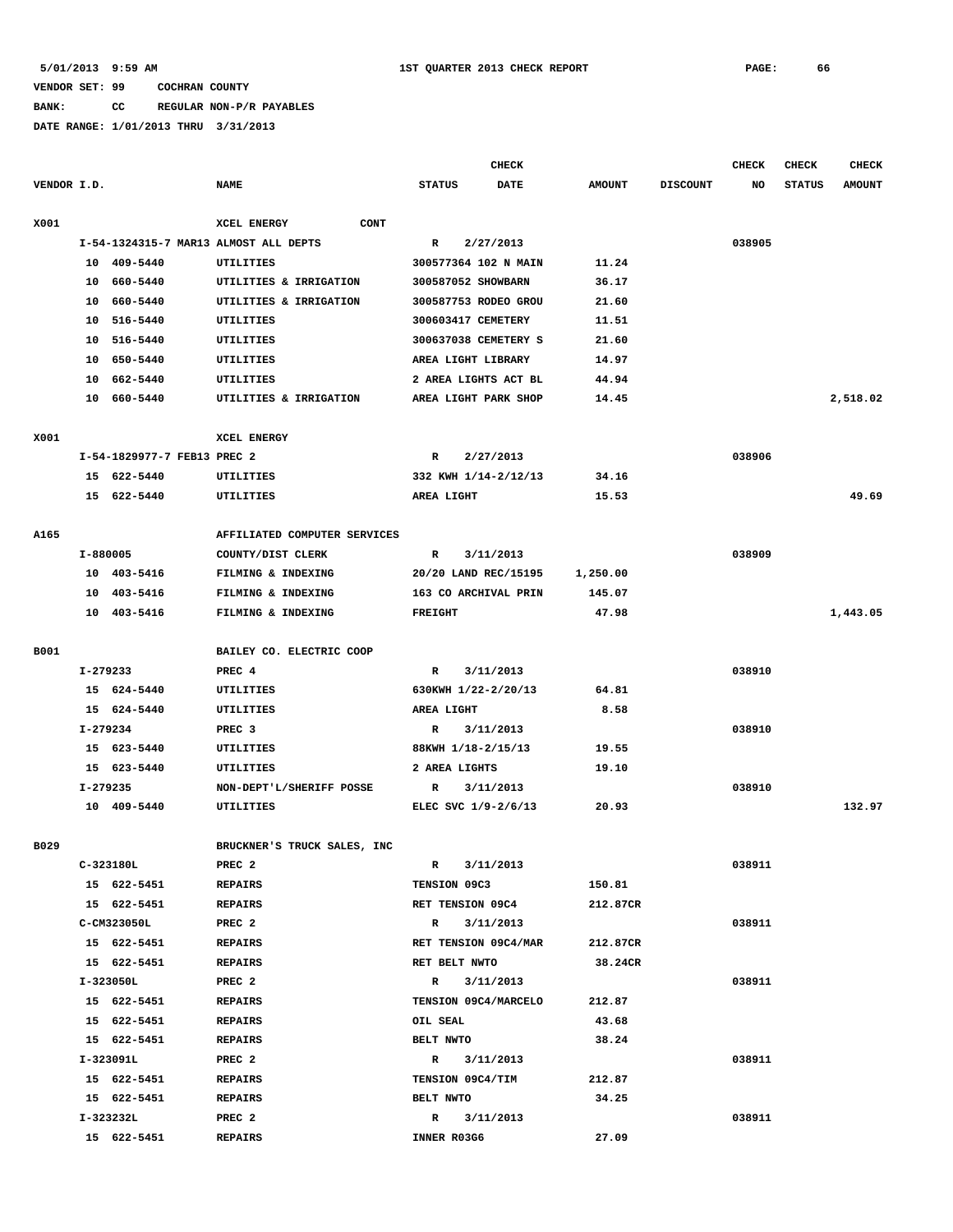5/01/2013 9:59 AM 1ST QUARTER 2013 CHECK REPORT

VENDOR SET: 99 COCHRAN COUNTY

BANK: CC REGULAR NON-P/R PAYABLES

DATE RANGE: 1/01/2013 THRU 3/31/2013

| VENDOR I.D. | NAME | STATUS | CHECK DATE | AMOUNT | DISCOUNT | CHECK NO | CHECK STATUS | CHECK AMOUNT |
|---|---|---|---|---|---|---|---|---|
| X001 | XCEL ENERGY CONT | | | | | | | |
| I-54-1324315-7 MAR13 | ALMOST ALL DEPTS | R | 2/27/2013 | | | 038905 | | |
| 10 409-5440 | UTILITIES | 300577364 102 N MAIN | | 11.24 | | | | |
| 10 660-5440 | UTILITIES & IRRIGATION | 300587052 SHOWBARN | | 36.17 | | | | |
| 10 660-5440 | UTILITIES & IRRIGATION | 300587753 RODEO GROU | | 21.60 | | | | |
| 10 516-5440 | UTILITIES | 300603417 CEMETERY | | 11.51 | | | | |
| 10 516-5440 | UTILITIES | 300637038 CEMETERY S | | 21.60 | | | | |
| 10 650-5440 | UTILITIES | AREA LIGHT LIBRARY | | 14.97 | | | | |
| 10 662-5440 | UTILITIES | 2 AREA LIGHTS ACT BL | | 44.94 | | | | |
| 10 660-5440 | UTILITIES & IRRIGATION | AREA LIGHT PARK SHOP | | 14.45 | | | | 2,518.02 |
| X001 | XCEL ENERGY | | | | | | | |
| I-54-1829977-7 FEB13 | PREC 2 | R | 2/27/2013 | | | 038906 | | |
| 15 622-5440 | UTILITIES | 332 KWH 1/14-2/12/13 | | 34.16 | | | | |
| 15 622-5440 | UTILITIES | AREA LIGHT | | 15.53 | | | | 49.69 |
| A165 | AFFILIATED COMPUTER SERVICES | | | | | | | |
| I-880005 | COUNTY/DIST CLERK | R | 3/11/2013 | | | 038909 | | |
| 10 403-5416 | FILMING & INDEXING | 20/20 LAND REC/15195 | | 1,250.00 | | | | |
| 10 403-5416 | FILMING & INDEXING | 163 CO ARCHIVAL PRIN | | 145.07 | | | | |
| 10 403-5416 | FILMING & INDEXING | FREIGHT | | 47.98 | | | | 1,443.05 |
| B001 | BAILEY CO. ELECTRIC COOP | | | | | | | |
| I-279233 | PREC 4 | R | 3/11/2013 | | | 038910 | | |
| 15 624-5440 | UTILITIES | 630KWH 1/22-2/20/13 | | 64.81 | | | | |
| 15 624-5440 | UTILITIES | AREA LIGHT | | 8.58 | | | | |
| I-279234 | PREC 3 | R | 3/11/2013 | | | 038910 | | |
| 15 623-5440 | UTILITIES | 88KWH 1/18-2/15/13 | | 19.55 | | | | |
| 15 623-5440 | UTILITIES | 2 AREA LIGHTS | | 19.10 | | | | |
| I-279235 | NON-DEPT'L/SHERIFF POSSE | R | 3/11/2013 | | | 038910 | | |
| 10 409-5440 | UTILITIES | ELEC SVC 1/9-2/6/13 | | 20.93 | | | | 132.97 |
| B029 | BRUCKNER'S TRUCK SALES, INC | | | | | | | |
| C-323180L | PREC 2 | R | 3/11/2013 | | | 038911 | | |
| 15 622-5451 | REPAIRS | TENSION 09C3 | | 150.81 | | | | |
| 15 622-5451 | REPAIRS | RET TENSION 09C4 | | 212.87CR | | | | |
| C-CM323050L | PREC 2 | R | 3/11/2013 | | | 038911 | | |
| 15 622-5451 | REPAIRS | RET TENSION 09C4/MAR | | 212.87CR | | | | |
| 15 622-5451 | REPAIRS | RET BELT NWTO | | 38.24CR | | | | |
| I-323050L | PREC 2 | R | 3/11/2013 | | | 038911 | | |
| 15 622-5451 | REPAIRS | TENSION 09C4/MARCELO | | 212.87 | | | | |
| 15 622-5451 | REPAIRS | OIL SEAL | | 43.68 | | | | |
| 15 622-5451 | REPAIRS | BELT NWTO | | 38.24 | | | | |
| I-323091L | PREC 2 | R | 3/11/2013 | | | 038911 | | |
| 15 622-5451 | REPAIRS | TENSION 09C4/TIM | | 212.87 | | | | |
| 15 622-5451 | REPAIRS | BELT NWTO | | 34.25 | | | | |
| I-323232L | PREC 2 | R | 3/11/2013 | | | 038911 | | |
| 15 622-5451 | REPAIRS | INNER R03G6 | | 27.09 | | | | |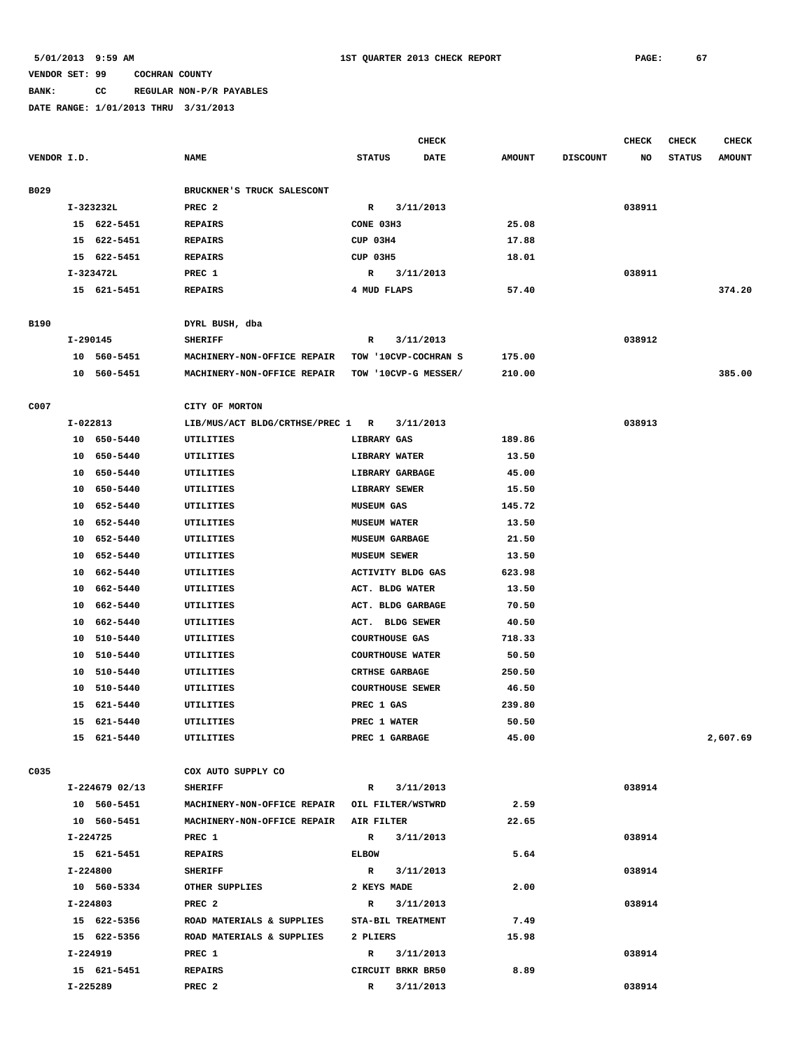5/01/2013 9:59 AM 1ST QUARTER 2013 CHECK REPORT

VENDOR SET: 99 COCHRAN COUNTY

BANK: CC REGULAR NON-P/R PAYABLES

DATE RANGE: 1/01/2013 THRU 3/31/2013

| VENDOR I.D. | NAME | STATUS | CHECK DATE | AMOUNT | DISCOUNT | CHECK NO | CHECK STATUS | CHECK AMOUNT |
|---|---|---|---|---|---|---|---|---|
| B029 | BRUCKNER'S TRUCK SALESCONT | | | | | | | |
| I-323232L | PREC 2 | R | 3/11/2013 | | | 038911 | | |
| 15 622-5451 | REPAIRS | CONE 03H3 | | 25.08 | | | | |
| 15 622-5451 | REPAIRS | CUP 03H4 | | 17.88 | | | | |
| 15 622-5451 | REPAIRS | CUP 03H5 | | 18.01 | | | | |
| I-323472L | PREC 1 | R | 3/11/2013 | | | 038911 | | |
| 15 621-5451 | REPAIRS | 4 MUD FLAPS | | 57.40 | | | | 374.20 |
| B190 | DYRL BUSH, dba | | | | | | | |
| I-290145 | SHERIFF | R | 3/11/2013 | | | 038912 | | |
| 10 560-5451 | MACHINERY-NON-OFFICE REPAIR | TOW '10CVP-COCHRAN S | | 175.00 | | | | |
| 10 560-5451 | MACHINERY-NON-OFFICE REPAIR | TOW '10CVP-G MESSER/ | | 210.00 | | | | 385.00 |
| C007 | CITY OF MORTON | | | | | | | |
| I-022813 | LIB/MUS/ACT BLDG/CRTHSE/PREC 1 | R | 3/11/2013 | | | 038913 | | |
| 10 650-5440 | UTILITIES | LIBRARY GAS | | 189.86 | | | | |
| 10 650-5440 | UTILITIES | LIBRARY WATER | | 13.50 | | | | |
| 10 650-5440 | UTILITIES | LIBRARY GARBAGE | | 45.00 | | | | |
| 10 650-5440 | UTILITIES | LIBRARY SEWER | | 15.50 | | | | |
| 10 652-5440 | UTILITIES | MUSEUM GAS | | 145.72 | | | | |
| 10 652-5440 | UTILITIES | MUSEUM WATER | | 13.50 | | | | |
| 10 652-5440 | UTILITIES | MUSEUM GARBAGE | | 21.50 | | | | |
| 10 652-5440 | UTILITIES | MUSEUM SEWER | | 13.50 | | | | |
| 10 662-5440 | UTILITIES | ACTIVITY BLDG GAS | | 623.98 | | | | |
| 10 662-5440 | UTILITIES | ACT. BLDG WATER | | 13.50 | | | | |
| 10 662-5440 | UTILITIES | ACT. BLDG GARBAGE | | 70.50 | | | | |
| 10 662-5440 | UTILITIES | ACT. BLDG SEWER | | 40.50 | | | | |
| 10 510-5440 | UTILITIES | COURTHOUSE GAS | | 718.33 | | | | |
| 10 510-5440 | UTILITIES | COURTHOUSE WATER | | 50.50 | | | | |
| 10 510-5440 | UTILITIES | CRTHSE GARBAGE | | 250.50 | | | | |
| 10 510-5440 | UTILITIES | COURTHOUSE SEWER | | 46.50 | | | | |
| 15 621-5440 | UTILITIES | PREC 1 GAS | | 239.80 | | | | |
| 15 621-5440 | UTILITIES | PREC 1 WATER | | 50.50 | | | | |
| 15 621-5440 | UTILITIES | PREC 1 GARBAGE | | 45.00 | | | | 2,607.69 |
| C035 | COX AUTO SUPPLY CO | | | | | | | |
| I-224679 02/13 | SHERIFF | R | 3/11/2013 | | | 038914 | | |
| 10 560-5451 | MACHINERY-NON-OFFICE REPAIR | OIL FILTER/WSTWRD | | 2.59 | | | | |
| 10 560-5451 | MACHINERY-NON-OFFICE REPAIR | AIR FILTER | | 22.65 | | | | |
| I-224725 | PREC 1 | R | 3/11/2013 | | | 038914 | | |
| 15 621-5451 | REPAIRS | ELBOW | | 5.64 | | | | |
| I-224800 | SHERIFF | R | 3/11/2013 | | | 038914 | | |
| 10 560-5334 | OTHER SUPPLIES | 2 KEYS MADE | | 2.00 | | | | |
| I-224803 | PREC 2 | R | 3/11/2013 | | | 038914 | | |
| 15 622-5356 | ROAD MATERIALS & SUPPLIES | STA-BIL TREATMENT | | 7.49 | | | | |
| 15 622-5356 | ROAD MATERIALS & SUPPLIES | 2 PLIERS | | 15.98 | | | | |
| I-224919 | PREC 1 | R | 3/11/2013 | | | 038914 | | |
| 15 621-5451 | REPAIRS | CIRCUIT BRKR BR50 | | 8.89 | | | | |
| I-225289 | PREC 2 | R | 3/11/2013 | | | 038914 | | |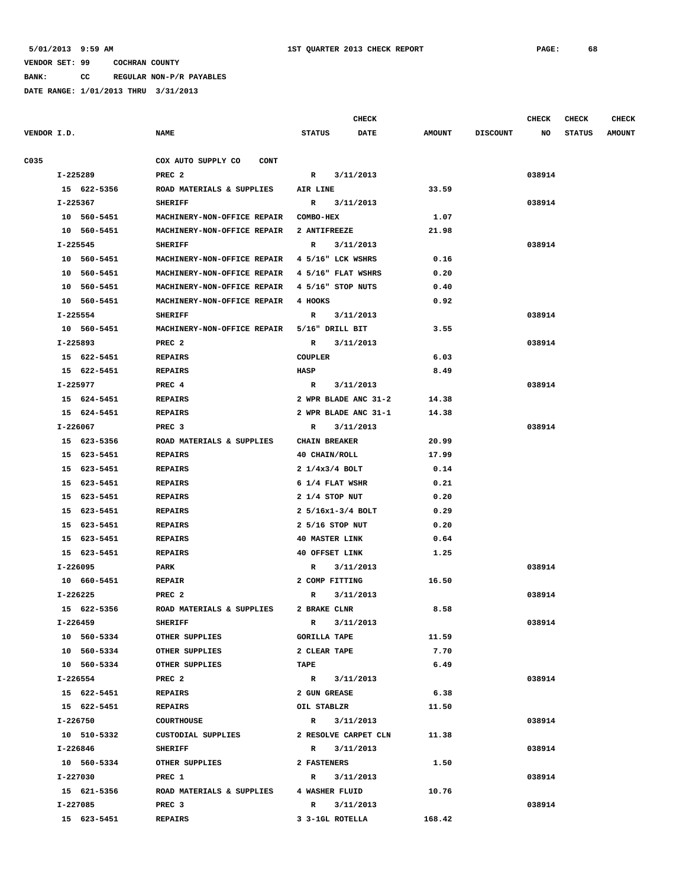5/01/2013 9:59 AM 1ST QUARTER 2013 CHECK REPORT PAGE: 68

VENDOR SET: 99 COCHRAN COUNTY

BANK: CC REGULAR NON-P/R PAYABLES

DATE RANGE: 1/01/2013 THRU 3/31/2013

| VENDOR I.D. | NAME | STATUS | CHECK DATE | AMOUNT | DISCOUNT | CHECK NO | CHECK STATUS | CHECK AMOUNT |
|---|---|---|---|---|---|---|---|---|
| C035 | COX AUTO SUPPLY CO CONT | | | | | | | |
| I-225289 | PREC 2 | R | 3/11/2013 | | | 038914 | | |
| 15 622-5356 | ROAD MATERIALS & SUPPLIES | AIR LINE | | 33.59 | | | | |
| I-225367 | SHERIFF | R | 3/11/2013 | | | 038914 | | |
| 10 560-5451 | MACHINERY-NON-OFFICE REPAIR | COMBO-HEX | | 1.07 | | | | |
| 10 560-5451 | MACHINERY-NON-OFFICE REPAIR | 2 ANTIFREEZE | | 21.98 | | | | |
| I-225545 | SHERIFF | R | 3/11/2013 | | | 038914 | | |
| 10 560-5451 | MACHINERY-NON-OFFICE REPAIR | 4 5/16" LCK WSHRS | | 0.16 | | | | |
| 10 560-5451 | MACHINERY-NON-OFFICE REPAIR | 4 5/16" FLAT WSHRS | | 0.20 | | | | |
| 10 560-5451 | MACHINERY-NON-OFFICE REPAIR | 4 5/16" STOP NUTS | | 0.40 | | | | |
| 10 560-5451 | MACHINERY-NON-OFFICE REPAIR | 4 HOOKS | | 0.92 | | | | |
| I-225554 | SHERIFF | R | 3/11/2013 | | | 038914 | | |
| 10 560-5451 | MACHINERY-NON-OFFICE REPAIR | 5/16" DRILL BIT | | 3.55 | | | | |
| I-225893 | PREC 2 | R | 3/11/2013 | | | 038914 | | |
| 15 622-5451 | REPAIRS | COUPLER | | 6.03 | | | | |
| 15 622-5451 | REPAIRS | HASP | | 8.49 | | | | |
| I-225977 | PREC 4 | R | 3/11/2013 | | | 038914 | | |
| 15 624-5451 | REPAIRS | 2 WPR BLADE ANC 31-2 | | 14.38 | | | | |
| 15 624-5451 | REPAIRS | 2 WPR BLADE ANC 31-1 | | 14.38 | | | | |
| I-226067 | PREC 3 | R | 3/11/2013 | | | 038914 | | |
| 15 623-5356 | ROAD MATERIALS & SUPPLIES | CHAIN BREAKER | | 20.99 | | | | |
| 15 623-5451 | REPAIRS | 40 CHAIN/ROLL | | 17.99 | | | | |
| 15 623-5451 | REPAIRS | 2 1/4x3/4 BOLT | | 0.14 | | | | |
| 15 623-5451 | REPAIRS | 6 1/4 FLAT WSHR | | 0.21 | | | | |
| 15 623-5451 | REPAIRS | 2 1/4 STOP NUT | | 0.20 | | | | |
| 15 623-5451 | REPAIRS | 2 5/16x1-3/4 BOLT | | 0.29 | | | | |
| 15 623-5451 | REPAIRS | 2 5/16 STOP NUT | | 0.20 | | | | |
| 15 623-5451 | REPAIRS | 40 MASTER LINK | | 0.64 | | | | |
| 15 623-5451 | REPAIRS | 40 OFFSET LINK | | 1.25 | | | | |
| I-226095 | PARK | R | 3/11/2013 | | | 038914 | | |
| 10 660-5451 | REPAIR | 2 COMP FITTING | | 16.50 | | | | |
| I-226225 | PREC 2 | R | 3/11/2013 | | | 038914 | | |
| 15 622-5356 | ROAD MATERIALS & SUPPLIES | 2 BRAKE CLNR | | 8.58 | | | | |
| I-226459 | SHERIFF | R | 3/11/2013 | | | 038914 | | |
| 10 560-5334 | OTHER SUPPLIES | GORILLA TAPE | | 11.59 | | | | |
| 10 560-5334 | OTHER SUPPLIES | 2 CLEAR TAPE | | 7.70 | | | | |
| 10 560-5334 | OTHER SUPPLIES | TAPE | | 6.49 | | | | |
| I-226554 | PREC 2 | R | 3/11/2013 | | | 038914 | | |
| 15 622-5451 | REPAIRS | 2 GUN GREASE | | 6.38 | | | | |
| 15 622-5451 | REPAIRS | OIL STABLZR | | 11.50 | | | | |
| I-226750 | COURTHOUSE | R | 3/11/2013 | | | 038914 | | |
| 10 510-5332 | CUSTODIAL SUPPLIES | 2 RESOLVE CARPET CLN | | 11.38 | | | | |
| I-226846 | SHERIFF | R | 3/11/2013 | | | 038914 | | |
| 10 560-5334 | OTHER SUPPLIES | 2 FASTENERS | | 1.50 | | | | |
| I-227030 | PREC 1 | R | 3/11/2013 | | | 038914 | | |
| 15 621-5356 | ROAD MATERIALS & SUPPLIES | 4 WASHER FLUID | | 10.76 | | | | |
| I-227085 | PREC 3 | R | 3/11/2013 | | | 038914 | | |
| 15 623-5451 | REPAIRS | 3 3-1GL ROTELLA | | 168.42 | | | | |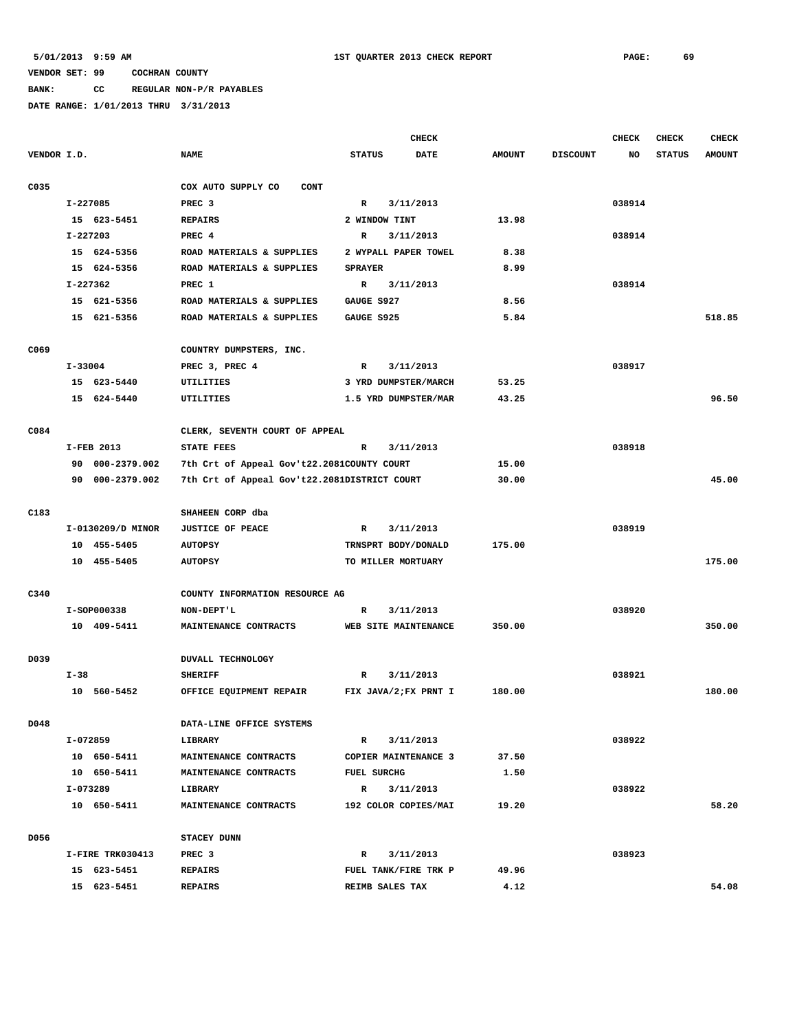5/01/2013 9:59 AM 1ST QUARTER 2013 CHECK REPORT

VENDOR SET: 99 COCHRAN COUNTY

BANK: CC REGULAR NON-P/R PAYABLES

DATE RANGE: 1/01/2013 THRU 3/31/2013

| VENDOR I.D. | NAME | STATUS | CHECK DATE | AMOUNT | DISCOUNT | CHECK NO | CHECK STATUS | CHECK AMOUNT |
|---|---|---|---|---|---|---|---|---|
| C035 | COX AUTO SUPPLY CO CONT | | | | | | | |
| I-227085 | PREC 3 | R | 3/11/2013 | | | 038914 | | |
| 15 623-5451 | REPAIRS | 2 WINDOW TINT | | 13.98 | | | | |
| I-227203 | PREC 4 | R | 3/11/2013 | | | 038914 | | |
| 15 624-5356 | ROAD MATERIALS & SUPPLIES | 2 WYPALL PAPER TOWEL | | 8.38 | | | | |
| 15 624-5356 | ROAD MATERIALS & SUPPLIES | SPRAYER | | 8.99 | | | | |
| I-227362 | PREC 1 | R | 3/11/2013 | | | 038914 | | |
| 15 621-5356 | ROAD MATERIALS & SUPPLIES | GAUGE S927 | | 8.56 | | | | |
| 15 621-5356 | ROAD MATERIALS & SUPPLIES | GAUGE S925 | | 5.84 | | | | 518.85 |
| C069 | COUNTRY DUMPSTERS, INC. | | | | | | | |
| I-33004 | PREC 3, PREC 4 | R | 3/11/2013 | | | 038917 | | |
| 15 623-5440 | UTILITIES | 3 YRD DUMPSTER/MARCH | | 53.25 | | | | |
| 15 624-5440 | UTILITIES | 1.5 YRD DUMPSTER/MAR | | 43.25 | | | | 96.50 |
| C084 | CLERK, SEVENTH COURT OF APPEAL | | | | | | | |
| I-FEB 2013 | STATE FEES | R | 3/11/2013 | | | 038918 | | |
| 90 000-2379.002 | 7th Crt of Appeal Gov't22.2081 | COUNTY COURT | | 15.00 | | | | |
| 90 000-2379.002 | 7th Crt of Appeal Gov't22.2081 | DISTRICT COURT | | 30.00 | | | | 45.00 |
| C183 | SHAHEEN CORP dba | | | | | | | |
| I-0130209/D MINOR | JUSTICE OF PEACE | R | 3/11/2013 | | | 038919 | | |
| 10 455-5405 | AUTOPSY | TRNSPRT BODY/DONALD | | 175.00 | | | | |
| 10 455-5405 | AUTOPSY | TO MILLER MORTUARY | | | | | | 175.00 |
| C340 | COUNTY INFORMATION RESOURCE AG | | | | | | | |
| I-SOP000338 | NON-DEPT'L | R | 3/11/2013 | | | 038920 | | |
| 10 409-5411 | MAINTENANCE CONTRACTS | WEB SITE MAINTENANCE | | 350.00 | | | | 350.00 |
| D039 | DUVALL TECHNOLOGY | | | | | | | |
| I-38 | SHERIFF | R | 3/11/2013 | | | 038921 | | |
| 10 560-5452 | OFFICE EQUIPMENT REPAIR | FIX JAVA/2;FX PRNT I | | 180.00 | | | | 180.00 |
| D048 | DATA-LINE OFFICE SYSTEMS | | | | | | | |
| I-072859 | LIBRARY | R | 3/11/2013 | | | 038922 | | |
| 10 650-5411 | MAINTENANCE CONTRACTS | COPIER MAINTENANCE 3 | | 37.50 | | | | |
| 10 650-5411 | MAINTENANCE CONTRACTS | FUEL SURCHG | | 1.50 | | | | |
| I-073289 | LIBRARY | R | 3/11/2013 | | | 038922 | | |
| 10 650-5411 | MAINTENANCE CONTRACTS | 192 COLOR COPIES/MAI | | 19.20 | | | | 58.20 |
| D056 | STACEY DUNN | | | | | | | |
| I-FIRE TRK030413 | PREC 3 | R | 3/11/2013 | | | 038923 | | |
| 15 623-5451 | REPAIRS | FUEL TANK/FIRE TRK P | | 49.96 | | | | |
| 15 623-5451 | REPAIRS | REIMB SALES TAX | | 4.12 | | | | 54.08 |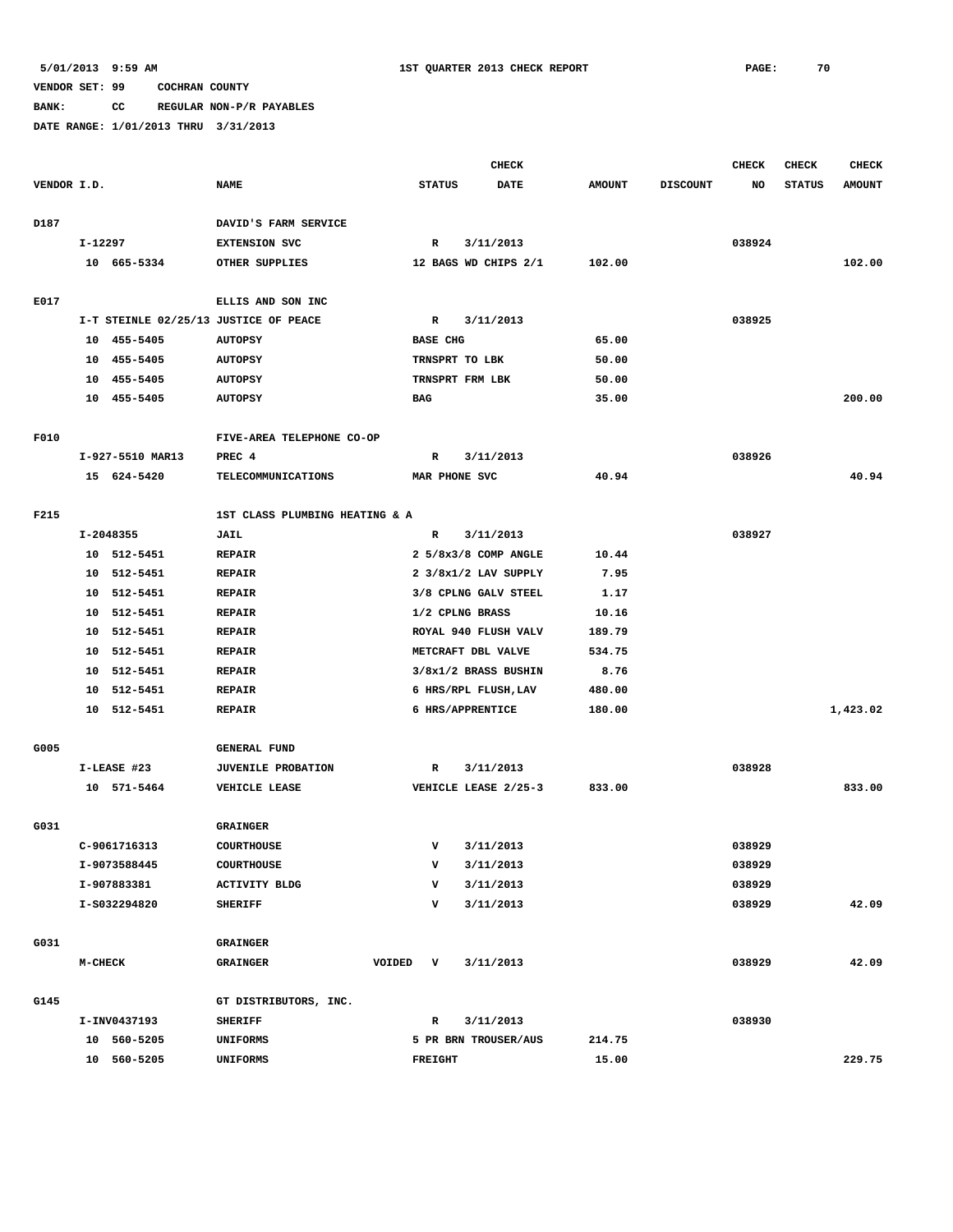5/01/2013 9:59 AM    1ST QUARTER 2013 CHECK REPORT

VENDOR SET: 99    COCHRAN COUNTY

BANK:    CC    REGULAR NON-P/R PAYABLES

DATE RANGE: 1/01/2013 THRU 3/31/2013

| VENDOR I.D. | NAME | STATUS | CHECK DATE | AMOUNT | DISCOUNT | CHECK NO | CHECK STATUS | CHECK AMOUNT |
|---|---|---|---|---|---|---|---|---|
| D187 | DAVID'S FARM SERVICE | | | | | | | |
| I-12297 | EXTENSION SVC | R | 3/11/2013 | | | 038924 | | |
| 10 665-5334 | OTHER SUPPLIES | 12 BAGS WD CHIPS 2/1 | | 102.00 | | | | 102.00 |
| E017 | ELLIS AND SON INC | | | | | | | |
| I-T STEINLE 02/25/13 | JUSTICE OF PEACE | R | 3/11/2013 | | | 038925 | | |
| 10 455-5405 | AUTOPSY | BASE CHG | | 65.00 | | | | |
| 10 455-5405 | AUTOPSY | TRNSPRT TO LBK | | 50.00 | | | | |
| 10 455-5405 | AUTOPSY | TRNSPRT FRM LBK | | 50.00 | | | | |
| 10 455-5405 | AUTOPSY | BAG | | 35.00 | | | | 200.00 |
| F010 | FIVE-AREA TELEPHONE CO-OP | | | | | | | |
| I-927-5510 MAR13 | PREC 4 | R | 3/11/2013 | | | 038926 | | |
| 15 624-5420 | TELECOMMUNICATIONS | MAR PHONE SVC | | 40.94 | | | | 40.94 |
| F215 | 1ST CLASS PLUMBING HEATING & A | | | | | | | |
| I-2048355 | JAIL | R | 3/11/2013 | | | 038927 | | |
| 10 512-5451 | REPAIR | 2 5/8x3/8 COMP ANGLE | | 10.44 | | | | |
| 10 512-5451 | REPAIR | 2 3/8x1/2 LAV SUPPLY | | 7.95 | | | | |
| 10 512-5451 | REPAIR | 3/8 CPLNG GALV STEEL | | 1.17 | | | | |
| 10 512-5451 | REPAIR | 1/2 CPLNG BRASS | | 10.16 | | | | |
| 10 512-5451 | REPAIR | ROYAL 940 FLUSH VALV | | 189.79 | | | | |
| 10 512-5451 | REPAIR | METCRAFT DBL VALVE | | 534.75 | | | | |
| 10 512-5451 | REPAIR | 3/8x1/2 BRASS BUSHIN | | 8.76 | | | | |
| 10 512-5451 | REPAIR | 6 HRS/RPL FLUSH,LAV | | 480.00 | | | | |
| 10 512-5451 | REPAIR | 6 HRS/APPRENTICE | | 180.00 | | | | 1,423.02 |
| G005 | GENERAL FUND | | | | | | | |
| I-LEASE #23 | JUVENILE PROBATION | R | 3/11/2013 | | | 038928 | | |
| 10 571-5464 | VEHICLE LEASE | VEHICLE LEASE 2/25-3 | | 833.00 | | | | 833.00 |
| G031 | GRAINGER | | | | | | | |
| C-9061716313 | COURTHOUSE | V | 3/11/2013 | | | 038929 | | |
| I-9073588445 | COURTHOUSE | V | 3/11/2013 | | | 038929 | | |
| I-907883381 | ACTIVITY BLDG | V | 3/11/2013 | | | 038929 | | |
| I-S032294820 | SHERIFF | V | 3/11/2013 | | | 038929 | | 42.09 |
| G031 | GRAINGER | | | | | | | |
| M-CHECK | GRAINGER | VOIDED V | 3/11/2013 | | | 038929 | | 42.09 |
| G145 | GT DISTRIBUTORS, INC. | | | | | | | |
| I-INV0437193 | SHERIFF | R | 3/11/2013 | | | 038930 | | |
| 10 560-5205 | UNIFORMS | 5 PR BRN TROUSER/AUS | | 214.75 | | | | |
| 10 560-5205 | UNIFORMS | FREIGHT | | 15.00 | | | | 229.75 |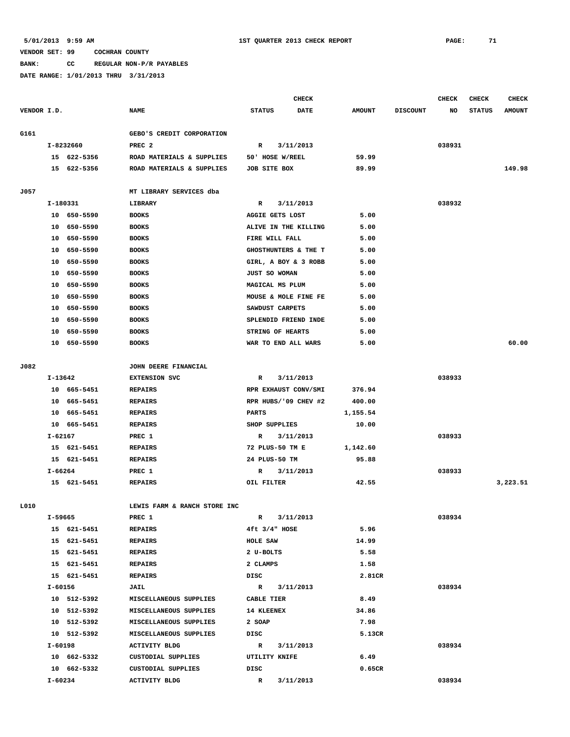5/01/2013 9:59 AM 1ST QUARTER 2013 CHECK REPORT PAGE: 71

VENDOR SET: 99 COCHRAN COUNTY

BANK: CC REGULAR NON-P/R PAYABLES

DATE RANGE: 1/01/2013 THRU 3/31/2013

| VENDOR I.D. | NAME | STATUS | CHECK DATE | AMOUNT | DISCOUNT | CHECK NO | CHECK STATUS | CHECK AMOUNT |
|---|---|---|---|---|---|---|---|---|
| G161 | GEBO'S CREDIT CORPORATION | | | | | | | |
| I-8232660 | PREC 2 | R | 3/11/2013 | | | 038931 | | |
| 15 622-5356 | ROAD MATERIALS & SUPPLIES | 50' HOSE W/REEL | | 59.99 | | | | |
| 15 622-5356 | ROAD MATERIALS & SUPPLIES | JOB SITE BOX | | 89.99 | | | | 149.98 |
| J057 | MT LIBRARY SERVICES dba | | | | | | | |
| I-180331 | LIBRARY | R | 3/11/2013 | | | 038932 | | |
| 10 650-5590 | BOOKS | AGGIE GETS LOST | | 5.00 | | | | |
| 10 650-5590 | BOOKS | ALIVE IN THE KILLING | | 5.00 | | | | |
| 10 650-5590 | BOOKS | FIRE WILL FALL | | 5.00 | | | | |
| 10 650-5590 | BOOKS | GHOSTHUNTERS & THE T | | 5.00 | | | | |
| 10 650-5590 | BOOKS | GIRL, A BOY & 3 ROBB | | 5.00 | | | | |
| 10 650-5590 | BOOKS | JUST SO WOMAN | | 5.00 | | | | |
| 10 650-5590 | BOOKS | MAGICAL MS PLUM | | 5.00 | | | | |
| 10 650-5590 | BOOKS | MOUSE & MOLE FINE FE | | 5.00 | | | | |
| 10 650-5590 | BOOKS | SAWDUST CARPETS | | 5.00 | | | | |
| 10 650-5590 | BOOKS | SPLENDID FRIEND INDE | | 5.00 | | | | |
| 10 650-5590 | BOOKS | STRING OF HEARTS | | 5.00 | | | | |
| 10 650-5590 | BOOKS | WAR TO END ALL WARS | | 5.00 | | | | 60.00 |
| J082 | JOHN DEERE FINANCIAL | | | | | | | |
| I-13642 | EXTENSION SVC | R | 3/11/2013 | | | 038933 | | |
| 10 665-5451 | REPAIRS | RPR EXHAUST CONV/SMI | | 376.94 | | | | |
| 10 665-5451 | REPAIRS | RPR HUBS/'09 CHEV #2 | | 400.00 | | | | |
| 10 665-5451 | REPAIRS | PARTS | | 1,155.54 | | | | |
| 10 665-5451 | REPAIRS | SHOP SUPPLIES | | 10.00 | | | | |
| I-62167 | PREC 1 | R | 3/11/2013 | | | 038933 | | |
| 15 621-5451 | REPAIRS | 72 PLUS-50 TM E | | 1,142.60 | | | | |
| 15 621-5451 | REPAIRS | 24 PLUS-50 TM | | 95.88 | | | | |
| I-66264 | PREC 1 | R | 3/11/2013 | | | 038933 | | |
| 15 621-5451 | REPAIRS | OIL FILTER | | 42.55 | | | | 3,223.51 |
| L010 | LEWIS FARM & RANCH STORE INC | | | | | | | |
| I-59665 | PREC 1 | R | 3/11/2013 | | | 038934 | | |
| 15 621-5451 | REPAIRS | 4ft 3/4" HOSE | | 5.96 | | | | |
| 15 621-5451 | REPAIRS | HOLE SAW | | 14.99 | | | | |
| 15 621-5451 | REPAIRS | 2 U-BOLTS | | 5.58 | | | | |
| 15 621-5451 | REPAIRS | 2 CLAMPS | | 1.58 | | | | |
| 15 621-5451 | REPAIRS | DISC | | 2.81CR | | | | |
| I-60156 | JAIL | R | 3/11/2013 | | | 038934 | | |
| 10 512-5392 | MISCELLANEOUS SUPPLIES | CABLE TIER | | 8.49 | | | | |
| 10 512-5392 | MISCELLANEOUS SUPPLIES | 14 KLEENEX | | 34.86 | | | | |
| 10 512-5392 | MISCELLANEOUS SUPPLIES | 2 SOAP | | 7.98 | | | | |
| 10 512-5392 | MISCELLANEOUS SUPPLIES | DISC | | 5.13CR | | | | |
| I-60198 | ACTIVITY BLDG | R | 3/11/2013 | | | 038934 | | |
| 10 662-5332 | CUSTODIAL SUPPLIES | UTILITY KNIFE | | 6.49 | | | | |
| 10 662-5332 | CUSTODIAL SUPPLIES | DISC | | 0.65CR | | | | |
| I-60234 | ACTIVITY BLDG | R | 3/11/2013 | | | 038934 | | |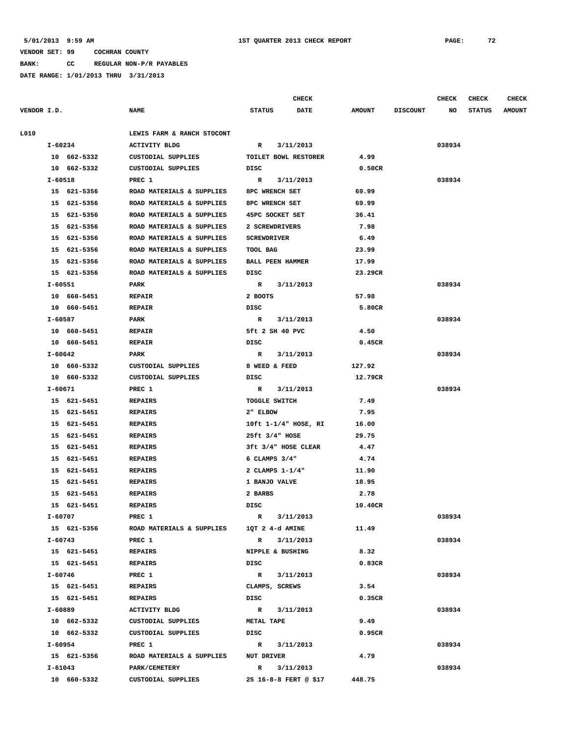**5/01/2013 9:59 AM** **1ST QUARTER 2013 CHECK REPORT**

**VENDOR SET: 99 COCHRAN COUNTY**

**BANK: CC REGULAR NON-P/R PAYABLES**

**DATE RANGE: 1/01/2013 THRU 3/31/2013**

| VENDOR I.D. | NAME | STATUS | CHECK DATE | AMOUNT | DISCOUNT | CHECK NO | CHECK STATUS | CHECK AMOUNT |
|---|---|---|---|---|---|---|---|---|
| L010 | LEWIS FARM & RANCH STOCONT | | | | | | | |
| I-60234 | ACTIVITY BLDG | R | 3/11/2013 | | | 038934 | | |
| 10 662-5332 | CUSTODIAL SUPPLIES | TOILET BOWL RESTORER | | 4.99 | | | | |
| 10 662-5332 | CUSTODIAL SUPPLIES | DISC | | 0.50CR | | | | |
| I-60518 | PREC 1 | R | 3/11/2013 | | | 038934 | | |
| 15 621-5356 | ROAD MATERIALS & SUPPLIES | 8PC WRENCH SET | | 69.99 | | | | |
| 15 621-5356 | ROAD MATERIALS & SUPPLIES | 8PC WRENCH SET | | 69.99 | | | | |
| 15 621-5356 | ROAD MATERIALS & SUPPLIES | 45PC SOCKET SET | | 36.41 | | | | |
| 15 621-5356 | ROAD MATERIALS & SUPPLIES | 2 SCREWDRIVERS | | 7.98 | | | | |
| 15 621-5356 | ROAD MATERIALS & SUPPLIES | SCREWDRIVER | | 6.49 | | | | |
| 15 621-5356 | ROAD MATERIALS & SUPPLIES | TOOL BAG | | 23.99 | | | | |
| 15 621-5356 | ROAD MATERIALS & SUPPLIES | BALL PEEN HAMMER | | 17.99 | | | | |
| 15 621-5356 | ROAD MATERIALS & SUPPLIES | DISC | | 23.29CR | | | | |
| I-60551 | PARK | R | 3/11/2013 | | | 038934 | | |
| 10 660-5451 | REPAIR | 2 BOOTS | | 57.98 | | | | |
| 10 660-5451 | REPAIR | DISC | | 5.80CR | | | | |
| I-60587 | PARK | R | 3/11/2013 | | | 038934 | | |
| 10 660-5451 | REPAIR | 5ft 2 SH 40 PVC | | 4.50 | | | | |
| 10 660-5451 | REPAIR | DISC | | 0.45CR | | | | |
| I-60642 | PARK | R | 3/11/2013 | | | 038934 | | |
| 10 660-5332 | CUSTODIAL SUPPLIES | 8 WEED & FEED | | 127.92 | | | | |
| 10 660-5332 | CUSTODIAL SUPPLIES | DISC | | 12.79CR | | | | |
| I-60671 | PREC 1 | R | 3/11/2013 | | | 038934 | | |
| 15 621-5451 | REPAIRS | TOGGLE SWITCH | | 7.49 | | | | |
| 15 621-5451 | REPAIRS | 2" ELBOW | | 7.95 | | | | |
| 15 621-5451 | REPAIRS | 10ft 1-1/4" HOSE, RI | | 16.00 | | | | |
| 15 621-5451 | REPAIRS | 25ft 3/4" HOSE | | 29.75 | | | | |
| 15 621-5451 | REPAIRS | 3ft 3/4" HOSE CLEAR | | 4.47 | | | | |
| 15 621-5451 | REPAIRS | 6 CLAMPS 3/4" | | 4.74 | | | | |
| 15 621-5451 | REPAIRS | 2 CLAMPS 1-1/4" | | 11.90 | | | | |
| 15 621-5451 | REPAIRS | 1 BANJO VALVE | | 18.95 | | | | |
| 15 621-5451 | REPAIRS | 2 BARBS | | 2.78 | | | | |
| 15 621-5451 | REPAIRS | DISC | | 10.40CR | | | | |
| I-60707 | PREC 1 | R | 3/11/2013 | | | 038934 | | |
| 15 621-5356 | ROAD MATERIALS & SUPPLIES | 1QT 2 4-d AMINE | | 11.49 | | | | |
| I-60743 | PREC 1 | R | 3/11/2013 | | | 038934 | | |
| 15 621-5451 | REPAIRS | NIPPLE & BUSHING | | 8.32 | | | | |
| 15 621-5451 | REPAIRS | DISC | | 0.83CR | | | | |
| I-60746 | PREC 1 | R | 3/11/2013 | | | 038934 | | |
| 15 621-5451 | REPAIRS | CLAMPS, SCREWS | | 3.54 | | | | |
| 15 621-5451 | REPAIRS | DISC | | 0.35CR | | | | |
| I-60889 | ACTIVITY BLDG | R | 3/11/2013 | | | 038934 | | |
| 10 662-5332 | CUSTODIAL SUPPLIES | METAL TAPE | | 9.49 | | | | |
| 10 662-5332 | CUSTODIAL SUPPLIES | DISC | | 0.95CR | | | | |
| I-60954 | PREC 1 | R | 3/11/2013 | | | 038934 | | |
| 15 621-5356 | ROAD MATERIALS & SUPPLIES | NUT DRIVER | | 4.79 | | | | |
| I-61043 | PARK/CEMETERY | R | 3/11/2013 | | | 038934 | | |
| 10 660-5332 | CUSTODIAL SUPPLIES | 25 16-8-8 FERT @ $17 | | 448.75 | | | | |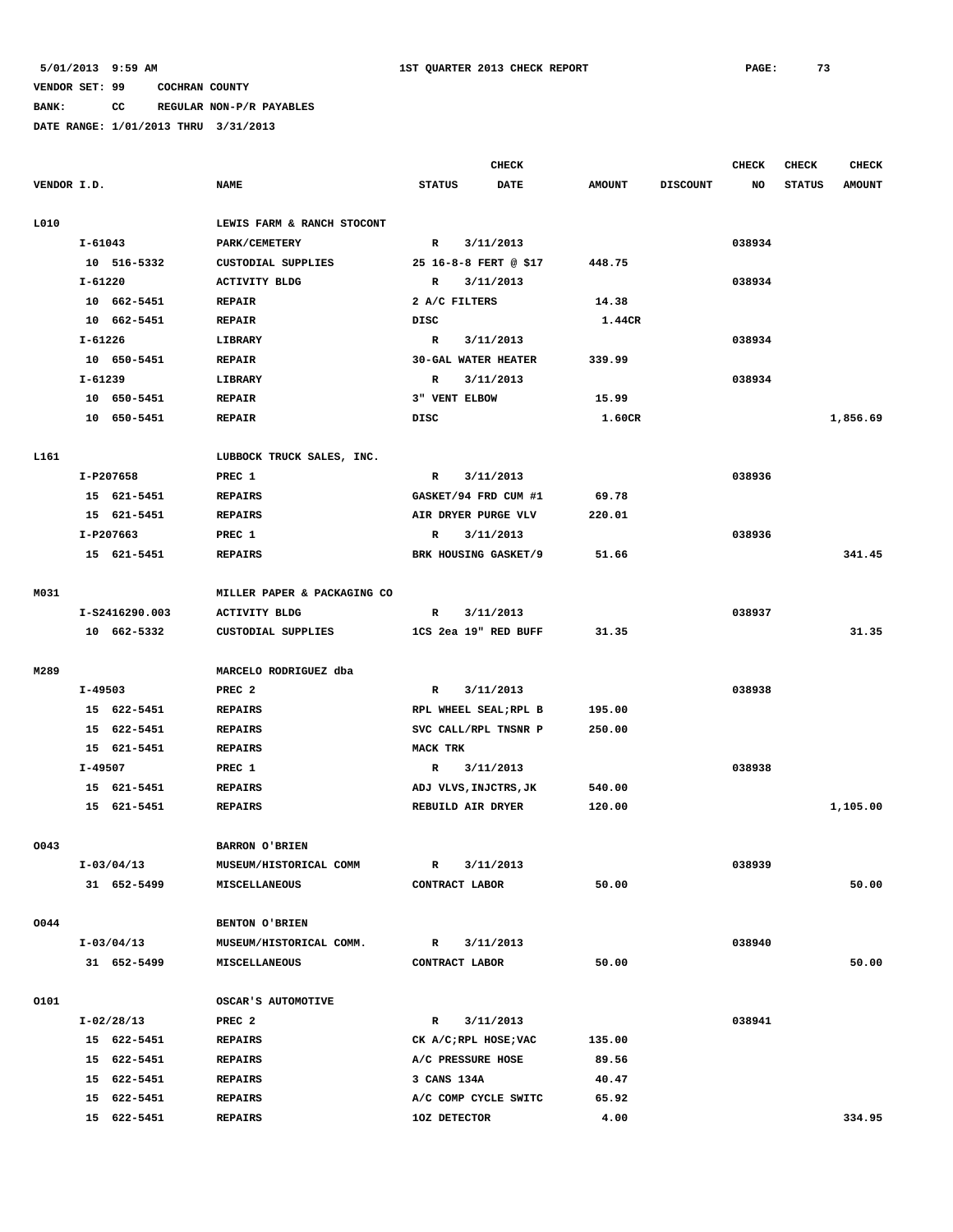5/01/2013 9:59 AM 1ST QUARTER 2013 CHECK REPORT PAGE: 73

VENDOR SET: 99 COCHRAN COUNTY

BANK: CC REGULAR NON-P/R PAYABLES

DATE RANGE: 1/01/2013 THRU 3/31/2013

| VENDOR I.D. | NAME | STATUS | CHECK DATE | AMOUNT | DISCOUNT | CHECK NO | CHECK STATUS | CHECK AMOUNT |
|---|---|---|---|---|---|---|---|---|
| L010 | LEWIS FARM & RANCH STOCONT | | | | | | | |
| I-61043 | PARK/CEMETERY | R | 3/11/2013 | | | 038934 | | |
| 10 516-5332 | CUSTODIAL SUPPLIES | 25 16-8-8 FERT @ $17 | | 448.75 | | | | |
| I-61220 | ACTIVITY BLDG | R | 3/11/2013 | | | 038934 | | |
| 10 662-5451 | REPAIR | 2 A/C FILTERS | | 14.38 | | | | |
| 10 662-5451 | REPAIR | DISC | | 1.44CR | | | | |
| I-61226 | LIBRARY | R | 3/11/2013 | | | 038934 | | |
| 10 650-5451 | REPAIR | 30-GAL WATER HEATER | | 339.99 | | | | |
| I-61239 | LIBRARY | R | 3/11/2013 | | | 038934 | | |
| 10 650-5451 | REPAIR | 3" VENT ELBOW | | 15.99 | | | | |
| 10 650-5451 | REPAIR | DISC | | 1.60CR | | | | 1,856.69 |
| L161 | LUBBOCK TRUCK SALES, INC. | | | | | | | |
| I-P207658 | PREC 1 | R | 3/11/2013 | | | 038936 | | |
| 15 621-5451 | REPAIRS | GASKET/94 FRD CUM #1 | | 69.78 | | | | |
| 15 621-5451 | REPAIRS | AIR DRYER PURGE VLV | | 220.01 | | | | |
| I-P207663 | PREC 1 | R | 3/11/2013 | | | 038936 | | |
| 15 621-5451 | REPAIRS | BRK HOUSING GASKET/9 | | 51.66 | | | | 341.45 |
| M031 | MILLER PAPER & PACKAGING CO | | | | | | | |
| I-S2416290.003 | ACTIVITY BLDG | R | 3/11/2013 | | | 038937 | | |
| 10 662-5332 | CUSTODIAL SUPPLIES | 1CS 2ea 19" RED BUFF | | 31.35 | | | | 31.35 |
| M289 | MARCELO RODRIGUEZ dba | | | | | | | |
| I-49503 | PREC 2 | R | 3/11/2013 | | | 038938 | | |
| 15 622-5451 | REPAIRS | RPL WHEEL SEAL;RPL B | | 195.00 | | | | |
| 15 622-5451 | REPAIRS | SVC CALL/RPL TNSNR P | | 250.00 | | | | |
| 15 621-5451 | REPAIRS | MACK TRK | | | | | | |
| I-49507 | PREC 1 | R | 3/11/2013 | | | 038938 | | |
| 15 621-5451 | REPAIRS | ADJ VLVS,INJCTRS,JK | | 540.00 | | | | |
| 15 621-5451 | REPAIRS | REBUILD AIR DRYER | | 120.00 | | | | 1,105.00 |
| O043 | BARRON O'BRIEN | | | | | | | |
| I-03/04/13 | MUSEUM/HISTORICAL COMM | R | 3/11/2013 | | | 038939 | | |
| 31 652-5499 | MISCELLANEOUS | CONTRACT LABOR | | 50.00 | | | | 50.00 |
| O044 | BENTON O'BRIEN | | | | | | | |
| I-03/04/13 | MUSEUM/HISTORICAL COMM. | R | 3/11/2013 | | | 038940 | | |
| 31 652-5499 | MISCELLANEOUS | CONTRACT LABOR | | 50.00 | | | | 50.00 |
| O101 | OSCAR'S AUTOMOTIVE | | | | | | | |
| I-02/28/13 | PREC 2 | R | 3/11/2013 | | | 038941 | | |
| 15 622-5451 | REPAIRS | CK A/C;RPL HOSE;VAC | | 135.00 | | | | |
| 15 622-5451 | REPAIRS | A/C PRESSURE HOSE | | 89.56 | | | | |
| 15 622-5451 | REPAIRS | 3 CANS 134A | | 40.47 | | | | |
| 15 622-5451 | REPAIRS | A/C COMP CYCLE SWITC | | 65.92 | | | | |
| 15 622-5451 | REPAIRS | 1OZ DETECTOR | | 4.00 | | | | 334.95 |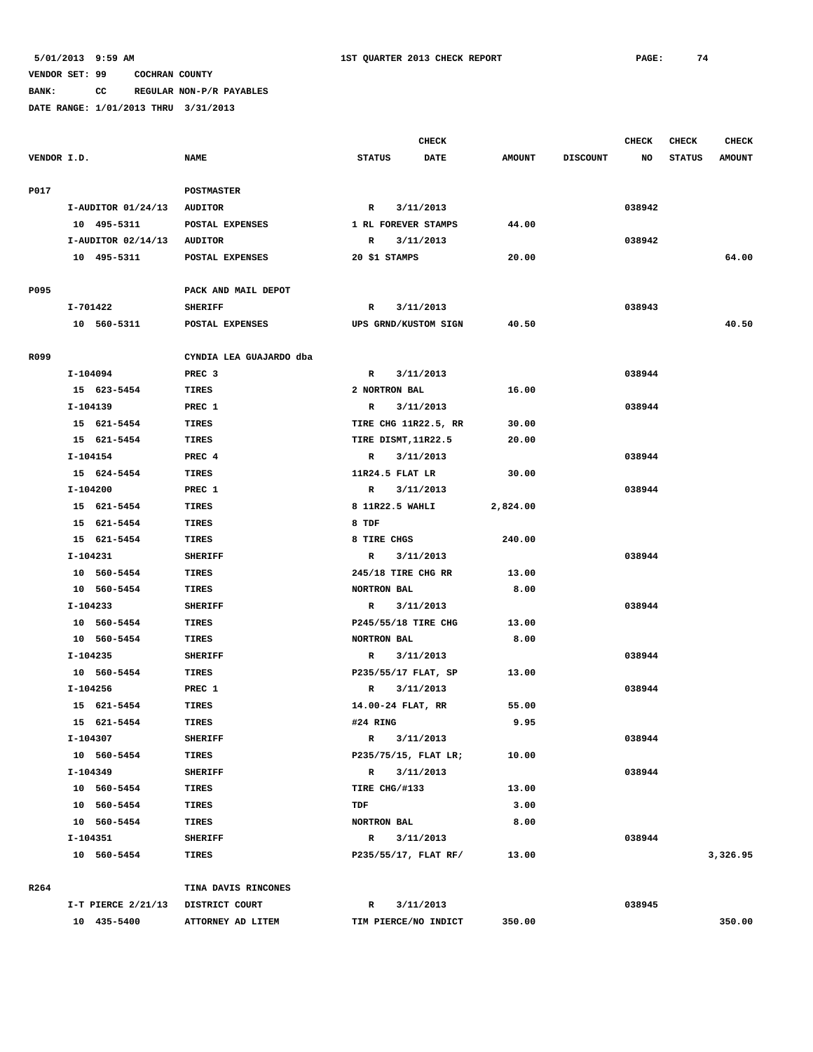5/01/2013 9:59 AM — 1ST QUARTER 2013 CHECK REPORT — PAGE: 74

VENDOR SET: 99 COCHRAN COUNTY

BANK: CC REGULAR NON-P/R PAYABLES

DATE RANGE: 1/01/2013 THRU 3/31/2013

| VENDOR I.D. | NAME | STATUS | CHECK DATE | AMOUNT | DISCOUNT | CHECK NO | CHECK STATUS | CHECK AMOUNT |
|---|---|---|---|---|---|---|---|---|
| P017 | POSTMASTER | | | | | | | |
| I-AUDITOR 01/24/13 | AUDITOR | R | 3/11/2013 | | | 038942 | | |
| 10 495-5311 | POSTAL EXPENSES | 1 RL FOREVER STAMPS | | 44.00 | | | | |
| I-AUDITOR 02/14/13 | AUDITOR | R | 3/11/2013 | | | 038942 | | |
| 10 495-5311 | POSTAL EXPENSES | 20 $1 STAMPS | | 20.00 | | | | 64.00 |
| P095 | PACK AND MAIL DEPOT | | | | | | | |
| I-701422 | SHERIFF | R | 3/11/2013 | | | 038943 | | |
| 10 560-5311 | POSTAL EXPENSES | UPS GRND/KUSTOM SIGN | | 40.50 | | | | 40.50 |
| R099 | CYNDIA LEA GUAJARDO dba | | | | | | | |
| I-104094 | PREC 3 | R | 3/11/2013 | | | 038944 | | |
| 15 623-5454 | TIRES | 2 NORTRON BAL | | 16.00 | | | | |
| I-104139 | PREC 1 | R | 3/11/2013 | | | 038944 | | |
| 15 621-5454 | TIRES | TIRE CHG 11R22.5, RR | | 30.00 | | | | |
| 15 621-5454 | TIRES | TIRE DISMT,11R22.5 | | 20.00 | | | | |
| I-104154 | PREC 4 | R | 3/11/2013 | | | 038944 | | |
| 15 624-5454 | TIRES | 11R24.5 FLAT LR | | 30.00 | | | | |
| I-104200 | PREC 1 | R | 3/11/2013 | | | 038944 | | |
| 15 621-5454 | TIRES | 8 11R22.5 WAHLI | | 2,824.00 | | | | |
| 15 621-5454 | TIRES | 8 TDF | | | | | | |
| 15 621-5454 | TIRES | 8 TIRE CHGS | | 240.00 | | | | |
| I-104231 | SHERIFF | R | 3/11/2013 | | | 038944 | | |
| 10 560-5454 | TIRES | 245/18 TIRE CHG RR | | 13.00 | | | | |
| 10 560-5454 | TIRES | NORTRON BAL | | 8.00 | | | | |
| I-104233 | SHERIFF | R | 3/11/2013 | | | 038944 | | |
| 10 560-5454 | TIRES | P245/55/18 TIRE CHG | | 13.00 | | | | |
| 10 560-5454 | TIRES | NORTRON BAL | | 8.00 | | | | |
| I-104235 | SHERIFF | R | 3/11/2013 | | | 038944 | | |
| 10 560-5454 | TIRES | P235/55/17 FLAT, SP | | 13.00 | | | | |
| I-104256 | PREC 1 | R | 3/11/2013 | | | 038944 | | |
| 15 621-5454 | TIRES | 14.00-24 FLAT, RR | | 55.00 | | | | |
| 15 621-5454 | TIRES | #24 RING | | 9.95 | | | | |
| I-104307 | SHERIFF | R | 3/11/2013 | | | 038944 | | |
| 10 560-5454 | TIRES | P235/75/15, FLAT LR; | | 10.00 | | | | |
| I-104349 | SHERIFF | R | 3/11/2013 | | | 038944 | | |
| 10 560-5454 | TIRES | TIRE CHG/#133 | | 13.00 | | | | |
| 10 560-5454 | TIRES | TDF | | 3.00 | | | | |
| 10 560-5454 | TIRES | NORTRON BAL | | 8.00 | | | | |
| I-104351 | SHERIFF | R | 3/11/2013 | | | 038944 | | |
| 10 560-5454 | TIRES | P235/55/17, FLAT RF/ | | 13.00 | | | | 3,326.95 |
| R264 | TINA DAVIS RINCONES | | | | | | | |
| I-T PIERCE 2/21/13 | DISTRICT COURT | R | 3/11/2013 | | | 038945 | | |
| 10 435-5400 | ATTORNEY AD LITEM | TIM PIERCE/NO INDICT | | 350.00 | | | | 350.00 |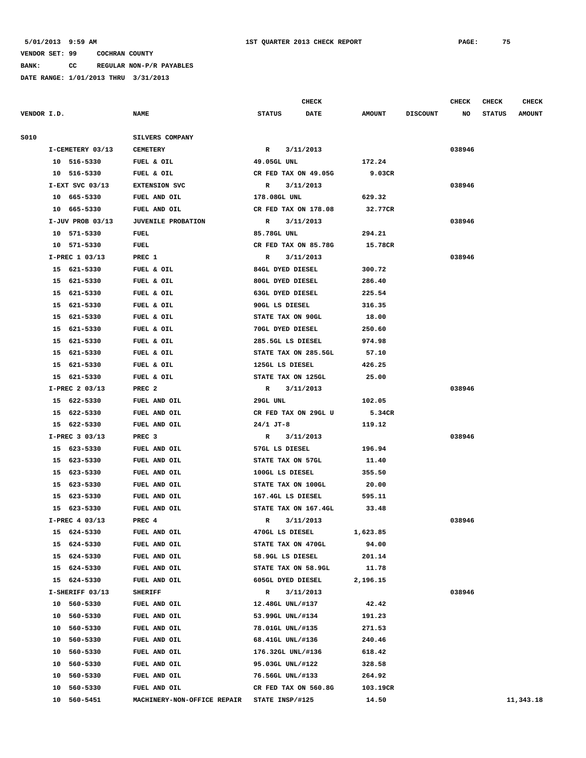5/01/2013 9:59 AM 1ST QUARTER 2013 CHECK REPORT PAGE: 75

VENDOR SET: 99 COCHRAN COUNTY

BANK: CC REGULAR NON-P/R PAYABLES

DATE RANGE: 1/01/2013 THRU 3/31/2013

| VENDOR I.D. | NAME | STATUS | CHECK DATE | AMOUNT | DISCOUNT | CHECK NO | CHECK STATUS | CHECK AMOUNT |
|---|---|---|---|---|---|---|---|---|
| S010 | SILVERS COMPANY | | | | | | | |
| I-CEMETERY 03/13 | CEMETERY | R | 3/11/2013 | | | 038946 | | |
| 10 516-5330 | FUEL & OIL | 49.05GL UNL | | 172.24 | | | | |
| 10 516-5330 | FUEL & OIL | CR FED TAX ON 49.05G | | 9.03CR | | | | |
| I-EXT SVC 03/13 | EXTENSION SVC | R | 3/11/2013 | | | 038946 | | |
| 10 665-5330 | FUEL AND OIL | 178.08GL UNL | | 629.32 | | | | |
| 10 665-5330 | FUEL AND OIL | CR FED TAX ON 178.08 | | 32.77CR | | | | |
| I-JUV PROB 03/13 | JUVENILE PROBATION | R | 3/11/2013 | | | 038946 | | |
| 10 571-5330 | FUEL | 85.78GL UNL | | 294.21 | | | | |
| 10 571-5330 | FUEL | CR FED TAX ON 85.78G | | 15.78CR | | | | |
| I-PREC 1 03/13 | PREC 1 | R | 3/11/2013 | | | 038946 | | |
| 15 621-5330 | FUEL & OIL | 84GL DYED DIESEL | | 300.72 | | | | |
| 15 621-5330 | FUEL & OIL | 80GL DYED DIESEL | | 286.40 | | | | |
| 15 621-5330 | FUEL & OIL | 63GL DYED DIESEL | | 225.54 | | | | |
| 15 621-5330 | FUEL & OIL | 90GL LS DIESEL | | 316.35 | | | | |
| 15 621-5330 | FUEL & OIL | STATE TAX ON 90GL | | 18.00 | | | | |
| 15 621-5330 | FUEL & OIL | 70GL DYED DIESEL | | 250.60 | | | | |
| 15 621-5330 | FUEL & OIL | 285.5GL LS DIESEL | | 974.98 | | | | |
| 15 621-5330 | FUEL & OIL | STATE TAX ON 285.5GL | | 57.10 | | | | |
| 15 621-5330 | FUEL & OIL | 125GL LS DIESEL | | 426.25 | | | | |
| 15 621-5330 | FUEL & OIL | STATE TAX ON 125GL | | 25.00 | | | | |
| I-PREC 2 03/13 | PREC 2 | R | 3/11/2013 | | | 038946 | | |
| 15 622-5330 | FUEL AND OIL | 29GL UNL | | 102.05 | | | | |
| 15 622-5330 | FUEL AND OIL | CR FED TAX ON 29GL U | | 5.34CR | | | | |
| 15 622-5330 | FUEL AND OIL | 24/1 JT-8 | | 119.12 | | | | |
| I-PREC 3 03/13 | PREC 3 | R | 3/11/2013 | | | 038946 | | |
| 15 623-5330 | FUEL AND OIL | 57GL LS DIESEL | | 196.94 | | | | |
| 15 623-5330 | FUEL AND OIL | STATE TAX ON 57GL | | 11.40 | | | | |
| 15 623-5330 | FUEL AND OIL | 100GL LS DIESEL | | 355.50 | | | | |
| 15 623-5330 | FUEL AND OIL | STATE TAX ON 100GL | | 20.00 | | | | |
| 15 623-5330 | FUEL AND OIL | 167.4GL LS DIESEL | | 595.11 | | | | |
| 15 623-5330 | FUEL AND OIL | STATE TAX ON 167.4GL | | 33.48 | | | | |
| I-PREC 4 03/13 | PREC 4 | R | 3/11/2013 | | | 038946 | | |
| 15 624-5330 | FUEL AND OIL | 470GL LS DIESEL | | 1,623.85 | | | | |
| 15 624-5330 | FUEL AND OIL | STATE TAX ON 470GL | | 94.00 | | | | |
| 15 624-5330 | FUEL AND OIL | 58.9GL LS DIESEL | | 201.14 | | | | |
| 15 624-5330 | FUEL AND OIL | STATE TAX ON 58.9GL | | 11.78 | | | | |
| 15 624-5330 | FUEL AND OIL | 605GL DYED DIESEL | | 2,196.15 | | | | |
| I-SHERIFF 03/13 | SHERIFF | R | 3/11/2013 | | | 038946 | | |
| 10 560-5330 | FUEL AND OIL | 12.48GL UNL/#137 | | 42.42 | | | | |
| 10 560-5330 | FUEL AND OIL | 53.99GL UNL/#134 | | 191.23 | | | | |
| 10 560-5330 | FUEL AND OIL | 78.01GL UNL/#135 | | 271.53 | | | | |
| 10 560-5330 | FUEL AND OIL | 68.41GL UNL/#136 | | 240.46 | | | | |
| 10 560-5330 | FUEL AND OIL | 176.32GL UNL/#136 | | 618.42 | | | | |
| 10 560-5330 | FUEL AND OIL | 95.03GL UNL/#122 | | 328.58 | | | | |
| 10 560-5330 | FUEL AND OIL | 76.56GL UNL/#133 | | 264.92 | | | | |
| 10 560-5330 | FUEL AND OIL | CR FED TAX ON 560.8G | | 103.19CR | | | | |
| 10 560-5451 | MACHINERY-NON-OFFICE REPAIR | STATE INSP/#125 | | 14.50 | | | | 11,343.18 |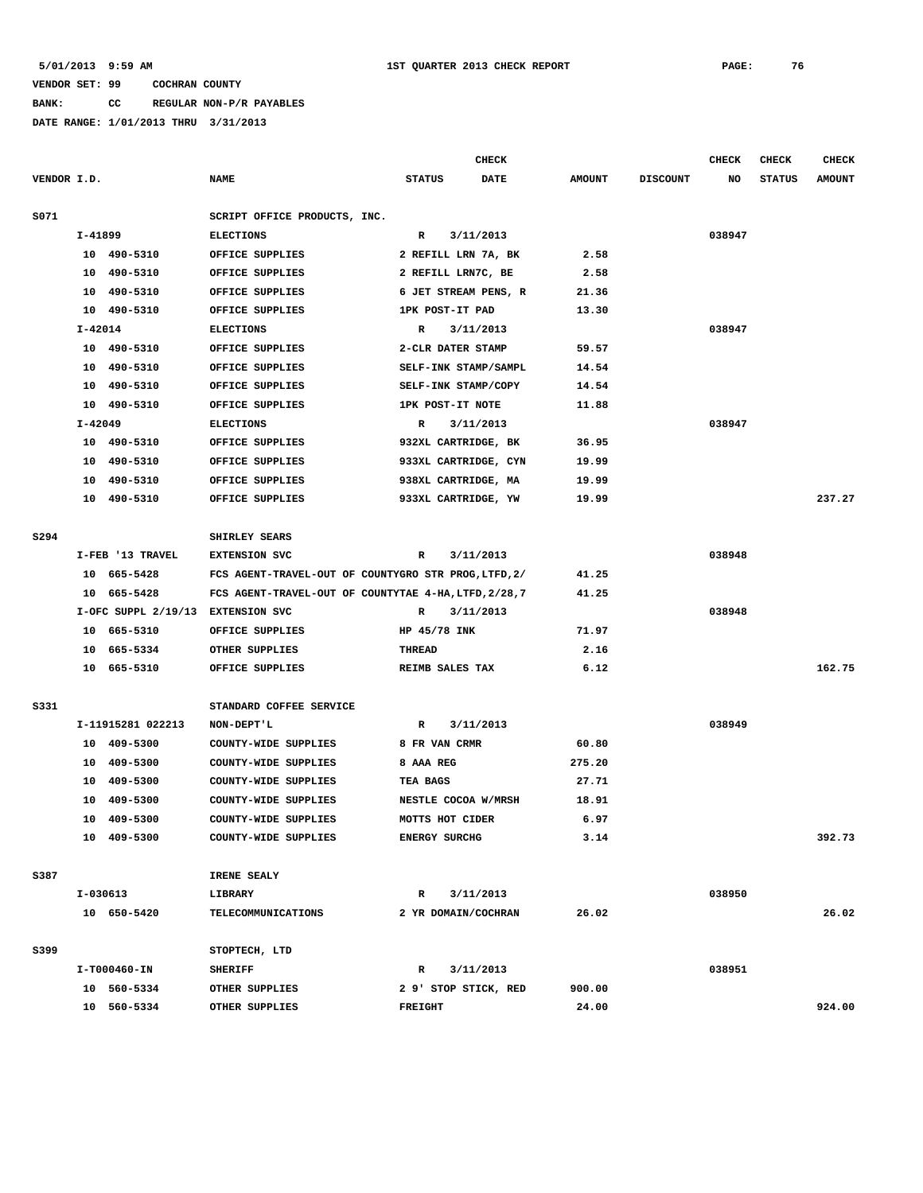5/01/2013 9:59 AM 1ST QUARTER 2013 CHECK REPORT

VENDOR SET: 99 COCHRAN COUNTY

BANK: CC REGULAR NON-P/R PAYABLES

DATE RANGE: 1/01/2013 THRU 3/31/2013

| VENDOR I.D. | NAME | STATUS | CHECK DATE | AMOUNT | DISCOUNT | CHECK NO | CHECK STATUS | CHECK AMOUNT |
|---|---|---|---|---|---|---|---|---|
| S071 | SCRIPT OFFICE PRODUCTS, INC. | | | | | | | |
| I-41899 | ELECTIONS | R | 3/11/2013 | | | 038947 | | |
| 10 490-5310 | OFFICE SUPPLIES | 2 REFILL LRN 7A, BK | | 2.58 | | | | |
| 10 490-5310 | OFFICE SUPPLIES | 2 REFILL LRN7C, BE | | 2.58 | | | | |
| 10 490-5310 | OFFICE SUPPLIES | 6 JET STREAM PENS, R | | 21.36 | | | | |
| 10 490-5310 | OFFICE SUPPLIES | 1PK POST-IT PAD | | 13.30 | | | | |
| I-42014 | ELECTIONS | R | 3/11/2013 | | | 038947 | | |
| 10 490-5310 | OFFICE SUPPLIES | 2-CLR DATER STAMP | | 59.57 | | | | |
| 10 490-5310 | OFFICE SUPPLIES | SELF-INK STAMP/SAMPL | | 14.54 | | | | |
| 10 490-5310 | OFFICE SUPPLIES | SELF-INK STAMP/COPY | | 14.54 | | | | |
| 10 490-5310 | OFFICE SUPPLIES | 1PK POST-IT NOTE | | 11.88 | | | | |
| I-42049 | ELECTIONS | R | 3/11/2013 | | | 038947 | | |
| 10 490-5310 | OFFICE SUPPLIES | 932XL CARTRIDGE, BK | | 36.95 | | | | |
| 10 490-5310 | OFFICE SUPPLIES | 933XL CARTRIDGE, CYN | | 19.99 | | | | |
| 10 490-5310 | OFFICE SUPPLIES | 938XL CARTRIDGE, MA | | 19.99 | | | | |
| 10 490-5310 | OFFICE SUPPLIES | 933XL CARTRIDGE, YW | | 19.99 | | | | 237.27 |
| S294 | SHIRLEY SEARS | | | | | | | |
| I-FEB '13 TRAVEL | EXTENSION SVC | R | 3/11/2013 | | | 038948 | | |
| 10 665-5428 | FCS AGENT-TRAVEL-OUT OF COUNTYGRO STR PROG,LTFD,2/ | | | 41.25 | | | | |
| 10 665-5428 | FCS AGENT-TRAVEL-OUT OF COUNTYTAE 4-HA,LTFD,2/28,7 | | | 41.25 | | | | |
| I-OFC SUPPL 2/19/13 | EXTENSION SVC | R | 3/11/2013 | | | 038948 | | |
| 10 665-5310 | OFFICE SUPPLIES | HP 45/78 INK | | 71.97 | | | | |
| 10 665-5334 | OTHER SUPPLIES | THREAD | | 2.16 | | | | |
| 10 665-5310 | OFFICE SUPPLIES | REIMB SALES TAX | | 6.12 | | | | 162.75 |
| S331 | STANDARD COFFEE SERVICE | | | | | | | |
| I-11915281 022213 | NON-DEPT'L | R | 3/11/2013 | | | 038949 | | |
| 10 409-5300 | COUNTY-WIDE SUPPLIES | 8 FR VAN CRMR | | 60.80 | | | | |
| 10 409-5300 | COUNTY-WIDE SUPPLIES | 8 AAA REG | | 275.20 | | | | |
| 10 409-5300 | COUNTY-WIDE SUPPLIES | TEA BAGS | | 27.71 | | | | |
| 10 409-5300 | COUNTY-WIDE SUPPLIES | NESTLE COCOA W/MRSH | | 18.91 | | | | |
| 10 409-5300 | COUNTY-WIDE SUPPLIES | MOTTS HOT CIDER | | 6.97 | | | | |
| 10 409-5300 | COUNTY-WIDE SUPPLIES | ENERGY SURCHG | | 3.14 | | | | 392.73 |
| S387 | IRENE SEALY | | | | | | | |
| I-030613 | LIBRARY | R | 3/11/2013 | | | 038950 | | |
| 10 650-5420 | TELECOMMUNICATIONS | 2 YR DOMAIN/COCHRAN | | 26.02 | | | | 26.02 |
| S399 | STOPTECH, LTD | | | | | | | |
| I-T000460-IN | SHERIFF | R | 3/11/2013 | | | 038951 | | |
| 10 560-5334 | OTHER SUPPLIES | 2 9' STOP STICK, RED | | 900.00 | | | | |
| 10 560-5334 | OTHER SUPPLIES | FREIGHT | | 24.00 | | | | 924.00 |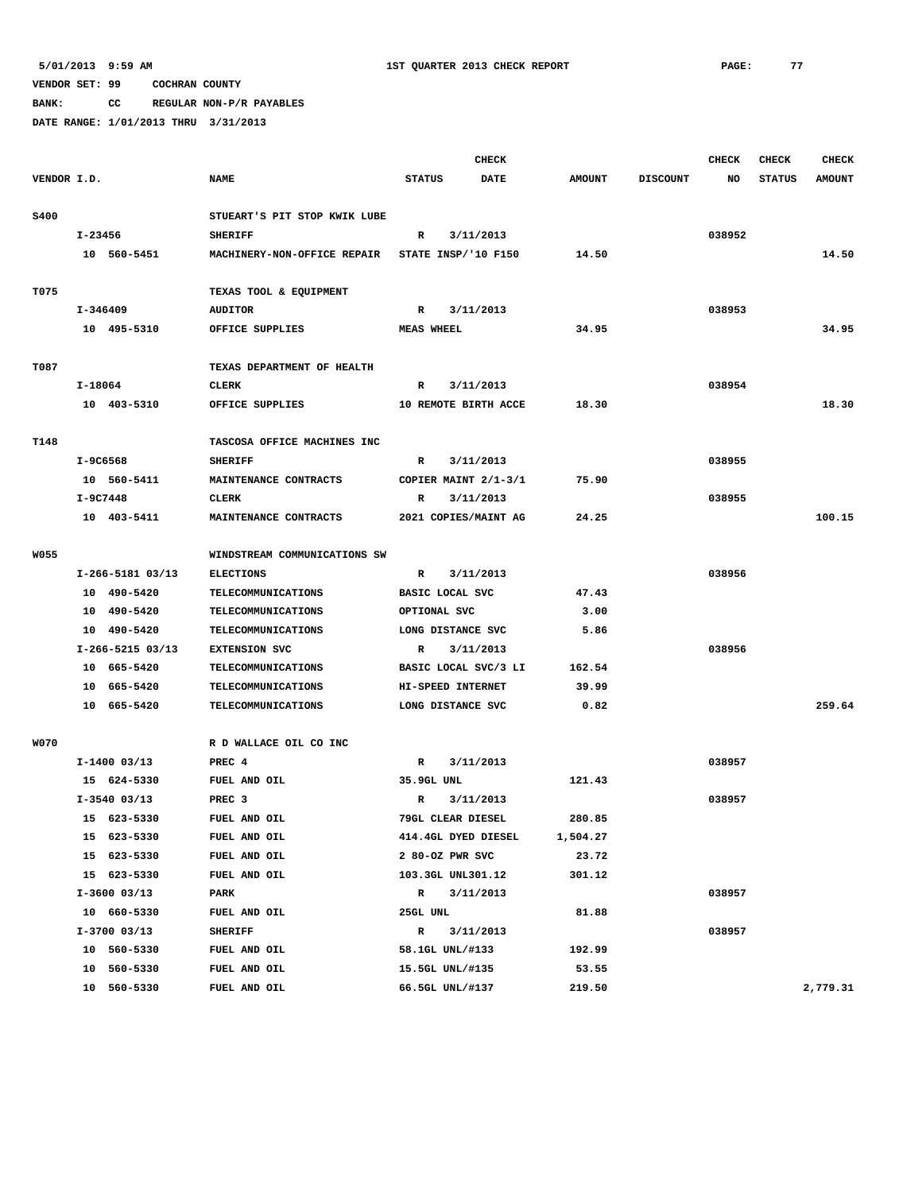5/01/2013 9:59 AM 1ST QUARTER 2013 CHECK REPORT PAGE: 77

VENDOR SET: 99 COCHRAN COUNTY

BANK: CC REGULAR NON-P/R PAYABLES

DATE RANGE: 1/01/2013 THRU 3/31/2013

| VENDOR I.D. | NAME | STATUS | CHECK DATE | AMOUNT | DISCOUNT | CHECK NO | CHECK STATUS | CHECK AMOUNT |
|---|---|---|---|---|---|---|---|---|
| S400 | STUEART'S PIT STOP KWIK LUBE | | | | | | | |
| I-23456 | SHERIFF | R | 3/11/2013 | | | 038952 | | |
| 10 560-5451 | MACHINERY-NON-OFFICE REPAIR | STATE INSP/'10 F150 | | 14.50 | | | | 14.50 |
| T075 | TEXAS TOOL & EQUIPMENT | | | | | | | |
| I-346409 | AUDITOR | R | 3/11/2013 | | | 038953 | | |
| 10 495-5310 | OFFICE SUPPLIES | MEAS WHEEL | | 34.95 | | | | 34.95 |
| T087 | TEXAS DEPARTMENT OF HEALTH | | | | | | | |
| I-18064 | CLERK | R | 3/11/2013 | | | 038954 | | |
| 10 403-5310 | OFFICE SUPPLIES | 10 REMOTE BIRTH ACCE | | 18.30 | | | | 18.30 |
| T148 | TASCOSA OFFICE MACHINES INC | | | | | | | |
| I-9C6568 | SHERIFF | R | 3/11/2013 | | | 038955 | | |
| 10 560-5411 | MAINTENANCE CONTRACTS | COPIER MAINT 2/1-3/1 | | 75.90 | | | | |
| I-9C7448 | CLERK | R | 3/11/2013 | | | 038955 | | |
| 10 403-5411 | MAINTENANCE CONTRACTS | 2021 COPIES/MAINT AG | | 24.25 | | | | 100.15 |
| W055 | WINDSTREAM COMMUNICATIONS SW | | | | | | | |
| I-266-5181 03/13 | ELECTIONS | R | 3/11/2013 | | | 038956 | | |
| 10 490-5420 | TELECOMMUNICATIONS | BASIC LOCAL SVC | | 47.43 | | | | |
| 10 490-5420 | TELECOMMUNICATIONS | OPTIONAL SVC | | 3.00 | | | | |
| 10 490-5420 | TELECOMMUNICATIONS | LONG DISTANCE SVC | | 5.86 | | | | |
| I-266-5215 03/13 | EXTENSION SVC | R | 3/11/2013 | | | 038956 | | |
| 10 665-5420 | TELECOMMUNICATIONS | BASIC LOCAL SVC/3 LI | | 162.54 | | | | |
| 10 665-5420 | TELECOMMUNICATIONS | HI-SPEED INTERNET | | 39.99 | | | | |
| 10 665-5420 | TELECOMMUNICATIONS | LONG DISTANCE SVC | | 0.82 | | | | 259.64 |
| W070 | R D WALLACE OIL CO INC | | | | | | | |
| I-1400 03/13 | PREC 4 | R | 3/11/2013 | | | 038957 | | |
| 15 624-5330 | FUEL AND OIL | 35.9GL UNL | | 121.43 | | | | |
| I-3540 03/13 | PREC 3 | R | 3/11/2013 | | | 038957 | | |
| 15 623-5330 | FUEL AND OIL | 79GL CLEAR DIESEL | | 280.85 | | | | |
| 15 623-5330 | FUEL AND OIL | 414.4GL DYED DIESEL | | 1,504.27 | | | | |
| 15 623-5330 | FUEL AND OIL | 2 80-OZ PWR SVC | | 23.72 | | | | |
| 15 623-5330 | FUEL AND OIL | 103.3GL UNL301.12 | | 301.12 | | | | |
| I-3600 03/13 | PARK | R | 3/11/2013 | | | 038957 | | |
| 10 660-5330 | FUEL AND OIL | 25GL UNL | | 81.88 | | | | |
| I-3700 03/13 | SHERIFF | R | 3/11/2013 | | | 038957 | | |
| 10 560-5330 | FUEL AND OIL | 58.1GL UNL/#133 | | 192.99 | | | | |
| 10 560-5330 | FUEL AND OIL | 15.5GL UNL/#135 | | 53.55 | | | | |
| 10 560-5330 | FUEL AND OIL | 66.5GL UNL/#137 | | 219.50 | | | | 2,779.31 |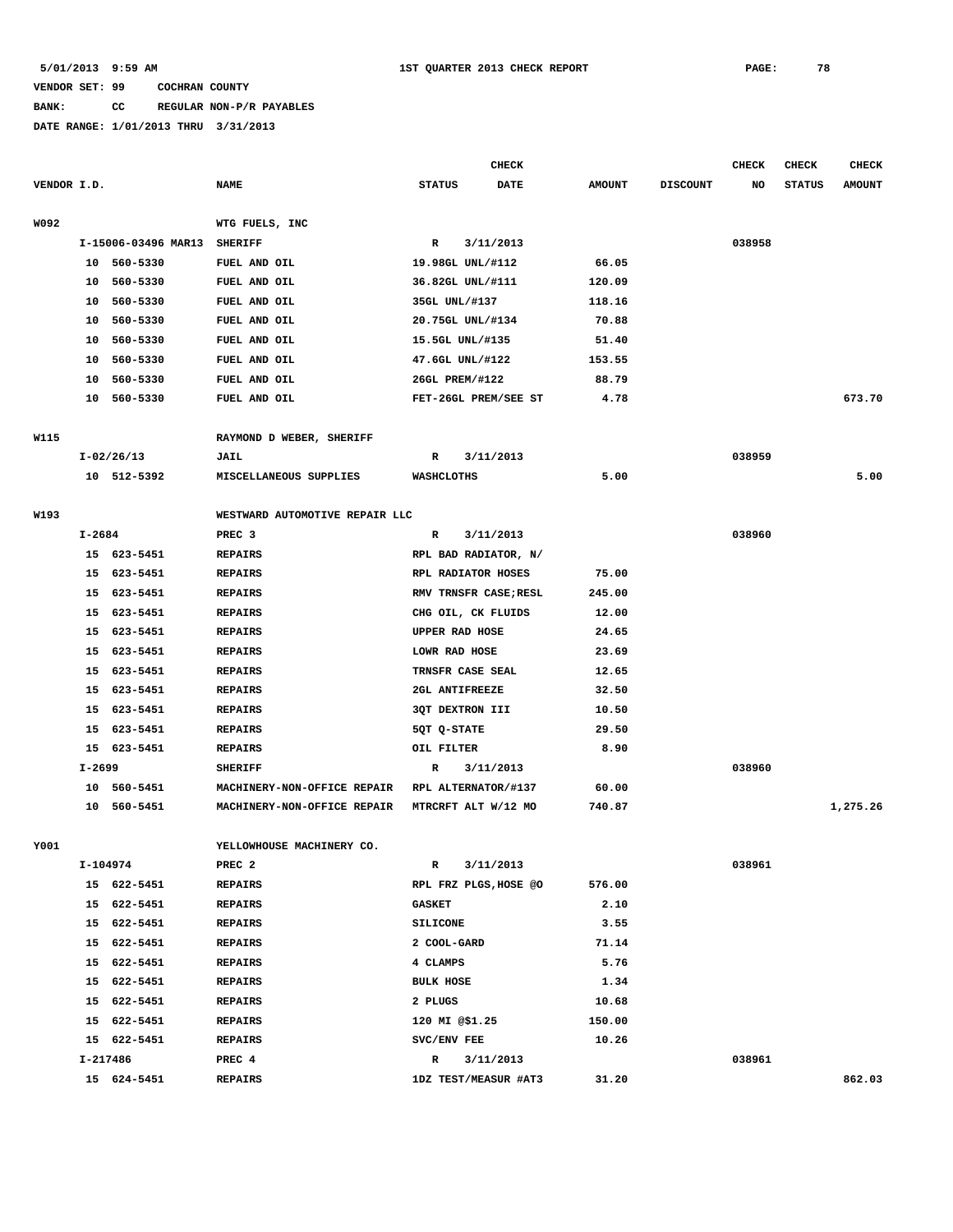5/01/2013 9:59 AM 1ST QUARTER 2013 CHECK REPORT

VENDOR SET: 99 COCHRAN COUNTY

BANK: CC REGULAR NON-P/R PAYABLES

DATE RANGE: 1/01/2013 THRU 3/31/2013

| VENDOR I.D. | NAME | STATUS | CHECK DATE | AMOUNT | DISCOUNT | CHECK NO | CHECK STATUS | CHECK AMOUNT |
|---|---|---|---|---|---|---|---|---|
| W092 | WTG FUELS, INC | | | | | | | |
| I-15006-03496 MAR13 | SHERIFF | R | 3/11/2013 | | | 038958 | | |
| 10 560-5330 | FUEL AND OIL | 19.98GL UNL/#112 | | 66.05 | | | | |
| 10 560-5330 | FUEL AND OIL | 36.82GL UNL/#111 | | 120.09 | | | | |
| 10 560-5330 | FUEL AND OIL | 35GL UNL/#137 | | 118.16 | | | | |
| 10 560-5330 | FUEL AND OIL | 20.75GL UNL/#134 | | 70.88 | | | | |
| 10 560-5330 | FUEL AND OIL | 15.5GL UNL/#135 | | 51.40 | | | | |
| 10 560-5330 | FUEL AND OIL | 47.6GL UNL/#122 | | 153.55 | | | | |
| 10 560-5330 | FUEL AND OIL | 26GL PREM/#122 | | 88.79 | | | | |
| 10 560-5330 | FUEL AND OIL | FET-26GL PREM/SEE ST | | 4.78 | | | | 673.70 |
| W115 | RAYMOND D WEBER, SHERIFF | | | | | | | |
| I-02/26/13 | JAIL | R | 3/11/2013 | | | 038959 | | |
| 10 512-5392 | MISCELLANEOUS SUPPLIES | WASHCLOTHS | | 5.00 | | | | 5.00 |
| W193 | WESTWARD AUTOMOTIVE REPAIR LLC | | | | | | | |
| I-2684 | PREC 3 | R | 3/11/2013 | | | 038960 | | |
| 15 623-5451 | REPAIRS | RPL BAD RADIATOR, N/ | | | | | | |
| 15 623-5451 | REPAIRS | RPL RADIATOR HOSES | | 75.00 | | | | |
| 15 623-5451 | REPAIRS | RMV TRNSFR CASE;RESL | | 245.00 | | | | |
| 15 623-5451 | REPAIRS | CHG OIL, CK FLUIDS | | 12.00 | | | | |
| 15 623-5451 | REPAIRS | UPPER RAD HOSE | | 24.65 | | | | |
| 15 623-5451 | REPAIRS | LOWR RAD HOSE | | 23.69 | | | | |
| 15 623-5451 | REPAIRS | TRNSFR CASE SEAL | | 12.65 | | | | |
| 15 623-5451 | REPAIRS | 2GL ANTIFREEZE | | 32.50 | | | | |
| 15 623-5451 | REPAIRS | 3QT DEXTRON III | | 10.50 | | | | |
| 15 623-5451 | REPAIRS | 5QT Q-STATE | | 29.50 | | | | |
| 15 623-5451 | REPAIRS | OIL FILTER | | 8.90 | | | | |
| I-2699 | SHERIFF | R | 3/11/2013 | | | 038960 | | |
| 10 560-5451 | MACHINERY-NON-OFFICE REPAIR | RPL ALTERNATOR/#137 | | 60.00 | | | | |
| 10 560-5451 | MACHINERY-NON-OFFICE REPAIR | MTRCRFT ALT W/12 MO | | 740.87 | | | | 1,275.26 |
| Y001 | YELLOWHOUSE MACHINERY CO. | | | | | | | |
| I-104974 | PREC 2 | R | 3/11/2013 | | | 038961 | | |
| 15 622-5451 | REPAIRS | RPL FRZ PLGS,HOSE @O | | 576.00 | | | | |
| 15 622-5451 | REPAIRS | GASKET | | 2.10 | | | | |
| 15 622-5451 | REPAIRS | SILICONE | | 3.55 | | | | |
| 15 622-5451 | REPAIRS | 2 COOL-GARD | | 71.14 | | | | |
| 15 622-5451 | REPAIRS | 4 CLAMPS | | 5.76 | | | | |
| 15 622-5451 | REPAIRS | BULK HOSE | | 1.34 | | | | |
| 15 622-5451 | REPAIRS | 2 PLUGS | | 10.68 | | | | |
| 15 622-5451 | REPAIRS | 120 MI @$1.25 | | 150.00 | | | | |
| 15 622-5451 | REPAIRS | SVC/ENV FEE | | 10.26 | | | | |
| I-217486 | PREC 4 | R | 3/11/2013 | | | 038961 | | |
| 15 624-5451 | REPAIRS | 1DZ TEST/MEASUR #AT3 | | 31.20 | | | | 862.03 |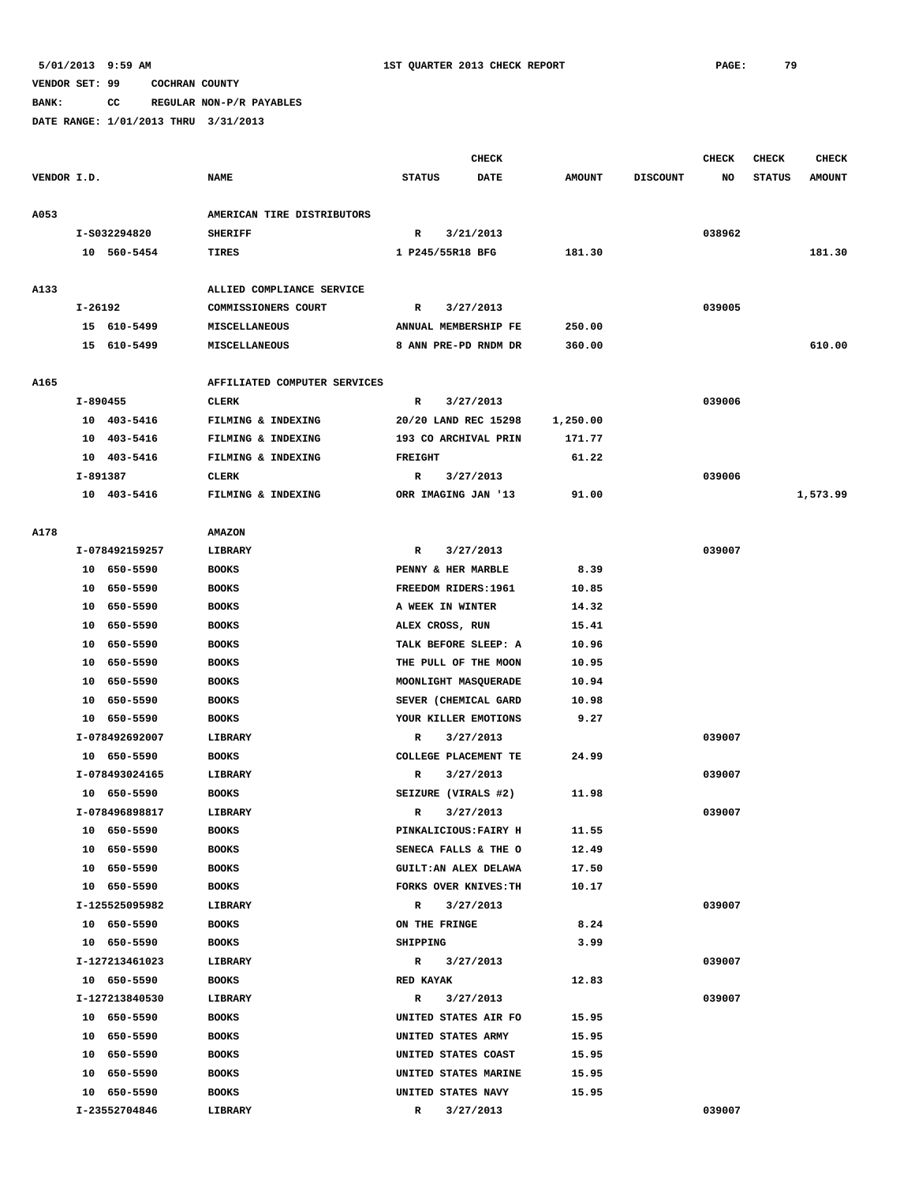5/01/2013 9:59 AM 1ST QUARTER 2013 CHECK REPORT PAGE: 79

VENDOR SET: 99 COCHRAN COUNTY

BANK: CC REGULAR NON-P/R PAYABLES

DATE RANGE: 1/01/2013 THRU 3/31/2013

| VENDOR I.D. | NAME | STATUS | CHECK DATE | AMOUNT | DISCOUNT | CHECK NO | CHECK STATUS | CHECK AMOUNT |
|---|---|---|---|---|---|---|---|---|
| A053 | AMERICAN TIRE DISTRIBUTORS | | | | | | | |
| I-S032294820 | SHERIFF | R | 3/21/2013 | | | 038962 | | |
| 10 560-5454 | TIRES | 1 P245/55R18 BFG | | 181.30 | | | | 181.30 |
| A133 | ALLIED COMPLIANCE SERVICE | | | | | | | |
| I-26192 | COMMISSIONERS COURT | R | 3/27/2013 | | | 039005 | | |
| 15 610-5499 | MISCELLANEOUS | ANNUAL MEMBERSHIP FE | | 250.00 | | | | |
| 15 610-5499 | MISCELLANEOUS | 8 ANN PRE-PD RNDM DR | | 360.00 | | | | 610.00 |
| A165 | AFFILIATED COMPUTER SERVICES | | | | | | | |
| I-890455 | CLERK | R | 3/27/2013 | | | 039006 | | |
| 10 403-5416 | FILMING & INDEXING | 20/20 LAND REC 15298 | | 1,250.00 | | | | |
| 10 403-5416 | FILMING & INDEXING | 193 CO ARCHIVAL PRIN | | 171.77 | | | | |
| 10 403-5416 | FILMING & INDEXING | FREIGHT | | 61.22 | | | | |
| I-891387 | CLERK | R | 3/27/2013 | | | 039006 | | |
| 10 403-5416 | FILMING & INDEXING | ORR IMAGING JAN '13 | | 91.00 | | | | 1,573.99 |
| A178 | AMAZON | | | | | | | |
| I-078492159257 | LIBRARY | R | 3/27/2013 | | | 039007 | | |
| 10 650-5590 | BOOKS | PENNY & HER MARBLE | | 8.39 | | | | |
| 10 650-5590 | BOOKS | FREEDOM RIDERS:1961 | | 10.85 | | | | |
| 10 650-5590 | BOOKS | A WEEK IN WINTER | | 14.32 | | | | |
| 10 650-5590 | BOOKS | ALEX CROSS, RUN | | 15.41 | | | | |
| 10 650-5590 | BOOKS | TALK BEFORE SLEEP: A | | 10.96 | | | | |
| 10 650-5590 | BOOKS | THE PULL OF THE MOON | | 10.95 | | | | |
| 10 650-5590 | BOOKS | MOONLIGHT MASQUERADE | | 10.94 | | | | |
| 10 650-5590 | BOOKS | SEVER (CHEMICAL GARD | | 10.98 | | | | |
| 10 650-5590 | BOOKS | YOUR KILLER EMOTIONS | | 9.27 | | | | |
| I-078492692007 | LIBRARY | R | 3/27/2013 | | | 039007 | | |
| 10 650-5590 | BOOKS | COLLEGE PLACEMENT TE | | 24.99 | | | | |
| I-078493024165 | LIBRARY | R | 3/27/2013 | | | 039007 | | |
| 10 650-5590 | BOOKS | SEIZURE (VIRALS #2) | | 11.98 | | | | |
| I-078496898817 | LIBRARY | R | 3/27/2013 | | | 039007 | | |
| 10 650-5590 | BOOKS | PINKALICIOUS:FAIRY H | | 11.55 | | | | |
| 10 650-5590 | BOOKS | SENECA FALLS & THE O | | 12.49 | | | | |
| 10 650-5590 | BOOKS | GUILT:AN ALEX DELAWA | | 17.50 | | | | |
| 10 650-5590 | BOOKS | FORKS OVER KNIVES:TH | | 10.17 | | | | |
| I-125525095982 | LIBRARY | R | 3/27/2013 | | | 039007 | | |
| 10 650-5590 | BOOKS | ON THE FRINGE | | 8.24 | | | | |
| 10 650-5590 | BOOKS | SHIPPING | | 3.99 | | | | |
| I-127213461023 | LIBRARY | R | 3/27/2013 | | | 039007 | | |
| 10 650-5590 | BOOKS | RED KAYAK | | 12.83 | | | | |
| I-127213840530 | LIBRARY | R | 3/27/2013 | | | 039007 | | |
| 10 650-5590 | BOOKS | UNITED STATES AIR FO | | 15.95 | | | | |
| 10 650-5590 | BOOKS | UNITED STATES ARMY | | 15.95 | | | | |
| 10 650-5590 | BOOKS | UNITED STATES COAST | | 15.95 | | | | |
| 10 650-5590 | BOOKS | UNITED STATES MARINE | | 15.95 | | | | |
| 10 650-5590 | BOOKS | UNITED STATES NAVY | | 15.95 | | | | |
| I-23552704846 | LIBRARY | R | 3/27/2013 | | | 039007 | | |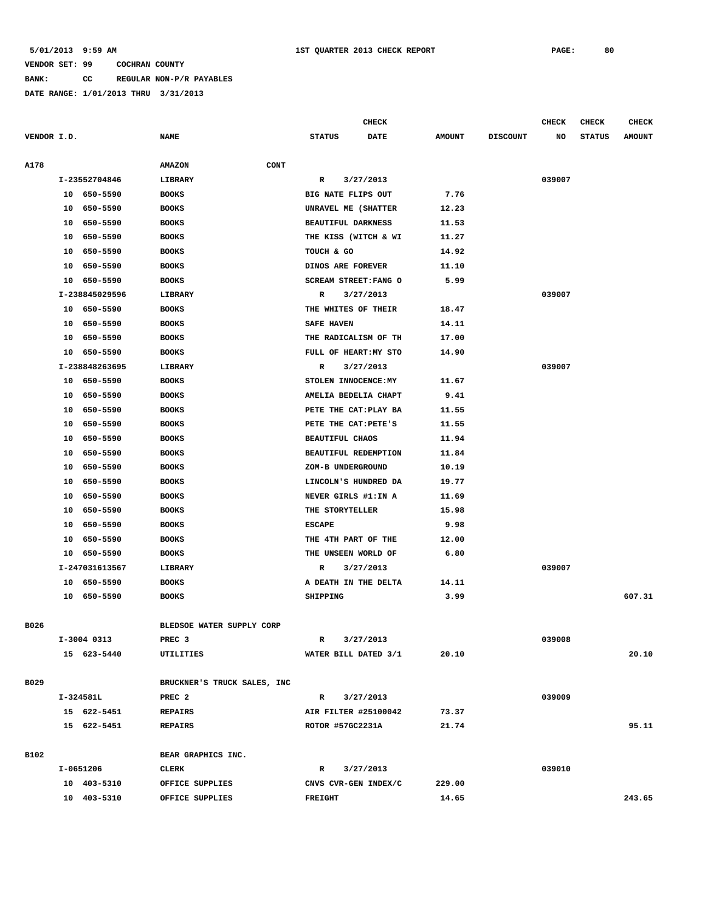5/01/2013 9:59 AM　　　1ST QUARTER 2013 CHECK REPORT　　　PAGE: 80

VENDOR SET: 99　　COCHRAN COUNTY

BANK: CC　　REGULAR NON-P/R PAYABLES

DATE RANGE: 1/01/2013 THRU 3/31/2013

| VENDOR I.D. | NAME | STATUS | CHECK DATE | AMOUNT | DISCOUNT | CHECK NO | CHECK STATUS | CHECK AMOUNT |
|---|---|---|---|---|---|---|---|---|
| A178 | AMAZON CONT | | | | | | | |
| I-23552704846 | LIBRARY | R | 3/27/2013 | | | 039007 | | |
| 10 650-5590 | BOOKS | BIG NATE FLIPS OUT | | 7.76 | | | | |
| 10 650-5590 | BOOKS | UNRAVEL ME (SHATTER | | 12.23 | | | | |
| 10 650-5590 | BOOKS | BEAUTIFUL DARKNESS | | 11.53 | | | | |
| 10 650-5590 | BOOKS | THE KISS (WITCH & WI | | 11.27 | | | | |
| 10 650-5590 | BOOKS | TOUCH & GO | | 14.92 | | | | |
| 10 650-5590 | BOOKS | DINOS ARE FOREVER | | 11.10 | | | | |
| 10 650-5590 | BOOKS | SCREAM STREET:FANG O | | 5.99 | | | | |
| I-238845029596 | LIBRARY | R | 3/27/2013 | | | 039007 | | |
| 10 650-5590 | BOOKS | THE WHITES OF THEIR | | 18.47 | | | | |
| 10 650-5590 | BOOKS | SAFE HAVEN | | 14.11 | | | | |
| 10 650-5590 | BOOKS | THE RADICALISM OF TH | | 17.00 | | | | |
| 10 650-5590 | BOOKS | FULL OF HEART:MY STO | | 14.90 | | | | |
| I-238848263695 | LIBRARY | R | 3/27/2013 | | | 039007 | | |
| 10 650-5590 | BOOKS | STOLEN INNOCENCE:MY | | 11.67 | | | | |
| 10 650-5590 | BOOKS | AMELIA BEDELIA CHAPT | | 9.41 | | | | |
| 10 650-5590 | BOOKS | PETE THE CAT:PLAY BA | | 11.55 | | | | |
| 10 650-5590 | BOOKS | PETE THE CAT:PETE'S | | 11.55 | | | | |
| 10 650-5590 | BOOKS | BEAUTIFUL CHAOS | | 11.94 | | | | |
| 10 650-5590 | BOOKS | BEAUTIFUL REDEMPTION | | 11.84 | | | | |
| 10 650-5590 | BOOKS | ZOM-B UNDERGROUND | | 10.19 | | | | |
| 10 650-5590 | BOOKS | LINCOLN'S HUNDRED DA | | 19.77 | | | | |
| 10 650-5590 | BOOKS | NEVER GIRLS #1:IN A | | 11.69 | | | | |
| 10 650-5590 | BOOKS | THE STORYTELLER | | 15.98 | | | | |
| 10 650-5590 | BOOKS | ESCAPE | | 9.98 | | | | |
| 10 650-5590 | BOOKS | THE 4TH PART OF THE | | 12.00 | | | | |
| 10 650-5590 | BOOKS | THE UNSEEN WORLD OF | | 6.80 | | | | |
| I-247031613567 | LIBRARY | R | 3/27/2013 | | | 039007 | | |
| 10 650-5590 | BOOKS | A DEATH IN THE DELTA | | 14.11 | | | | |
| 10 650-5590 | BOOKS | SHIPPING | | 3.99 | | | | 607.31 |
| B026 | BLEDSOE WATER SUPPLY CORP | | | | | | | |
| I-3004 0313 | PREC 3 | R | 3/27/2013 | | | 039008 | | |
| 15 623-5440 | UTILITIES | WATER BILL DATED 3/1 | | 20.10 | | | | 20.10 |
| B029 | BRUCKNER'S TRUCK SALES, INC | | | | | | | |
| I-324581L | PREC 2 | R | 3/27/2013 | | | 039009 | | |
| 15 622-5451 | REPAIRS | AIR FILTER #25100042 | | 73.37 | | | | |
| 15 622-5451 | REPAIRS | ROTOR #57GC2231A | | 21.74 | | | | 95.11 |
| B102 | BEAR GRAPHICS INC. | | | | | | | |
| I-0651206 | CLERK | R | 3/27/2013 | | | 039010 | | |
| 10 403-5310 | OFFICE SUPPLIES | CNVS CVR-GEN INDEX/C | | 229.00 | | | | |
| 10 403-5310 | OFFICE SUPPLIES | FREIGHT | | 14.65 | | | | 243.65 |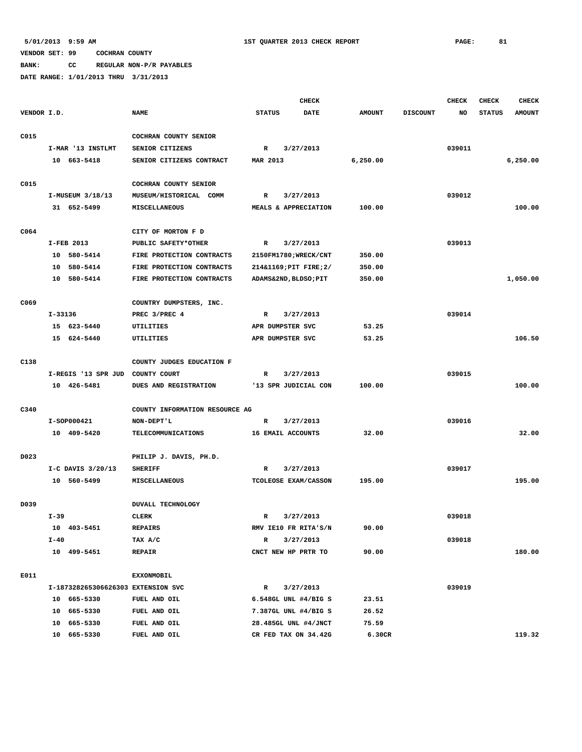5/01/2013 9:59 AM    1ST QUARTER 2013 CHECK REPORT    PAGE: 81

VENDOR SET: 99    COCHRAN COUNTY

BANK: CC    REGULAR NON-P/R PAYABLES

DATE RANGE: 1/01/2013 THRU 3/31/2013

| VENDOR I.D. | NAME | STATUS | CHECK DATE | AMOUNT | DISCOUNT | CHECK NO | CHECK STATUS | CHECK AMOUNT |
|---|---|---|---|---|---|---|---|---|
| C015 | COCHRAN COUNTY SENIOR | | | | | | | |
| I-MAR '13 INSTLMT | SENIOR CITIZENS | R | 3/27/2013 | | | 039011 | | |
| 10 663-5418 | SENIOR CITIZENS CONTRACT | MAR 2013 | | 6,250.00 | | | | 6,250.00 |
| C015 | COCHRAN COUNTY SENIOR | | | | | | | |
| I-MUSEUM 3/18/13 | MUSEUM/HISTORICAL COMM | R | 3/27/2013 | | | 039012 | | |
| 31 652-5499 | MISCELLANEOUS | MEALS & APPRECIATION | | 100.00 | | | | 100.00 |
| C064 | CITY OF MORTON F D | | | | | | | |
| I-FEB 2013 | PUBLIC SAFETY*OTHER | R | 3/27/2013 | | | 039013 | | |
| 10 580-5414 | FIRE PROTECTION CONTRACTS | 2150FM1780;WRECK/CNT | | 350.00 | | | | |
| 10 580-5414 | FIRE PROTECTION CONTRACTS | 214&1169;PIT FIRE;2/ | | 350.00 | | | | |
| 10 580-5414 | FIRE PROTECTION CONTRACTS | ADAMS&2ND,BLDSO;PIT | | 350.00 | | | | 1,050.00 |
| C069 | COUNTRY DUMPSTERS, INC. | | | | | | | |
| I-33136 | PREC 3/PREC 4 | R | 3/27/2013 | | | 039014 | | |
| 15 623-5440 | UTILITIES | APR DUMPSTER SVC | | 53.25 | | | | |
| 15 624-5440 | UTILITIES | APR DUMPSTER SVC | | 53.25 | | | | 106.50 |
| C138 | COUNTY JUDGES EDUCATION F | | | | | | | |
| I-REGIS '13 SPR JUD | COUNTY COURT | R | 3/27/2013 | | | 039015 | | |
| 10 426-5481 | DUES AND REGISTRATION | '13 SPR JUDICIAL CON | | 100.00 | | | | 100.00 |
| C340 | COUNTY INFORMATION RESOURCE AG | | | | | | | |
| I-SOP000421 | NON-DEPT'L | R | 3/27/2013 | | | 039016 | | |
| 10 409-5420 | TELECOMMUNICATIONS | 16 EMAIL ACCOUNTS | | 32.00 | | | | 32.00 |
| D023 | PHILIP J. DAVIS, PH.D. | | | | | | | |
| I-C DAVIS 3/20/13 | SHERIFF | R | 3/27/2013 | | | 039017 | | |
| 10 560-5499 | MISCELLANEOUS | TCOLEOSE EXAM/CASSON | | 195.00 | | | | 195.00 |
| D039 | DUVALL TECHNOLOGY | | | | | | | |
| I-39 | CLERK | R | 3/27/2013 | | | 039018 | | |
| 10 403-5451 | REPAIRS | RMV IE10 FR RITA'S/N | | 90.00 | | | | |
| I-40 | TAX A/C | R | 3/27/2013 | | | 039018 | | |
| 10 499-5451 | REPAIR | CNCT NEW HP PRTR TO | | 90.00 | | | | 180.00 |
| E011 | EXXONMOBIL | | | | | | | |
| I-187328265306626303 | EXTENSION SVC | R | 3/27/2013 | | | 039019 | | |
| 10 665-5330 | FUEL AND OIL | 6.548GL UNL #4/BIG S | | 23.51 | | | | |
| 10 665-5330 | FUEL AND OIL | 7.387GL UNL #4/BIG S | | 26.52 | | | | |
| 10 665-5330 | FUEL AND OIL | 28.485GL UNL #4/JNCT | | 75.59 | | | | |
| 10 665-5330 | FUEL AND OIL | CR FED TAX ON 34.42G | | 6.30CR | | | | 119.32 |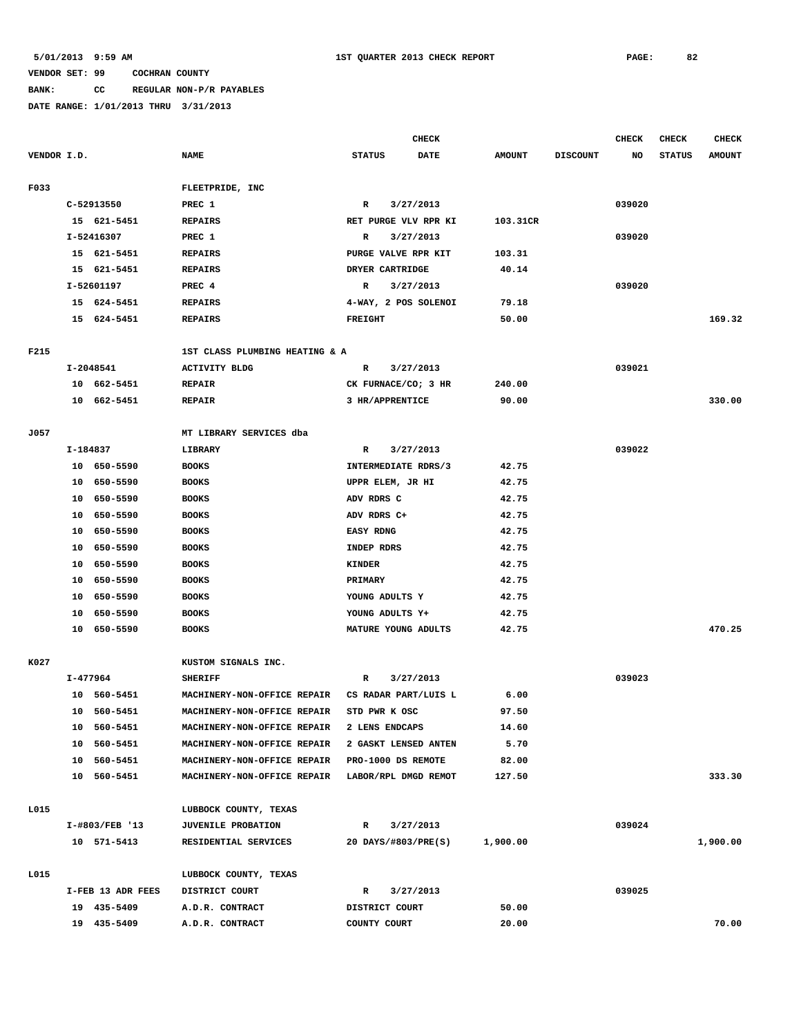VENDOR SET: 99 COCHRAN COUNTY

BANK: CC REGULAR NON-P/R PAYABLES

DATE RANGE: 1/01/2013 THRU 3/31/2013

| VENDOR I.D. | NAME | STATUS | CHECK DATE | AMOUNT | DISCOUNT | CHECK NO | CHECK STATUS | CHECK AMOUNT |
|---|---|---|---|---|---|---|---|---|
| F033 | FLEETPRIDE, INC | | | | | | | |
| C-52913550 | PREC 1 | R | 3/27/2013 | | | 039020 | | |
| 15 621-5451 | REPAIRS | RET PURGE VLV RPR KI | | 103.31CR | | | | |
| I-52416307 | PREC 1 | R | 3/27/2013 | | | 039020 | | |
| 15 621-5451 | REPAIRS | PURGE VALVE RPR KIT | | 103.31 | | | | |
| 15 621-5451 | REPAIRS | DRYER CARTRIDGE | | 40.14 | | | | |
| I-52601197 | PREC 4 | R | 3/27/2013 | | | 039020 | | |
| 15 624-5451 | REPAIRS | 4-WAY, 2 POS SOLENOI | | 79.18 | | | | |
| 15 624-5451 | REPAIRS | FREIGHT | | 50.00 | | | | 169.32 |
| F215 | 1ST CLASS PLUMBING HEATING & A | | | | | | | |
| I-2048541 | ACTIVITY BLDG | R | 3/27/2013 | | | 039021 | | |
| 10 662-5451 | REPAIR | CK FURNACE/CO; 3 HR | | 240.00 | | | | |
| 10 662-5451 | REPAIR | 3 HR/APPRENTICE | | 90.00 | | | | 330.00 |
| J057 | MT LIBRARY SERVICES dba | | | | | | | |
| I-184837 | LIBRARY | R | 3/27/2013 | | | 039022 | | |
| 10 650-5590 | BOOKS | INTERMEDIATE RDRS/3 | | 42.75 | | | | |
| 10 650-5590 | BOOKS | UPPR ELEM, JR HI | | 42.75 | | | | |
| 10 650-5590 | BOOKS | ADV RDRS C | | 42.75 | | | | |
| 10 650-5590 | BOOKS | ADV RDRS C+ | | 42.75 | | | | |
| 10 650-5590 | BOOKS | EASY RDNG | | 42.75 | | | | |
| 10 650-5590 | BOOKS | INDEP RDRS | | 42.75 | | | | |
| 10 650-5590 | BOOKS | KINDER | | 42.75 | | | | |
| 10 650-5590 | BOOKS | PRIMARY | | 42.75 | | | | |
| 10 650-5590 | BOOKS | YOUNG ADULTS Y | | 42.75 | | | | |
| 10 650-5590 | BOOKS | YOUNG ADULTS Y+ | | 42.75 | | | | |
| 10 650-5590 | BOOKS | MATURE YOUNG ADULTS | | 42.75 | | | | 470.25 |
| K027 | KUSTOM SIGNALS INC. | | | | | | | |
| I-477964 | SHERIFF | R | 3/27/2013 | | | 039023 | | |
| 10 560-5451 | MACHINERY-NON-OFFICE REPAIR | CS RADAR PART/LUIS L | | 6.00 | | | | |
| 10 560-5451 | MACHINERY-NON-OFFICE REPAIR | STD PWR K OSC | | 97.50 | | | | |
| 10 560-5451 | MACHINERY-NON-OFFICE REPAIR | 2 LENS ENDCAPS | | 14.60 | | | | |
| 10 560-5451 | MACHINERY-NON-OFFICE REPAIR | 2 GASKT LENSED ANTEN | | 5.70 | | | | |
| 10 560-5451 | MACHINERY-NON-OFFICE REPAIR | PRO-1000 DS REMOTE | | 82.00 | | | | |
| 10 560-5451 | MACHINERY-NON-OFFICE REPAIR | LABOR/RPL DMGD REMOT | | 127.50 | | | | 333.30 |
| L015 | LUBBOCK COUNTY, TEXAS | | | | | | | |
| I-#803/FEB '13 | JUVENILE PROBATION | R | 3/27/2013 | | | 039024 | | |
| 10 571-5413 | RESIDENTIAL SERVICES | 20 DAYS/#803/PRE(S) | | 1,900.00 | | | | 1,900.00 |
| L015 | LUBBOCK COUNTY, TEXAS | | | | | | | |
| I-FEB 13 ADR FEES | DISTRICT COURT | R | 3/27/2013 | | | 039025 | | |
| 19 435-5409 | A.D.R. CONTRACT | DISTRICT COURT | | 50.00 | | | | |
| 19 435-5409 | A.D.R. CONTRACT | COUNTY COURT | | 20.00 | | | | 70.00 |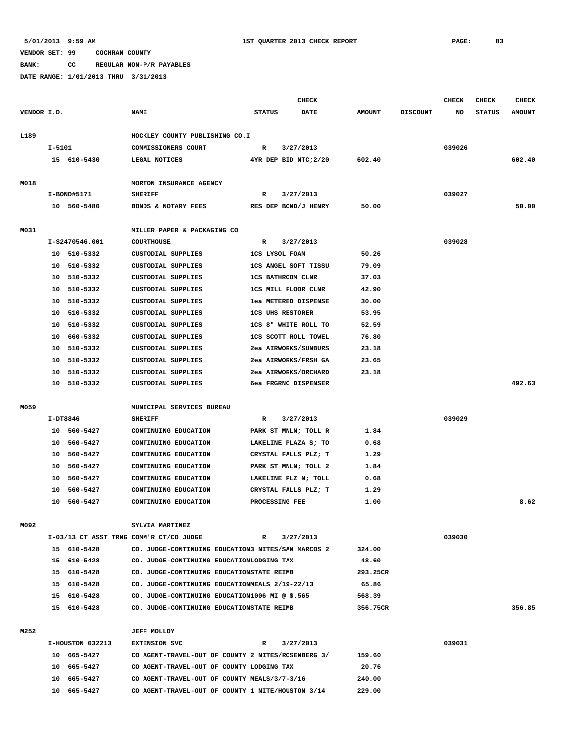5/01/2013 9:59 AM 1ST QUARTER 2013 CHECK REPORT

VENDOR SET: 99 COCHRAN COUNTY

BANK: CC REGULAR NON-P/R PAYABLES

DATE RANGE: 1/01/2013 THRU 3/31/2013

| VENDOR I.D. | NAME | STATUS | CHECK DATE | AMOUNT | DISCOUNT | CHECK NO | CHECK STATUS | CHECK AMOUNT |
|---|---|---|---|---|---|---|---|---|
| L189 | HOCKLEY COUNTY PUBLISHING CO.I | | | | | | | |
| I-5101 | COMMISSIONERS COURT | R | 3/27/2013 | | | 039026 | | |
| 15 610-5430 | LEGAL NOTICES | 4YR DEP BID NTC;2/20 | | 602.40 | | | | 602.40 |
| M018 | MORTON INSURANCE AGENCY | | | | | | | |
| I-BOND#5171 | SHERIFF | R | 3/27/2013 | | | 039027 | | |
| 10 560-5480 | BONDS & NOTARY FEES | RES DEP BOND/J HENRY | | 50.00 | | | | 50.00 |
| M031 | MILLER PAPER & PACKAGING CO | | | | | | | |
| I-S2470546.001 | COURTHOUSE | R | 3/27/2013 | | | 039028 | | |
| 10 510-5332 | CUSTODIAL SUPPLIES | 1CS LYSOL FOAM | | 50.26 | | | | |
| 10 510-5332 | CUSTODIAL SUPPLIES | 1CS ANGEL SOFT TISSU | | 79.09 | | | | |
| 10 510-5332 | CUSTODIAL SUPPLIES | 1CS BATHROOM CLNR | | 37.03 | | | | |
| 10 510-5332 | CUSTODIAL SUPPLIES | 1CS MILL FLOOR CLNR | | 42.90 | | | | |
| 10 510-5332 | CUSTODIAL SUPPLIES | 1ea METERED DISPENSE | | 30.00 | | | | |
| 10 510-5332 | CUSTODIAL SUPPLIES | 1CS UHS RESTORER | | 53.95 | | | | |
| 10 510-5332 | CUSTODIAL SUPPLIES | 1CS 8" WHITE ROLL TO | | 52.59 | | | | |
| 10 660-5332 | CUSTODIAL SUPPLIES | 1CS SCOTT ROLL TOWEL | | 76.80 | | | | |
| 10 510-5332 | CUSTODIAL SUPPLIES | 2ea AIRWORKS/SUNBURS | | 23.18 | | | | |
| 10 510-5332 | CUSTODIAL SUPPLIES | 2ea AIRWORKS/FRSH GA | | 23.65 | | | | |
| 10 510-5332 | CUSTODIAL SUPPLIES | 2ea AIRWORKS/ORCHARD | | 23.18 | | | | |
| 10 510-5332 | CUSTODIAL SUPPLIES | 6ea FRGRNC DISPENSER | | | | | | 492.63 |
| M059 | MUNICIPAL SERVICES BUREAU | | | | | | | |
| I-DT8846 | SHERIFF | R | 3/27/2013 | | | 039029 | | |
| 10 560-5427 | CONTINUING EDUCATION | PARK ST MNLN; TOLL R | | 1.84 | | | | |
| 10 560-5427 | CONTINUING EDUCATION | LAKELINE PLAZA S; TO | | 0.68 | | | | |
| 10 560-5427 | CONTINUING EDUCATION | CRYSTAL FALLS PLZ; T | | 1.29 | | | | |
| 10 560-5427 | CONTINUING EDUCATION | PARK ST MNLN; TOLL 2 | | 1.84 | | | | |
| 10 560-5427 | CONTINUING EDUCATION | LAKELINE PLZ N; TOLL | | 0.68 | | | | |
| 10 560-5427 | CONTINUING EDUCATION | CRYSTAL FALLS PLZ; T | | 1.29 | | | | |
| 10 560-5427 | CONTINUING EDUCATION | PROCESSING FEE | | 1.00 | | | | 8.62 |
| M092 | SYLVIA MARTINEZ | | | | | | | |
| I-03/13 CT ASST TRNG | COMM'R CT/CO JUDGE | R | 3/27/2013 | | | 039030 | | |
| 15 610-5428 | CO. JUDGE-CONTINUING EDUCATION | 3 NITES/SAN MARCOS 2 | | 324.00 | | | | |
| 15 610-5428 | CO. JUDGE-CONTINUING EDUCATION | LODGING TAX | | 48.60 | | | | |
| 15 610-5428 | CO. JUDGE-CONTINUING EDUCATION | STATE REIMB | | 293.25CR | | | | |
| 15 610-5428 | CO. JUDGE-CONTINUING EDUCATION | MEALS 2/19-22/13 | | 65.86 | | | | |
| 15 610-5428 | CO. JUDGE-CONTINUING EDUCATION | 1006 MI @ $.565 | | 568.39 | | | | |
| 15 610-5428 | CO. JUDGE-CONTINUING EDUCATION | STATE REIMB | | 356.75CR | | | | 356.85 |
| M252 | JEFF MOLLOY | | | | | | | |
| I-HOUSTON 032213 | EXTENSION SVC | R | 3/27/2013 | | | 039031 | | |
| 10 665-5427 | CO AGENT-TRAVEL-OUT OF COUNTY | 2 NITES/ROSENBERG 3/ | | 159.60 | | | | |
| 10 665-5427 | CO AGENT-TRAVEL-OUT OF COUNTY | LODGING TAX | | 20.76 | | | | |
| 10 665-5427 | CO AGENT-TRAVEL-OUT OF COUNTY | MEALS/3/7-3/16 | | 240.00 | | | | |
| 10 665-5427 | CO AGENT-TRAVEL-OUT OF COUNTY | 1 NITE/HOUSTON 3/14 | | 229.00 | | | | |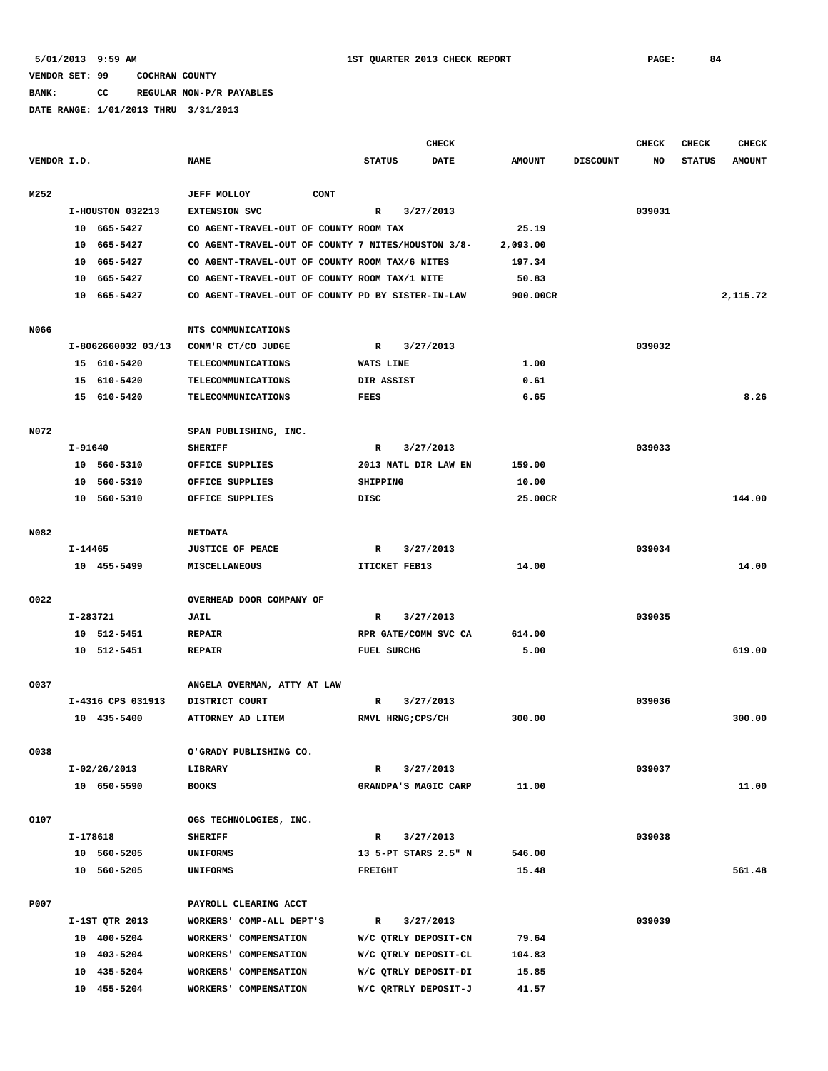5/01/2013 9:59 AM 1ST QUARTER 2013 CHECK REPORT PAGE: 84

VENDOR SET: 99 COCHRAN COUNTY

BANK: CC REGULAR NON-P/R PAYABLES

DATE RANGE: 1/01/2013 THRU 3/31/2013

| VENDOR I.D. | NAME | STATUS | CHECK DATE | AMOUNT | DISCOUNT | CHECK NO | CHECK STATUS | CHECK AMOUNT |
|---|---|---|---|---|---|---|---|---|
| M252 | JEFF MOLLOY CONT | | | | | | | |
| I-HOUSTON 032213 | EXTENSION SVC | R | 3/27/2013 | | | 039031 | | |
| 10 665-5427 | CO AGENT-TRAVEL-OUT OF COUNTY ROOM TAX | | | 25.19 | | | | |
| 10 665-5427 | CO AGENT-TRAVEL-OUT OF COUNTY 7 NITES/HOUSTON 3/8- | | | 2,093.00 | | | | |
| 10 665-5427 | CO AGENT-TRAVEL-OUT OF COUNTY ROOM TAX/6 NITES | | | 197.34 | | | | |
| 10 665-5427 | CO AGENT-TRAVEL-OUT OF COUNTY ROOM TAX/1 NITE | | | 50.83 | | | | |
| 10 665-5427 | CO AGENT-TRAVEL-OUT OF COUNTY PD BY SISTER-IN-LAW | | | 900.00CR | | | | 2,115.72 |
| N066 | NTS COMMUNICATIONS | | | | | | | |
| I-8062660032 03/13 | COMM'R CT/CO JUDGE | R | 3/27/2013 | | | 039032 | | |
| 15 610-5420 | TELECOMMUNICATIONS | WATS LINE | | 1.00 | | | | |
| 15 610-5420 | TELECOMMUNICATIONS | DIR ASSIST | | 0.61 | | | | |
| 15 610-5420 | TELECOMMUNICATIONS | FEES | | 6.65 | | | | 8.26 |
| N072 | SPAN PUBLISHING, INC. | | | | | | | |
| I-91640 | SHERIFF | R | 3/27/2013 | | | 039033 | | |
| 10 560-5310 | OFFICE SUPPLIES | 2013 NATL DIR LAW EN | | 159.00 | | | | |
| 10 560-5310 | OFFICE SUPPLIES | SHIPPING | | 10.00 | | | | |
| 10 560-5310 | OFFICE SUPPLIES | DISC | | 25.00CR | | | | 144.00 |
| N082 | NETDATA | | | | | | | |
| I-14465 | JUSTICE OF PEACE | R | 3/27/2013 | | | 039034 | | |
| 10 455-5499 | MISCELLANEOUS | ITICKET FEB13 | | 14.00 | | | | 14.00 |
| O022 | OVERHEAD DOOR COMPANY OF | | | | | | | |
| I-283721 | JAIL | R | 3/27/2013 | | | 039035 | | |
| 10 512-5451 | REPAIR | RPR GATE/COMM SVC CA | | 614.00 | | | | |
| 10 512-5451 | REPAIR | FUEL SURCHG | | 5.00 | | | | 619.00 |
| O037 | ANGELA OVERMAN, ATTY AT LAW | | | | | | | |
| I-4316 CPS 031913 | DISTRICT COURT | R | 3/27/2013 | | | 039036 | | |
| 10 435-5400 | ATTORNEY AD LITEM | RMVL HRNG;CPS/CH | | 300.00 | | | | 300.00 |
| O038 | O'GRADY PUBLISHING CO. | | | | | | | |
| I-02/26/2013 | LIBRARY | R | 3/27/2013 | | | 039037 | | |
| 10 650-5590 | BOOKS | GRANDPA'S MAGIC CARP | | 11.00 | | | | 11.00 |
| O107 | OGS TECHNOLOGIES, INC. | | | | | | | |
| I-178618 | SHERIFF | R | 3/27/2013 | | | 039038 | | |
| 10 560-5205 | UNIFORMS | 13 5-PT STARS 2.5" N | | 546.00 | | | | |
| 10 560-5205 | UNIFORMS | FREIGHT | | 15.48 | | | | 561.48 |
| P007 | PAYROLL CLEARING ACCT | | | | | | | |
| I-1ST QTR 2013 | WORKERS' COMP-ALL DEPT'S | R | 3/27/2013 | | | 039039 | | |
| 10 400-5204 | WORKERS' COMPENSATION | W/C QTRLY DEPOSIT-CN | | 79.64 | | | | |
| 10 403-5204 | WORKERS' COMPENSATION | W/C QTRLY DEPOSIT-CL | | 104.83 | | | | |
| 10 435-5204 | WORKERS' COMPENSATION | W/C QTRLY DEPOSIT-DI | | 15.85 | | | | |
| 10 455-5204 | WORKERS' COMPENSATION | W/C QRTRLY DEPOSIT-J | | 41.57 | | | | |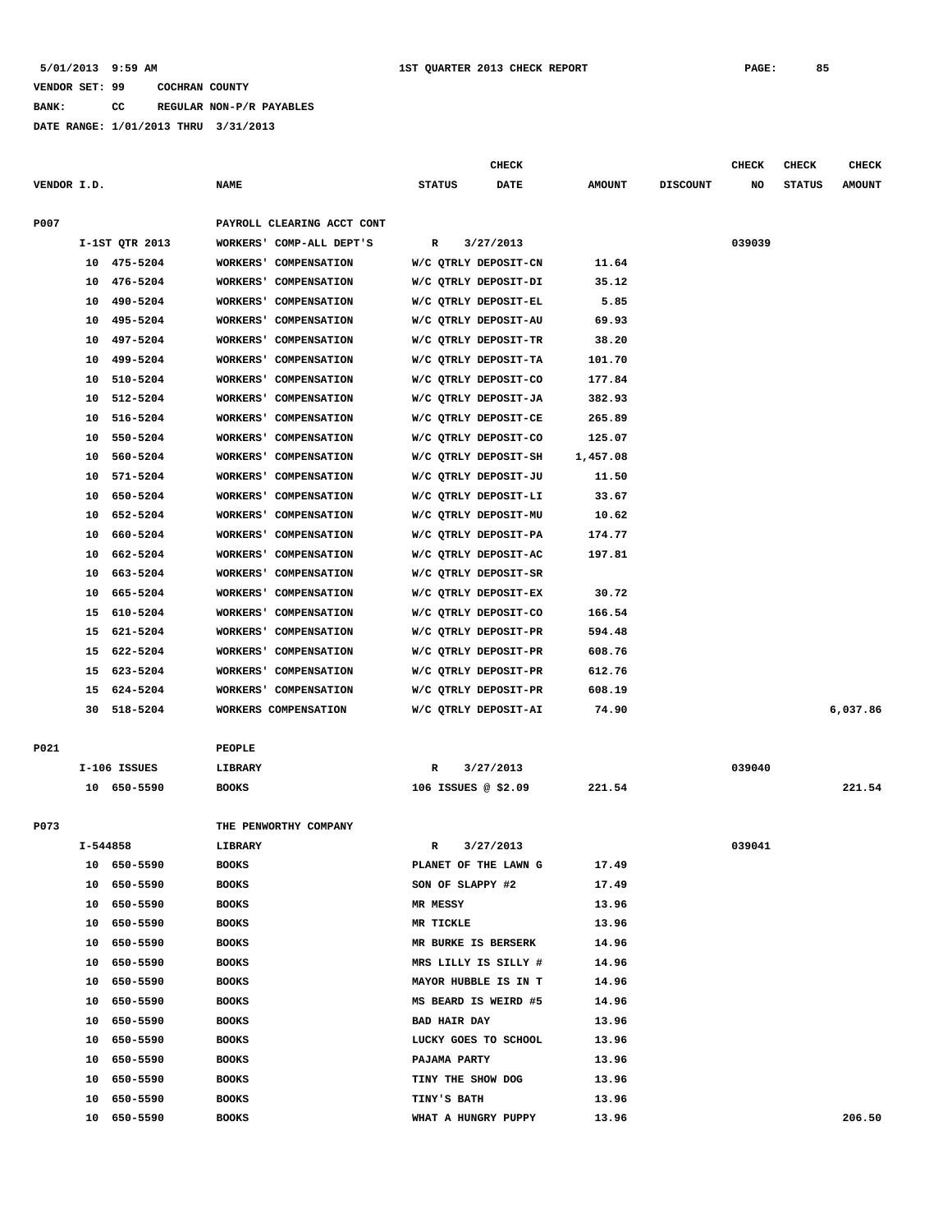VENDOR SET: 99 COCHRAN COUNTY

BANK: CC REGULAR NON-P/R PAYABLES

DATE RANGE: 1/01/2013 THRU 3/31/2013

| VENDOR I.D. | NAME | STATUS | CHECK DATE | AMOUNT | DISCOUNT | CHECK NO | CHECK STATUS | CHECK AMOUNT |
|---|---|---|---|---|---|---|---|---|
| P007 | PAYROLL CLEARING ACCT CONT | | | | | | | |
| I-1ST QTR 2013 | WORKERS' COMP-ALL DEPT'S | R | 3/27/2013 | | | 039039 | | |
| 10 475-5204 | WORKERS' COMPENSATION | W/C QTRLY DEPOSIT-CN | | 11.64 | | | | |
| 10 476-5204 | WORKERS' COMPENSATION | W/C QTRLY DEPOSIT-DI | | 35.12 | | | | |
| 10 490-5204 | WORKERS' COMPENSATION | W/C QTRLY DEPOSIT-EL | | 5.85 | | | | |
| 10 495-5204 | WORKERS' COMPENSATION | W/C QTRLY DEPOSIT-AU | | 69.93 | | | | |
| 10 497-5204 | WORKERS' COMPENSATION | W/C QTRLY DEPOSIT-TR | | 38.20 | | | | |
| 10 499-5204 | WORKERS' COMPENSATION | W/C QTRLY DEPOSIT-TA | | 101.70 | | | | |
| 10 510-5204 | WORKERS' COMPENSATION | W/C QTRLY DEPOSIT-CO | | 177.84 | | | | |
| 10 512-5204 | WORKERS' COMPENSATION | W/C QTRLY DEPOSIT-JA | | 382.93 | | | | |
| 10 516-5204 | WORKERS' COMPENSATION | W/C QTRLY DEPOSIT-CE | | 265.89 | | | | |
| 10 550-5204 | WORKERS' COMPENSATION | W/C QTRLY DEPOSIT-CO | | 125.07 | | | | |
| 10 560-5204 | WORKERS' COMPENSATION | W/C QTRLY DEPOSIT-SH | | 1,457.08 | | | | |
| 10 571-5204 | WORKERS' COMPENSATION | W/C QTRLY DEPOSIT-JU | | 11.50 | | | | |
| 10 650-5204 | WORKERS' COMPENSATION | W/C QTRLY DEPOSIT-LI | | 33.67 | | | | |
| 10 652-5204 | WORKERS' COMPENSATION | W/C QTRLY DEPOSIT-MU | | 10.62 | | | | |
| 10 660-5204 | WORKERS' COMPENSATION | W/C QTRLY DEPOSIT-PA | | 174.77 | | | | |
| 10 662-5204 | WORKERS' COMPENSATION | W/C QTRLY DEPOSIT-AC | | 197.81 | | | | |
| 10 663-5204 | WORKERS' COMPENSATION | W/C QTRLY DEPOSIT-SR | | | | | | |
| 10 665-5204 | WORKERS' COMPENSATION | W/C QTRLY DEPOSIT-EX | | 30.72 | | | | |
| 15 610-5204 | WORKERS' COMPENSATION | W/C QTRLY DEPOSIT-CO | | 166.54 | | | | |
| 15 621-5204 | WORKERS' COMPENSATION | W/C QTRLY DEPOSIT-PR | | 594.48 | | | | |
| 15 622-5204 | WORKERS' COMPENSATION | W/C QTRLY DEPOSIT-PR | | 608.76 | | | | |
| 15 623-5204 | WORKERS' COMPENSATION | W/C QTRLY DEPOSIT-PR | | 612.76 | | | | |
| 15 624-5204 | WORKERS' COMPENSATION | W/C QTRLY DEPOSIT-PR | | 608.19 | | | | |
| 30 518-5204 | WORKERS COMPENSATION | W/C QTRLY DEPOSIT-AI | | 74.90 | | | | 6,037.86 |
| P021 | PEOPLE | | | | | | | |
| I-106 ISSUES | LIBRARY | R | 3/27/2013 | | | 039040 | | |
| 10 650-5590 | BOOKS | 106 ISSUES @ $2.09 | | 221.54 | | | | 221.54 |
| P073 | THE PENWORTHY COMPANY | | | | | | | |
| I-544858 | LIBRARY | R | 3/27/2013 | | | 039041 | | |
| 10 650-5590 | BOOKS | PLANET OF THE LAWN G | | 17.49 | | | | |
| 10 650-5590 | BOOKS | SON OF SLAPPY #2 | | 17.49 | | | | |
| 10 650-5590 | BOOKS | MR MESSY | | 13.96 | | | | |
| 10 650-5590 | BOOKS | MR TICKLE | | 13.96 | | | | |
| 10 650-5590 | BOOKS | MR BURKE IS BERSERK | | 14.96 | | | | |
| 10 650-5590 | BOOKS | MRS LILLY IS SILLY # | | 14.96 | | | | |
| 10 650-5590 | BOOKS | MAYOR HUBBLE IS IN T | | 14.96 | | | | |
| 10 650-5590 | BOOKS | MS BEARD IS WEIRD #5 | | 14.96 | | | | |
| 10 650-5590 | BOOKS | BAD HAIR DAY | | 13.96 | | | | |
| 10 650-5590 | BOOKS | LUCKY GOES TO SCHOOL | | 13.96 | | | | |
| 10 650-5590 | BOOKS | PAJAMA PARTY | | 13.96 | | | | |
| 10 650-5590 | BOOKS | TINY THE SHOW DOG | | 13.96 | | | | |
| 10 650-5590 | BOOKS | TINY'S BATH | | 13.96 | | | | |
| 10 650-5590 | BOOKS | WHAT A HUNGRY PUPPY | | 13.96 | | | | 206.50 |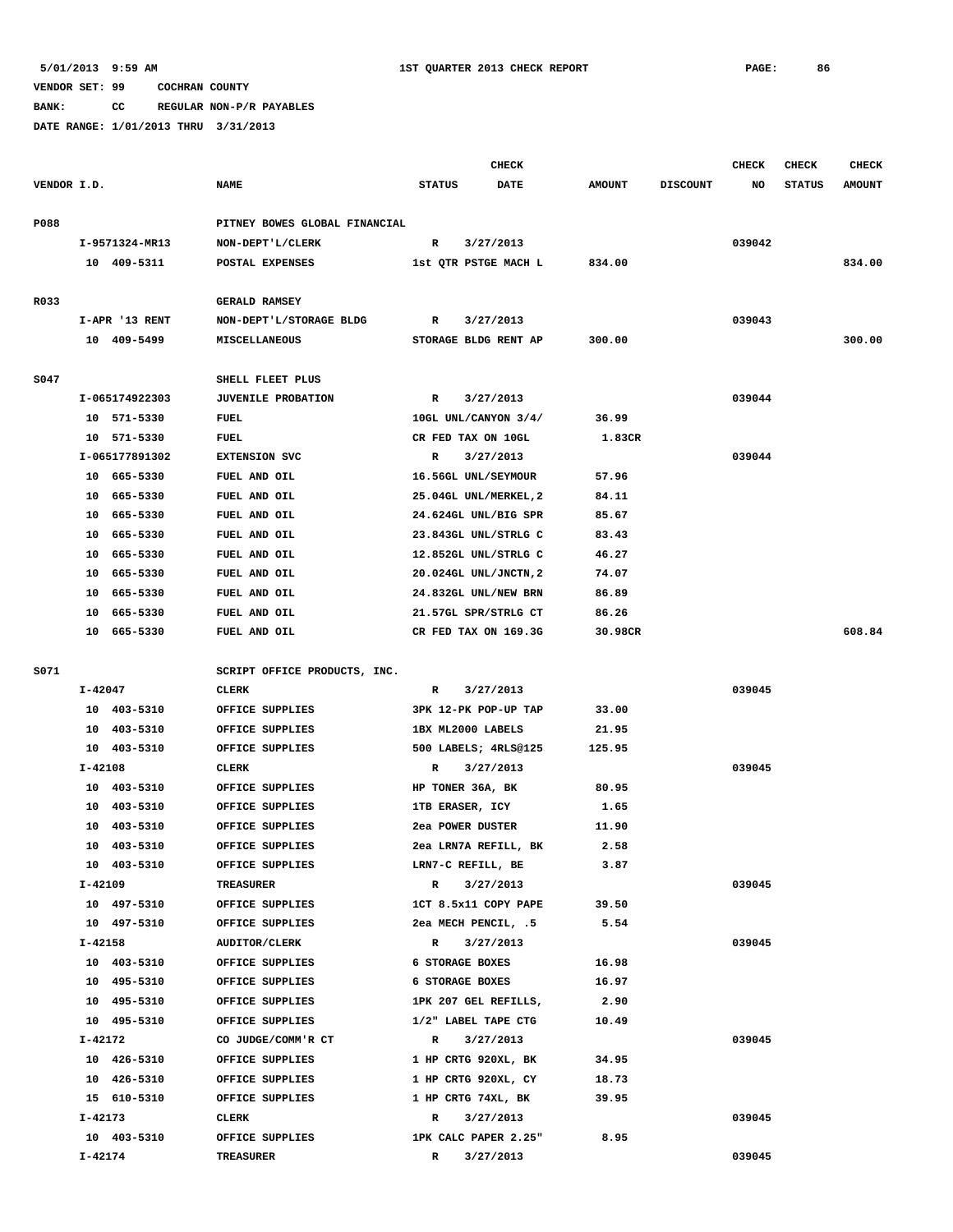5/01/2013 9:59 AM 1ST QUARTER 2013 CHECK REPORT

VENDOR SET: 99 COCHRAN COUNTY

BANK: CC REGULAR NON-P/R PAYABLES

DATE RANGE: 1/01/2013 THRU 3/31/2013

| VENDOR I.D. | NAME | STATUS | CHECK DATE | AMOUNT | DISCOUNT | CHECK NO | CHECK STATUS | CHECK AMOUNT |
|---|---|---|---|---|---|---|---|---|
| P088 | PITNEY BOWES GLOBAL FINANCIAL | | | | | | | |
| I-9571324-MR13 | NON-DEPT'L/CLERK | R | 3/27/2013 | | | 039042 | | |
| 10 409-5311 | POSTAL EXPENSES | 1st QTR PSTGE MACH L | | 834.00 | | | | 834.00 |
| R033 | GERALD RAMSEY | | | | | | | |
| I-APR '13 RENT | NON-DEPT'L/STORAGE BLDG | R | 3/27/2013 | | | 039043 | | |
| 10 409-5499 | MISCELLANEOUS | STORAGE BLDG RENT AP | | 300.00 | | | | 300.00 |
| S047 | SHELL FLEET PLUS | | | | | | | |
| I-065174922303 | JUVENILE PROBATION | R | 3/27/2013 | | | 039044 | | |
| 10 571-5330 | FUEL | 10GL UNL/CANYON 3/4/ | | 36.99 | | | | |
| 10 571-5330 | FUEL | CR FED TAX ON 10GL | | 1.83CR | | | | |
| I-065177891302 | EXTENSION SVC | R | 3/27/2013 | | | 039044 | | |
| 10 665-5330 | FUEL AND OIL | 16.56GL UNL/SEYMOUR | | 57.96 | | | | |
| 10 665-5330 | FUEL AND OIL | 25.04GL UNL/MERKEL,2 | | 84.11 | | | | |
| 10 665-5330 | FUEL AND OIL | 24.624GL UNL/BIG SPR | | 85.67 | | | | |
| 10 665-5330 | FUEL AND OIL | 23.843GL UNL/STRLG C | | 83.43 | | | | |
| 10 665-5330 | FUEL AND OIL | 12.852GL UNL/STRLG C | | 46.27 | | | | |
| 10 665-5330 | FUEL AND OIL | 20.024GL UNL/JNCTN,2 | | 74.07 | | | | |
| 10 665-5330 | FUEL AND OIL | 24.832GL UNL/NEW BRN | | 86.89 | | | | |
| 10 665-5330 | FUEL AND OIL | 21.57GL SPR/STRLG CT | | 86.26 | | | | |
| 10 665-5330 | FUEL AND OIL | CR FED TAX ON 169.3G | | 30.98CR | | | | 608.84 |
| S071 | SCRIPT OFFICE PRODUCTS, INC. | | | | | | | |
| I-42047 | CLERK | R | 3/27/2013 | | | 039045 | | |
| 10 403-5310 | OFFICE SUPPLIES | 3PK 12-PK POP-UP TAP | | 33.00 | | | | |
| 10 403-5310 | OFFICE SUPPLIES | 1BX ML2000 LABELS | | 21.95 | | | | |
| 10 403-5310 | OFFICE SUPPLIES | 500 LABELS; 4RLS@125 | | 125.95 | | | | |
| I-42108 | CLERK | R | 3/27/2013 | | | 039045 | | |
| 10 403-5310 | OFFICE SUPPLIES | HP TONER 36A, BK | | 80.95 | | | | |
| 10 403-5310 | OFFICE SUPPLIES | 1TB ERASER, ICY | | 1.65 | | | | |
| 10 403-5310 | OFFICE SUPPLIES | 2ea POWER DUSTER | | 11.90 | | | | |
| 10 403-5310 | OFFICE SUPPLIES | 2ea LRN7A REFILL, BK | | 2.58 | | | | |
| 10 403-5310 | OFFICE SUPPLIES | LRN7-C REFILL, BE | | 3.87 | | | | |
| I-42109 | TREASURER | R | 3/27/2013 | | | 039045 | | |
| 10 497-5310 | OFFICE SUPPLIES | 1CT 8.5x11 COPY PAPE | | 39.50 | | | | |
| 10 497-5310 | OFFICE SUPPLIES | 2ea MECH PENCIL, .5 | | 5.54 | | | | |
| I-42158 | AUDITOR/CLERK | R | 3/27/2013 | | | 039045 | | |
| 10 403-5310 | OFFICE SUPPLIES | 6 STORAGE BOXES | | 16.98 | | | | |
| 10 495-5310 | OFFICE SUPPLIES | 6 STORAGE BOXES | | 16.97 | | | | |
| 10 495-5310 | OFFICE SUPPLIES | 1PK 207 GEL REFILLS, | | 2.90 | | | | |
| 10 495-5310 | OFFICE SUPPLIES | 1/2" LABEL TAPE CTG | | 10.49 | | | | |
| I-42172 | CO JUDGE/COMM'R CT | R | 3/27/2013 | | | 039045 | | |
| 10 426-5310 | OFFICE SUPPLIES | 1 HP CRTG 920XL, BK | | 34.95 | | | | |
| 10 426-5310 | OFFICE SUPPLIES | 1 HP CRTG 920XL, CY | | 18.73 | | | | |
| 15 610-5310 | OFFICE SUPPLIES | 1 HP CRTG 74XL, BK | | 39.95 | | | | |
| I-42173 | CLERK | R | 3/27/2013 | | | 039045 | | |
| 10 403-5310 | OFFICE SUPPLIES | 1PK CALC PAPER 2.25" | | 8.95 | | | | |
| I-42174 | TREASURER | R | 3/27/2013 | | | 039045 | | |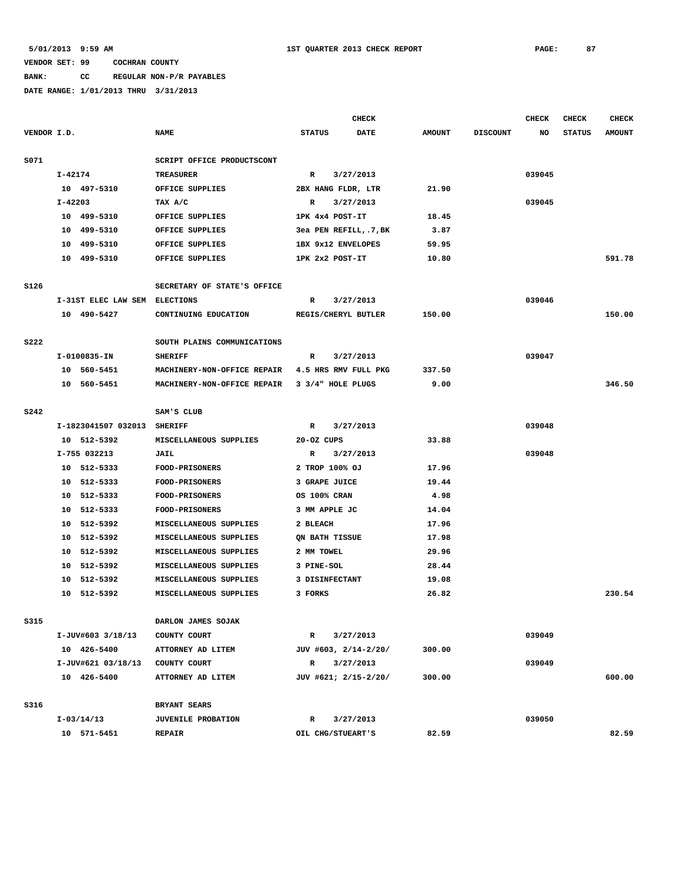5/01/2013 9:59 AM 1ST QUARTER 2013 CHECK REPORT

VENDOR SET: 99 COCHRAN COUNTY

BANK: CC REGULAR NON-P/R PAYABLES

DATE RANGE: 1/01/2013 THRU 3/31/2013

| VENDOR I.D. | NAME | STATUS | CHECK DATE | AMOUNT | DISCOUNT | CHECK NO | CHECK STATUS | CHECK AMOUNT |
|---|---|---|---|---|---|---|---|---|
| S071 | SCRIPT OFFICE PRODUCTSCONT | | | | | | | |
| I-42174 | TREASURER | R | 3/27/2013 | | | 039045 | | |
| 10 497-5310 | OFFICE SUPPLIES | 2BX HANG FLDR, LTR | | 21.90 | | | | |
| I-42203 | TAX A/C | R | 3/27/2013 | | | 039045 | | |
| 10 499-5310 | OFFICE SUPPLIES | 1PK 4x4 POST-IT | | 18.45 | | | | |
| 10 499-5310 | OFFICE SUPPLIES | 3ea PEN REFILL,.7,BK | | 3.87 | | | | |
| 10 499-5310 | OFFICE SUPPLIES | 1BX 9x12 ENVELOPES | | 59.95 | | | | |
| 10 499-5310 | OFFICE SUPPLIES | 1PK 2x2 POST-IT | | 10.80 | | | | 591.78 |
| S126 | SECRETARY OF STATE'S OFFICE | | | | | | | |
| I-31ST ELEC LAW SEM | ELECTIONS | R | 3/27/2013 | | | 039046 | | |
| 10 490-5427 | CONTINUING EDUCATION | REGIS/CHERYL BUTLER | | 150.00 | | | | 150.00 |
| S222 | SOUTH PLAINS COMMUNICATIONS | | | | | | | |
| I-0100835-IN | SHERIFF | R | 3/27/2013 | | | 039047 | | |
| 10 560-5451 | MACHINERY-NON-OFFICE REPAIR | 4.5 HRS RMV FULL PKG | | 337.50 | | | | |
| 10 560-5451 | MACHINERY-NON-OFFICE REPAIR | 3 3/4" HOLE PLUGS | | 9.00 | | | | 346.50 |
| S242 | SAM'S CLUB | | | | | | | |
| I-1823041507 032013 | SHERIFF | R | 3/27/2013 | | | 039048 | | |
| 10 512-5392 | MISCELLANEOUS SUPPLIES | 20-OZ CUPS | | 33.88 | | | | |
| I-755 032213 | JAIL | R | 3/27/2013 | | | 039048 | | |
| 10 512-5333 | FOOD-PRISONERS | 2 TROP 100% OJ | | 17.96 | | | | |
| 10 512-5333 | FOOD-PRISONERS | 3 GRAPE JUICE | | 19.44 | | | | |
| 10 512-5333 | FOOD-PRISONERS | OS 100% CRAN | | 4.98 | | | | |
| 10 512-5333 | FOOD-PRISONERS | 3 MM APPLE JC | | 14.04 | | | | |
| 10 512-5392 | MISCELLANEOUS SUPPLIES | 2 BLEACH | | 17.96 | | | | |
| 10 512-5392 | MISCELLANEOUS SUPPLIES | QN BATH TISSUE | | 17.98 | | | | |
| 10 512-5392 | MISCELLANEOUS SUPPLIES | 2 MM TOWEL | | 29.96 | | | | |
| 10 512-5392 | MISCELLANEOUS SUPPLIES | 3 PINE-SOL | | 28.44 | | | | |
| 10 512-5392 | MISCELLANEOUS SUPPLIES | 3 DISINFECTANT | | 19.08 | | | | |
| 10 512-5392 | MISCELLANEOUS SUPPLIES | 3 FORKS | | 26.82 | | | | 230.54 |
| S315 | DARLON JAMES SOJAK | | | | | | | |
| I-JUV#603 3/18/13 | COUNTY COURT | R | 3/27/2013 | | | 039049 | | |
| 10 426-5400 | ATTORNEY AD LITEM | JUV #603, 2/14-2/20/ | | 300.00 | | | | |
| I-JUV#621 03/18/13 | COUNTY COURT | R | 3/27/2013 | | | 039049 | | |
| 10 426-5400 | ATTORNEY AD LITEM | JUV #621; 2/15-2/20/ | | 300.00 | | | | 600.00 |
| S316 | BRYANT SEARS | | | | | | | |
| I-03/14/13 | JUVENILE PROBATION | R | 3/27/2013 | | | 039050 | | |
| 10 571-5451 | REPAIR | OIL CHG/STUEART'S | | 82.59 | | | | 82.59 |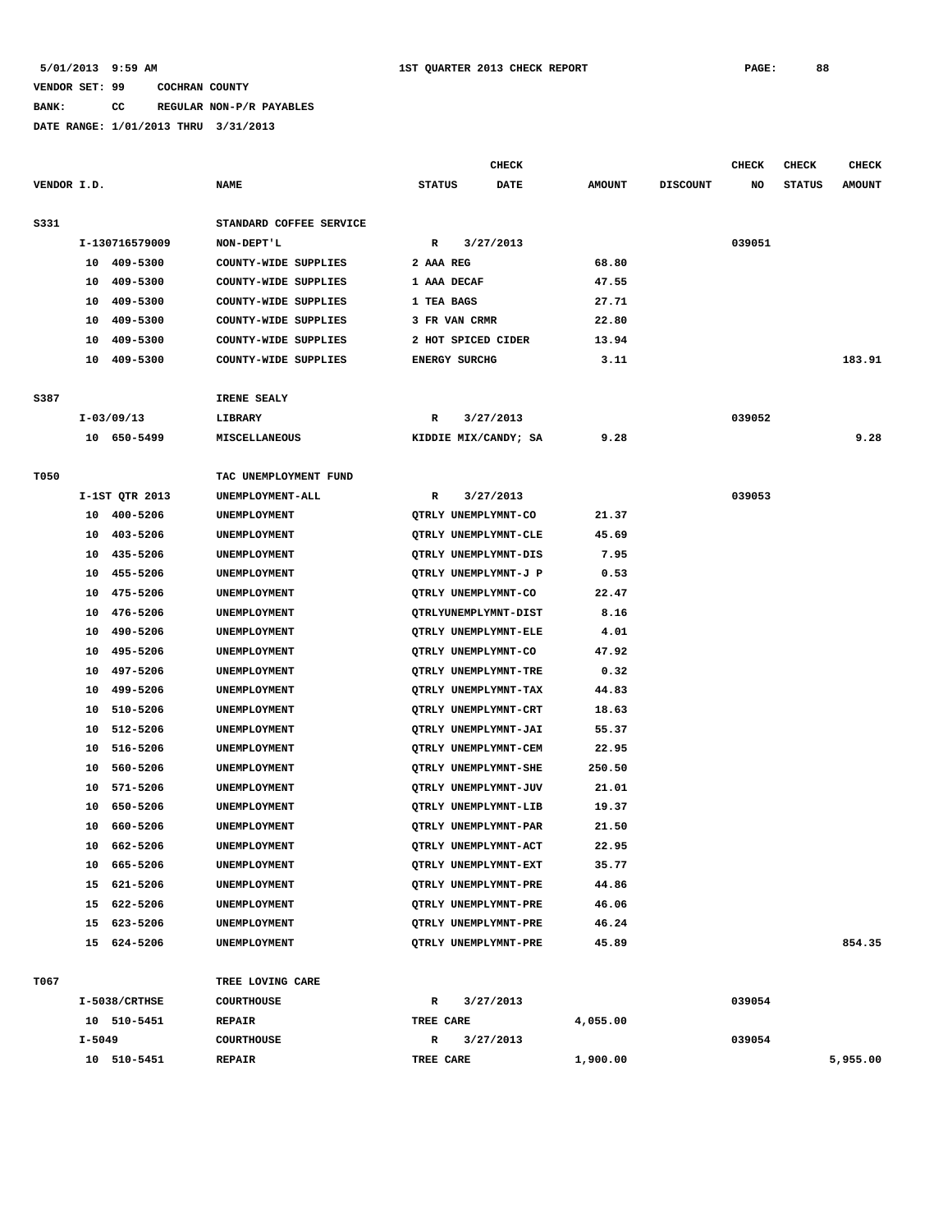5/01/2013 9:59 AM 1ST QUARTER 2013 CHECK REPORT

VENDOR SET: 99 COCHRAN COUNTY

BANK: CC REGULAR NON-P/R PAYABLES

DATE RANGE: 1/01/2013 THRU 3/31/2013

| VENDOR I.D. | NAME | STATUS | CHECK DATE | AMOUNT | DISCOUNT | CHECK NO | CHECK STATUS | CHECK AMOUNT |
|---|---|---|---|---|---|---|---|---|
| S331 | STANDARD COFFEE SERVICE | | | | | | | |
| I-130716579009 | NON-DEPT'L | R | 3/27/2013 | | | 039051 | | |
| 10 409-5300 | COUNTY-WIDE SUPPLIES | 2 AAA REG | | 68.80 | | | | |
| 10 409-5300 | COUNTY-WIDE SUPPLIES | 1 AAA DECAF | | 47.55 | | | | |
| 10 409-5300 | COUNTY-WIDE SUPPLIES | 1 TEA BAGS | | 27.71 | | | | |
| 10 409-5300 | COUNTY-WIDE SUPPLIES | 3 FR VAN CRMR | | 22.80 | | | | |
| 10 409-5300 | COUNTY-WIDE SUPPLIES | 2 HOT SPICED CIDER | | 13.94 | | | | |
| 10 409-5300 | COUNTY-WIDE SUPPLIES | ENERGY SURCHG | | 3.11 | | | | 183.91 |
| S387 | IRENE SEALY | | | | | | | |
| I-03/09/13 | LIBRARY | R | 3/27/2013 | | | 039052 | | |
| 10 650-5499 | MISCELLANEOUS | KIDDIE MIX/CANDY; SA | | 9.28 | | | | 9.28 |
| T050 | TAC UNEMPLOYMENT FUND | | | | | | | |
| I-1ST QTR 2013 | UNEMPLOYMENT-ALL | R | 3/27/2013 | | | 039053 | | |
| 10 400-5206 | UNEMPLOYMENT | QTRLY UNEMPLYMNT-CO | | 21.37 | | | | |
| 10 403-5206 | UNEMPLOYMENT | QTRLY UNEMPLYMNT-CLE | | 45.69 | | | | |
| 10 435-5206 | UNEMPLOYMENT | QTRLY UNEMPLYMNT-DIS | | 7.95 | | | | |
| 10 455-5206 | UNEMPLOYMENT | QTRLY UNEMPLYMNT-J P | | 0.53 | | | | |
| 10 475-5206 | UNEMPLOYMENT | QTRLY UNEMPLYMNT-CO | | 22.47 | | | | |
| 10 476-5206 | UNEMPLOYMENT | QTRLYUNEMPLYMNT-DIST | | 8.16 | | | | |
| 10 490-5206 | UNEMPLOYMENT | QTRLY UNEMPLYMNT-ELE | | 4.01 | | | | |
| 10 495-5206 | UNEMPLOYMENT | QTRLY UNEMPLYMNT-CO | | 47.92 | | | | |
| 10 497-5206 | UNEMPLOYMENT | QTRLY UNEMPLYMNT-TRE | | 0.32 | | | | |
| 10 499-5206 | UNEMPLOYMENT | QTRLY UNEMPLYMNT-TAX | | 44.83 | | | | |
| 10 510-5206 | UNEMPLOYMENT | QTRLY UNEMPLYMNT-CRT | | 18.63 | | | | |
| 10 512-5206 | UNEMPLOYMENT | QTRLY UNEMPLYMNT-JAI | | 55.37 | | | | |
| 10 516-5206 | UNEMPLOYMENT | QTRLY UNEMPLYMNT-CEM | | 22.95 | | | | |
| 10 560-5206 | UNEMPLOYMENT | QTRLY UNEMPLYMNT-SHE | | 250.50 | | | | |
| 10 571-5206 | UNEMPLOYMENT | QTRLY UNEMPLYMNT-JUV | | 21.01 | | | | |
| 10 650-5206 | UNEMPLOYMENT | QTRLY UNEMPLYMNT-LIB | | 19.37 | | | | |
| 10 660-5206 | UNEMPLOYMENT | QTRLY UNEMPLYMNT-PAR | | 21.50 | | | | |
| 10 662-5206 | UNEMPLOYMENT | QTRLY UNEMPLYMNT-ACT | | 22.95 | | | | |
| 10 665-5206 | UNEMPLOYMENT | QTRLY UNEMPLYMNT-EXT | | 35.77 | | | | |
| 15 621-5206 | UNEMPLOYMENT | QTRLY UNEMPLYMNT-PRE | | 44.86 | | | | |
| 15 622-5206 | UNEMPLOYMENT | QTRLY UNEMPLYMNT-PRE | | 46.06 | | | | |
| 15 623-5206 | UNEMPLOYMENT | QTRLY UNEMPLYMNT-PRE | | 46.24 | | | | |
| 15 624-5206 | UNEMPLOYMENT | QTRLY UNEMPLYMNT-PRE | | 45.89 | | | | 854.35 |
| T067 | TREE LOVING CARE | | | | | | | |
| I-5038/CRTHSE | COURTHOUSE | R | 3/27/2013 | | | 039054 | | |
| 10 510-5451 | REPAIR | TREE CARE | | 4,055.00 | | | | |
| I-5049 | COURTHOUSE | R | 3/27/2013 | | | 039054 | | |
| 10 510-5451 | REPAIR | TREE CARE | | 1,900.00 | | | | 5,955.00 |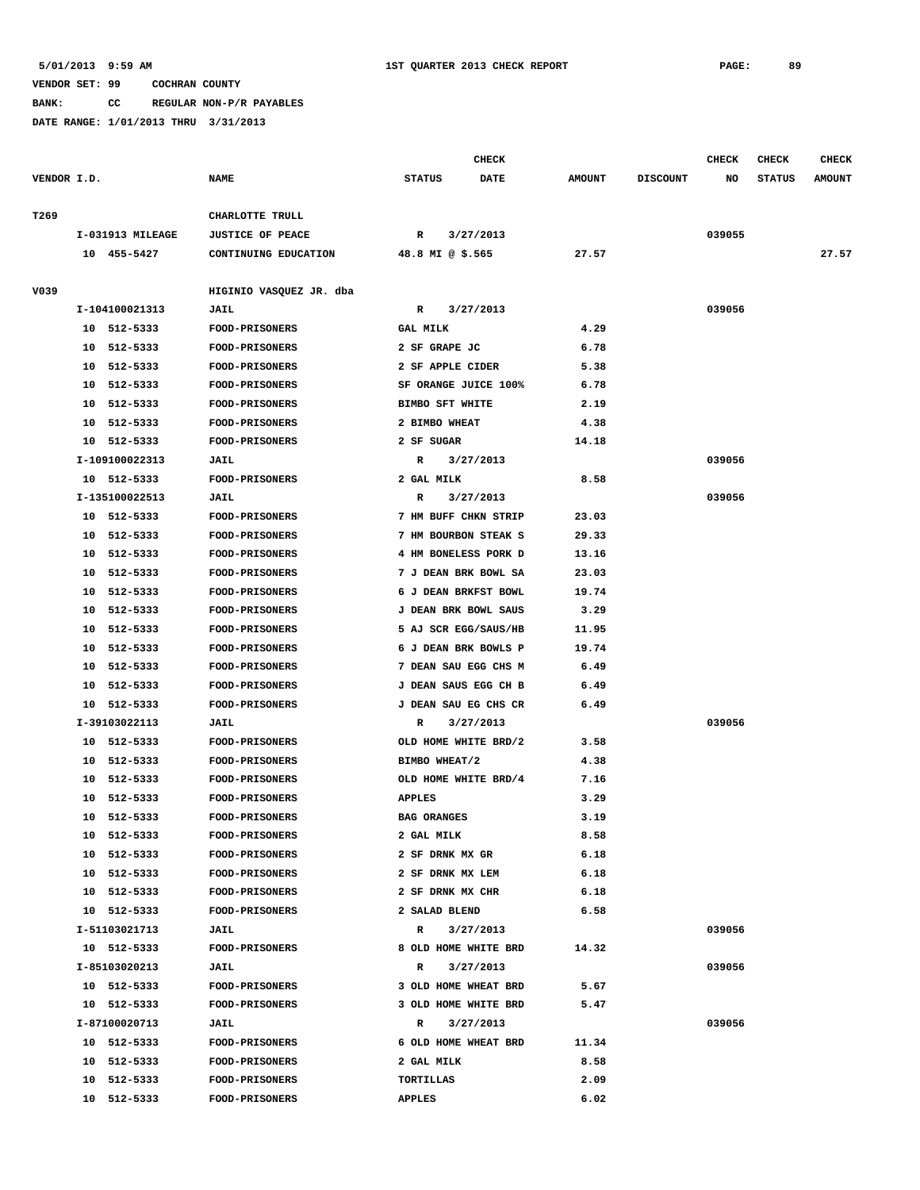5/01/2013 9:59 AM **1ST QUARTER 2013 CHECK REPORT** PAGE: 89

VENDOR SET: 99 COCHRAN COUNTY

BANK: CC REGULAR NON-P/R PAYABLES

DATE RANGE: 1/01/2013 THRU 3/31/2013

| VENDOR I.D. | NAME | STATUS | CHECK DATE | AMOUNT | DISCOUNT | CHECK NO | CHECK STATUS | CHECK AMOUNT |
|---|---|---|---|---|---|---|---|---|
| T269 | CHARLOTTE TRULL | | | | | | | |
| I-031913 MILEAGE | JUSTICE OF PEACE | R | 3/27/2013 | | | 039055 | | |
| 10 455-5427 | CONTINUING EDUCATION | 48.8 MI @ $.565 | | 27.57 | | | | 27.57 |
| V039 | HIGINIO VASQUEZ JR. dba | | | | | | | |
| I-104100021313 | JAIL | R | 3/27/2013 | | | 039056 | | |
| 10 512-5333 | FOOD-PRISONERS | GAL MILK | | 4.29 | | | | |
| 10 512-5333 | FOOD-PRISONERS | 2 SF GRAPE JC | | 6.78 | | | | |
| 10 512-5333 | FOOD-PRISONERS | 2 SF APPLE CIDER | | 5.38 | | | | |
| 10 512-5333 | FOOD-PRISONERS | SF ORANGE JUICE 100% | | 6.78 | | | | |
| 10 512-5333 | FOOD-PRISONERS | BIMBO SFT WHITE | | 2.19 | | | | |
| 10 512-5333 | FOOD-PRISONERS | 2 BIMBO WHEAT | | 4.38 | | | | |
| 10 512-5333 | FOOD-PRISONERS | 2 SF SUGAR | | 14.18 | | | | |
| I-109100022313 | JAIL | R | 3/27/2013 | | | 039056 | | |
| 10 512-5333 | FOOD-PRISONERS | 2 GAL MILK | | 8.58 | | | | |
| I-135100022513 | JAIL | R | 3/27/2013 | | | 039056 | | |
| 10 512-5333 | FOOD-PRISONERS | 7 HM BUFF CHKN STRIP | | 23.03 | | | | |
| 10 512-5333 | FOOD-PRISONERS | 7 HM BOURBON STEAK S | | 29.33 | | | | |
| 10 512-5333 | FOOD-PRISONERS | 4 HM BONELESS PORK D | | 13.16 | | | | |
| 10 512-5333 | FOOD-PRISONERS | 7 J DEAN BRK BOWL SA | | 23.03 | | | | |
| 10 512-5333 | FOOD-PRISONERS | 6 J DEAN BRKFST BOWL | | 19.74 | | | | |
| 10 512-5333 | FOOD-PRISONERS | J DEAN BRK BOWL SAUS | | 3.29 | | | | |
| 10 512-5333 | FOOD-PRISONERS | 5 AJ SCR EGG/SAUS/HB | | 11.95 | | | | |
| 10 512-5333 | FOOD-PRISONERS | 6 J DEAN BRK BOWLS P | | 19.74 | | | | |
| 10 512-5333 | FOOD-PRISONERS | 7 DEAN SAU EGG CHS M | | 6.49 | | | | |
| 10 512-5333 | FOOD-PRISONERS | J DEAN SAUS EGG CH B | | 6.49 | | | | |
| 10 512-5333 | FOOD-PRISONERS | J DEAN SAU EG CHS CR | | 6.49 | | | | |
| I-39103022113 | JAIL | R | 3/27/2013 | | | 039056 | | |
| 10 512-5333 | FOOD-PRISONERS | OLD HOME WHITE BRD/2 | | 3.58 | | | | |
| 10 512-5333 | FOOD-PRISONERS | BIMBO WHEAT/2 | | 4.38 | | | | |
| 10 512-5333 | FOOD-PRISONERS | OLD HOME WHITE BRD/4 | | 7.16 | | | | |
| 10 512-5333 | FOOD-PRISONERS | APPLES | | 3.29 | | | | |
| 10 512-5333 | FOOD-PRISONERS | BAG ORANGES | | 3.19 | | | | |
| 10 512-5333 | FOOD-PRISONERS | 2 GAL MILK | | 8.58 | | | | |
| 10 512-5333 | FOOD-PRISONERS | 2 SF DRNK MX GR | | 6.18 | | | | |
| 10 512-5333 | FOOD-PRISONERS | 2 SF DRNK MX LEM | | 6.18 | | | | |
| 10 512-5333 | FOOD-PRISONERS | 2 SF DRNK MX CHR | | 6.18 | | | | |
| 10 512-5333 | FOOD-PRISONERS | 2 SALAD BLEND | | 6.58 | | | | |
| I-51103021713 | JAIL | R | 3/27/2013 | | | 039056 | | |
| 10 512-5333 | FOOD-PRISONERS | 8 OLD HOME WHITE BRD | | 14.32 | | | | |
| I-85103020213 | JAIL | R | 3/27/2013 | | | 039056 | | |
| 10 512-5333 | FOOD-PRISONERS | 3 OLD HOME WHEAT BRD | | 5.67 | | | | |
| 10 512-5333 | FOOD-PRISONERS | 3 OLD HOME WHITE BRD | | 5.47 | | | | |
| I-87100020713 | JAIL | R | 3/27/2013 | | | 039056 | | |
| 10 512-5333 | FOOD-PRISONERS | 6 OLD HOME WHEAT BRD | | 11.34 | | | | |
| 10 512-5333 | FOOD-PRISONERS | 2 GAL MILK | | 8.58 | | | | |
| 10 512-5333 | FOOD-PRISONERS | TORTILLAS | | 2.09 | | | | |
| 10 512-5333 | FOOD-PRISONERS | APPLES | | 6.02 | | | | |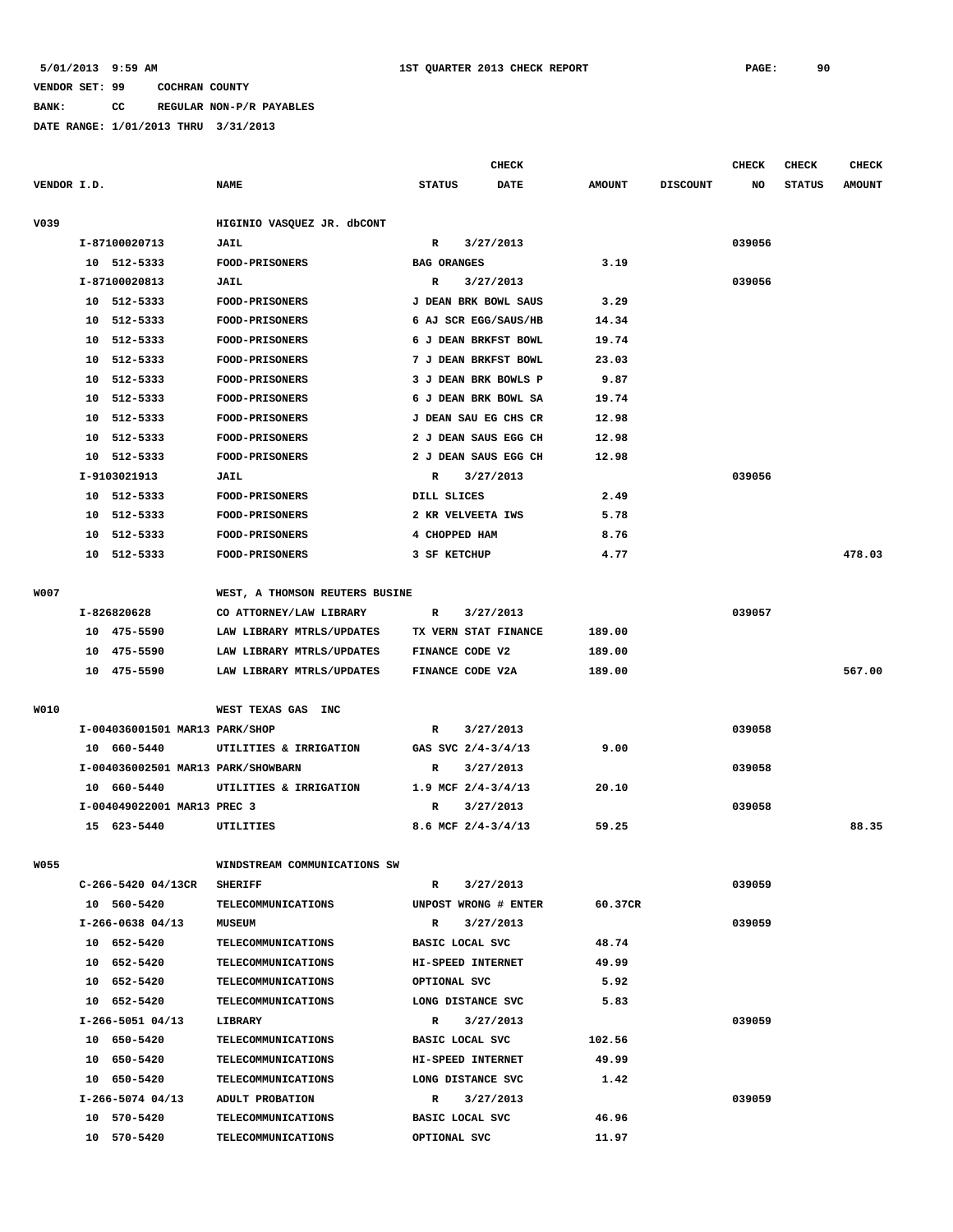5/01/2013 9:59 AM | 1ST QUARTER 2013 CHECK REPORT | PAGE: 90

VENDOR SET: 99 COCHRAN COUNTY

BANK: CC REGULAR NON-P/R PAYABLES

DATE RANGE: 1/01/2013 THRU 3/31/2013

| VENDOR I.D. | NAME | STATUS | CHECK DATE | AMOUNT | DISCOUNT | CHECK NO | CHECK STATUS | CHECK AMOUNT |
|---|---|---|---|---|---|---|---|---|
| V039 | HIGINIO VASQUEZ JR. dbCONT | | | | | | | |
| I-87100020713 | JAIL | R | 3/27/2013 | | | 039056 | | |
| 10 512-5333 | FOOD-PRISONERS | BAG ORANGES | | 3.19 | | | | |
| I-87100020813 | JAIL | R | 3/27/2013 | | | 039056 | | |
| 10 512-5333 | FOOD-PRISONERS | J DEAN BRK BOWL SAUS | | 3.29 | | | | |
| 10 512-5333 | FOOD-PRISONERS | 6 AJ SCR EGG/SAUS/HB | | 14.34 | | | | |
| 10 512-5333 | FOOD-PRISONERS | 6 J DEAN BRKFST BOWL | | 19.74 | | | | |
| 10 512-5333 | FOOD-PRISONERS | 7 J DEAN BRKFST BOWL | | 23.03 | | | | |
| 10 512-5333 | FOOD-PRISONERS | 3 J DEAN BRK BOWLS P | | 9.87 | | | | |
| 10 512-5333 | FOOD-PRISONERS | 6 J DEAN BRK BOWL SA | | 19.74 | | | | |
| 10 512-5333 | FOOD-PRISONERS | J DEAN SAU EG CHS CR | | 12.98 | | | | |
| 10 512-5333 | FOOD-PRISONERS | 2 J DEAN SAUS EGG CH | | 12.98 | | | | |
| 10 512-5333 | FOOD-PRISONERS | 2 J DEAN SAUS EGG CH | | 12.98 | | | | |
| I-9103021913 | JAIL | R | 3/27/2013 | | | 039056 | | |
| 10 512-5333 | FOOD-PRISONERS | DILL SLICES | | 2.49 | | | | |
| 10 512-5333 | FOOD-PRISONERS | 2 KR VELVEETA IWS | | 5.78 | | | | |
| 10 512-5333 | FOOD-PRISONERS | 4 CHOPPED HAM | | 8.76 | | | | |
| 10 512-5333 | FOOD-PRISONERS | 3 SF KETCHUP | | 4.77 | | | | 478.03 |
| W007 | WEST, A THOMSON REUTERS BUSINE | | | | | | | |
| I-826820628 | CO ATTORNEY/LAW LIBRARY | R | 3/27/2013 | | | 039057 | | |
| 10 475-5590 | LAW LIBRARY MTRLS/UPDATES | TX VERN STAT FINANCE | | 189.00 | | | | |
| 10 475-5590 | LAW LIBRARY MTRLS/UPDATES | FINANCE CODE V2 | | 189.00 | | | | |
| 10 475-5590 | LAW LIBRARY MTRLS/UPDATES | FINANCE CODE V2A | | 189.00 | | | | 567.00 |
| W010 | WEST TEXAS GAS INC | | | | | | | |
| I-004036001501 MAR13 PARK/SHOP | | R | 3/27/2013 | | | 039058 | | |
| 10 660-5440 | UTILITIES & IRRIGATION | GAS SVC 2/4-3/4/13 | | 9.00 | | | | |
| I-004036002501 MAR13 PARK/SHOWBARN | | R | 3/27/2013 | | | 039058 | | |
| 10 660-5440 | UTILITIES & IRRIGATION | 1.9 MCF 2/4-3/4/13 | | 20.10 | | | | |
| I-004049022001 MAR13 PREC 3 | | R | 3/27/2013 | | | 039058 | | |
| 15 623-5440 | UTILITIES | 8.6 MCF 2/4-3/4/13 | | 59.25 | | | | 88.35 |
| W055 | WINDSTREAM COMMUNICATIONS SW | | | | | | | |
| C-266-5420 04/13CR | SHERIFF | R | 3/27/2013 | | | 039059 | | |
| 10 560-5420 | TELECOMMUNICATIONS | UNPOST WRONG # ENTER | | 60.37CR | | | | |
| I-266-0638 04/13 | MUSEUM | R | 3/27/2013 | | | 039059 | | |
| 10 652-5420 | TELECOMMUNICATIONS | BASIC LOCAL SVC | | 48.74 | | | | |
| 10 652-5420 | TELECOMMUNICATIONS | HI-SPEED INTERNET | | 49.99 | | | | |
| 10 652-5420 | TELECOMMUNICATIONS | OPTIONAL SVC | | 5.92 | | | | |
| 10 652-5420 | TELECOMMUNICATIONS | LONG DISTANCE SVC | | 5.83 | | | | |
| I-266-5051 04/13 | LIBRARY | R | 3/27/2013 | | | 039059 | | |
| 10 650-5420 | TELECOMMUNICATIONS | BASIC LOCAL SVC | | 102.56 | | | | |
| 10 650-5420 | TELECOMMUNICATIONS | HI-SPEED INTERNET | | 49.99 | | | | |
| 10 650-5420 | TELECOMMUNICATIONS | LONG DISTANCE SVC | | 1.42 | | | | |
| I-266-5074 04/13 | ADULT PROBATION | R | 3/27/2013 | | | 039059 | | |
| 10 570-5420 | TELECOMMUNICATIONS | BASIC LOCAL SVC | | 46.96 | | | | |
| 10 570-5420 | TELECOMMUNICATIONS | OPTIONAL SVC | | 11.97 | | | | |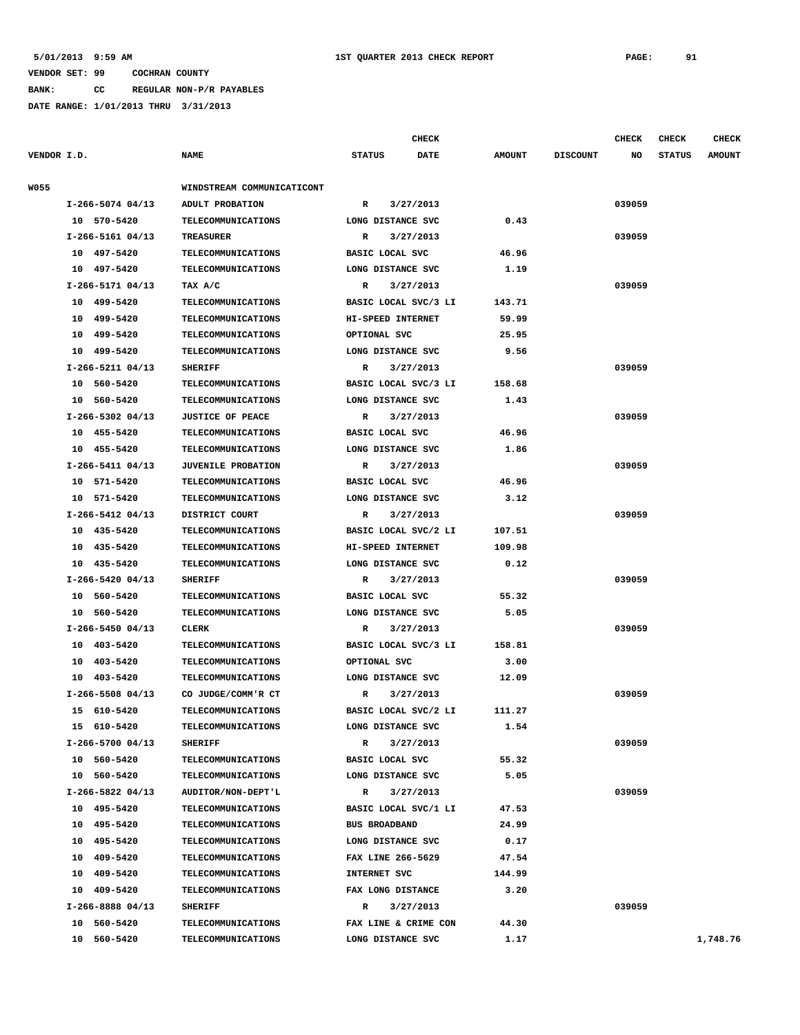5/01/2013 9:59 AM 1ST QUARTER 2013 CHECK REPORT

VENDOR SET: 99 COCHRAN COUNTY

BANK: CC REGULAR NON-P/R PAYABLES

DATE RANGE: 1/01/2013 THRU 3/31/2013

| VENDOR I.D. | NAME | STATUS | CHECK DATE | AMOUNT | DISCOUNT | CHECK NO | CHECK STATUS | CHECK AMOUNT |
|---|---|---|---|---|---|---|---|---|
| W055 | WINDSTREAM COMMUNICATICONT | | | | | | | |
| I-266-5074 04/13 | ADULT PROBATION | R | 3/27/2013 | | | 039059 | | |
| 10 570-5420 | TELECOMMUNICATIONS | LONG DISTANCE SVC | | 0.43 | | | | |
| I-266-5161 04/13 | TREASURER | R | 3/27/2013 | | | 039059 | | |
| 10 497-5420 | TELECOMMUNICATIONS | BASIC LOCAL SVC | | 46.96 | | | | |
| 10 497-5420 | TELECOMMUNICATIONS | LONG DISTANCE SVC | | 1.19 | | | | |
| I-266-5171 04/13 | TAX A/C | R | 3/27/2013 | | | 039059 | | |
| 10 499-5420 | TELECOMMUNICATIONS | BASIC LOCAL SVC/3 LI | | 143.71 | | | | |
| 10 499-5420 | TELECOMMUNICATIONS | HI-SPEED INTERNET | | 59.99 | | | | |
| 10 499-5420 | TELECOMMUNICATIONS | OPTIONAL SVC | | 25.95 | | | | |
| 10 499-5420 | TELECOMMUNICATIONS | LONG DISTANCE SVC | | 9.56 | | | | |
| I-266-5211 04/13 | SHERIFF | R | 3/27/2013 | | | 039059 | | |
| 10 560-5420 | TELECOMMUNICATIONS | BASIC LOCAL SVC/3 LI | | 158.68 | | | | |
| 10 560-5420 | TELECOMMUNICATIONS | LONG DISTANCE SVC | | 1.43 | | | | |
| I-266-5302 04/13 | JUSTICE OF PEACE | R | 3/27/2013 | | | 039059 | | |
| 10 455-5420 | TELECOMMUNICATIONS | BASIC LOCAL SVC | | 46.96 | | | | |
| 10 455-5420 | TELECOMMUNICATIONS | LONG DISTANCE SVC | | 1.86 | | | | |
| I-266-5411 04/13 | JUVENILE PROBATION | R | 3/27/2013 | | | 039059 | | |
| 10 571-5420 | TELECOMMUNICATIONS | BASIC LOCAL SVC | | 46.96 | | | | |
| 10 571-5420 | TELECOMMUNICATIONS | LONG DISTANCE SVC | | 3.12 | | | | |
| I-266-5412 04/13 | DISTRICT COURT | R | 3/27/2013 | | | 039059 | | |
| 10 435-5420 | TELECOMMUNICATIONS | BASIC LOCAL SVC/2 LI | | 107.51 | | | | |
| 10 435-5420 | TELECOMMUNICATIONS | HI-SPEED INTERNET | | 109.98 | | | | |
| 10 435-5420 | TELECOMMUNICATIONS | LONG DISTANCE SVC | | 0.12 | | | | |
| I-266-5420 04/13 | SHERIFF | R | 3/27/2013 | | | 039059 | | |
| 10 560-5420 | TELECOMMUNICATIONS | BASIC LOCAL SVC | | 55.32 | | | | |
| 10 560-5420 | TELECOMMUNICATIONS | LONG DISTANCE SVC | | 5.05 | | | | |
| I-266-5450 04/13 | CLERK | R | 3/27/2013 | | | 039059 | | |
| 10 403-5420 | TELECOMMUNICATIONS | BASIC LOCAL SVC/3 LI | | 158.81 | | | | |
| 10 403-5420 | TELECOMMUNICATIONS | OPTIONAL SVC | | 3.00 | | | | |
| 10 403-5420 | TELECOMMUNICATIONS | LONG DISTANCE SVC | | 12.09 | | | | |
| I-266-5508 04/13 | CO JUDGE/COMM'R CT | R | 3/27/2013 | | | 039059 | | |
| 15 610-5420 | TELECOMMUNICATIONS | BASIC LOCAL SVC/2 LI | | 111.27 | | | | |
| 15 610-5420 | TELECOMMUNICATIONS | LONG DISTANCE SVC | | 1.54 | | | | |
| I-266-5700 04/13 | SHERIFF | R | 3/27/2013 | | | 039059 | | |
| 10 560-5420 | TELECOMMUNICATIONS | BASIC LOCAL SVC | | 55.32 | | | | |
| 10 560-5420 | TELECOMMUNICATIONS | LONG DISTANCE SVC | | 5.05 | | | | |
| I-266-5822 04/13 | AUDITOR/NON-DEPT'L | R | 3/27/2013 | | | 039059 | | |
| 10 495-5420 | TELECOMMUNICATIONS | BASIC LOCAL SVC/1 LI | | 47.53 | | | | |
| 10 495-5420 | TELECOMMUNICATIONS | BUS BROADBAND | | 24.99 | | | | |
| 10 495-5420 | TELECOMMUNICATIONS | LONG DISTANCE SVC | | 0.17 | | | | |
| 10 409-5420 | TELECOMMUNICATIONS | FAX LINE 266-5629 | | 47.54 | | | | |
| 10 409-5420 | TELECOMMUNICATIONS | INTERNET SVC | | 144.99 | | | | |
| 10 409-5420 | TELECOMMUNICATIONS | FAX LONG DISTANCE | | 3.20 | | | | |
| I-266-8888 04/13 | SHERIFF | R | 3/27/2013 | | | 039059 | | |
| 10 560-5420 | TELECOMMUNICATIONS | FAX LINE & CRIME CON | | 44.30 | | | | |
| 10 560-5420 | TELECOMMUNICATIONS | LONG DISTANCE SVC | | 1.17 | | | | 1,748.76 |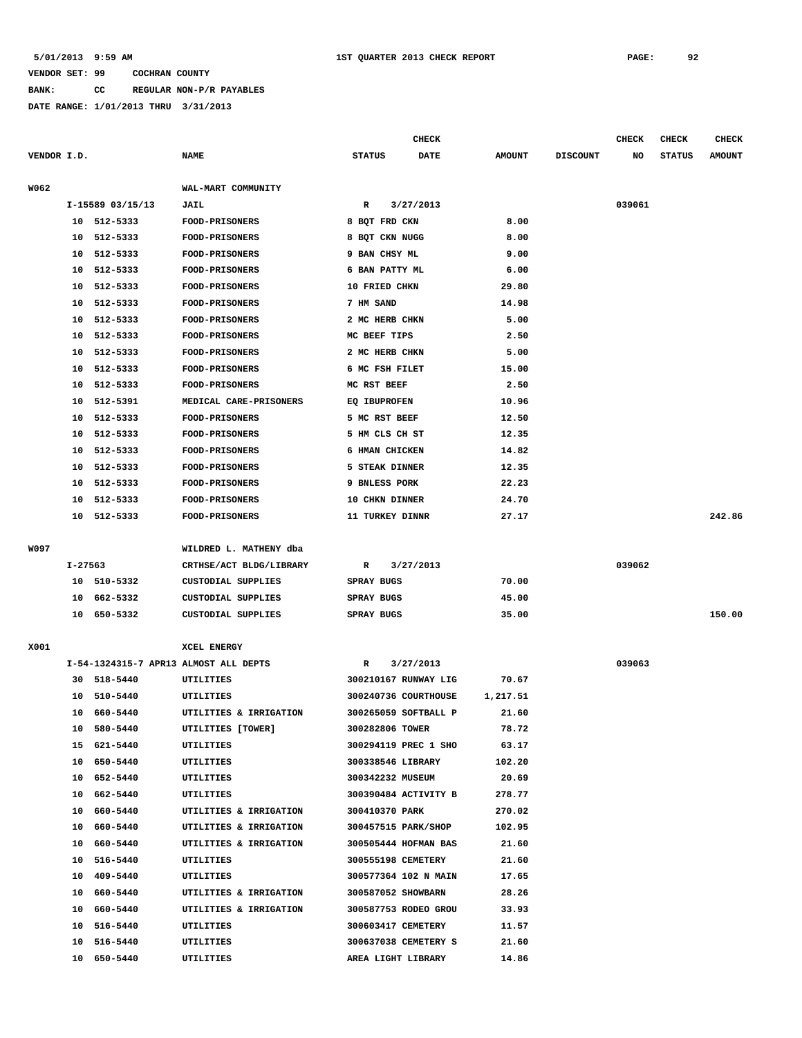5/01/2013 9:59 AM 1ST QUARTER 2013 CHECK REPORT

VENDOR SET: 99 COCHRAN COUNTY

BANK: CC REGULAR NON-P/R PAYABLES

DATE RANGE: 1/01/2013 THRU 3/31/2013

| VENDOR I.D. | NAME | STATUS | CHECK DATE | AMOUNT | DISCOUNT | CHECK NO | CHECK STATUS | CHECK AMOUNT |
|---|---|---|---|---|---|---|---|---|
| W062 | WAL-MART COMMUNITY | | | | | | | |
| I-15589 03/15/13 | JAIL | R | 3/27/2013 | | | 039061 | | |
| 10 512-5333 | FOOD-PRISONERS | 8 BQT FRD CKN | | 8.00 | | | | |
| 10 512-5333 | FOOD-PRISONERS | 8 BQT CKN NUGG | | 8.00 | | | | |
| 10 512-5333 | FOOD-PRISONERS | 9 BAN CHSY ML | | 9.00 | | | | |
| 10 512-5333 | FOOD-PRISONERS | 6 BAN PATTY ML | | 6.00 | | | | |
| 10 512-5333 | FOOD-PRISONERS | 10 FRIED CHKN | | 29.80 | | | | |
| 10 512-5333 | FOOD-PRISONERS | 7 HM SAND | | 14.98 | | | | |
| 10 512-5333 | FOOD-PRISONERS | 2 MC HERB CHKN | | 5.00 | | | | |
| 10 512-5333 | FOOD-PRISONERS | MC BEEF TIPS | | 2.50 | | | | |
| 10 512-5333 | FOOD-PRISONERS | 2 MC HERB CHKN | | 5.00 | | | | |
| 10 512-5333 | FOOD-PRISONERS | 6 MC FSH FILET | | 15.00 | | | | |
| 10 512-5333 | FOOD-PRISONERS | MC RST BEEF | | 2.50 | | | | |
| 10 512-5391 | MEDICAL CARE-PRISONERS | EQ IBUPROFEN | | 10.96 | | | | |
| 10 512-5333 | FOOD-PRISONERS | 5 MC RST BEEF | | 12.50 | | | | |
| 10 512-5333 | FOOD-PRISONERS | 5 HM CLS CH ST | | 12.35 | | | | |
| 10 512-5333 | FOOD-PRISONERS | 6 HMAN CHICKEN | | 14.82 | | | | |
| 10 512-5333 | FOOD-PRISONERS | 5 STEAK DINNER | | 12.35 | | | | |
| 10 512-5333 | FOOD-PRISONERS | 9 BNLESS PORK | | 22.23 | | | | |
| 10 512-5333 | FOOD-PRISONERS | 10 CHKN DINNER | | 24.70 | | | | |
| 10 512-5333 | FOOD-PRISONERS | 11 TURKEY DINNR | | 27.17 | | | | 242.86 |
| W097 | WILDRED L. MATHENY dba | | | | | | | |
| I-27563 | CRTHSE/ACT BLDG/LIBRARY | R | 3/27/2013 | | | 039062 | | |
| 10 510-5332 | CUSTODIAL SUPPLIES | SPRAY BUGS | | 70.00 | | | | |
| 10 662-5332 | CUSTODIAL SUPPLIES | SPRAY BUGS | | 45.00 | | | | |
| 10 650-5332 | CUSTODIAL SUPPLIES | SPRAY BUGS | | 35.00 | | | | 150.00 |
| X001 | XCEL ENERGY | | | | | | | |
| I-54-1324315-7 APR13 | ALMOST ALL DEPTS | R | 3/27/2013 | | | 039063 | | |
| 30 518-5440 | UTILITIES | 300210167 RUNWAY LIG | | 70.67 | | | | |
| 10 510-5440 | UTILITIES | 300240736 COURTHOUSE | | 1,217.51 | | | | |
| 10 660-5440 | UTILITIES & IRRIGATION | 300265059 SOFTBALL P | | 21.60 | | | | |
| 10 580-5440 | UTILITIES [TOWER] | 300282806 TOWER | | 78.72 | | | | |
| 15 621-5440 | UTILITIES | 300294119 PREC 1 SHO | | 63.17 | | | | |
| 10 650-5440 | UTILITIES | 300338546 LIBRARY | | 102.20 | | | | |
| 10 652-5440 | UTILITIES | 300342232 MUSEUM | | 20.69 | | | | |
| 10 662-5440 | UTILITIES | 300390484 ACTIVITY B | | 278.77 | | | | |
| 10 660-5440 | UTILITIES & IRRIGATION | 300410370 PARK | | 270.02 | | | | |
| 10 660-5440 | UTILITIES & IRRIGATION | 300457515 PARK/SHOP | | 102.95 | | | | |
| 10 660-5440 | UTILITIES & IRRIGATION | 300505444 HOFMAN BAS | | 21.60 | | | | |
| 10 516-5440 | UTILITIES | 300555198 CEMETERY | | 21.60 | | | | |
| 10 409-5440 | UTILITIES | 300577364 102 N MAIN | | 17.65 | | | | |
| 10 660-5440 | UTILITIES & IRRIGATION | 300587052 SHOWBARN | | 28.26 | | | | |
| 10 660-5440 | UTILITIES & IRRIGATION | 300587753 RODEO GROU | | 33.93 | | | | |
| 10 516-5440 | UTILITIES | 300603417 CEMETERY | | 11.57 | | | | |
| 10 516-5440 | UTILITIES | 300637038 CEMETERY S | | 21.60 | | | | |
| 10 650-5440 | UTILITIES | AREA LIGHT LIBRARY | | 14.86 | | | | |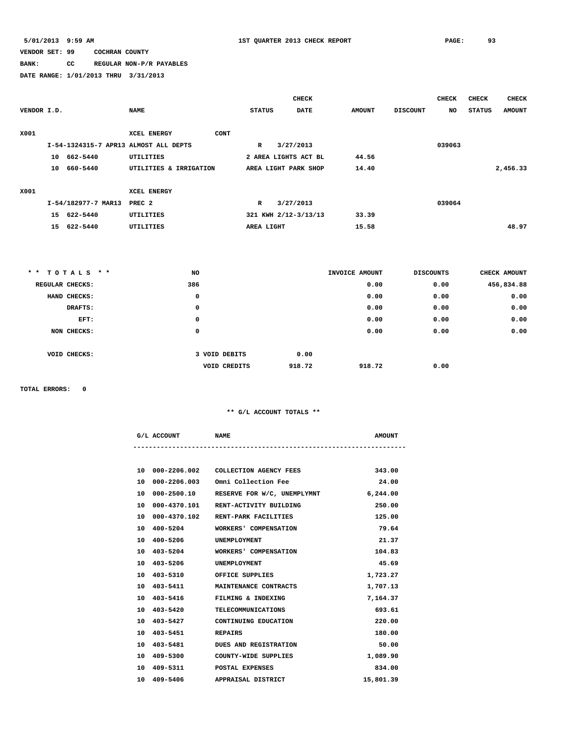5/01/2013 9:59 AM — 1ST QUARTER 2013 CHECK REPORT — PAGE: 93

VENDOR SET: 99 COCHRAN COUNTY
BANK: CC REGULAR NON-P/R PAYABLES
DATE RANGE: 1/01/2013 THRU 3/31/2013

| VENDOR I.D. | NAME | STATUS | CHECK DATE | AMOUNT | DISCOUNT | CHECK NO | CHECK STATUS | CHECK AMOUNT |
|---|---|---|---|---|---|---|---|---|
| X001 | XCEL ENERGY CONT | | | | | | | |
| I-54-1324315-7 APR13 | ALMOST ALL DEPTS | R | 3/27/2013 | | | 039063 | | |
| 10 662-5440 | UTILITIES | 2 AREA LIGHTS ACT BL | | 44.56 | | | | |
| 10 660-5440 | UTILITIES & IRRIGATION | AREA LIGHT PARK SHOP | | 14.40 | | | | 2,456.33 |
| X001 | XCEL ENERGY | | | | | | | |
| I-54/182977-7 MAR13 | PREC 2 | R | 3/27/2013 | | | 039064 | | |
| 15 622-5440 | UTILITIES | 321 KWH 2/12-3/13/13 | | 33.39 | | | | |
| 15 622-5440 | UTILITIES | AREA LIGHT | | 15.58 | | | | 48.97 |

| * * TOTALS * * | NO | | | INVOICE AMOUNT | DISCOUNTS | CHECK AMOUNT |
|---|---|---|---|---|---|---|
| REGULAR CHECKS: | 386 | | | 0.00 | 0.00 | 456,834.88 |
| HAND CHECKS: | 0 | | | 0.00 | 0.00 | 0.00 |
| DRAFTS: | 0 | | | 0.00 | 0.00 | 0.00 |
| EFT: | 0 | | | 0.00 | 0.00 | 0.00 |
| NON CHECKS: | 0 | | | 0.00 | 0.00 | 0.00 |
| VOID CHECKS: | 3 | VOID DEBITS | 0.00 | | | |
| | | VOID CREDITS | 918.72 | 918.72 | 0.00 | |

TOTAL ERRORS: 0

** G/L ACCOUNT TOTALS **

| G/L ACCOUNT | NAME | AMOUNT |
|---|---|---|
| 10 000-2206.002 | COLLECTION AGENCY FEES | 343.00 |
| 10 000-2206.003 | Omni Collection Fee | 24.00 |
| 10 000-2500.10 | RESERVE FOR W/C, UNEMPLYMNT | 6,244.00 |
| 10 000-4370.101 | RENT-ACTIVITY BUILDING | 250.00 |
| 10 000-4370.102 | RENT-PARK FACILITIES | 125.00 |
| 10 400-5204 | WORKERS' COMPENSATION | 79.64 |
| 10 400-5206 | UNEMPLOYMENT | 21.37 |
| 10 403-5204 | WORKERS' COMPENSATION | 104.83 |
| 10 403-5206 | UNEMPLOYMENT | 45.69 |
| 10 403-5310 | OFFICE SUPPLIES | 1,723.27 |
| 10 403-5411 | MAINTENANCE CONTRACTS | 1,707.13 |
| 10 403-5416 | FILMING & INDEXING | 7,164.37 |
| 10 403-5420 | TELECOMMUNICATIONS | 693.61 |
| 10 403-5427 | CONTINUING EDUCATION | 220.00 |
| 10 403-5451 | REPAIRS | 180.00 |
| 10 403-5481 | DUES AND REGISTRATION | 50.00 |
| 10 409-5300 | COUNTY-WIDE SUPPLIES | 1,089.90 |
| 10 409-5311 | POSTAL EXPENSES | 834.00 |
| 10 409-5406 | APPRAISAL DISTRICT | 15,801.39 |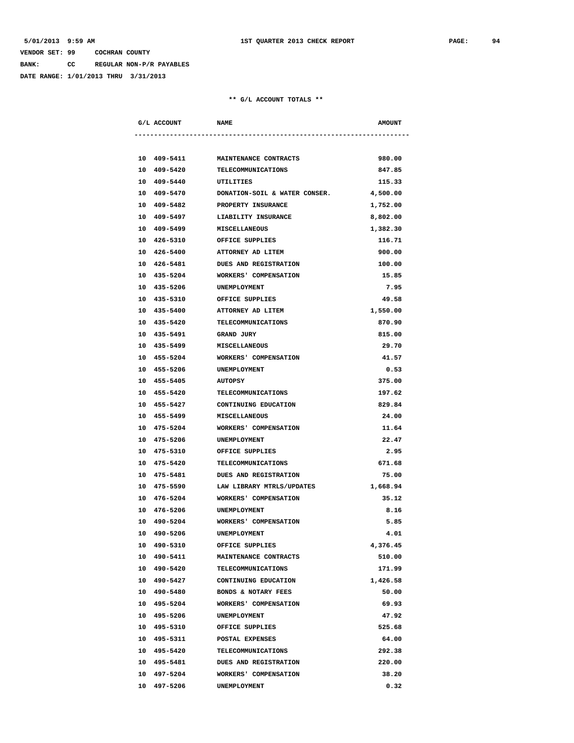5/01/2013 9:59 AM 1ST QUARTER 2013 CHECK REPORT

VENDOR SET: 99 COCHRAN COUNTY

BANK: CC REGULAR NON-P/R PAYABLES

DATE RANGE: 1/01/2013 THRU 3/31/2013

** G/L ACCOUNT TOTALS **

| G/L ACCOUNT | NAME | AMOUNT |
|---|---|---|
| 10 409-5411 | MAINTENANCE CONTRACTS | 980.00 |
| 10 409-5420 | TELECOMMUNICATIONS | 847.85 |
| 10 409-5440 | UTILITIES | 115.33 |
| 10 409-5470 | DONATION-SOIL & WATER CONSER. | 4,500.00 |
| 10 409-5482 | PROPERTY INSURANCE | 1,752.00 |
| 10 409-5497 | LIABILITY INSURANCE | 8,802.00 |
| 10 409-5499 | MISCELLANEOUS | 1,382.30 |
| 10 426-5310 | OFFICE SUPPLIES | 116.71 |
| 10 426-5400 | ATTORNEY AD LITEM | 900.00 |
| 10 426-5481 | DUES AND REGISTRATION | 100.00 |
| 10 435-5204 | WORKERS' COMPENSATION | 15.85 |
| 10 435-5206 | UNEMPLOYMENT | 7.95 |
| 10 435-5310 | OFFICE SUPPLIES | 49.58 |
| 10 435-5400 | ATTORNEY AD LITEM | 1,550.00 |
| 10 435-5420 | TELECOMMUNICATIONS | 870.90 |
| 10 435-5491 | GRAND JURY | 815.00 |
| 10 435-5499 | MISCELLANEOUS | 29.70 |
| 10 455-5204 | WORKERS' COMPENSATION | 41.57 |
| 10 455-5206 | UNEMPLOYMENT | 0.53 |
| 10 455-5405 | AUTOPSY | 375.00 |
| 10 455-5420 | TELECOMMUNICATIONS | 197.62 |
| 10 455-5427 | CONTINUING EDUCATION | 829.84 |
| 10 455-5499 | MISCELLANEOUS | 24.00 |
| 10 475-5204 | WORKERS' COMPENSATION | 11.64 |
| 10 475-5206 | UNEMPLOYMENT | 22.47 |
| 10 475-5310 | OFFICE SUPPLIES | 2.95 |
| 10 475-5420 | TELECOMMUNICATIONS | 671.68 |
| 10 475-5481 | DUES AND REGISTRATION | 75.00 |
| 10 475-5590 | LAW LIBRARY MTRLS/UPDATES | 1,668.94 |
| 10 476-5204 | WORKERS' COMPENSATION | 35.12 |
| 10 476-5206 | UNEMPLOYMENT | 8.16 |
| 10 490-5204 | WORKERS' COMPENSATION | 5.85 |
| 10 490-5206 | UNEMPLOYMENT | 4.01 |
| 10 490-5310 | OFFICE SUPPLIES | 4,376.45 |
| 10 490-5411 | MAINTENANCE CONTRACTS | 510.00 |
| 10 490-5420 | TELECOMMUNICATIONS | 171.99 |
| 10 490-5427 | CONTINUING EDUCATION | 1,426.58 |
| 10 490-5480 | BONDS & NOTARY FEES | 50.00 |
| 10 495-5204 | WORKERS' COMPENSATION | 69.93 |
| 10 495-5206 | UNEMPLOYMENT | 47.92 |
| 10 495-5310 | OFFICE SUPPLIES | 525.68 |
| 10 495-5311 | POSTAL EXPENSES | 64.00 |
| 10 495-5420 | TELECOMMUNICATIONS | 292.38 |
| 10 495-5481 | DUES AND REGISTRATION | 220.00 |
| 10 497-5204 | WORKERS' COMPENSATION | 38.20 |
| 10 497-5206 | UNEMPLOYMENT | 0.32 |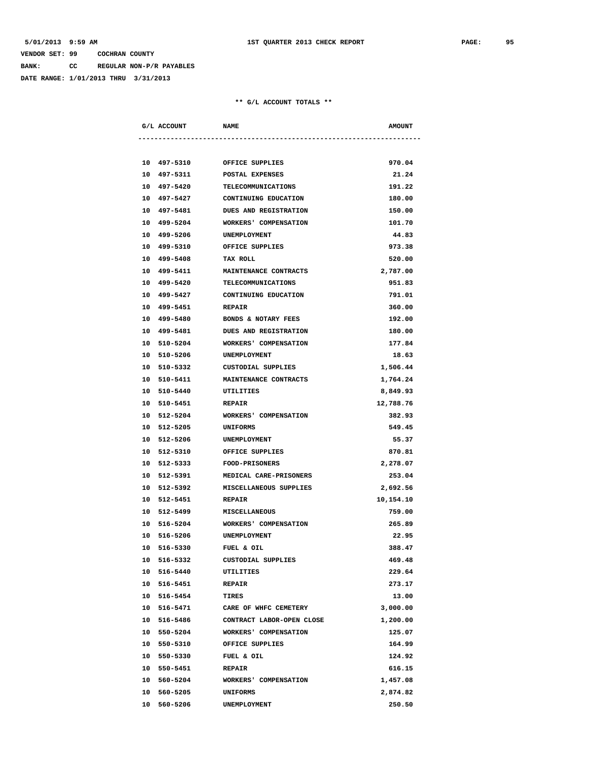VENDOR SET: 99 COCHRAN COUNTY

BANK: CC REGULAR NON-P/R PAYABLES

DATE RANGE: 1/01/2013 THRU 3/31/2013

** G/L ACCOUNT TOTALS **

| G/L ACCOUNT | NAME | AMOUNT |
|---|---|---|
| 10 497-5310 | OFFICE SUPPLIES | 970.04 |
| 10 497-5311 | POSTAL EXPENSES | 21.24 |
| 10 497-5420 | TELECOMMUNICATIONS | 191.22 |
| 10 497-5427 | CONTINUING EDUCATION | 180.00 |
| 10 497-5481 | DUES AND REGISTRATION | 150.00 |
| 10 499-5204 | WORKERS' COMPENSATION | 101.70 |
| 10 499-5206 | UNEMPLOYMENT | 44.83 |
| 10 499-5310 | OFFICE SUPPLIES | 973.38 |
| 10 499-5408 | TAX ROLL | 520.00 |
| 10 499-5411 | MAINTENANCE CONTRACTS | 2,787.00 |
| 10 499-5420 | TELECOMMUNICATIONS | 951.83 |
| 10 499-5427 | CONTINUING EDUCATION | 791.01 |
| 10 499-5451 | REPAIR | 360.00 |
| 10 499-5480 | BONDS & NOTARY FEES | 192.00 |
| 10 499-5481 | DUES AND REGISTRATION | 180.00 |
| 10 510-5204 | WORKERS' COMPENSATION | 177.84 |
| 10 510-5206 | UNEMPLOYMENT | 18.63 |
| 10 510-5332 | CUSTODIAL SUPPLIES | 1,506.44 |
| 10 510-5411 | MAINTENANCE CONTRACTS | 1,764.24 |
| 10 510-5440 | UTILITIES | 8,849.93 |
| 10 510-5451 | REPAIR | 12,788.76 |
| 10 512-5204 | WORKERS' COMPENSATION | 382.93 |
| 10 512-5205 | UNIFORMS | 549.45 |
| 10 512-5206 | UNEMPLOYMENT | 55.37 |
| 10 512-5310 | OFFICE SUPPLIES | 870.81 |
| 10 512-5333 | FOOD-PRISONERS | 2,278.07 |
| 10 512-5391 | MEDICAL CARE-PRISONERS | 253.04 |
| 10 512-5392 | MISCELLANEOUS SUPPLIES | 2,692.56 |
| 10 512-5451 | REPAIR | 10,154.10 |
| 10 512-5499 | MISCELLANEOUS | 759.00 |
| 10 516-5204 | WORKERS' COMPENSATION | 265.89 |
| 10 516-5206 | UNEMPLOYMENT | 22.95 |
| 10 516-5330 | FUEL & OIL | 388.47 |
| 10 516-5332 | CUSTODIAL SUPPLIES | 469.48 |
| 10 516-5440 | UTILITIES | 229.64 |
| 10 516-5451 | REPAIR | 273.17 |
| 10 516-5454 | TIRES | 13.00 |
| 10 516-5471 | CARE OF WHFC CEMETERY | 3,000.00 |
| 10 516-5486 | CONTRACT LABOR-OPEN CLOSE | 1,200.00 |
| 10 550-5204 | WORKERS' COMPENSATION | 125.07 |
| 10 550-5310 | OFFICE SUPPLIES | 164.99 |
| 10 550-5330 | FUEL & OIL | 124.92 |
| 10 550-5451 | REPAIR | 616.15 |
| 10 560-5204 | WORKERS' COMPENSATION | 1,457.08 |
| 10 560-5205 | UNIFORMS | 2,874.82 |
| 10 560-5206 | UNEMPLOYMENT | 250.50 |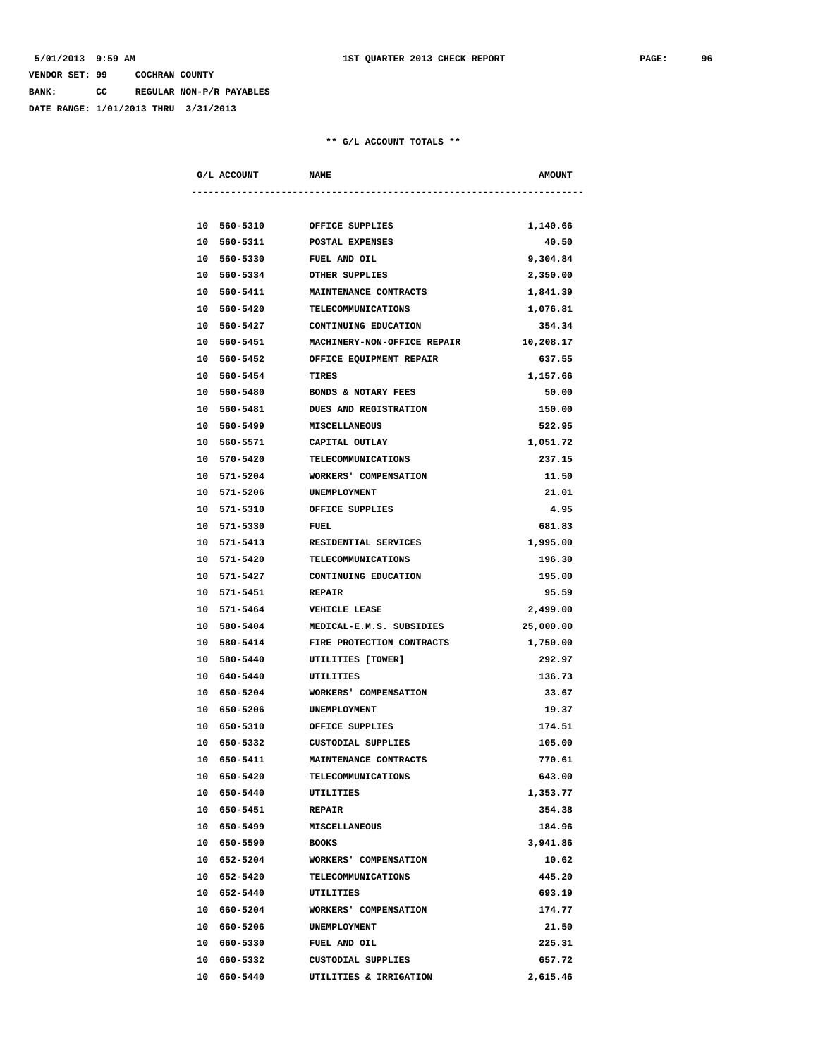VENDOR SET: 99 COCHRAN COUNTY

BANK: CC REGULAR NON-P/R PAYABLES

DATE RANGE: 1/01/2013 THRU 3/31/2013

** G/L ACCOUNT TOTALS **

| G/L ACCOUNT | NAME | AMOUNT |
|---|---|---|
| 10 560-5310 | OFFICE SUPPLIES | 1,140.66 |
| 10 560-5311 | POSTAL EXPENSES | 40.50 |
| 10 560-5330 | FUEL AND OIL | 9,304.84 |
| 10 560-5334 | OTHER SUPPLIES | 2,350.00 |
| 10 560-5411 | MAINTENANCE CONTRACTS | 1,841.39 |
| 10 560-5420 | TELECOMMUNICATIONS | 1,076.81 |
| 10 560-5427 | CONTINUING EDUCATION | 354.34 |
| 10 560-5451 | MACHINERY-NON-OFFICE REPAIR | 10,208.17 |
| 10 560-5452 | OFFICE EQUIPMENT REPAIR | 637.55 |
| 10 560-5454 | TIRES | 1,157.66 |
| 10 560-5480 | BONDS & NOTARY FEES | 50.00 |
| 10 560-5481 | DUES AND REGISTRATION | 150.00 |
| 10 560-5499 | MISCELLANEOUS | 522.95 |
| 10 560-5571 | CAPITAL OUTLAY | 1,051.72 |
| 10 570-5420 | TELECOMMUNICATIONS | 237.15 |
| 10 571-5204 | WORKERS' COMPENSATION | 11.50 |
| 10 571-5206 | UNEMPLOYMENT | 21.01 |
| 10 571-5310 | OFFICE SUPPLIES | 4.95 |
| 10 571-5330 | FUEL | 681.83 |
| 10 571-5413 | RESIDENTIAL SERVICES | 1,995.00 |
| 10 571-5420 | TELECOMMUNICATIONS | 196.30 |
| 10 571-5427 | CONTINUING EDUCATION | 195.00 |
| 10 571-5451 | REPAIR | 95.59 |
| 10 571-5464 | VEHICLE LEASE | 2,499.00 |
| 10 580-5404 | MEDICAL-E.M.S. SUBSIDIES | 25,000.00 |
| 10 580-5414 | FIRE PROTECTION CONTRACTS | 1,750.00 |
| 10 580-5440 | UTILITIES [TOWER] | 292.97 |
| 10 640-5440 | UTILITIES | 136.73 |
| 10 650-5204 | WORKERS' COMPENSATION | 33.67 |
| 10 650-5206 | UNEMPLOYMENT | 19.37 |
| 10 650-5310 | OFFICE SUPPLIES | 174.51 |
| 10 650-5332 | CUSTODIAL SUPPLIES | 105.00 |
| 10 650-5411 | MAINTENANCE CONTRACTS | 770.61 |
| 10 650-5420 | TELECOMMUNICATIONS | 643.00 |
| 10 650-5440 | UTILITIES | 1,353.77 |
| 10 650-5451 | REPAIR | 354.38 |
| 10 650-5499 | MISCELLANEOUS | 184.96 |
| 10 650-5590 | BOOKS | 3,941.86 |
| 10 652-5204 | WORKERS' COMPENSATION | 10.62 |
| 10 652-5420 | TELECOMMUNICATIONS | 445.20 |
| 10 652-5440 | UTILITIES | 693.19 |
| 10 660-5204 | WORKERS' COMPENSATION | 174.77 |
| 10 660-5206 | UNEMPLOYMENT | 21.50 |
| 10 660-5330 | FUEL AND OIL | 225.31 |
| 10 660-5332 | CUSTODIAL SUPPLIES | 657.72 |
| 10 660-5440 | UTILITIES & IRRIGATION | 2,615.46 |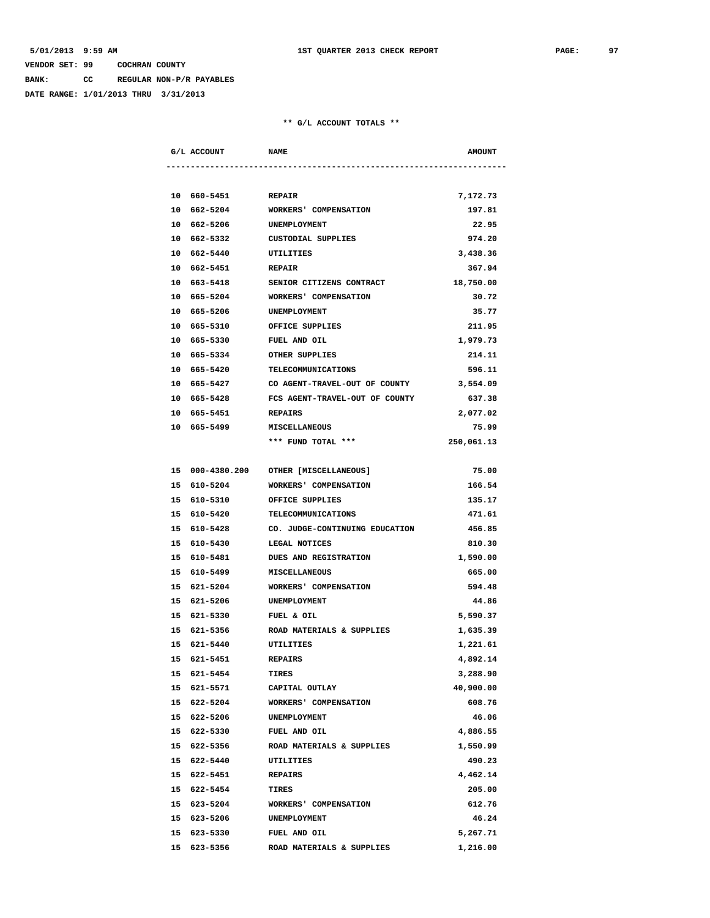VENDOR SET: 99 COCHRAN COUNTY

BANK: CC REGULAR NON-P/R PAYABLES

DATE RANGE: 1/01/2013 THRU 3/31/2013

** G/L ACCOUNT TOTALS **

| G/L ACCOUNT | NAME | AMOUNT |
|---|---|---|
| 10 660-5451 | REPAIR | 7,172.73 |
| 10 662-5204 | WORKERS' COMPENSATION | 197.81 |
| 10 662-5206 | UNEMPLOYMENT | 22.95 |
| 10 662-5332 | CUSTODIAL SUPPLIES | 974.20 |
| 10 662-5440 | UTILITIES | 3,438.36 |
| 10 662-5451 | REPAIR | 367.94 |
| 10 663-5418 | SENIOR CITIZENS CONTRACT | 18,750.00 |
| 10 665-5204 | WORKERS' COMPENSATION | 30.72 |
| 10 665-5206 | UNEMPLOYMENT | 35.77 |
| 10 665-5310 | OFFICE SUPPLIES | 211.95 |
| 10 665-5330 | FUEL AND OIL | 1,979.73 |
| 10 665-5334 | OTHER SUPPLIES | 214.11 |
| 10 665-5420 | TELECOMMUNICATIONS | 596.11 |
| 10 665-5427 | CO AGENT-TRAVEL-OUT OF COUNTY | 3,554.09 |
| 10 665-5428 | FCS AGENT-TRAVEL-OUT OF COUNTY | 637.38 |
| 10 665-5451 | REPAIRS | 2,077.02 |
| 10 665-5499 | MISCELLANEOUS | 75.99 |
| | *** FUND TOTAL *** | 250,061.13 |
| 15 000-4380.200 | OTHER [MISCELLANEOUS] | 75.00 |
| 15 610-5204 | WORKERS' COMPENSATION | 166.54 |
| 15 610-5310 | OFFICE SUPPLIES | 135.17 |
| 15 610-5420 | TELECOMMUNICATIONS | 471.61 |
| 15 610-5428 | CO. JUDGE-CONTINUING EDUCATION | 456.85 |
| 15 610-5430 | LEGAL NOTICES | 810.30 |
| 15 610-5481 | DUES AND REGISTRATION | 1,590.00 |
| 15 610-5499 | MISCELLANEOUS | 665.00 |
| 15 621-5204 | WORKERS' COMPENSATION | 594.48 |
| 15 621-5206 | UNEMPLOYMENT | 44.86 |
| 15 621-5330 | FUEL & OIL | 5,590.37 |
| 15 621-5356 | ROAD MATERIALS & SUPPLIES | 1,635.39 |
| 15 621-5440 | UTILITIES | 1,221.61 |
| 15 621-5451 | REPAIRS | 4,892.14 |
| 15 621-5454 | TIRES | 3,288.90 |
| 15 621-5571 | CAPITAL OUTLAY | 40,900.00 |
| 15 622-5204 | WORKERS' COMPENSATION | 608.76 |
| 15 622-5206 | UNEMPLOYMENT | 46.06 |
| 15 622-5330 | FUEL AND OIL | 4,886.55 |
| 15 622-5356 | ROAD MATERIALS & SUPPLIES | 1,550.99 |
| 15 622-5440 | UTILITIES | 490.23 |
| 15 622-5451 | REPAIRS | 4,462.14 |
| 15 622-5454 | TIRES | 205.00 |
| 15 623-5204 | WORKERS' COMPENSATION | 612.76 |
| 15 623-5206 | UNEMPLOYMENT | 46.24 |
| 15 623-5330 | FUEL AND OIL | 5,267.71 |
| 15 623-5356 | ROAD MATERIALS & SUPPLIES | 1,216.00 |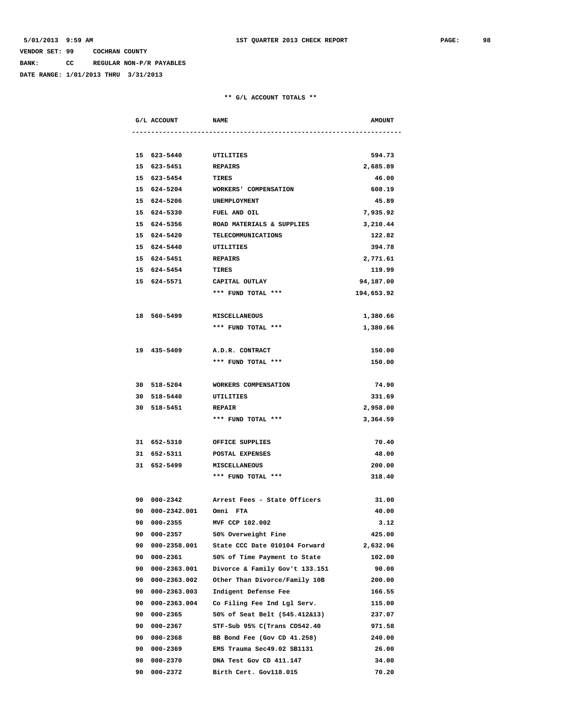VENDOR SET: 99 COCHRAN COUNTY

BANK: CC REGULAR NON-P/R PAYABLES

DATE RANGE: 1/01/2013 THRU 3/31/2013

** G/L ACCOUNT TOTALS **

| G/L ACCOUNT | NAME | AMOUNT |
|---|---|---|
| 15 623-5440 | UTILITIES | 594.73 |
| 15 623-5451 | REPAIRS | 2,685.89 |
| 15 623-5454 | TIRES | 46.00 |
| 15 624-5204 | WORKERS' COMPENSATION | 608.19 |
| 15 624-5206 | UNEMPLOYMENT | 45.89 |
| 15 624-5330 | FUEL AND OIL | 7,935.92 |
| 15 624-5356 | ROAD MATERIALS & SUPPLIES | 3,210.44 |
| 15 624-5420 | TELECOMMUNICATIONS | 122.82 |
| 15 624-5440 | UTILITIES | 394.78 |
| 15 624-5451 | REPAIRS | 2,771.61 |
| 15 624-5454 | TIRES | 119.99 |
| 15 624-5571 | CAPITAL OUTLAY | 94,187.00 |
| | *** FUND TOTAL *** | 194,653.92 |
| 18 560-5499 | MISCELLANEOUS | 1,380.66 |
| | *** FUND TOTAL *** | 1,380.66 |
| 19 435-5409 | A.D.R. CONTRACT | 150.00 |
| | *** FUND TOTAL *** | 150.00 |
| 30 518-5204 | WORKERS COMPENSATION | 74.90 |
| 30 518-5440 | UTILITIES | 331.69 |
| 30 518-5451 | REPAIR | 2,958.00 |
| | *** FUND TOTAL *** | 3,364.59 |
| 31 652-5310 | OFFICE SUPPLIES | 70.40 |
| 31 652-5311 | POSTAL EXPENSES | 48.00 |
| 31 652-5499 | MISCELLANEOUS | 200.00 |
| | *** FUND TOTAL *** | 318.40 |
| 90 000-2342 | Arrest Fees - State Officers | 31.00 |
| 90 000-2342.001 | Omni FTA | 40.00 |
| 90 000-2355 | MVF CCP 102.002 | 3.12 |
| 90 000-2357 | 50% Overweight Fine | 425.00 |
| 90 000-2358.001 | State CCC Date 010104 Forward | 2,632.96 |
| 90 000-2361 | 50% of Time Payment to State | 102.00 |
| 90 000-2363.001 | Divorce & Family Gov't 133.151 | 90.00 |
| 90 000-2363.002 | Other Than Divorce/Family 10B | 200.00 |
| 90 000-2363.003 | Indigent Defense Fee | 166.55 |
| 90 000-2363.004 | Co Filing Fee Ind Lgl Serv. | 115.00 |
| 90 000-2365 | 50% of Seat Belt (545.412&13) | 237.07 |
| 90 000-2367 | STF-Sub 95% C(Trans CD542.40 | 971.58 |
| 90 000-2368 | BB Bond Fee (Gov CD 41.258) | 240.00 |
| 90 000-2369 | EMS Trauma Sec49.02 SB1131 | 26.00 |
| 90 000-2370 | DNA Test Gov CD 411.147 | 34.00 |
| 90 000-2372 | Birth Cert. Gov118.015 | 70.20 |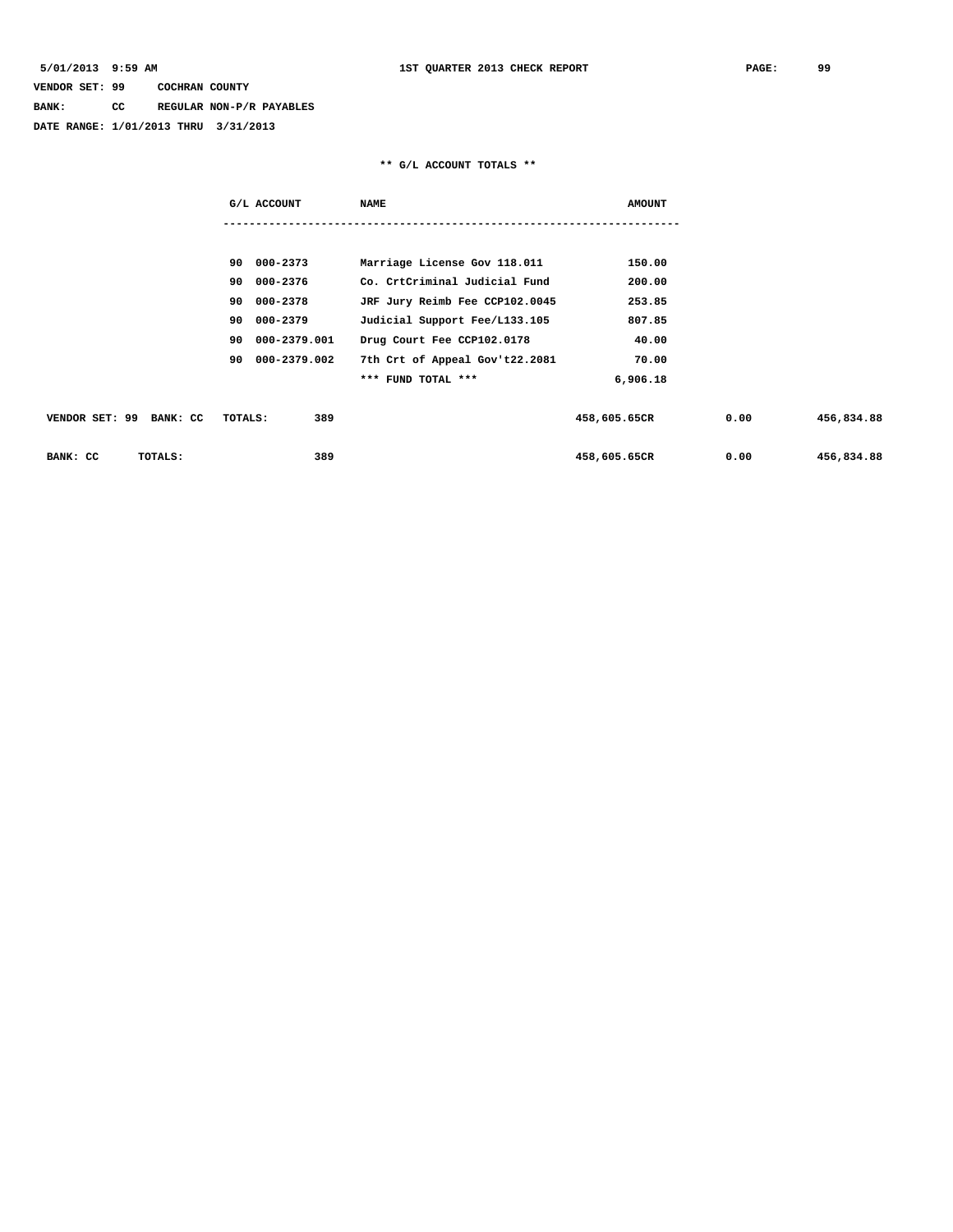5/01/2013 9:59 AM 1ST QUARTER 2013 CHECK REPORT

VENDOR SET: 99 COCHRAN COUNTY

BANK: CC REGULAR NON-P/R PAYABLES

DATE RANGE: 1/01/2013 THRU 3/31/2013

** G/L ACCOUNT TOTALS **

| G/L ACCOUNT | | NAME | AMOUNT |
|---|---|---|---|
| 90 | 000-2373 | Marriage License Gov 118.011 | 150.00 |
| 90 | 000-2376 | Co. CrtCriminal Judicial Fund | 200.00 |
| 90 | 000-2378 | JRF Jury Reimb Fee CCP102.0045 | 253.85 |
| 90 | 000-2379 | Judicial Support Fee/L133.105 | 807.85 |
| 90 | 000-2379.001 | Drug Court Fee CCP102.0178 | 40.00 |
| 90 | 000-2379.002 | 7th Crt of Appeal Gov't22.2081 | 70.00 |
| | | *** FUND TOTAL *** | 6,906.18 |

| | | | | | |
|---|---|---|---|---|---|
| VENDOR SET: 99 BANK: CC | TOTALS: | 389 | 458,605.65CR | 0.00 | 456,834.88 |
| BANK: CC | TOTALS: | 389 | 458,605.65CR | 0.00 | 456,834.88 |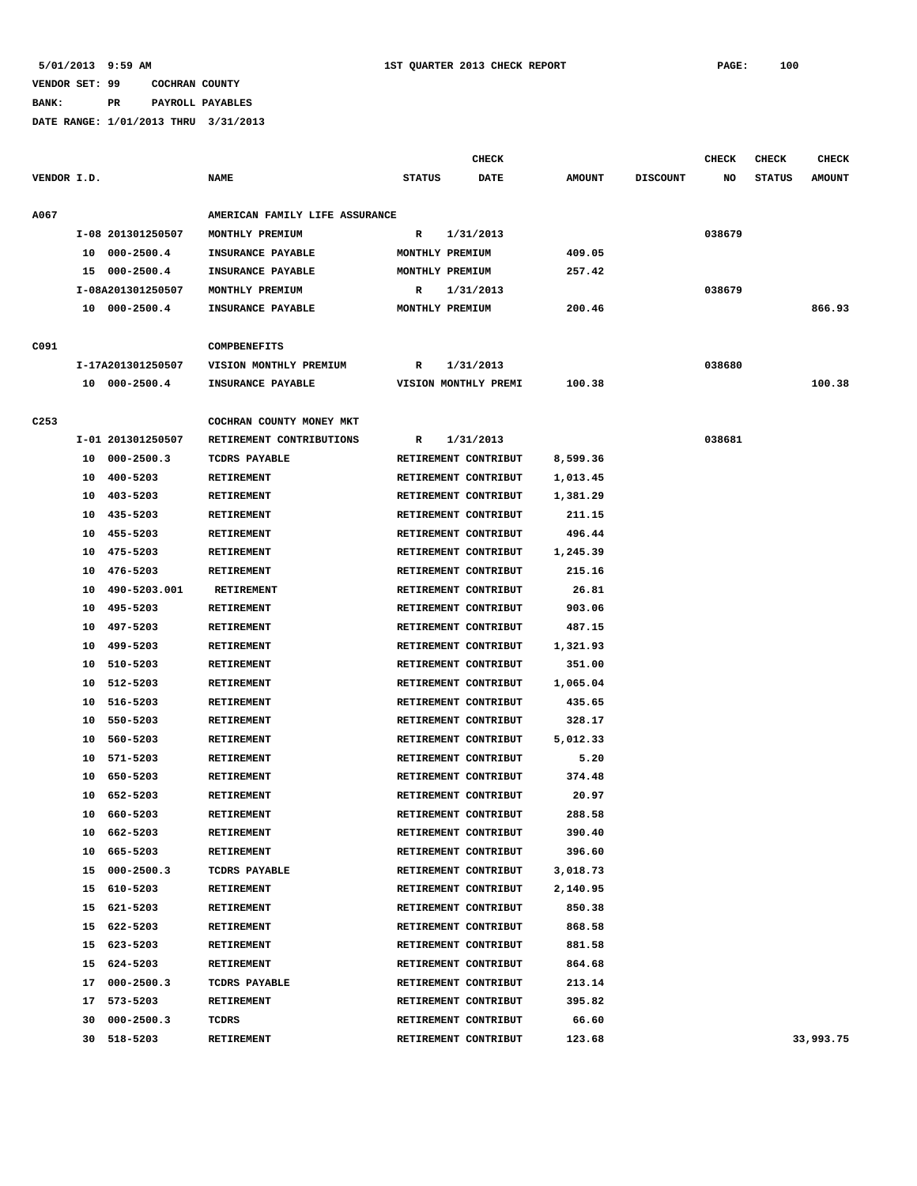5/01/2013 9:59 AM 1ST QUARTER 2013 CHECK REPORT

VENDOR SET: 99 COCHRAN COUNTY

BANK: PR PAYROLL PAYABLES

DATE RANGE: 1/01/2013 THRU 3/31/2013

| VENDOR I.D. | NAME | STATUS | CHECK DATE | AMOUNT | DISCOUNT | CHECK NO | CHECK STATUS | CHECK AMOUNT |
|---|---|---|---|---|---|---|---|---|
| A067 | AMERICAN FAMILY LIFE ASSURANCE | | | | | | | |
| I-08 201301250507 | MONTHLY PREMIUM | R | 1/31/2013 | | | 038679 | | |
| 10 000-2500.4 | INSURANCE PAYABLE | MONTHLY PREMIUM | | 409.05 | | | | |
| 15 000-2500.4 | INSURANCE PAYABLE | MONTHLY PREMIUM | | 257.42 | | | | |
| I-08A201301250507 | MONTHLY PREMIUM | R | 1/31/2013 | | | 038679 | | |
| 10 000-2500.4 | INSURANCE PAYABLE | MONTHLY PREMIUM | | 200.46 | | | | 866.93 |
| C091 | COMPBENEFITS | | | | | | | |
| I-17A201301250507 | VISION MONTHLY PREMIUM | R | 1/31/2013 | | | 038680 | | |
| 10 000-2500.4 | INSURANCE PAYABLE | VISION MONTHLY PREMI | | 100.38 | | | | 100.38 |
| C253 | COCHRAN COUNTY MONEY MKT | | | | | | | |
| I-01 201301250507 | RETIREMENT CONTRIBUTIONS | R | 1/31/2013 | | | 038681 | | |
| 10 000-2500.3 | TCDRS PAYABLE | RETIREMENT CONTRIBUT | | 8,599.36 | | | | |
| 10 400-5203 | RETIREMENT | RETIREMENT CONTRIBUT | | 1,013.45 | | | | |
| 10 403-5203 | RETIREMENT | RETIREMENT CONTRIBUT | | 1,381.29 | | | | |
| 10 435-5203 | RETIREMENT | RETIREMENT CONTRIBUT | | 211.15 | | | | |
| 10 455-5203 | RETIREMENT | RETIREMENT CONTRIBUT | | 496.44 | | | | |
| 10 475-5203 | RETIREMENT | RETIREMENT CONTRIBUT | | 1,245.39 | | | | |
| 10 476-5203 | RETIREMENT | RETIREMENT CONTRIBUT | | 215.16 | | | | |
| 10 490-5203.001 | RETIREMENT | RETIREMENT CONTRIBUT | | 26.81 | | | | |
| 10 495-5203 | RETIREMENT | RETIREMENT CONTRIBUT | | 903.06 | | | | |
| 10 497-5203 | RETIREMENT | RETIREMENT CONTRIBUT | | 487.15 | | | | |
| 10 499-5203 | RETIREMENT | RETIREMENT CONTRIBUT | | 1,321.93 | | | | |
| 10 510-5203 | RETIREMENT | RETIREMENT CONTRIBUT | | 351.00 | | | | |
| 10 512-5203 | RETIREMENT | RETIREMENT CONTRIBUT | | 1,065.04 | | | | |
| 10 516-5203 | RETIREMENT | RETIREMENT CONTRIBUT | | 435.65 | | | | |
| 10 550-5203 | RETIREMENT | RETIREMENT CONTRIBUT | | 328.17 | | | | |
| 10 560-5203 | RETIREMENT | RETIREMENT CONTRIBUT | | 5,012.33 | | | | |
| 10 571-5203 | RETIREMENT | RETIREMENT CONTRIBUT | | 5.20 | | | | |
| 10 650-5203 | RETIREMENT | RETIREMENT CONTRIBUT | | 374.48 | | | | |
| 10 652-5203 | RETIREMENT | RETIREMENT CONTRIBUT | | 20.97 | | | | |
| 10 660-5203 | RETIREMENT | RETIREMENT CONTRIBUT | | 288.58 | | | | |
| 10 662-5203 | RETIREMENT | RETIREMENT CONTRIBUT | | 390.40 | | | | |
| 10 665-5203 | RETIREMENT | RETIREMENT CONTRIBUT | | 396.60 | | | | |
| 15 000-2500.3 | TCDRS PAYABLE | RETIREMENT CONTRIBUT | | 3,018.73 | | | | |
| 15 610-5203 | RETIREMENT | RETIREMENT CONTRIBUT | | 2,140.95 | | | | |
| 15 621-5203 | RETIREMENT | RETIREMENT CONTRIBUT | | 850.38 | | | | |
| 15 622-5203 | RETIREMENT | RETIREMENT CONTRIBUT | | 868.58 | | | | |
| 15 623-5203 | RETIREMENT | RETIREMENT CONTRIBUT | | 881.58 | | | | |
| 15 624-5203 | RETIREMENT | RETIREMENT CONTRIBUT | | 864.68 | | | | |
| 17 000-2500.3 | TCDRS PAYABLE | RETIREMENT CONTRIBUT | | 213.14 | | | | |
| 17 573-5203 | RETIREMENT | RETIREMENT CONTRIBUT | | 395.82 | | | | |
| 30 000-2500.3 | TCDRS | RETIREMENT CONTRIBUT | | 66.60 | | | | |
| 30 518-5203 | RETIREMENT | RETIREMENT CONTRIBUT | | 123.68 | | | | 33,993.75 |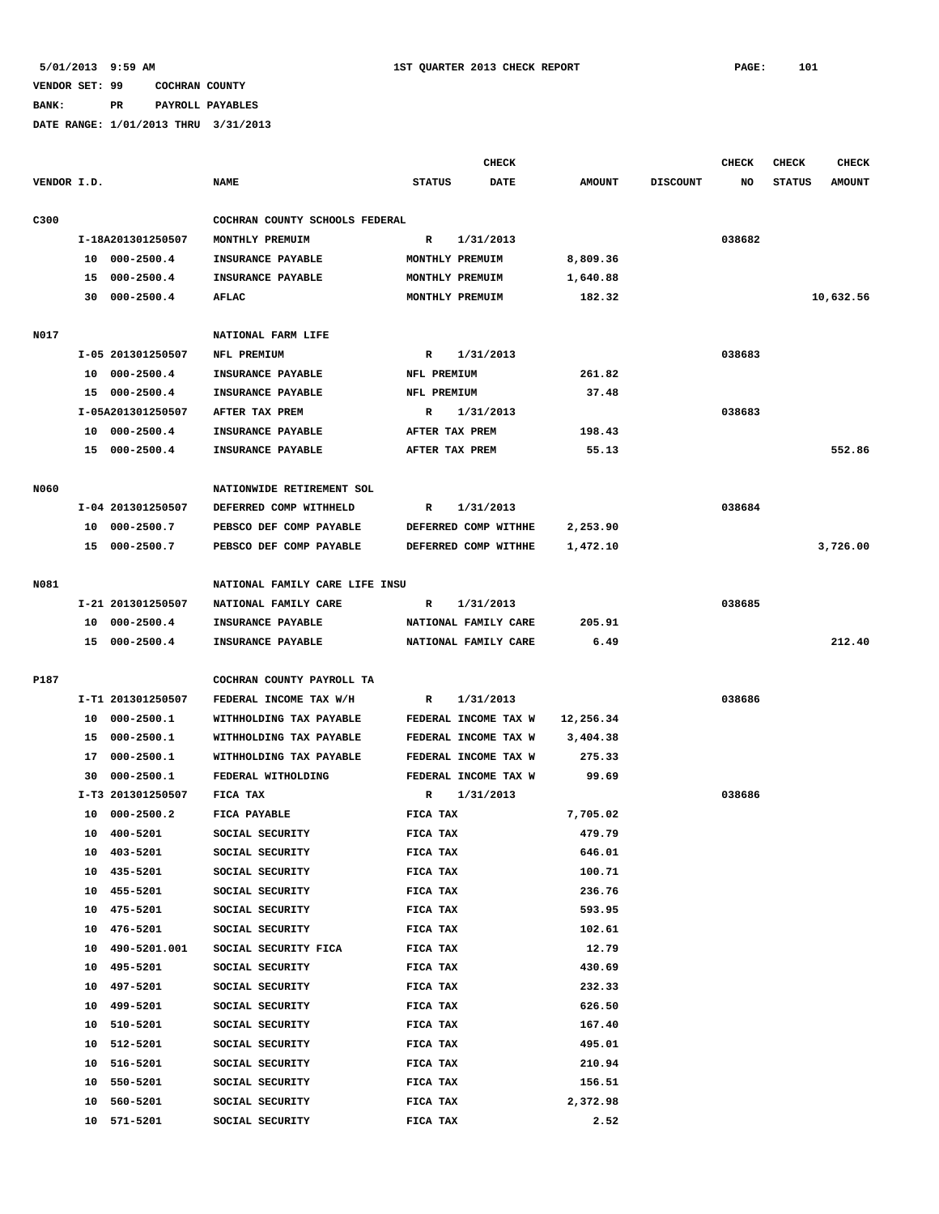5/01/2013 9:59 AM 1ST QUARTER 2013 CHECK REPORT PAGE: 101

VENDOR SET: 99 COCHRAN COUNTY

BANK: PR PAYROLL PAYABLES

DATE RANGE: 1/01/2013 THRU 3/31/2013

| VENDOR I.D. | | NAME | STATUS | CHECK DATE | AMOUNT | DISCOUNT | CHECK NO | CHECK STATUS | CHECK AMOUNT |
|---|---|---|---|---|---|---|---|---|---|
| C300 | | COCHRAN COUNTY SCHOOLS FEDERAL | | | | | | | |
| | I-18A201301250507 | MONTHLY PREMUIM | R | 1/31/2013 | | | 038682 | | |
| | 10 000-2500.4 | INSURANCE PAYABLE | MONTHLY PREMUIM | | 8,809.36 | | | | |
| | 15 000-2500.4 | INSURANCE PAYABLE | MONTHLY PREMUIM | | 1,640.88 | | | | |
| | 30 000-2500.4 | AFLAC | MONTHLY PREMUIM | | 182.32 | | | | 10,632.56 |
| N017 | | NATIONAL FARM LIFE | | | | | | | |
| | I-05 201301250507 | NFL PREMIUM | R | 1/31/2013 | | | 038683 | | |
| | 10 000-2500.4 | INSURANCE PAYABLE | NFL PREMIUM | | 261.82 | | | | |
| | 15 000-2500.4 | INSURANCE PAYABLE | NFL PREMIUM | | 37.48 | | | | |
| | I-05A201301250507 | AFTER TAX PREM | R | 1/31/2013 | | | 038683 | | |
| | 10 000-2500.4 | INSURANCE PAYABLE | AFTER TAX PREM | | 198.43 | | | | |
| | 15 000-2500.4 | INSURANCE PAYABLE | AFTER TAX PREM | | 55.13 | | | | 552.86 |
| N060 | | NATIONWIDE RETIREMENT SOL | | | | | | | |
| | I-04 201301250507 | DEFERRED COMP WITHHELD | R | 1/31/2013 | | | 038684 | | |
| | 10 000-2500.7 | PEBSCO DEF COMP PAYABLE | DEFERRED COMP WITHHE | | 2,253.90 | | | | |
| | 15 000-2500.7 | PEBSCO DEF COMP PAYABLE | DEFERRED COMP WITHHE | | 1,472.10 | | | | 3,726.00 |
| N081 | | NATIONAL FAMILY CARE LIFE INSU | | | | | | | |
| | I-21 201301250507 | NATIONAL FAMILY CARE | R | 1/31/2013 | | | 038685 | | |
| | 10 000-2500.4 | INSURANCE PAYABLE | NATIONAL FAMILY CARE | | 205.91 | | | | |
| | 15 000-2500.4 | INSURANCE PAYABLE | NATIONAL FAMILY CARE | | 6.49 | | | | 212.40 |
| P187 | | COCHRAN COUNTY PAYROLL TA | | | | | | | |
| | I-T1 201301250507 | FEDERAL INCOME TAX W/H | R | 1/31/2013 | | | 038686 | | |
| | 10 000-2500.1 | WITHHOLDING TAX PAYABLE | FEDERAL INCOME TAX W | | 12,256.34 | | | | |
| | 15 000-2500.1 | WITHHOLDING TAX PAYABLE | FEDERAL INCOME TAX W | | 3,404.38 | | | | |
| | 17 000-2500.1 | WITHHOLDING TAX PAYABLE | FEDERAL INCOME TAX W | | 275.33 | | | | |
| | 30 000-2500.1 | FEDERAL WITHOLDING | FEDERAL INCOME TAX W | | 99.69 | | | | |
| | I-T3 201301250507 | FICA TAX | R | 1/31/2013 | | | 038686 | | |
| | 10 000-2500.2 | FICA PAYABLE | FICA TAX | | 7,705.02 | | | | |
| | 10 400-5201 | SOCIAL SECURITY | FICA TAX | | 479.79 | | | | |
| | 10 403-5201 | SOCIAL SECURITY | FICA TAX | | 646.01 | | | | |
| | 10 435-5201 | SOCIAL SECURITY | FICA TAX | | 100.71 | | | | |
| | 10 455-5201 | SOCIAL SECURITY | FICA TAX | | 236.76 | | | | |
| | 10 475-5201 | SOCIAL SECURITY | FICA TAX | | 593.95 | | | | |
| | 10 476-5201 | SOCIAL SECURITY | FICA TAX | | 102.61 | | | | |
| | 10 490-5201.001 | SOCIAL SECURITY FICA | FICA TAX | | 12.79 | | | | |
| | 10 495-5201 | SOCIAL SECURITY | FICA TAX | | 430.69 | | | | |
| | 10 497-5201 | SOCIAL SECURITY | FICA TAX | | 232.33 | | | | |
| | 10 499-5201 | SOCIAL SECURITY | FICA TAX | | 626.50 | | | | |
| | 10 510-5201 | SOCIAL SECURITY | FICA TAX | | 167.40 | | | | |
| | 10 512-5201 | SOCIAL SECURITY | FICA TAX | | 495.01 | | | | |
| | 10 516-5201 | SOCIAL SECURITY | FICA TAX | | 210.94 | | | | |
| | 10 550-5201 | SOCIAL SECURITY | FICA TAX | | 156.51 | | | | |
| | 10 560-5201 | SOCIAL SECURITY | FICA TAX | | 2,372.98 | | | | |
| | 10 571-5201 | SOCIAL SECURITY | FICA TAX | | 2.52 | | | | |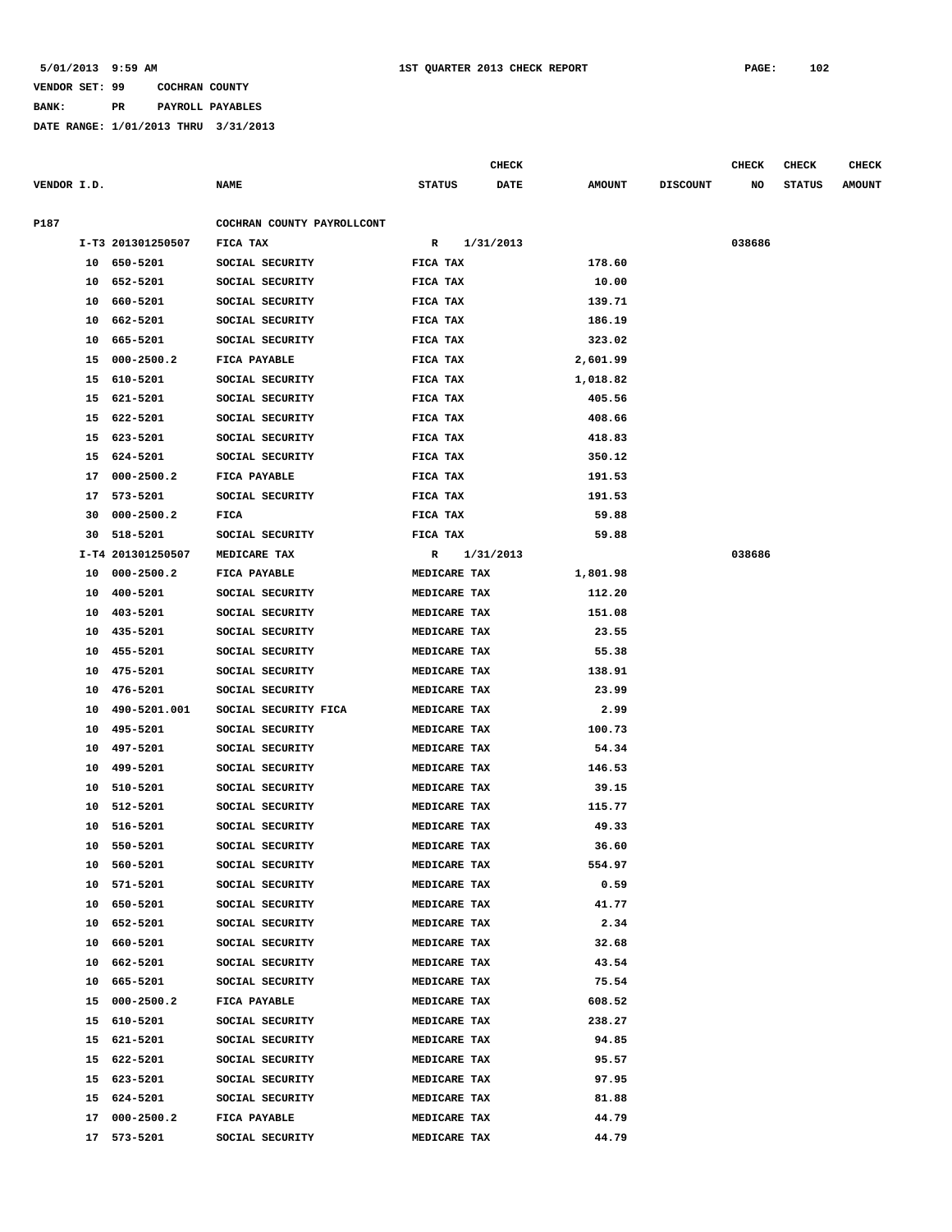5/01/2013 9:59 AM 1ST QUARTER 2013 CHECK REPORT

VENDOR SET: 99 COCHRAN COUNTY

BANK: PR PAYROLL PAYABLES

DATE RANGE: 1/01/2013 THRU 3/31/2013

| VENDOR I.D. | | NAME | STATUS | CHECK DATE | AMOUNT | DISCOUNT | CHECK NO | CHECK STATUS | CHECK AMOUNT |
|---|---|---|---|---|---|---|---|---|---|
| P187 | | COCHRAN COUNTY PAYROLLCONT | | | | | | | |
| | I-T3 201301250507 | FICA TAX | R | 1/31/2013 | | | 038686 | | |
| | 10 650-5201 | SOCIAL SECURITY | FICA TAX | | 178.60 | | | | |
| | 10 652-5201 | SOCIAL SECURITY | FICA TAX | | 10.00 | | | | |
| | 10 660-5201 | SOCIAL SECURITY | FICA TAX | | 139.71 | | | | |
| | 10 662-5201 | SOCIAL SECURITY | FICA TAX | | 186.19 | | | | |
| | 10 665-5201 | SOCIAL SECURITY | FICA TAX | | 323.02 | | | | |
| | 15 000-2500.2 | FICA PAYABLE | FICA TAX | | 2,601.99 | | | | |
| | 15 610-5201 | SOCIAL SECURITY | FICA TAX | | 1,018.82 | | | | |
| | 15 621-5201 | SOCIAL SECURITY | FICA TAX | | 405.56 | | | | |
| | 15 622-5201 | SOCIAL SECURITY | FICA TAX | | 408.66 | | | | |
| | 15 623-5201 | SOCIAL SECURITY | FICA TAX | | 418.83 | | | | |
| | 15 624-5201 | SOCIAL SECURITY | FICA TAX | | 350.12 | | | | |
| | 17 000-2500.2 | FICA PAYABLE | FICA TAX | | 191.53 | | | | |
| | 17 573-5201 | SOCIAL SECURITY | FICA TAX | | 191.53 | | | | |
| | 30 000-2500.2 | FICA | FICA TAX | | 59.88 | | | | |
| | 30 518-5201 | SOCIAL SECURITY | FICA TAX | | 59.88 | | | | |
| | I-T4 201301250507 | MEDICARE TAX | R | 1/31/2013 | | | 038686 | | |
| | 10 000-2500.2 | FICA PAYABLE | MEDICARE TAX | | 1,801.98 | | | | |
| | 10 400-5201 | SOCIAL SECURITY | MEDICARE TAX | | 112.20 | | | | |
| | 10 403-5201 | SOCIAL SECURITY | MEDICARE TAX | | 151.08 | | | | |
| | 10 435-5201 | SOCIAL SECURITY | MEDICARE TAX | | 23.55 | | | | |
| | 10 455-5201 | SOCIAL SECURITY | MEDICARE TAX | | 55.38 | | | | |
| | 10 475-5201 | SOCIAL SECURITY | MEDICARE TAX | | 138.91 | | | | |
| | 10 476-5201 | SOCIAL SECURITY | MEDICARE TAX | | 23.99 | | | | |
| | 10 490-5201.001 | SOCIAL SECURITY FICA | MEDICARE TAX | | 2.99 | | | | |
| | 10 495-5201 | SOCIAL SECURITY | MEDICARE TAX | | 100.73 | | | | |
| | 10 497-5201 | SOCIAL SECURITY | MEDICARE TAX | | 54.34 | | | | |
| | 10 499-5201 | SOCIAL SECURITY | MEDICARE TAX | | 146.53 | | | | |
| | 10 510-5201 | SOCIAL SECURITY | MEDICARE TAX | | 39.15 | | | | |
| | 10 512-5201 | SOCIAL SECURITY | MEDICARE TAX | | 115.77 | | | | |
| | 10 516-5201 | SOCIAL SECURITY | MEDICARE TAX | | 49.33 | | | | |
| | 10 550-5201 | SOCIAL SECURITY | MEDICARE TAX | | 36.60 | | | | |
| | 10 560-5201 | SOCIAL SECURITY | MEDICARE TAX | | 554.97 | | | | |
| | 10 571-5201 | SOCIAL SECURITY | MEDICARE TAX | | 0.59 | | | | |
| | 10 650-5201 | SOCIAL SECURITY | MEDICARE TAX | | 41.77 | | | | |
| | 10 652-5201 | SOCIAL SECURITY | MEDICARE TAX | | 2.34 | | | | |
| | 10 660-5201 | SOCIAL SECURITY | MEDICARE TAX | | 32.68 | | | | |
| | 10 662-5201 | SOCIAL SECURITY | MEDICARE TAX | | 43.54 | | | | |
| | 10 665-5201 | SOCIAL SECURITY | MEDICARE TAX | | 75.54 | | | | |
| | 15 000-2500.2 | FICA PAYABLE | MEDICARE TAX | | 608.52 | | | | |
| | 15 610-5201 | SOCIAL SECURITY | MEDICARE TAX | | 238.27 | | | | |
| | 15 621-5201 | SOCIAL SECURITY | MEDICARE TAX | | 94.85 | | | | |
| | 15 622-5201 | SOCIAL SECURITY | MEDICARE TAX | | 95.57 | | | | |
| | 15 623-5201 | SOCIAL SECURITY | MEDICARE TAX | | 97.95 | | | | |
| | 15 624-5201 | SOCIAL SECURITY | MEDICARE TAX | | 81.88 | | | | |
| | 17 000-2500.2 | FICA PAYABLE | MEDICARE TAX | | 44.79 | | | | |
| | 17 573-5201 | SOCIAL SECURITY | MEDICARE TAX | | 44.79 | | | | |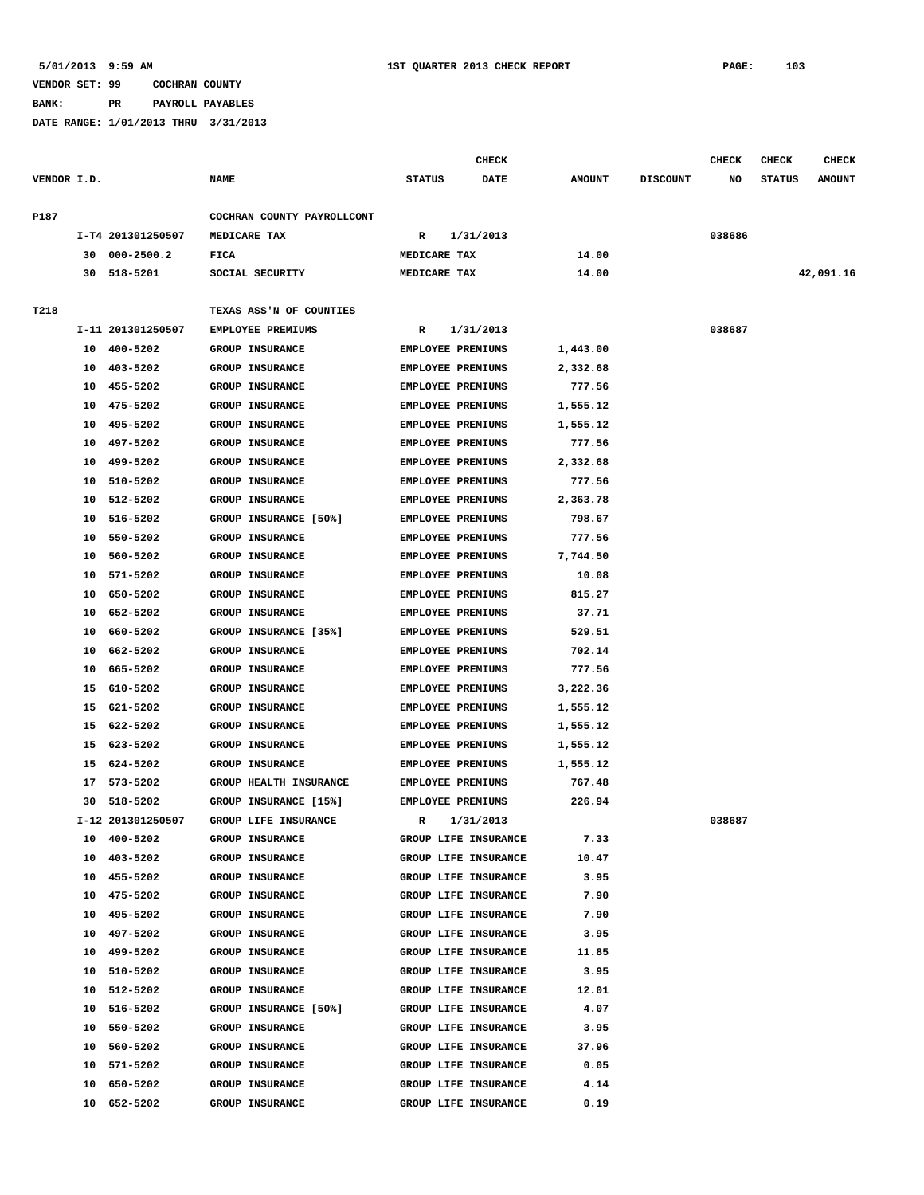5/01/2013 9:59 AM 1ST QUARTER 2013 CHECK REPORT

VENDOR SET: 99 COCHRAN COUNTY

BANK: PR PAYROLL PAYABLES

DATE RANGE: 1/01/2013 THRU 3/31/2013

| VENDOR I.D. | | NAME | STATUS | CHECK DATE | AMOUNT | DISCOUNT | CHECK NO | CHECK STATUS | CHECK AMOUNT |
|---|---|---|---|---|---|---|---|---|---|
| P187 | | COCHRAN COUNTY PAYROLLCONT | | | | | | | |
| | I-T4 201301250507 | MEDICARE TAX | R | 1/31/2013 | | | 038686 | | |
| | 30 000-2500.2 | FICA | MEDICARE TAX | | 14.00 | | | | |
| | 30 518-5201 | SOCIAL SECURITY | MEDICARE TAX | | 14.00 | | | | 42,091.16 |
| T218 | | TEXAS ASS'N OF COUNTIES | | | | | | | |
| | I-11 201301250507 | EMPLOYEE PREMIUMS | R | 1/31/2013 | | | 038687 | | |
| | 10 400-5202 | GROUP INSURANCE | EMPLOYEE PREMIUMS | | 1,443.00 | | | | |
| | 10 403-5202 | GROUP INSURANCE | EMPLOYEE PREMIUMS | | 2,332.68 | | | | |
| | 10 455-5202 | GROUP INSURANCE | EMPLOYEE PREMIUMS | | 777.56 | | | | |
| | 10 475-5202 | GROUP INSURANCE | EMPLOYEE PREMIUMS | | 1,555.12 | | | | |
| | 10 495-5202 | GROUP INSURANCE | EMPLOYEE PREMIUMS | | 1,555.12 | | | | |
| | 10 497-5202 | GROUP INSURANCE | EMPLOYEE PREMIUMS | | 777.56 | | | | |
| | 10 499-5202 | GROUP INSURANCE | EMPLOYEE PREMIUMS | | 2,332.68 | | | | |
| | 10 510-5202 | GROUP INSURANCE | EMPLOYEE PREMIUMS | | 777.56 | | | | |
| | 10 512-5202 | GROUP INSURANCE | EMPLOYEE PREMIUMS | | 2,363.78 | | | | |
| | 10 516-5202 | GROUP INSURANCE [50%] | EMPLOYEE PREMIUMS | | 798.67 | | | | |
| | 10 550-5202 | GROUP INSURANCE | EMPLOYEE PREMIUMS | | 777.56 | | | | |
| | 10 560-5202 | GROUP INSURANCE | EMPLOYEE PREMIUMS | | 7,744.50 | | | | |
| | 10 571-5202 | GROUP INSURANCE | EMPLOYEE PREMIUMS | | 10.08 | | | | |
| | 10 650-5202 | GROUP INSURANCE | EMPLOYEE PREMIUMS | | 815.27 | | | | |
| | 10 652-5202 | GROUP INSURANCE | EMPLOYEE PREMIUMS | | 37.71 | | | | |
| | 10 660-5202 | GROUP INSURANCE [35%] | EMPLOYEE PREMIUMS | | 529.51 | | | | |
| | 10 662-5202 | GROUP INSURANCE | EMPLOYEE PREMIUMS | | 702.14 | | | | |
| | 10 665-5202 | GROUP INSURANCE | EMPLOYEE PREMIUMS | | 777.56 | | | | |
| | 15 610-5202 | GROUP INSURANCE | EMPLOYEE PREMIUMS | | 3,222.36 | | | | |
| | 15 621-5202 | GROUP INSURANCE | EMPLOYEE PREMIUMS | | 1,555.12 | | | | |
| | 15 622-5202 | GROUP INSURANCE | EMPLOYEE PREMIUMS | | 1,555.12 | | | | |
| | 15 623-5202 | GROUP INSURANCE | EMPLOYEE PREMIUMS | | 1,555.12 | | | | |
| | 15 624-5202 | GROUP INSURANCE | EMPLOYEE PREMIUMS | | 1,555.12 | | | | |
| | 17 573-5202 | GROUP HEALTH INSURANCE | EMPLOYEE PREMIUMS | | 767.48 | | | | |
| | 30 518-5202 | GROUP INSURANCE [15%] | EMPLOYEE PREMIUMS | | 226.94 | | | | |
| | I-12 201301250507 | GROUP LIFE INSURANCE | R | 1/31/2013 | | | 038687 | | |
| | 10 400-5202 | GROUP INSURANCE | GROUP LIFE INSURANCE | | 7.33 | | | | |
| | 10 403-5202 | GROUP INSURANCE | GROUP LIFE INSURANCE | | 10.47 | | | | |
| | 10 455-5202 | GROUP INSURANCE | GROUP LIFE INSURANCE | | 3.95 | | | | |
| | 10 475-5202 | GROUP INSURANCE | GROUP LIFE INSURANCE | | 7.90 | | | | |
| | 10 495-5202 | GROUP INSURANCE | GROUP LIFE INSURANCE | | 7.90 | | | | |
| | 10 497-5202 | GROUP INSURANCE | GROUP LIFE INSURANCE | | 3.95 | | | | |
| | 10 499-5202 | GROUP INSURANCE | GROUP LIFE INSURANCE | | 11.85 | | | | |
| | 10 510-5202 | GROUP INSURANCE | GROUP LIFE INSURANCE | | 3.95 | | | | |
| | 10 512-5202 | GROUP INSURANCE | GROUP LIFE INSURANCE | | 12.01 | | | | |
| | 10 516-5202 | GROUP INSURANCE [50%] | GROUP LIFE INSURANCE | | 4.07 | | | | |
| | 10 550-5202 | GROUP INSURANCE | GROUP LIFE INSURANCE | | 3.95 | | | | |
| | 10 560-5202 | GROUP INSURANCE | GROUP LIFE INSURANCE | | 37.96 | | | | |
| | 10 571-5202 | GROUP INSURANCE | GROUP LIFE INSURANCE | | 0.05 | | | | |
| | 10 650-5202 | GROUP INSURANCE | GROUP LIFE INSURANCE | | 4.14 | | | | |
| | 10 652-5202 | GROUP INSURANCE | GROUP LIFE INSURANCE | | 0.19 | | | | |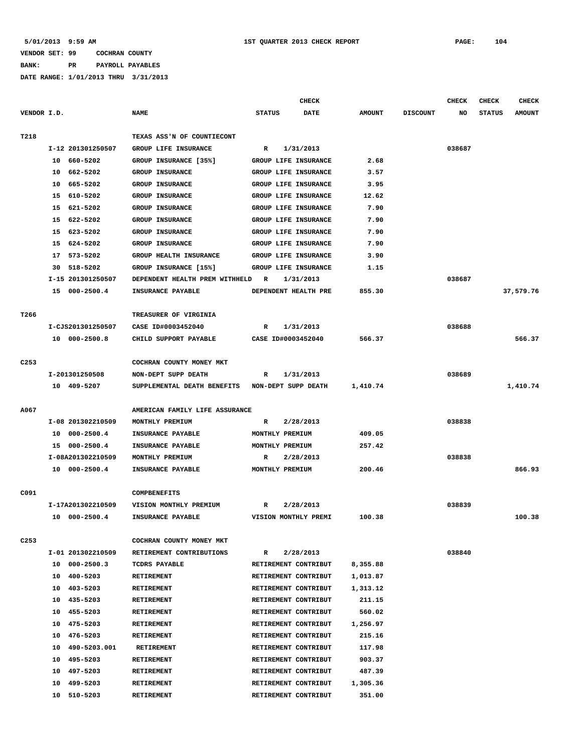**VENDOR SET: 99 COCHRAN COUNTY**

**BANK: PR PAYROLL PAYABLES**

**DATE RANGE: 1/01/2013 THRU 3/31/2013**

| VENDOR I.D. | NAME | STATUS | CHECK DATE | AMOUNT | DISCOUNT | CHECK NO | CHECK STATUS | CHECK AMOUNT |
|---|---|---|---|---|---|---|---|---|
| T218 | TEXAS ASS'N OF COUNTIECONT | | | | | | | |
| I-12 201301250507 | GROUP LIFE INSURANCE | R | 1/31/2013 | | | 038687 | | |
| 10 660-5202 | GROUP INSURANCE [35%] | GROUP LIFE INSURANCE | | 2.68 | | | | |
| 10 662-5202 | GROUP INSURANCE | GROUP LIFE INSURANCE | | 3.57 | | | | |
| 10 665-5202 | GROUP INSURANCE | GROUP LIFE INSURANCE | | 3.95 | | | | |
| 15 610-5202 | GROUP INSURANCE | GROUP LIFE INSURANCE | | 12.62 | | | | |
| 15 621-5202 | GROUP INSURANCE | GROUP LIFE INSURANCE | | 7.90 | | | | |
| 15 622-5202 | GROUP INSURANCE | GROUP LIFE INSURANCE | | 7.90 | | | | |
| 15 623-5202 | GROUP INSURANCE | GROUP LIFE INSURANCE | | 7.90 | | | | |
| 15 624-5202 | GROUP INSURANCE | GROUP LIFE INSURANCE | | 7.90 | | | | |
| 17 573-5202 | GROUP HEALTH INSURANCE | GROUP LIFE INSURANCE | | 3.90 | | | | |
| 30 518-5202 | GROUP INSURANCE [15%] | GROUP LIFE INSURANCE | | 1.15 | | | | |
| I-15 201301250507 | DEPENDENT HEALTH PREM WITHHELD | R | 1/31/2013 | | | 038687 | | |
| 15 000-2500.4 | INSURANCE PAYABLE | DEPENDENT HEALTH PRE | | 855.30 | | | | 37,579.76 |
| T266 | TREASURER OF VIRGINIA | | | | | | | |
| I-CJS201301250507 | CASE ID#0003452040 | R | 1/31/2013 | | | 038688 | | |
| 10 000-2500.8 | CHILD SUPPORT PAYABLE | CASE ID#0003452040 | | 566.37 | | | | 566.37 |
| C253 | COCHRAN COUNTY MONEY MKT | | | | | | | |
| I-201301250508 | NON-DEPT SUPP DEATH | R | 1/31/2013 | | | 038689 | | |
| 10 409-5207 | SUPPLEMENTAL DEATH BENEFITS | NON-DEPT SUPP DEATH | | 1,410.74 | | | | 1,410.74 |
| A067 | AMERICAN FAMILY LIFE ASSURANCE | | | | | | | |
| I-08 201302210509 | MONTHLY PREMIUM | R | 2/28/2013 | | | 038838 | | |
| 10 000-2500.4 | INSURANCE PAYABLE | MONTHLY PREMIUM | | 409.05 | | | | |
| 15 000-2500.4 | INSURANCE PAYABLE | MONTHLY PREMIUM | | 257.42 | | | | |
| I-08A201302210509 | MONTHLY PREMIUM | R | 2/28/2013 | | | 038838 | | |
| 10 000-2500.4 | INSURANCE PAYABLE | MONTHLY PREMIUM | | 200.46 | | | | 866.93 |
| C091 | COMPBENEFITS | | | | | | | |
| I-17A201302210509 | VISION MONTHLY PREMIUM | R | 2/28/2013 | | | 038839 | | |
| 10 000-2500.4 | INSURANCE PAYABLE | VISION MONTHLY PREMI | | 100.38 | | | | 100.38 |
| C253 | COCHRAN COUNTY MONEY MKT | | | | | | | |
| I-01 201302210509 | RETIREMENT CONTRIBUTIONS | R | 2/28/2013 | | | 038840 | | |
| 10 000-2500.3 | TCDRS PAYABLE | RETIREMENT CONTRIBUT | | 8,355.88 | | | | |
| 10 400-5203 | RETIREMENT | RETIREMENT CONTRIBUT | | 1,013.87 | | | | |
| 10 403-5203 | RETIREMENT | RETIREMENT CONTRIBUT | | 1,313.12 | | | | |
| 10 435-5203 | RETIREMENT | RETIREMENT CONTRIBUT | | 211.15 | | | | |
| 10 455-5203 | RETIREMENT | RETIREMENT CONTRIBUT | | 560.02 | | | | |
| 10 475-5203 | RETIREMENT | RETIREMENT CONTRIBUT | | 1,256.97 | | | | |
| 10 476-5203 | RETIREMENT | RETIREMENT CONTRIBUT | | 215.16 | | | | |
| 10 490-5203.001 | RETIREMENT | RETIREMENT CONTRIBUT | | 117.98 | | | | |
| 10 495-5203 | RETIREMENT | RETIREMENT CONTRIBUT | | 903.37 | | | | |
| 10 497-5203 | RETIREMENT | RETIREMENT CONTRIBUT | | 487.39 | | | | |
| 10 499-5203 | RETIREMENT | RETIREMENT CONTRIBUT | | 1,305.36 | | | | |
| 10 510-5203 | RETIREMENT | RETIREMENT CONTRIBUT | | 351.00 | | | | |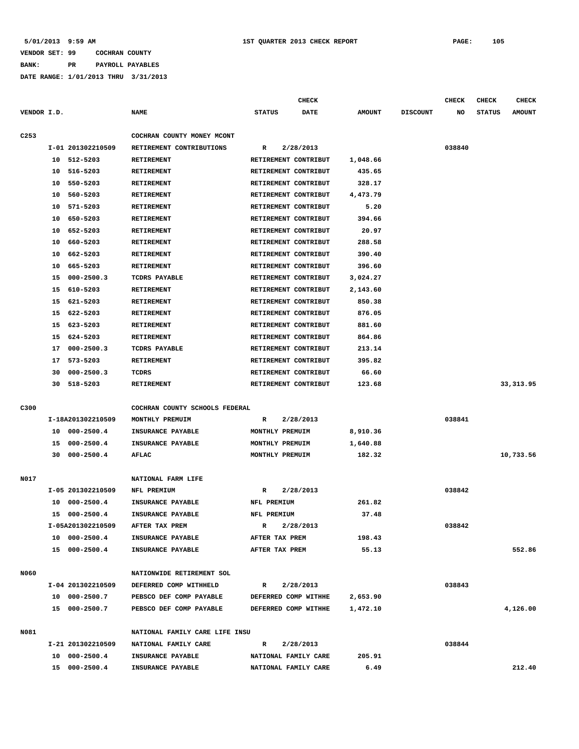5/01/2013 9:59 AM 1ST QUARTER 2013 CHECK REPORT

VENDOR SET: 99 COCHRAN COUNTY

BANK: PR PAYROLL PAYABLES

DATE RANGE: 1/01/2013 THRU 3/31/2013

| VENDOR I.D. | | NAME | STATUS | CHECK DATE | AMOUNT | DISCOUNT | CHECK NO | CHECK STATUS | CHECK AMOUNT |
|---|---|---|---|---|---|---|---|---|---|
| C253 | | COCHRAN COUNTY MONEY MCONT | | | | | | | |
| | I-01 201302210509 | RETIREMENT CONTRIBUTIONS | R | 2/28/2013 | | | 038840 | | |
| | 10 512-5203 | RETIREMENT | RETIREMENT CONTRIBUT | | 1,048.66 | | | | |
| | 10 516-5203 | RETIREMENT | RETIREMENT CONTRIBUT | | 435.65 | | | | |
| | 10 550-5203 | RETIREMENT | RETIREMENT CONTRIBUT | | 328.17 | | | | |
| | 10 560-5203 | RETIREMENT | RETIREMENT CONTRIBUT | | 4,473.79 | | | | |
| | 10 571-5203 | RETIREMENT | RETIREMENT CONTRIBUT | | 5.20 | | | | |
| | 10 650-5203 | RETIREMENT | RETIREMENT CONTRIBUT | | 394.66 | | | | |
| | 10 652-5203 | RETIREMENT | RETIREMENT CONTRIBUT | | 20.97 | | | | |
| | 10 660-5203 | RETIREMENT | RETIREMENT CONTRIBUT | | 288.58 | | | | |
| | 10 662-5203 | RETIREMENT | RETIREMENT CONTRIBUT | | 390.40 | | | | |
| | 10 665-5203 | RETIREMENT | RETIREMENT CONTRIBUT | | 396.60 | | | | |
| | 15 000-2500.3 | TCDRS PAYABLE | RETIREMENT CONTRIBUT | | 3,024.27 | | | | |
| | 15 610-5203 | RETIREMENT | RETIREMENT CONTRIBUT | | 2,143.60 | | | | |
| | 15 621-5203 | RETIREMENT | RETIREMENT CONTRIBUT | | 850.38 | | | | |
| | 15 622-5203 | RETIREMENT | RETIREMENT CONTRIBUT | | 876.05 | | | | |
| | 15 623-5203 | RETIREMENT | RETIREMENT CONTRIBUT | | 881.60 | | | | |
| | 15 624-5203 | RETIREMENT | RETIREMENT CONTRIBUT | | 864.86 | | | | |
| | 17 000-2500.3 | TCDRS PAYABLE | RETIREMENT CONTRIBUT | | 213.14 | | | | |
| | 17 573-5203 | RETIREMENT | RETIREMENT CONTRIBUT | | 395.82 | | | | |
| | 30 000-2500.3 | TCDRS | RETIREMENT CONTRIBUT | | 66.60 | | | | |
| | 30 518-5203 | RETIREMENT | RETIREMENT CONTRIBUT | | 123.68 | | | | 33,313.95 |
| C300 | | COCHRAN COUNTY SCHOOLS FEDERAL | | | | | | | |
| | I-18A201302210509 | MONTHLY PREMUIM | R | 2/28/2013 | | | 038841 | | |
| | 10 000-2500.4 | INSURANCE PAYABLE | MONTHLY PREMUIM | | 8,910.36 | | | | |
| | 15 000-2500.4 | INSURANCE PAYABLE | MONTHLY PREMUIM | | 1,640.88 | | | | |
| | 30 000-2500.4 | AFLAC | MONTHLY PREMUIM | | 182.32 | | | | 10,733.56 |
| N017 | | NATIONAL FARM LIFE | | | | | | | |
| | I-05 201302210509 | NFL PREMIUM | R | 2/28/2013 | | | 038842 | | |
| | 10 000-2500.4 | INSURANCE PAYABLE | NFL PREMIUM | | 261.82 | | | | |
| | 15 000-2500.4 | INSURANCE PAYABLE | NFL PREMIUM | | 37.48 | | | | |
| | I-05A201302210509 | AFTER TAX PREM | R | 2/28/2013 | | | 038842 | | |
| | 10 000-2500.4 | INSURANCE PAYABLE | AFTER TAX PREM | | 198.43 | | | | |
| | 15 000-2500.4 | INSURANCE PAYABLE | AFTER TAX PREM | | 55.13 | | | | 552.86 |
| N060 | | NATIONWIDE RETIREMENT SOL | | | | | | | |
| | I-04 201302210509 | DEFERRED COMP WITHHELD | R | 2/28/2013 | | | 038843 | | |
| | 10 000-2500.7 | PEBSCO DEF COMP PAYABLE | DEFERRED COMP WITHHE | | 2,653.90 | | | | |
| | 15 000-2500.7 | PEBSCO DEF COMP PAYABLE | DEFERRED COMP WITHHE | | 1,472.10 | | | | 4,126.00 |
| N081 | | NATIONAL FAMILY CARE LIFE INSU | | | | | | | |
| | I-21 201302210509 | NATIONAL FAMILY CARE | R | 2/28/2013 | | | 038844 | | |
| | 10 000-2500.4 | INSURANCE PAYABLE | NATIONAL FAMILY CARE | | 205.91 | | | | |
| | 15 000-2500.4 | INSURANCE PAYABLE | NATIONAL FAMILY CARE | | 6.49 | | | | 212.40 |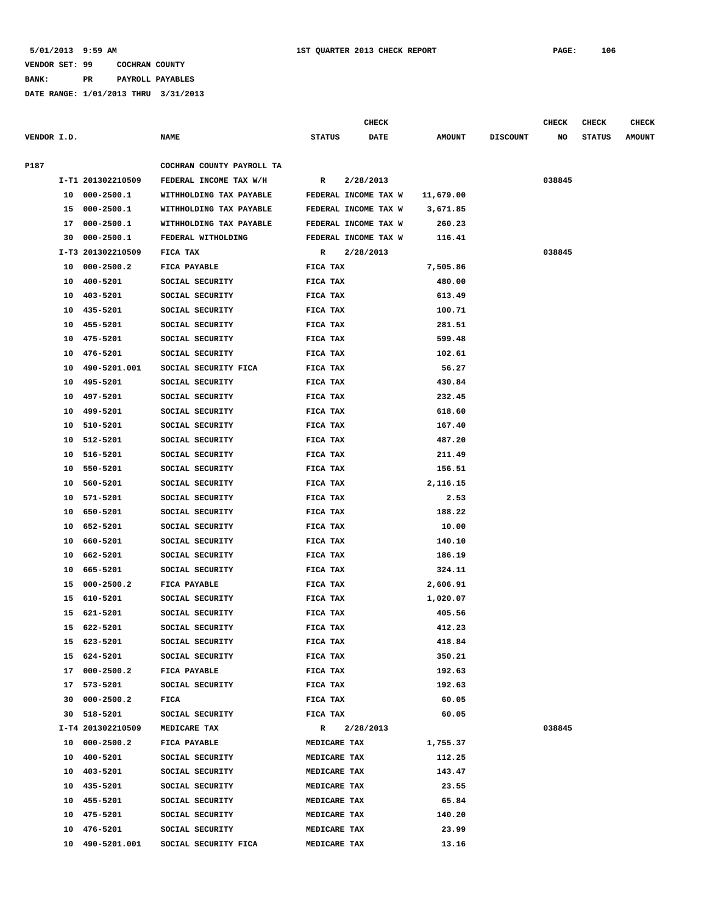5/01/2013 9:59 AM 1ST QUARTER 2013 CHECK REPORT

VENDOR SET: 99 COCHRAN COUNTY

BANK: PR PAYROLL PAYABLES

DATE RANGE: 1/01/2013 THRU 3/31/2013

| VENDOR I.D. | | NAME | STATUS | CHECK DATE | AMOUNT | DISCOUNT | CHECK NO | CHECK STATUS | CHECK AMOUNT |
|---|---|---|---|---|---|---|---|---|---|
| P187 | | COCHRAN COUNTY PAYROLL TA | | | | | | | |
| | I-T1 201302210509 | FEDERAL INCOME TAX W/H | R | 2/28/2013 | | | 038845 | | |
| 10 | 000-2500.1 | WITHHOLDING TAX PAYABLE | FEDERAL INCOME TAX W | | 11,679.00 | | | | |
| 15 | 000-2500.1 | WITHHOLDING TAX PAYABLE | FEDERAL INCOME TAX W | | 3,671.85 | | | | |
| 17 | 000-2500.1 | WITHHOLDING TAX PAYABLE | FEDERAL INCOME TAX W | | 260.23 | | | | |
| 30 | 000-2500.1 | FEDERAL WITHOLDING | FEDERAL INCOME TAX W | | 116.41 | | | | |
| | I-T3 201302210509 | FICA TAX | R | 2/28/2013 | | | 038845 | | |
| 10 | 000-2500.2 | FICA PAYABLE | FICA TAX | | 7,505.86 | | | | |
| 10 | 400-5201 | SOCIAL SECURITY | FICA TAX | | 480.00 | | | | |
| 10 | 403-5201 | SOCIAL SECURITY | FICA TAX | | 613.49 | | | | |
| 10 | 435-5201 | SOCIAL SECURITY | FICA TAX | | 100.71 | | | | |
| 10 | 455-5201 | SOCIAL SECURITY | FICA TAX | | 281.51 | | | | |
| 10 | 475-5201 | SOCIAL SECURITY | FICA TAX | | 599.48 | | | | |
| 10 | 476-5201 | SOCIAL SECURITY | FICA TAX | | 102.61 | | | | |
| 10 | 490-5201.001 | SOCIAL SECURITY FICA | FICA TAX | | 56.27 | | | | |
| 10 | 495-5201 | SOCIAL SECURITY | FICA TAX | | 430.84 | | | | |
| 10 | 497-5201 | SOCIAL SECURITY | FICA TAX | | 232.45 | | | | |
| 10 | 499-5201 | SOCIAL SECURITY | FICA TAX | | 618.60 | | | | |
| 10 | 510-5201 | SOCIAL SECURITY | FICA TAX | | 167.40 | | | | |
| 10 | 512-5201 | SOCIAL SECURITY | FICA TAX | | 487.20 | | | | |
| 10 | 516-5201 | SOCIAL SECURITY | FICA TAX | | 211.49 | | | | |
| 10 | 550-5201 | SOCIAL SECURITY | FICA TAX | | 156.51 | | | | |
| 10 | 560-5201 | SOCIAL SECURITY | FICA TAX | | 2,116.15 | | | | |
| 10 | 571-5201 | SOCIAL SECURITY | FICA TAX | | 2.53 | | | | |
| 10 | 650-5201 | SOCIAL SECURITY | FICA TAX | | 188.22 | | | | |
| 10 | 652-5201 | SOCIAL SECURITY | FICA TAX | | 10.00 | | | | |
| 10 | 660-5201 | SOCIAL SECURITY | FICA TAX | | 140.10 | | | | |
| 10 | 662-5201 | SOCIAL SECURITY | FICA TAX | | 186.19 | | | | |
| 10 | 665-5201 | SOCIAL SECURITY | FICA TAX | | 324.11 | | | | |
| 15 | 000-2500.2 | FICA PAYABLE | FICA TAX | | 2,606.91 | | | | |
| 15 | 610-5201 | SOCIAL SECURITY | FICA TAX | | 1,020.07 | | | | |
| 15 | 621-5201 | SOCIAL SECURITY | FICA TAX | | 405.56 | | | | |
| 15 | 622-5201 | SOCIAL SECURITY | FICA TAX | | 412.23 | | | | |
| 15 | 623-5201 | SOCIAL SECURITY | FICA TAX | | 418.84 | | | | |
| 15 | 624-5201 | SOCIAL SECURITY | FICA TAX | | 350.21 | | | | |
| 17 | 000-2500.2 | FICA PAYABLE | FICA TAX | | 192.63 | | | | |
| 17 | 573-5201 | SOCIAL SECURITY | FICA TAX | | 192.63 | | | | |
| 30 | 000-2500.2 | FICA | FICA TAX | | 60.05 | | | | |
| 30 | 518-5201 | SOCIAL SECURITY | FICA TAX | | 60.05 | | | | |
| | I-T4 201302210509 | MEDICARE TAX | R | 2/28/2013 | | | 038845 | | |
| 10 | 000-2500.2 | FICA PAYABLE | MEDICARE TAX | | 1,755.37 | | | | |
| 10 | 400-5201 | SOCIAL SECURITY | MEDICARE TAX | | 112.25 | | | | |
| 10 | 403-5201 | SOCIAL SECURITY | MEDICARE TAX | | 143.47 | | | | |
| 10 | 435-5201 | SOCIAL SECURITY | MEDICARE TAX | | 23.55 | | | | |
| 10 | 455-5201 | SOCIAL SECURITY | MEDICARE TAX | | 65.84 | | | | |
| 10 | 475-5201 | SOCIAL SECURITY | MEDICARE TAX | | 140.20 | | | | |
| 10 | 476-5201 | SOCIAL SECURITY | MEDICARE TAX | | 23.99 | | | | |
| 10 | 490-5201.001 | SOCIAL SECURITY FICA | MEDICARE TAX | | 13.16 | | | | |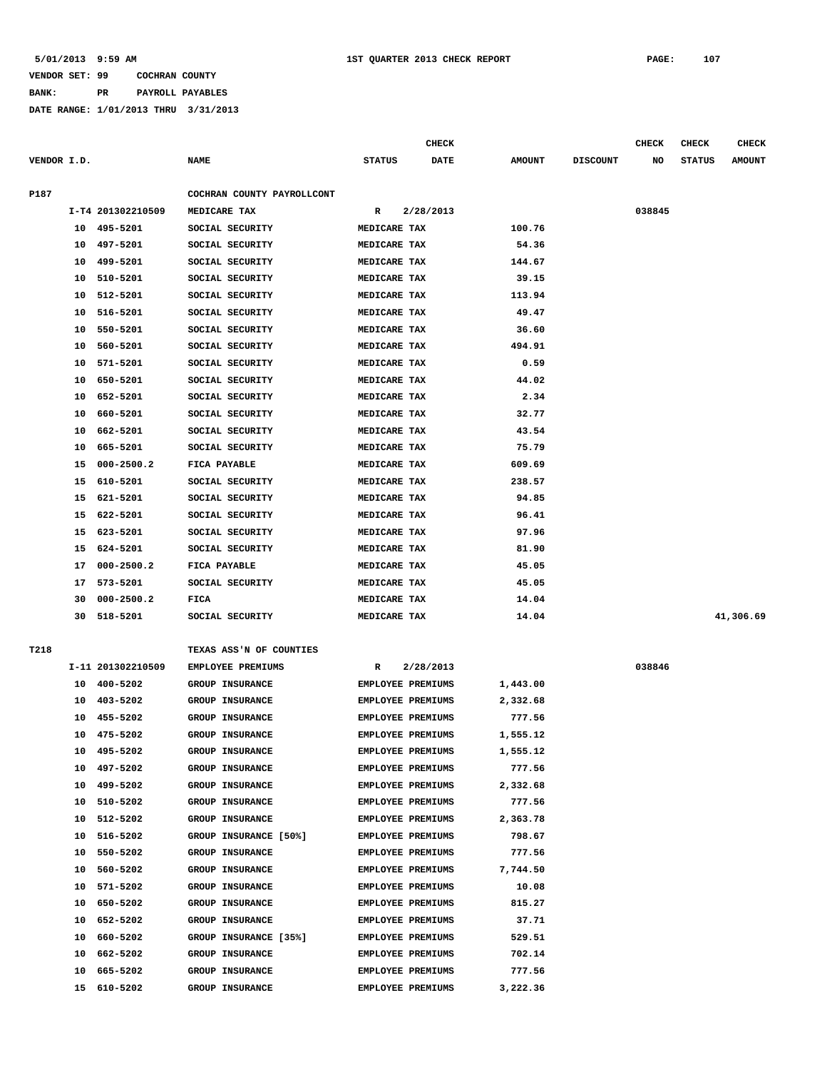5/01/2013 9:59 AM 1ST QUARTER 2013 CHECK REPORT PAGE: 107

VENDOR SET: 99 COCHRAN COUNTY

BANK: PR PAYROLL PAYABLES

DATE RANGE: 1/01/2013 THRU 3/31/2013

| VENDOR I.D. | | NAME | STATUS | CHECK DATE | AMOUNT | DISCOUNT | CHECK NO | CHECK STATUS | CHECK AMOUNT |
|---|---|---|---|---|---|---|---|---|---|
| P187 | | COCHRAN COUNTY PAYROLLCONT | | | | | | | |
| | I-T4 201302210509 | MEDICARE TAX | R | 2/28/2013 | | | 038845 | | |
| | 10 495-5201 | SOCIAL SECURITY | MEDICARE TAX | | 100.76 | | | | |
| | 10 497-5201 | SOCIAL SECURITY | MEDICARE TAX | | 54.36 | | | | |
| | 10 499-5201 | SOCIAL SECURITY | MEDICARE TAX | | 144.67 | | | | |
| | 10 510-5201 | SOCIAL SECURITY | MEDICARE TAX | | 39.15 | | | | |
| | 10 512-5201 | SOCIAL SECURITY | MEDICARE TAX | | 113.94 | | | | |
| | 10 516-5201 | SOCIAL SECURITY | MEDICARE TAX | | 49.47 | | | | |
| | 10 550-5201 | SOCIAL SECURITY | MEDICARE TAX | | 36.60 | | | | |
| | 10 560-5201 | SOCIAL SECURITY | MEDICARE TAX | | 494.91 | | | | |
| | 10 571-5201 | SOCIAL SECURITY | MEDICARE TAX | | 0.59 | | | | |
| | 10 650-5201 | SOCIAL SECURITY | MEDICARE TAX | | 44.02 | | | | |
| | 10 652-5201 | SOCIAL SECURITY | MEDICARE TAX | | 2.34 | | | | |
| | 10 660-5201 | SOCIAL SECURITY | MEDICARE TAX | | 32.77 | | | | |
| | 10 662-5201 | SOCIAL SECURITY | MEDICARE TAX | | 43.54 | | | | |
| | 10 665-5201 | SOCIAL SECURITY | MEDICARE TAX | | 75.79 | | | | |
| | 15 000-2500.2 | FICA PAYABLE | MEDICARE TAX | | 609.69 | | | | |
| | 15 610-5201 | SOCIAL SECURITY | MEDICARE TAX | | 238.57 | | | | |
| | 15 621-5201 | SOCIAL SECURITY | MEDICARE TAX | | 94.85 | | | | |
| | 15 622-5201 | SOCIAL SECURITY | MEDICARE TAX | | 96.41 | | | | |
| | 15 623-5201 | SOCIAL SECURITY | MEDICARE TAX | | 97.96 | | | | |
| | 15 624-5201 | SOCIAL SECURITY | MEDICARE TAX | | 81.90 | | | | |
| | 17 000-2500.2 | FICA PAYABLE | MEDICARE TAX | | 45.05 | | | | |
| | 17 573-5201 | SOCIAL SECURITY | MEDICARE TAX | | 45.05 | | | | |
| | 30 000-2500.2 | FICA | MEDICARE TAX | | 14.04 | | | | |
| | 30 518-5201 | SOCIAL SECURITY | MEDICARE TAX | | 14.04 | | | | 41,306.69 |
| T218 | | TEXAS ASS'N OF COUNTIES | | | | | | | |
| | I-11 201302210509 | EMPLOYEE PREMIUMS | R | 2/28/2013 | | | 038846 | | |
| | 10 400-5202 | GROUP INSURANCE | EMPLOYEE PREMIUMS | | 1,443.00 | | | | |
| | 10 403-5202 | GROUP INSURANCE | EMPLOYEE PREMIUMS | | 2,332.68 | | | | |
| | 10 455-5202 | GROUP INSURANCE | EMPLOYEE PREMIUMS | | 777.56 | | | | |
| | 10 475-5202 | GROUP INSURANCE | EMPLOYEE PREMIUMS | | 1,555.12 | | | | |
| | 10 495-5202 | GROUP INSURANCE | EMPLOYEE PREMIUMS | | 1,555.12 | | | | |
| | 10 497-5202 | GROUP INSURANCE | EMPLOYEE PREMIUMS | | 777.56 | | | | |
| | 10 499-5202 | GROUP INSURANCE | EMPLOYEE PREMIUMS | | 2,332.68 | | | | |
| | 10 510-5202 | GROUP INSURANCE | EMPLOYEE PREMIUMS | | 777.56 | | | | |
| | 10 512-5202 | GROUP INSURANCE | EMPLOYEE PREMIUMS | | 2,363.78 | | | | |
| | 10 516-5202 | GROUP INSURANCE [50%] | EMPLOYEE PREMIUMS | | 798.67 | | | | |
| | 10 550-5202 | GROUP INSURANCE | EMPLOYEE PREMIUMS | | 777.56 | | | | |
| | 10 560-5202 | GROUP INSURANCE | EMPLOYEE PREMIUMS | | 7,744.50 | | | | |
| | 10 571-5202 | GROUP INSURANCE | EMPLOYEE PREMIUMS | | 10.08 | | | | |
| | 10 650-5202 | GROUP INSURANCE | EMPLOYEE PREMIUMS | | 815.27 | | | | |
| | 10 652-5202 | GROUP INSURANCE | EMPLOYEE PREMIUMS | | 37.71 | | | | |
| | 10 660-5202 | GROUP INSURANCE [35%] | EMPLOYEE PREMIUMS | | 529.51 | | | | |
| | 10 662-5202 | GROUP INSURANCE | EMPLOYEE PREMIUMS | | 702.14 | | | | |
| | 10 665-5202 | GROUP INSURANCE | EMPLOYEE PREMIUMS | | 777.56 | | | | |
| | 15 610-5202 | GROUP INSURANCE | EMPLOYEE PREMIUMS | | 3,222.36 | | | | |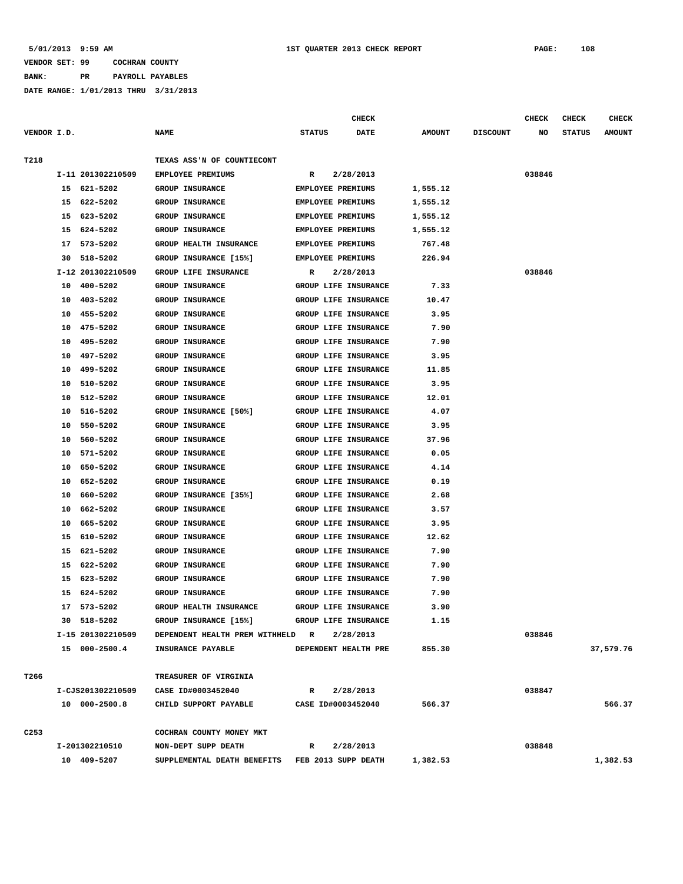5/01/2013 9:59 AM | 1ST QUARTER 2013 CHECK REPORT | PAGE: 108

VENDOR SET: 99 COCHRAN COUNTY
BANK: PR PAYROLL PAYABLES
DATE RANGE: 1/01/2013 THRU 3/31/2013

| VENDOR I.D. | | NAME | STATUS | CHECK DATE | AMOUNT | DISCOUNT | CHECK NO | CHECK STATUS | CHECK AMOUNT |
|---|---|---|---|---|---|---|---|---|---|
| T218 | | TEXAS ASS'N OF COUNTIECONT | | | | | | | |
| | I-11 201302210509 | EMPLOYEE PREMIUMS | R | 2/28/2013 | | | 038846 | | |
| | 15 621-5202 | GROUP INSURANCE | EMPLOYEE PREMIUMS | | 1,555.12 | | | | |
| | 15 622-5202 | GROUP INSURANCE | EMPLOYEE PREMIUMS | | 1,555.12 | | | | |
| | 15 623-5202 | GROUP INSURANCE | EMPLOYEE PREMIUMS | | 1,555.12 | | | | |
| | 15 624-5202 | GROUP INSURANCE | EMPLOYEE PREMIUMS | | 1,555.12 | | | | |
| | 17 573-5202 | GROUP HEALTH INSURANCE | EMPLOYEE PREMIUMS | | 767.48 | | | | |
| | 30 518-5202 | GROUP INSURANCE [15%] | EMPLOYEE PREMIUMS | | 226.94 | | | | |
| | I-12 201302210509 | GROUP LIFE INSURANCE | R | 2/28/2013 | | | 038846 | | |
| | 10 400-5202 | GROUP INSURANCE | GROUP LIFE INSURANCE | | 7.33 | | | | |
| | 10 403-5202 | GROUP INSURANCE | GROUP LIFE INSURANCE | | 10.47 | | | | |
| | 10 455-5202 | GROUP INSURANCE | GROUP LIFE INSURANCE | | 3.95 | | | | |
| | 10 475-5202 | GROUP INSURANCE | GROUP LIFE INSURANCE | | 7.90 | | | | |
| | 10 495-5202 | GROUP INSURANCE | GROUP LIFE INSURANCE | | 7.90 | | | | |
| | 10 497-5202 | GROUP INSURANCE | GROUP LIFE INSURANCE | | 3.95 | | | | |
| | 10 499-5202 | GROUP INSURANCE | GROUP LIFE INSURANCE | | 11.85 | | | | |
| | 10 510-5202 | GROUP INSURANCE | GROUP LIFE INSURANCE | | 3.95 | | | | |
| | 10 512-5202 | GROUP INSURANCE | GROUP LIFE INSURANCE | | 12.01 | | | | |
| | 10 516-5202 | GROUP INSURANCE [50%] | GROUP LIFE INSURANCE | | 4.07 | | | | |
| | 10 550-5202 | GROUP INSURANCE | GROUP LIFE INSURANCE | | 3.95 | | | | |
| | 10 560-5202 | GROUP INSURANCE | GROUP LIFE INSURANCE | | 37.96 | | | | |
| | 10 571-5202 | GROUP INSURANCE | GROUP LIFE INSURANCE | | 0.05 | | | | |
| | 10 650-5202 | GROUP INSURANCE | GROUP LIFE INSURANCE | | 4.14 | | | | |
| | 10 652-5202 | GROUP INSURANCE | GROUP LIFE INSURANCE | | 0.19 | | | | |
| | 10 660-5202 | GROUP INSURANCE [35%] | GROUP LIFE INSURANCE | | 2.68 | | | | |
| | 10 662-5202 | GROUP INSURANCE | GROUP LIFE INSURANCE | | 3.57 | | | | |
| | 10 665-5202 | GROUP INSURANCE | GROUP LIFE INSURANCE | | 3.95 | | | | |
| | 15 610-5202 | GROUP INSURANCE | GROUP LIFE INSURANCE | | 12.62 | | | | |
| | 15 621-5202 | GROUP INSURANCE | GROUP LIFE INSURANCE | | 7.90 | | | | |
| | 15 622-5202 | GROUP INSURANCE | GROUP LIFE INSURANCE | | 7.90 | | | | |
| | 15 623-5202 | GROUP INSURANCE | GROUP LIFE INSURANCE | | 7.90 | | | | |
| | 15 624-5202 | GROUP INSURANCE | GROUP LIFE INSURANCE | | 7.90 | | | | |
| | 17 573-5202 | GROUP HEALTH INSURANCE | GROUP LIFE INSURANCE | | 3.90 | | | | |
| | 30 518-5202 | GROUP INSURANCE [15%] | GROUP LIFE INSURANCE | | 1.15 | | | | |
| | I-15 201302210509 | DEPENDENT HEALTH PREM WITHHELD | R | 2/28/2013 | | | 038846 | | |
| | 15 000-2500.4 | INSURANCE PAYABLE | DEPENDENT HEALTH PRE | | 855.30 | | | | 37,579.76 |
| T266 | | TREASURER OF VIRGINIA | | | | | | | |
| | I-CJS201302210509 | CASE ID#0003452040 | R | 2/28/2013 | | | 038847 | | |
| | 10 000-2500.8 | CHILD SUPPORT PAYABLE | CASE ID#0003452040 | | 566.37 | | | | 566.37 |
| C253 | | COCHRAN COUNTY MONEY MKT | | | | | | | |
| | I-201302210510 | NON-DEPT SUPP DEATH | R | 2/28/2013 | | | 038848 | | |
| | 10 409-5207 | SUPPLEMENTAL DEATH BENEFITS | FEB 2013 SUPP DEATH | | 1,382.53 | | | | 1,382.53 |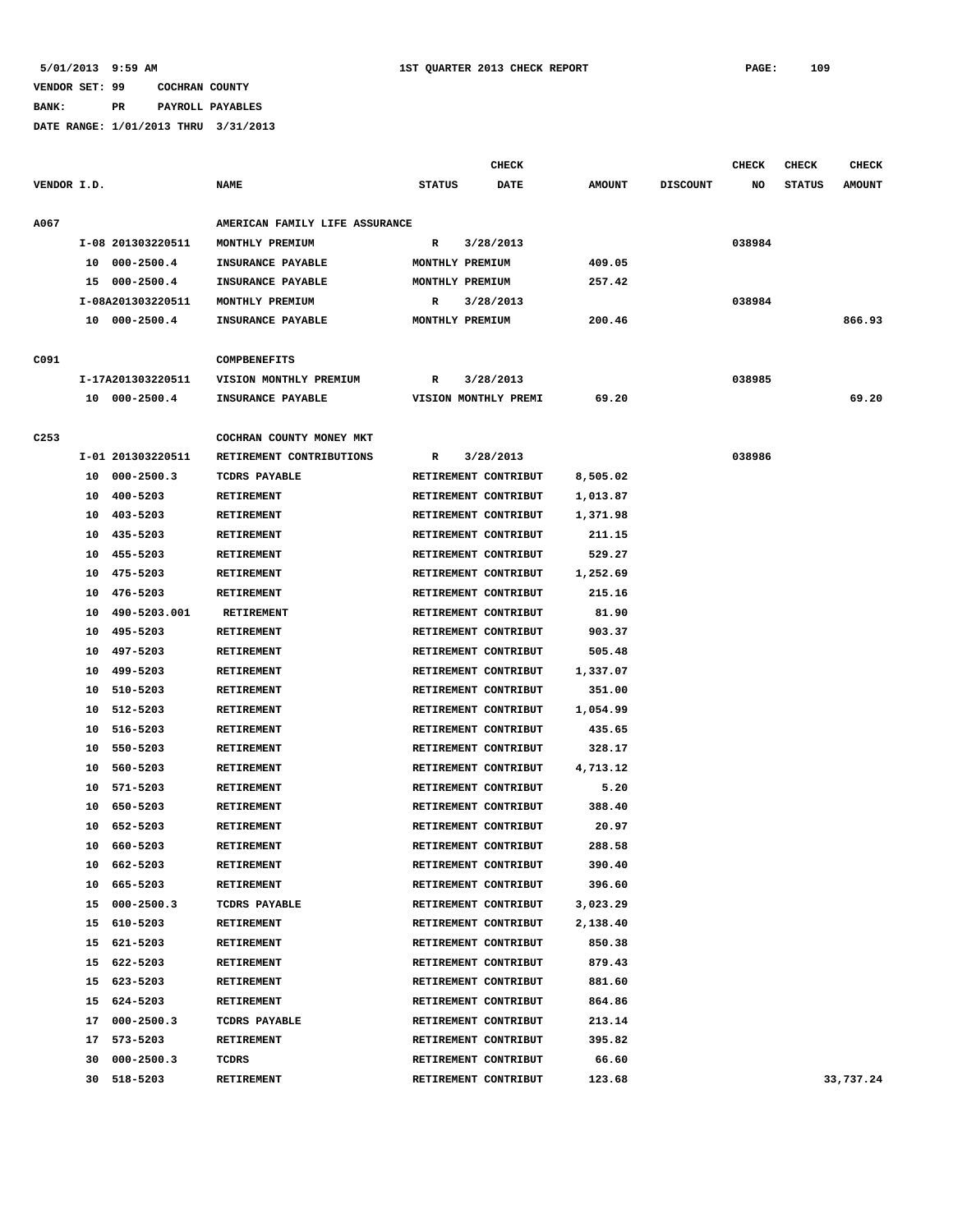5/01/2013 9:59 AM — 1ST QUARTER 2013 CHECK REPORT

VENDOR SET: 99 COCHRAN COUNTY
BANK: PR PAYROLL PAYABLES
DATE RANGE: 1/01/2013 THRU 3/31/2013

| VENDOR I.D. | | NAME | STATUS | CHECK DATE | AMOUNT | DISCOUNT | CHECK NO | CHECK STATUS | CHECK AMOUNT |
|---|---|---|---|---|---|---|---|---|---|
| A067 | | AMERICAN FAMILY LIFE ASSURANCE | | | | | | | |
| | I-08 201303220511 | MONTHLY PREMIUM | R | 3/28/2013 | | | 038984 | | |
| | 10 000-2500.4 | INSURANCE PAYABLE | MONTHLY PREMIUM | | 409.05 | | | | |
| | 15 000-2500.4 | INSURANCE PAYABLE | MONTHLY PREMIUM | | 257.42 | | | | |
| | I-08A201303220511 | MONTHLY PREMIUM | R | 3/28/2013 | | | 038984 | | |
| | 10 000-2500.4 | INSURANCE PAYABLE | MONTHLY PREMIUM | | 200.46 | | | | 866.93 |
| C091 | | COMPBENEFITS | | | | | | | |
| | I-17A201303220511 | VISION MONTHLY PREMIUM | R | 3/28/2013 | | | 038985 | | |
| | 10 000-2500.4 | INSURANCE PAYABLE | VISION MONTHLY PREMI | | 69.20 | | | | 69.20 |
| C253 | | COCHRAN COUNTY MONEY MKT | | | | | | | |
| | I-01 201303220511 | RETIREMENT CONTRIBUTIONS | R | 3/28/2013 | | | 038986 | | |
| | 10 000-2500.3 | TCDRS PAYABLE | RETIREMENT CONTRIBUT | | 8,505.02 | | | | |
| | 10 400-5203 | RETIREMENT | RETIREMENT CONTRIBUT | | 1,013.87 | | | | |
| | 10 403-5203 | RETIREMENT | RETIREMENT CONTRIBUT | | 1,371.98 | | | | |
| | 10 435-5203 | RETIREMENT | RETIREMENT CONTRIBUT | | 211.15 | | | | |
| | 10 455-5203 | RETIREMENT | RETIREMENT CONTRIBUT | | 529.27 | | | | |
| | 10 475-5203 | RETIREMENT | RETIREMENT CONTRIBUT | | 1,252.69 | | | | |
| | 10 476-5203 | RETIREMENT | RETIREMENT CONTRIBUT | | 215.16 | | | | |
| | 10 490-5203.001 | RETIREMENT | RETIREMENT CONTRIBUT | | 81.90 | | | | |
| | 10 495-5203 | RETIREMENT | RETIREMENT CONTRIBUT | | 903.37 | | | | |
| | 10 497-5203 | RETIREMENT | RETIREMENT CONTRIBUT | | 505.48 | | | | |
| | 10 499-5203 | RETIREMENT | RETIREMENT CONTRIBUT | | 1,337.07 | | | | |
| | 10 510-5203 | RETIREMENT | RETIREMENT CONTRIBUT | | 351.00 | | | | |
| | 10 512-5203 | RETIREMENT | RETIREMENT CONTRIBUT | | 1,054.99 | | | | |
| | 10 516-5203 | RETIREMENT | RETIREMENT CONTRIBUT | | 435.65 | | | | |
| | 10 550-5203 | RETIREMENT | RETIREMENT CONTRIBUT | | 328.17 | | | | |
| | 10 560-5203 | RETIREMENT | RETIREMENT CONTRIBUT | | 4,713.12 | | | | |
| | 10 571-5203 | RETIREMENT | RETIREMENT CONTRIBUT | | 5.20 | | | | |
| | 10 650-5203 | RETIREMENT | RETIREMENT CONTRIBUT | | 388.40 | | | | |
| | 10 652-5203 | RETIREMENT | RETIREMENT CONTRIBUT | | 20.97 | | | | |
| | 10 660-5203 | RETIREMENT | RETIREMENT CONTRIBUT | | 288.58 | | | | |
| | 10 662-5203 | RETIREMENT | RETIREMENT CONTRIBUT | | 390.40 | | | | |
| | 10 665-5203 | RETIREMENT | RETIREMENT CONTRIBUT | | 396.60 | | | | |
| | 15 000-2500.3 | TCDRS PAYABLE | RETIREMENT CONTRIBUT | | 3,023.29 | | | | |
| | 15 610-5203 | RETIREMENT | RETIREMENT CONTRIBUT | | 2,138.40 | | | | |
| | 15 621-5203 | RETIREMENT | RETIREMENT CONTRIBUT | | 850.38 | | | | |
| | 15 622-5203 | RETIREMENT | RETIREMENT CONTRIBUT | | 879.43 | | | | |
| | 15 623-5203 | RETIREMENT | RETIREMENT CONTRIBUT | | 881.60 | | | | |
| | 15 624-5203 | RETIREMENT | RETIREMENT CONTRIBUT | | 864.86 | | | | |
| | 17 000-2500.3 | TCDRS PAYABLE | RETIREMENT CONTRIBUT | | 213.14 | | | | |
| | 17 573-5203 | RETIREMENT | RETIREMENT CONTRIBUT | | 395.82 | | | | |
| | 30 000-2500.3 | TCDRS | RETIREMENT CONTRIBUT | | 66.60 | | | | |
| | 30 518-5203 | RETIREMENT | RETIREMENT CONTRIBUT | | 123.68 | | | | 33,737.24 |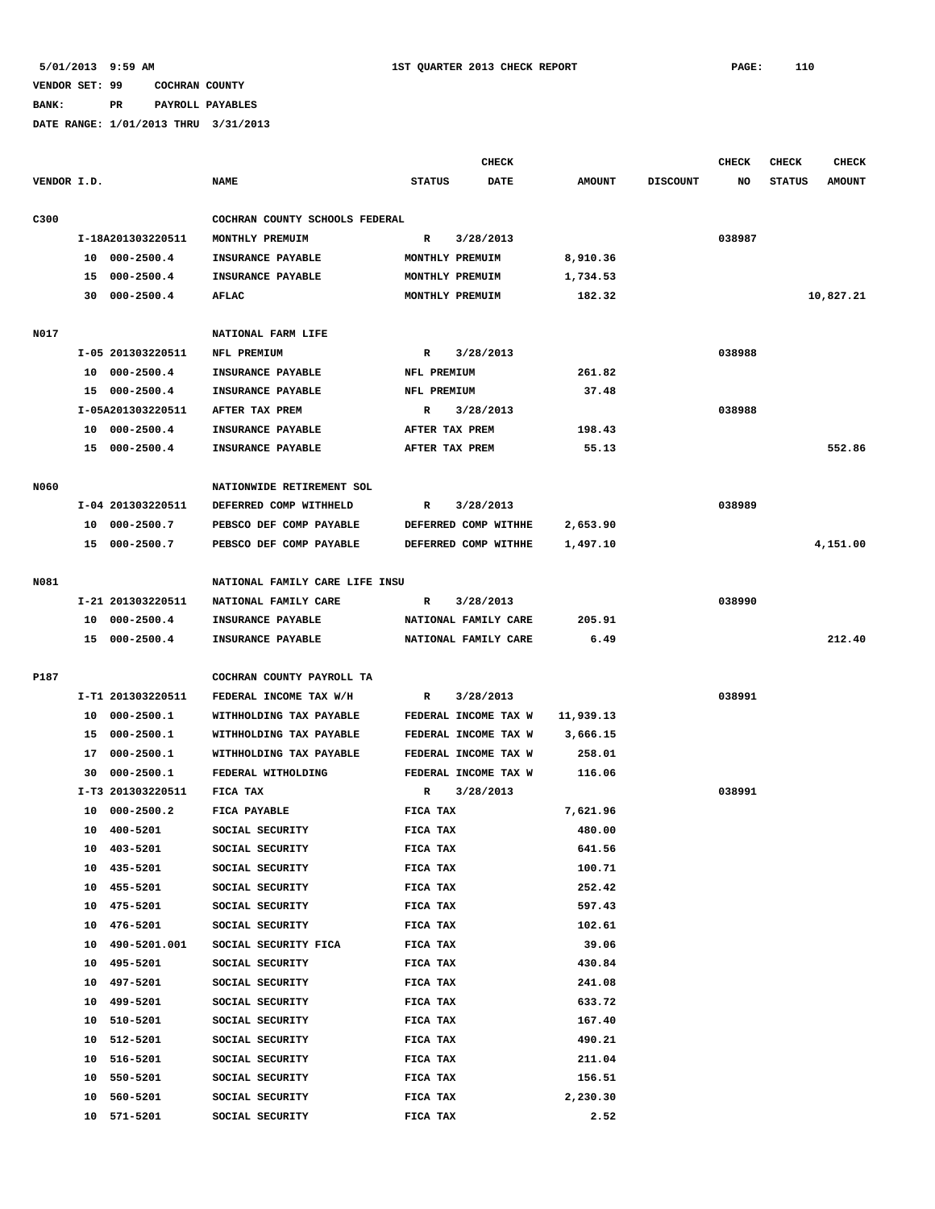5/01/2013 9:59 AM 1ST QUARTER 2013 CHECK REPORT PAGE: 110

VENDOR SET: 99 COCHRAN COUNTY

BANK: PR PAYROLL PAYABLES

DATE RANGE: 1/01/2013 THRU 3/31/2013

| VENDOR I.D. | NAME | STATUS | CHECK DATE | AMOUNT | DISCOUNT | CHECK NO | CHECK STATUS | CHECK AMOUNT |
|---|---|---|---|---|---|---|---|---|
| C300 | COCHRAN COUNTY SCHOOLS FEDERAL | | | | | | | |
| I-18A201303220511 | MONTHLY PREMUIM | R | 3/28/2013 | | | 038987 | | |
| 10 000-2500.4 | INSURANCE PAYABLE | MONTHLY PREMUIM | | 8,910.36 | | | | |
| 15 000-2500.4 | INSURANCE PAYABLE | MONTHLY PREMUIM | | 1,734.53 | | | | |
| 30 000-2500.4 | AFLAC | MONTHLY PREMUIM | | 182.32 | | | | 10,827.21 |
| N017 | NATIONAL FARM LIFE | | | | | | | |
| I-05 201303220511 | NFL PREMIUM | R | 3/28/2013 | | | 038988 | | |
| 10 000-2500.4 | INSURANCE PAYABLE | NFL PREMIUM | | 261.82 | | | | |
| 15 000-2500.4 | INSURANCE PAYABLE | NFL PREMIUM | | 37.48 | | | | |
| I-05A201303220511 | AFTER TAX PREM | R | 3/28/2013 | | | 038988 | | |
| 10 000-2500.4 | INSURANCE PAYABLE | AFTER TAX PREM | | 198.43 | | | | |
| 15 000-2500.4 | INSURANCE PAYABLE | AFTER TAX PREM | | 55.13 | | | | 552.86 |
| N060 | NATIONWIDE RETIREMENT SOL | | | | | | | |
| I-04 201303220511 | DEFERRED COMP WITHHELD | R | 3/28/2013 | | | 038989 | | |
| 10 000-2500.7 | PEBSCO DEF COMP PAYABLE | DEFERRED COMP WITHHE | | 2,653.90 | | | | |
| 15 000-2500.7 | PEBSCO DEF COMP PAYABLE | DEFERRED COMP WITHHE | | 1,497.10 | | | | 4,151.00 |
| N081 | NATIONAL FAMILY CARE LIFE INSU | | | | | | | |
| I-21 201303220511 | NATIONAL FAMILY CARE | R | 3/28/2013 | | | 038990 | | |
| 10 000-2500.4 | INSURANCE PAYABLE | NATIONAL FAMILY CARE | | 205.91 | | | | |
| 15 000-2500.4 | INSURANCE PAYABLE | NATIONAL FAMILY CARE | | 6.49 | | | | 212.40 |
| P187 | COCHRAN COUNTY PAYROLL TA | | | | | | | |
| I-T1 201303220511 | FEDERAL INCOME TAX W/H | R | 3/28/2013 | | | 038991 | | |
| 10 000-2500.1 | WITHHOLDING TAX PAYABLE | FEDERAL INCOME TAX W | | 11,939.13 | | | | |
| 15 000-2500.1 | WITHHOLDING TAX PAYABLE | FEDERAL INCOME TAX W | | 3,666.15 | | | | |
| 17 000-2500.1 | WITHHOLDING TAX PAYABLE | FEDERAL INCOME TAX W | | 258.01 | | | | |
| 30 000-2500.1 | FEDERAL WITHOLDING | FEDERAL INCOME TAX W | | 116.06 | | | | |
| I-T3 201303220511 | FICA TAX | R | 3/28/2013 | | | 038991 | | |
| 10 000-2500.2 | FICA PAYABLE | FICA TAX | | 7,621.96 | | | | |
| 10 400-5201 | SOCIAL SECURITY | FICA TAX | | 480.00 | | | | |
| 10 403-5201 | SOCIAL SECURITY | FICA TAX | | 641.56 | | | | |
| 10 435-5201 | SOCIAL SECURITY | FICA TAX | | 100.71 | | | | |
| 10 455-5201 | SOCIAL SECURITY | FICA TAX | | 252.42 | | | | |
| 10 475-5201 | SOCIAL SECURITY | FICA TAX | | 597.43 | | | | |
| 10 476-5201 | SOCIAL SECURITY | FICA TAX | | 102.61 | | | | |
| 10 490-5201.001 | SOCIAL SECURITY FICA | FICA TAX | | 39.06 | | | | |
| 10 495-5201 | SOCIAL SECURITY | FICA TAX | | 430.84 | | | | |
| 10 497-5201 | SOCIAL SECURITY | FICA TAX | | 241.08 | | | | |
| 10 499-5201 | SOCIAL SECURITY | FICA TAX | | 633.72 | | | | |
| 10 510-5201 | SOCIAL SECURITY | FICA TAX | | 167.40 | | | | |
| 10 512-5201 | SOCIAL SECURITY | FICA TAX | | 490.21 | | | | |
| 10 516-5201 | SOCIAL SECURITY | FICA TAX | | 211.04 | | | | |
| 10 550-5201 | SOCIAL SECURITY | FICA TAX | | 156.51 | | | | |
| 10 560-5201 | SOCIAL SECURITY | FICA TAX | | 2,230.30 | | | | |
| 10 571-5201 | SOCIAL SECURITY | FICA TAX | | 2.52 | | | | |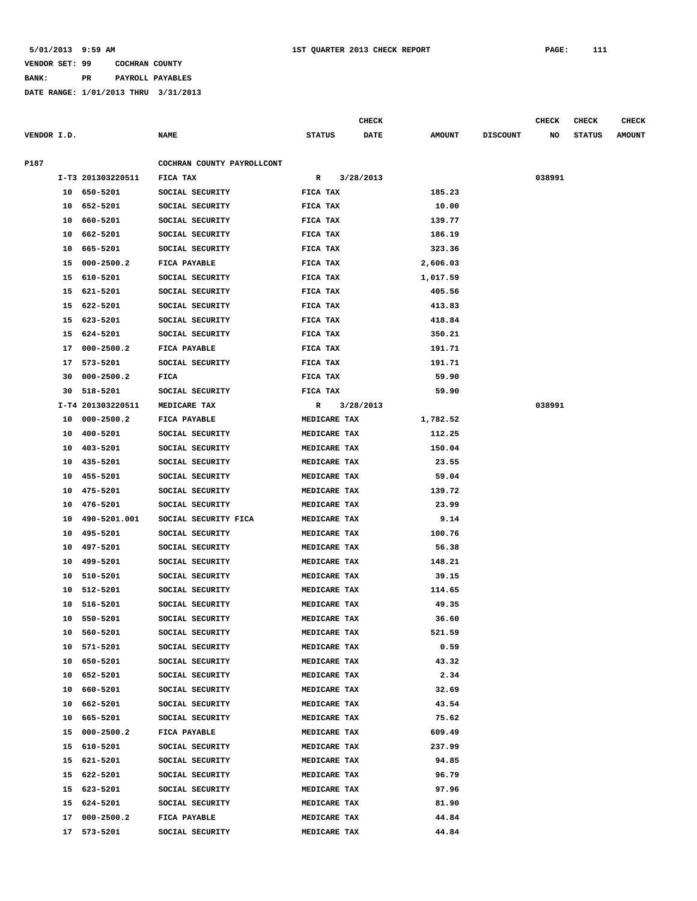5/01/2013 9:59 AM 1ST QUARTER 2013 CHECK REPORT PAGE: 111

VENDOR SET: 99 COCHRAN COUNTY

BANK: PR PAYROLL PAYABLES

DATE RANGE: 1/01/2013 THRU 3/31/2013

| VENDOR I.D. | | NAME | STATUS | CHECK DATE | AMOUNT | DISCOUNT | CHECK NO | CHECK STATUS | CHECK AMOUNT |
|---|---|---|---|---|---|---|---|---|---|
| P187 | | COCHRAN COUNTY PAYROLLCONT | | | | | | | |
| | I-T3 201303220511 | FICA TAX | R | 3/28/2013 | | | 038991 | | |
| | 10 650-5201 | SOCIAL SECURITY | FICA TAX | | 185.23 | | | | |
| | 10 652-5201 | SOCIAL SECURITY | FICA TAX | | 10.00 | | | | |
| | 10 660-5201 | SOCIAL SECURITY | FICA TAX | | 139.77 | | | | |
| | 10 662-5201 | SOCIAL SECURITY | FICA TAX | | 186.19 | | | | |
| | 10 665-5201 | SOCIAL SECURITY | FICA TAX | | 323.36 | | | | |
| | 15 000-2500.2 | FICA PAYABLE | FICA TAX | | 2,606.03 | | | | |
| | 15 610-5201 | SOCIAL SECURITY | FICA TAX | | 1,017.59 | | | | |
| | 15 621-5201 | SOCIAL SECURITY | FICA TAX | | 405.56 | | | | |
| | 15 622-5201 | SOCIAL SECURITY | FICA TAX | | 413.83 | | | | |
| | 15 623-5201 | SOCIAL SECURITY | FICA TAX | | 418.84 | | | | |
| | 15 624-5201 | SOCIAL SECURITY | FICA TAX | | 350.21 | | | | |
| | 17 000-2500.2 | FICA PAYABLE | FICA TAX | | 191.71 | | | | |
| | 17 573-5201 | SOCIAL SECURITY | FICA TAX | | 191.71 | | | | |
| | 30 000-2500.2 | FICA | FICA TAX | | 59.90 | | | | |
| | 30 518-5201 | SOCIAL SECURITY | FICA TAX | | 59.90 | | | | |
| | I-T4 201303220511 | MEDICARE TAX | R | 3/28/2013 | | | 038991 | | |
| | 10 000-2500.2 | FICA PAYABLE | MEDICARE TAX | | 1,782.52 | | | | |
| | 10 400-5201 | SOCIAL SECURITY | MEDICARE TAX | | 112.25 | | | | |
| | 10 403-5201 | SOCIAL SECURITY | MEDICARE TAX | | 150.04 | | | | |
| | 10 435-5201 | SOCIAL SECURITY | MEDICARE TAX | | 23.55 | | | | |
| | 10 455-5201 | SOCIAL SECURITY | MEDICARE TAX | | 59.04 | | | | |
| | 10 475-5201 | SOCIAL SECURITY | MEDICARE TAX | | 139.72 | | | | |
| | 10 476-5201 | SOCIAL SECURITY | MEDICARE TAX | | 23.99 | | | | |
| | 10 490-5201.001 | SOCIAL SECURITY FICA | MEDICARE TAX | | 9.14 | | | | |
| | 10 495-5201 | SOCIAL SECURITY | MEDICARE TAX | | 100.76 | | | | |
| | 10 497-5201 | SOCIAL SECURITY | MEDICARE TAX | | 56.38 | | | | |
| | 10 499-5201 | SOCIAL SECURITY | MEDICARE TAX | | 148.21 | | | | |
| | 10 510-5201 | SOCIAL SECURITY | MEDICARE TAX | | 39.15 | | | | |
| | 10 512-5201 | SOCIAL SECURITY | MEDICARE TAX | | 114.65 | | | | |
| | 10 516-5201 | SOCIAL SECURITY | MEDICARE TAX | | 49.35 | | | | |
| | 10 550-5201 | SOCIAL SECURITY | MEDICARE TAX | | 36.60 | | | | |
| | 10 560-5201 | SOCIAL SECURITY | MEDICARE TAX | | 521.59 | | | | |
| | 10 571-5201 | SOCIAL SECURITY | MEDICARE TAX | | 0.59 | | | | |
| | 10 650-5201 | SOCIAL SECURITY | MEDICARE TAX | | 43.32 | | | | |
| | 10 652-5201 | SOCIAL SECURITY | MEDICARE TAX | | 2.34 | | | | |
| | 10 660-5201 | SOCIAL SECURITY | MEDICARE TAX | | 32.69 | | | | |
| | 10 662-5201 | SOCIAL SECURITY | MEDICARE TAX | | 43.54 | | | | |
| | 10 665-5201 | SOCIAL SECURITY | MEDICARE TAX | | 75.62 | | | | |
| | 15 000-2500.2 | FICA PAYABLE | MEDICARE TAX | | 609.49 | | | | |
| | 15 610-5201 | SOCIAL SECURITY | MEDICARE TAX | | 237.99 | | | | |
| | 15 621-5201 | SOCIAL SECURITY | MEDICARE TAX | | 94.85 | | | | |
| | 15 622-5201 | SOCIAL SECURITY | MEDICARE TAX | | 96.79 | | | | |
| | 15 623-5201 | SOCIAL SECURITY | MEDICARE TAX | | 97.96 | | | | |
| | 15 624-5201 | SOCIAL SECURITY | MEDICARE TAX | | 81.90 | | | | |
| | 17 000-2500.2 | FICA PAYABLE | MEDICARE TAX | | 44.84 | | | | |
| | 17 573-5201 | SOCIAL SECURITY | MEDICARE TAX | | 44.84 | | | | |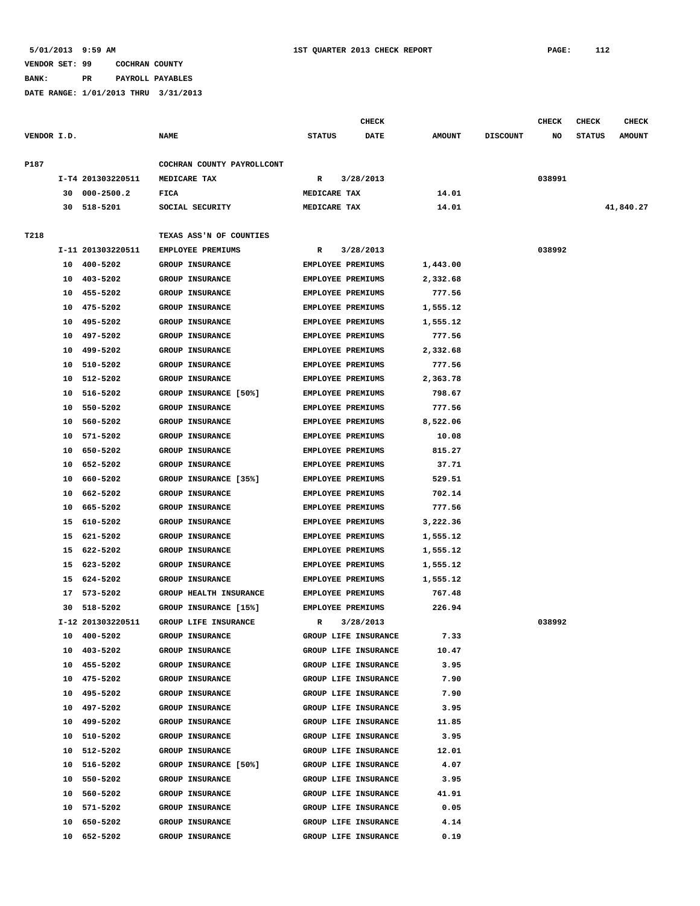5/01/2013 9:59 AM 1ST QUARTER 2013 CHECK REPORT PAGE: 112

VENDOR SET: 99 COCHRAN COUNTY

BANK: PR PAYROLL PAYABLES

DATE RANGE: 1/01/2013 THRU 3/31/2013

| VENDOR I.D. | | NAME | STATUS | CHECK DATE | AMOUNT | DISCOUNT | CHECK NO | CHECK STATUS | CHECK AMOUNT |
|---|---|---|---|---|---|---|---|---|---|
| P187 | | COCHRAN COUNTY PAYROLLCONT | | | | | | | |
| | I-T4 201303220511 | MEDICARE TAX | R | 3/28/2013 | | | 038991 | | |
| | 30 000-2500.2 | FICA | MEDICARE TAX | | 14.01 | | | | |
| | 30 518-5201 | SOCIAL SECURITY | MEDICARE TAX | | 14.01 | | | | 41,840.27 |
| T218 | | TEXAS ASS'N OF COUNTIES | | | | | | | |
| | I-11 201303220511 | EMPLOYEE PREMIUMS | R | 3/28/2013 | | | 038992 | | |
| | 10 400-5202 | GROUP INSURANCE | EMPLOYEE PREMIUMS | | 1,443.00 | | | | |
| | 10 403-5202 | GROUP INSURANCE | EMPLOYEE PREMIUMS | | 2,332.68 | | | | |
| | 10 455-5202 | GROUP INSURANCE | EMPLOYEE PREMIUMS | | 777.56 | | | | |
| | 10 475-5202 | GROUP INSURANCE | EMPLOYEE PREMIUMS | | 1,555.12 | | | | |
| | 10 495-5202 | GROUP INSURANCE | EMPLOYEE PREMIUMS | | 1,555.12 | | | | |
| | 10 497-5202 | GROUP INSURANCE | EMPLOYEE PREMIUMS | | 777.56 | | | | |
| | 10 499-5202 | GROUP INSURANCE | EMPLOYEE PREMIUMS | | 2,332.68 | | | | |
| | 10 510-5202 | GROUP INSURANCE | EMPLOYEE PREMIUMS | | 777.56 | | | | |
| | 10 512-5202 | GROUP INSURANCE | EMPLOYEE PREMIUMS | | 2,363.78 | | | | |
| | 10 516-5202 | GROUP INSURANCE [50%] | EMPLOYEE PREMIUMS | | 798.67 | | | | |
| | 10 550-5202 | GROUP INSURANCE | EMPLOYEE PREMIUMS | | 777.56 | | | | |
| | 10 560-5202 | GROUP INSURANCE | EMPLOYEE PREMIUMS | | 8,522.06 | | | | |
| | 10 571-5202 | GROUP INSURANCE | EMPLOYEE PREMIUMS | | 10.08 | | | | |
| | 10 650-5202 | GROUP INSURANCE | EMPLOYEE PREMIUMS | | 815.27 | | | | |
| | 10 652-5202 | GROUP INSURANCE | EMPLOYEE PREMIUMS | | 37.71 | | | | |
| | 10 660-5202 | GROUP INSURANCE [35%] | EMPLOYEE PREMIUMS | | 529.51 | | | | |
| | 10 662-5202 | GROUP INSURANCE | EMPLOYEE PREMIUMS | | 702.14 | | | | |
| | 10 665-5202 | GROUP INSURANCE | EMPLOYEE PREMIUMS | | 777.56 | | | | |
| | 15 610-5202 | GROUP INSURANCE | EMPLOYEE PREMIUMS | | 3,222.36 | | | | |
| | 15 621-5202 | GROUP INSURANCE | EMPLOYEE PREMIUMS | | 1,555.12 | | | | |
| | 15 622-5202 | GROUP INSURANCE | EMPLOYEE PREMIUMS | | 1,555.12 | | | | |
| | 15 623-5202 | GROUP INSURANCE | EMPLOYEE PREMIUMS | | 1,555.12 | | | | |
| | 15 624-5202 | GROUP INSURANCE | EMPLOYEE PREMIUMS | | 1,555.12 | | | | |
| | 17 573-5202 | GROUP HEALTH INSURANCE | EMPLOYEE PREMIUMS | | 767.48 | | | | |
| | 30 518-5202 | GROUP INSURANCE [15%] | EMPLOYEE PREMIUMS | | 226.94 | | | | |
| | I-12 201303220511 | GROUP LIFE INSURANCE | R | 3/28/2013 | | | 038992 | | |
| | 10 400-5202 | GROUP INSURANCE | GROUP LIFE INSURANCE | | 7.33 | | | | |
| | 10 403-5202 | GROUP INSURANCE | GROUP LIFE INSURANCE | | 10.47 | | | | |
| | 10 455-5202 | GROUP INSURANCE | GROUP LIFE INSURANCE | | 3.95 | | | | |
| | 10 475-5202 | GROUP INSURANCE | GROUP LIFE INSURANCE | | 7.90 | | | | |
| | 10 495-5202 | GROUP INSURANCE | GROUP LIFE INSURANCE | | 7.90 | | | | |
| | 10 497-5202 | GROUP INSURANCE | GROUP LIFE INSURANCE | | 3.95 | | | | |
| | 10 499-5202 | GROUP INSURANCE | GROUP LIFE INSURANCE | | 11.85 | | | | |
| | 10 510-5202 | GROUP INSURANCE | GROUP LIFE INSURANCE | | 3.95 | | | | |
| | 10 512-5202 | GROUP INSURANCE | GROUP LIFE INSURANCE | | 12.01 | | | | |
| | 10 516-5202 | GROUP INSURANCE [50%] | GROUP LIFE INSURANCE | | 4.07 | | | | |
| | 10 550-5202 | GROUP INSURANCE | GROUP LIFE INSURANCE | | 3.95 | | | | |
| | 10 560-5202 | GROUP INSURANCE | GROUP LIFE INSURANCE | | 41.91 | | | | |
| | 10 571-5202 | GROUP INSURANCE | GROUP LIFE INSURANCE | | 0.05 | | | | |
| | 10 650-5202 | GROUP INSURANCE | GROUP LIFE INSURANCE | | 4.14 | | | | |
| | 10 652-5202 | GROUP INSURANCE | GROUP LIFE INSURANCE | | 0.19 | | | | |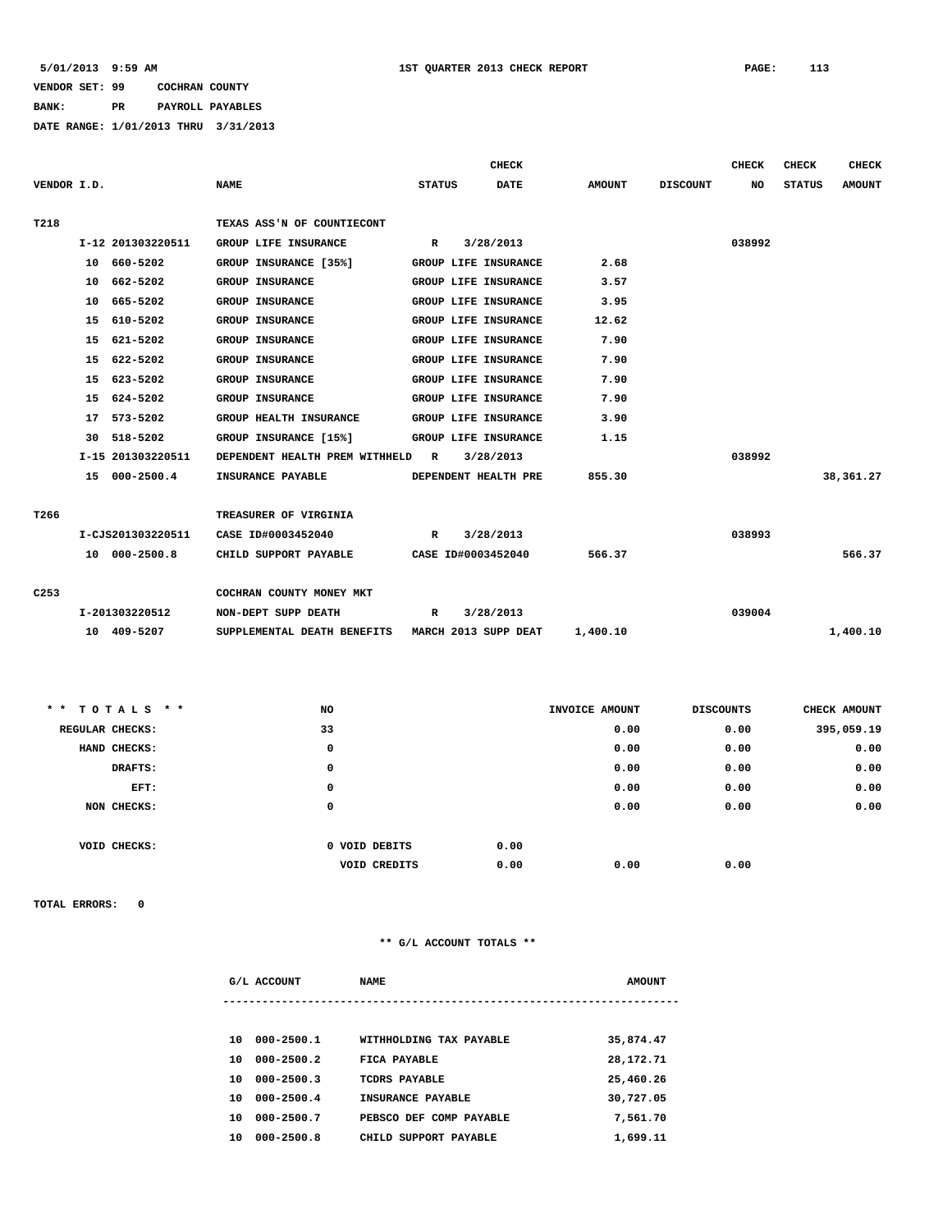5/01/2013 9:59 AM 1ST QUARTER 2013 CHECK REPORT PAGE: 113

VENDOR SET: 99 COCHRAN COUNTY

BANK: PR PAYROLL PAYABLES

DATE RANGE: 1/01/2013 THRU 3/31/2013

| VENDOR I.D. | NAME | STATUS | CHECK DATE | AMOUNT | DISCOUNT | CHECK NO | CHECK STATUS | CHECK AMOUNT |
|---|---|---|---|---|---|---|---|---|
| T218 | TEXAS ASS'N OF COUNTIECONT | | | | | | | |
| I-12 201303220511 | GROUP LIFE INSURANCE | R | 3/28/2013 | | | 038992 | | |
| 10 660-5202 | GROUP INSURANCE [35%] | GROUP LIFE INSURANCE | | 2.68 | | | | |
| 10 662-5202 | GROUP INSURANCE | GROUP LIFE INSURANCE | | 3.57 | | | | |
| 10 665-5202 | GROUP INSURANCE | GROUP LIFE INSURANCE | | 3.95 | | | | |
| 15 610-5202 | GROUP INSURANCE | GROUP LIFE INSURANCE | | 12.62 | | | | |
| 15 621-5202 | GROUP INSURANCE | GROUP LIFE INSURANCE | | 7.90 | | | | |
| 15 622-5202 | GROUP INSURANCE | GROUP LIFE INSURANCE | | 7.90 | | | | |
| 15 623-5202 | GROUP INSURANCE | GROUP LIFE INSURANCE | | 7.90 | | | | |
| 15 624-5202 | GROUP INSURANCE | GROUP LIFE INSURANCE | | 7.90 | | | | |
| 17 573-5202 | GROUP HEALTH INSURANCE | GROUP LIFE INSURANCE | | 3.90 | | | | |
| 30 518-5202 | GROUP INSURANCE [15%] | GROUP LIFE INSURANCE | | 1.15 | | | | |
| I-15 201303220511 | DEPENDENT HEALTH PREM WITHHELD | R | 3/28/2013 | | | 038992 | | |
| 15 000-2500.4 | INSURANCE PAYABLE | DEPENDENT HEALTH PRE | | 855.30 | | | | 38,361.27 |
| T266 | TREASURER OF VIRGINIA | | | | | | | |
| I-CJS201303220511 | CASE ID#0003452040 | R | 3/28/2013 | | | 038993 | | |
| 10 000-2500.8 | CHILD SUPPORT PAYABLE | CASE ID#0003452040 | | 566.37 | | | | 566.37 |
| C253 | COCHRAN COUNTY MONEY MKT | | | | | | | |
| I-201303220512 | NON-DEPT SUPP DEATH | R | 3/28/2013 | | | 039004 | | |
| 10 409-5207 | SUPPLEMENTAL DEATH BENEFITS | MARCH 2013 SUPP DEAT | | 1,400.10 | | | | 1,400.10 |

| \* \* TOTALS \* \* | NO | | INVOICE AMOUNT | DISCOUNTS | CHECK AMOUNT |
|---|---|---|---|---|---|
| REGULAR CHECKS: | 33 | | 0.00 | 0.00 | 395,059.19 |
| HAND CHECKS: | 0 | | 0.00 | 0.00 | 0.00 |
| DRAFTS: | 0 | | 0.00 | 0.00 | 0.00 |
| EFT: | 0 | | 0.00 | 0.00 | 0.00 |
| NON CHECKS: | 0 | | 0.00 | 0.00 | 0.00 |
| VOID CHECKS: | 0 VOID DEBITS | 0.00 | | | |
| | VOID CREDITS | 0.00 | 0.00 | 0.00 | |

TOTAL ERRORS: 0

** G/L ACCOUNT TOTALS **

| G/L ACCOUNT | NAME | AMOUNT |
|---|---|---|
| 10 000-2500.1 | WITHHOLDING TAX PAYABLE | 35,874.47 |
| 10 000-2500.2 | FICA PAYABLE | 28,172.71 |
| 10 000-2500.3 | TCDRS PAYABLE | 25,460.26 |
| 10 000-2500.4 | INSURANCE PAYABLE | 30,727.05 |
| 10 000-2500.7 | PEBSCO DEF COMP PAYABLE | 7,561.70 |
| 10 000-2500.8 | CHILD SUPPORT PAYABLE | 1,699.11 |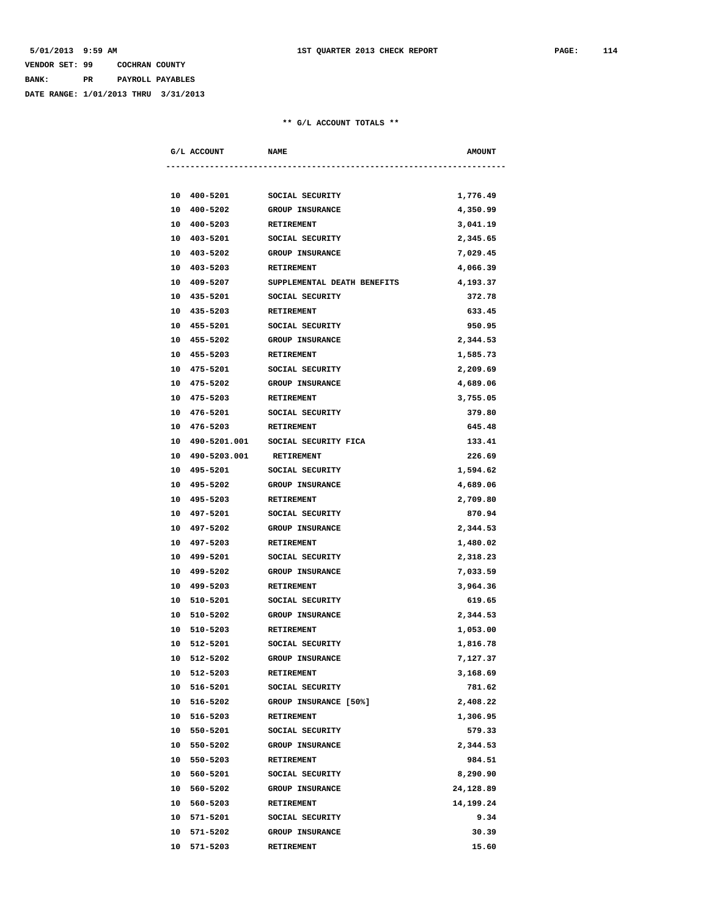5/01/2013 9:59 AM 1ST QUARTER 2013 CHECK REPORT

VENDOR SET: 99 COCHRAN COUNTY

BANK: PR PAYROLL PAYABLES

DATE RANGE: 1/01/2013 THRU 3/31/2013

** G/L ACCOUNT TOTALS **

| G/L ACCOUNT | NAME | AMOUNT |
|---|---|---|
| 10 400-5201 | SOCIAL SECURITY | 1,776.49 |
| 10 400-5202 | GROUP INSURANCE | 4,350.99 |
| 10 400-5203 | RETIREMENT | 3,041.19 |
| 10 403-5201 | SOCIAL SECURITY | 2,345.65 |
| 10 403-5202 | GROUP INSURANCE | 7,029.45 |
| 10 403-5203 | RETIREMENT | 4,066.39 |
| 10 409-5207 | SUPPLEMENTAL DEATH BENEFITS | 4,193.37 |
| 10 435-5201 | SOCIAL SECURITY | 372.78 |
| 10 435-5203 | RETIREMENT | 633.45 |
| 10 455-5201 | SOCIAL SECURITY | 950.95 |
| 10 455-5202 | GROUP INSURANCE | 2,344.53 |
| 10 455-5203 | RETIREMENT | 1,585.73 |
| 10 475-5201 | SOCIAL SECURITY | 2,209.69 |
| 10 475-5202 | GROUP INSURANCE | 4,689.06 |
| 10 475-5203 | RETIREMENT | 3,755.05 |
| 10 476-5201 | SOCIAL SECURITY | 379.80 |
| 10 476-5203 | RETIREMENT | 645.48 |
| 10 490-5201.001 | SOCIAL SECURITY FICA | 133.41 |
| 10 490-5203.001 | RETIREMENT | 226.69 |
| 10 495-5201 | SOCIAL SECURITY | 1,594.62 |
| 10 495-5202 | GROUP INSURANCE | 4,689.06 |
| 10 495-5203 | RETIREMENT | 2,709.80 |
| 10 497-5201 | SOCIAL SECURITY | 870.94 |
| 10 497-5202 | GROUP INSURANCE | 2,344.53 |
| 10 497-5203 | RETIREMENT | 1,480.02 |
| 10 499-5201 | SOCIAL SECURITY | 2,318.23 |
| 10 499-5202 | GROUP INSURANCE | 7,033.59 |
| 10 499-5203 | RETIREMENT | 3,964.36 |
| 10 510-5201 | SOCIAL SECURITY | 619.65 |
| 10 510-5202 | GROUP INSURANCE | 2,344.53 |
| 10 510-5203 | RETIREMENT | 1,053.00 |
| 10 512-5201 | SOCIAL SECURITY | 1,816.78 |
| 10 512-5202 | GROUP INSURANCE | 7,127.37 |
| 10 512-5203 | RETIREMENT | 3,168.69 |
| 10 516-5201 | SOCIAL SECURITY | 781.62 |
| 10 516-5202 | GROUP INSURANCE [50%] | 2,408.22 |
| 10 516-5203 | RETIREMENT | 1,306.95 |
| 10 550-5201 | SOCIAL SECURITY | 579.33 |
| 10 550-5202 | GROUP INSURANCE | 2,344.53 |
| 10 550-5203 | RETIREMENT | 984.51 |
| 10 560-5201 | SOCIAL SECURITY | 8,290.90 |
| 10 560-5202 | GROUP INSURANCE | 24,128.89 |
| 10 560-5203 | RETIREMENT | 14,199.24 |
| 10 571-5201 | SOCIAL SECURITY | 9.34 |
| 10 571-5202 | GROUP INSURANCE | 30.39 |
| 10 571-5203 | RETIREMENT | 15.60 |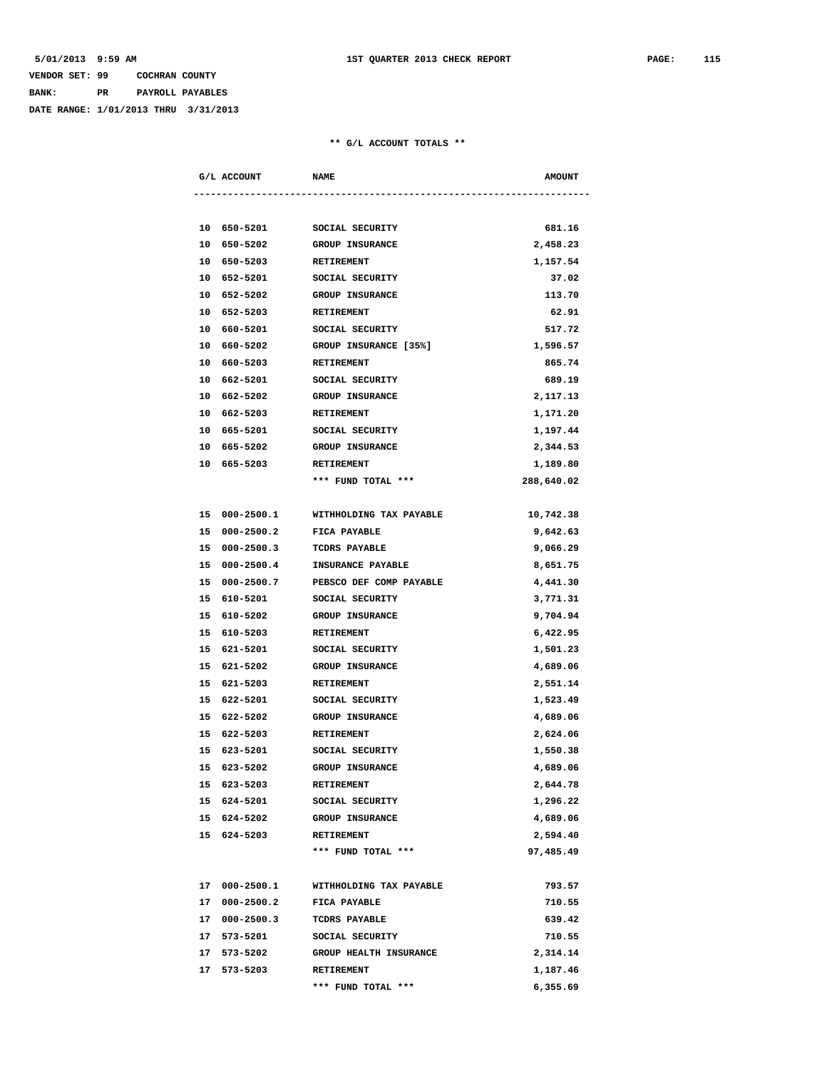VENDOR SET: 99 COCHRAN COUNTY

BANK: PR PAYROLL PAYABLES

DATE RANGE: 1/01/2013 THRU 3/31/2013

** G/L ACCOUNT TOTALS **

| G/L ACCOUNT | NAME | AMOUNT |
|---|---|---|
| 10 650-5201 | SOCIAL SECURITY | 681.16 |
| 10 650-5202 | GROUP INSURANCE | 2,458.23 |
| 10 650-5203 | RETIREMENT | 1,157.54 |
| 10 652-5201 | SOCIAL SECURITY | 37.02 |
| 10 652-5202 | GROUP INSURANCE | 113.70 |
| 10 652-5203 | RETIREMENT | 62.91 |
| 10 660-5201 | SOCIAL SECURITY | 517.72 |
| 10 660-5202 | GROUP INSURANCE [35%] | 1,596.57 |
| 10 660-5203 | RETIREMENT | 865.74 |
| 10 662-5201 | SOCIAL SECURITY | 689.19 |
| 10 662-5202 | GROUP INSURANCE | 2,117.13 |
| 10 662-5203 | RETIREMENT | 1,171.20 |
| 10 665-5201 | SOCIAL SECURITY | 1,197.44 |
| 10 665-5202 | GROUP INSURANCE | 2,344.53 |
| 10 665-5203 | RETIREMENT | 1,189.80 |
| | *** FUND TOTAL *** | 288,640.02 |
| 15 000-2500.1 | WITHHOLDING TAX PAYABLE | 10,742.38 |
| 15 000-2500.2 | FICA PAYABLE | 9,642.63 |
| 15 000-2500.3 | TCDRS PAYABLE | 9,066.29 |
| 15 000-2500.4 | INSURANCE PAYABLE | 8,651.75 |
| 15 000-2500.7 | PEBSCO DEF COMP PAYABLE | 4,441.30 |
| 15 610-5201 | SOCIAL SECURITY | 3,771.31 |
| 15 610-5202 | GROUP INSURANCE | 9,704.94 |
| 15 610-5203 | RETIREMENT | 6,422.95 |
| 15 621-5201 | SOCIAL SECURITY | 1,501.23 |
| 15 621-5202 | GROUP INSURANCE | 4,689.06 |
| 15 621-5203 | RETIREMENT | 2,551.14 |
| 15 622-5201 | SOCIAL SECURITY | 1,523.49 |
| 15 622-5202 | GROUP INSURANCE | 4,689.06 |
| 15 622-5203 | RETIREMENT | 2,624.06 |
| 15 623-5201 | SOCIAL SECURITY | 1,550.38 |
| 15 623-5202 | GROUP INSURANCE | 4,689.06 |
| 15 623-5203 | RETIREMENT | 2,644.78 |
| 15 624-5201 | SOCIAL SECURITY | 1,296.22 |
| 15 624-5202 | GROUP INSURANCE | 4,689.06 |
| 15 624-5203 | RETIREMENT | 2,594.40 |
| | *** FUND TOTAL *** | 97,485.49 |
| 17 000-2500.1 | WITHHOLDING TAX PAYABLE | 793.57 |
| 17 000-2500.2 | FICA PAYABLE | 710.55 |
| 17 000-2500.3 | TCDRS PAYABLE | 639.42 |
| 17 573-5201 | SOCIAL SECURITY | 710.55 |
| 17 573-5202 | GROUP HEALTH INSURANCE | 2,314.14 |
| 17 573-5203 | RETIREMENT | 1,187.46 |
| | *** FUND TOTAL *** | 6,355.69 |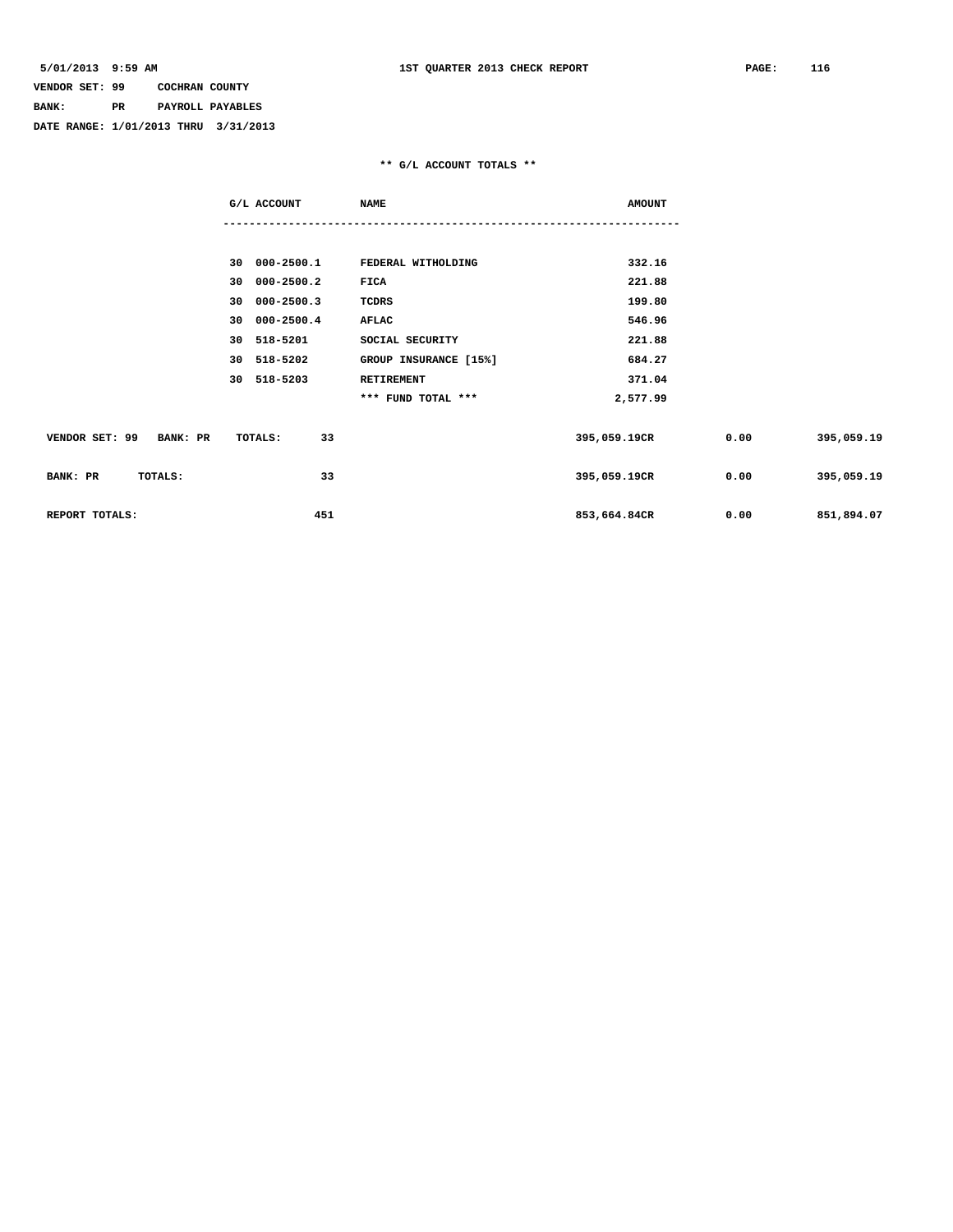5/01/2013 9:59 AM 1ST QUARTER 2013 CHECK REPORT PAGE: 116

VENDOR SET: 99 COCHRAN COUNTY

BANK: PR PAYROLL PAYABLES

DATE RANGE: 1/01/2013 THRU 3/31/2013

** G/L ACCOUNT TOTALS **

| G/L ACCOUNT | NAME | AMOUNT |
|---|---|---|
| 30 000-2500.1 | FEDERAL WITHOLDING | 332.16 |
| 30 000-2500.2 | FICA | 221.88 |
| 30 000-2500.3 | TCDRS | 199.80 |
| 30 000-2500.4 | AFLAC | 546.96 |
| 30 518-5201 | SOCIAL SECURITY | 221.88 |
| 30 518-5202 | GROUP INSURANCE [15%] | 684.27 |
| 30 518-5203 | RETIREMENT | 371.04 |
| | *** FUND TOTAL *** | 2,577.99 |

| | | | | |
|---|---|---|---|---|
| VENDOR SET: 99 BANK: PR TOTALS: | 33 | 395,059.19CR | 0.00 | 395,059.19 |
| BANK: PR TOTALS: | 33 | 395,059.19CR | 0.00 | 395,059.19 |
| REPORT TOTALS: | 451 | 853,664.84CR | 0.00 | 851,894.07 |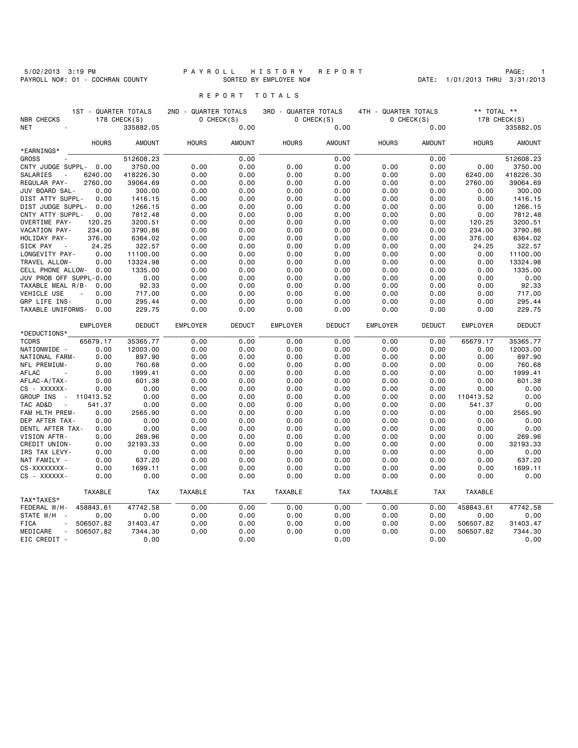5/02/2013 3:19 PM PAYROLL HISTORY REPORT PAGE: 1
PAYROLL NO#: 01 - COCHRAN COUNTY SORTED BY EMPLOYEE NO# DATE: 1/01/2013 THRU 3/31/2013

# REPORT TOTALS

| | 1ST - QUARTER TOTALS | | 2ND - QUARTER TOTALS | | 3RD - QUARTER TOTALS | | 4TH - QUARTER TOTALS | | ** TOTAL ** | |
|---|---|---|---|---|---|---|---|---|---|---|
| NBR CHECKS | 178 CHECK(S) | | 0 CHECK(S) | | 0 CHECK(S) | | 0 CHECK(S) | | 178 CHECK(S) | |
| NET - | | 335882.05 | | 0.00 | | 0.00 | | 0.00 | | 335882.05 |
| | HOURS | AMOUNT | HOURS | AMOUNT | HOURS | AMOUNT | HOURS | AMOUNT | HOURS | AMOUNT |
| *EARNINGS* | | | | | | | | | | |
| GROSS - | | 512608.23 | | 0.00 | | 0.00 | | 0.00 | | 512608.23 |
| CNTY JUDGE SUPPL- | 0.00 | 3750.00 | 0.00 | 0.00 | 0.00 | 0.00 | 0.00 | 0.00 | 0.00 | 3750.00 |
| SALARIES - | 6240.00 | 418226.30 | 0.00 | 0.00 | 0.00 | 0.00 | 0.00 | 0.00 | 6240.00 | 418226.30 |
| REGULAR PAY- | 2760.00 | 39064.69 | 0.00 | 0.00 | 0.00 | 0.00 | 0.00 | 0.00 | 2760.00 | 39064.69 |
| JUV BOARD SAL- | 0.00 | 300.00 | 0.00 | 0.00 | 0.00 | 0.00 | 0.00 | 0.00 | 0.00 | 300.00 |
| DIST ATTY SUPPL- | 0.00 | 1416.15 | 0.00 | 0.00 | 0.00 | 0.00 | 0.00 | 0.00 | 0.00 | 1416.15 |
| DIST JUDGE SUPPL- | 0.00 | 1266.15 | 0.00 | 0.00 | 0.00 | 0.00 | 0.00 | 0.00 | 0.00 | 1266.15 |
| CNTY ATTY SUPPL- | 0.00 | 7812.48 | 0.00 | 0.00 | 0.00 | 0.00 | 0.00 | 0.00 | 0.00 | 7812.48 |
| OVERTIME PAY- | 120.25 | 3200.51 | 0.00 | 0.00 | 0.00 | 0.00 | 0.00 | 0.00 | 120.25 | 3200.51 |
| VACATION PAY- | 234.00 | 3790.86 | 0.00 | 0.00 | 0.00 | 0.00 | 0.00 | 0.00 | 234.00 | 3790.86 |
| HOLIDAY PAY- | 376.00 | 6364.02 | 0.00 | 0.00 | 0.00 | 0.00 | 0.00 | 0.00 | 376.00 | 6364.02 |
| SICK PAY - | 24.25 | 322.57 | 0.00 | 0.00 | 0.00 | 0.00 | 0.00 | 0.00 | 24.25 | 322.57 |
| LONGEVITY PAY- | 0.00 | 11100.00 | 0.00 | 0.00 | 0.00 | 0.00 | 0.00 | 0.00 | 0.00 | 11100.00 |
| TRAVEL ALLOW- | 0.00 | 13324.98 | 0.00 | 0.00 | 0.00 | 0.00 | 0.00 | 0.00 | 0.00 | 13324.98 |
| CELL PHONE ALLOW- | 0.00 | 1335.00 | 0.00 | 0.00 | 0.00 | 0.00 | 0.00 | 0.00 | 0.00 | 1335.00 |
| JUV PROB OFF SUPPL- | 0.00 | 0.00 | 0.00 | 0.00 | 0.00 | 0.00 | 0.00 | 0.00 | 0.00 | 0.00 |
| TAXABLE MEAL R/B- | 0.00 | 92.33 | 0.00 | 0.00 | 0.00 | 0.00 | 0.00 | 0.00 | 0.00 | 92.33 |
| VEHICLE USE - | 0.00 | 717.00 | 0.00 | 0.00 | 0.00 | 0.00 | 0.00 | 0.00 | 0.00 | 717.00 |
| GRP LIFE INS- | 0.00 | 295.44 | 0.00 | 0.00 | 0.00 | 0.00 | 0.00 | 0.00 | 0.00 | 295.44 |
| TAXABLE UNIFORMS- | 0.00 | 229.75 | 0.00 | 0.00 | 0.00 | 0.00 | 0.00 | 0.00 | 0.00 | 229.75 |
| | EMPLOYER | DEDUCT | EMPLOYER | DEDUCT | EMPLOYER | DEDUCT | EMPLOYER | DEDUCT | EMPLOYER | DEDUCT |
| *DEDUCTIONS* | | | | | | | | | | |
| TCDRS | 65679.17 | 35365.77 | 0.00 | 0.00 | 0.00 | 0.00 | 0.00 | 0.00 | 65679.17 | 35365.77 |
| NATIONWIDE - | 0.00 | 12003.00 | 0.00 | 0.00 | 0.00 | 0.00 | 0.00 | 0.00 | 0.00 | 12003.00 |
| NATIONAL FARM- | 0.00 | 897.90 | 0.00 | 0.00 | 0.00 | 0.00 | 0.00 | 0.00 | 0.00 | 897.90 |
| NFL PREMIUM- | 0.00 | 760.68 | 0.00 | 0.00 | 0.00 | 0.00 | 0.00 | 0.00 | 0.00 | 760.68 |
| AFLAC - | 0.00 | 1999.41 | 0.00 | 0.00 | 0.00 | 0.00 | 0.00 | 0.00 | 0.00 | 1999.41 |
| AFLAC-A/TAX- | 0.00 | 601.38 | 0.00 | 0.00 | 0.00 | 0.00 | 0.00 | 0.00 | 0.00 | 601.38 |
| CS - XXXXXX- | 0.00 | 0.00 | 0.00 | 0.00 | 0.00 | 0.00 | 0.00 | 0.00 | 0.00 | 0.00 |
| GROUP INS - | 110413.52 | 0.00 | 0.00 | 0.00 | 0.00 | 0.00 | 0.00 | 0.00 | 110413.52 | 0.00 |
| TAC AD&D - | 541.37 | 0.00 | 0.00 | 0.00 | 0.00 | 0.00 | 0.00 | 0.00 | 541.37 | 0.00 |
| FAM HLTH PREM- | 0.00 | 2565.90 | 0.00 | 0.00 | 0.00 | 0.00 | 0.00 | 0.00 | 0.00 | 2565.90 |
| DEP AFTER TAX- | 0.00 | 0.00 | 0.00 | 0.00 | 0.00 | 0.00 | 0.00 | 0.00 | 0.00 | 0.00 |
| DENTL AFTER TAX- | 0.00 | 0.00 | 0.00 | 0.00 | 0.00 | 0.00 | 0.00 | 0.00 | 0.00 | 0.00 |
| VISION AFTR- | 0.00 | 269.96 | 0.00 | 0.00 | 0.00 | 0.00 | 0.00 | 0.00 | 0.00 | 269.96 |
| CREDIT UNION- | 0.00 | 32193.33 | 0.00 | 0.00 | 0.00 | 0.00 | 0.00 | 0.00 | 0.00 | 32193.33 |
| IRS TAX LEVY- | 0.00 | 0.00 | 0.00 | 0.00 | 0.00 | 0.00 | 0.00 | 0.00 | 0.00 | 0.00 |
| NAT FAMILY - | 0.00 | 637.20 | 0.00 | 0.00 | 0.00 | 0.00 | 0.00 | 0.00 | 0.00 | 637.20 |
| CS-XXXXXXXX- | 0.00 | 1699.11 | 0.00 | 0.00 | 0.00 | 0.00 | 0.00 | 0.00 | 0.00 | 1699.11 |
| CS - XXXXXX- | 0.00 | 0.00 | 0.00 | 0.00 | 0.00 | 0.00 | 0.00 | 0.00 | 0.00 | 0.00 |
| | TAXABLE | TAX | TAXABLE | TAX | TAXABLE | TAX | TAXABLE | TAX | TAXABLE | |
| TAX*TAXES* | | | | | | | | | | |
| FEDERAL W/H- | 458843.61 | 47742.58 | 0.00 | 0.00 | 0.00 | 0.00 | 0.00 | 0.00 | 458843.61 | 47742.58 |
| STATE W/H - | 0.00 | 0.00 | 0.00 | 0.00 | 0.00 | 0.00 | 0.00 | 0.00 | 0.00 | 0.00 |
| FICA - | 506507.82 | 31403.47 | 0.00 | 0.00 | 0.00 | 0.00 | 0.00 | 0.00 | 506507.82 | 31403.47 |
| MEDICARE - | 506507.82 | 7344.30 | 0.00 | 0.00 | 0.00 | 0.00 | 0.00 | 0.00 | 506507.82 | 7344.30 |
| EIC CREDIT - | | 0.00 | | 0.00 | | 0.00 | | 0.00 | | 0.00 |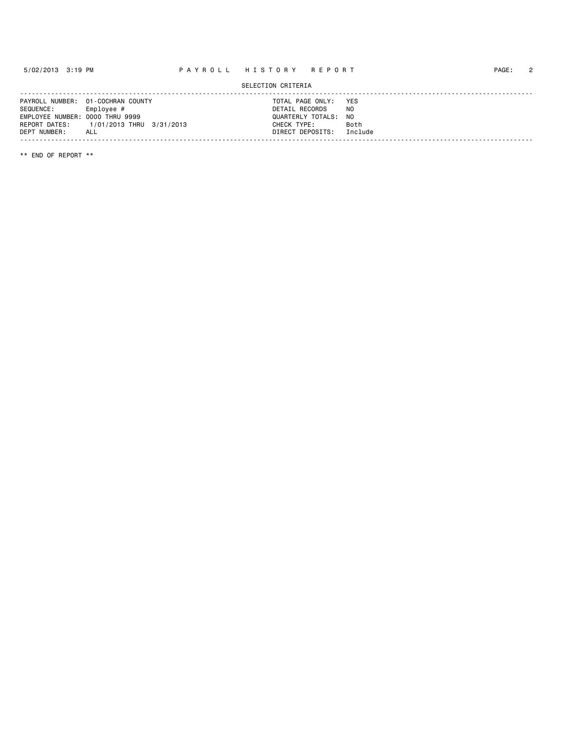PAYROLL HISTORY REPORT

SELECTION CRITERIA

| | | | |
|---|---|---|---|
| PAYROLL NUMBER: | 01-COCHRAN COUNTY | TOTAL PAGE ONLY: | YES |
| SEQUENCE: | Employee # | DETAIL RECORDS | NO |
| EMPLOYEE NUMBER: | 0000 THRU 9999 | QUARTERLY TOTALS: | NO |
| REPORT DATES: | 1/01/2013 THRU 3/31/2013 | CHECK TYPE: | Both |
| DEPT NUMBER: | ALL | DIRECT DEPOSITS: | Include |

** END OF REPORT **